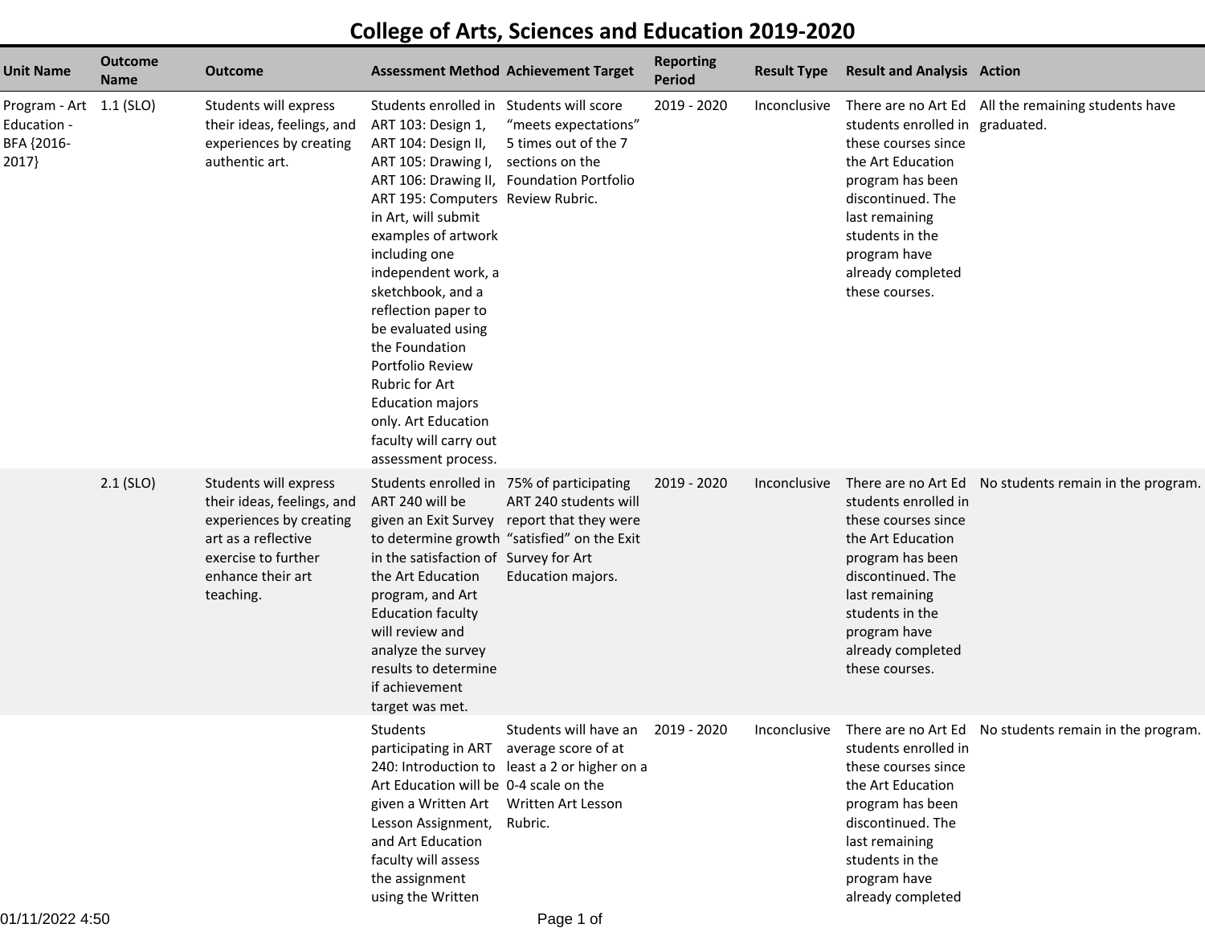# College of Arts, Sciences and Education 2019-2020

| Unit Name | Outcome Name | Outcome | Assessment Method | Achievement Target | Reporting Period | Result Type | Result and Analysis | Action |
|---|---|---|---|---|---|---|---|---|
| Program - Art Education - BFA {2016-2017} | 1.1 (SLO) | Students will express their ideas, feelings, and experiences by creating authentic art. | Students enrolled in ART 103: Design 1, ART 104: Design II, ART 105: Drawing I, ART 106: Drawing II, ART 195: Computers in Art, will submit examples of artwork including one independent work, a sketchbook, and a reflection paper to be evaluated using the Foundation Portfolio Review Rubric for Art Education majors only. Art Education faculty will carry out assessment process. | Students will score “meets expectations” 5 times out of the 7 sections on the Foundation Portfolio Review Rubric. | 2019 - 2020 | Inconclusive | There are no Art Ed students enrolled in these courses since the Art Education program has been discontinued. The last remaining students in the program have already completed these courses. | All the remaining students have graduated. |
| | 2.1 (SLO) | Students will express their ideas, feelings, and experiences by creating art as a reflective exercise to further enhance their art teaching. | Students enrolled in ART 240 will be given an Exit Survey to determine growth in the satisfaction of the Art Education program, and Art Education faculty will review and analyze the survey results to determine if achievement target was met. | 75% of participating ART 240 students will report that they were “satisfied” on the Exit Survey for Art Education majors. | 2019 - 2020 | Inconclusive | There are no Art Ed students enrolled in these courses since the Art Education program has been discontinued. The last remaining students in the program have already completed these courses. | No students remain in the program. |
| | | | Students participating in ART 240: Introduction to Art Education will be given a Written Art Lesson Assignment, and Art Education faculty will assess the assignment using the Written | Students will have an average score of at least a 2 or higher on a 0-4 scale on the Written Art Lesson Rubric. | 2019 - 2020 | Inconclusive | There are no Art Ed students enrolled in these courses since the Art Education program has been discontinued. The last remaining students in the program have already completed | No students remain in the program. |

01/11/2022 4:50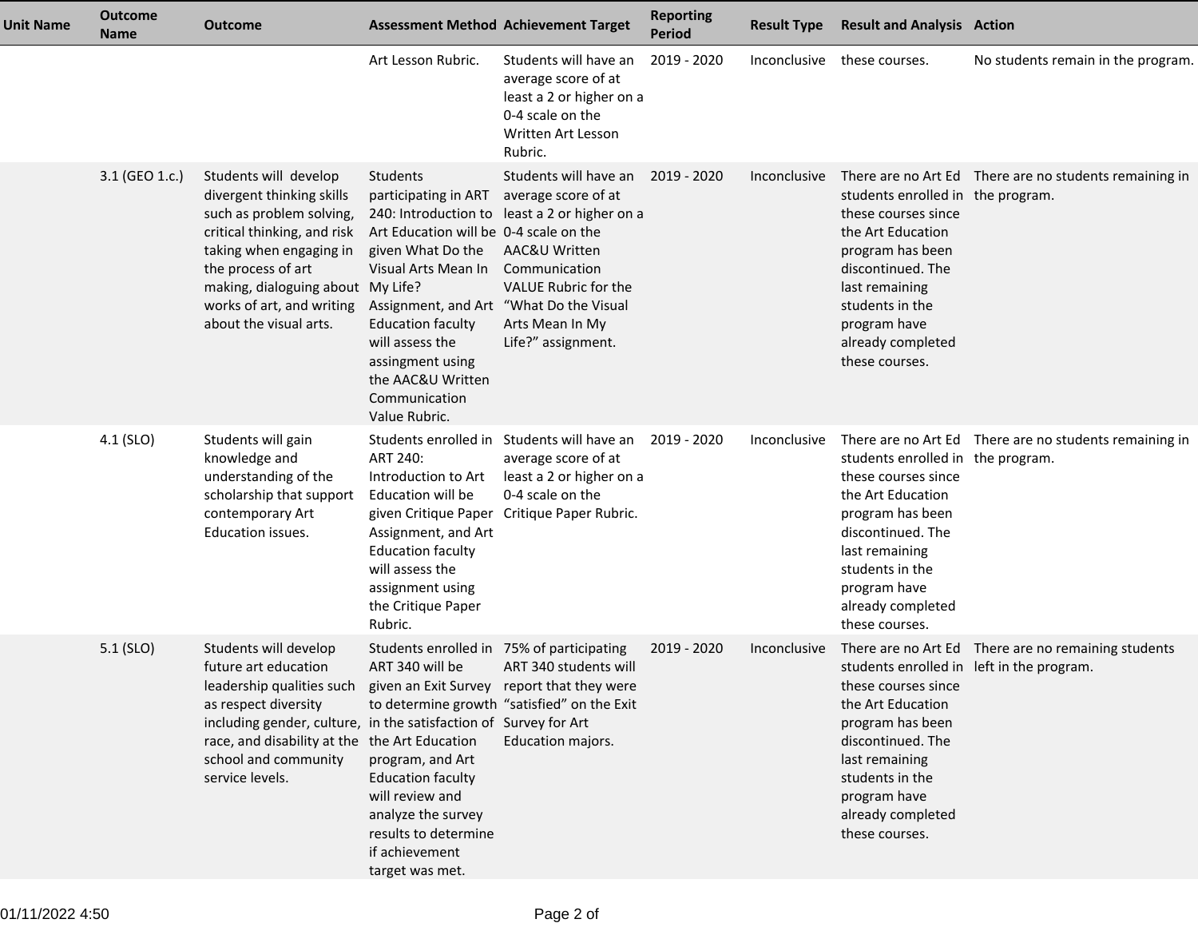| Unit Name | Outcome Name | Outcome | Assessment Method | Achievement Target | Reporting Period | Result Type | Result and Analysis | Action |
|---|---|---|---|---|---|---|---|---|
| | | | Art Lesson Rubric. | Students will have an average score of at least a 2 or higher on a 0-4 scale on the Written Art Lesson Rubric. | 2019 - 2020 | Inconclusive | these courses. | No students remain in the program. |
| | 3.1 (GEO 1.c.) | Students will develop divergent thinking skills such as problem solving, critical thinking, and risk taking when engaging in the process of art making, dialoguing about works of art, and writing about the visual arts. | Students participating in ART 240: Introduction to Art Education will be given What Do the Visual Arts Mean In My Life? Assignment, and Art Education faculty will assess the assingment using the AAC&U Written Communication Value Rubric. | Students will have an average score of at least a 2 or higher on a 0-4 scale on the AAC&U Written Communication VALUE Rubric for the "What Do the Visual Arts Mean In My Life?" assignment. | 2019 - 2020 | Inconclusive | There are no Art Ed students enrolled in these courses since the Art Education program has been discontinued. The last remaining students in the program have already completed these courses. | There are no students remaining in the program. |
| | 4.1 (SLO) | Students will gain knowledge and understanding of the scholarship that support contemporary Art Education issues. | Students enrolled in ART 240: Introduction to Art Education will be given Critique Paper Assignment, and Art Education faculty will assess the assignment using the Critique Paper Rubric. | Students will have an average score of at least a 2 or higher on a 0-4 scale on the Critique Paper Rubric. | 2019 - 2020 | Inconclusive | There are no Art Ed students enrolled in these courses since the Art Education program has been discontinued. The last remaining students in the program have already completed these courses. | There are no students remaining in the program. |
| | 5.1 (SLO) | Students will develop future art education leadership qualities such as respect diversity including gender, culture, race, and disability at the school and community service levels. | Students enrolled in ART 340 will be given an Exit Survey to determine growth in the satisfaction of the Art Education program, and Art Education faculty will review and analyze the survey results to determine if achievement target was met. | 75% of participating ART 340 students will report that they were "satisfied" on the Exit Survey for Art Education majors. | 2019 - 2020 | Inconclusive | There are no Art Ed students enrolled in these courses since the Art Education program has been discontinued. The last remaining students in the program have already completed these courses. | There are no remaining students left in the program. |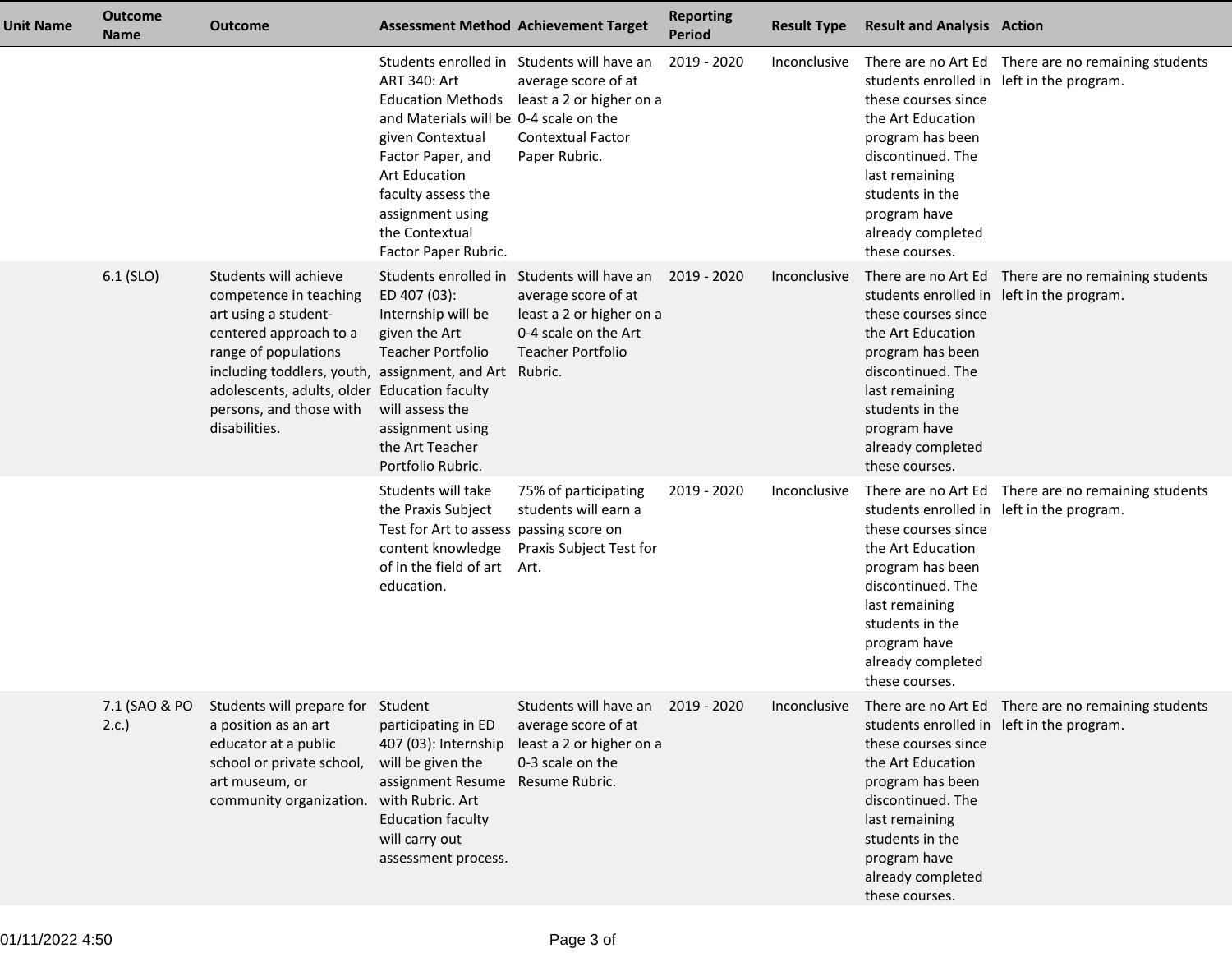| Unit Name | Outcome Name | Outcome | Assessment Method | Achievement Target | Reporting Period | Result Type | Result and Analysis | Action |
|---|---|---|---|---|---|---|---|---|
| | | | Students enrolled in ART 340: Art Education Methods and Materials will be given Contextual Factor Paper, and Art Education faculty assess the assignment using the Contextual Factor Paper Rubric. | Students will have an average score of at least a 2 or higher on a 0-4 scale on the Contextual Factor Paper Rubric. | 2019 - 2020 | Inconclusive | There are no Art Ed students enrolled in these courses since the Art Education program has been discontinued. The last remaining students in the program have already completed these courses. | There are no remaining students left in the program. |
| | 6.1 (SLO) | Students will achieve competence in teaching art using a student-centered approach to a range of populations including toddlers, youth, adolescents, adults, older persons, and those with disabilities. | Students enrolled in ED 407 (03): Internship will be given the Art Teacher Portfolio assignment, and Art Education faculty will assess the assignment using the Art Teacher Portfolio Rubric. | Students will have an average score of at least a 2 or higher on a 0-4 scale on the Art Teacher Portfolio Rubric. | 2019 - 2020 | Inconclusive | There are no Art Ed students enrolled in these courses since the Art Education program has been discontinued. The last remaining students in the program have already completed these courses. | There are no remaining students left in the program. |
| | | | Students will take the Praxis Subject Test for Art to assess content knowledge of in the field of art education. | 75% of participating students will earn a passing score on Praxis Subject Test for Art. | 2019 - 2020 | Inconclusive | There are no Art Ed students enrolled in these courses since the Art Education program has been discontinued. The last remaining students in the program have already completed these courses. | There are no remaining students left in the program. |
| | 7.1 (SAO & PO 2.c.) | Students will prepare for a position as an art educator at a public school or private school, art museum, or community organization. | Student participating in ED 407 (03): Internship will be given the assignment Resume with Rubric. Art Education faculty will carry out assessment process. | Students will have an average score of at least a 2 or higher on a 0-3 scale on the Resume Rubric. | 2019 - 2020 | Inconclusive | There are no Art Ed students enrolled in these courses since the Art Education program has been discontinued. The last remaining students in the program have already completed these courses. | There are no remaining students left in the program. |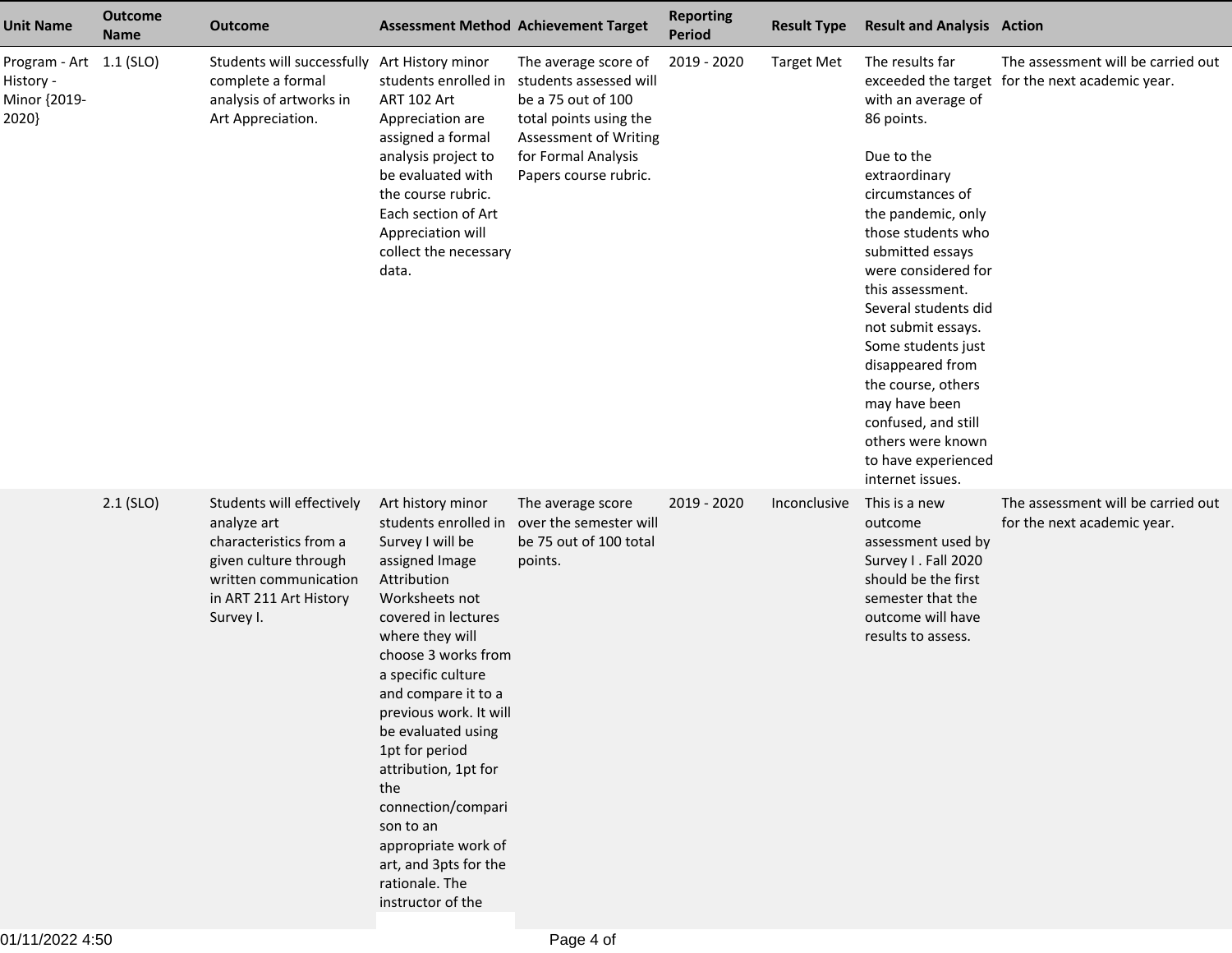| Unit Name | Outcome Name | Outcome | Assessment Method | Achievement Target | Reporting Period | Result Type | Result and Analysis | Action |
|---|---|---|---|---|---|---|---|---|
| Program - Art History - Minor {2019-2020} | 1.1 (SLO) | Students will successfully complete a formal analysis of artworks in Art Appreciation. | Art History minor students enrolled in ART 102 Art Appreciation are assigned a formal analysis project to be evaluated with the course rubric. Each section of Art Appreciation will collect the necessary data. | The average score of students assessed will be a 75 out of 100 total points using the Assessment of Writing for Formal Analysis Papers course rubric. | 2019 - 2020 | Target Met | The results far exceeded the target with an average of 86 points.<br><br>Due to the extraordinary circumstances of the pandemic, only those students who submitted essays were considered for this assessment. Several students did not submit essays. Some students just disappeared from the course, others may have been confused, and still others were known to have experienced internet issues. | The assessment will be carried out for the next academic year. |
| | 2.1 (SLO) | Students will effectively analyze art characteristics from a given culture through written communication in ART 211 Art History Survey I. | Art history minor students enrolled in Survey I will be assigned Image Attribution Worksheets not covered in lectures where they will choose 3 works from a specific culture and compare it to a previous work. It will be evaluated using 1pt for period attribution, 1pt for the connection/comparison to an appropriate work of art, and 3pts for the rationale. The instructor of the | The average score over the semester will be 75 out of 100 total points. | 2019 - 2020 | Inconclusive | This is a new outcome assessment used by Survey I . Fall 2020 should be the first semester that the outcome will have results to assess. | The assessment will be carried out for the next academic year. |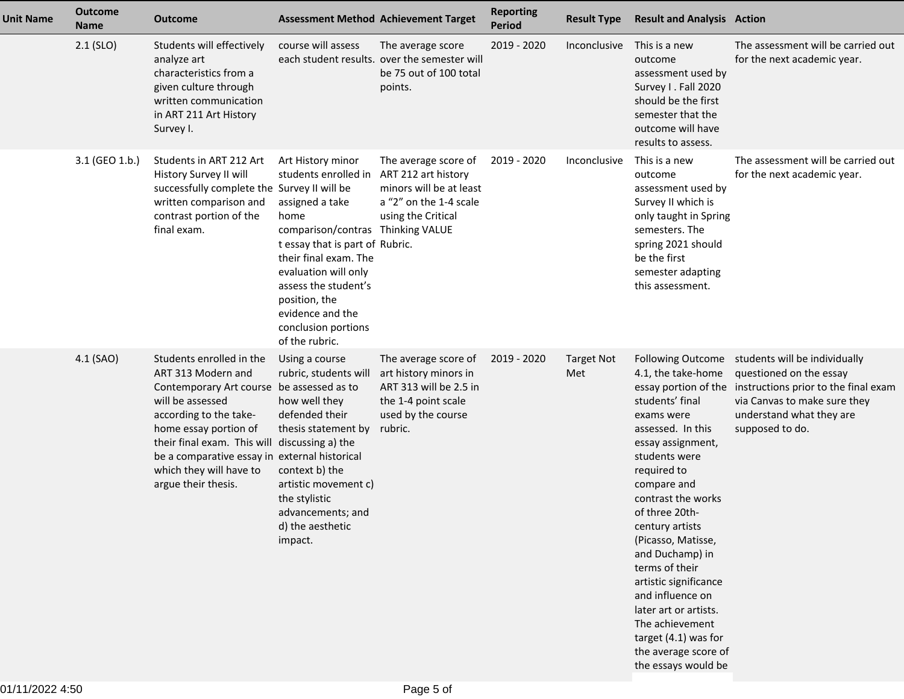| Unit Name | Outcome Name | Outcome | Assessment Method | Achievement Target | Reporting Period | Result Type | Result and Analysis | Action |
|---|---|---|---|---|---|---|---|---|
| | 2.1 (SLO) | Students will effectively analyze art characteristics from a given culture through written communication in ART 211 Art History Survey I. | course will assess each student results. | The average score over the semester will be 75 out of 100 total points. | 2019 - 2020 | Inconclusive | This is a new outcome assessment used by Survey I . Fall 2020 should be the first semester that the outcome will have results to assess. | The assessment will be carried out for the next academic year. |
| | 3.1 (GEO 1.b.) | Students in ART 212 Art History Survey II will successfully complete the written comparison and contrast portion of the final exam. | Art History minor students enrolled in Survey II will be assigned a take home comparison/contrast essay that is part of their final exam. The evaluation will only assess the student's position, the evidence and the conclusion portions of the rubric. | The average score of ART 212 art history minors will be at least a "2" on the 1-4 scale using the Critical Thinking VALUE Rubric. | 2019 - 2020 | Inconclusive | This is a new outcome assessment used by Survey II which is only taught in Spring semesters. The spring 2021 should be the first semester adapting this assessment. | The assessment will be carried out for the next academic year. |
| | 4.1 (SAO) | Students enrolled in the ART 313 Modern and Contemporary Art course will be assessed according to the take-home essay portion of their final exam. This will be a comparative essay in which they will have to argue their thesis. | Using a course rubric, students will be assessed as to how well they defended their thesis statement by discussing a) the external historical context b) the artistic movement c) the stylistic advancements; and d) the aesthetic impact. | The average score of art history minors in ART 313 will be 2.5 in the 1-4 point scale used by the course rubric. | 2019 - 2020 | Target Not Met | Following Outcome 4.1, the take-home essay portion of the students' final exams were assessed. In this essay assignment, students were required to compare and contrast the works of three 20th-century artists (Picasso, Matisse, and Duchamp) in terms of their artistic significance and influence on later art or artists. The achievement target (4.1) was for the average score of the essays would be | students will be individually questioned on the essay instructions prior to the final exam via Canvas to make sure they understand what they are supposed to do. |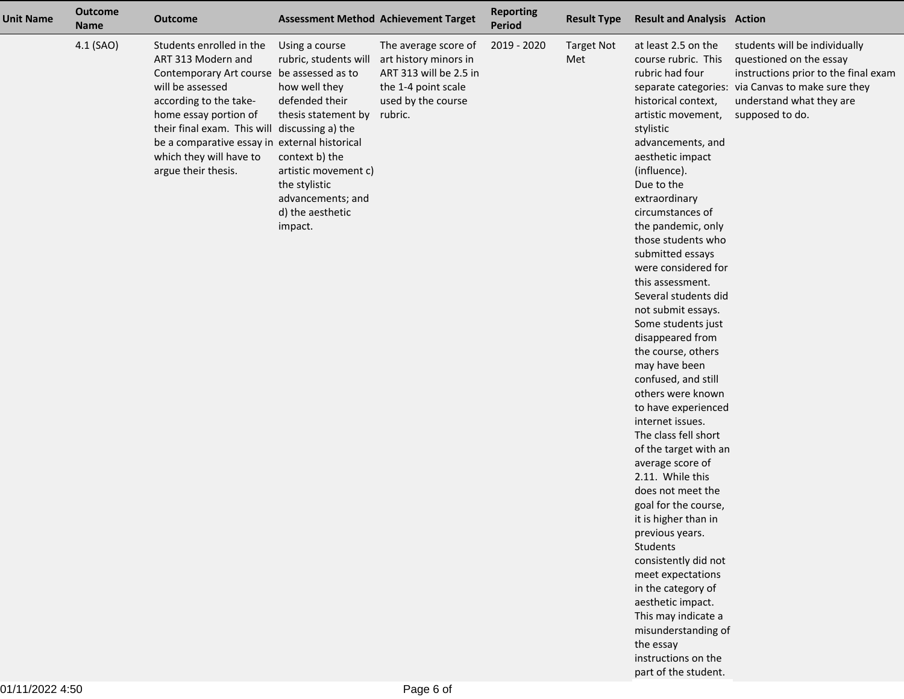| Unit Name | Outcome Name | Outcome | Assessment Method | Achievement Target | Reporting Period | Result Type | Result and Analysis | Action |
|---|---|---|---|---|---|---|---|---|
| | 4.1 (SAO) | Students enrolled in the ART 313 Modern and Contemporary Art course will be assessed according to the take-home essay portion of their final exam. This will be a comparative essay in which they will have to argue their thesis. | Using a course rubric, students will be assessed as to how well they defended their thesis statement by discussing a) the external historical context b) the artistic movement c) the stylistic advancements; and d) the aesthetic impact. | The average score of art history minors in ART 313 will be 2.5 in the 1-4 point scale used by the course rubric. | 2019 - 2020 | Target Not Met | at least 2.5 on the course rubric. This rubric had four separate categories: historical context, artistic movement, stylistic advancements, and aesthetic impact (influence).<br>Due to the extraordinary circumstances of the pandemic, only those students who submitted essays were considered for this assessment. Several students did not submit essays. Some students just disappeared from the course, others may have been confused, and still others were known to have experienced internet issues.<br>The class fell short of the target with an average score of 2.11. While this does not meet the goal for the course, it is higher than in previous years. Students consistently did not meet expectations in the category of aesthetic impact. This may indicate a misunderstanding of the essay instructions on the part of the student. | students will be individually questioned on the essay instructions prior to the final exam via Canvas to make sure they understand what they are supposed to do. |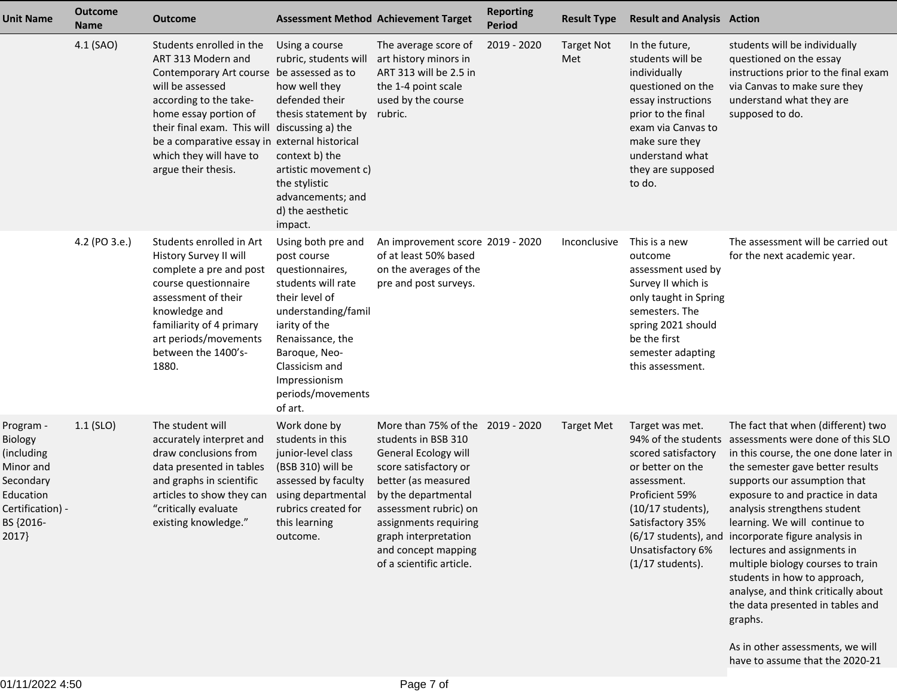| Unit Name | Outcome Name | Outcome | Assessment Method | Achievement Target | Reporting Period | Result Type | Result and Analysis | Action |
|---|---|---|---|---|---|---|---|---|
| | 4.1 (SAO) | Students enrolled in the ART 313 Modern and Contemporary Art course will be assessed according to the take-home essay portion of their final exam. This will be a comparative essay in which they will have to argue their thesis. | Using a course rubric, students will be assessed as to how well they defended their thesis statement by discussing a) the external historical context b) the artistic movement c) the stylistic advancements; and d) the aesthetic impact. | The average score of art history minors in ART 313 will be 2.5 in the 1-4 point scale used by the course rubric. | 2019 - 2020 | Target Not Met | In the future, students will be individually questioned on the essay instructions prior to the final exam via Canvas to make sure they understand what they are supposed to do. | students will be individually questioned on the essay instructions prior to the final exam via Canvas to make sure they understand what they are supposed to do. |
| | 4.2 (PO 3.e.) | Students enrolled in Art History Survey II will complete a pre and post course questionnaire assessment of their knowledge and familiarity of 4 primary art periods/movements between the 1400's-1880. | Using both pre and post course questionnaires, students will rate their level of understanding/familiarity of the Renaissance, the Baroque, Neo-Classicism and Impressionism periods/movements of art. | An improvement score of at least 50% based on the averages of the pre and post surveys. | 2019 - 2020 | Inconclusive | This is a new outcome assessment used by Survey II which is only taught in Spring semesters. The spring 2021 should be the first semester adapting this assessment. | The assessment will be carried out for the next academic year. |
| Program - Biology (including Minor and Secondary Education Certification) - BS {2016-2017} | 1.1 (SLO) | The student will accurately interpret and draw conclusions from data presented in tables and graphs in scientific articles to show they can "critically evaluate existing knowledge." | Work done by students in this junior-level class (BSB 310) will be assessed by faculty using departmental rubrics created for this learning outcome. | More than 75% of the students in BSB 310 General Ecology will score satisfactory or better (as measured by the departmental assessment rubric) on assignments requiring graph interpretation and concept mapping of a scientific article. | 2019 - 2020 | Target Met | Target was met. 94% of the students scored satisfactory or better on the assessment. Proficient 59% (10/17 students), Satisfactory 35% (6/17 students), and Unsatisfactory 6% (1/17 students). | The fact that when (different) two assessments were done of this SLO in this course, the one done later in the semester gave better results supports our assumption that exposure to and practice in data analysis strengthens student learning. We will continue to incorporate figure analysis in lectures and assignments in multiple biology courses to train students in how to approach, analyse, and think critically about the data presented in tables and graphs.<br><br>As in other assessments, we will have to assume that the 2020-21 |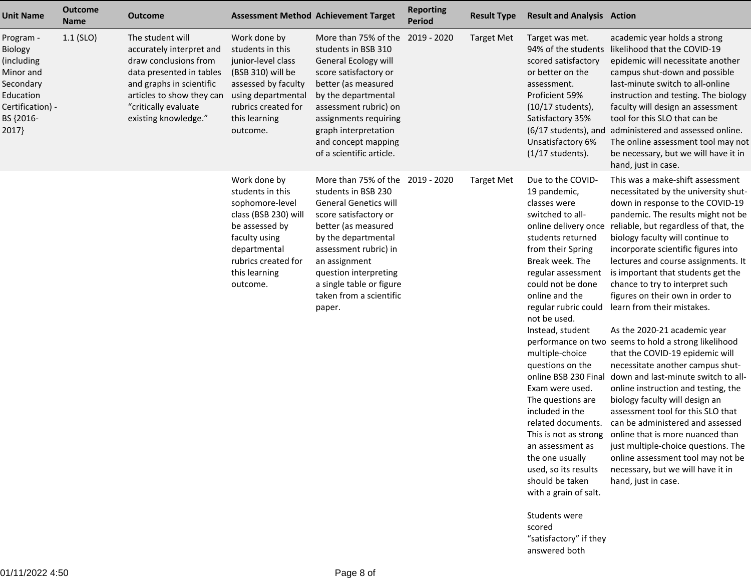| Unit Name | Outcome Name | Outcome | Assessment Method | Achievement Target | Reporting Period | Result Type | Result and Analysis | Action |
|---|---|---|---|---|---|---|---|---|
| Program - Biology (including Minor and Secondary Education Certification) - BS {2016-2017} | 1.1 (SLO) | The student will accurately interpret and draw conclusions from data presented in tables and graphs in scientific articles to show they can “critically evaluate existing knowledge.” | Work done by students in this junior-level class (BSB 310) will be assessed by faculty using departmental rubrics created for this learning outcome. | More than 75% of the students in BSB 310 General Ecology will score satisfactory or better (as measured by the departmental assessment rubric) on assignments requiring graph interpretation and concept mapping of a scientific article. | 2019 - 2020 | Target Met | Target was met. 94% of the students scored satisfactory or better on the assessment. Proficient 59% (10/17 students), Satisfactory 35% (6/17 students), and Unsatisfactory 6% (1/17 students). | academic year holds a strong likelihood that the COVID-19 epidemic will necessitate another campus shut-down and possible last-minute switch to all-online instruction and testing. The biology faculty will design an assessment tool for this SLO that can be administered and assessed online. The online assessment tool may not be necessary, but we will have it in hand, just in case. |
| | | | Work done by students in this sophomore-level class (BSB 230) will be assessed by faculty using departmental rubrics created for this learning outcome. | More than 75% of the students in BSB 230 General Genetics will score satisfactory or better (as measured by the departmental assessment rubric) in an assignment question interpreting a single table or figure taken from a scientific paper. | 2019 - 2020 | Target Met | Due to the COVID-19 pandemic, classes were switched to all-online delivery once students returned from their Spring Break week. The regular assessment could not be done online and the regular rubric could not be used. Instead, student performance on two multiple-choice questions on the online BSB 230 Final Exam were used. The questions are included in the related documents. This is not as strong an assessment as the one usually used, so its results should be taken with a grain of salt.<br><br>Students were scored “satisfactory” if they answered both | This was a make-shift assessment necessitated by the university shut-down in response to the COVID-19 pandemic. The results might not be reliable, but regardless of that, the biology faculty will continue to incorporate scientific figures into lectures and course assignments. It is important that students get the chance to try to interpret such figures on their own in order to learn from their mistakes.<br><br>As the 2020-21 academic year seems to hold a strong likelihood that the COVID-19 epidemic will necessitate another campus shut-down and last-minute switch to all-online instruction and testing, the biology faculty will design an assessment tool for this SLO that can be administered and assessed online that is more nuanced than just multiple-choice questions. The online assessment tool may not be necessary, but we will have it in hand, just in case. |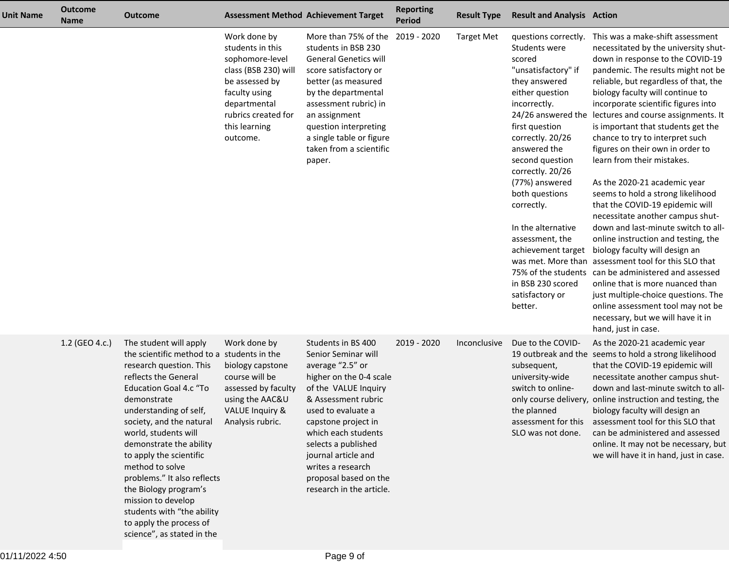| Unit Name | Outcome Name | Outcome | Assessment Method | Achievement Target | Reporting Period | Result Type | Result and Analysis | Action |
|---|---|---|---|---|---|---|---|---|
| | | | Work done by students in this sophomore-level class (BSB 230) will be assessed by faculty using departmental rubrics created for this learning outcome. | More than 75% of the students in BSB 230 General Genetics will score satisfactory or better (as measured by the departmental assessment rubric) in an assignment question interpreting a single table or figure taken from a scientific paper. | 2019 - 2020 | Target Met | questions correctly. Students were scored "unsatisfactory" if they answered either question incorrectly. 24/26 answered the first question correctly. 20/26 answered the second question correctly. 20/26 (77%) answered both questions correctly.<br><br>In the alternative assessment, the achievement target was met. More than 75% of the students in BSB 230 scored satisfactory or better. | This was a make-shift assessment necessitated by the university shut-down in response to the COVID-19 pandemic. The results might not be reliable, but regardless of that, the biology faculty will continue to incorporate scientific figures into lectures and course assignments. It is important that students get the chance to try to interpret such figures on their own in order to learn from their mistakes.<br><br>As the 2020-21 academic year seems to hold a strong likelihood that the COVID-19 epidemic will necessitate another campus shut-down and last-minute switch to all-online instruction and testing, the biology faculty will design an assessment tool for this SLO that can be administered and assessed online that is more nuanced than just multiple-choice questions. The online assessment tool may not be necessary, but we will have it in hand, just in case. |
| | 1.2 (GEO 4.c.) | The student will apply the scientific method to a research question. This reflects the General Education Goal 4.c "To demonstrate understanding of self, society, and the natural world, students will demonstrate the ability to apply the scientific method to solve problems." It also reflects the Biology program's mission to develop students with "the ability to apply the process of science", as stated in the | Work done by students in the biology capstone course will be assessed by faculty using the AAC&U VALUE Inquiry & Analysis rubric. | Students in BS 400 Senior Seminar will average "2.5" or higher on the 0-4 scale of the VALUE Inquiry & Assessment rubric used to evaluate a capstone project in which each students selects a published journal article and writes a research proposal based on the research in the article. | 2019 - 2020 | Inconclusive | Due to the COVID-19 outbreak and the subsequent, university-wide switch to online-only course delivery, the planned assessment for this SLO was not done. | As the 2020-21 academic year seems to hold a strong likelihood that the COVID-19 epidemic will necessitate another campus shut-down and last-minute switch to all-online instruction and testing, the biology faculty will design an assessment tool for this SLO that can be administered and assessed online. It may not be necessary, but we will have it in hand, just in case. |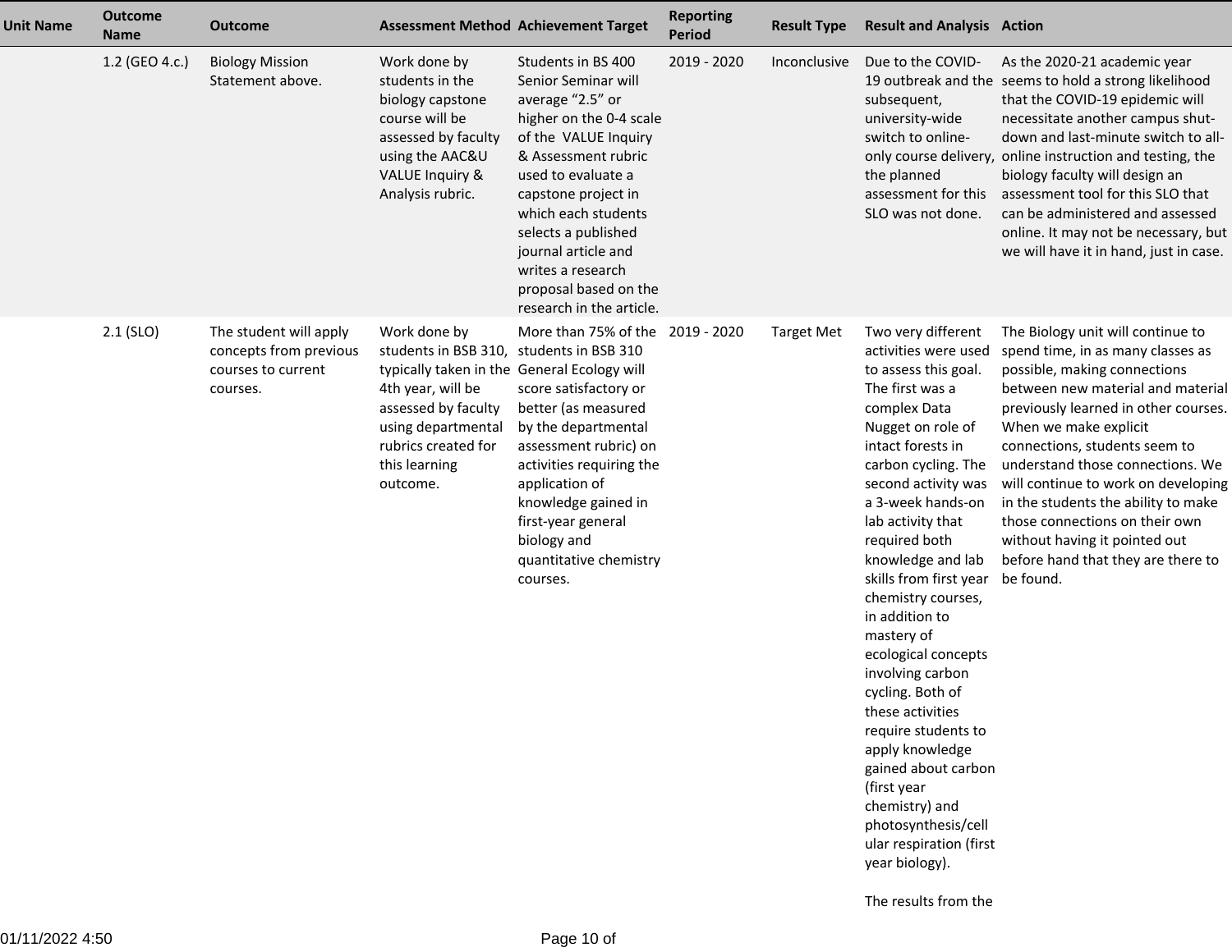| Unit Name | Outcome Name | Outcome | Assessment Method | Achievement Target | Reporting Period | Result Type | Result and Analysis | Action |
|---|---|---|---|---|---|---|---|---|
| | 1.2 (GEO 4.c.) | Biology Mission Statement above. | Work done by students in the biology capstone course will be assessed by faculty using the AAC&U VALUE Inquiry & Analysis rubric. | Students in BS 400 Senior Seminar will average "2.5" or higher on the 0-4 scale of the VALUE Inquiry & Assessment rubric used to evaluate a capstone project in which each students selects a published journal article and writes a research proposal based on the research in the article. | 2019 - 2020 | Inconclusive | Due to the COVID-19 outbreak and the subsequent, university-wide switch to online-only course delivery, the planned assessment for this SLO was not done. | As the 2020-21 academic year seems to hold a strong likelihood that the COVID-19 epidemic will necessitate another campus shut-down and last-minute switch to all-online instruction and testing, the biology faculty will design an assessment tool for this SLO that can be administered and assessed online. It may not be necessary, but we will have it in hand, just in case. |
| | 2.1 (SLO) | The student will apply concepts from previous courses to current courses. | Work done by students in BSB 310, typically taken in the 4th year, will be assessed by faculty using departmental rubrics created for this learning outcome. | More than 75% of the students in BSB 310 General Ecology will score satisfactory or better (as measured by the departmental assessment rubric) on activities requiring the application of knowledge gained in first-year general biology and quantitative chemistry courses. | 2019 - 2020 | Target Met | Two very different activities were used to assess this goal. The first was a complex Data Nugget on role of intact forests in carbon cycling. The second activity was a 3-week hands-on lab activity that required both knowledge and lab skills from first year chemistry courses, in addition to mastery of ecological concepts involving carbon cycling. Both of these activities require students to apply knowledge gained about carbon (first year chemistry) and photosynthesis/cellular respiration (first year biology).<br><br>The results from the | The Biology unit will continue to spend time, in as many classes as possible, making connections between new material and material previously learned in other courses. When we make explicit connections, students seem to understand those connections. We will continue to work on developing in the students the ability to make those connections on their own without having it pointed out before hand that they are there to be found. |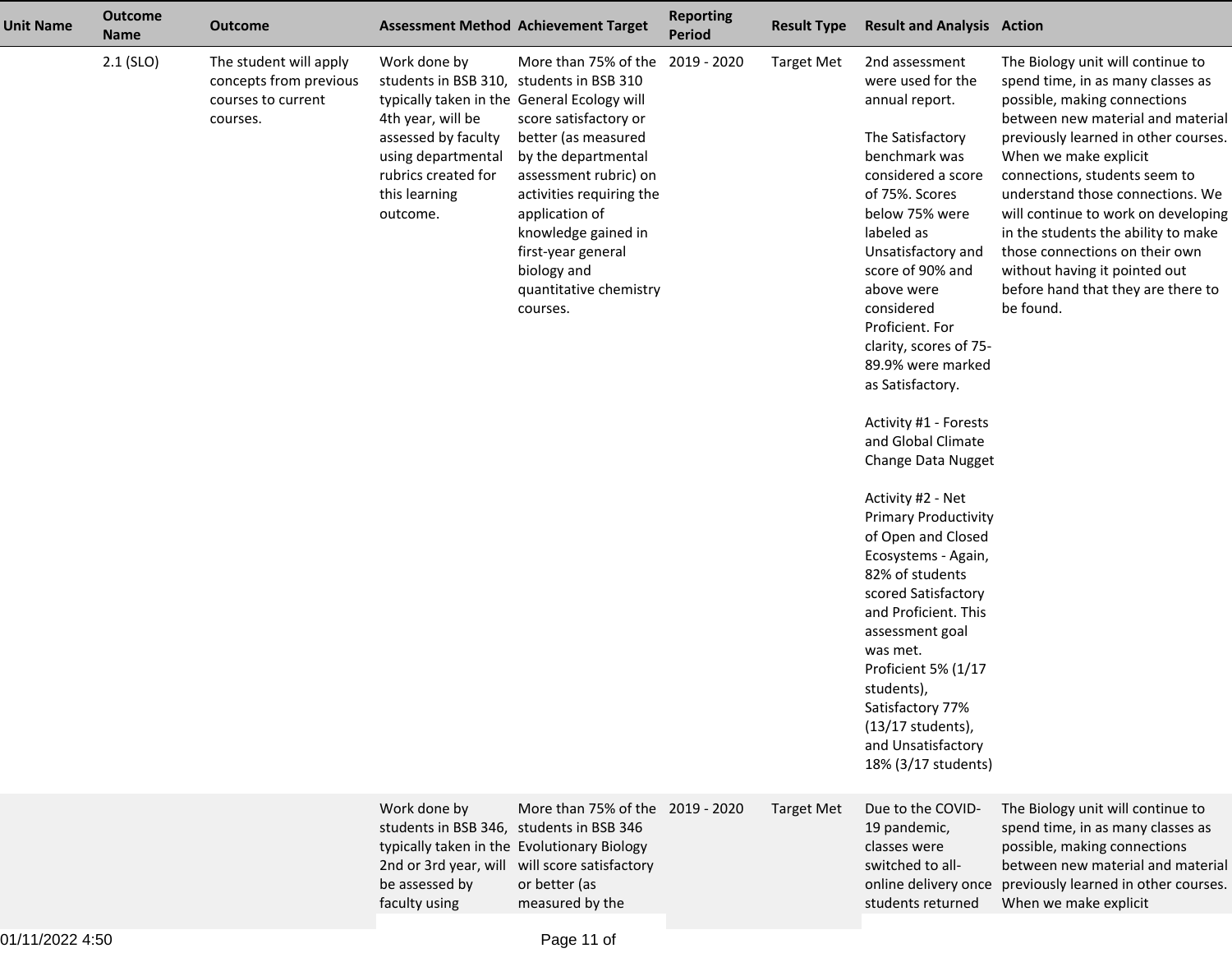| Unit Name | Outcome Name | Outcome | Assessment Method | Achievement Target | Reporting Period | Result Type | Result and Analysis | Action |
|---|---|---|---|---|---|---|---|---|
| | 2.1 (SLO) | The student will apply concepts from previous courses to current courses. | Work done by students in BSB 310, typically taken in the 4th year, will be assessed by faculty using departmental rubrics created for this learning outcome. | More than 75% of the students in BSB 310 General Ecology will score satisfactory or better (as measured by the departmental assessment rubric) on activities requiring the application of knowledge gained in first-year general biology and quantitative chemistry courses. | 2019 - 2020 | Target Met | 2nd assessment were used for the annual report.<br><br>The Satisfactory benchmark was considered a score of 75%. Scores below 75% were labeled as Unsatisfactory and score of 90% and above were considered Proficient. For clarity, scores of 75-89.9% were marked as Satisfactory.<br><br>Activity #1 - Forests and Global Climate Change Data Nugget<br><br>Activity #2 - Net Primary Productivity of Open and Closed Ecosystems - Again, 82% of students scored Satisfactory and Proficient. This assessment goal was met.<br>Proficient 5% (1/17 students),<br>Satisfactory 77% (13/17 students),<br>and Unsatisfactory 18% (3/17 students) | The Biology unit will continue to spend time, in as many classes as possible, making connections between new material and material previously learned in other courses. When we make explicit connections, students seem to understand those connections. We will continue to work on developing in the students the ability to make those connections on their own without having it pointed out before hand that they are there to be found. |
| | | | Work done by students in BSB 346, typically taken in the 2nd or 3rd year, will be assessed by faculty using | More than 75% of the students in BSB 346 Evolutionary Biology will score satisfactory or better (as measured by the | 2019 - 2020 | Target Met | Due to the COVID-19 pandemic, classes were switched to all-online delivery once students returned | The Biology unit will continue to spend time, in as many classes as possible, making connections between new material and material previously learned in other courses. When we make explicit |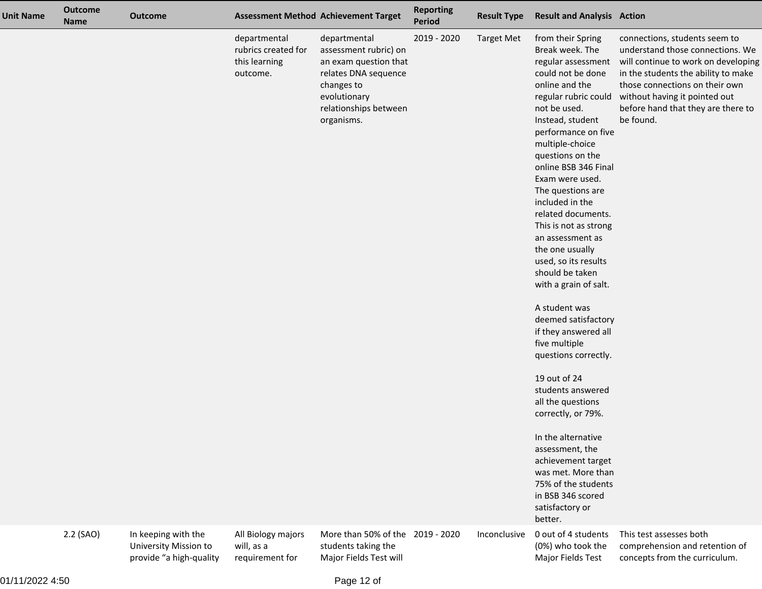| Unit Name | Outcome Name | Outcome | Assessment Method | Achievement Target | Reporting Period | Result Type | Result and Analysis | Action |
|---|---|---|---|---|---|---|---|---|
| | | | departmental rubrics created for this learning outcome. | departmental assessment rubric) on an exam question that relates DNA sequence changes to evolutionary relationships between organisms. | 2019 - 2020 | Target Met | from their Spring Break week. The regular assessment could not be done online and the regular rubric could not be used. Instead, student performance on five multiple-choice questions on the online BSB 346 Final Exam were used. The questions are included in the related documents. This is not as strong an assessment as the one usually used, so its results should be taken with a grain of salt.<br><br>A student was deemed satisfactory if they answered all five multiple questions correctly.<br><br>19 out of 24 students answered all the questions correctly, or 79%.<br><br>In the alternative assessment, the achievement target was met. More than 75% of the students in BSB 346 scored satisfactory or better. | connections, students seem to understand those connections. We will continue to work on developing in the students the ability to make those connections on their own without having it pointed out before hand that they are there to be found. |
| | 2.2 (SAO) | In keeping with the University Mission to provide "a high-quality | All Biology majors will, as a requirement for | More than 50% of the students taking the Major Fields Test will | 2019 - 2020 | Inconclusive | 0 out of 4 students (0%) who took the Major Fields Test | This test assesses both comprehension and retention of concepts from the curriculum. |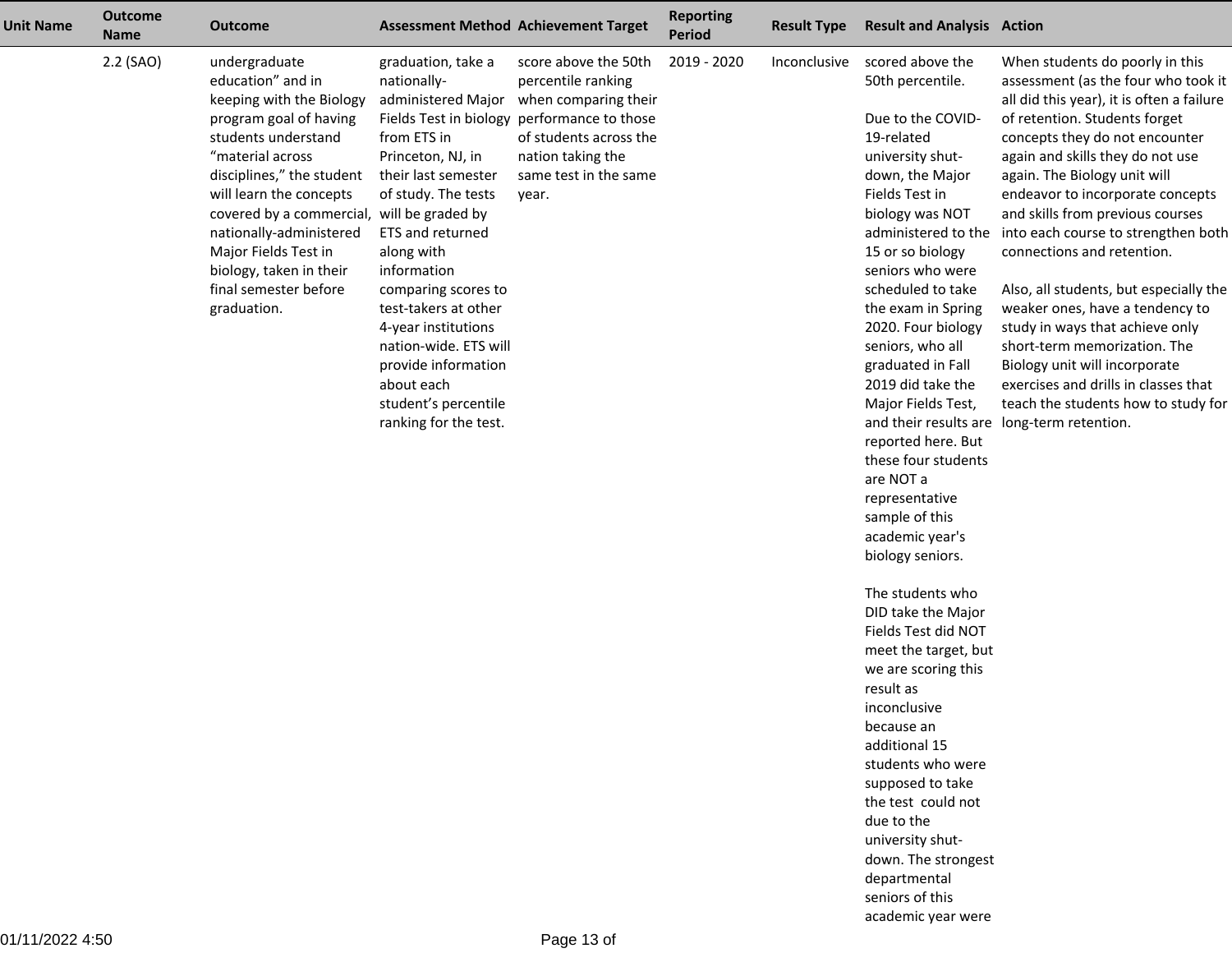| Unit Name | Outcome Name | Outcome | Assessment Method | Achievement Target | Reporting Period | Result Type | Result and Analysis | Action |
|---|---|---|---|---|---|---|---|---|
| | 2.2 (SAO) | undergraduate education" and in keeping with the Biology program goal of having students understand "material across disciplines," the student will learn the concepts covered by a commercial, nationally-administered Major Fields Test in biology, taken in their final semester before graduation. | graduation, take a nationally-administered Major Fields Test in biology from ETS in Princeton, NJ, in their last semester of study. The tests will be graded by ETS and returned along with information comparing scores to test-takers at other 4-year institutions nation-wide. ETS will provide information about each student's percentile ranking for the test. | score above the 50th percentile ranking when comparing their performance to those of students across the nation taking the same test in the same year. | 2019 - 2020 | Inconclusive | scored above the 50th percentile.<br><br>Due to the COVID-19-related university shut-down, the Major Fields Test in biology was NOT administered to the 15 or so biology seniors who were scheduled to take the exam in Spring 2020. Four biology seniors, who all graduated in Fall 2019 did take the Major Fields Test, and their results are reported here. But these four students are NOT a representative sample of this academic year's biology seniors.<br><br>The students who DID take the Major Fields Test did NOT meet the target, but we are scoring this result as inconclusive because an additional 15 students who were supposed to take the test could not due to the university shut-down. The strongest departmental seniors of this academic year were | When students do poorly in this assessment (as the four who took it all did this year), it is often a failure of retention. Students forget concepts they do not encounter again and skills they do not use again. The Biology unit will endeavor to incorporate concepts and skills from previous courses into each course to strengthen both connections and retention.<br><br>Also, all students, but especially the weaker ones, have a tendency to study in ways that achieve only short-term memorization. The Biology unit will incorporate exercises and drills in classes that teach the students how to study for long-term retention. |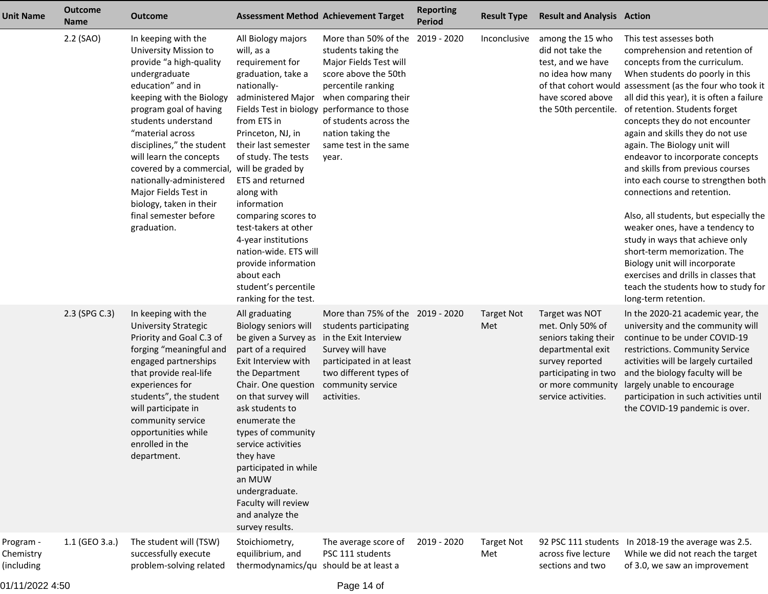| Unit Name | Outcome Name | Outcome | Assessment Method | Achievement Target | Reporting Period | Result Type | Result and Analysis | Action |
|---|---|---|---|---|---|---|---|---|
| | 2.2 (SAO) | In keeping with the University Mission to provide "a high-quality undergraduate education" and in keeping with the Biology program goal of having students understand "material across disciplines," the student will learn the concepts covered by a commercial, nationally-administered Major Fields Test in biology, taken in their final semester before graduation. | All Biology majors will, as a requirement for graduation, take a nationally-administered Major Fields Test in biology from ETS in Princeton, NJ, in their last semester of study. The tests will be graded by ETS and returned along with information comparing scores to test-takers at other 4-year institutions nation-wide. ETS will provide information about each student's percentile ranking for the test. | More than 50% of the students taking the Major Fields Test will score above the 50th percentile ranking when comparing their performance to those of students across the nation taking the same test in the same year. | 2019 - 2020 | Inconclusive | among the 15 who did not take the test, and we have no idea how many of that cohort would have scored above the 50th percentile. | This test assesses both comprehension and retention of concepts from the curriculum. When students do poorly in this assessment (as the four who took it all did this year), it is often a failure of retention. Students forget concepts they do not encounter again and skills they do not use again. The Biology unit will endeavor to incorporate concepts and skills from previous courses into each course to strengthen both connections and retention.<br><br>Also, all students, but especially the weaker ones, have a tendency to study in ways that achieve only short-term memorization. The Biology unit will incorporate exercises and drills in classes that teach the students how to study for long-term retention. |
| | 2.3 (SPG C.3) | In keeping with the University Strategic Priority and Goal C.3 of forging "meaningful and engaged partnerships that provide real-life experiences for students", the student will participate in community service opportunities while enrolled in the department. | All graduating Biology seniors will be given a Survey as part of a required Exit Interview with the Department Chair. One question on that survey will ask students to enumerate the types of community service activities they have participated in while an MUW undergraduate. Faculty will review and analyze the survey results. | More than 75% of the students participating in the Exit Interview Survey will have participated in at least two different types of community service activities. | 2019 - 2020 | Target Not Met | Target was NOT met. Only 50% of seniors taking their departmental exit survey reported participating in two or more community service activities. | In the 2020-21 academic year, the university and the community will continue to be under COVID-19 restrictions. Community Service activities will be largely curtailed and the biology faculty will be largely unable to encourage participation in such activities until the COVID-19 pandemic is over. |
| Program - Chemistry (including | 1.1 (GEO 3.a.) | The student will (TSW) successfully execute problem-solving related | Stoichiometry, equilibrium, and thermodynamics/qu | The average score of PSC 111 students should be at least a | 2019 - 2020 | Target Not Met | 92 PSC 111 students across five lecture sections and two | In 2018-19 the average was 2.5. While we did not reach the target of 3.0, we saw an improvement |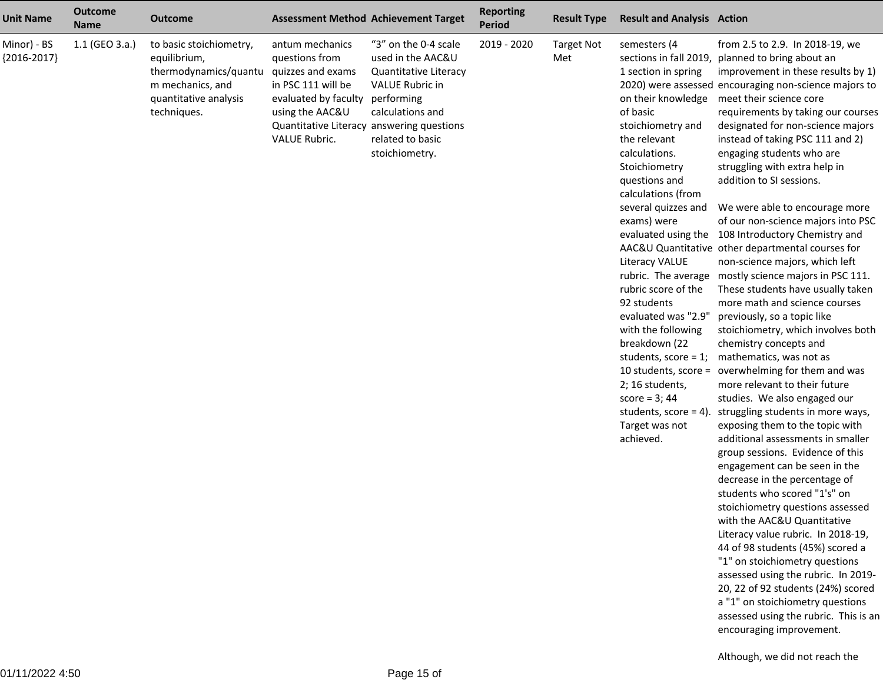| Unit Name | Outcome Name | Outcome | Assessment Method | Achievement Target | Reporting Period | Result Type | Result and Analysis | Action |
|---|---|---|---|---|---|---|---|---|
| Minor) - BS {2016-2017} | 1.1 (GEO 3.a.) | to basic stoichiometry, equilibrium, thermodynamics/quantum mechanics, and quantitative analysis techniques. | antum mechanics questions from quizzes and exams in PSC 111 will be evaluated by faculty using the AAC&U Quantitative Literacy VALUE Rubric. | "3" on the 0-4 scale used in the AAC&U Quantitative Literacy VALUE Rubric in performing calculations and answering questions related to basic stoichiometry. | 2019 - 2020 | Target Not Met | semesters (4 sections in fall 2019, 1 section in spring 2020) were assessed on their knowledge of basic stoichiometry and the relevant calculations. Stoichiometry questions and calculations (from several quizzes and exams) were evaluated using the AAC&U Quantitative Literacy VALUE rubric. The average rubric score of the 92 students evaluated was "2.9" with the following breakdown (22 students, score = 1; 10 students, score = 2; 16 students, score = 3; 44 students, score = 4). Target was not achieved. | from 2.5 to 2.9. In 2018-19, we planned to bring about an improvement in these results by 1) encouraging non-science majors to meet their science core requirements by taking our courses designated for non-science majors instead of taking PSC 111 and 2) engaging students who are struggling with extra help in addition to SI sessions.<br><br>We were able to encourage more of our non-science majors into PSC 108 Introductory Chemistry and other departmental courses for non-science majors, which left mostly science majors in PSC 111. These students have usually taken more math and science courses previously, so a topic like stoichiometry, which involves both chemistry concepts and mathematics, was not as overwhelming for them and was more relevant to their future studies. We also engaged our struggling students in more ways, exposing them to the topic with additional assessments in smaller group sessions. Evidence of this engagement can be seen in the decrease in the percentage of students who scored "1's" on stoichiometry questions assessed with the AAC&U Quantitative Literacy value rubric. In 2018-19, 44 of 98 students (45%) scored a "1" on stoichiometry questions assessed using the rubric. In 2019-20, 22 of 92 students (24%) scored a "1" on stoichiometry questions assessed using the rubric. This is an encouraging improvement.<br><br>Although, we did not reach the |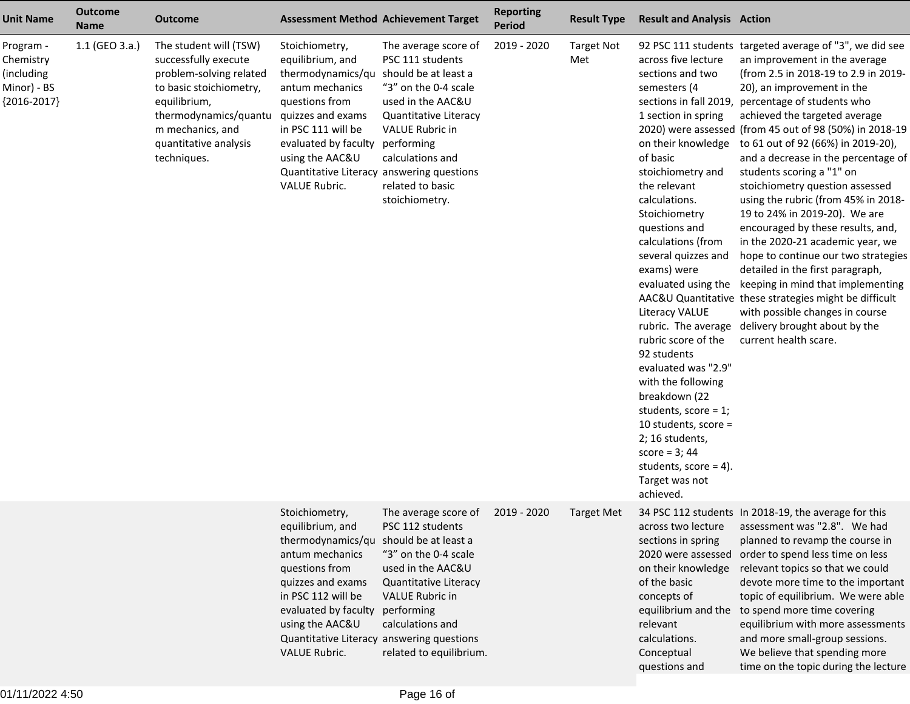| Unit Name | Outcome Name | Outcome | Assessment Method | Achievement Target | Reporting Period | Result Type | Result and Analysis | Action |
|---|---|---|---|---|---|---|---|---|
| Program - Chemistry (including Minor) - BS {2016-2017} | 1.1 (GEO 3.a.) | The student will (TSW) successfully execute problem-solving related to basic stoichiometry, equilibrium, thermodynamics/quantum mechanics, and quantitative analysis techniques. | Stoichiometry, equilibrium, and thermodynamics/quantum mechanics questions from quizzes and exams in PSC 111 will be evaluated by faculty using the AAC&U Quantitative Literacy VALUE Rubric. | The average score of PSC 111 students should be at least a "3" on the 0-4 scale used in the AAC&U Quantitative Literacy VALUE Rubric in performing calculations and answering questions related to basic stoichiometry. | 2019 - 2020 | Target Not Met | 92 PSC 111 students across five lecture sections and two semesters (4 sections in fall 2019, 1 section in spring 2020) were assessed on their knowledge of basic stoichiometry and the relevant calculations. Stoichiometry questions and calculations (from several quizzes and exams) were evaluated using the AAC&U Quantitative Literacy VALUE rubric. The average rubric score of the 92 students evaluated was "2.9" with the following breakdown (22 students, score = 1; 10 students, score = 2; 16 students, score = 3; 44 students, score = 4). Target was not achieved. | targeted average of "3", we did see an improvement in the average (from 2.5 in 2018-19 to 2.9 in 2019-20), an improvement in the percentage of students who achieved the targeted average (from 45 out of 98 (50%) in 2018-19 to 61 out of 92 (66%) in 2019-20), and a decrease in the percentage of students scoring a "1" on stoichiometry question assessed using the rubric (from 45% in 2018-19 to 24% in 2019-20). We are encouraged by these results, and, in the 2020-21 academic year, we hope to continue our two strategies detailed in the first paragraph, keeping in mind that implementing these strategies might be difficult with possible changes in course delivery brought about by the current health scare. |
| | | | Stoichiometry, equilibrium, and thermodynamics/quantum mechanics questions from quizzes and exams in PSC 112 will be evaluated by faculty using the AAC&U Quantitative Literacy VALUE Rubric. | The average score of PSC 112 students should be at least a "3" on the 0-4 scale used in the AAC&U Quantitative Literacy VALUE Rubric in performing calculations and answering questions related to equilibrium. | 2019 - 2020 | Target Met | 34 PSC 112 students across two lecture sections in spring 2020 were assessed on their knowledge of the basic concepts of equilibrium and the relevant calculations. Conceptual questions and | In 2018-19, the average for this assessment was "2.8". We had planned to revamp the course in order to spend less time on less relevant topics so that we could devote more time to the important topic of equilibrium. We were able to spend more time covering equilibrium with more assessments and more small-group sessions. We believe that spending more time on the topic during the lecture |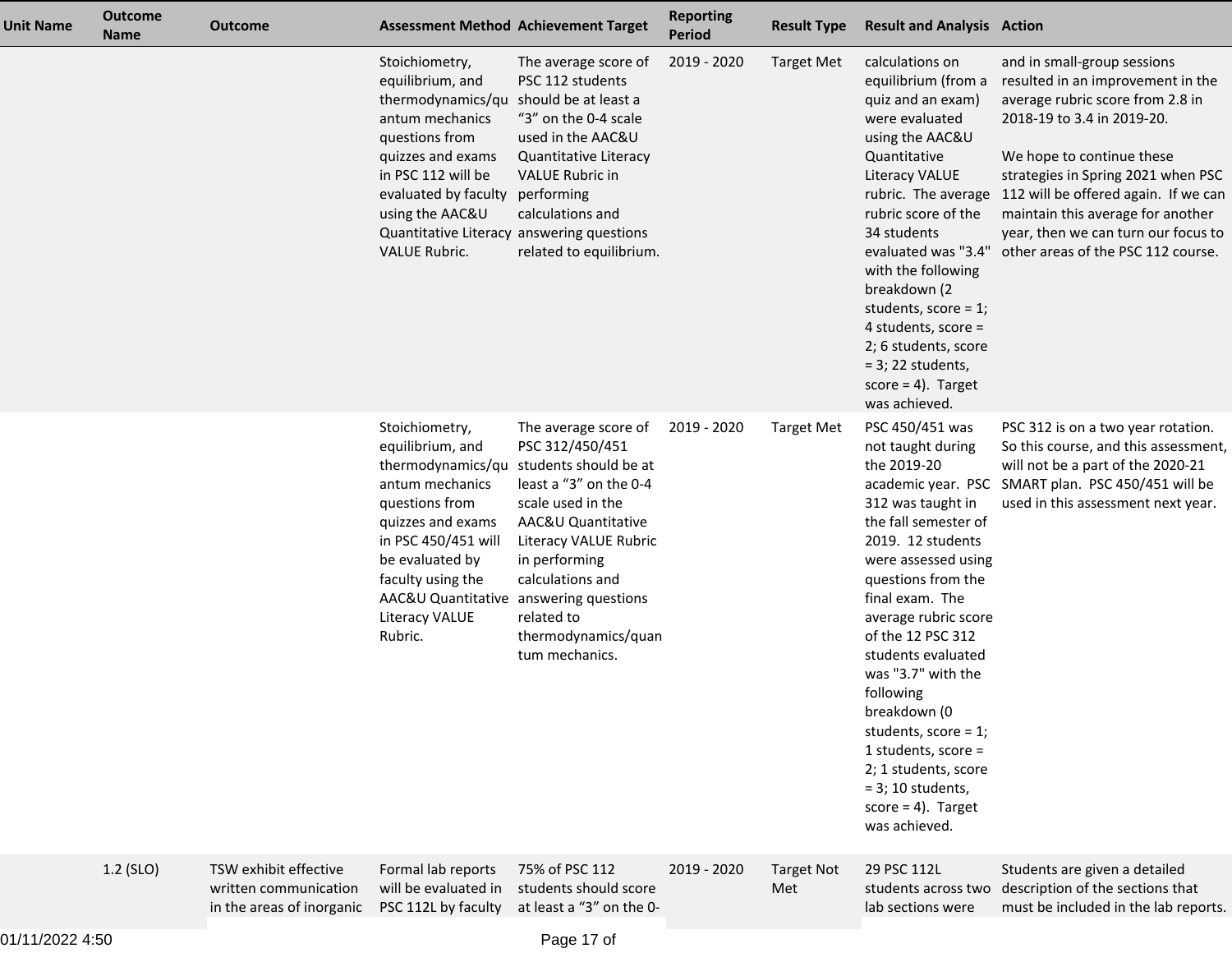| Unit Name | Outcome Name | Outcome | Assessment Method | Achievement Target | Reporting Period | Result Type | Result and Analysis | Action |
|---|---|---|---|---|---|---|---|---|
| | | | Stoichiometry, equilibrium, and thermodynamics/quantum mechanics questions from quizzes and exams in PSC 112 will be evaluated by faculty using the AAC&U Quantitative Literacy VALUE Rubric. | The average score of PSC 112 students should be at least a “3” on the 0-4 scale used in the AAC&U Quantitative Literacy VALUE Rubric in performing calculations and answering questions related to equilibrium. | 2019 - 2020 | Target Met | calculations on equilibrium (from a quiz and an exam) were evaluated using the AAC&U Quantitative Literacy VALUE rubric. The average rubric score of the 34 students evaluated was "3.4" with the following breakdown (2 students, score = 1; 4 students, score = 2; 6 students, score = 3; 22 students, score = 4). Target was achieved. | and in small-group sessions resulted in an improvement in the average rubric score from 2.8 in 2018-19 to 3.4 in 2019-20.<br><br>We hope to continue these strategies in Spring 2021 when PSC 112 will be offered again. If we can maintain this average for another year, then we can turn our focus to other areas of the PSC 112 course. |
| | | | Stoichiometry, equilibrium, and thermodynamics/quantum mechanics questions from quizzes and exams in PSC 450/451 will be evaluated by faculty using the AAC&U Quantitative Literacy VALUE Rubric. | The average score of PSC 312/450/451 students should be at least a “3” on the 0-4 scale used in the AAC&U Quantitative Literacy VALUE Rubric in performing calculations and answering questions related to thermodynamics/quantum mechanics. | 2019 - 2020 | Target Met | PSC 450/451 was not taught during the 2019-20 academic year. PSC 312 was taught in the fall semester of 2019. 12 students were assessed using questions from the final exam. The average rubric score of the 12 PSC 312 students evaluated was "3.7" with the following breakdown (0 students, score = 1; 1 students, score = 2; 1 students, score = 3; 10 students, score = 4). Target was achieved. | PSC 312 is on a two year rotation. So this course, and this assessment, will not be a part of the 2020-21 SMART plan. PSC 450/451 will be used in this assessment next year. |
| | 1.2 (SLO) | TSW exhibit effective written communication in the areas of inorganic | Formal lab reports will be evaluated in PSC 112L by faculty | 75% of PSC 112 students should score at least a “3” on the 0- | 2019 - 2020 | Target Not Met | 29 PSC 112L students across two lab sections were | Students are given a detailed description of the sections that must be included in the lab reports. |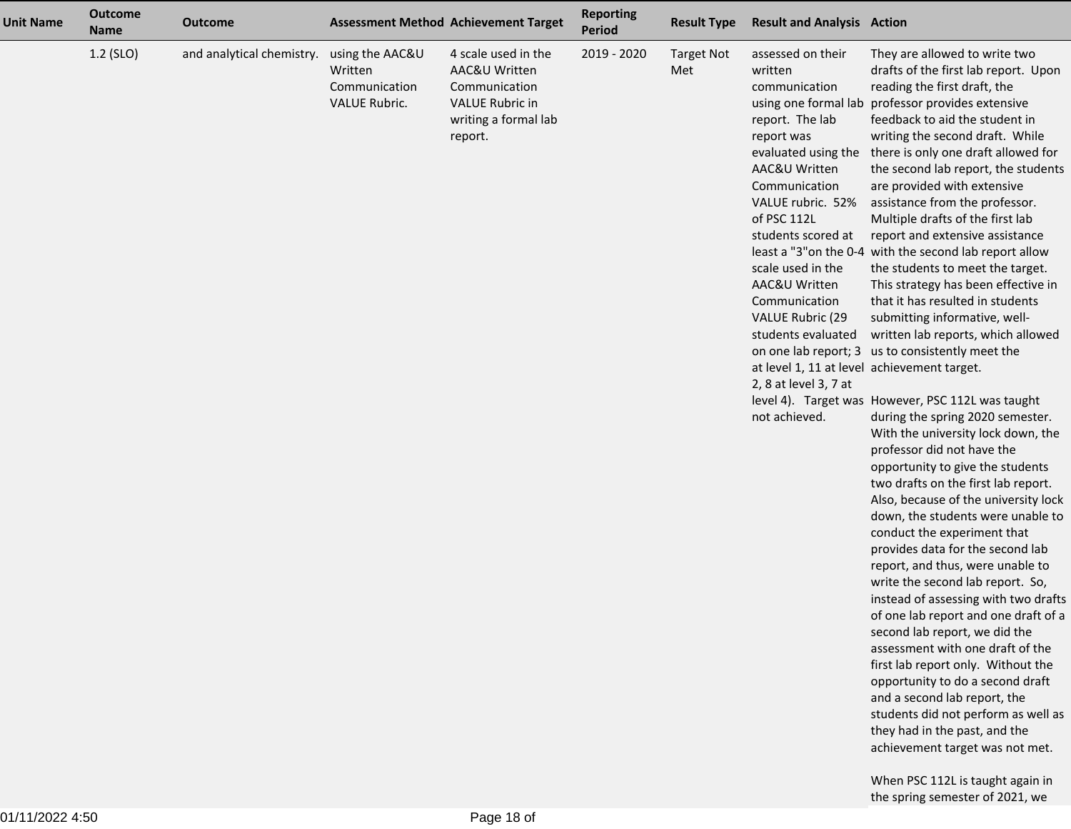| Unit Name | Outcome Name | Outcome | Assessment Method | Achievement Target | Reporting Period | Result Type | Result and Analysis | Action |
|---|---|---|---|---|---|---|---|---|
| | 1.2 (SLO) | and analytical chemistry. | using the AAC&U Written Communication VALUE Rubric. | 4 scale used in the AAC&U Written Communication VALUE Rubric in writing a formal lab report. | 2019 - 2020 | Target Not Met | assessed on their written communication using one formal lab report. The lab report was evaluated using the AAC&U Written Communication VALUE rubric. 52% of PSC 112L students scored at least a "3"on the 0-4 scale used in the AAC&U Written Communication VALUE Rubric (29 students evaluated on one lab report; 3 at level 1, 11 at level 2, 8 at level 3, 7 at level 4). Target was not achieved. | They are allowed to write two drafts of the first lab report. Upon reading the first draft, the professor provides extensive feedback to aid the student in writing the second draft. While there is only one draft allowed for the second lab report, the students are provided with extensive assistance from the professor. Multiple drafts of the first lab report and extensive assistance with the second lab report allow the students to meet the target. This strategy has been effective in that it has resulted in students submitting informative, well-written lab reports, which allowed us to consistently meet the achievement target.<br><br>However, PSC 112L was taught during the spring 2020 semester. With the university lock down, the professor did not have the opportunity to give the students two drafts on the first lab report. Also, because of the university lock down, the students were unable to conduct the experiment that provides data for the second lab report, and thus, were unable to write the second lab report. So, instead of assessing with two drafts of one lab report and one draft of a second lab report, we did the assessment with one draft of the first lab report only. Without the opportunity to do a second draft and a second lab report, the students did not perform as well as they had in the past, and the achievement target was not met.<br><br>When PSC 112L is taught again in the spring semester of 2021, we |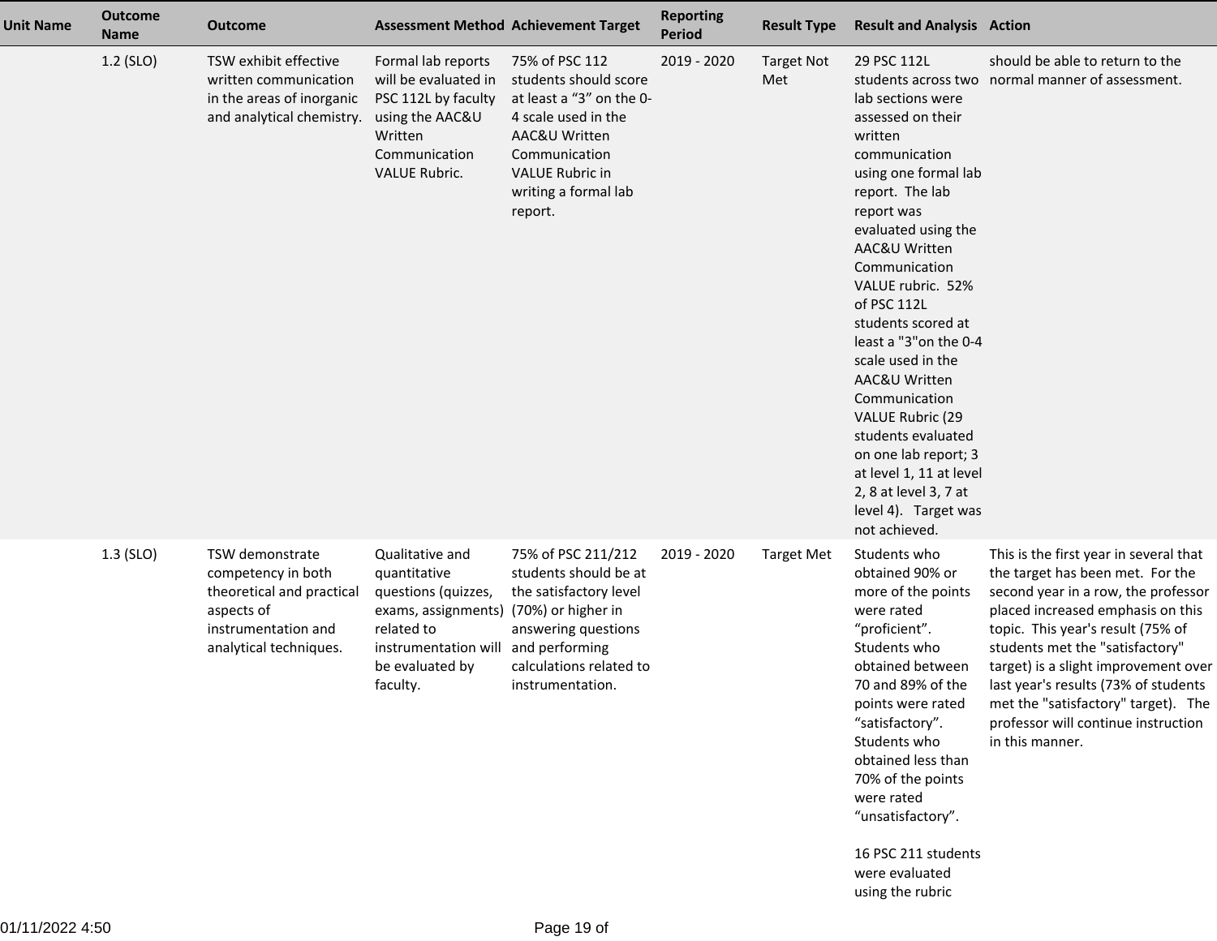| Unit Name | Outcome Name | Outcome | Assessment Method | Achievement Target | Reporting Period | Result Type | Result and Analysis | Action |
|---|---|---|---|---|---|---|---|---|
| | 1.2 (SLO) | TSW exhibit effective written communication in the areas of inorganic and analytical chemistry. | Formal lab reports will be evaluated in PSC 112L by faculty using the AAC&U Written Communication VALUE Rubric. | 75% of PSC 112 students should score at least a “3” on the 0-4 scale used in the AAC&U Written Communication VALUE Rubric in writing a formal lab report. | 2019 - 2020 | Target Not Met | 29 PSC 112L students across two lab sections were assessed on their written communication using one formal lab report. The lab report was evaluated using the AAC&U Written Communication VALUE rubric. 52% of PSC 112L students scored at least a "3"on the 0-4 scale used in the AAC&U Written Communication VALUE Rubric (29 students evaluated on one lab report; 3 at level 1, 11 at level 2, 8 at level 3, 7 at level 4). Target was not achieved. | should be able to return to the normal manner of assessment. |
| | 1.3 (SLO) | TSW demonstrate competency in both theoretical and practical aspects of instrumentation and analytical techniques. | Qualitative and quantitative questions (quizzes, exams, assignments) related to instrumentation will be evaluated by faculty. | 75% of PSC 211/212 students should be at the satisfactory level (70%) or higher in answering questions and performing calculations related to instrumentation. | 2019 - 2020 | Target Met | Students who obtained 90% or more of the points were rated “proficient”. Students who obtained between 70 and 89% of the points were rated “satisfactory”. Students who obtained less than 70% of the points were rated “unsatisfactory”.<br><br>16 PSC 211 students were evaluated using the rubric | This is the first year in several that the target has been met. For the second year in a row, the professor placed increased emphasis on this topic. This year's result (75% of students met the "satisfactory" target) is a slight improvement over last year's results (73% of students met the "satisfactory" target). The professor will continue instruction in this manner. |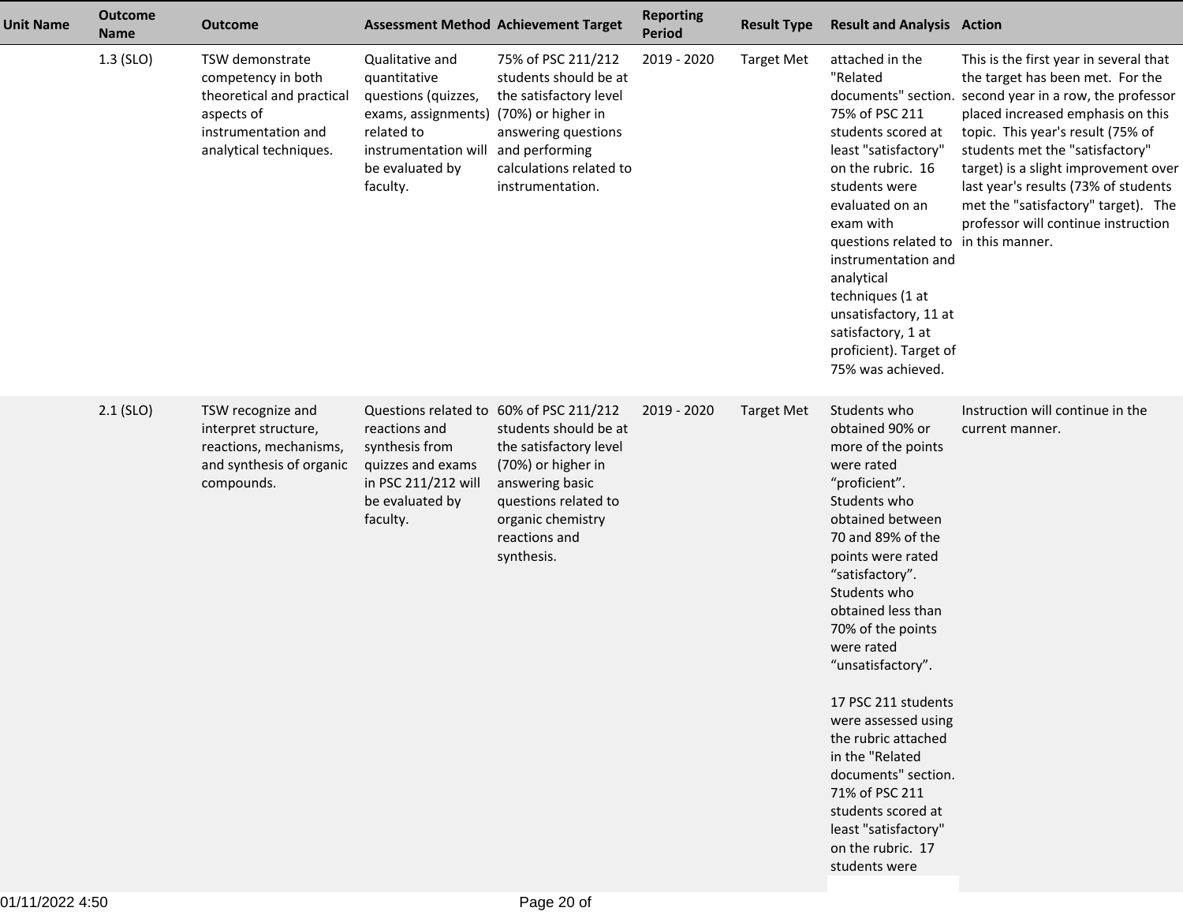| Unit Name | Outcome Name | Outcome | Assessment Method | Achievement Target | Reporting Period | Result Type | Result and Analysis | Action |
|---|---|---|---|---|---|---|---|---|
| | 1.3 (SLO) | TSW demonstrate competency in both theoretical and practical aspects of instrumentation and analytical techniques. | Qualitative and quantitative questions (quizzes, exams, assignments) related to instrumentation will be evaluated by faculty. | 75% of PSC 211/212 students should be at the satisfactory level (70%) or higher in answering questions and performing calculations related to instrumentation. | 2019 - 2020 | Target Met | attached in the "Related documents" section. 75% of PSC 211 students scored at least "satisfactory" on the rubric. 16 students were evaluated on an exam with questions related to instrumentation and analytical techniques (1 at unsatisfactory, 11 at satisfactory, 1 at proficient). Target of 75% was achieved. | This is the first year in several that the target has been met. For the second year in a row, the professor placed increased emphasis on this topic. This year's result (75% of students met the "satisfactory" target) is a slight improvement over last year's results (73% of students met the "satisfactory" target). The professor will continue instruction in this manner. |
| | 2.1 (SLO) | TSW recognize and interpret structure, reactions, mechanisms, and synthesis of organic compounds. | Questions related to reactions and synthesis from quizzes and exams in PSC 211/212 will be evaluated by faculty. | 60% of PSC 211/212 students should be at the satisfactory level (70%) or higher in answering basic questions related to organic chemistry reactions and synthesis. | 2019 - 2020 | Target Met | Students who obtained 90% or more of the points were rated “proficient”. Students who obtained between 70 and 89% of the points were rated “satisfactory”. Students who obtained less than 70% of the points were rated “unsatisfactory”.<br><br>17 PSC 211 students were assessed using the rubric attached in the "Related documents" section. 71% of PSC 211 students scored at least "satisfactory" on the rubric. 17 students were | Instruction will continue in the current manner. |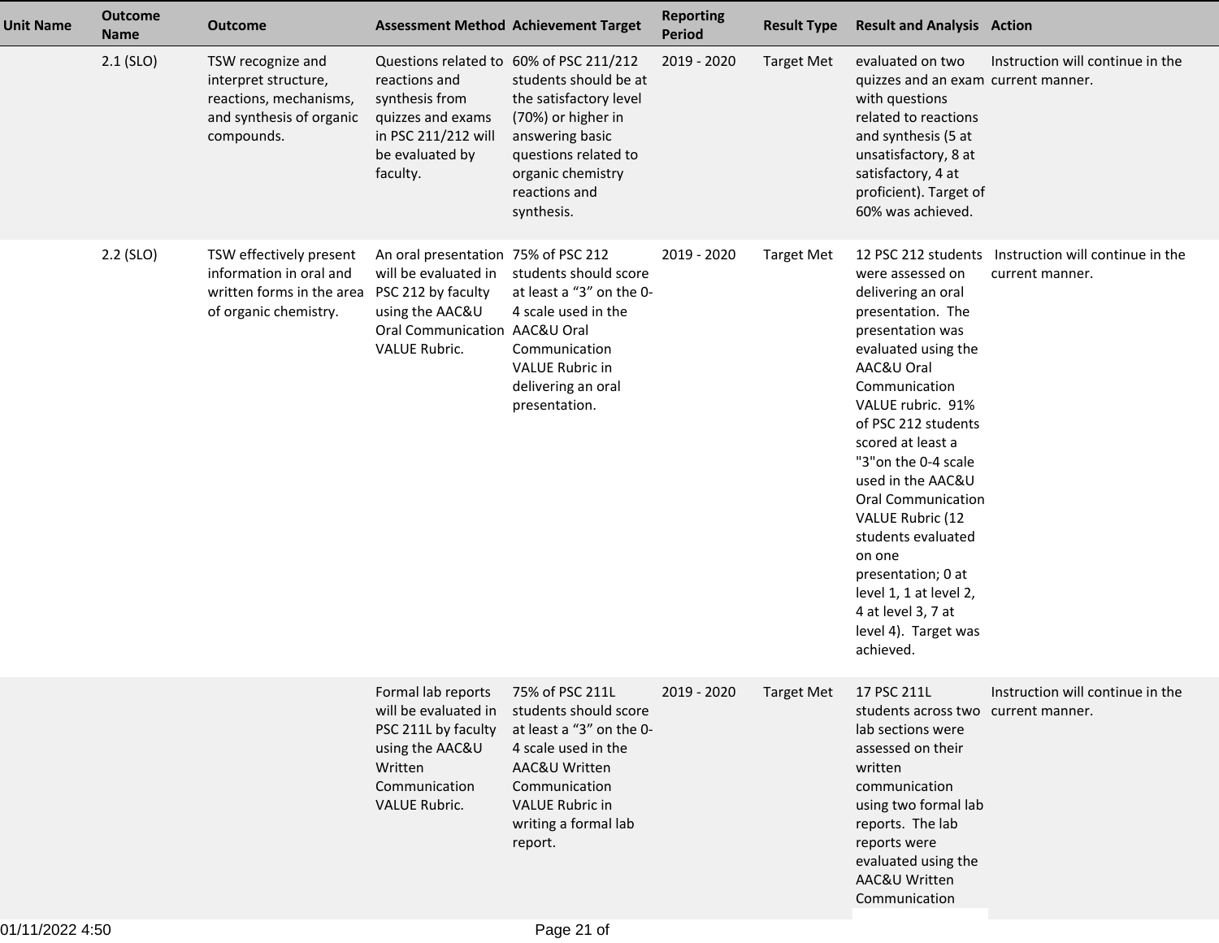| Unit Name | Outcome Name | Outcome | Assessment Method | Achievement Target | Reporting Period | Result Type | Result and Analysis | Action |
|---|---|---|---|---|---|---|---|---|
| | 2.1 (SLO) | TSW recognize and interpret structure, reactions, mechanisms, and synthesis of organic compounds. | Questions related to reactions and synthesis from quizzes and exams in PSC 211/212 will be evaluated by faculty. | 60% of PSC 211/212 students should be at the satisfactory level (70%) or higher in answering basic questions related to organic chemistry reactions and synthesis. | 2019 - 2020 | Target Met | evaluated on two quizzes and an exam with questions related to reactions and synthesis (5 at unsatisfactory, 8 at satisfactory, 4 at proficient). Target of 60% was achieved. | Instruction will continue in the current manner. |
| | 2.2 (SLO) | TSW effectively present information in oral and written forms in the area of organic chemistry. | An oral presentation will be evaluated in PSC 212 by faculty using the AAC&U Oral Communication VALUE Rubric. | 75% of PSC 212 students should score at least a "3" on the 0-4 scale used in the AAC&U Oral Communication VALUE Rubric in delivering an oral presentation. | 2019 - 2020 | Target Met | 12 PSC 212 students were assessed on delivering an oral presentation. The presentation was evaluated using the AAC&U Oral Communication VALUE rubric. 91% of PSC 212 students scored at least a "3"on the 0-4 scale used in the AAC&U Oral Communication VALUE Rubric (12 students evaluated on one presentation; 0 at level 1, 1 at level 2, 4 at level 3, 7 at level 4). Target was achieved. | Instruction will continue in the current manner. |
| | | | Formal lab reports will be evaluated in PSC 211L by faculty using the AAC&U Written Communication VALUE Rubric. | 75% of PSC 211L students should score at least a "3" on the 0-4 scale used in the AAC&U Written Communication VALUE Rubric in writing a formal lab report. | 2019 - 2020 | Target Met | 17 PSC 211L students across two lab sections were assessed on their written communication using two formal lab reports. The lab reports were evaluated using the AAC&U Written Communication | Instruction will continue in the current manner. |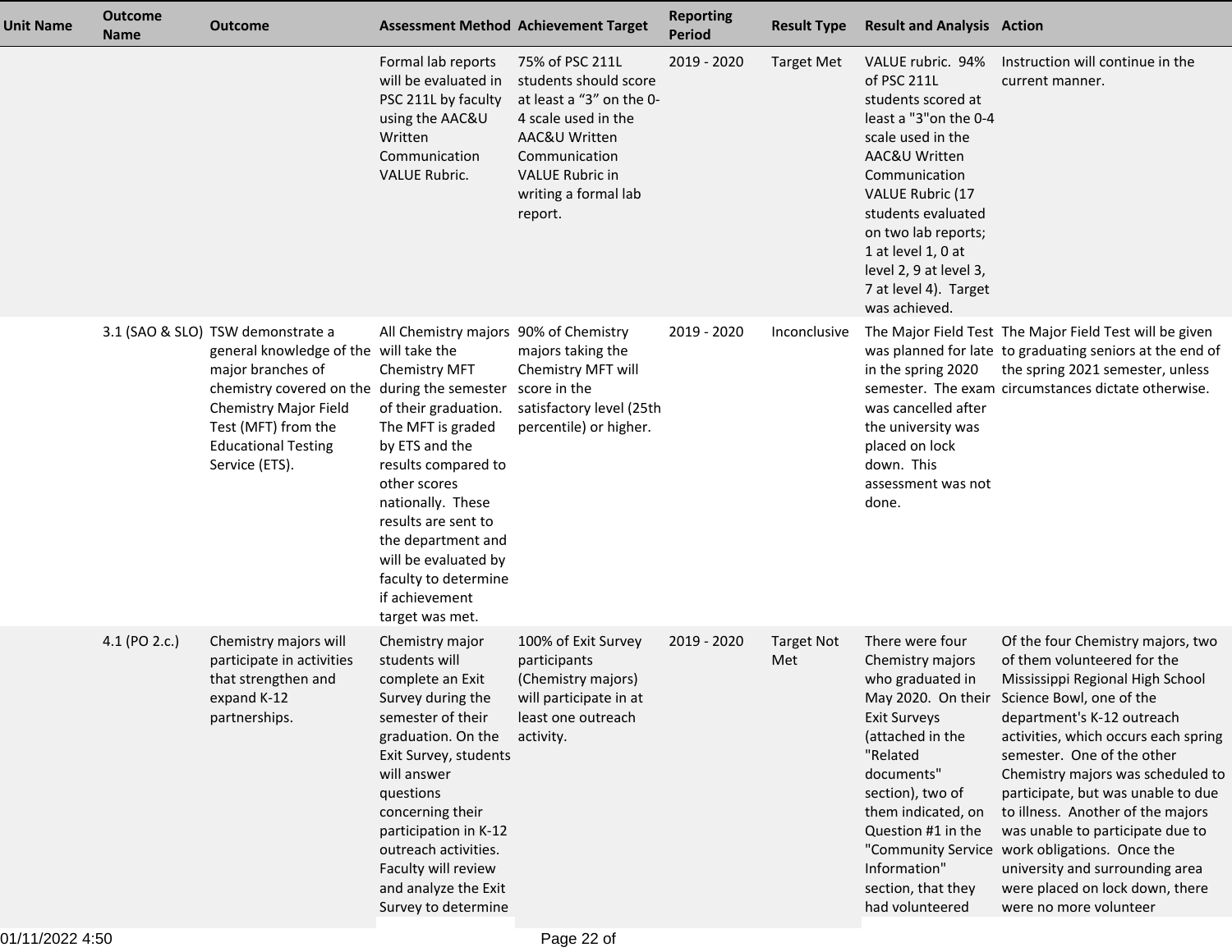| Unit Name | Outcome Name | Outcome | Assessment Method | Achievement Target | Reporting Period | Result Type | Result and Analysis | Action |
| --- | --- | --- | --- | --- | --- | --- | --- | --- |
| | | | Formal lab reports will be evaluated in PSC 211L by faculty using the AAC&U Written Communication VALUE Rubric. | 75% of PSC 211L students should score at least a "3" on the 0-4 scale used in the AAC&U Written Communication VALUE Rubric in writing a formal lab report. | 2019 - 2020 | Target Met | VALUE rubric. 94% of PSC 211L students scored at least a "3"on the 0-4 scale used in the AAC&U Written Communication VALUE Rubric (17 students evaluated on two lab reports; 1 at level 1, 0 at level 2, 9 at level 3, 7 at level 4). Target was achieved. | Instruction will continue in the current manner. |
| | 3.1 (SAO & SLO) | TSW demonstrate a general knowledge of the major branches of chemistry covered on the Chemistry Major Field Test (MFT) from the Educational Testing Service (ETS). | All Chemistry majors will take the Chemistry MFT during the semester of their graduation. The MFT is graded by ETS and the results compared to other scores nationally. These results are sent to the department and will be evaluated by faculty to determine if achievement target was met. | 90% of Chemistry majors taking the Chemistry MFT will score in the satisfactory level (25th percentile) or higher. | 2019 - 2020 | Inconclusive | The Major Field Test was planned for late in the spring 2020 semester. The exam was cancelled after the university was placed on lock down. This assessment was not done. | The Major Field Test will be given to graduating seniors at the end of the spring 2021 semester, unless circumstances dictate otherwise. |
| | 4.1 (PO 2.c.) | Chemistry majors will participate in activities that strengthen and expand K-12 partnerships. | Chemistry major students will complete an Exit Survey during the semester of their graduation. On the Exit Survey, students will answer questions concerning their participation in K-12 outreach activities. Faculty will review and analyze the Exit Survey to determine | 100% of Exit Survey participants (Chemistry majors) will participate in at least one outreach activity. | 2019 - 2020 | Target Not Met | There were four Chemistry majors who graduated in May 2020. On their Exit Surveys (attached in the "Related documents" section), two of them indicated, on Question #1 in the "Community Service Information" section, that they had volunteered | Of the four Chemistry majors, two of them volunteered for the Mississippi Regional High School Science Bowl, one of the department's K-12 outreach activities, which occurs each spring semester. One of the other Chemistry majors was scheduled to participate, but was unable to due to illness. Another of the majors was unable to participate due to work obligations. Once the university and surrounding area were placed on lock down, there were no more volunteer |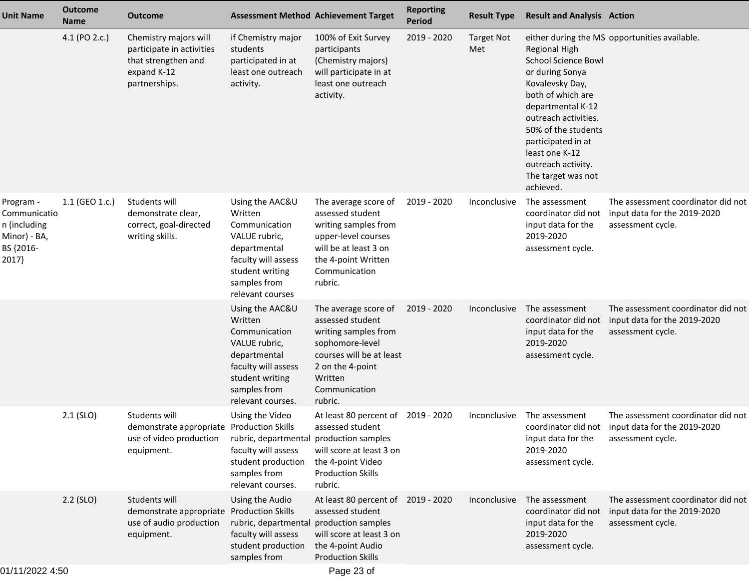| Unit Name | Outcome Name | Outcome | Assessment Method | Achievement Target | Reporting Period | Result Type | Result and Analysis | Action |
|---|---|---|---|---|---|---|---|---|
| | 4.1 (PO 2.c.) | Chemistry majors will participate in activities that strengthen and expand K-12 partnerships. | if Chemistry major students participated in at least one outreach activity. | 100% of Exit Survey participants (Chemistry majors) will participate in at least one outreach activity. | 2019 - 2020 | Target Not Met | either during the MS Regional High School Science Bowl or during Sonya Kovalevsky Day, both of which are departmental K-12 outreach activities. 50% of the students participated in at least one K-12 outreach activity. The target was not achieved. | opportunities available. |
| Program - Communication (including Minor) - BA, BS {2016-2017} | 1.1 (GEO 1.c.) | Students will demonstrate clear, correct, goal-directed writing skills. | Using the AAC&U Written Communication VALUE rubric, departmental faculty will assess student writing samples from relevant courses | The average score of assessed student writing samples from upper-level courses will be at least 3 on the 4-point Written Communication rubric. | 2019 - 2020 | Inconclusive | The assessment coordinator did not input data for the 2019-2020 assessment cycle. | The assessment coordinator did not input data for the 2019-2020 assessment cycle. |
| | | | Using the AAC&U Written Communication VALUE rubric, departmental faculty will assess student writing samples from relevant courses. | The average score of assessed student writing samples from sophomore-level courses will be at least 2 on the 4-point Written Communication rubric. | 2019 - 2020 | Inconclusive | The assessment coordinator did not input data for the 2019-2020 assessment cycle. | The assessment coordinator did not input data for the 2019-2020 assessment cycle. |
| | 2.1 (SLO) | Students will demonstrate appropriate use of video production equipment. | Using the Video Production Skills rubric, departmental faculty will assess student production samples from relevant courses. | At least 80 percent of assessed student production samples will score at least 3 on the 4-point Video Production Skills rubric. | 2019 - 2020 | Inconclusive | The assessment coordinator did not input data for the 2019-2020 assessment cycle. | The assessment coordinator did not input data for the 2019-2020 assessment cycle. |
| | 2.2 (SLO) | Students will demonstrate appropriate use of audio production equipment. | Using the Audio Production Skills rubric, departmental faculty will assess student production samples from | At least 80 percent of assessed student production samples will score at least 3 on the 4-point Audio Production Skills | 2019 - 2020 | Inconclusive | The assessment coordinator did not input data for the 2019-2020 assessment cycle. | The assessment coordinator did not input data for the 2019-2020 assessment cycle. |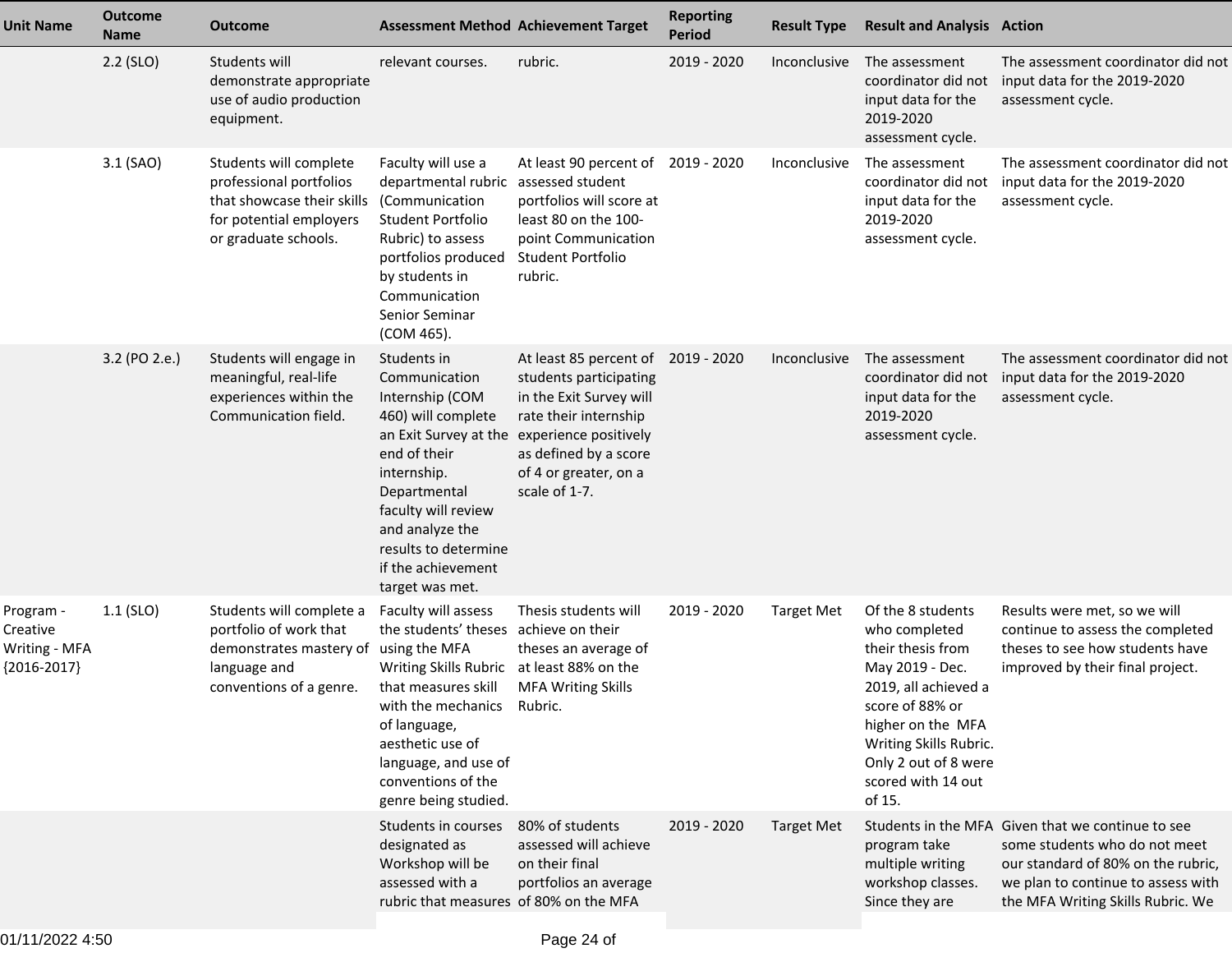| Unit Name | Outcome Name | Outcome | Assessment Method | Achievement Target | Reporting Period | Result Type | Result and Analysis | Action |
|---|---|---|---|---|---|---|---|---|
| | 2.2 (SLO) | Students will demonstrate appropriate use of audio production equipment. | relevant courses. | rubric. | 2019 - 2020 | Inconclusive | The assessment coordinator did not input data for the 2019-2020 assessment cycle. | The assessment coordinator did not input data for the 2019-2020 assessment cycle. |
| | 3.1 (SAO) | Students will complete professional portfolios that showcase their skills for potential employers or graduate schools. | Faculty will use a departmental rubric (Communication Student Portfolio Rubric) to assess portfolios produced by students in Communication Senior Seminar (COM 465). | At least 90 percent of assessed student portfolios will score at least 80 on the 100-point Communication Student Portfolio rubric. | 2019 - 2020 | Inconclusive | The assessment coordinator did not input data for the 2019-2020 assessment cycle. | The assessment coordinator did not input data for the 2019-2020 assessment cycle. |
| | 3.2 (PO 2.e.) | Students will engage in meaningful, real-life experiences within the Communication field. | Students in Communication Internship (COM 460) will complete an Exit Survey at the end of their internship. Departmental faculty will review and analyze the results to determine if the achievement target was met. | At least 85 percent of students participating in the Exit Survey will rate their internship experience positively as defined by a score of 4 or greater, on a scale of 1-7. | 2019 - 2020 | Inconclusive | The assessment coordinator did not input data for the 2019-2020 assessment cycle. | The assessment coordinator did not input data for the 2019-2020 assessment cycle. |
| Program - Creative Writing - MFA {2016-2017} | 1.1 (SLO) | Students will complete a portfolio of work that demonstrates mastery of language and conventions of a genre. | Faculty will assess the students' theses using the MFA Writing Skills Rubric that measures skill with the mechanics of language, aesthetic use of language, and use of conventions of the genre being studied. | Thesis students will achieve on their theses an average of at least 88% on the MFA Writing Skills Rubric. | 2019 - 2020 | Target Met | Of the 8 students who completed their thesis from May 2019 - Dec. 2019, all achieved a score of 88% or higher on the MFA Writing Skills Rubric. Only 2 out of 8 were scored with 14 out of 15. | Results were met, so we will continue to assess the completed theses to see how students have improved by their final project. |
| | | | Students in courses designated as Workshop will be assessed with a rubric that measures | 80% of students assessed will achieve on their final portfolios an average of 80% on the MFA | 2019 - 2020 | Target Met | Students in the MFA program take multiple writing workshop classes. Since they are | Given that we continue to see some students who do not meet our standard of 80% on the rubric, we plan to continue to assess with the MFA Writing Skills Rubric. We |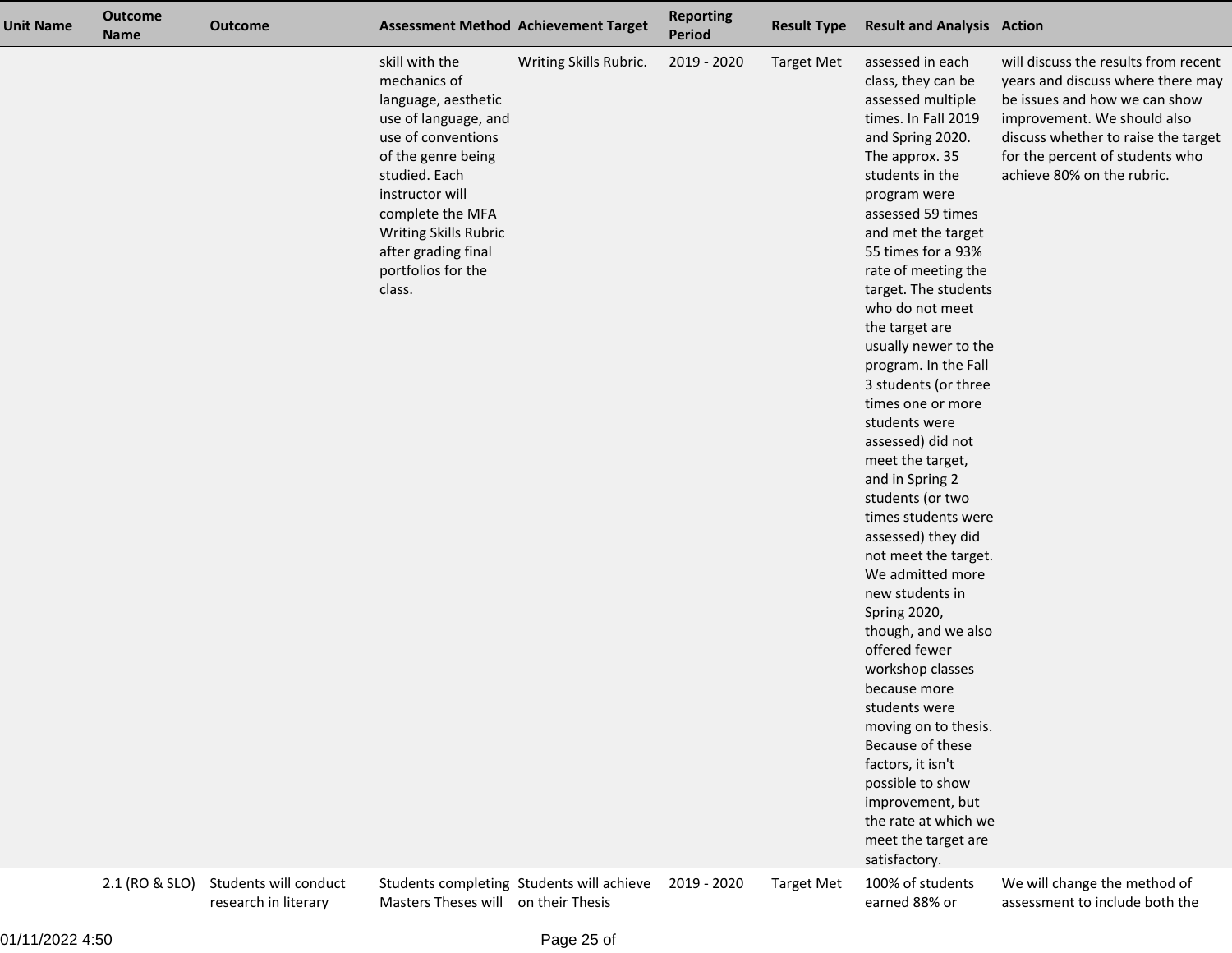| Unit Name | Outcome Name | Outcome | Assessment Method | Achievement Target | Reporting Period | Result Type | Result and Analysis | Action |
|---|---|---|---|---|---|---|---|---|
| | | | skill with the mechanics of language, aesthetic use of language, and use of conventions of the genre being studied. Each instructor will complete the MFA Writing Skills Rubric after grading final portfolios for the class. | Writing Skills Rubric. | 2019 - 2020 | Target Met | assessed in each class, they can be assessed multiple times. In Fall 2019 and Spring 2020. The approx. 35 students in the program were assessed 59 times and met the target 55 times for a 93% rate of meeting the target. The students who do not meet the target are usually newer to the program. In the Fall 3 students (or three times one or more students were assessed) did not meet the target, and in Spring 2 students (or two times students were assessed) they did not meet the target. We admitted more new students in Spring 2020, though, and we also offered fewer workshop classes because more students were moving on to thesis. Because of these factors, it isn't possible to show improvement, but the rate at which we meet the target are satisfactory. | will discuss the results from recent years and discuss where there may be issues and how we can show improvement. We should also discuss whether to raise the target for the percent of students who achieve 80% on the rubric. |
| | 2.1 (RO & SLO) | Students will conduct research in literary | Students completing Masters Theses will | Students will achieve on their Thesis | 2019 - 2020 | Target Met | 100% of students earned 88% or | We will change the method of assessment to include both the |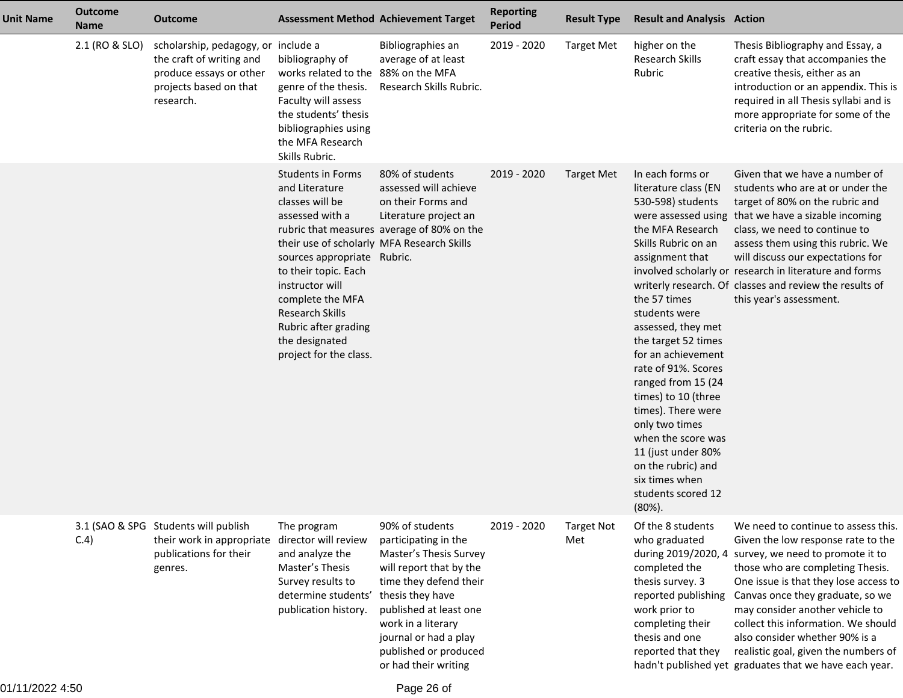| Unit Name | Outcome Name | Outcome | Assessment Method | Achievement Target | Reporting Period | Result Type | Result and Analysis | Action |
|---|---|---|---|---|---|---|---|---|
| | 2.1 (RO & SLO) | scholarship, pedagogy, or the craft of writing and produce essays or other projects based on that research. | include a bibliography of works related to the genre of the thesis. Faculty will assess the students' thesis bibliographies using the MFA Research Skills Rubric. | Bibliographies an average of at least 88% on the MFA Research Skills Rubric. | 2019 - 2020 | Target Met | higher on the Research Skills Rubric | Thesis Bibliography and Essay, a craft essay that accompanies the creative thesis, either as an introduction or an appendix. This is required in all Thesis syllabi and is more appropriate for some of the criteria on the rubric. |
| | | | Students in Forms and Literature classes will be assessed with a rubric that measures their use of scholarly sources appropriate to their topic. Each instructor will complete the MFA Research Skills Rubric after grading the designated project for the class. | 80% of students assessed will achieve on their Forms and Literature project an average of 80% on the MFA Research Skills Rubric. | 2019 - 2020 | Target Met | In each forms or literature class (EN 530-598) students were assessed using the MFA Research Skills Rubric on an assignment that involved scholarly or writerly research. Of the 57 times students were assessed, they met the target 52 times for an achievement rate of 91%. Scores ranged from 15 (24 times) to 10 (three times). There were only two times when the score was 11 (just under 80% on the rubric) and six times when students scored 12 (80%). | Given that we have a number of students who are at or under the target of 80% on the rubric and that we have a sizable incoming class, we need to continue to assess them using this rubric. We will discuss our expectations for research in literature and forms classes and review the results of this year's assessment. |
| | 3.1 (SAO & SPG C.4) | Students will publish their work in appropriate publications for their genres. | The program director will review and analyze the Master's Thesis Survey results to determine students' publication history. | 90% of students participating in the Master's Thesis Survey will report that by the time they defend their thesis they have published at least one work in a literary journal or had a play published or produced or had their writing | 2019 - 2020 | Target Not Met | Of the 8 students who graduated during 2019/2020, 4 completed the thesis survey. 3 reported publishing work prior to completing their thesis and one reported that they hadn't published yet | We need to continue to assess this. Given the low response rate to the survey, we need to promote it to those who are completing Thesis. One issue is that they lose access to Canvas once they graduate, so we may consider another vehicle to collect this information. We should also consider whether 90% is a realistic goal, given the numbers of graduates that we have each year. |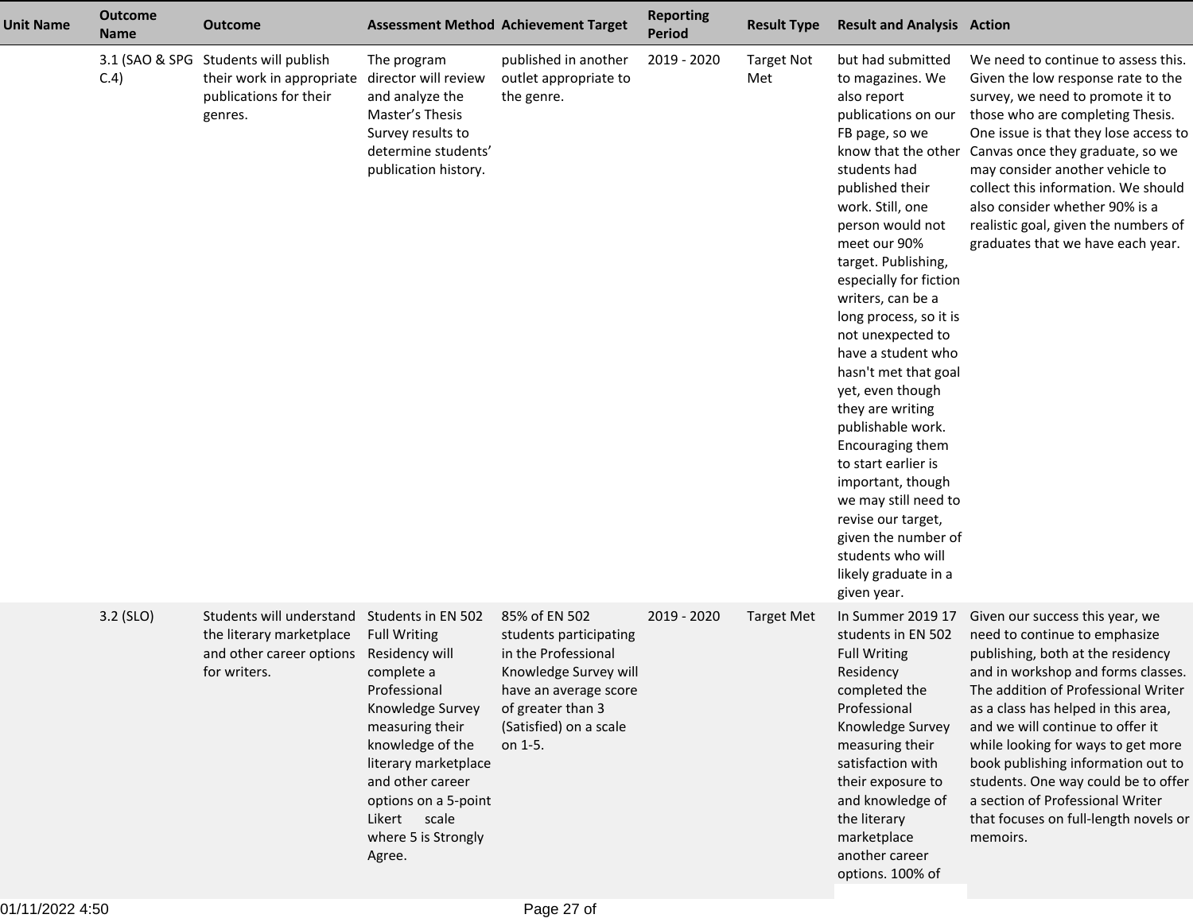| Unit Name | Outcome Name | Outcome | Assessment Method | Achievement Target | Reporting Period | Result Type | Result and Analysis | Action |
|---|---|---|---|---|---|---|---|---|
| | 3.1 (SAO & SPG C.4) | Students will publish their work in appropriate publications for their genres. | The program director will review and analyze the Master's Thesis Survey results to determine students' publication history. | published in another outlet appropriate to the genre. | 2019 - 2020 | Target Not Met | but had submitted to magazines. We also report publications on our FB page, so we know that the other students had published their work. Still, one person would not meet our 90% target. Publishing, especially for fiction writers, can be a long process, so it is not unexpected to have a student who hasn't met that goal yet, even though they are writing publishable work. Encouraging them to start earlier is important, though we may still need to revise our target, given the number of students who will likely graduate in a given year. | We need to continue to assess this. Given the low response rate to the survey, we need to promote it to those who are completing Thesis. One issue is that they lose access to Canvas once they graduate, so we may consider another vehicle to collect this information. We should also consider whether 90% is a realistic goal, given the numbers of graduates that we have each year. |
| | 3.2 (SLO) | Students will understand the literary marketplace and other career options for writers. | Students in EN 502 Full Writing Residency will complete a Professional Knowledge Survey measuring their knowledge of the literary marketplace and other career options on a 5-point Likert scale where 5 is Strongly Agree. | 85% of EN 502 students participating in the Professional Knowledge Survey will have an average score of greater than 3 (Satisfied) on a scale on 1-5. | 2019 - 2020 | Target Met | In Summer 2019 17 students in EN 502 Full Writing Residency completed the Professional Knowledge Survey measuring their satisfaction with their exposure to and knowledge of the literary marketplace another career options. 100% of | Given our success this year, we need to continue to emphasize publishing, both at the residency and in workshop and forms classes. The addition of Professional Writer as a class has helped in this area, and we will continue to offer it while looking for ways to get more book publishing information out to students. One way could be to offer a section of Professional Writer that focuses on full-length novels or memoirs. |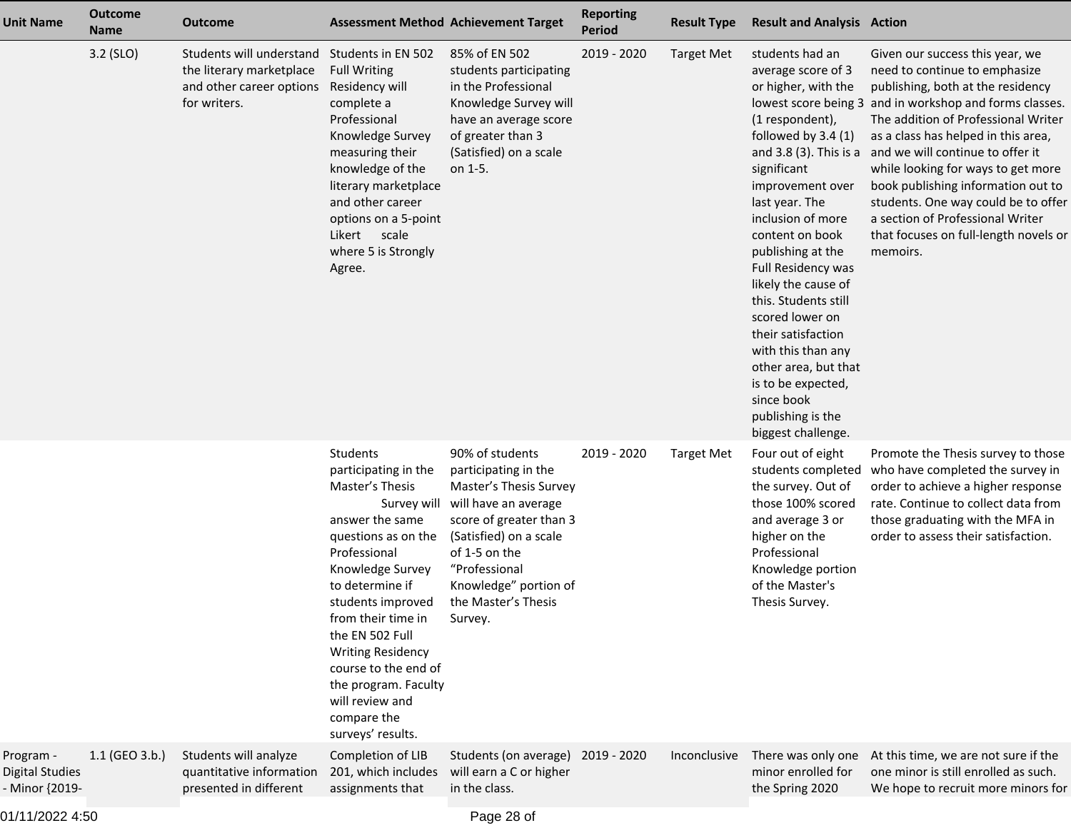| Unit Name | Outcome Name | Outcome | Assessment Method | Achievement Target | Reporting Period | Result Type | Result and Analysis | Action |
|---|---|---|---|---|---|---|---|---|
| | 3.2 (SLO) | Students will understand the literary marketplace and other career options for writers. | Students in EN 502 Full Writing Residency will complete a Professional Knowledge Survey measuring their knowledge of the literary marketplace and other career options on a 5-point Likert scale where 5 is Strongly Agree. | 85% of EN 502 students participating in the Professional Knowledge Survey will have an average score of greater than 3 (Satisfied) on a scale on 1-5. | 2019 - 2020 | Target Met | students had an average score of 3 or higher, with the lowest score being 3 (1 respondent), followed by 3.4 (1) and 3.8 (3). This is a significant improvement over last year. The inclusion of more content on book publishing at the Full Residency was likely the cause of this. Students still scored lower on their satisfaction with this than any other area, but that is to be expected, since book publishing is the biggest challenge. | Given our success this year, we need to continue to emphasize publishing, both at the residency and in workshop and forms classes. The addition of Professional Writer as a class has helped in this area, and we will continue to offer it while looking for ways to get more book publishing information out to students. One way could be to offer a section of Professional Writer that focuses on full-length novels or memoirs. |
| | | | Students participating in the Master's Thesis Survey will answer the same questions as on the Professional Knowledge Survey to determine if students improved from their time in the EN 502 Full Writing Residency course to the end of the program. Faculty will review and compare the surveys' results. | 90% of students participating in the Master's Thesis Survey will have an average score of greater than 3 (Satisfied) on a scale of 1-5 on the "Professional Knowledge" portion of the Master's Thesis Survey. | 2019 - 2020 | Target Met | Four out of eight students completed the survey. Out of those 100% scored and average 3 or higher on the Professional Knowledge portion of the Master's Thesis Survey. | Promote the Thesis survey to those who have completed the survey in order to achieve a higher response rate. Continue to collect data from those graduating with the MFA in order to assess their satisfaction. |
| Program - Digital Studies - Minor {2019- | 1.1 (GEO 3.b.) | Students will analyze quantitative information presented in different | Completion of LIB 201, which includes assignments that | Students (on average) will earn a C or higher in the class. | 2019 - 2020 | Inconclusive | There was only one minor enrolled for the Spring 2020 | At this time, we are not sure if the one minor is still enrolled as such. We hope to recruit more minors for |

01/11/2022 4:50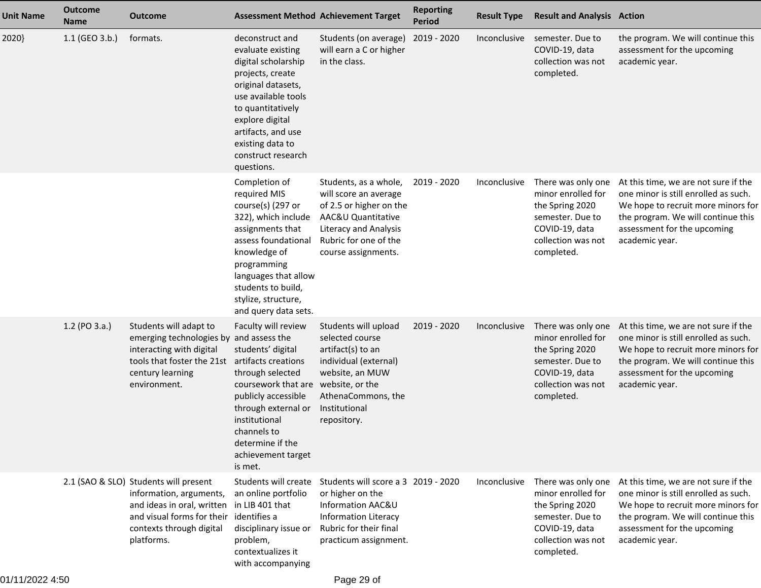| Unit Name | Outcome Name | Outcome | Assessment Method | Achievement Target | Reporting Period | Result Type | Result and Analysis | Action |
|---|---|---|---|---|---|---|---|---|
| 2020} | 1.1 (GEO 3.b.) | formats. | deconstruct and evaluate existing digital scholarship projects, create original datasets, use available tools to quantitatively explore digital artifacts, and use existing data to construct research questions. | Students (on average) will earn a C or higher in the class. | 2019 - 2020 | Inconclusive | semester. Due to COVID-19, data collection was not completed. | the program. We will continue this assessment for the upcoming academic year. |
| | | | Completion of required MIS course(s) (297 or 322), which include assignments that assess foundational knowledge of programming languages that allow students to build, stylize, structure, and query data sets. | Students, as a whole, will score an average of 2.5 or higher on the AAC&U Quantitative Literacy and Analysis Rubric for one of the course assignments. | 2019 - 2020 | Inconclusive | There was only one minor enrolled for the Spring 2020 semester. Due to COVID-19, data collection was not completed. | At this time, we are not sure if the one minor is still enrolled as such. We hope to recruit more minors for the program. We will continue this assessment for the upcoming academic year. |
| | 1.2 (PO 3.a.) | Students will adapt to emerging technologies by interacting with digital tools that foster the 21st century learning environment. | Faculty will review and assess the students' digital artifacts creations through selected coursework that are publicly accessible through external or institutional channels to determine if the achievement target is met. | Students will upload selected course artifact(s) to an individual (external) website, an MUW website, or the AthenaCommons, the Institutional repository. | 2019 - 2020 | Inconclusive | There was only one minor enrolled for the Spring 2020 semester. Due to COVID-19, data collection was not completed. | At this time, we are not sure if the one minor is still enrolled as such. We hope to recruit more minors for the program. We will continue this assessment for the upcoming academic year. |
| | 2.1 (SAO & SLO) | Students will present information, arguments, and ideas in oral, written and visual forms for their contexts through digital platforms. | Students will create an online portfolio in LIB 401 that identifies a disciplinary issue or problem, contextualizes it with accompanying | Students will score a 3 or higher on the Information AAC&U Information Literacy Rubric for their final practicum assignment. | 2019 - 2020 | Inconclusive | There was only one minor enrolled for the Spring 2020 semester. Due to COVID-19, data collection was not completed. | At this time, we are not sure if the one minor is still enrolled as such. We hope to recruit more minors for the program. We will continue this assessment for the upcoming academic year. |

01/11/2022 4:50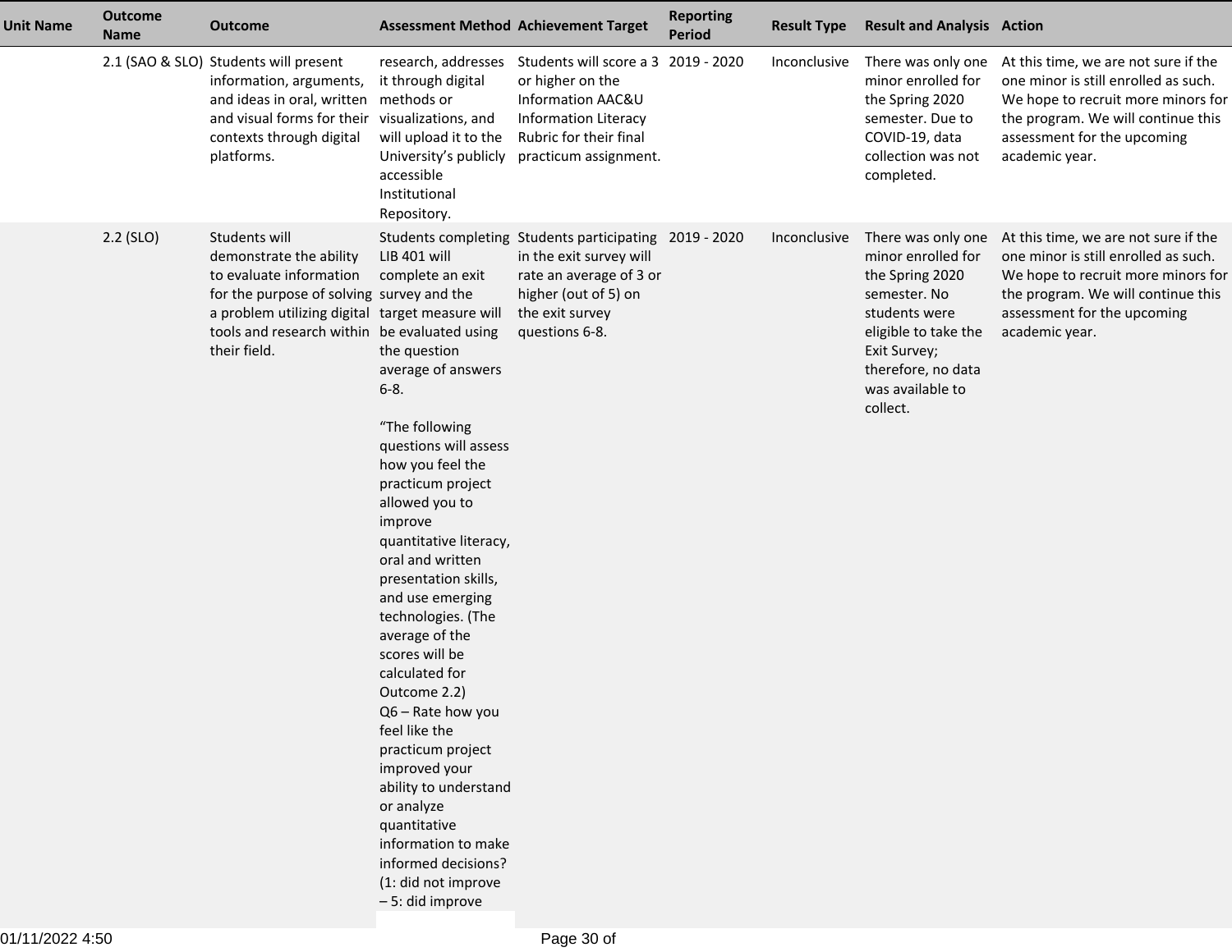| Unit Name | Outcome Name | Outcome | Assessment Method | Achievement Target | Reporting Period | Result Type | Result and Analysis | Action |
|---|---|---|---|---|---|---|---|---|
| | 2.1 (SAO & SLO) | Students will present information, arguments, and ideas in oral, written and visual forms for their contexts through digital platforms. | research, addresses it through digital methods or visualizations, and will upload it to the University's publicly accessible Institutional Repository. | Students will score a 3 or higher on the Information AAC&U Information Literacy Rubric for their final practicum assignment. | 2019 - 2020 | Inconclusive | There was only one minor enrolled for the Spring 2020 semester. Due to COVID-19, data collection was not completed. | At this time, we are not sure if the one minor is still enrolled as such. We hope to recruit more minors for the program. We will continue this assessment for the upcoming academic year. |
| | 2.2 (SLO) | Students will demonstrate the ability to evaluate information for the purpose of solving a problem utilizing digital tools and research within their field. | Students completing LIB 401 will complete an exit survey and the target measure will be evaluated using the question average of answers 6-8.<br><br>"The following questions will assess how you feel the practicum project allowed you to improve quantitative literacy, oral and written presentation skills, and use emerging technologies. (The average of the scores will be calculated for Outcome 2.2)<br>Q6 – Rate how you feel like the practicum project improved your ability to understand or analyze quantitative information to make informed decisions? (1: did not improve – 5: did improve | Students participating in the exit survey will rate an average of 3 or higher (out of 5) on the exit survey questions 6-8. | 2019 - 2020 | Inconclusive | There was only one minor enrolled for the Spring 2020 semester. No students were eligible to take the Exit Survey; therefore, no data was available to collect. | At this time, we are not sure if the one minor is still enrolled as such. We hope to recruit more minors for the program. We will continue this assessment for the upcoming academic year. |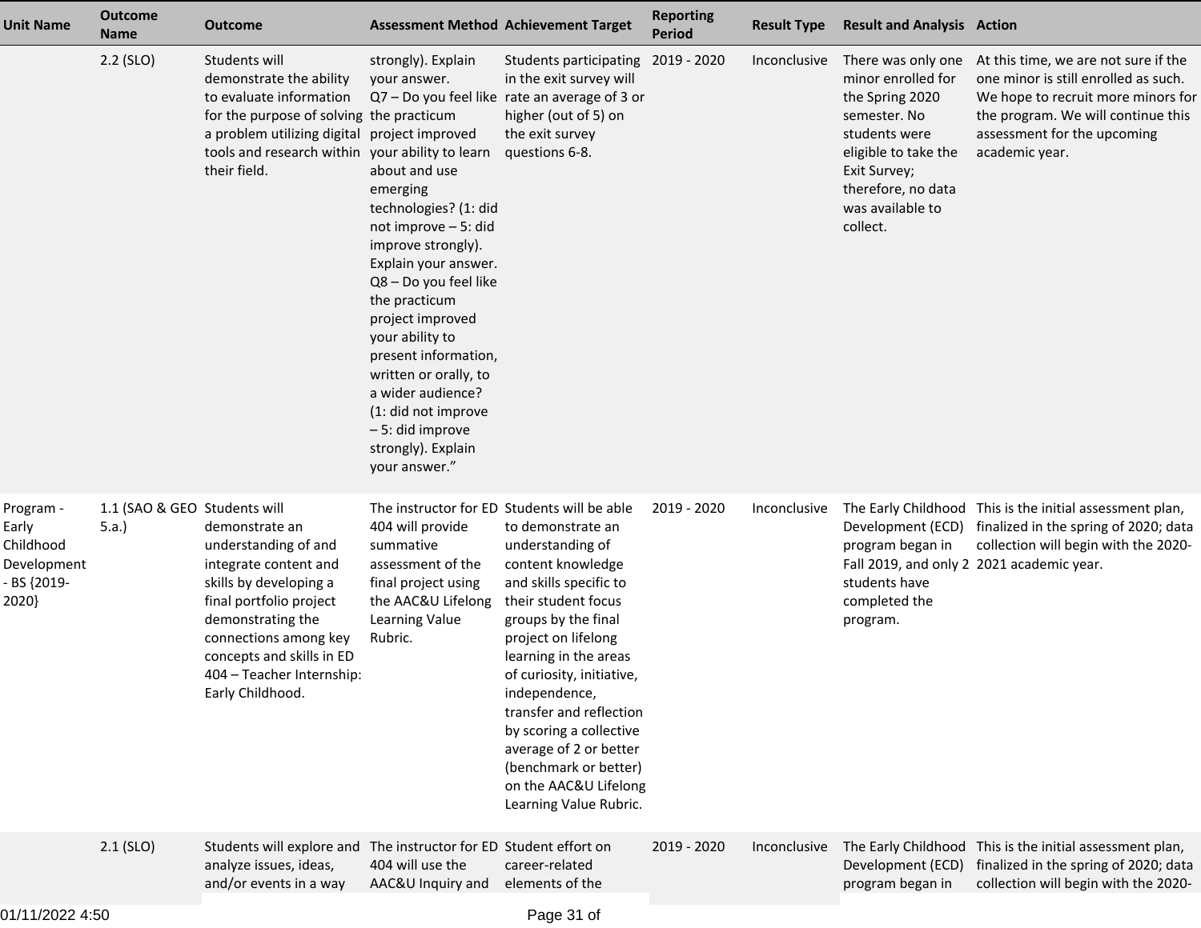| Unit Name | Outcome Name | Outcome | Assessment Method | Achievement Target | Reporting Period | Result Type | Result and Analysis | Action |
|---|---|---|---|---|---|---|---|---|
| | 2.2 (SLO) | Students will demonstrate the ability to evaluate information for the purpose of solving a problem utilizing digital tools and research within their field. | strongly). Explain your answer. Q7 – Do you feel like the practicum project improved your ability to learn about and use emerging technologies? (1: did not improve – 5: did improve strongly). Explain your answer. Q8 – Do you feel like the practicum project improved your ability to present information, written or orally, to a wider audience? (1: did not improve – 5: did improve strongly). Explain your answer." | Students participating in the exit survey will rate an average of 3 or higher (out of 5) on the exit survey questions 6-8. | 2019 - 2020 | Inconclusive | There was only one minor enrolled for the Spring 2020 semester. No students were eligible to take the Exit Survey; therefore, no data was available to collect. | At this time, we are not sure if the one minor is still enrolled as such. We hope to recruit more minors for the program. We will continue this assessment for the upcoming academic year. |
| Program - Early Childhood Development - BS {2019-2020} | 1.1 (SAO & GEO 5.a.) | Students will demonstrate an understanding of and integrate content and skills by developing a final portfolio project demonstrating the connections among key concepts and skills in ED 404 – Teacher Internship: Early Childhood. | The instructor for ED 404 will provide summative assessment of the final project using the AAC&U Lifelong Learning Value Rubric. | Students will be able to demonstrate an understanding of content knowledge and skills specific to their student focus groups by the final project on lifelong learning in the areas of curiosity, initiative, independence, transfer and reflection by scoring a collective average of 2 or better (benchmark or better) on the AAC&U Lifelong Learning Value Rubric. | 2019 - 2020 | Inconclusive | The Early Childhood Development (ECD) program began in Fall 2019, and only 2 students have completed the program. | This is the initial assessment plan, finalized in the spring of 2020; data collection will begin with the 2020-2021 academic year. |
| | 2.1 (SLO) | Students will explore and analyze issues, ideas, and/or events in a way | The instructor for ED 404 will use the AAC&U Inquiry and | Student effort on career-related elements of the | 2019 - 2020 | Inconclusive | The Early Childhood Development (ECD) program began in | This is the initial assessment plan, finalized in the spring of 2020; data collection will begin with the 2020- |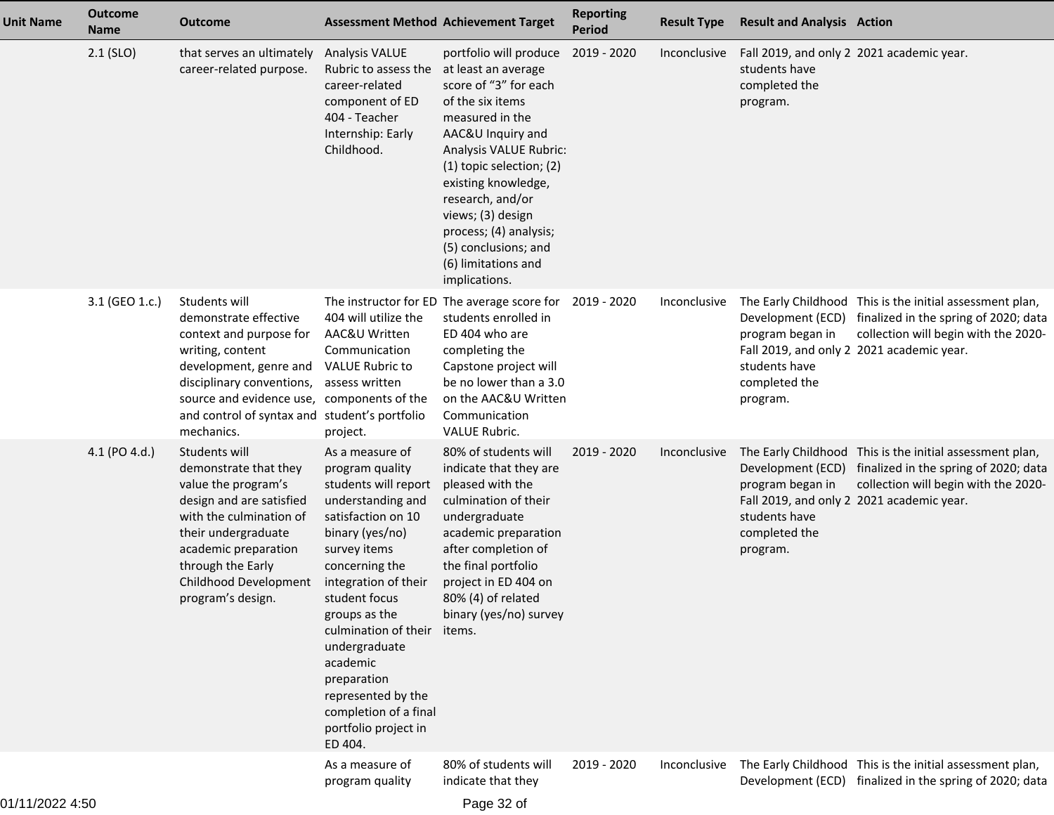| Unit Name | Outcome Name | Outcome | Assessment Method | Achievement Target | Reporting Period | Result Type | Result and Analysis | Action |
|---|---|---|---|---|---|---|---|---|
| | 2.1 (SLO) | that serves an ultimately career-related purpose. | Analysis VALUE Rubric to assess the career-related component of ED 404 - Teacher Internship: Early Childhood. | portfolio will produce at least an average score of "3" for each of the six items measured in the AAC&U Inquiry and Analysis VALUE Rubric: (1) topic selection; (2) existing knowledge, research, and/or views; (3) design process; (4) analysis; (5) conclusions; and (6) limitations and implications. | 2019 - 2020 | Inconclusive | Fall 2019, and only 2 students have completed the program. | 2021 academic year. |
| | 3.1 (GEO 1.c.) | Students will demonstrate effective context and purpose for writing, content development, genre and disciplinary conventions, source and evidence use, and control of syntax and mechanics. | The instructor for ED 404 will utilize the AAC&U Written Communication VALUE Rubric to assess written components of the student's portfolio project. | The average score for students enrolled in ED 404 who are completing the Capstone project will be no lower than a 3.0 on the AAC&U Written Communication VALUE Rubric. | 2019 - 2020 | Inconclusive | The Early Childhood Development (ECD) program began in Fall 2019, and only 2 students have completed the program. | This is the initial assessment plan, finalized in the spring of 2020; data collection will begin with the 2020-2021 academic year. |
| | 4.1 (PO 4.d.) | Students will demonstrate that they value the program's design and are satisfied with the culmination of their undergraduate academic preparation through the Early Childhood Development program's design. | As a measure of program quality students will report understanding and satisfaction on 10 binary (yes/no) survey items concerning the integration of their student focus groups as the culmination of their undergraduate academic preparation represented by the completion of a final portfolio project in ED 404. | 80% of students will indicate that they are pleased with the culmination of their undergraduate academic preparation after completion of the final portfolio project in ED 404 on 80% (4) of related binary (yes/no) survey items. | 2019 - 2020 | Inconclusive | The Early Childhood Development (ECD) program began in Fall 2019, and only 2 students have completed the program. | This is the initial assessment plan, finalized in the spring of 2020; data collection will begin with the 2020-2021 academic year. |
| | | | As a measure of program quality | 80% of students will indicate that they | 2019 - 2020 | Inconclusive | The Early Childhood Development (ECD) | This is the initial assessment plan, finalized in the spring of 2020; data |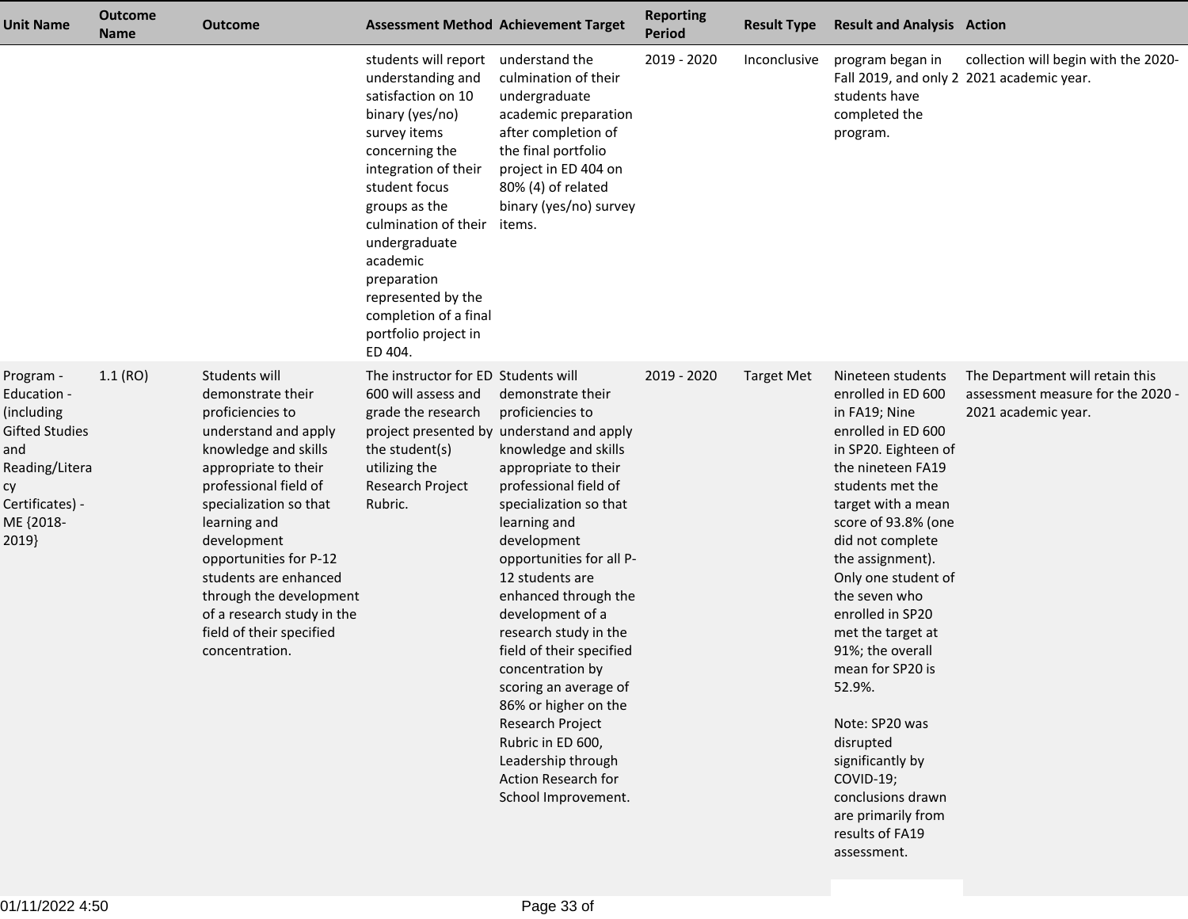| Unit Name | Outcome Name | Outcome | Assessment Method | Achievement Target | Reporting Period | Result Type | Result and Analysis | Action |
|---|---|---|---|---|---|---|---|---|
| | | | students will report understanding and satisfaction on 10 binary (yes/no) survey items concerning the integration of their student focus groups as the culmination of their undergraduate academic preparation represented by the completion of a final portfolio project in ED 404. | understand the culmination of their undergraduate academic preparation after completion of the final portfolio project in ED 404 on 80% (4) of related binary (yes/no) survey items. | 2019 - 2020 | Inconclusive | program began in Fall 2019, and only 2 students have completed the program. | collection will begin with the 2020-2021 academic year. |
| Program - Education - (including Gifted Studies and Reading/Literacy Certificates) - ME {2018-2019} | 1.1 (RO) | Students will demonstrate their proficiencies to understand and apply knowledge and skills appropriate to their professional field of specialization so that learning and development opportunities for P-12 students are enhanced through the development of a research study in the field of their specified concentration. | The instructor for ED 600 will assess and grade the research project presented by the student(s) utilizing the Research Project Rubric. | Students will demonstrate their proficiencies to understand and apply knowledge and skills appropriate to their professional field of specialization so that learning and development opportunities for all P-12 students are enhanced through the development of a research study in the field of their specified concentration by scoring an average of 86% or higher on the Research Project Rubric in ED 600, Leadership through Action Research for School Improvement. | 2019 - 2020 | Target Met | Nineteen students enrolled in ED 600 in FA19; Nine enrolled in ED 600 in SP20. Eighteen of the nineteen FA19 students met the target with a mean score of 93.8% (one did not complete the assignment). Only one student of the seven who enrolled in SP20 met the target at 91%; the overall mean for SP20 is 52.9%.<br><br>Note: SP20 was disrupted significantly by COVID-19; conclusions drawn are primarily from results of FA19 assessment. | The Department will retain this assessment measure for the 2020 - 2021 academic year. |

01/11/2022 4:50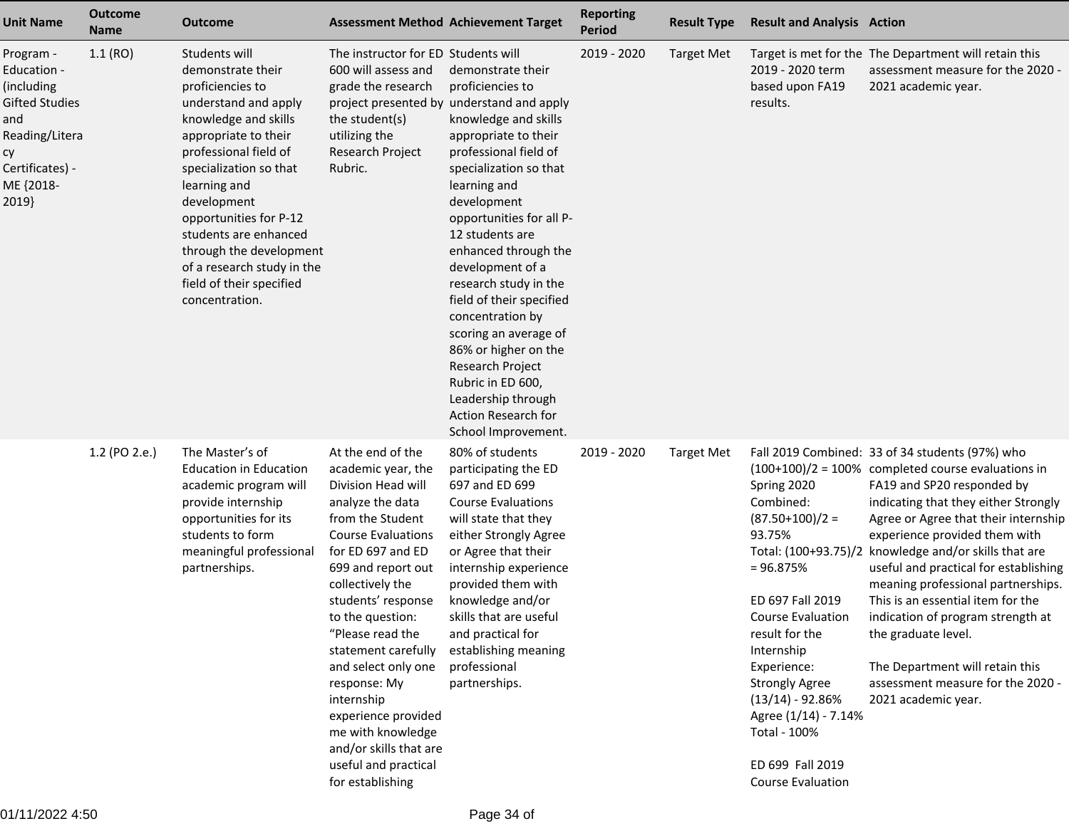| Unit Name | Outcome Name | Outcome | Assessment Method | Achievement Target | Reporting Period | Result Type | Result and Analysis | Action |
|---|---|---|---|---|---|---|---|---|
| Program - Education - (including Gifted Studies and Reading/Literacy Certificates) - ME {2018-2019} | 1.1 (RO) | Students will demonstrate their proficiencies to understand and apply knowledge and skills appropriate to their professional field of specialization so that learning and development opportunities for P-12 students are enhanced through the development of a research study in the field of their specified concentration. | The instructor for ED 600 will assess and grade the research project presented by the student(s) utilizing the Research Project Rubric. | Students will demonstrate their proficiencies to understand and apply knowledge and skills appropriate to their professional field of specialization so that learning and development opportunities for all P-12 students are enhanced through the development of a research study in the field of their specified concentration by scoring an average of 86% or higher on the Research Project Rubric in ED 600, Leadership through Action Research for School Improvement. | 2019 - 2020 | Target Met | Target is met for the 2019 - 2020 term based upon FA19 results. | The Department will retain this assessment measure for the 2020 - 2021 academic year. |
| | 1.2 (PO 2.e.) | The Master's of Education in Education academic program will provide internship opportunities for its students to form meaningful professional partnerships. | At the end of the academic year, the Division Head will analyze the data from the Student Course Evaluations for ED 697 and ED 699 and report out collectively the students' response to the question: "Please read the statement carefully and select only one response: My internship experience provided me with knowledge and/or skills that are useful and practical for establishing | 80% of students participating the ED 697 and ED 699 Course Evaluations will state that they either Strongly Agree or Agree that their internship experience provided them with knowledge and/or skills that are useful and practical for establishing meaning professional partnerships. | 2019 - 2020 | Target Met | Fall 2019 Combined: (100+100)/2 = 100%<br>Spring 2020 Combined: (87.50+100)/2 = 93.75%<br>Total: (100+93.75)/2 = 96.875%<br><br>ED 697 Fall 2019 Course Evaluation result for the Internship Experience:<br>Strongly Agree (13/14) - 92.86%<br>Agree (1/14) - 7.14%<br>Total - 100%<br><br>ED 699 Fall 2019 Course Evaluation | 33 of 34 students (97%) who completed course evaluations in FA19 and SP20 responded by indicating that they either Strongly Agree or Agree that their internship experience provided them with knowledge and/or skills that are useful and practical for establishing meaning professional partnerships. This is an essential item for the indication of program strength at the graduate level.<br><br>The Department will retain this assessment measure for the 2020 - 2021 academic year. |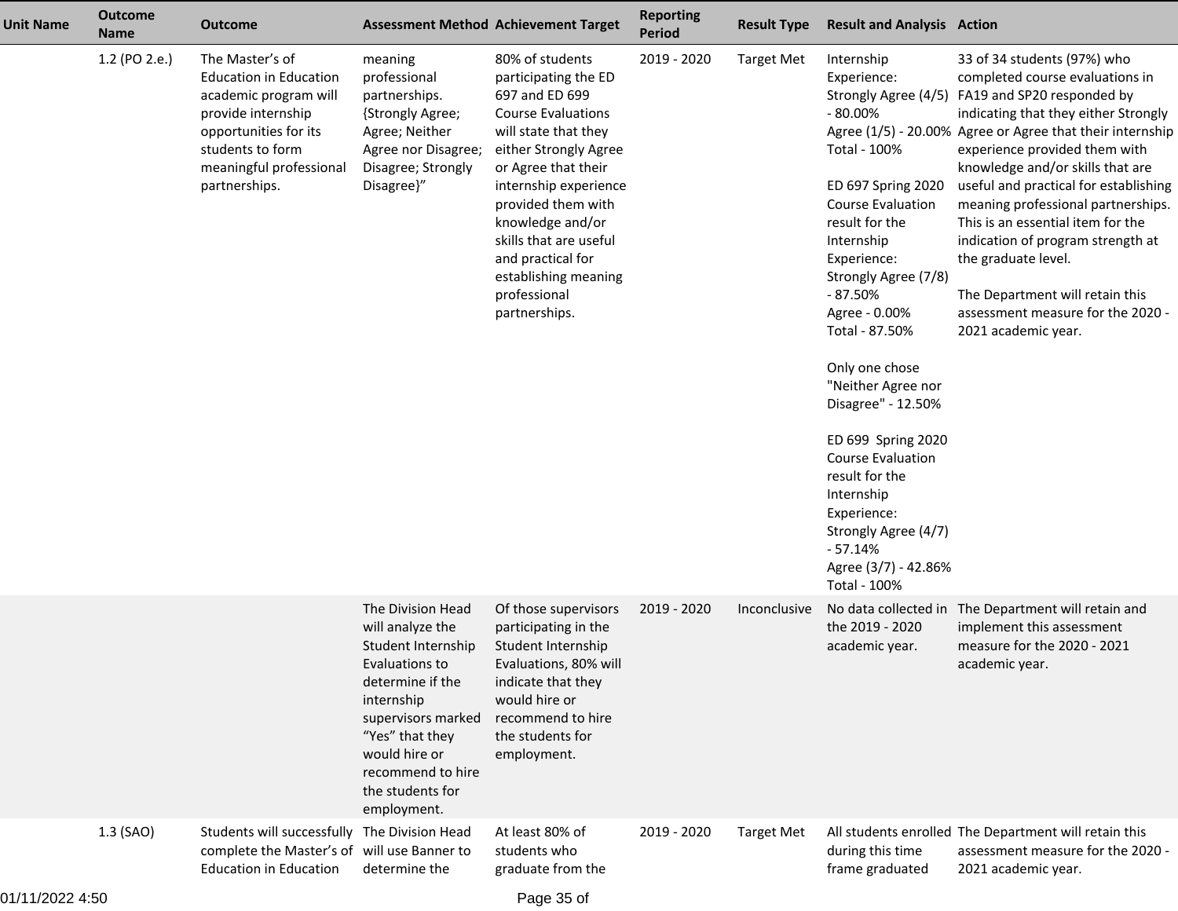| Unit Name | Outcome Name | Outcome | Assessment Method | Achievement Target | Reporting Period | Result Type | Result and Analysis | Action |
|---|---|---|---|---|---|---|---|---|
| | 1.2 (PO 2.e.) | The Master's of Education in Education academic program will provide internship opportunities for its students to form meaningful professional partnerships. | meaning professional partnerships. {Strongly Agree; Agree; Neither Agree nor Disagree; Disagree; Strongly Disagree}" | 80% of students participating the ED 697 and ED 699 Course Evaluations will state that they either Strongly Agree or Agree that their internship experience provided them with knowledge and/or skills that are useful and practical for establishing meaning professional partnerships. | 2019 - 2020 | Target Met | Internship Experience:<br>Strongly Agree (4/5) - 80.00%<br>Agree (1/5) - 20.00%<br>Total - 100%<br><br>ED 697 Spring 2020 Course Evaluation result for the Internship Experience:<br>Strongly Agree (7/8) - 87.50%<br>Agree - 0.00%<br>Total - 87.50%<br><br>Only one chose "Neither Agree nor Disagree" - 12.50%<br><br>ED 699 Spring 2020 Course Evaluation result for the Internship Experience:<br>Strongly Agree (4/7) - 57.14%<br>Agree (3/7) - 42.86%<br>Total - 100% | 33 of 34 students (97%) who completed course evaluations in FA19 and SP20 responded by indicating that they either Strongly Agree or Agree that their internship experience provided them with knowledge and/or skills that are useful and practical for establishing meaning professional partnerships. This is an essential item for the indication of program strength at the graduate level.<br><br>The Department will retain this assessment measure for the 2020 - 2021 academic year. |
| | | | The Division Head will analyze the Student Internship Evaluations to determine if the internship supervisors marked "Yes" that they would hire or recommend to hire the students for employment. | Of those supervisors participating in the Student Internship Evaluations, 80% will indicate that they would hire or recommend to hire the students for employment. | 2019 - 2020 | Inconclusive | No data collected in the 2019 - 2020 academic year. | The Department will retain and implement this assessment measure for the 2020 - 2021 academic year. |
| | 1.3 (SAO) | Students will successfully complete the Master's of Education in Education | The Division Head will use Banner to determine the | At least 80% of students who graduate from the | 2019 - 2020 | Target Met | All students enrolled during this time frame graduated | The Department will retain this assessment measure for the 2020 - 2021 academic year. |

01/11/2022 4:50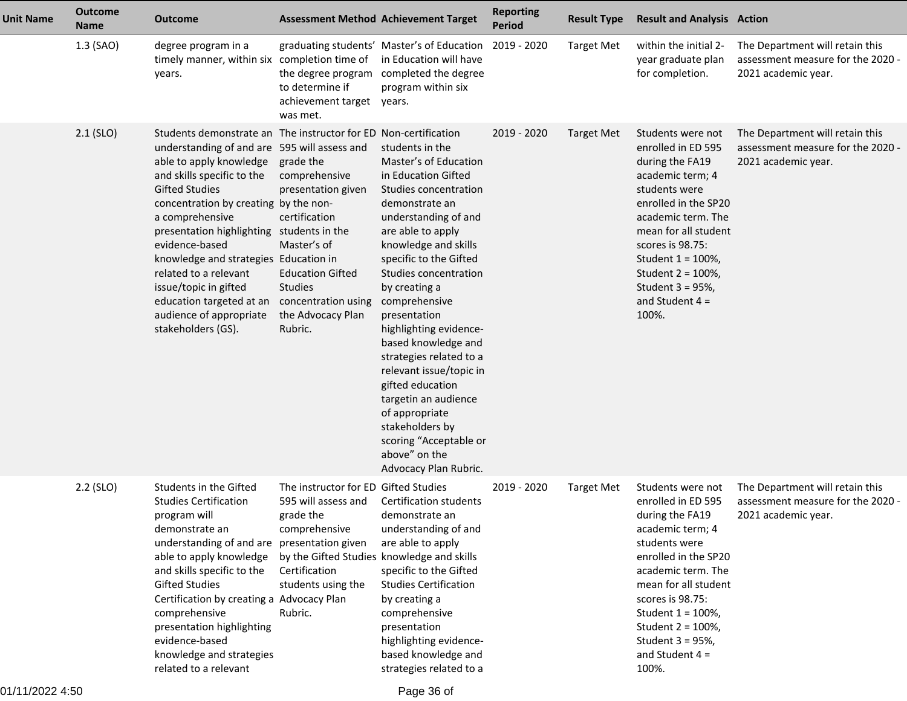| Unit Name | Outcome Name | Outcome | Assessment Method | Achievement Target | Reporting Period | Result Type | Result and Analysis | Action |
|---|---|---|---|---|---|---|---|---|
| | 1.3 (SAO) | degree program in a timely manner, within six years. | graduating students' completion time of the degree program to determine if achievement target was met. | Master's of Education in Education will have completed the degree program within six years. | 2019 - 2020 | Target Met | within the initial 2-year graduate plan for completion. | The Department will retain this assessment measure for the 2020 - 2021 academic year. |
| | 2.1 (SLO) | Students demonstrate an understanding of and are able to apply knowledge and skills specific to the Gifted Studies concentration by creating a comprehensive presentation highlighting evidence-based knowledge and strategies related to a relevant issue/topic in gifted education targeted at an audience of appropriate stakeholders (GS). | The instructor for ED 595 will assess and grade the comprehensive presentation given by the non-certification students in the Master's of Education in Education Gifted Studies concentration using the Advocacy Plan Rubric. | Non-certification students in the Master's of Education in Education Gifted Studies concentration demonstrate an understanding of and are able to apply knowledge and skills specific to the Gifted Studies concentration by creating a comprehensive presentation highlighting evidence-based knowledge and strategies related to a relevant issue/topic in gifted education targetin an audience of appropriate stakeholders by scoring "Acceptable or above" on the Advocacy Plan Rubric. | 2019 - 2020 | Target Met | Students were not enrolled in ED 595 during the FA19 academic term; 4 students were enrolled in the SP20 academic term. The mean for all student scores is 98.75: Student 1 = 100%, Student 2 = 100%, Student 3 = 95%, and Student 4 = 100%. | The Department will retain this assessment measure for the 2020 - 2021 academic year. |
| | 2.2 (SLO) | Students in the Gifted Studies Certification program will demonstrate an understanding of and are able to apply knowledge and skills specific to the Gifted Studies Certification by creating a comprehensive presentation highlighting evidence-based knowledge and strategies related to a relevant | The instructor for ED 595 will assess and grade the comprehensive presentation given by the Gifted Studies Certification students using the Advocacy Plan Rubric. | Gifted Studies Certification students demonstrate an understanding of and are able to apply knowledge and skills specific to the Gifted Studies Certification by creating a comprehensive presentation highlighting evidence-based knowledge and strategies related to a | 2019 - 2020 | Target Met | Students were not enrolled in ED 595 during the FA19 academic term; 4 students were enrolled in the SP20 academic term. The mean for all student scores is 98.75: Student 1 = 100%, Student 2 = 100%, Student 3 = 95%, and Student 4 = 100%. | The Department will retain this assessment measure for the 2020 - 2021 academic year. |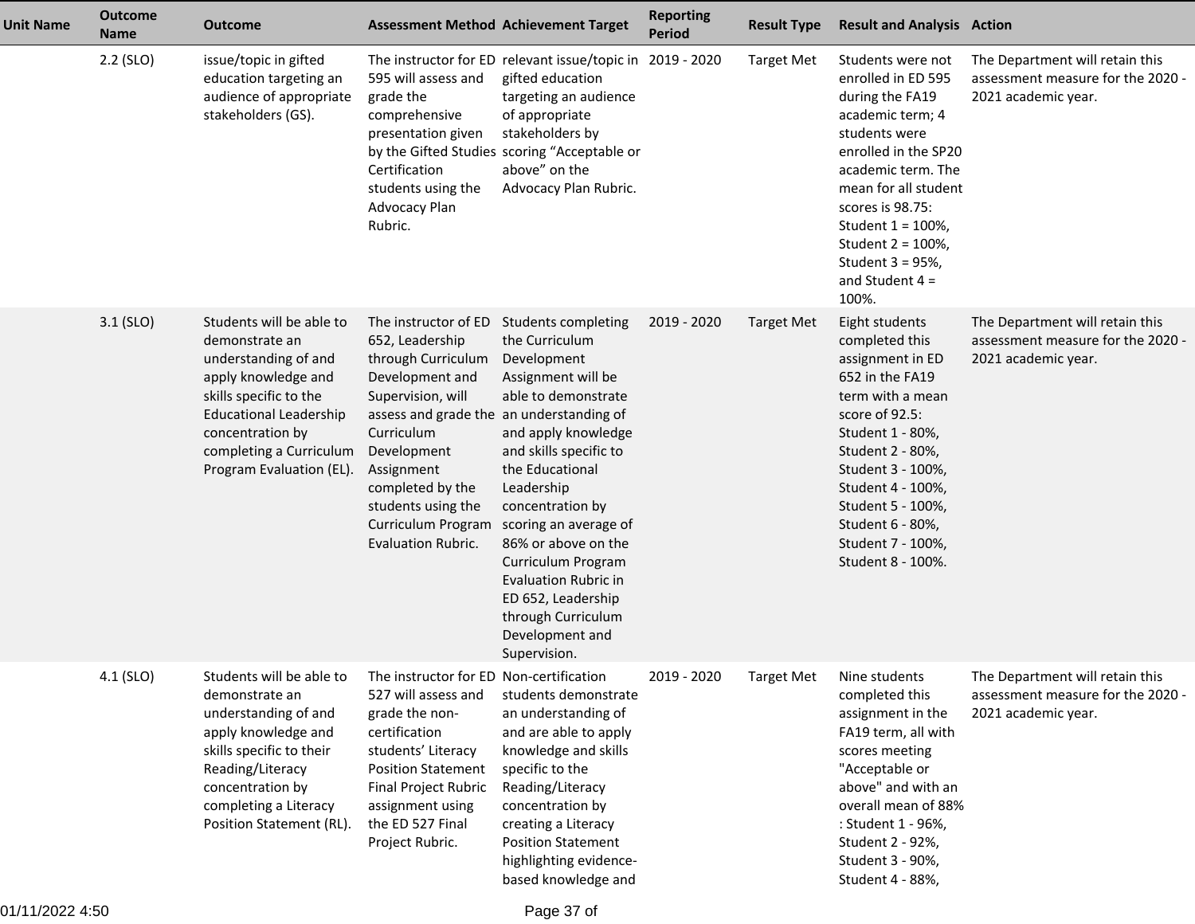| Unit Name | Outcome Name | Outcome | Assessment Method | Achievement Target | Reporting Period | Result Type | Result and Analysis | Action |
|---|---|---|---|---|---|---|---|---|
| | 2.2 (SLO) | issue/topic in gifted education targeting an audience of appropriate stakeholders (GS). | The instructor for ED 595 will assess and grade the comprehensive presentation given by the Gifted Studies Certification students using the Advocacy Plan Rubric. | relevant issue/topic in gifted education targeting an audience of appropriate stakeholders by scoring "Acceptable or above" on the Advocacy Plan Rubric. | 2019 - 2020 | Target Met | Students were not enrolled in ED 595 during the FA19 academic term; 4 students were enrolled in the SP20 academic term. The mean for all student scores is 98.75: Student 1 = 100%, Student 2 = 100%, Student 3 = 95%, and Student 4 = 100%. | The Department will retain this assessment measure for the 2020 - 2021 academic year. |
| | 3.1 (SLO) | Students will be able to demonstrate an understanding of and apply knowledge and skills specific to the Educational Leadership concentration by completing a Curriculum Program Evaluation (EL). | The instructor of ED 652, Leadership through Curriculum Development and Supervision, will assess and grade the Curriculum Development Assignment completed by the students using the Curriculum Program Evaluation Rubric. | Students completing the Curriculum Development Assignment will be able to demonstrate an understanding of and apply knowledge and skills specific to the Educational Leadership concentration by scoring an average of 86% or above on the Curriculum Program Evaluation Rubric in ED 652, Leadership through Curriculum Development and Supervision. | 2019 - 2020 | Target Met | Eight students completed this assignment in ED 652 in the FA19 term with a mean score of 92.5: Student 1 - 80%, Student 2 - 80%, Student 3 - 100%, Student 4 - 100%, Student 5 - 100%, Student 6 - 80%, Student 7 - 100%, Student 8 - 100%. | The Department will retain this assessment measure for the 2020 - 2021 academic year. |
| | 4.1 (SLO) | Students will be able to demonstrate an understanding of and apply knowledge and skills specific to their Reading/Literacy concentration by completing a Literacy Position Statement (RL). | The instructor for ED 527 will assess and grade the non-certification students' Literacy Position Statement Final Project Rubric assignment using the ED 527 Final Project Rubric. | Non-certification students demonstrate an understanding of and are able to apply knowledge and skills specific to the Reading/Literacy concentration by creating a Literacy Position Statement highlighting evidence-based knowledge and | 2019 - 2020 | Target Met | Nine students completed this assignment in the FA19 term, all with scores meeting "Acceptable or above" and with an overall mean of 88% : Student 1 - 96%, Student 2 - 92%, Student 3 - 90%, Student 4 - 88%, | The Department will retain this assessment measure for the 2020 - 2021 academic year. |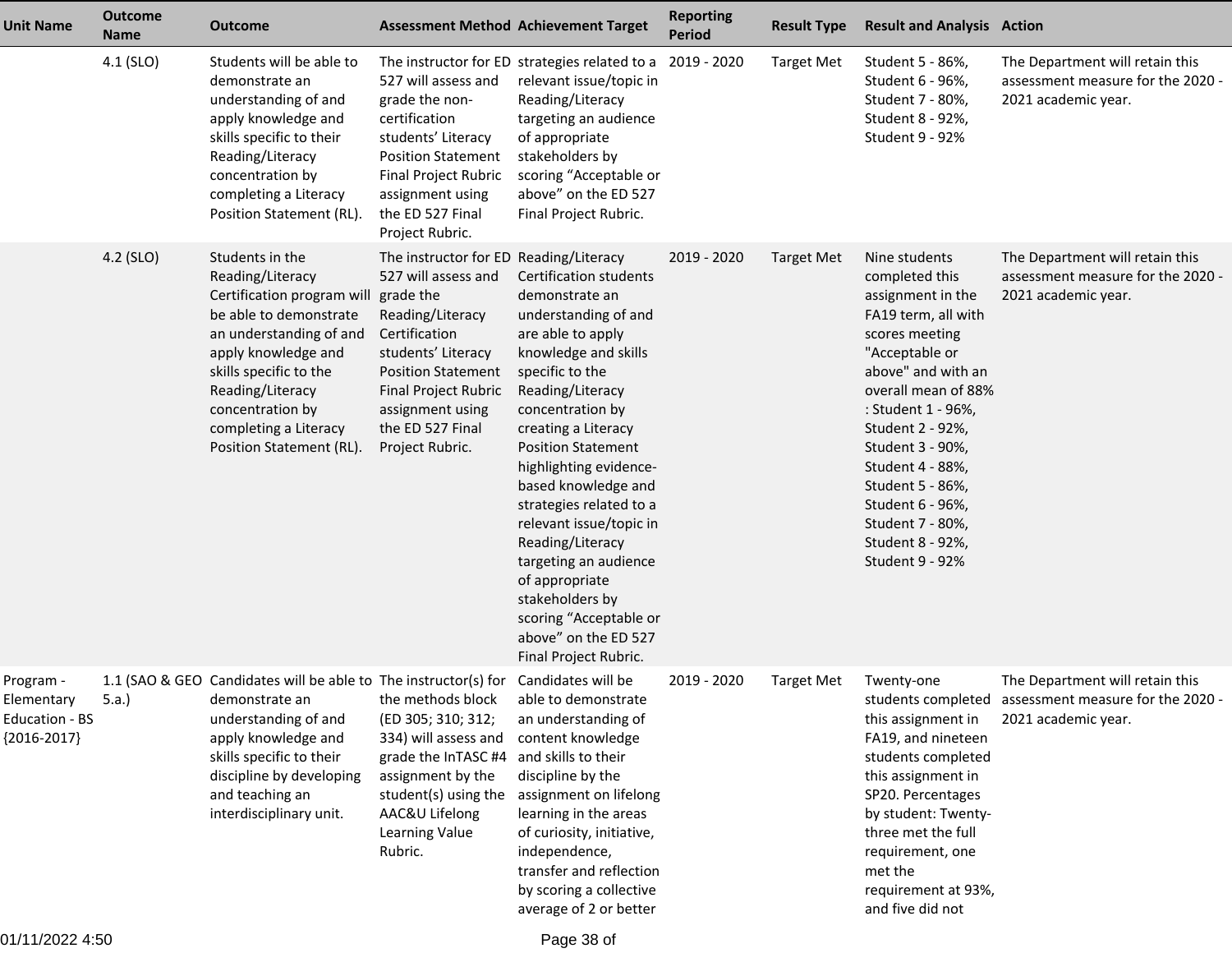| Unit Name | Outcome Name | Outcome | Assessment Method | Achievement Target | Reporting Period | Result Type | Result and Analysis | Action |
|---|---|---|---|---|---|---|---|---|
| | 4.1 (SLO) | Students will be able to demonstrate an understanding of and apply knowledge and skills specific to their Reading/Literacy concentration by completing a Literacy Position Statement (RL). | The instructor for ED 527 will assess and grade the non-certification students' Literacy Position Statement Final Project Rubric assignment using the ED 527 Final Project Rubric. | strategies related to a relevant issue/topic in Reading/Literacy targeting an audience of appropriate stakeholders by scoring "Acceptable or above" on the ED 527 Final Project Rubric. | 2019 - 2020 | Target Met | Student 5 - 86%, Student 6 - 96%, Student 7 - 80%, Student 8 - 92%, Student 9 - 92% | The Department will retain this assessment measure for the 2020 - 2021 academic year. |
| | 4.2 (SLO) | Students in the Reading/Literacy Certification program will be able to demonstrate an understanding of and apply knowledge and skills specific to the Reading/Literacy concentration by completing a Literacy Position Statement (RL). | The instructor for ED 527 will assess and grade the Reading/Literacy Certification students' Literacy Position Statement Final Project Rubric assignment using the ED 527 Final Project Rubric. | Reading/Literacy Certification students demonstrate an understanding of and are able to apply knowledge and skills specific to the Reading/Literacy concentration by creating a Literacy Position Statement highlighting evidence-based knowledge and strategies related to a relevant issue/topic in Reading/Literacy targeting an audience of appropriate stakeholders by scoring "Acceptable or above" on the ED 527 Final Project Rubric. | 2019 - 2020 | Target Met | Nine students completed this assignment in the FA19 term, all with scores meeting "Acceptable or above" and with an overall mean of 88% : Student 1 - 96%, Student 2 - 92%, Student 3 - 90%, Student 4 - 88%, Student 5 - 86%, Student 6 - 96%, Student 7 - 80%, Student 8 - 92%, Student 9 - 92% | The Department will retain this assessment measure for the 2020 - 2021 academic year. |
| Program - Elementary Education - BS {2016-2017} | 1.1 (SAO & GEO 5.a.) | Candidates will be able to demonstrate an understanding of and apply knowledge and skills specific to their discipline by developing and teaching an interdisciplinary unit. | The instructor(s) for the methods block (ED 305; 310; 312; 334) will assess and grade the InTASC #4 assignment by the student(s) using the AAC&U Lifelong Learning Value Rubric. | Candidates will be able to demonstrate an understanding of content knowledge and skills to their discipline by the assignment on lifelong learning in the areas of curiosity, initiative, independence, transfer and reflection by scoring a collective average of 2 or better | 2019 - 2020 | Target Met | Twenty-one students completed this assignment in FA19, and nineteen students completed this assignment in SP20. Percentages by student: Twenty-three met the full requirement, one met the requirement at 93%, and five did not | The Department will retain this assessment measure for the 2020 - 2021 academic year. |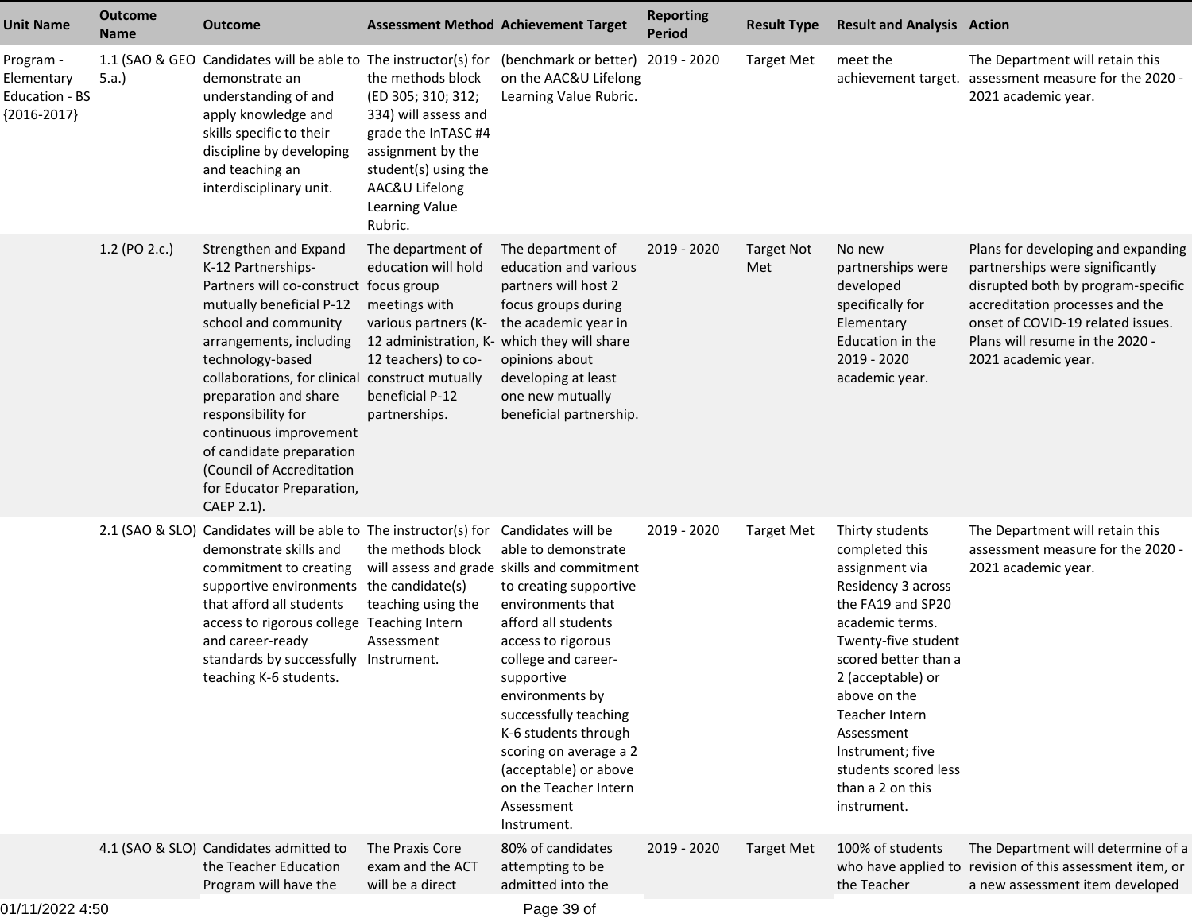| Unit Name | Outcome Name | Outcome | Assessment Method | Achievement Target | Reporting Period | Result Type | Result and Analysis | Action |
|---|---|---|---|---|---|---|---|---|
| Program - Elementary Education - BS {2016-2017} | 1.1 (SAO & GEO 5.a.) | Candidates will be able to demonstrate an understanding of and apply knowledge and skills specific to their discipline by developing and teaching an interdisciplinary unit. | The instructor(s) for the methods block (ED 305; 310; 312; 334) will assess and grade the InTASC #4 assignment by the student(s) using the AAC&U Lifelong Learning Value Rubric. | (benchmark or better) on the AAC&U Lifelong Learning Value Rubric. | 2019 - 2020 | Target Met | meet the achievement target. | The Department will retain this assessment measure for the 2020 - 2021 academic year. |
| | 1.2 (PO 2.c.) | Strengthen and Expand K-12 Partnerships- Partners will co-construct mutually beneficial P-12 school and community arrangements, including technology-based collaborations, for clinical preparation and share responsibility for continuous improvement of candidate preparation (Council of Accreditation for Educator Preparation, CAEP 2.1). | The department of education will hold focus group meetings with various partners (K-12 administration, K-12 teachers) to co-construct mutually beneficial P-12 partnerships. | The department of education and various partners will host 2 focus groups during the academic year in which they will share opinions about developing at least one new mutually beneficial partnership. | 2019 - 2020 | Target Not Met | No new partnerships were developed specifically for Elementary Education in the 2019 - 2020 academic year. | Plans for developing and expanding partnerships were significantly disrupted both by program-specific accreditation processes and the onset of COVID-19 related issues. Plans will resume in the 2020 - 2021 academic year. |
| | 2.1 (SAO & SLO) | Candidates will be able to demonstrate skills and commitment to creating supportive environments that afford all students access to rigorous college and career-ready standards by successfully teaching K-6 students. | The instructor(s) for the methods block will assess and grade the candidate(s) teaching using the Teaching Intern Assessment Instrument. | Candidates will be able to demonstrate skills and commitment to creating supportive environments that afford all students access to rigorous college and career-supportive environments by successfully teaching K-6 students through scoring on average a 2 (acceptable) or above on the Teacher Intern Assessment Instrument. | 2019 - 2020 | Target Met | Thirty students completed this assignment via Residency 3 across the FA19 and SP20 academic terms. Twenty-five student scored better than a 2 (acceptable) or above on the Teacher Intern Assessment Instrument; five students scored less than a 2 on this instrument. | The Department will retain this assessment measure for the 2020 - 2021 academic year. |
| | 4.1 (SAO & SLO) | Candidates admitted to the Teacher Education Program will have the | The Praxis Core exam and the ACT will be a direct | 80% of candidates attempting to be admitted into the | 2019 - 2020 | Target Met | 100% of students who have applied to the Teacher | The Department will determine of a revision of this assessment item, or a new assessment item developed |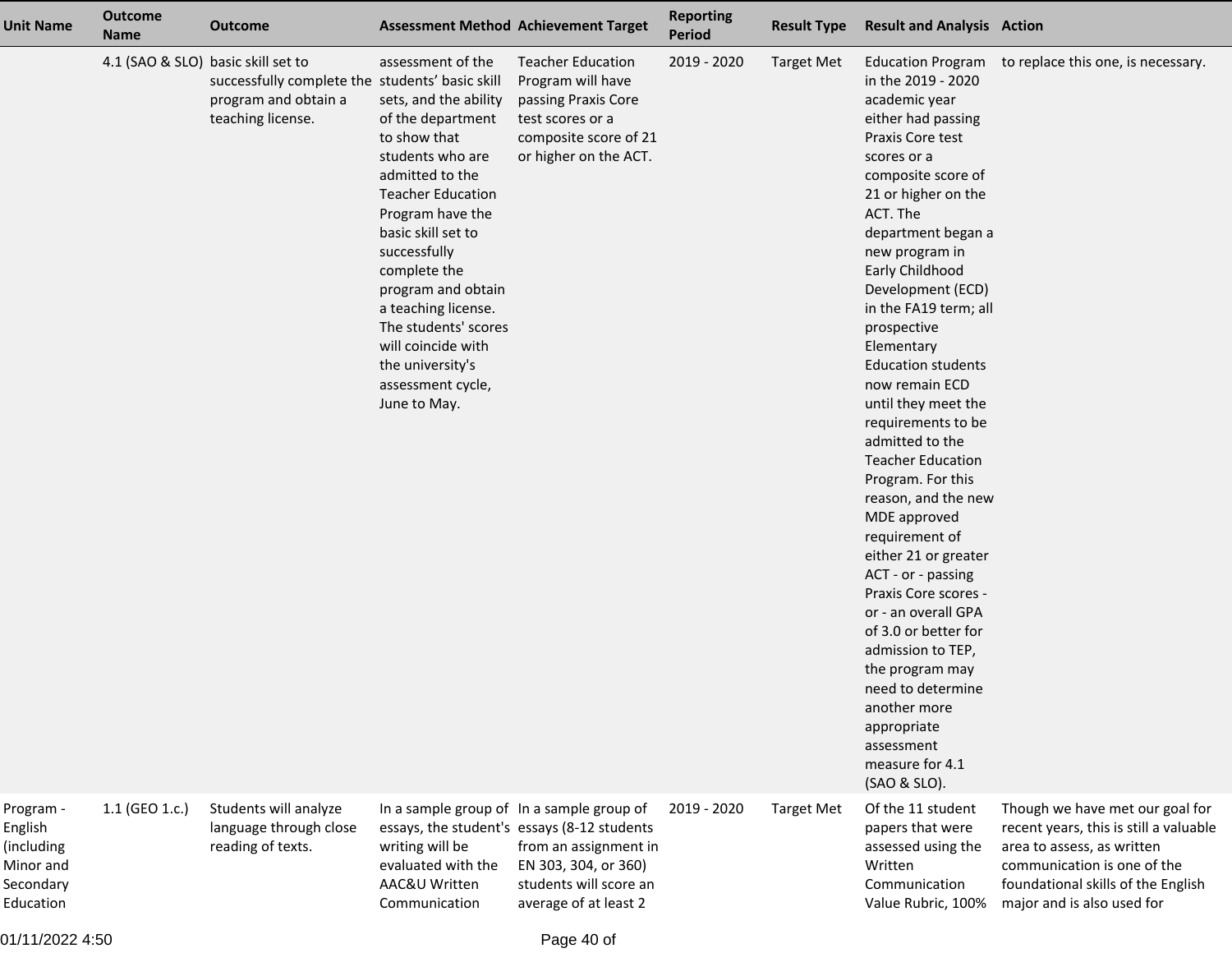| Unit Name | Outcome Name | Outcome | Assessment Method | Achievement Target | Reporting Period | Result Type | Result and Analysis | Action |
|---|---|---|---|---|---|---|---|---|
| | 4.1 (SAO & SLO) | basic skill set to successfully complete the program and obtain a teaching license. | assessment of the students' basic skill sets, and the ability of the department to show that students who are admitted to the Teacher Education Program have the basic skill set to successfully complete the program and obtain a teaching license. The students' scores will coincide with the university's assessment cycle, June to May. | Teacher Education Program will have passing Praxis Core test scores or a composite score of 21 or higher on the ACT. | 2019 - 2020 | Target Met | Education Program in the 2019 - 2020 academic year either had passing Praxis Core test scores or a composite score of 21 or higher on the ACT. The department began a new program in Early Childhood Development (ECD) in the FA19 term; all prospective Elementary Education students now remain ECD until they meet the requirements to be admitted to the Teacher Education Program. For this reason, and the new MDE approved requirement of either 21 or greater ACT - or - passing Praxis Core scores - or - an overall GPA of 3.0 or better for admission to TEP, the program may need to determine another more appropriate assessment measure for 4.1 (SAO & SLO). | to replace this one, is necessary. |
| Program - English (including Minor and Secondary Education | 1.1 (GEO 1.c.) | Students will analyze language through close reading of texts. | In a sample group of essays, the student's writing will be evaluated with the AAC&U Written Communication | In a sample group of essays (8-12 students from an assignment in EN 303, 304, or 360) students will score an average of at least 2 | 2019 - 2020 | Target Met | Of the 11 student papers that were assessed using the Written Communication Value Rubric, 100% | Though we have met our goal for recent years, this is still a valuable area to assess, as written communication is one of the foundational skills of the English major and is also used for |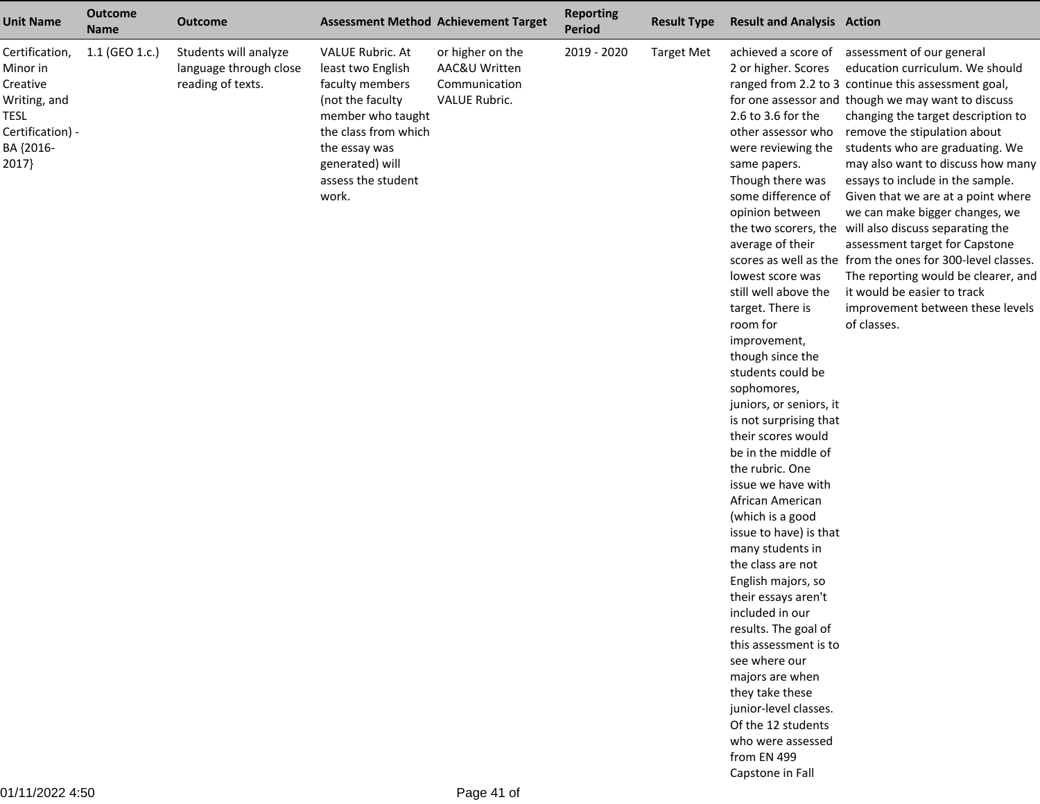| Unit Name | Outcome Name | Outcome | Assessment Method | Achievement Target | Reporting Period | Result Type | Result and Analysis | Action |
|---|---|---|---|---|---|---|---|---|
| Certification, Minor in Creative Writing, and TESL Certification) - BA {2016-2017} | 1.1 (GEO 1.c.) | Students will analyze language through close reading of texts. | VALUE Rubric. At least two English faculty members (not the faculty member who taught the class from which the essay was generated) will assess the student work. | or higher on the AAC&U Written Communication VALUE Rubric. | 2019 - 2020 | Target Met | achieved a score of 2 or higher. Scores ranged from 2.2 to 3 for one assessor and 2.6 to 3.6 for the other assessor who were reviewing the same papers. Though there was some difference of opinion between the two scorers, the average of their scores as well as the lowest score was still well above the target. There is room for improvement, though since the students could be sophomores, juniors, or seniors, it is not surprising that their scores would be in the middle of the rubric. One issue we have with African American (which is a good issue to have) is that many students in the class are not English majors, so their essays aren't included in our results. The goal of this assessment is to see where our majors are when they take these junior-level classes. Of the 12 students who were assessed from EN 499 Capstone in Fall | assessment of our general education curriculum. We should continue this assessment goal, though we may want to discuss changing the target description to remove the stipulation about students who are graduating. We may also want to discuss how many essays to include in the sample. Given that we are at a point where we can make bigger changes, we will also discuss separating the assessment target for Capstone from the ones for 300-level classes. The reporting would be clearer, and it would be easier to track improvement between these levels of classes. |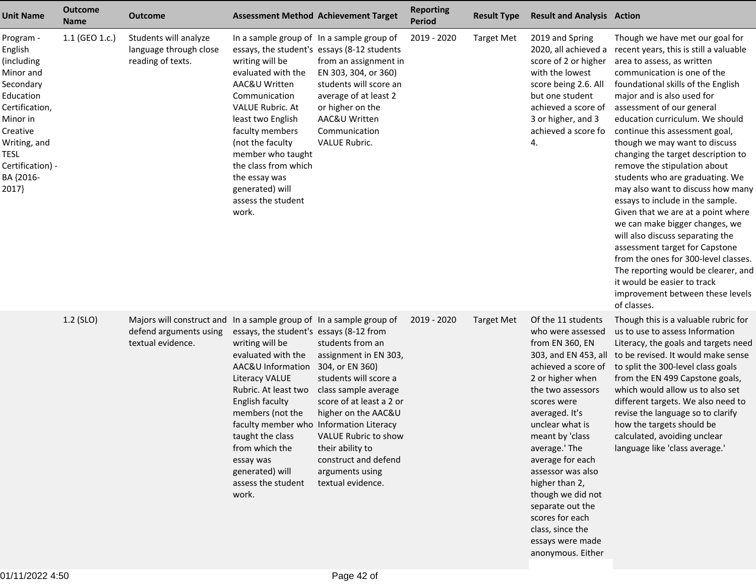| Unit Name | Outcome Name | Outcome | Assessment Method | Achievement Target | Reporting Period | Result Type | Result and Analysis | Action |
|---|---|---|---|---|---|---|---|---|
| Program - English (including Minor and Secondary Education Certification, Minor in Creative Writing, and TESL Certification) - BA {2016-2017} | 1.1 (GEO 1.c.) | Students will analyze language through close reading of texts. | In a sample group of essays, the student's writing will be evaluated with the AAC&U Written Communication VALUE Rubric. At least two English faculty members (not the faculty member who taught the class from which the essay was generated) will assess the student work. | In a sample group of essays (8-12 students from an assignment in EN 303, 304, or 360) students will score an average of at least 2 or higher on the AAC&U Written Communication VALUE Rubric. | 2019 - 2020 | Target Met | 2019 and Spring 2020, all achieved a score of 2 or higher with the lowest score being 2.6. All but one student achieved a score of 3 or higher, and 3 achieved a score fo 4. | Though we have met our goal for recent years, this is still a valuable area to assess, as written communication is one of the foundational skills of the English major and is also used for assessment of our general education curriculum. We should continue this assessment goal, though we may want to discuss changing the target description to remove the stipulation about students who are graduating. We may also want to discuss how many essays to include in the sample. Given that we are at a point where we can make bigger changes, we will also discuss separating the assessment target for Capstone from the ones for 300-level classes. The reporting would be clearer, and it would be easier to track improvement between these levels of classes. |
| | 1.2 (SLO) | Majors will construct and defend arguments using textual evidence. | In a sample group of essays, the student's writing will be evaluated with the AAC&U Information Literacy VALUE Rubric. At least two English faculty members (not the faculty member who taught the class from which the essay was generated) will assess the student work. | In a sample group of essays (8-12 from students from an assignment in EN 303, 304, or EN 360) students will score a class sample average score of at least a 2 or higher on the AAC&U Information Literacy VALUE Rubric to show their ability to construct and defend arguments using textual evidence. | 2019 - 2020 | Target Met | Of the 11 students who were assessed from EN 360, EN 303, and EN 453, all achieved a score of 2 or higher when the two assessors scores were averaged. It's unclear what is meant by 'class average.' The average for each assessor was also higher than 2, though we did not separate out the scores for each class, since the essays were made anonymous. Either | Though this is a valuable rubric for us to use to assess Information Literacy, the goals and targets need to be revised. It would make sense to split the 300-level class goals from the EN 499 Capstone goals, which would allow us to also set different targets. We also need to revise the language so to clarify how the targets should be calculated, avoiding unclear language like 'class average.' |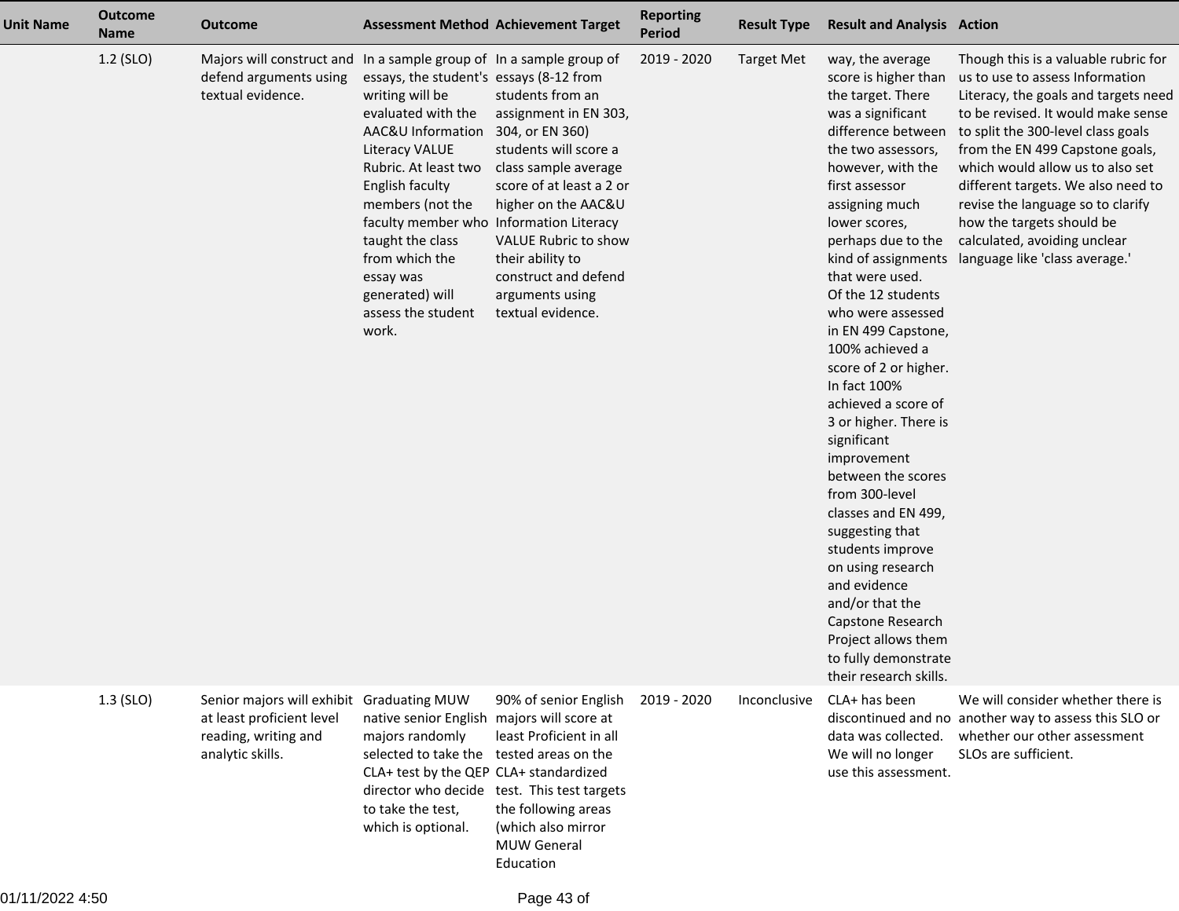| Unit Name | Outcome Name | Outcome | Assessment Method | Achievement Target | Reporting Period | Result Type | Result and Analysis | Action |
|---|---|---|---|---|---|---|---|---|
| | 1.2 (SLO) | Majors will construct and defend arguments using textual evidence. | In a sample group of essays, the student's writing will be evaluated with the AAC&U Information Literacy VALUE Rubric. At least two English faculty members (not the faculty member who taught the class from which the essay was generated) will assess the student work. | In a sample group of essays (8-12 from students from an assignment in EN 303, 304, or EN 360) students will score a class sample average score of at least a 2 or higher on the AAC&U Information Literacy VALUE Rubric to show their ability to construct and defend arguments using textual evidence. | 2019 - 2020 | Target Met | way, the average score is higher than the target. There was a significant difference between the two assessors, however, with the first assessor assigning much lower scores, perhaps due to the kind of assignments that were used.<br>Of the 12 students who were assessed in EN 499 Capstone, 100% achieved a score of 2 or higher. In fact 100% achieved a score of 3 or higher. There is significant improvement between the scores from 300-level classes and EN 499, suggesting that students improve on using research and evidence and/or that the Capstone Research Project allows them to fully demonstrate their research skills. | Though this is a valuable rubric for us to use to assess Information Literacy, the goals and targets need to be revised. It would make sense to split the 300-level class goals from the EN 499 Capstone goals, which would allow us to also set different targets. We also need to revise the language so to clarify how the targets should be calculated, avoiding unclear language like 'class average.' |
| | 1.3 (SLO) | Senior majors will exhibit at least proficient level reading, writing and analytic skills. | Graduating MUW native senior English majors randomly selected to take the CLA+ test by the QEP director who decide to take the test, which is optional. | 90% of senior English majors will score at least Proficient in all tested areas on the CLA+ standardized test. This test targets the following areas (which also mirror MUW General Education | 2019 - 2020 | Inconclusive | CLA+ has been discontinued and no data was collected. We will no longer use this assessment. | We will consider whether there is another way to assess this SLO or whether our other assessment SLOs are sufficient. |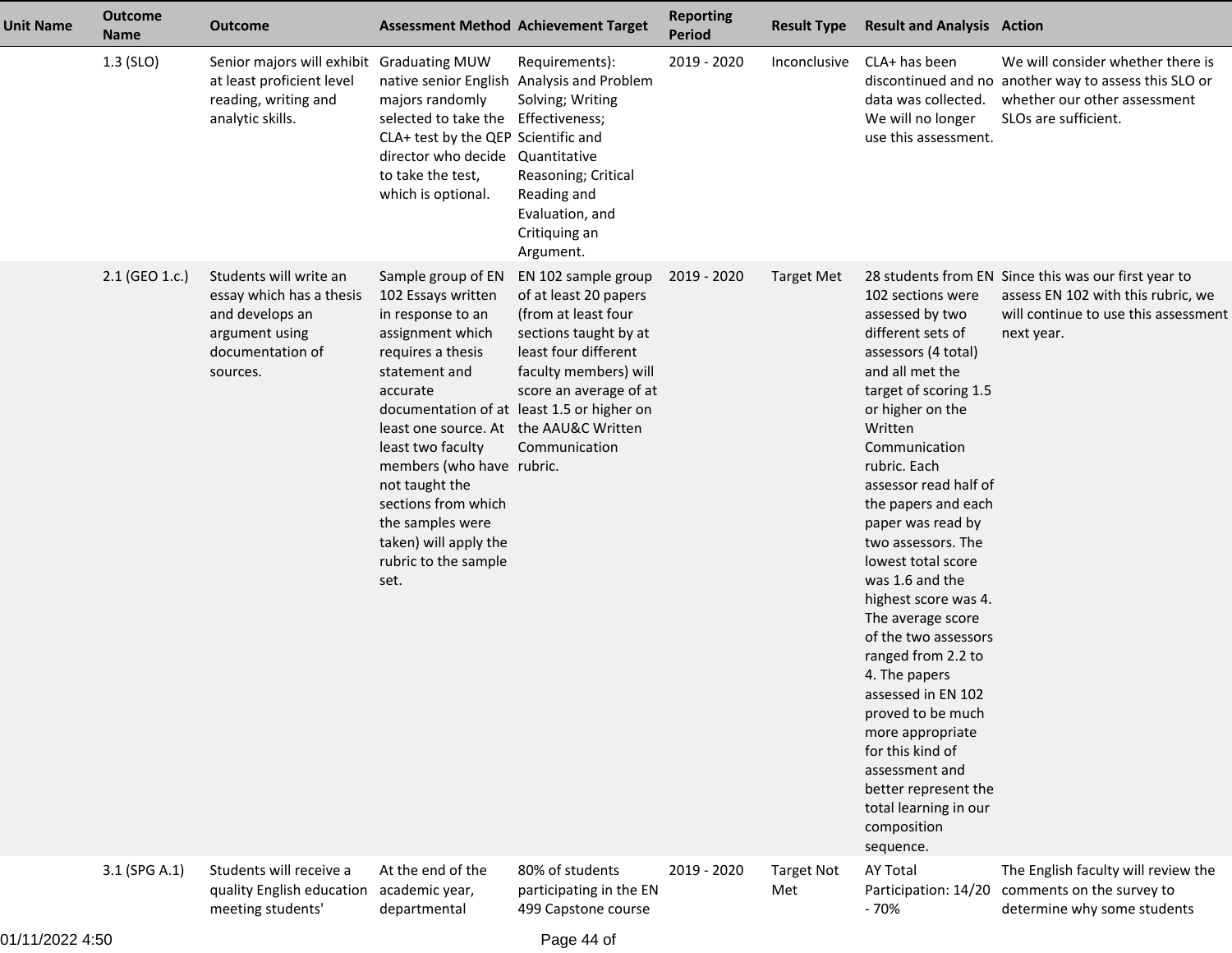| Unit Name | Outcome Name | Outcome | Assessment Method | Achievement Target | Reporting Period | Result Type | Result and Analysis | Action |
|---|---|---|---|---|---|---|---|---|
| | 1.3 (SLO) | Senior majors will exhibit at least proficient level reading, writing and analytic skills. | Graduating MUW native senior English majors randomly selected to take the CLA+ test by the QEP director who decide to take the test, which is optional. | Requirements): Analysis and Problem Solving; Writing Effectiveness; Scientific and Quantitative Reasoning; Critical Reading and Evaluation, and Critiquing an Argument. | 2019 - 2020 | Inconclusive | CLA+ has been discontinued and no data was collected. We will no longer use this assessment. | We will consider whether there is another way to assess this SLO or whether our other assessment SLOs are sufficient. |
| | 2.1 (GEO 1.c.) | Students will write an essay which has a thesis and develops an argument using documentation of sources. | Sample group of EN 102 Essays written in response to an assignment which requires a thesis statement and accurate documentation of at least one source. At least two faculty members (who have not taught the sections from which the samples were taken) will apply the rubric to the sample set. | EN 102 sample group of at least 20 papers (from at least four sections taught by at least four different faculty members) will score an average of at least 1.5 or higher on the AAU&C Written Communication rubric. | 2019 - 2020 | Target Met | 28 students from EN 102 sections were assessed by two different sets of assessors (4 total) and all met the target of scoring 1.5 or higher on the Written Communication rubric. Each assessor read half of the papers and each paper was read by two assessors. The lowest total score was 1.6 and the highest score was 4. The average score of the two assessors ranged from 2.2 to 4. The papers assessed in EN 102 proved to be much more appropriate for this kind of assessment and better represent the total learning in our composition sequence. | Since this was our first year to assess EN 102 with this rubric, we will continue to use this assessment next year. |
| | 3.1 (SPG A.1) | Students will receive a quality English education meeting students' | At the end of the academic year, departmental | 80% of students participating in the EN 499 Capstone course | 2019 - 2020 | Target Not Met | AY Total Participation: 14/20 - 70% | The English faculty will review the comments on the survey to determine why some students |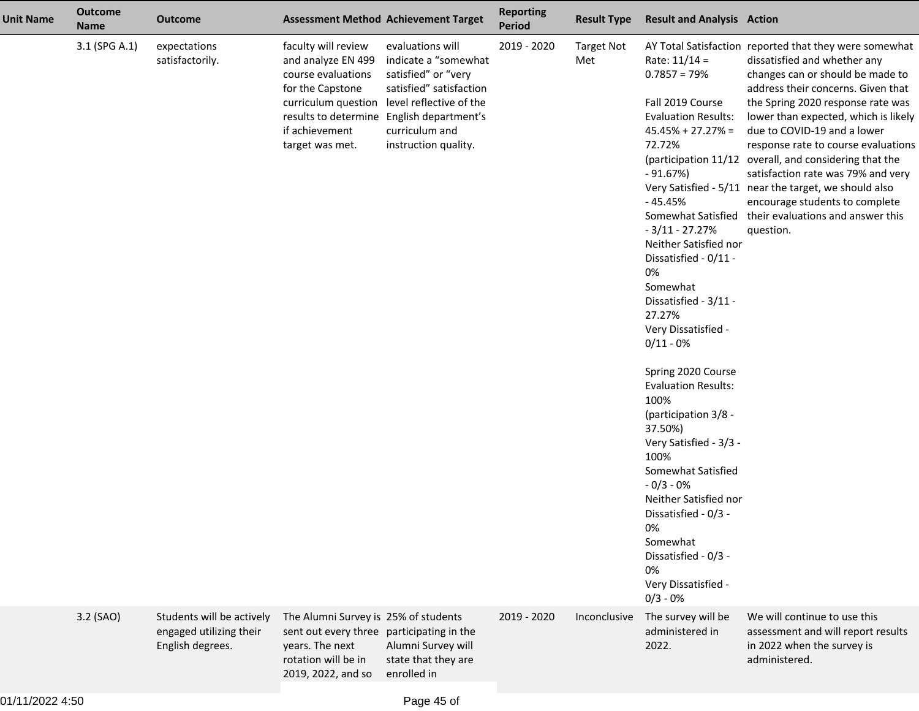| Unit Name | Outcome Name | Outcome | Assessment Method | Achievement Target | Reporting Period | Result Type | Result and Analysis | Action |
|---|---|---|---|---|---|---|---|---|
| | 3.1 (SPG A.1) | expectations satisfactorily. | faculty will review and analyze EN 499 course evaluations for the Capstone curriculum question results to determine if achievement target was met. | evaluations will indicate a "somewhat satisfied" or "very satisfied" satisfaction level reflective of the English department's curriculum and instruction quality. | 2019 - 2020 | Target Not Met | AY Total Satisfaction Rate: 11/14 = 0.7857 = 79%<br><br>Fall 2019 Course Evaluation Results: 45.45% + 27.27% = 72.72% (participation 11/12 - 91.67%)<br>Very Satisfied - 5/11 - 45.45%<br>Somewhat Satisfied - 3/11 - 27.27%<br>Neither Satisfied nor Dissatisfied - 0/11 - 0%<br>Somewhat Dissatisfied - 3/11 - 27.27%<br>Very Dissatisfied - 0/11 - 0%<br><br>Spring 2020 Course Evaluation Results: 100% (participation 3/8 - 37.50%)<br>Very Satisfied - 3/3 - 100%<br>Somewhat Satisfied - 0/3 - 0%<br>Neither Satisfied nor Dissatisfied - 0/3 - 0%<br>Somewhat Dissatisfied - 0/3 - 0%<br>Very Dissatisfied - 0/3 - 0% | reported that they were somewhat dissatisfied and whether any changes can or should be made to address their concerns. Given that the Spring 2020 response rate was lower than expected, which is likely due to COVID-19 and a lower response rate to course evaluations overall, and considering that the satisfaction rate was 79% and very near the target, we should also encourage students to complete their evaluations and answer this question. |
| | 3.2 (SAO) | Students will be actively engaged utilizing their English degrees. | The Alumni Survey is sent out every three years. The next rotation will be in 2019, 2022, and so | 25% of students participating in the Alumni Survey will state that they are enrolled in | 2019 - 2020 | Inconclusive | The survey will be administered in 2022. | We will continue to use this assessment and will report results in 2022 when the survey is administered. |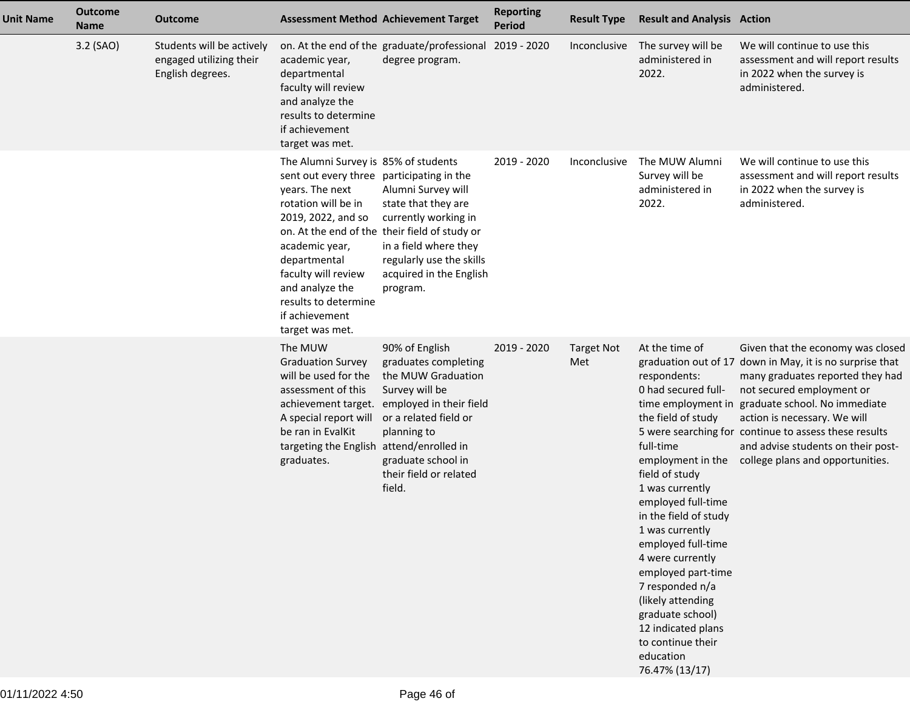| Unit Name | Outcome Name | Outcome | Assessment Method | Achievement Target | Reporting Period | Result Type | Result and Analysis | Action |
|---|---|---|---|---|---|---|---|---|
| | 3.2 (SAO) | Students will be actively engaged utilizing their English degrees. | on. At the end of the academic year, departmental faculty will review and analyze the results to determine if achievement target was met. | graduate/professional degree program. | 2019 - 2020 | Inconclusive | The survey will be administered in 2022. | We will continue to use this assessment and will report results in 2022 when the survey is administered. |
| | | | The Alumni Survey is sent out every three years. The next rotation will be in 2019, 2022, and so on. At the end of the academic year, departmental faculty will review and analyze the results to determine if achievement target was met. | 85% of students participating in the Alumni Survey will state that they are currently working in their field of study or in a field where they regularly use the skills acquired in the English program. | 2019 - 2020 | Inconclusive | The MUW Alumni Survey will be administered in 2022. | We will continue to use this assessment and will report results in 2022 when the survey is administered. |
| | | | The MUW Graduation Survey will be used for the assessment of this achievement target. A special report will be ran in EvalKit targeting the English graduates. | 90% of English graduates completing the MUW Graduation Survey will be employed in their field or a related field or planning to attend/enrolled in graduate school in their field or related field. | 2019 - 2020 | Target Not Met | At the time of graduation out of 17 respondents:<br>0 had secured full-time employment in the field of study<br>5 were searching for full-time employment in the field of study<br>1 was currently employed full-time in the field of study<br>1 was currently employed full-time<br>4 were currently employed part-time<br>7 responded n/a (likely attending graduate school)<br>12 indicated plans to continue their education<br>76.47% (13/17) | Given that the economy was closed down in May, it is no surprise that many graduates reported they had not secured employment or graduate school. No immediate action is necessary. We will continue to assess these results and advise students on their post-college plans and opportunities. |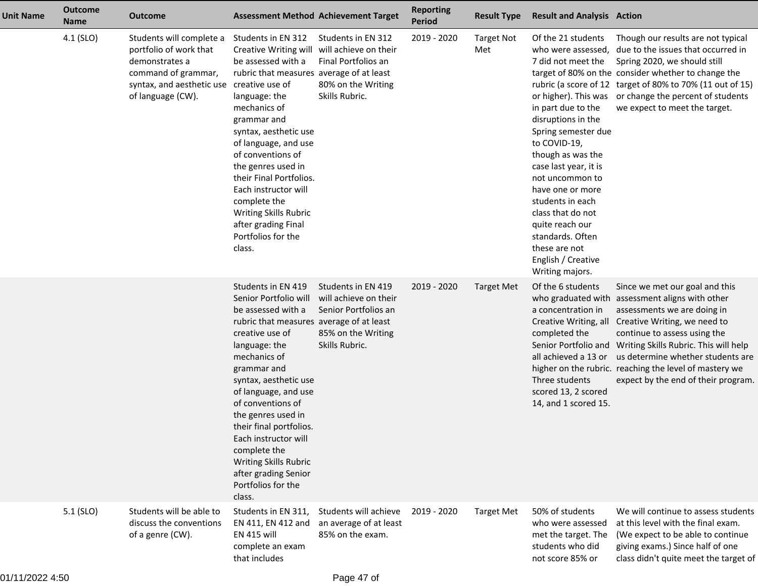| Unit Name | Outcome Name | Outcome | Assessment Method | Achievement Target | Reporting Period | Result Type | Result and Analysis | Action |
|---|---|---|---|---|---|---|---|---|
| | 4.1 (SLO) | Students will complete a portfolio of work that demonstrates a command of grammar, syntax, and aesthetic use of language (CW). | Students in EN 312 Creative Writing will be assessed with a rubric that measures creative use of language: the mechanics of grammar and syntax, aesthetic use of language, and use of conventions of the genres used in their Final Portfolios. Each instructor will complete the Writing Skills Rubric after grading Final Portfolios for the class. | Students in EN 312 will achieve on their Final Portfolios an average of at least 80% on the Writing Skills Rubric. | 2019 - 2020 | Target Not Met | Of the 21 students who were assessed, 7 did not meet the target of 80% on the rubric (a score of 12 or higher). This was in part due to the disruptions in the Spring semester due to COVID-19, though as was the case last year, it is not uncommon to have one or more students in each class that do not quite reach our standards. Often these are not English / Creative Writing majors. | Though our results are not typical due to the issues that occurred in Spring 2020, we should still consider whether to change the target of 80% to 70% (11 out of 15) or change the percent of students we expect to meet the target. |
| | | | Students in EN 419 Senior Portfolio will be assessed with a rubric that measures creative use of language: the mechanics of grammar and syntax, aesthetic use of language, and use of conventions of the genres used in their final portfolios. Each instructor will complete the Writing Skills Rubric after grading Senior Portfolios for the class. | Students in EN 419 will achieve on their Senior Portfolios an average of at least 85% on the Writing Skills Rubric. | 2019 - 2020 | Target Met | Of the 6 students who graduated with a concentration in Creative Writing, all completed the Senior Portfolio and all achieved a 13 or higher on the rubric. Three students scored 13, 2 scored 14, and 1 scored 15. | Since we met our goal and this assessment aligns with other assessments we are doing in Creative Writing, we need to continue to assess using the Writing Skills Rubric. This will help us determine whether students are reaching the level of mastery we expect by the end of their program. |
| | 5.1 (SLO) | Students will be able to discuss the conventions of a genre (CW). | Students in EN 311, EN 411, EN 412 and EN 415 will complete an exam that includes | Students will achieve an average of at least 85% on the exam. | 2019 - 2020 | Target Met | 50% of students who were assessed met the target. The students who did not score 85% or | We will continue to assess students at this level with the final exam. (We expect to be able to continue giving exams.) Since half of one class didn't quite meet the target of |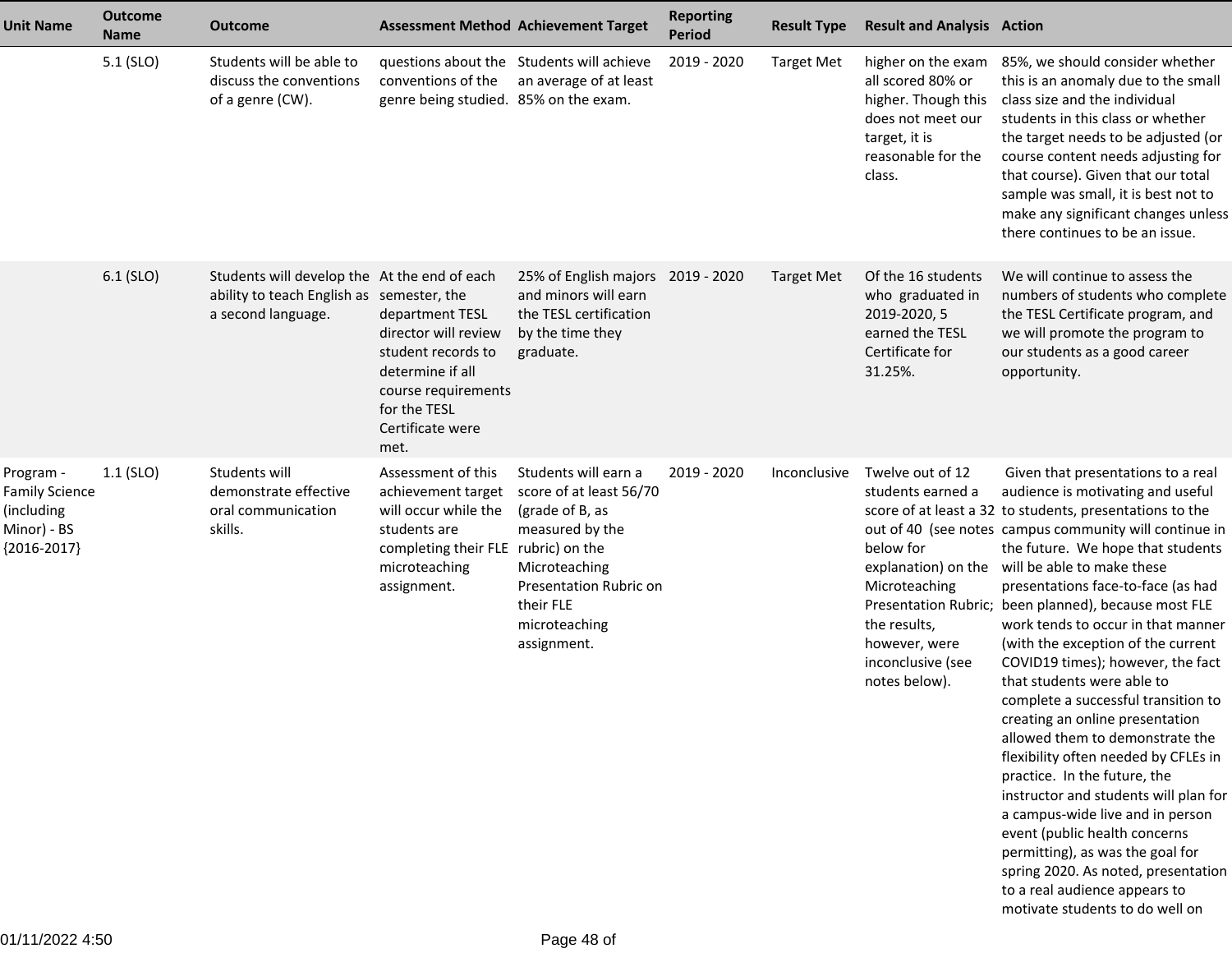| Unit Name | Outcome Name | Outcome | Assessment Method | Achievement Target | Reporting Period | Result Type | Result and Analysis | Action |
|---|---|---|---|---|---|---|---|---|
| | 5.1 (SLO) | Students will be able to discuss the conventions of a genre (CW). | questions about the conventions of the genre being studied. | Students will achieve an average of at least 85% on the exam. | 2019 - 2020 | Target Met | higher on the exam all scored 80% or higher. Though this does not meet our target, it is reasonable for the class. | 85%, we should consider whether this is an anomaly due to the small class size and the individual students in this class or whether the target needs to be adjusted (or course content needs adjusting for that course). Given that our total sample was small, it is best not to make any significant changes unless there continues to be an issue. |
| | 6.1 (SLO) | Students will develop the ability to teach English as a second language. | At the end of each semester, the department TESL director will review student records to determine if all course requirements for the TESL Certificate were met. | 25% of English majors and minors will earn the TESL certification by the time they graduate. | 2019 - 2020 | Target Met | Of the 16 students who graduated in 2019-2020, 5 earned the TESL Certificate for 31.25%. | We will continue to assess the numbers of students who complete the TESL Certificate program, and we will promote the program to our students as a good career opportunity. |
| Program - Family Science (including Minor) - BS {2016-2017} | 1.1 (SLO) | Students will demonstrate effective oral communication skills. | Assessment of this achievement target will occur while the students are completing their FLE microteaching assignment. | Students will earn a score of at least 56/70 (grade of B, as measured by the rubric) on the Microteaching Presentation Rubric on their FLE microteaching assignment. | 2019 - 2020 | Inconclusive | Twelve out of 12 students earned a score of at least a 32 out of 40 (see notes below for explanation) on the Microteaching Presentation Rubric; the results, however, were inconclusive (see notes below). | Given that presentations to a real audience is motivating and useful to students, presentations to the campus community will continue in the future. We hope that students will be able to make these presentations face-to-face (as had been planned), because most FLE work tends to occur in that manner (with the exception of the current COVID19 times); however, the fact that students were able to complete a successful transition to creating an online presentation allowed them to demonstrate the flexibility often needed by CFLEs in practice. In the future, the instructor and students will plan for a campus-wide live and in person event (public health concerns permitting), as was the goal for spring 2020. As noted, presentation to a real audience appears to motivate students to do well on |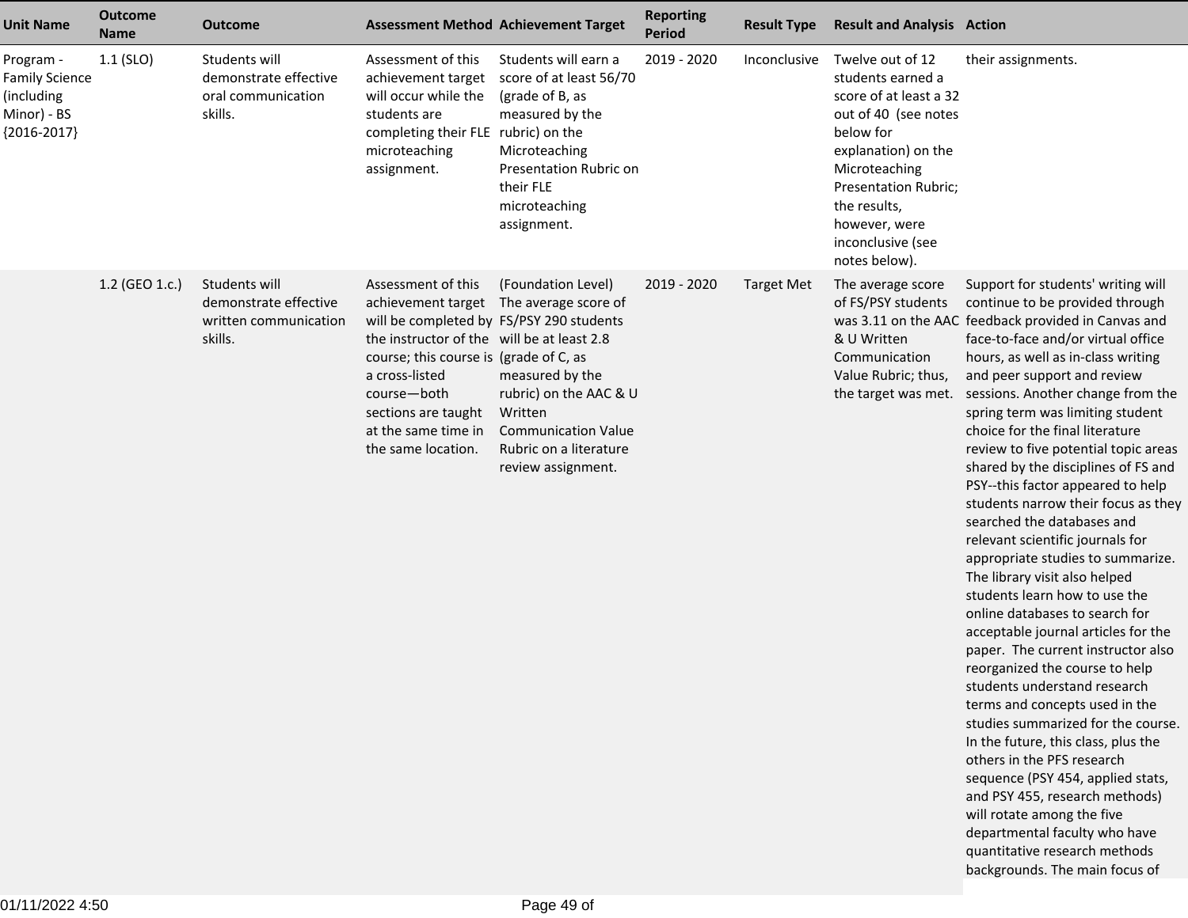| Unit Name | Outcome Name | Outcome | Assessment Method | Achievement Target | Reporting Period | Result Type | Result and Analysis | Action |
|---|---|---|---|---|---|---|---|---|
| Program - Family Science (including Minor) - BS {2016-2017} | 1.1 (SLO) | Students will demonstrate effective oral communication skills. | Assessment of this achievement target will occur while the students are completing their FLE microteaching assignment. | Students will earn a score of at least 56/70 (grade of B, as measured by the rubric) on the Microteaching Presentation Rubric on their FLE microteaching assignment. | 2019 - 2020 | Inconclusive | Twelve out of 12 students earned a score of at least a 32 out of 40 (see notes below for explanation) on the Microteaching Presentation Rubric; the results, however, were inconclusive (see notes below). | their assignments. |
| | 1.2 (GEO 1.c.) | Students will demonstrate effective written communication skills. | Assessment of this achievement target will be completed by the instructor of the course; this course is a cross-listed course—both sections are taught at the same time in the same location. | (Foundation Level) The average score of FS/PSY 290 students will be at least 2.8 (grade of C, as measured by the rubric) on the AAC & U Written Communication Value Rubric on a literature review assignment. | 2019 - 2020 | Target Met | The average score of FS/PSY students was 3.11 on the AAC & U Written Communication Value Rubric; thus, the target was met. | Support for students' writing will continue to be provided through feedback provided in Canvas and face-to-face and/or virtual office hours, as well as in-class writing and peer support and review sessions. Another change from the spring term was limiting student choice for the final literature review to five potential topic areas shared by the disciplines of FS and PSY--this factor appeared to help students narrow their focus as they searched the databases and relevant scientific journals for appropriate studies to summarize. The library visit also helped students learn how to use the online databases to search for acceptable journal articles for the paper. The current instructor also reorganized the course to help students understand research terms and concepts used in the studies summarized for the course. In the future, this class, plus the others in the PFS research sequence (PSY 454, applied stats, and PSY 455, research methods) will rotate among the five departmental faculty who have quantitative research methods backgrounds. The main focus of |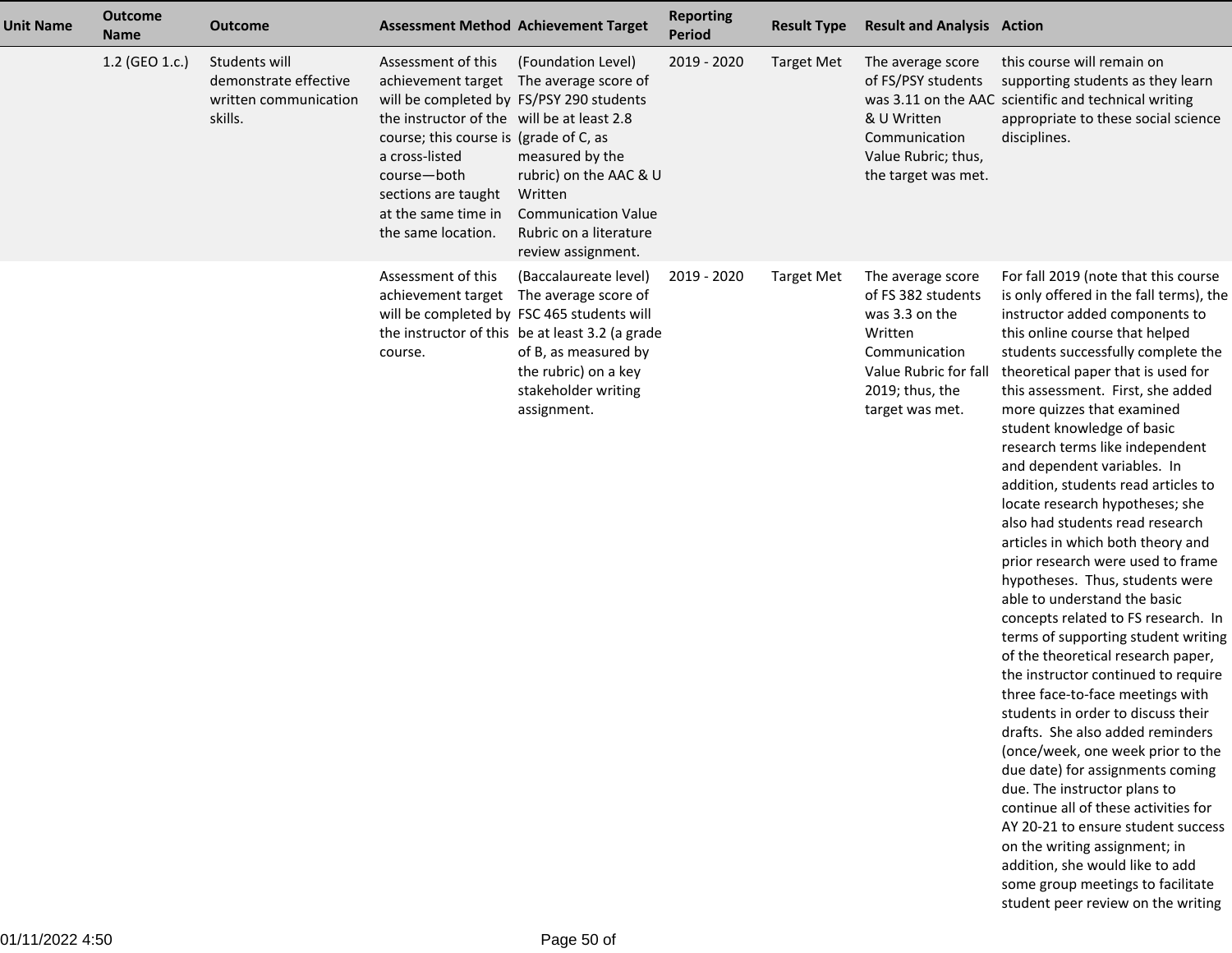| Unit Name | Outcome Name | Outcome | Assessment Method | Achievement Target | Reporting Period | Result Type | Result and Analysis | Action |
|---|---|---|---|---|---|---|---|---|
| | 1.2 (GEO 1.c.) | Students will demonstrate effective written communication skills. | Assessment of this achievement target will be completed by the instructor of the course; this course is a cross-listed course—both sections are taught at the same time in the same location. | (Foundation Level) The average score of FS/PSY 290 students will be at least 2.8 (grade of C, as measured by the rubric) on the AAC & U Written Communication Value Rubric on a literature review assignment. | 2019 - 2020 | Target Met | The average score of FS/PSY students was 3.11 on the AAC & U Written Communication Value Rubric; thus, the target was met. | this course will remain on supporting students as they learn scientific and technical writing appropriate to these social science disciplines. |
| | | | Assessment of this achievement target will be completed by the instructor of this course. | (Baccalaureate level) The average score of FSC 465 students will be at least 3.2 (a grade of B, as measured by the rubric) on a key stakeholder writing assignment. | 2019 - 2020 | Target Met | The average score of FS 382 students was 3.3 on the Written Communication Value Rubric for fall 2019; thus, the target was met. | For fall 2019 (note that this course is only offered in the fall terms), the instructor added components to this online course that helped students successfully complete the theoretical paper that is used for this assessment. First, she added more quizzes that examined student knowledge of basic research terms like independent and dependent variables. In addition, students read articles to locate research hypotheses; she also had students read research articles in which both theory and prior research were used to frame hypotheses. Thus, students were able to understand the basic concepts related to FS research. In terms of supporting student writing of the theoretical research paper, the instructor continued to require three face-to-face meetings with students in order to discuss their drafts. She also added reminders (once/week, one week prior to the due date) for assignments coming due. The instructor plans to continue all of these activities for AY 20-21 to ensure student success on the writing assignment; in addition, she would like to add some group meetings to facilitate student peer review on the writing |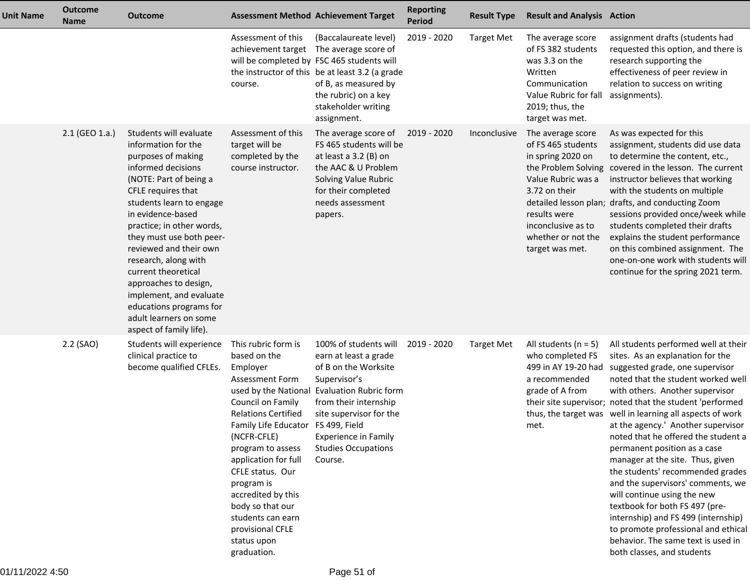| Unit Name | Outcome Name | Outcome | Assessment Method | Achievement Target | Reporting Period | Result Type | Result and Analysis | Action |
|---|---|---|---|---|---|---|---|---|
| | | | Assessment of this achievement target will be completed by the instructor of this course. | (Baccalaureate level) The average score of FSC 465 students will be at least 3.2 (a grade of B, as measured by the rubric) on a key stakeholder writing assignment. | 2019 - 2020 | Target Met | The average score of FS 382 students was 3.3 on the Written Communication Value Rubric for fall 2019; thus, the target was met. | assignment drafts (students had requested this option, and there is research supporting the effectiveness of peer review in relation to success on writing assignments). |
| | 2.1 (GEO 1.a.) | Students will evaluate information for the purposes of making informed decisions (NOTE: Part of being a CFLE requires that students learn to engage in evidence-based practice; in other words, they must use both peer-reviewed and their own research, along with current theoretical approaches to design, implement, and evaluate educations programs for adult learners on some aspect of family life). | Assessment of this target will be completed by the course instructor. | The average score of FS 465 students will be at least a 3.2 (B) on the AAC & U Problem Solving Value Rubric for their completed needs assessment papers. | 2019 - 2020 | Inconclusive | The average score of FS 465 students in spring 2020 on the Problem Solving Value Rubric was a 3.72 on their detailed lesson plan; results were inconclusive as to whether or not the target was met. | As was expected for this assignment, students did use data to determine the content, etc., covered in the lesson. The current instructor believes that working with the students on multiple drafts, and conducting Zoom sessions provided once/week while students completed their drafts explains the student performance on this combined assignment. The one-on-one work with students will continue for the spring 2021 term. |
| | 2.2 (SAO) | Students will experience clinical practice to become qualified CFLEs. | This rubric form is based on the Employer Assessment Form used by the National Council on Family Relations Certified Family Life Educator (NCFR-CFLE) program to assess application for full CFLE status. Our program is accredited by this body so that our students can earn provisional CFLE status upon graduation. | 100% of students will earn at least a grade of B on the Worksite Supervisor's Evaluation Rubric form from their internship site supervisor for the FS 499, Field Experience in Family Studies Occupations Course. | 2019 - 2020 | Target Met | All students (n = 5) who completed FS 499 in AY 19-20 had a recommended grade of A from their site supervisor; thus, the target was met. | All students performed well at their sites. As an explanation for the suggested grade, one supervisor noted that the student worked well with others. Another supervisor noted that the student 'performed well in learning all aspects of work at the agency.' Another supervisor noted that he offered the student a permanent position as a case manager at the site. Thus, given the students' recommended grades and the supervisors' comments, we will continue using the new textbook for both FS 497 (pre-internship) and FS 499 (internship) to promote professional and ethical behavior. The same text is used in both classes, and students |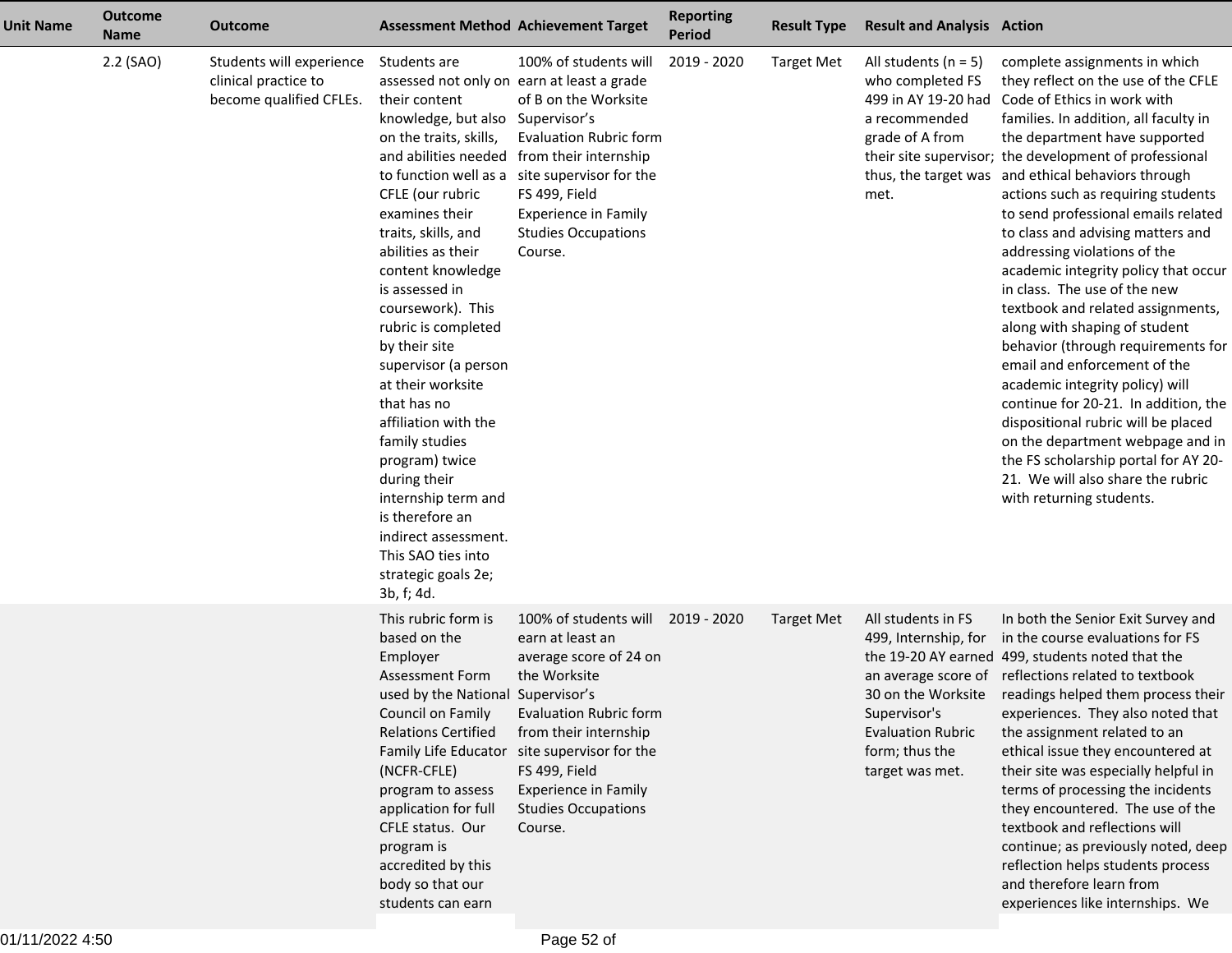| Unit Name | Outcome Name | Outcome | Assessment Method | Achievement Target | Reporting Period | Result Type | Result and Analysis | Action |
| --- | --- | --- | --- | --- | --- | --- | --- | --- |
| | 2.2 (SAO) | Students will experience clinical practice to become qualified CFLEs. | Students are assessed not only on their content knowledge, but also on the traits, skills, and abilities needed to function well as a CFLE (our rubric examines their traits, skills, and abilities as their content knowledge is assessed in coursework). This rubric is completed by their site supervisor (a person at their worksite that has no affiliation with the family studies program) twice during their internship term and is therefore an indirect assessment. This SAO ties into strategic goals 2e; 3b, f; 4d. | 100% of students will earn at least a grade of B on the Worksite Supervisor's Evaluation Rubric form from their internship site supervisor for the FS 499, Field Experience in Family Studies Occupations Course. | 2019 - 2020 | Target Met | All students (n = 5) who completed FS 499 in AY 19-20 had a recommended grade of A from their site supervisor; thus, the target was met. | complete assignments in which they reflect on the use of the CFLE Code of Ethics in work with families. In addition, all faculty in the department have supported the development of professional and ethical behaviors through actions such as requiring students to send professional emails related to class and advising matters and addressing violations of the academic integrity policy that occur in class. The use of the new textbook and related assignments, along with shaping of student behavior (through requirements for email and enforcement of the academic integrity policy) will continue for 20-21. In addition, the dispositional rubric will be placed on the department webpage and in the FS scholarship portal for AY 20-21. We will also share the rubric with returning students. |
| | | | This rubric form is based on the Employer Assessment Form used by the National Council on Family Relations Certified Family Life Educator (NCFR-CFLE) program to assess application for full CFLE status. Our program is accredited by this body so that our students can earn | 100% of students will earn at least an average score of 24 on the Worksite Supervisor's Evaluation Rubric form from their internship site supervisor for the FS 499, Field Experience in Family Studies Occupations Course. | 2019 - 2020 | Target Met | All students in FS 499, Internship, for the 19-20 AY earned an average score of 30 on the Worksite Supervisor's Evaluation Rubric form; thus the target was met. | In both the Senior Exit Survey and in the course evaluations for FS 499, students noted that the reflections related to textbook readings helped them process their experiences. They also noted that the assignment related to an ethical issue they encountered at their site was especially helpful in terms of processing the incidents they encountered. The use of the textbook and reflections will continue; as previously noted, deep reflection helps students process and therefore learn from experiences like internships. We |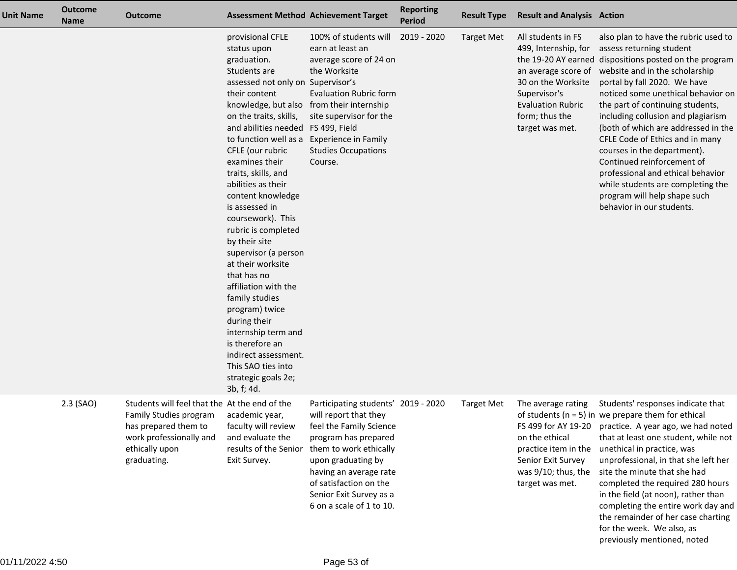| Unit Name | Outcome Name | Outcome | Assessment Method | Achievement Target | Reporting Period | Result Type | Result and Analysis | Action |
|---|---|---|---|---|---|---|---|---|
| | | | provisional CFLE status upon graduation. Students are assessed not only on their content knowledge, but also on the traits, skills, and abilities needed to function well as a CFLE (our rubric examines their traits, skills, and abilities as their content knowledge is assessed in coursework). This rubric is completed by their site supervisor (a person at their worksite that has no affiliation with the family studies program) twice during their internship term and is therefore an indirect assessment. This SAO ties into strategic goals 2e; 3b, f; 4d. | 100% of students will earn at least an average score of 24 on the Worksite Supervisor's Evaluation Rubric form from their internship site supervisor for the FS 499, Field Experience in Family Studies Occupations Course. | 2019 - 2020 | Target Met | All students in FS 499, Internship, for the 19-20 AY earned an average score of 30 on the Worksite Supervisor's Evaluation Rubric form; thus the target was met. | also plan to have the rubric used to assess returning student dispositions posted on the program website and in the scholarship portal by fall 2020. We have noticed some unethical behavior on the part of continuing students, including collusion and plagiarism (both of which are addressed in the CFLE Code of Ethics and in many courses in the department). Continued reinforcement of professional and ethical behavior while students are completing the program will help shape such behavior in our students. |
| | 2.3 (SAO) | Students will feel that the Family Studies program has prepared them to work professionally and ethically upon graduating. | At the end of the academic year, faculty will review and evaluate the results of the Senior Exit Survey. | Participating students' will report that they feel the Family Science program has prepared them to work ethically upon graduating by having an average rate of satisfaction on the Senior Exit Survey as a 6 on a scale of 1 to 10. | 2019 - 2020 | Target Met | The average rating of students (n = 5) in FS 499 for AY 19-20 on the ethical practice item in the Senior Exit Survey was 9/10; thus, the target was met. | Students' responses indicate that we prepare them for ethical practice. A year ago, we had noted that at least one student, while not unethical in practice, was unprofessional, in that she left her site the minute that she had completed the required 280 hours in the field (at noon), rather than completing the entire work day and the remainder of her case charting for the week. We also, as previously mentioned, noted |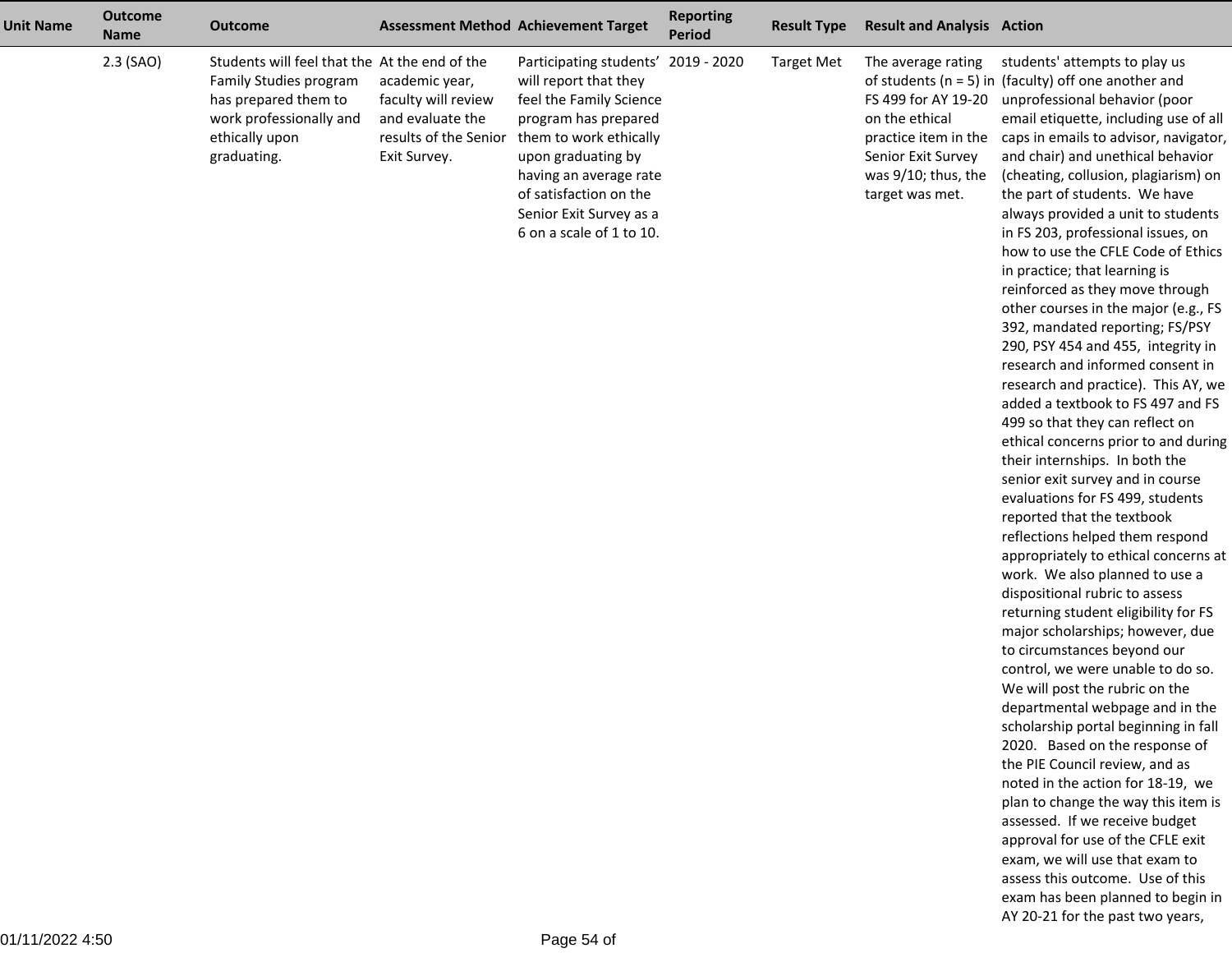| Unit Name | Outcome Name | Outcome | Assessment Method | Achievement Target | Reporting Period | Result Type | Result and Analysis | Action |
|---|---|---|---|---|---|---|---|---|
| | 2.3 (SAO) | Students will feel that the Family Studies program has prepared them to work professionally and ethically upon graduating. | At the end of the academic year, faculty will review and evaluate the results of the Senior Exit Survey. | Participating students' will report that they feel the Family Science program has prepared them to work ethically upon graduating by having an average rate of satisfaction on the Senior Exit Survey as a 6 on a scale of 1 to 10. | 2019 - 2020 | Target Met | The average rating of students (n = 5) in FS 499 for AY 19-20 on the ethical practice item in the Senior Exit Survey was 9/10; thus, the target was met. | students' attempts to play us (faculty) off one another and unprofessional behavior (poor email etiquette, including use of all caps in emails to advisor, navigator, and chair) and unethical behavior (cheating, collusion, plagiarism) on the part of students. We have always provided a unit to students in FS 203, professional issues, on how to use the CFLE Code of Ethics in practice; that learning is reinforced as they move through other courses in the major (e.g., FS 392, mandated reporting; FS/PSY 290, PSY 454 and 455, integrity in research and informed consent in research and practice). This AY, we added a textbook to FS 497 and FS 499 so that they can reflect on ethical concerns prior to and during their internships. In both the senior exit survey and in course evaluations for FS 499, students reported that the textbook reflections helped them respond appropriately to ethical concerns at work. We also planned to use a dispositional rubric to assess returning student eligibility for FS major scholarships; however, due to circumstances beyond our control, we were unable to do so. We will post the rubric on the departmental webpage and in the scholarship portal beginning in fall 2020. Based on the response of the PIE Council review, and as noted in the action for 18-19, we plan to change the way this item is assessed. If we receive budget approval for use of the CFLE exit exam, we will use that exam to assess this outcome. Use of this exam has been planned to begin in AY 20-21 for the past two years, |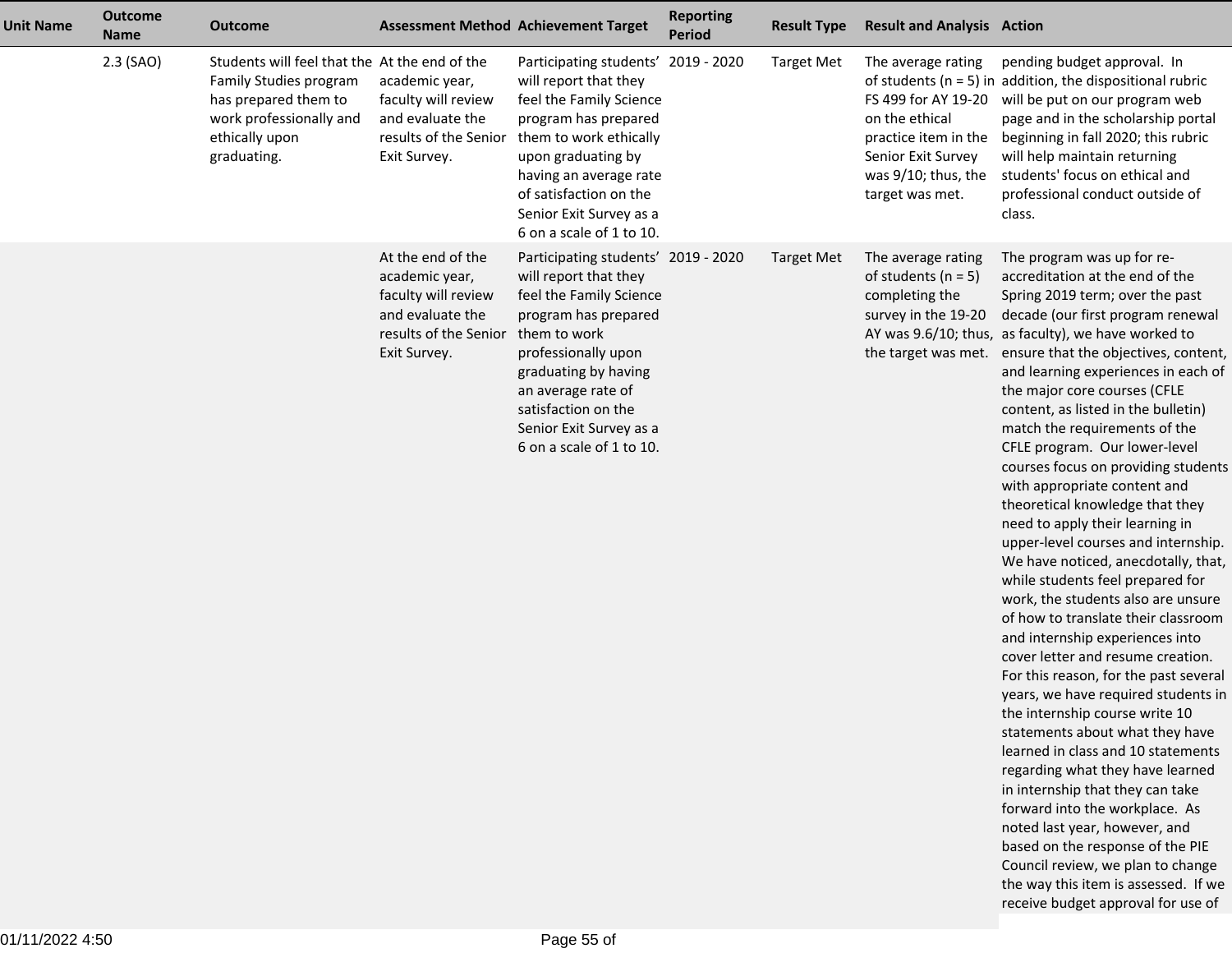| Unit Name | Outcome Name | Outcome | Assessment Method | Achievement Target | Reporting Period | Result Type | Result and Analysis | Action |
|---|---|---|---|---|---|---|---|---|
| | 2.3 (SAO) | Students will feel that the Family Studies program has prepared them to work professionally and ethically upon graduating. | At the end of the academic year, faculty will review and evaluate the results of the Senior Exit Survey. | Participating students' will report that they feel the Family Science program has prepared them to work ethically upon graduating by having an average rate of satisfaction on the Senior Exit Survey as a 6 on a scale of 1 to 10. | 2019 - 2020 | Target Met | The average rating of students (n = 5) in FS 499 for AY 19-20 on the ethical practice item in the Senior Exit Survey was 9/10; thus, the target was met. | pending budget approval. In addition, the dispositional rubric will be put on our program web page and in the scholarship portal beginning in fall 2020; this rubric will help maintain returning students' focus on ethical and professional conduct outside of class. |
| | | | At the end of the academic year, faculty will review and evaluate the results of the Senior Exit Survey. | Participating students' will report that they feel the Family Science program has prepared them to work professionally upon graduating by having an average rate of satisfaction on the Senior Exit Survey as a 6 on a scale of 1 to 10. | 2019 - 2020 | Target Met | The average rating of students (n = 5) completing the survey in the 19-20 AY was 9.6/10; thus, the target was met. | The program was up for re-accreditation at the end of the Spring 2019 term; over the past decade (our first program renewal as faculty), we have worked to ensure that the objectives, content, and learning experiences in each of the major core courses (CFLE content, as listed in the bulletin) match the requirements of the CFLE program. Our lower-level courses focus on providing students with appropriate content and theoretical knowledge that they need to apply their learning in upper-level courses and internship. We have noticed, anecdotally, that, while students feel prepared for work, the students also are unsure of how to translate their classroom and internship experiences into cover letter and resume creation. For this reason, for the past several years, we have required students in the internship course write 10 statements about what they have learned in class and 10 statements regarding what they have learned in internship that they can take forward into the workplace. As noted last year, however, and based on the response of the PIE Council review, we plan to change the way this item is assessed. If we receive budget approval for use of |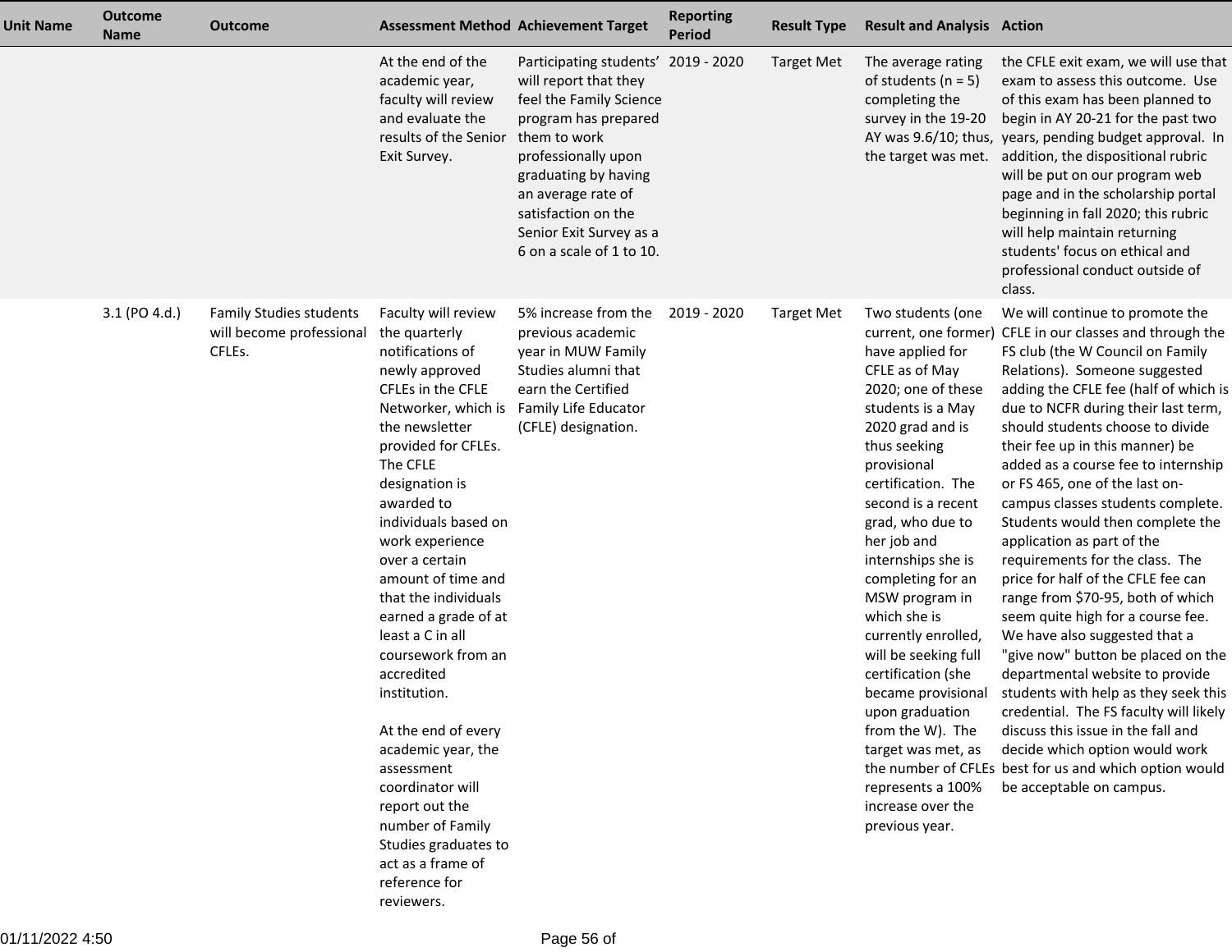| Unit Name | Outcome Name | Outcome | Assessment Method | Achievement Target | Reporting Period | Result Type | Result and Analysis | Action |
|---|---|---|---|---|---|---|---|---|
| | | | At the end of the academic year, faculty will review and evaluate the results of the Senior Exit Survey. | Participating students' will report that they feel the Family Science program has prepared them to work professionally upon graduating by having an average rate of satisfaction on the Senior Exit Survey as a 6 on a scale of 1 to 10. | 2019 - 2020 | Target Met | The average rating of students (n = 5) completing the survey in the 19-20 AY was 9.6/10; thus, the target was met. | the CFLE exit exam, we will use that exam to assess this outcome. Use of this exam has been planned to begin in AY 20-21 for the past two years, pending budget approval. In addition, the dispositional rubric will be put on our program web page and in the scholarship portal beginning in fall 2020; this rubric will help maintain returning students' focus on ethical and professional conduct outside of class. |
| | 3.1 (PO 4.d.) | Family Studies students will become professional CFLEs. | Faculty will review the quarterly notifications of newly approved CFLEs in the CFLE Networker, which is the newsletter provided for CFLEs. The CFLE designation is awarded to individuals based on work experience over a certain amount of time and that the individuals earned a grade of at least a C in all coursework from an accredited institution.<br><br>At the end of every academic year, the assessment coordinator will report out the number of Family Studies graduates to act as a frame of reference for reviewers. | 5% increase from the previous academic year in MUW Family Studies alumni that earn the Certified Family Life Educator (CFLE) designation. | 2019 - 2020 | Target Met | Two students (one current, one former) have applied for CFLE as of May 2020; one of these students is a May 2020 grad and is thus seeking provisional certification. The second is a recent grad, who due to her job and internships she is completing for an MSW program in which she is currently enrolled, will be seeking full certification (she became provisional upon graduation from the W). The target was met, as the number of CFLEs represents a 100% increase over the previous year. | We will continue to promote the CFLE in our classes and through the FS club (the W Council on Family Relations). Someone suggested adding the CFLE fee (half of which is due to NCFR during their last term, should students choose to divide their fee up in this manner) be added as a course fee to internship or FS 465, one of the last on-campus classes students complete. Students would then complete the application as part of the requirements for the class. The price for half of the CFLE fee can range from $70-95, both of which seem quite high for a course fee. We have also suggested that a "give now" button be placed on the departmental website to provide students with help as they seek this credential. The FS faculty will likely discuss this issue in the fall and decide which option would work best for us and which option would be acceptable on campus. |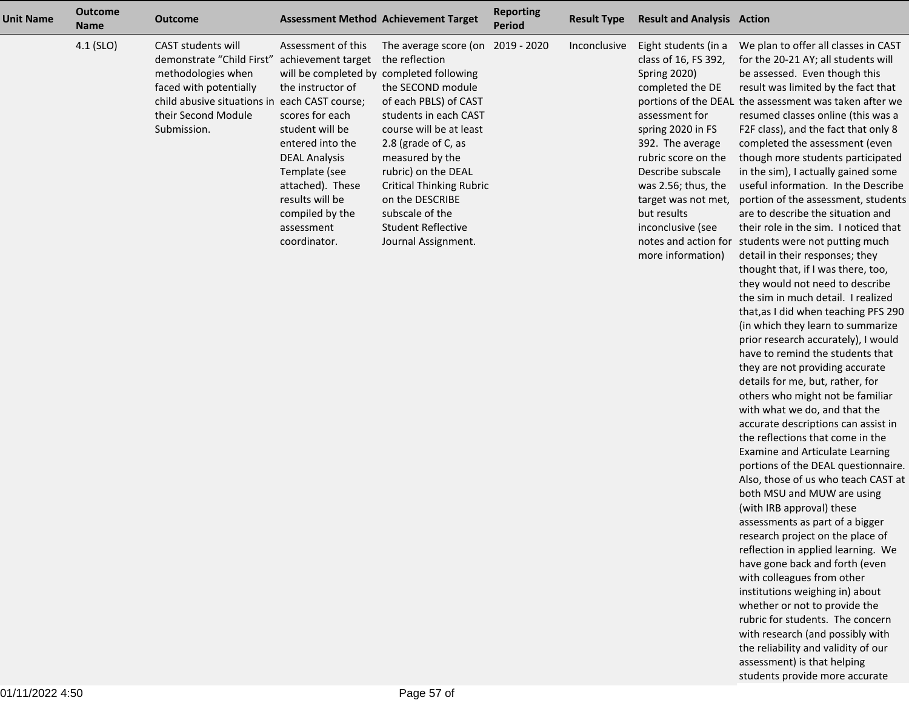| Unit Name | Outcome Name | Outcome | Assessment Method | Achievement Target | Reporting Period | Result Type | Result and Analysis | Action |
| --- | --- | --- | --- | --- | --- | --- | --- | --- |
| | 4.1 (SLO) | CAST students will demonstrate "Child First" methodologies when faced with potentially child abusive situations in their Second Module Submission. | Assessment of this achievement target will be completed by the instructor of each CAST course; scores for each student will be entered into the DEAL Analysis Template (see attached). These results will be compiled by the assessment coordinator. | The average score (on the reflection completed following the SECOND module of each PBLS) of CAST students in each CAST course will be at least 2.8 (grade of C, as measured by the rubric) on the DEAL Critical Thinking Rubric on the DESCRIBE subscale of the Student Reflective Journal Assignment. | 2019 - 2020 | Inconclusive | Eight students (in a class of 16, FS 392, Spring 2020) completed the DE portions of the DEAL assessment for spring 2020 in FS 392. The average rubric score on the Describe subscale was 2.56; thus, the target was not met, but results inconclusive (see notes and action for more information) | We plan to offer all classes in CAST for the 20-21 AY; all students will be assessed. Even though this result was limited by the fact that the assessment was taken after we resumed classes online (this was a F2F class), and the fact that only 8 completed the assessment (even though more students participated in the sim), I actually gained some useful information. In the Describe portion of the assessment, students are to describe the situation and their role in the sim. I noticed that students were not putting much detail in their responses; they thought that, if I was there, too, they would not need to describe the sim in much detail. I realized that,as I did when teaching PFS 290 (in which they learn to summarize prior research accurately), I would have to remind the students that they are not providing accurate details for me, but, rather, for others who might not be familiar with what we do, and that the accurate descriptions can assist in the reflections that come in the Examine and Articulate Learning portions of the DEAL questionnaire. Also, those of us who teach CAST at both MSU and MUW are using (with IRB approval) these assessments as part of a bigger research project on the place of reflection in applied learning. We have gone back and forth (even with colleagues from other institutions weighing in) about whether or not to provide the rubric for students. The concern with research (and possibly with the reliability and validity of our assessment) is that helping students provide more accurate |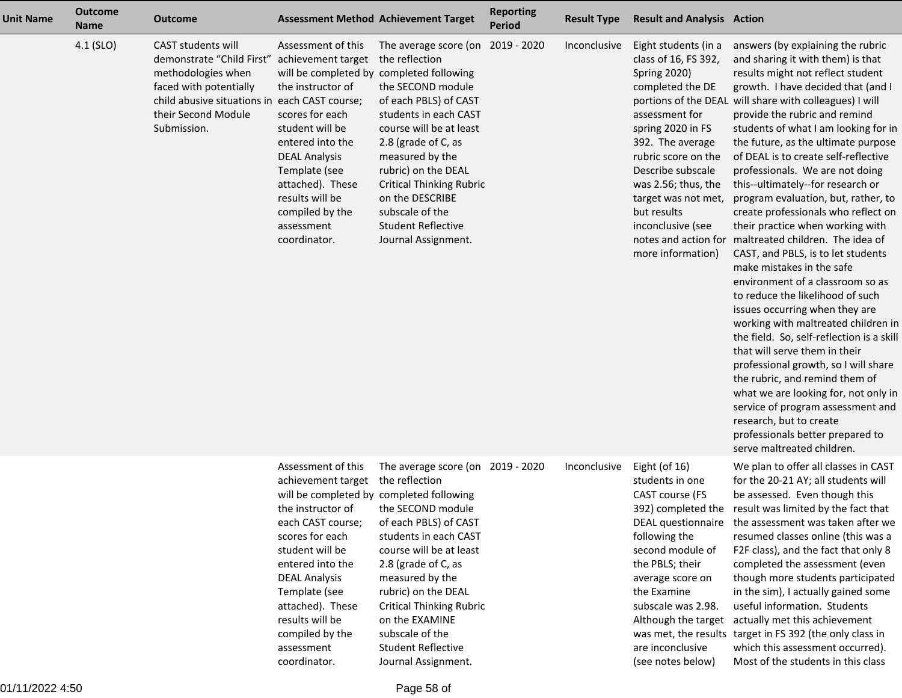| Unit Name | Outcome Name | Outcome | Assessment Method | Achievement Target | Reporting Period | Result Type | Result and Analysis | Action |
|---|---|---|---|---|---|---|---|---|
| | 4.1 (SLO) | CAST students will demonstrate "Child First" methodologies when faced with potentially child abusive situations in their Second Module Submission. | Assessment of this achievement target will be completed by the instructor of each CAST course; scores for each student will be entered into the DEAL Analysis Template (see attached). These results will be compiled by the assessment coordinator. | The average score (on the reflection completed following the SECOND module of each PBLS) of CAST students in each CAST course will be at least 2.8 (grade of C, as measured by the rubric) on the DEAL Critical Thinking Rubric on the DESCRIBE subscale of the Student Reflective Journal Assignment. | 2019 - 2020 | Inconclusive | Eight students (in a class of 16, FS 392, Spring 2020) completed the DE portions of the DEAL assessment for spring 2020 in FS 392. The average rubric score on the Describe subscale was 2.56; thus, the target was not met, but results inconclusive (see notes and action for more information) | answers (by explaining the rubric and sharing it with them) is that results might not reflect student growth. I have decided that (and I will share with colleagues) I will provide the rubric and remind students of what I am looking for in the future, as the ultimate purpose of DEAL is to create self-reflective professionals. We are not doing this--ultimately--for research or program evaluation, but, rather, to create professionals who reflect on their practice when working with maltreated children. The idea of CAST, and PBLS, is to let students make mistakes in the safe environment of a classroom so as to reduce the likelihood of such issues occurring when they are working with maltreated children in the field. So, self-reflection is a skill that will serve them in their professional growth, so I will share the rubric, and remind them of what we are looking for, not only in service of program assessment and research, but to create professionals better prepared to serve maltreated children. |
| | | | Assessment of this achievement target will be completed by the instructor of each CAST course; scores for each student will be entered into the DEAL Analysis Template (see attached). These results will be compiled by the assessment coordinator. | The average score (on the reflection completed following the SECOND module of each PBLS) of CAST students in each CAST course will be at least 2.8 (grade of C, as measured by the rubric) on the DEAL Critical Thinking Rubric on the EXAMINE subscale of the Student Reflective Journal Assignment. | 2019 - 2020 | Inconclusive | Eight (of 16) students in one CAST course (FS 392) completed the DEAL questionnaire following the second module of the PBLS; their average score on the Examine subscale was 2.98. Although the target was met, the results are inconclusive (see notes below) | We plan to offer all classes in CAST for the 20-21 AY; all students will be assessed. Even though this result was limited by the fact that the assessment was taken after we resumed classes online (this was a F2F class), and the fact that only 8 completed the assessment (even though more students participated in the sim), I actually gained some useful information. Students actually met this achievement target in FS 392 (the only class in which this assessment occurred). Most of the students in this class |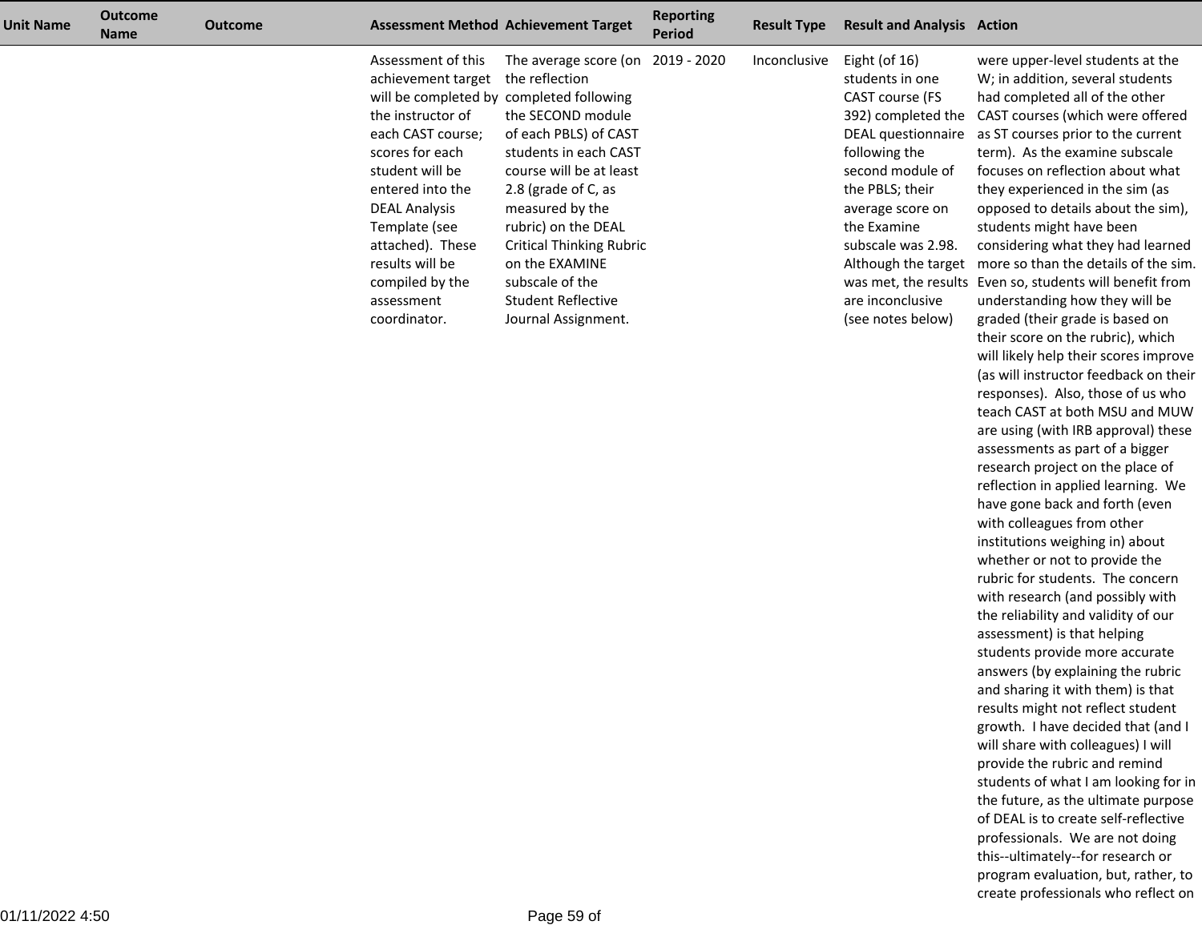| Unit Name | Outcome Name | Outcome | Assessment Method | Achievement Target | Reporting Period | Result Type | Result and Analysis | Action |
|---|---|---|---|---|---|---|---|---|
| | | | Assessment of this achievement target will be completed by the instructor of each CAST course; scores for each student will be entered into the DEAL Analysis Template (see attached). These results will be compiled by the assessment coordinator. | The average score (on the reflection completed following the SECOND module of each PBLS) of CAST students in each CAST course will be at least 2.8 (grade of C, as measured by the rubric) on the DEAL Critical Thinking Rubric on the EXAMINE subscale of the Student Reflective Journal Assignment. | 2019 - 2020 | Inconclusive | Eight (of 16) students in one CAST course (FS 392) completed the DEAL questionnaire following the second module of the PBLS; their average score on the Examine subscale was 2.98. Although the target was met, the results are inconclusive (see notes below) | were upper-level students at the W; in addition, several students had completed all of the other CAST courses (which were offered as ST courses prior to the current term). As the examine subscale focuses on reflection about what they experienced in the sim (as opposed to details about the sim), students might have been considering what they had learned more so than the details of the sim. Even so, students will benefit from understanding how they will be graded (their grade is based on their score on the rubric), which will likely help their scores improve (as will instructor feedback on their responses). Also, those of us who teach CAST at both MSU and MUW are using (with IRB approval) these assessments as part of a bigger research project on the place of reflection in applied learning. We have gone back and forth (even with colleagues from other institutions weighing in) about whether or not to provide the rubric for students. The concern with research (and possibly with the reliability and validity of our assessment) is that helping students provide more accurate answers (by explaining the rubric and sharing it with them) is that results might not reflect student growth. I have decided that (and I will share with colleagues) I will provide the rubric and remind students of what I am looking for in the future, as the ultimate purpose of DEAL is to create self-reflective professionals. We are not doing this--ultimately--for research or program evaluation, but, rather, to create professionals who reflect on |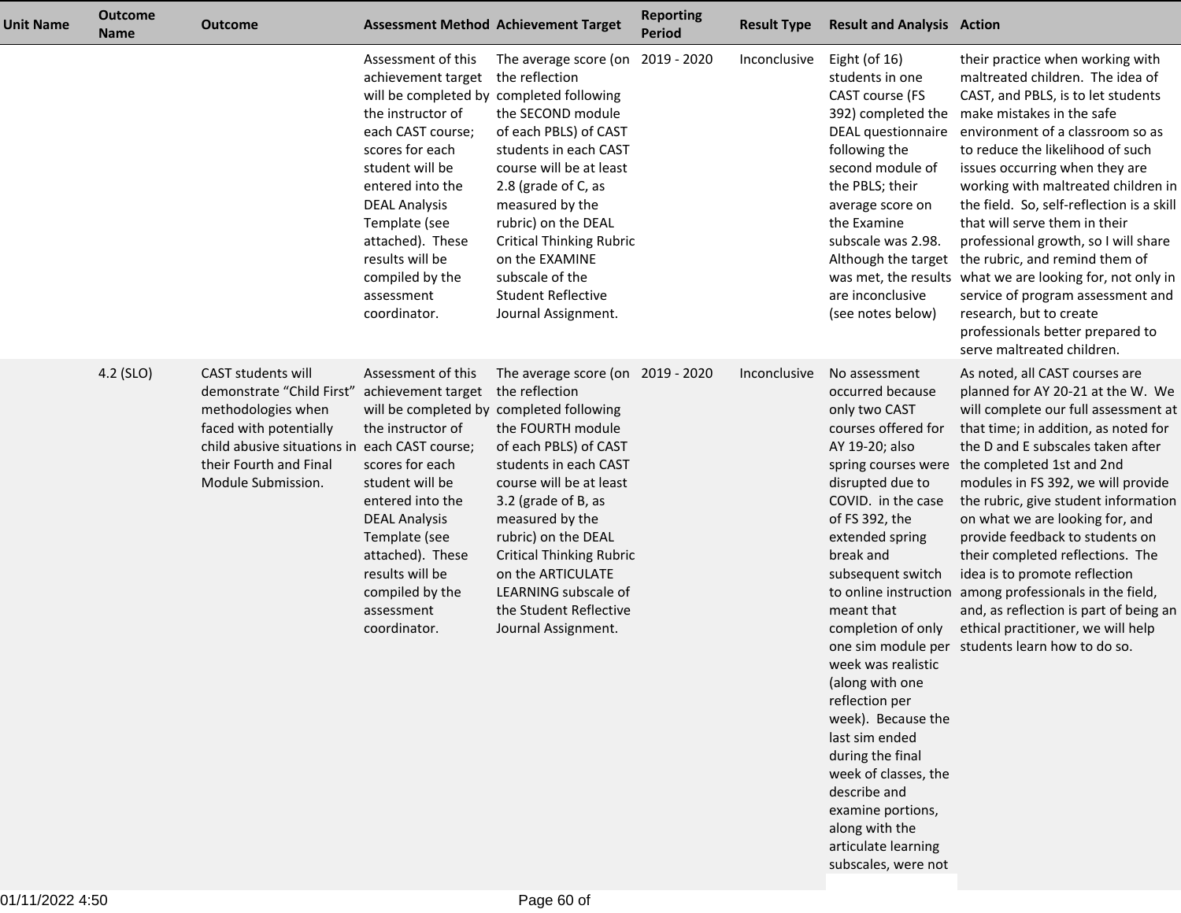| Unit Name | Outcome Name | Outcome | Assessment Method | Achievement Target | Reporting Period | Result Type | Result and Analysis | Action |
|---|---|---|---|---|---|---|---|---|
| | | | Assessment of this achievement target will be completed by the instructor of each CAST course; scores for each student will be entered into the DEAL Analysis Template (see attached). These results will be compiled by the assessment coordinator. | The average score (on the reflection completed following the SECOND module of each PBLS) of CAST students in each CAST course will be at least 2.8 (grade of C, as measured by the rubric) on the DEAL Critical Thinking Rubric on the EXAMINE subscale of the Student Reflective Journal Assignment. | 2019 - 2020 | Inconclusive | Eight (of 16) students in one CAST course (FS 392) completed the DEAL questionnaire following the second module of the PBLS; their average score on the Examine subscale was 2.98. Although the target was met, the results are inconclusive (see notes below) | their practice when working with maltreated children. The idea of CAST, and PBLS, is to let students make mistakes in the safe environment of a classroom so as to reduce the likelihood of such issues occurring when they are working with maltreated children in the field. So, self-reflection is a skill that will serve them in their professional growth, so I will share the rubric, and remind them of what we are looking for, not only in service of program assessment and research, but to create professionals better prepared to serve maltreated children. |
| | 4.2 (SLO) | CAST students will demonstrate "Child First" methodologies when faced with potentially child abusive situations in their Fourth and Final Module Submission. | Assessment of this achievement target will be completed by the instructor of each CAST course; scores for each student will be entered into the DEAL Analysis Template (see attached). These results will be compiled by the assessment coordinator. | The average score (on the reflection completed following the FOURTH module of each PBLS) of CAST students in each CAST course will be at least 3.2 (grade of B, as measured by the rubric) on the DEAL Critical Thinking Rubric on the ARTICULATE LEARNING subscale of the Student Reflective Journal Assignment. | 2019 - 2020 | Inconclusive | No assessment occurred because only two CAST courses offered for AY 19-20; also spring courses were disrupted due to COVID. in the case of FS 392, the extended spring break and subsequent switch to online instruction meant that completion of only one sim module per week was realistic (along with one reflection per week). Because the last sim ended during the final week of classes, the describe and examine portions, along with the articulate learning subscales, were not | As noted, all CAST courses are planned for AY 20-21 at the W. We will complete our full assessment at that time; in addition, as noted for the D and E subscales taken after the completed 1st and 2nd modules in FS 392, we will provide the rubric, give student information on what we are looking for, and provide feedback to students on their completed reflections. The idea is to promote reflection among professionals in the field, and, as reflection is part of being an ethical practitioner, we will help students learn how to do so. |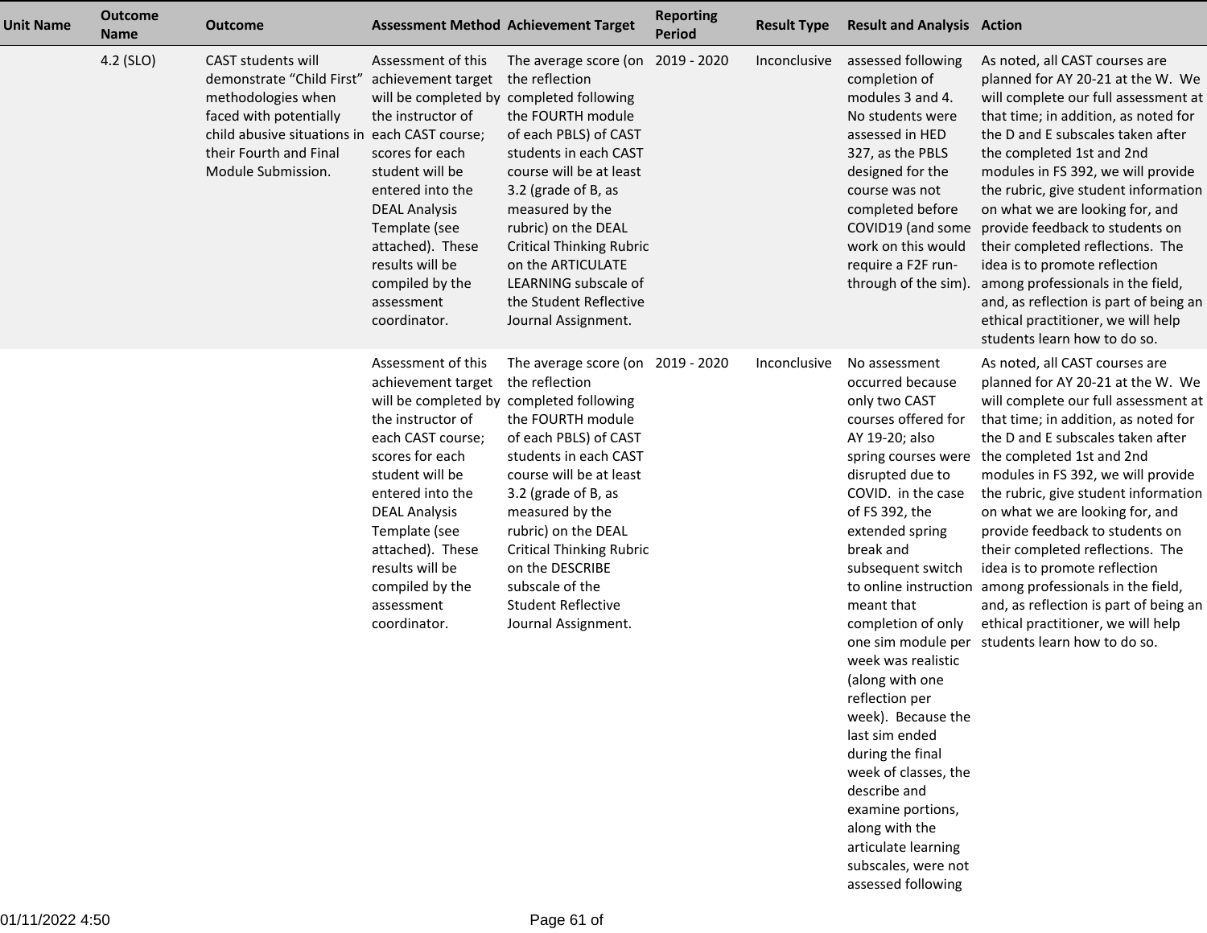| Unit Name | Outcome Name | Outcome | Assessment Method | Achievement Target | Reporting Period | Result Type | Result and Analysis | Action |
|---|---|---|---|---|---|---|---|---|
| | 4.2 (SLO) | CAST students will demonstrate “Child First” methodologies when faced with potentially child abusive situations in their Fourth and Final Module Submission. | Assessment of this achievement target will be completed by the instructor of each CAST course; scores for each student will be entered into the DEAL Analysis Template (see attached). These results will be compiled by the assessment coordinator. | The average score (on the reflection completed following the FOURTH module of each PBLS) of CAST students in each CAST course will be at least 3.2 (grade of B, as measured by the rubric) on the DEAL Critical Thinking Rubric on the ARTICULATE LEARNING subscale of the Student Reflective Journal Assignment. | 2019 - 2020 | Inconclusive | assessed following completion of modules 3 and 4. No students were assessed in HED 327, as the PBLS designed for the course was not completed before COVID19 (and some work on this would require a F2F run-through of the sim). | As noted, all CAST courses are planned for AY 20-21 at the W. We will complete our full assessment at that time; in addition, as noted for the D and E subscales taken after the completed 1st and 2nd modules in FS 392, we will provide the rubric, give student information on what we are looking for, and provide feedback to students on their completed reflections. The idea is to promote reflection among professionals in the field, and, as reflection is part of being an ethical practitioner, we will help students learn how to do so. |
| | | | Assessment of this achievement target will be completed by the instructor of each CAST course; scores for each student will be entered into the DEAL Analysis Template (see attached). These results will be compiled by the assessment coordinator. | The average score (on the reflection completed following the FOURTH module of each PBLS) of CAST students in each CAST course will be at least 3.2 (grade of B, as measured by the rubric) on the DEAL Critical Thinking Rubric on the DESCRIBE subscale of the Student Reflective Journal Assignment. | 2019 - 2020 | Inconclusive | No assessment occurred because only two CAST courses offered for AY 19-20; also spring courses were disrupted due to COVID. in the case of FS 392, the extended spring break and subsequent switch to online instruction meant that completion of only one sim module per week was realistic (along with one reflection per week). Because the last sim ended during the final week of classes, the describe and examine portions, along with the articulate learning subscales, were not assessed following | As noted, all CAST courses are planned for AY 20-21 at the W. We will complete our full assessment at that time; in addition, as noted for the D and E subscales taken after the completed 1st and 2nd modules in FS 392, we will provide the rubric, give student information on what we are looking for, and provide feedback to students on their completed reflections. The idea is to promote reflection among professionals in the field, and, as reflection is part of being an ethical practitioner, we will help students learn how to do so. |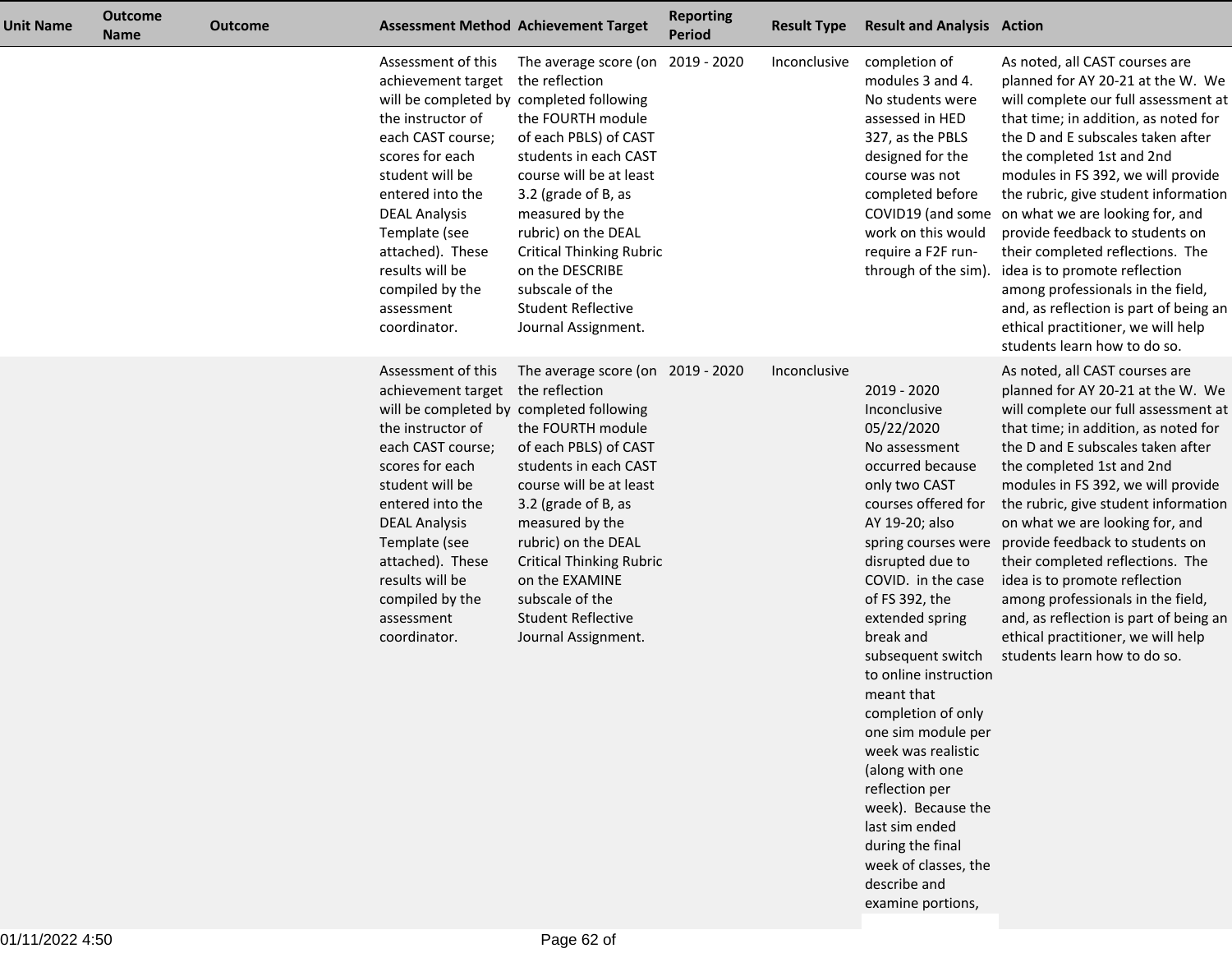| Unit Name | Outcome Name | Outcome | Assessment Method | Achievement Target | Reporting Period | Result Type | Result and Analysis | Action |
|---|---|---|---|---|---|---|---|---|
| | | | Assessment of this achievement target will be completed by the instructor of each CAST course; scores for each student will be entered into the DEAL Analysis Template (see attached). These results will be compiled by the assessment coordinator. | The average score (on the reflection completed following the FOURTH module of each PBLS) of CAST students in each CAST course will be at least 3.2 (grade of B, as measured by the rubric) on the DEAL Critical Thinking Rubric on the DESCRIBE subscale of the Student Reflective Journal Assignment. | 2019 - 2020 | Inconclusive | completion of modules 3 and 4. No students were assessed in HED 327, as the PBLS designed for the course was not completed before COVID19 (and some work on this would require a F2F run-through of the sim). | As noted, all CAST courses are planned for AY 20-21 at the W. We will complete our full assessment at that time; in addition, as noted for the D and E subscales taken after the completed 1st and 2nd modules in FS 392, we will provide the rubric, give student information on what we are looking for, and provide feedback to students on their completed reflections. The idea is to promote reflection among professionals in the field, and, as reflection is part of being an ethical practitioner, we will help students learn how to do so. |
| | | | Assessment of this achievement target will be completed by the instructor of each CAST course; scores for each student will be entered into the DEAL Analysis Template (see attached). These results will be compiled by the assessment coordinator. | The average score (on the reflection completed following the FOURTH module of each PBLS) of CAST students in each CAST course will be at least 3.2 (grade of B, as measured by the rubric) on the DEAL Critical Thinking Rubric on the EXAMINE subscale of the Student Reflective Journal Assignment. | 2019 - 2020 | Inconclusive | 2019 - 2020 Inconclusive 05/22/2020 No assessment occurred because only two CAST courses offered for AY 19-20; also spring courses were disrupted due to COVID. in the case of FS 392, the extended spring break and subsequent switch to online instruction meant that completion of only one sim module per week was realistic (along with one reflection per week). Because the last sim ended during the final week of classes, the describe and examine portions, | As noted, all CAST courses are planned for AY 20-21 at the W. We will complete our full assessment at that time; in addition, as noted for the D and E subscales taken after the completed 1st and 2nd modules in FS 392, we will provide the rubric, give student information on what we are looking for, and provide feedback to students on their completed reflections. The idea is to promote reflection among professionals in the field, and, as reflection is part of being an ethical practitioner, we will help students learn how to do so. |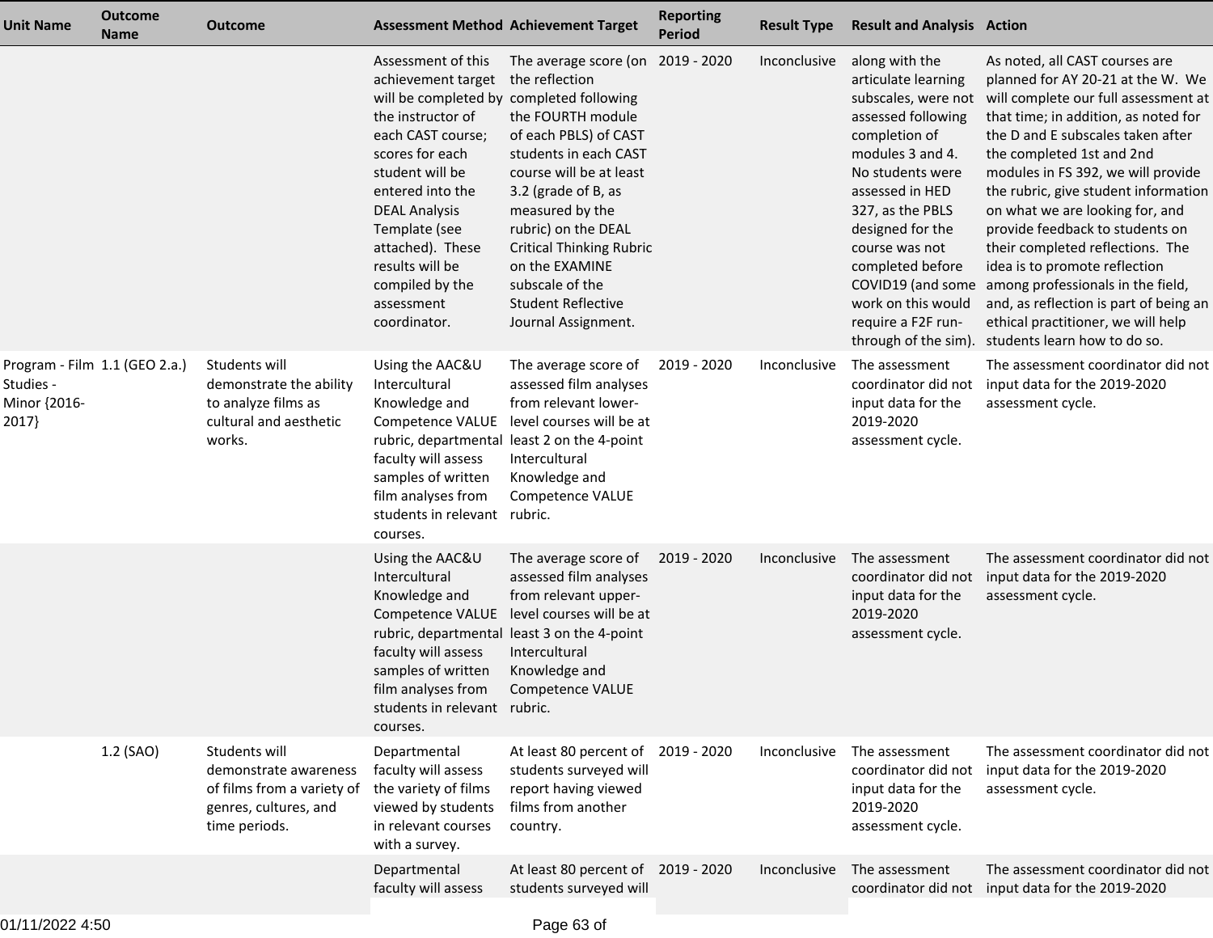| Unit Name | Outcome Name | Outcome | Assessment Method | Achievement Target | Reporting Period | Result Type | Result and Analysis | Action |
|---|---|---|---|---|---|---|---|---|
| | | | Assessment of this achievement target will be completed by the instructor of each CAST course; scores for each student will be entered into the DEAL Analysis Template (see attached). These results will be compiled by the assessment coordinator. | The average score (on the reflection completed following the FOURTH module of each PBLS) of CAST students in each CAST course will be at least 3.2 (grade of B, as measured by the rubric) on the DEAL Critical Thinking Rubric on the EXAMINE subscale of the Student Reflective Journal Assignment. | 2019 - 2020 | Inconclusive | along with the articulate learning subscales, were not assessed following completion of modules 3 and 4. No students were assessed in HED 327, as the PBLS designed for the course was not completed before COVID19 (and some work on this would require a F2F run-through of the sim). | As noted, all CAST courses are planned for AY 20-21 at the W. We will complete our full assessment at that time; in addition, as noted for the D and E subscales taken after the completed 1st and 2nd modules in FS 392, we will provide the rubric, give student information on what we are looking for, and provide feedback to students on their completed reflections. The idea is to promote reflection among professionals in the field, and, as reflection is part of being an ethical practitioner, we will help students learn how to do so. |
| Program - Film Studies - Minor {2016-2017} | 1.1 (GEO 2.a.) | Students will demonstrate the ability to analyze films as cultural and aesthetic works. | Using the AAC&U Intercultural Knowledge and Competence VALUE rubric, departmental faculty will assess samples of written film analyses from students in relevant courses. | The average score of assessed film analyses from relevant lower-level courses will be at least 2 on the 4-point Intercultural Knowledge and Competence VALUE rubric. | 2019 - 2020 | Inconclusive | The assessment coordinator did not input data for the 2019-2020 assessment cycle. | The assessment coordinator did not input data for the 2019-2020 assessment cycle. |
| | | | Using the AAC&U Intercultural Knowledge and Competence VALUE rubric, departmental faculty will assess samples of written film analyses from students in relevant courses. | The average score of assessed film analyses from relevant upper-level courses will be at least 3 on the 4-point Intercultural Knowledge and Competence VALUE rubric. | 2019 - 2020 | Inconclusive | The assessment coordinator did not input data for the 2019-2020 assessment cycle. | The assessment coordinator did not input data for the 2019-2020 assessment cycle. |
| | 1.2 (SAO) | Students will demonstrate awareness of films from a variety of genres, cultures, and time periods. | Departmental faculty will assess the variety of films viewed by students in relevant courses with a survey. | At least 80 percent of students surveyed will report having viewed films from another country. | 2019 - 2020 | Inconclusive | The assessment coordinator did not input data for the 2019-2020 assessment cycle. | The assessment coordinator did not input data for the 2019-2020 assessment cycle. |
| | | | Departmental faculty will assess | At least 80 percent of students surveyed will | 2019 - 2020 | Inconclusive | The assessment coordinator did not | The assessment coordinator did not input data for the 2019-2020 |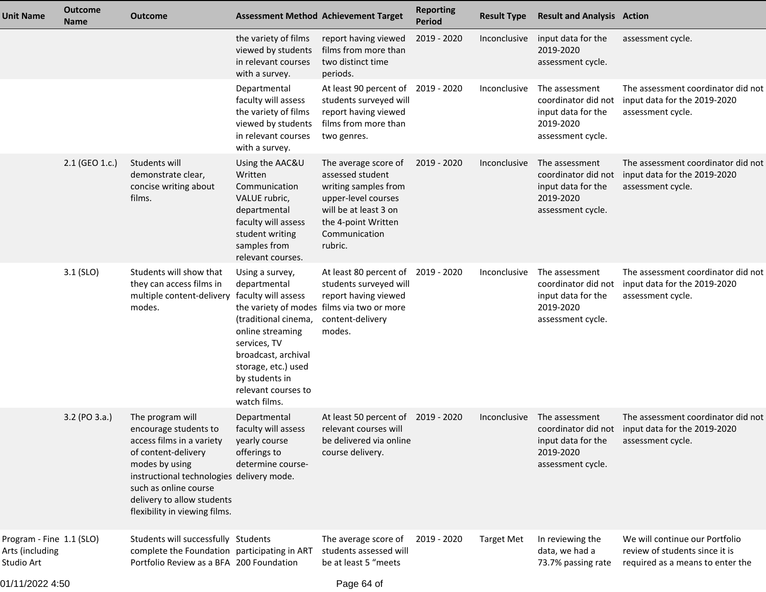| Unit Name | Outcome Name | Outcome | Assessment Method | Achievement Target | Reporting Period | Result Type | Result and Analysis | Action |
|---|---|---|---|---|---|---|---|---|
| | | | the variety of films viewed by students in relevant courses with a survey. | report having viewed films from more than two distinct time periods. | 2019 - 2020 | Inconclusive | input data for the 2019-2020 assessment cycle. | assessment cycle. |
| | | | Departmental faculty will assess the variety of films viewed by students in relevant courses with a survey. | At least 90 percent of students surveyed will report having viewed films from more than two genres. | 2019 - 2020 | Inconclusive | The assessment coordinator did not input data for the 2019-2020 assessment cycle. | The assessment coordinator did not input data for the 2019-2020 assessment cycle. |
| | 2.1 (GEO 1.c.) | Students will demonstrate clear, concise writing about films. | Using the AAC&U Written Communication VALUE rubric, departmental faculty will assess student writing samples from relevant courses. | The average score of assessed student writing samples from upper-level courses will be at least 3 on the 4-point Written Communication rubric. | 2019 - 2020 | Inconclusive | The assessment coordinator did not input data for the 2019-2020 assessment cycle. | The assessment coordinator did not input data for the 2019-2020 assessment cycle. |
| | 3.1 (SLO) | Students will show that they can access films in multiple content-delivery modes. | Using a survey, departmental faculty will assess the variety of modes (traditional cinema, online streaming services, TV broadcast, archival storage, etc.) used by students in relevant courses to watch films. | At least 80 percent of students surveyed will report having viewed films via two or more content-delivery modes. | 2019 - 2020 | Inconclusive | The assessment coordinator did not input data for the 2019-2020 assessment cycle. | The assessment coordinator did not input data for the 2019-2020 assessment cycle. |
| | 3.2 (PO 3.a.) | The program will encourage students to access films in a variety of content-delivery modes by using instructional technologies such as online course delivery to allow students flexibility in viewing films. | Departmental faculty will assess yearly course offerings to determine course-delivery mode. | At least 50 percent of relevant courses will be delivered via online course delivery. | 2019 - 2020 | Inconclusive | The assessment coordinator did not input data for the 2019-2020 assessment cycle. | The assessment coordinator did not input data for the 2019-2020 assessment cycle. |
| Program - Fine Arts (including Studio Art | 1.1 (SLO) | Students will successfully complete the Foundation Portfolio Review as a BFA | Students participating in ART 200 Foundation | The average score of students assessed will be at least 5 “meets | 2019 - 2020 | Target Met | In reviewing the data, we had a 73.7% passing rate | We will continue our Portfolio review of students since it is required as a means to enter the |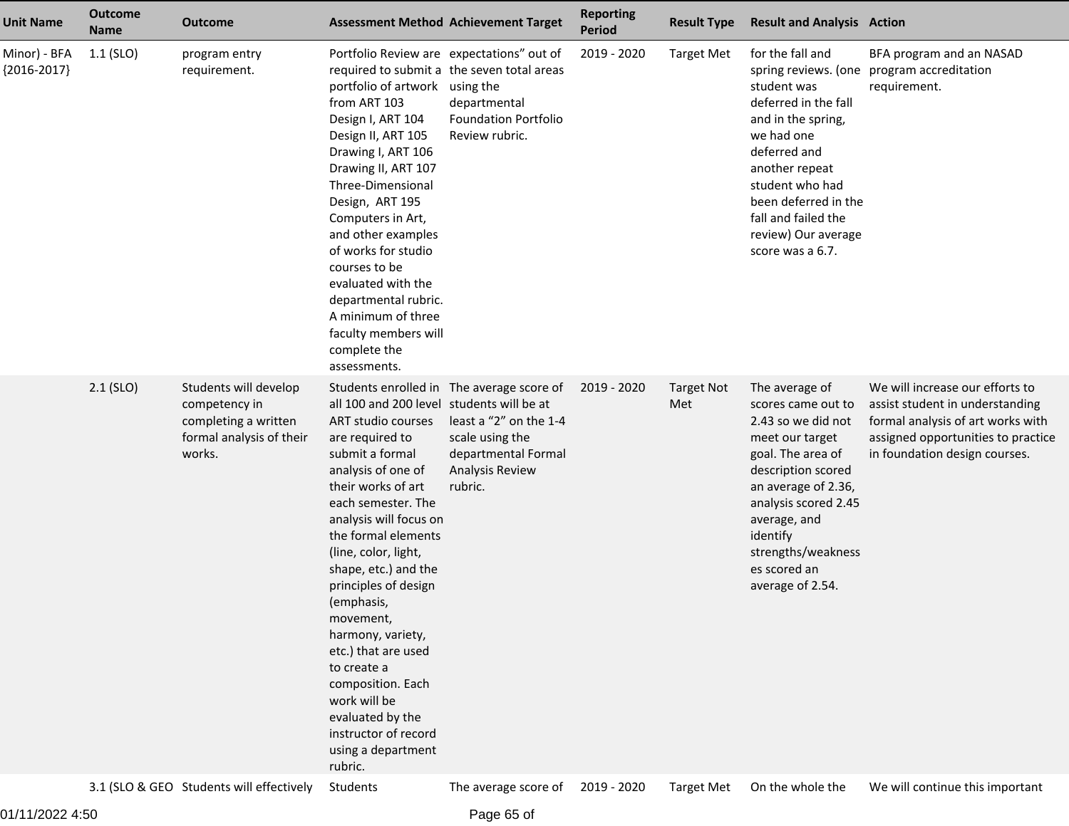| Unit Name | Outcome Name | Outcome | Assessment Method | Achievement Target | Reporting Period | Result Type | Result and Analysis | Action |
|---|---|---|---|---|---|---|---|---|
| Minor) - BFA {2016-2017} | 1.1 (SLO) | program entry requirement. | Portfolio Review are required to submit a portfolio of artwork from ART 103 Design I, ART 104 Design II, ART 105 Drawing I, ART 106 Drawing II, ART 107 Three-Dimensional Design, ART 195 Computers in Art, and other examples of works for studio courses to be evaluated with the departmental rubric. A minimum of three faculty members will complete the assessments. | expectations" out of the seven total areas using the departmental Foundation Portfolio Review rubric. | 2019 - 2020 | Target Met | for the fall and spring reviews. (one student was deferred in the fall and in the spring, we had one deferred and another repeat student who had been deferred in the fall and failed the review) Our average score was a 6.7. | BFA program and an NASAD program accreditation requirement. |
| | 2.1 (SLO) | Students will develop competency in completing a written formal analysis of their works. | Students enrolled in all 100 and 200 level ART studio courses are required to submit a formal analysis of one of their works of art each semester. The analysis will focus on the formal elements (line, color, light, shape, etc.) and the principles of design (emphasis, movement, harmony, variety, etc.) that are used to create a composition. Each work will be evaluated by the instructor of record using a department rubric. | The average score of students will be at least a "2" on the 1-4 scale using the departmental Formal Analysis Review rubric. | 2019 - 2020 | Target Not Met | The average of scores came out to 2.43 so we did not meet our target goal. The area of description scored an average of 2.36, analysis scored 2.45 average, and identify strengths/weaknesses scored an average of 2.54. | We will increase our efforts to assist student in understanding formal analysis of art works with assigned opportunities to practice in foundation design courses. |
| | 3.1 (SLO & GEO | Students will effectively | Students | The average score of | 2019 - 2020 | Target Met | On the whole the | We will continue this important |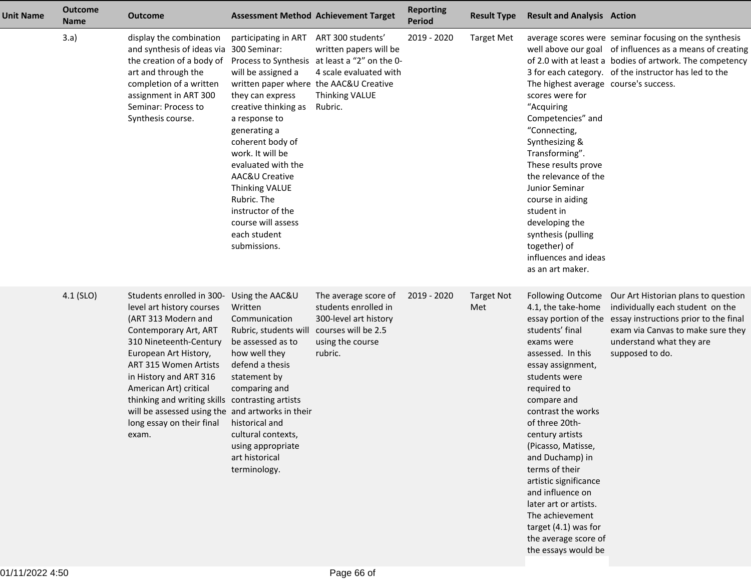| Unit Name | Outcome Name | Outcome | Assessment Method | Achievement Target | Reporting Period | Result Type | Result and Analysis | Action |
|---|---|---|---|---|---|---|---|---|
| | 3.a) | display the combination and synthesis of ideas via the creation of a body of art and through the completion of a written assignment in ART 300 Seminar: Process to Synthesis course. | participating in ART 300 Seminar: Process to Synthesis will be assigned a written paper where they can express creative thinking as a response to generating a coherent body of work. It will be evaluated with the AAC&U Creative Thinking VALUE Rubric. The instructor of the course will assess each student submissions. | ART 300 students' written papers will be at least a "2" on the 0-4 scale evaluated with the AAC&U Creative Thinking VALUE Rubric. | 2019 - 2020 | Target Met | average scores were well above our goal of 2.0 with at least a 3 for each category. The highest average scores were for "Acquiring Competencies" and "Connecting, Synthesizing & Transforming". These results prove the relevance of the Junior Seminar course in aiding student in developing the synthesis (pulling together) of influences and ideas as an art maker. | seminar focusing on the synthesis of influences as a means of creating bodies of artwork. The competency of the instructor has led to the course's success. |
| | 4.1 (SLO) | Students enrolled in 300-level art history courses (ART 313 Modern and Contemporary Art, ART 310 Nineteenth-Century European Art History, ART 315 Women Artists in History and ART 316 American Art) critical thinking and writing skills will be assessed using the long essay on their final exam. | Using the AAC&U Written Communication Rubric, students will be assessed as to how well they defend a thesis statement by comparing and contrasting artists and artworks in their historical and cultural contexts, using appropriate art historical terminology. | The average score of students enrolled in 300-level art history courses will be 2.5 using the course rubric. | 2019 - 2020 | Target Not Met | Following Outcome 4.1, the take-home essay portion of the students' final exams were assessed. In this essay assignment, students were required to compare and contrast the works of three 20th-century artists (Picasso, Matisse, and Duchamp) in terms of their artistic significance and influence on later art or artists. The achievement target (4.1) was for the average score of the essays would be | Our Art Historian plans to question individually each student on the essay instructions prior to the final exam via Canvas to make sure they understand what they are supposed to do. |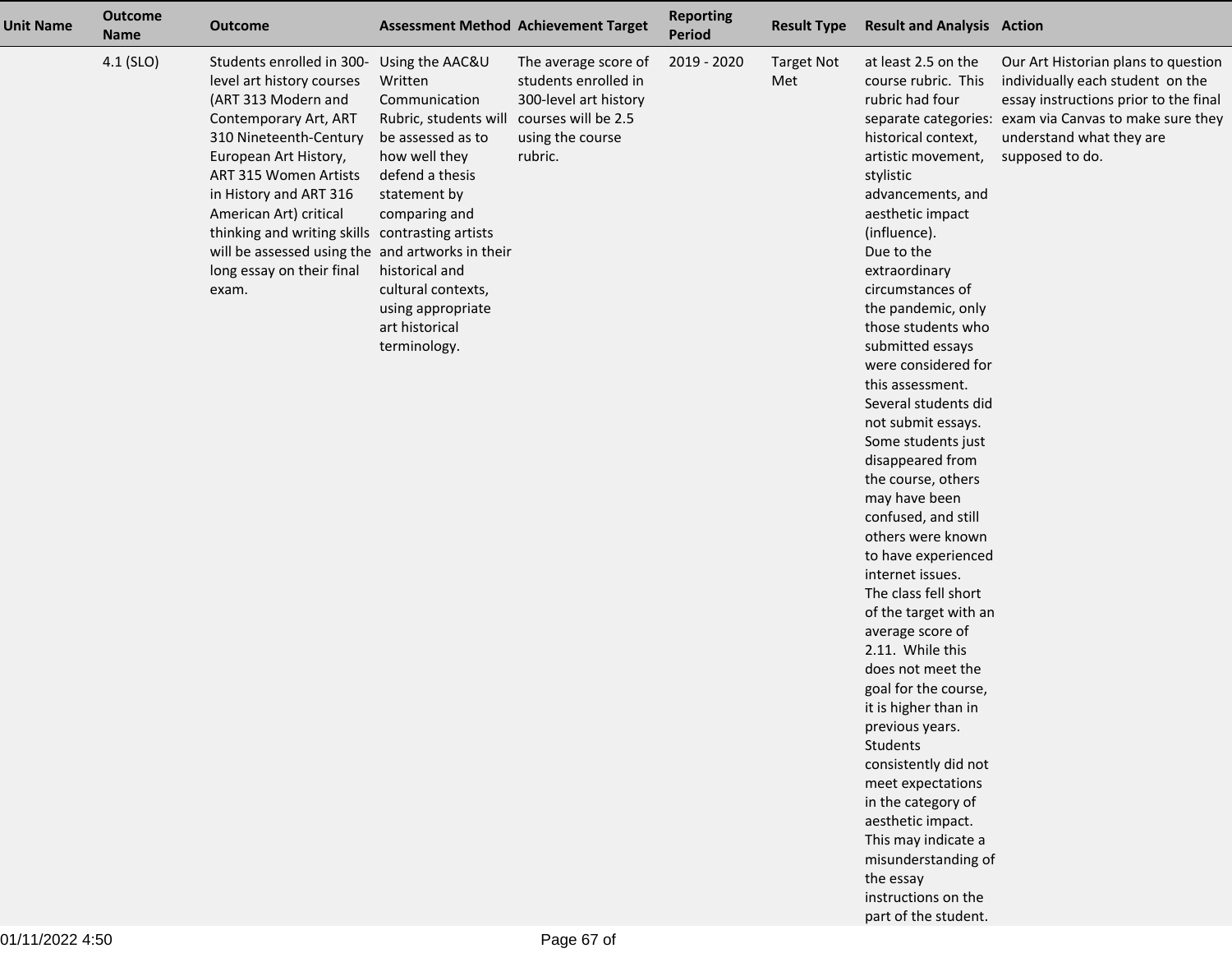| Unit Name | Outcome Name | Outcome | Assessment Method | Achievement Target | Reporting Period | Result Type | Result and Analysis | Action |
| --- | --- | --- | --- | --- | --- | --- | --- | --- |
| | 4.1 (SLO) | Students enrolled in 300-level art history courses (ART 313 Modern and Contemporary Art, ART 310 Nineteenth-Century European Art History, ART 315 Women Artists in History and ART 316 American Art) critical thinking and writing skills will be assessed using the long essay on their final exam. | Using the AAC&U Written Communication Rubric, students will be assessed as to how well they defend a thesis statement by comparing and contrasting artists and artworks in their historical and cultural contexts, using appropriate art historical terminology. | The average score of students enrolled in 300-level art history courses will be 2.5 using the course rubric. | 2019 - 2020 | Target Not Met | at least 2.5 on the course rubric. This rubric had four separate categories: historical context, artistic movement, stylistic advancements, and aesthetic impact (influence).<br>Due to the extraordinary circumstances of the pandemic, only those students who submitted essays were considered for this assessment. Several students did not submit essays. Some students just disappeared from the course, others may have been confused, and still others were known to have experienced internet issues.<br>The class fell short of the target with an average score of 2.11. While this does not meet the goal for the course, it is higher than in previous years.<br>Students consistently did not meet expectations in the category of aesthetic impact. This may indicate a misunderstanding of the essay instructions on the part of the student. | Our Art Historian plans to question individually each student on the essay instructions prior to the final exam via Canvas to make sure they understand what they are supposed to do. |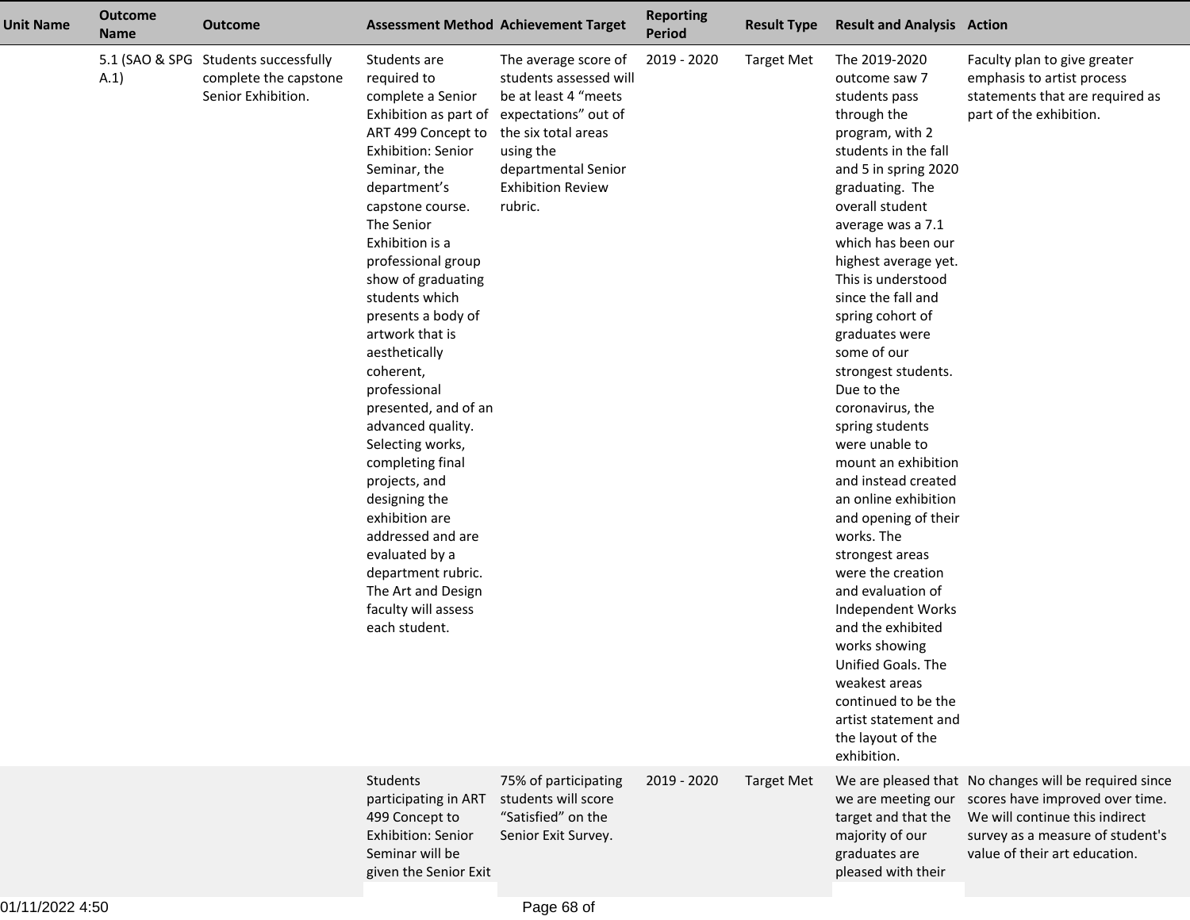| Unit Name | Outcome Name | Outcome | Assessment Method | Achievement Target | Reporting Period | Result Type | Result and Analysis | Action |
|---|---|---|---|---|---|---|---|---|
| | 5.1 (SAO & SPG A.1) | Students successfully complete the capstone Senior Exhibition. | Students are required to complete a Senior Exhibition as part of ART 499 Concept to Exhibition: Senior Seminar, the department's capstone course. The Senior Exhibition is a professional group show of graduating students which presents a body of artwork that is aesthetically coherent, professional presented, and of an advanced quality. Selecting works, completing final projects, and designing the exhibition are addressed and are evaluated by a department rubric. The Art and Design faculty will assess each student. | The average score of students assessed will be at least 4 "meets expectations" out of the six total areas using the departmental Senior Exhibition Review rubric. | 2019 - 2020 | Target Met | The 2019-2020 outcome saw 7 students pass through the program, with 2 students in the fall and 5 in spring 2020 graduating. The overall student average was a 7.1 which has been our highest average yet. This is understood since the fall and spring cohort of graduates were some of our strongest students. Due to the coronavirus, the spring students were unable to mount an exhibition and instead created an online exhibition and opening of their works. The strongest areas were the creation and evaluation of Independent Works and the exhibited works showing Unified Goals. The weakest areas continued to be the artist statement and the layout of the exhibition. | Faculty plan to give greater emphasis to artist process statements that are required as part of the exhibition. |
| | | | Students participating in ART 499 Concept to Exhibition: Senior Seminar will be given the Senior Exit | 75% of participating students will score "Satisfied" on the Senior Exit Survey. | 2019 - 2020 | Target Met | We are pleased that we are meeting our target and that the majority of our graduates are pleased with their | No changes will be required since scores have improved over time. We will continue this indirect survey as a measure of student's value of their art education. |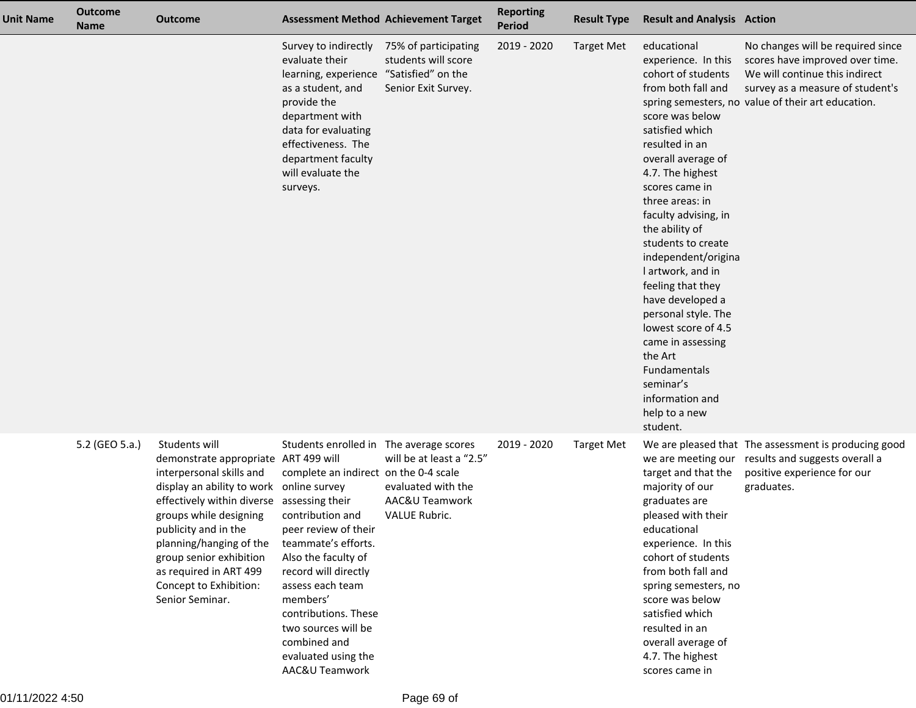| Unit Name | Outcome Name | Outcome | Assessment Method | Achievement Target | Reporting Period | Result Type | Result and Analysis | Action |
| --- | --- | --- | --- | --- | --- | --- | --- | --- |
| | | | Survey to indirectly evaluate their learning, experience as a student, and provide the department with data for evaluating effectiveness. The department faculty will evaluate the surveys. | 75% of participating students will score "Satisfied" on the Senior Exit Survey. | 2019 - 2020 | Target Met | educational experience. In this cohort of students from both fall and spring semesters, no score was below satisfied which resulted in an overall average of 4.7. The highest scores came in three areas: in faculty advising, in the ability of students to create independent/original artwork, and in feeling that they have developed a personal style. The lowest score of 4.5 came in assessing the Art Fundamentals seminar's information and help to a new student. | No changes will be required since scores have improved over time. We will continue this indirect survey as a measure of student's value of their art education. |
| | 5.2 (GEO 5.a.) | Students will demonstrate appropriate interpersonal skills and display an ability to work effectively within diverse groups while designing publicity and in the planning/hanging of the group senior exhibition as required in ART 499 Concept to Exhibition: Senior Seminar. | Students enrolled in ART 499 will complete an indirect online survey assessing their contribution and peer review of their teammate's efforts. Also the faculty of record will directly assess each team members' contributions. These two sources will be combined and evaluated using the AAC&U Teamwork | The average scores will be at least a "2.5" on the 0-4 scale evaluated with the AAC&U Teamwork VALUE Rubric. | 2019 - 2020 | Target Met | We are pleased that we are meeting our target and that the majority of our graduates are pleased with their educational experience. In this cohort of students from both fall and spring semesters, no score was below satisfied which resulted in an overall average of 4.7. The highest scores came in | The assessment is producing good results and suggests overall a positive experience for our graduates. |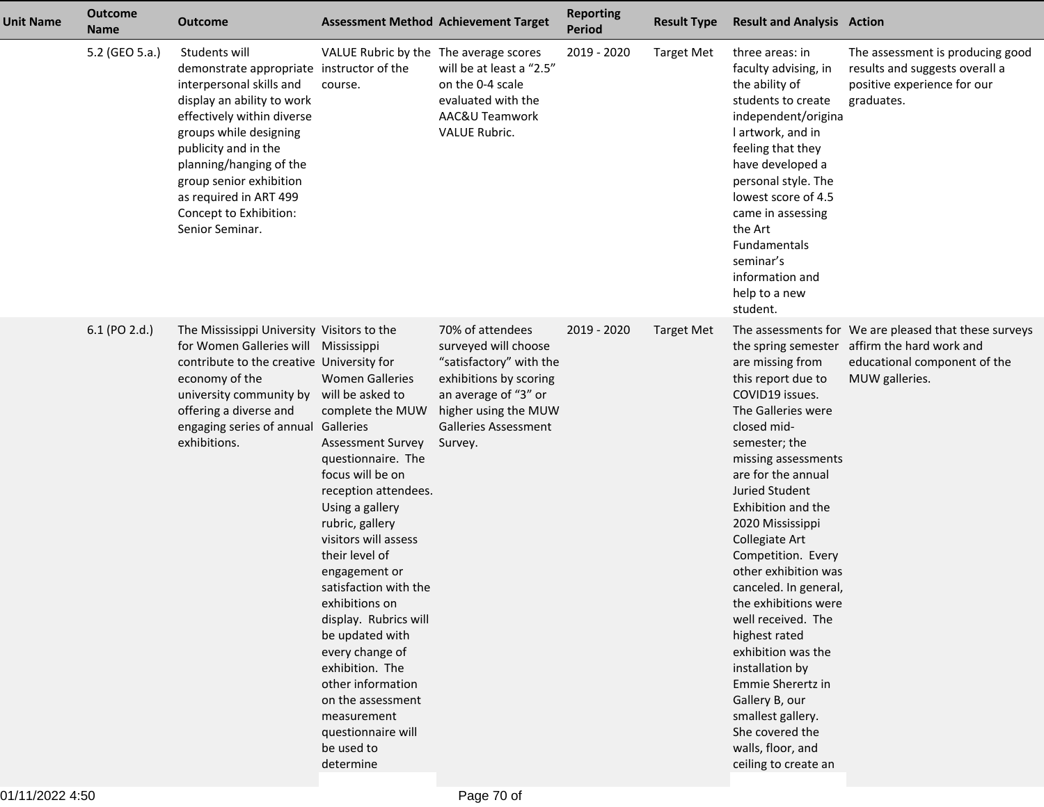| Unit Name | Outcome Name | Outcome | Assessment Method | Achievement Target | Reporting Period | Result Type | Result and Analysis | Action |
|---|---|---|---|---|---|---|---|---|
| | 5.2 (GEO 5.a.) | Students will demonstrate appropriate interpersonal skills and display an ability to work effectively within diverse groups while designing publicity and in the planning/hanging of the group senior exhibition as required in ART 499 Concept to Exhibition: Senior Seminar. | VALUE Rubric by the instructor of the course. | The average scores will be at least a "2.5" on the 0-4 scale evaluated with the AAC&U Teamwork VALUE Rubric. | 2019 - 2020 | Target Met | three areas: in faculty advising, in the ability of students to create independent/original artwork, and in feeling that they have developed a personal style. The lowest score of 4.5 came in assessing the Art Fundamentals seminar's information and help to a new student. | The assessment is producing good results and suggests overall a positive experience for our graduates. |
| | 6.1 (PO 2.d.) | The Mississippi University for Women Galleries will contribute to the creative economy of the university community by offering a diverse and engaging series of annual exhibitions. | Visitors to the Mississippi University for Women Galleries will be asked to complete the MUW Galleries Assessment Survey questionnaire. The focus will be on reception attendees. Using a gallery rubric, gallery visitors will assess their level of engagement or satisfaction with the exhibitions on display. Rubrics will be updated with every change of exhibition. The other information on the assessment measurement questionnaire will be used to determine | 70% of attendees surveyed will choose "satisfactory" with the exhibitions by scoring an average of "3" or higher using the MUW Galleries Assessment Survey. | 2019 - 2020 | Target Met | The assessments for the spring semester are missing from this report due to COVID19 issues. The Galleries were closed mid-semester; the missing assessments are for the annual Juried Student Exhibition and the 2020 Mississippi Collegiate Art Competition. Every other exhibition was canceled. In general, the exhibitions were well received. The highest rated exhibition was the installation by Emmie Shertz in Gallery B, our smallest gallery. She covered the walls, floor, and ceiling to create an | We are pleased that these surveys affirm the hard work and educational component of the MUW galleries. |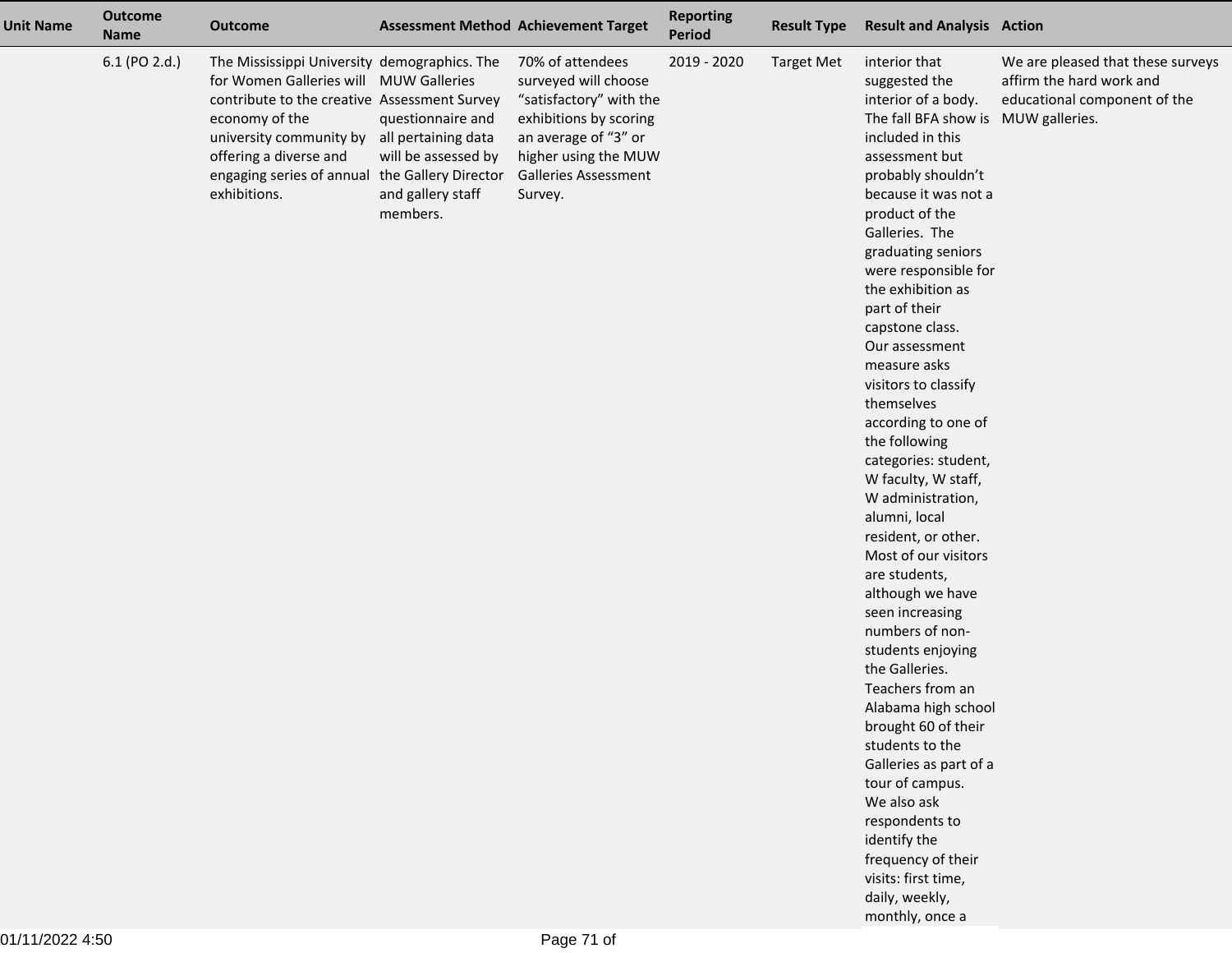| Unit Name | Outcome Name | Outcome | Assessment Method | Achievement Target | Reporting Period | Result Type | Result and Analysis | Action |
|---|---|---|---|---|---|---|---|---|
| | 6.1 (PO 2.d.) | The Mississippi University for Women Galleries will contribute to the creative economy of the university community by offering a diverse and engaging series of annual exhibitions. | demographics. The MUW Galleries Assessment Survey questionnaire and all pertaining data will be assessed by the Gallery Director and gallery staff members. | 70% of attendees surveyed will choose "satisfactory" with the exhibitions by scoring an average of "3" or higher using the MUW Galleries Assessment Survey. | 2019 - 2020 | Target Met | interior that suggested the interior of a body. The fall BFA show is included in this assessment but probably shouldn't because it was not a product of the Galleries. The graduating seniors were responsible for the exhibition as part of their capstone class. Our assessment measure asks visitors to classify themselves according to one of the following categories: student, W faculty, W staff, W administration, alumni, local resident, or other. Most of our visitors are students, although we have seen increasing numbers of non-students enjoying the Galleries. Teachers from an Alabama high school brought 60 of their students to the Galleries as part of a tour of campus. We also ask respondents to identify the frequency of their visits: first time, daily, weekly, monthly, once a | We are pleased that these surveys affirm the hard work and educational component of the MUW galleries. |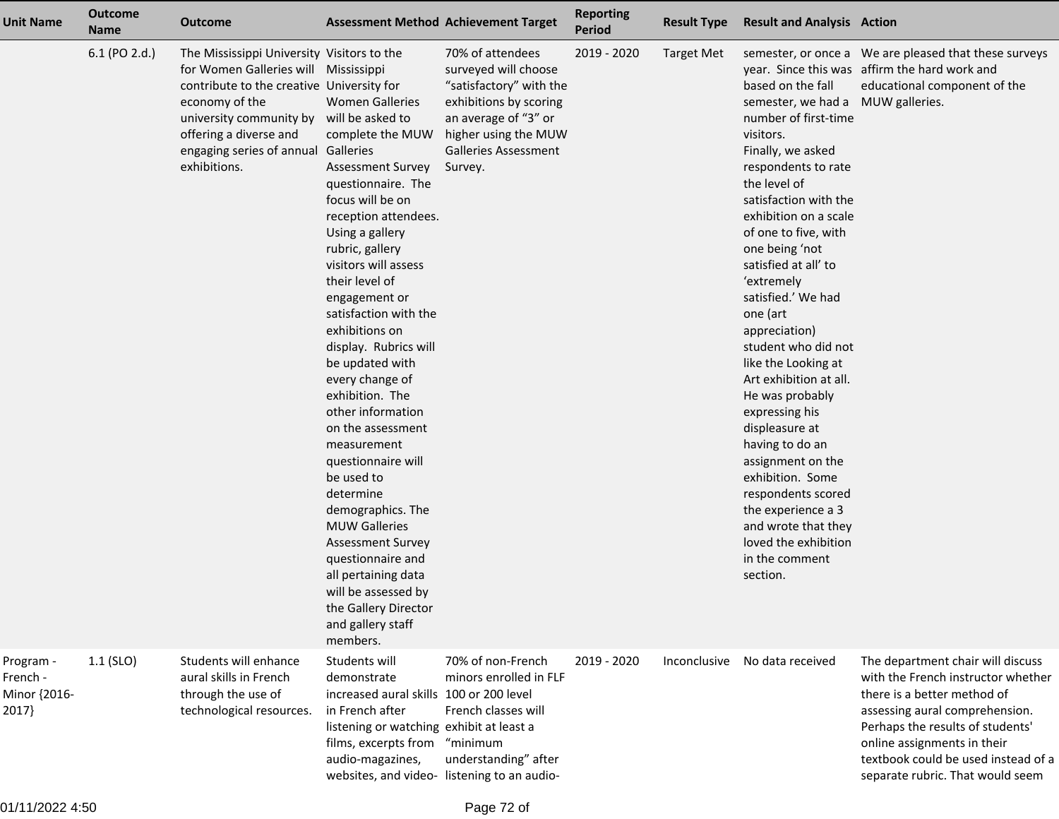| Unit Name | Outcome Name | Outcome | Assessment Method | Achievement Target | Reporting Period | Result Type | Result and Analysis | Action |
|---|---|---|---|---|---|---|---|---|
| | 6.1 (PO 2.d.) | The Mississippi University for Women Galleries will contribute to the creative economy of the university community by offering a diverse and engaging series of annual exhibitions. | Visitors to the Mississippi University for Women Galleries will be asked to complete the MUW Galleries Assessment Survey questionnaire. The focus will be on reception attendees. Using a gallery rubric, gallery visitors will assess their level of engagement or satisfaction with the exhibitions on display. Rubrics will be updated with every change of exhibition. The other information on the assessment measurement questionnaire will be used to determine demographics. The MUW Galleries Assessment Survey questionnaire and all pertaining data will be assessed by the Gallery Director and gallery staff members. | 70% of attendees surveyed will choose "satisfactory" with the exhibitions by scoring an average of "3" or higher using the MUW Galleries Assessment Survey. | 2019 - 2020 | Target Met | semester, or once a year. Since this was based on the fall semester, we had a number of first-time visitors.<br>Finally, we asked respondents to rate the level of satisfaction with the exhibition on a scale of one to five, with one being 'not satisfied at all' to 'extremely satisfied.' We had one (art appreciation) student who did not like the Looking at Art exhibition at all. He was probably expressing his displeasure at having to do an assignment on the exhibition. Some respondents scored the experience a 3 and wrote that they loved the exhibition in the comment section. | We are pleased that these surveys affirm the hard work and educational component of the MUW galleries. |
| Program - French - Minor {2016-2017} | 1.1 (SLO) | Students will enhance aural skills in French through the use of technological resources. | Students will demonstrate increased aural skills in French after listening or watching films, excerpts from audio-magazines, websites, and video- | 70% of non-French minors enrolled in FLF 100 or 200 level French classes will exhibit at least a "minimum understanding" after listening to an audio- | 2019 - 2020 | Inconclusive | No data received | The department chair will discuss with the French instructor whether there is a better method of assessing aural comprehension. Perhaps the results of students' online assignments in their textbook could be used instead of a separate rubric. That would seem |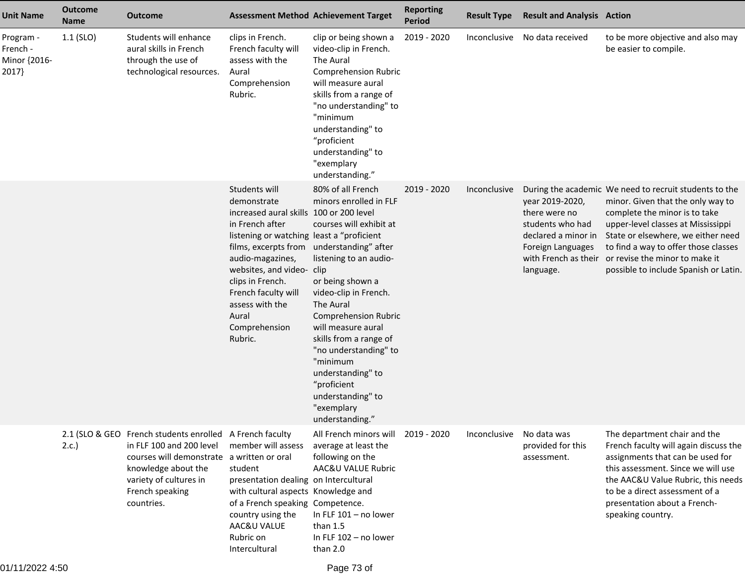| Unit Name | Outcome Name | Outcome | Assessment Method | Achievement Target | Reporting Period | Result Type | Result and Analysis | Action |
|---|---|---|---|---|---|---|---|---|
| Program - French - Minor {2016-2017} | 1.1 (SLO) | Students will enhance aural skills in French through the use of technological resources. | clips in French. French faculty will assess with the Aural Comprehension Rubric. | clip or being shown a video-clip in French. The Aural Comprehension Rubric will measure aural skills from a range of "no understanding" to "minimum understanding" to “proficient understanding" to "exemplary understanding.” | 2019 - 2020 | Inconclusive | No data received | to be more objective and also may be easier to compile. |
| | | | Students will demonstrate increased aural skills in French after listening or watching films, excerpts from audio-magazines, websites, and video-clips in French. French faculty will assess with the Aural Comprehension Rubric. | 80% of all French minors enrolled in FLF 100 or 200 level courses will exhibit at least a “proficient understanding” after listening to an audio-clip or being shown a video-clip in French. The Aural Comprehension Rubric will measure aural skills from a range of "no understanding" to "minimum understanding" to “proficient understanding" to "exemplary understanding.” | 2019 - 2020 | Inconclusive | During the academic year 2019-2020, there were no students who had declared a minor in Foreign Languages with French as their language. | We need to recruit students to the minor. Given that the only way to complete the minor is to take upper-level classes at Mississippi State or elsewhere, we either need to find a way to offer those classes or revise the minor to make it possible to include Spanish or Latin. |
| | 2.1 (SLO & GEO 2.c.) | French students enrolled in FLF 100 and 200 level courses will demonstrate knowledge about the variety of cultures in French speaking countries. | A French faculty member will assess a written or oral student presentation dealing with cultural aspects of a French speaking country using the AAC&U VALUE Rubric on Intercultural | All French minors will average at least the following on the AAC&U VALUE Rubric on Intercultural Knowledge and Competence.<br>In FLF 101 – no lower than 1.5<br>In FLF 102 – no lower than 2.0 | 2019 - 2020 | Inconclusive | No data was provided for this assessment. | The department chair and the French faculty will again discuss the assignments that can be used for this assessment. Since we will use the AAC&U Value Rubric, this needs to be a direct assessment of a presentation about a French-speaking country. |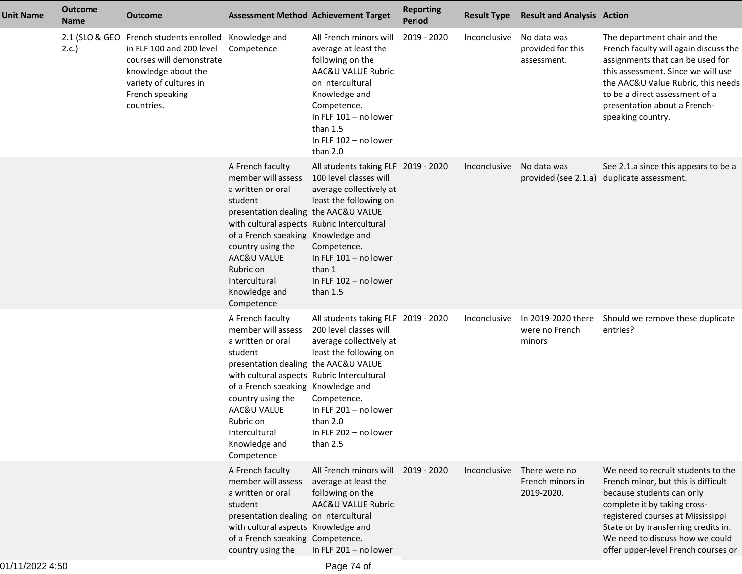| Unit Name | Outcome Name | Outcome | Assessment Method | Achievement Target | Reporting Period | Result Type | Result and Analysis | Action |
|---|---|---|---|---|---|---|---|---|
| | 2.1 (SLO & GEO 2.c.) | French students enrolled in FLF 100 and 200 level courses will demonstrate knowledge about the variety of cultures in French speaking countries. | Knowledge and Competence. | All French minors will average at least the following on the AAC&U VALUE Rubric on Intercultural Knowledge and Competence.<br>In FLF 101 – no lower than 1.5<br>In FLF 102 – no lower than 2.0 | 2019 - 2020 | Inconclusive | No data was provided for this assessment. | The department chair and the French faculty will again discuss the assignments that can be used for this assessment. Since we will use the AAC&U Value Rubric, this needs to be a direct assessment of a presentation about a French-speaking country. |
| | | | A French faculty member will assess a written or oral student presentation dealing with cultural aspects of a French speaking country using the AAC&U VALUE Rubric on Intercultural Knowledge and Competence. | All students taking FLF 100 level classes will average collectively at least the following on the AAC&U VALUE Rubric Intercultural Knowledge and Competence.<br>In FLF 101 – no lower than 1<br>In FLF 102 – no lower than 1.5 | 2019 - 2020 | Inconclusive | No data was provided (see 2.1.a) | See 2.1.a since this appears to be a duplicate assessment. |
| | | | A French faculty member will assess a written or oral student presentation dealing with cultural aspects of a French speaking country using the AAC&U VALUE Rubric on Intercultural Knowledge and Competence. | All students taking FLF 200 level classes will average collectively at least the following on the AAC&U VALUE Rubric Intercultural Knowledge and Competence.<br>In FLF 201 – no lower than 2.0<br>In FLF 202 – no lower than 2.5 | 2019 - 2020 | Inconclusive | In 2019-2020 there were no French minors | Should we remove these duplicate entries? |
| | | | A French faculty member will assess a written or oral student presentation dealing with cultural aspects of a French speaking country using the | All French minors will average at least the following on the AAC&U VALUE Rubric on Intercultural Knowledge and Competence.<br>In FLF 201 – no lower | 2019 - 2020 | Inconclusive | There were no French minors in 2019-2020. | We need to recruit students to the French minor, but this is difficult because students can only complete it by taking cross-registered courses at Mississippi State or by transferring credits in. We need to discuss how we could offer upper-level French courses or |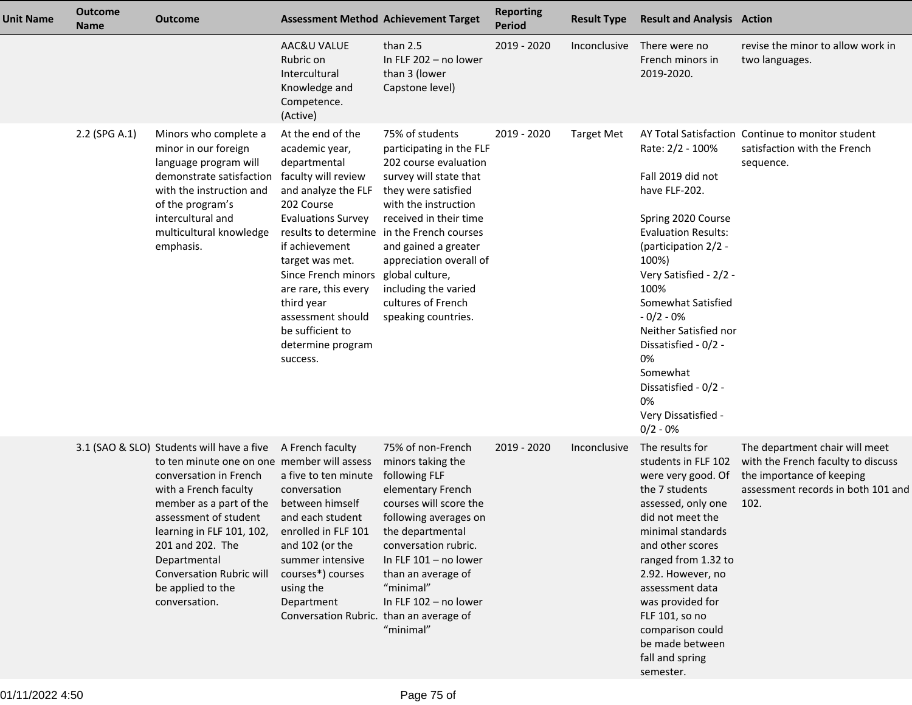| Unit Name | Outcome Name | Outcome | Assessment Method | Achievement Target | Reporting Period | Result Type | Result and Analysis | Action |
|---|---|---|---|---|---|---|---|---|
| | | | AAC&U VALUE Rubric on Intercultural Knowledge and Competence. (Active) | than 2.5<br>In FLF 202 – no lower than 3 (lower Capstone level) | 2019 - 2020 | Inconclusive | There were no French minors in 2019-2020. | revise the minor to allow work in two languages. |
| | 2.2 (SPG A.1) | Minors who complete a minor in our foreign language program will demonstrate satisfaction with the instruction and of the program's intercultural and multicultural knowledge emphasis. | At the end of the academic year, departmental faculty will review and analyze the FLF 202 Course Evaluations Survey results to determine if achievement target was met. Since French minors are rare, this every third year assessment should be sufficient to determine program success. | 75% of students participating in the FLF 202 course evaluation survey will state that they were satisfied with the instruction received in their time in the French courses and gained a greater appreciation overall of global culture, including the varied cultures of French speaking countries. | 2019 - 2020 | Target Met | AY Total Satisfaction Rate: 2/2 - 100%<br><br>Fall 2019 did not have FLF-202.<br><br>Spring 2020 Course Evaluation Results: (participation 2/2 - 100%)<br>Very Satisfied - 2/2 - 100%<br>Somewhat Satisfied - 0/2 - 0%<br>Neither Satisfied nor Dissatisfied - 0/2 - 0%<br>Somewhat Dissatisfied - 0/2 - 0%<br>Very Dissatisfied - 0/2 - 0% | Continue to monitor student satisfaction with the French sequence. |
| | 3.1 (SAO & SLO) | Students will have a five to ten minute one on one conversation in French with a French faculty member as a part of the assessment of student learning in FLF 101, 102, 201 and 202. The Departmental Conversation Rubric will be applied to the conversation. | A French faculty member will assess a five to ten minute conversation between himself and each student enrolled in FLF 101 and 102 (or the summer intensive courses*) courses using the Department Conversation Rubric. | 75% of non-French minors taking the following FLF elementary French courses will score the following averages on the departmental conversation rubric.<br>In FLF 101 – no lower than an average of "minimal"<br>In FLF 102 – no lower than an average of "minimal" | 2019 - 2020 | Inconclusive | The results for students in FLF 102 were very good. Of the 7 students assessed, only one did not meet the minimal standards and other scores ranged from 1.32 to 2.92. However, no assessment data was provided for FLF 101, so no comparison could be made between fall and spring semester. | The department chair will meet with the French faculty to discuss the importance of keeping assessment records in both 101 and 102. |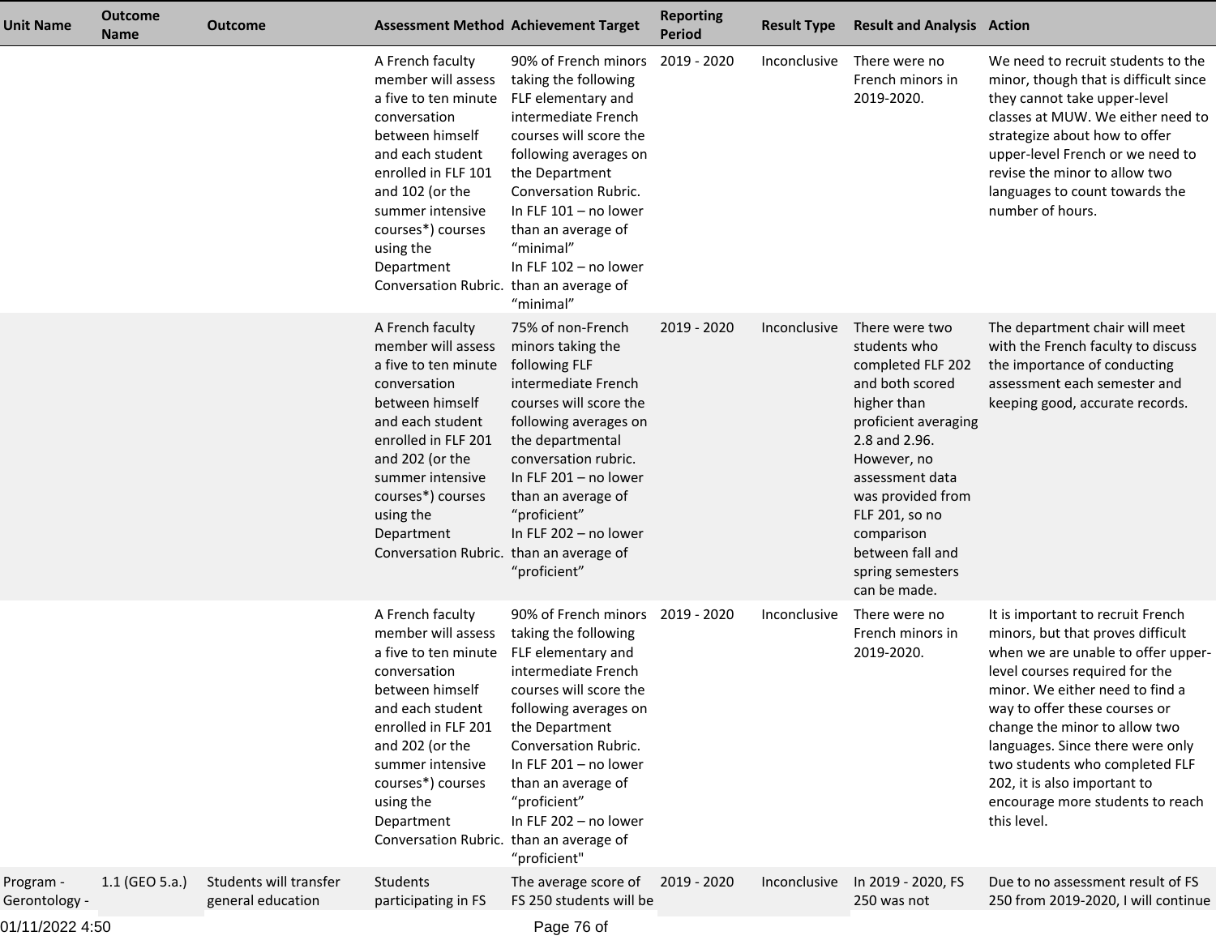| Unit Name | Outcome Name | Outcome | Assessment Method | Achievement Target | Reporting Period | Result Type | Result and Analysis | Action |
|---|---|---|---|---|---|---|---|---|
| | | | A French faculty member will assess a five to ten minute conversation between himself and each student enrolled in FLF 101 and 102 (or the summer intensive courses*) courses using the Department Conversation Rubric. | 90% of French minors taking the following FLF elementary and intermediate French courses will score the following averages on the Department Conversation Rubric. In FLF 101 – no lower than an average of "minimal" In FLF 102 – no lower than an average of "minimal" | 2019 - 2020 | Inconclusive | There were no French minors in 2019-2020. | We need to recruit students to the minor, though that is difficult since they cannot take upper-level classes at MUW. We either need to strategize about how to offer upper-level French or we need to revise the minor to allow two languages to count towards the number of hours. |
| | | | A French faculty member will assess a five to ten minute conversation between himself and each student enrolled in FLF 201 and 202 (or the summer intensive courses*) courses using the Department Conversation Rubric. | 75% of non-French minors taking the following FLF intermediate French courses will score the following averages on the departmental conversation rubric. In FLF 201 – no lower than an average of "proficient" In FLF 202 – no lower than an average of "proficient" | 2019 - 2020 | Inconclusive | There were two students who completed FLF 202 and both scored higher than proficient averaging 2.8 and 2.96. However, no assessment data was provided from FLF 201, so no comparison between fall and spring semesters can be made. | The department chair will meet with the French faculty to discuss the importance of conducting assessment each semester and keeping good, accurate records. |
| | | | A French faculty member will assess a five to ten minute conversation between himself and each student enrolled in FLF 201 and 202 (or the summer intensive courses*) courses using the Department Conversation Rubric. | 90% of French minors taking the following FLF elementary and intermediate French courses will score the following averages on the Department Conversation Rubric. In FLF 201 – no lower than an average of "proficient" In FLF 202 – no lower than an average of "proficient" | 2019 - 2020 | Inconclusive | There were no French minors in 2019-2020. | It is important to recruit French minors, but that proves difficult when we are unable to offer upper-level courses required for the minor. We either need to find a way to offer these courses or change the minor to allow two languages. Since there were only two students who completed FLF 202, it is also important to encourage more students to reach this level. |
| Program - Gerontology - | 1.1 (GEO 5.a.) | Students will transfer general education | Students participating in FS | The average score of FS 250 students will be | 2019 - 2020 | Inconclusive | In 2019 - 2020, FS 250 was not | Due to no assessment result of FS 250 from 2019-2020, I will continue |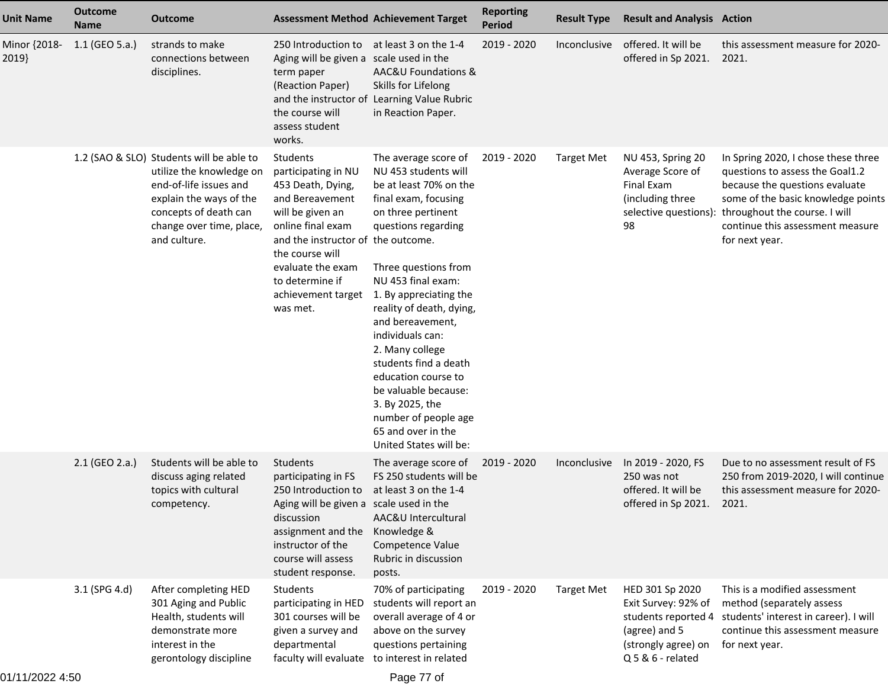| Unit Name | Outcome Name | Outcome | Assessment Method | Achievement Target | Reporting Period | Result Type | Result and Analysis | Action |
|---|---|---|---|---|---|---|---|---|
| Minor {2018-2019} | 1.1 (GEO 5.a.) | strands to make connections between disciplines. | 250 Introduction to Aging will be given a term paper (Reaction Paper) and the instructor of the course will assess student works. | at least 3 on the 1-4 scale used in the AAC&U Foundations & Skills for Lifelong Learning Value Rubric in Reaction Paper. | 2019 - 2020 | Inconclusive | offered. It will be offered in Sp 2021. | this assessment measure for 2020-2021. |
| | 1.2 (SAO & SLO) | Students will be able to utilize the knowledge on end-of-life issues and explain the ways of the concepts of death can change over time, place, and culture. | Students participating in NU 453 Death, Dying, and Bereavement will be given an online final exam and the instructor of the course will evaluate the exam to determine if achievement target was met. | The average score of NU 453 students will be at least 70% on the final exam, focusing on three pertinent questions regarding the outcome.<br><br>Three questions from NU 453 final exam:<br>1. By appreciating the reality of death, dying, and bereavement, individuals can:<br>2. Many college students find a death education course to be valuable because:<br>3. By 2025, the number of people age 65 and over in the United States will be: | 2019 - 2020 | Target Met | NU 453, Spring 20 Average Score of Final Exam (including three selective questions): 98 | In Spring 2020, I chose these three questions to assess the Goal1.2 because the questions evaluate some of the basic knowledge points throughout the course. I will continue this assessment measure for next year. |
| | 2.1 (GEO 2.a.) | Students will be able to discuss aging related topics with cultural competency. | Students participating in FS 250 Introduction to Aging will be given a discussion assignment and the instructor of the course will assess student response. | The average score of FS 250 students will be at least 3 on the 1-4 scale used in the AAC&U Intercultural Knowledge & Competence Value Rubric in discussion posts. | 2019 - 2020 | Inconclusive | In 2019 - 2020, FS 250 was not offered. It will be offered in Sp 2021. | Due to no assessment result of FS 250 from 2019-2020, I will continue this assessment measure for 2020-2021. |
| | 3.1 (SPG 4.d) | After completing HED 301 Aging and Public Health, students will demonstrate more interest in the gerontology discipline | Students participating in HED 301 courses will be given a survey and departmental faculty will evaluate | 70% of participating students will report an overall average of 4 or above on the survey questions pertaining to interest in related | 2019 - 2020 | Target Met | HED 301 Sp 2020 Exit Survey: 92% of students reported 4 (agree) and 5 (strongly agree) on Q 5 & 6 - related | This is a modified assessment method (separately assess students' interest in career). I will continue this assessment measure for next year. |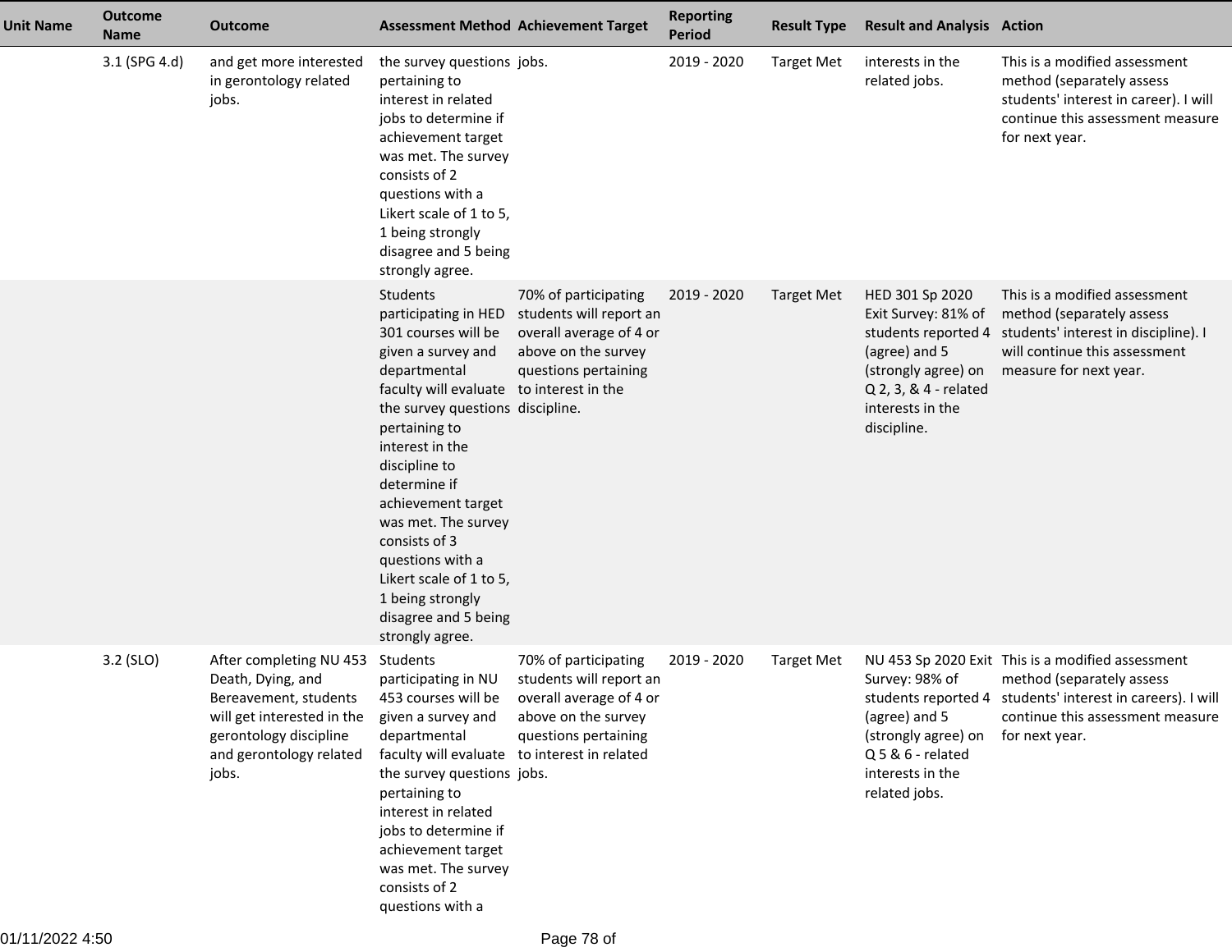| Unit Name | Outcome Name | Outcome | Assessment Method | Achievement Target | Reporting Period | Result Type | Result and Analysis | Action |
|---|---|---|---|---|---|---|---|---|
| | 3.1 (SPG 4.d) | and get more interested in gerontology related jobs. | the survey questions pertaining to interest in related jobs to determine if achievement target was met. The survey consists of 2 questions with a Likert scale of 1 to 5, 1 being strongly disagree and 5 being strongly agree. | jobs. | 2019 - 2020 | Target Met | interests in the related jobs. | This is a modified assessment method (separately assess students' interest in career). I will continue this assessment measure for next year. |
| | | | Students participating in HED 301 courses will be given a survey and departmental faculty will evaluate the survey questions pertaining to interest in the discipline to determine if achievement target was met. The survey consists of 3 questions with a Likert scale of 1 to 5, 1 being strongly disagree and 5 being strongly agree. | 70% of participating students will report an overall average of 4 or above on the survey questions pertaining to interest in the discipline. | 2019 - 2020 | Target Met | HED 301 Sp 2020 Exit Survey: 81% of students reported 4 (agree) and 5 (strongly agree) on Q 2, 3, & 4 - related interests in the discipline. | This is a modified assessment method (separately assess students' interest in discipline). I will continue this assessment measure for next year. |
| | 3.2 (SLO) | After completing NU 453 Death, Dying, and Bereavement, students will get interested in the gerontology discipline and gerontology related jobs. | Students participating in NU 453 courses will be given a survey and departmental faculty will evaluate the survey questions pertaining to interest in related jobs to determine if achievement target was met. The survey consists of 2 questions with a | 70% of participating students will report an overall average of 4 or above on the survey questions pertaining to interest in related jobs. | 2019 - 2020 | Target Met | NU 453 Sp 2020 Exit Survey: 98% of students reported 4 (agree) and 5 (strongly agree) on Q 5 & 6 - related interests in the related jobs. | This is a modified assessment method (separately assess students' interest in careers). I will continue this assessment measure for next year. |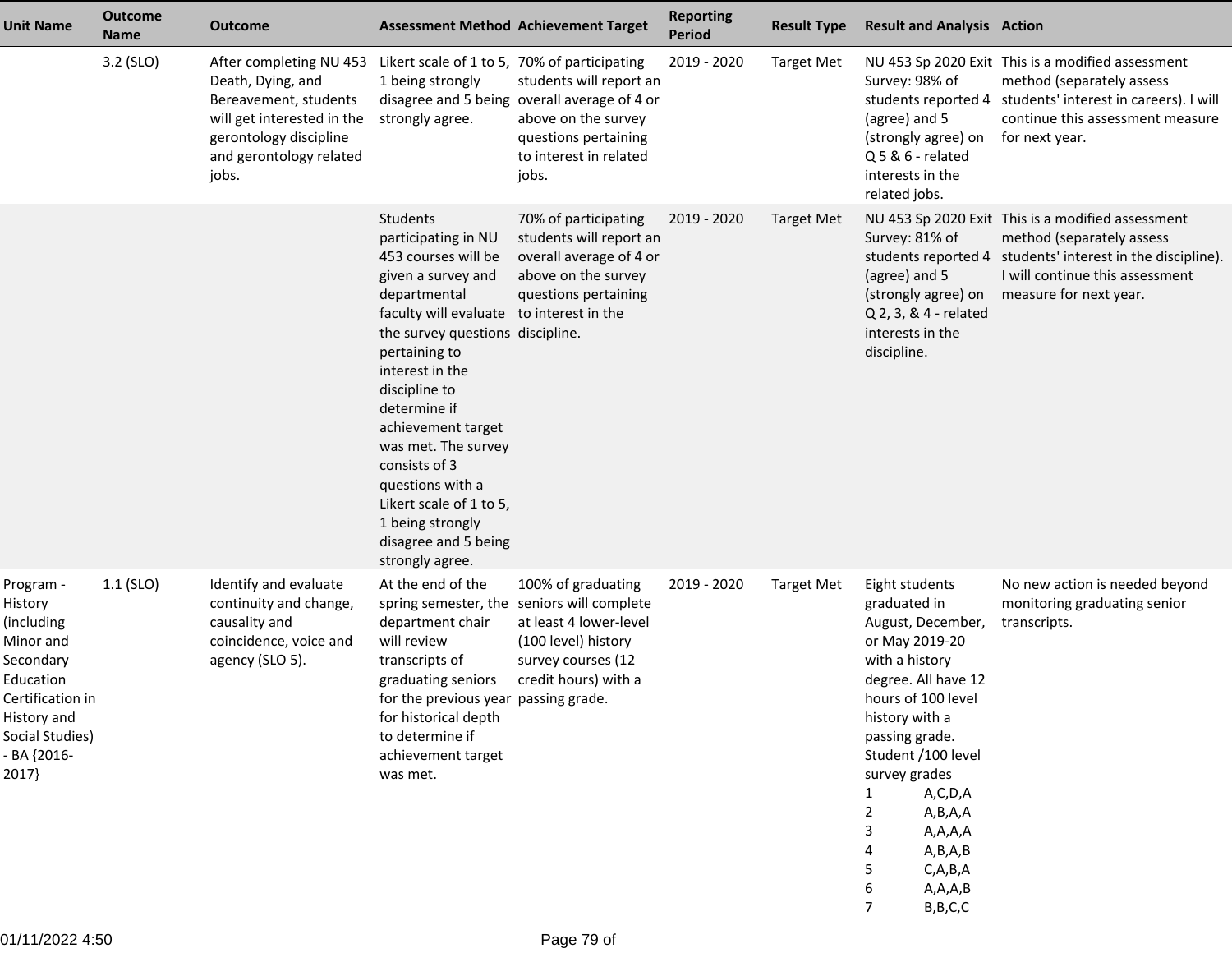| Unit Name | Outcome Name | Outcome | Assessment Method | Achievement Target | Reporting Period | Result Type | Result and Analysis | Action |
|---|---|---|---|---|---|---|---|---|
| | 3.2 (SLO) | After completing NU 453 Death, Dying, and Bereavement, students will get interested in the gerontology discipline and gerontology related jobs. | Likert scale of 1 to 5, 1 being strongly disagree and 5 being strongly agree. | 70% of participating students will report an overall average of 4 or above on the survey questions pertaining to interest in related jobs. | 2019 - 2020 | Target Met | NU 453 Sp 2020 Exit Survey: 98% of students reported 4 (agree) and 5 (strongly agree) on Q 5 & 6 - related interests in the related jobs. | This is a modified assessment method (separately assess students' interest in careers). I will continue this assessment measure for next year. |
| | | | Students participating in NU 453 courses will be given a survey and departmental faculty will evaluate the survey questions pertaining to interest in the discipline to determine if achievement target was met. The survey consists of 3 questions with a Likert scale of 1 to 5, 1 being strongly disagree and 5 being strongly agree. | 70% of participating students will report an overall average of 4 or above on the survey questions pertaining to interest in the discipline. | 2019 - 2020 | Target Met | NU 453 Sp 2020 Exit Survey: 81% of students reported 4 (agree) and 5 (strongly agree) on Q 2, 3, & 4 - related interests in the discipline. | This is a modified assessment method (separately assess students' interest in the discipline). I will continue this assessment measure for next year. |
| Program - History (including Minor and Secondary Education Certification in History and Social Studies) - BA {2016-2017} | 1.1 (SLO) | Identify and evaluate continuity and change, causality and coincidence, voice and agency (SLO 5). | At the end of the spring semester, the department chair will review transcripts of graduating seniors for the previous year for historical depth to determine if achievement target was met. | 100% of graduating seniors will complete at least 4 lower-level (100 level) history survey courses (12 credit hours) with a passing grade. | 2019 - 2020 | Target Met | Eight students graduated in August, December, or May 2019-20 with a history degree. All have 12 hours of 100 level history with a passing grade.<br>Student /100 level survey grades<br>1 A,C,D,A<br>2 A,B,A,A<br>3 A,A,A,A<br>4 A,B,A,B<br>5 C,A,B,A<br>6 A,A,A,B<br>7 B,B,C,C | No new action is needed beyond monitoring graduating senior transcripts. |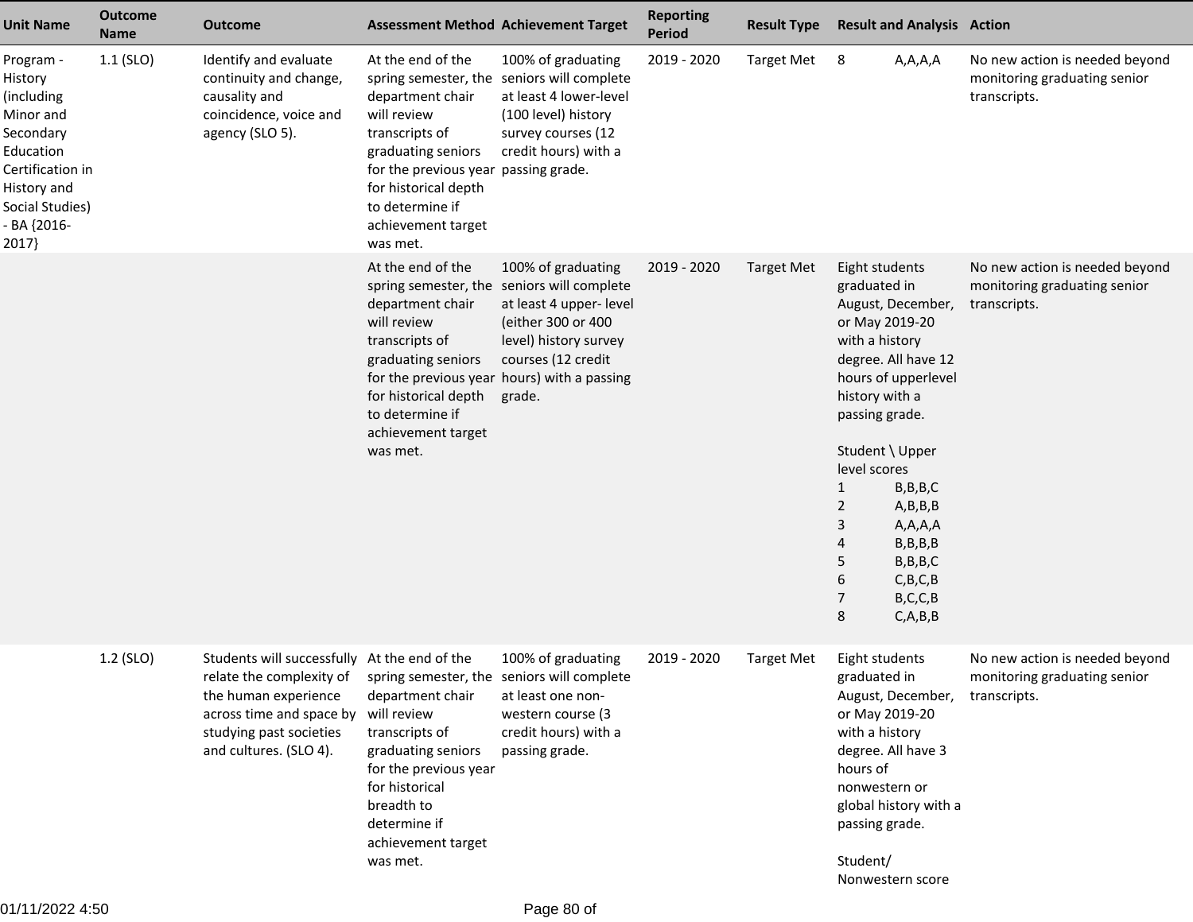| Unit Name | Outcome Name | Outcome | Assessment Method | Achievement Target | Reporting Period | Result Type | Result and Analysis | Action |
|---|---|---|---|---|---|---|---|---|
| Program - History (including Minor and Secondary Education Certification in History and Social Studies) - BA {2016-2017} | 1.1 (SLO) | Identify and evaluate continuity and change, causality and coincidence, voice and agency (SLO 5). | At the end of the spring semester, the department chair will review transcripts of graduating seniors for the previous year for historical depth to determine if achievement target was met. | 100% of graduating seniors will complete at least 4 lower-level (100 level) history survey courses (12 credit hours) with a passing grade. | 2019 - 2020 | Target Met | 8 A,A,A,A | No new action is needed beyond monitoring graduating senior transcripts. |
| | | | At the end of the spring semester, the department chair will review transcripts of graduating seniors for the previous year for historical depth to determine if achievement target was met. | 100% of graduating seniors will complete at least 4 upper- level (either 300 or 400 level) history survey courses (12 credit hours) with a passing grade. | 2019 - 2020 | Target Met | Eight students graduated in August, December, or May 2019-20 with a history degree. All have 12 hours of upperlevel history with a passing grade.<br><br>Student \ Upper level scores<br>1 B,B,B,C<br>2 A,B,B,B<br>3 A,A,A,A<br>4 B,B,B,B<br>5 B,B,B,C<br>6 C,B,C,B<br>7 B,C,C,B<br>8 C,A,B,B | No new action is needed beyond monitoring graduating senior transcripts. |
| | 1.2 (SLO) | Students will successfully relate the complexity of the human experience across time and space by studying past societies and cultures. (SLO 4). | At the end of the spring semester, the department chair will review transcripts of graduating seniors for the previous year for historical breadth to determine if achievement target was met. | 100% of graduating seniors will complete at least one non-western course (3 credit hours) with a passing grade. | 2019 - 2020 | Target Met | Eight students graduated in August, December, or May 2019-20 with a history degree. All have 3 hours of nonwestern or global history with a passing grade.<br><br>Student/ Nonwestern score | No new action is needed beyond monitoring graduating senior transcripts. |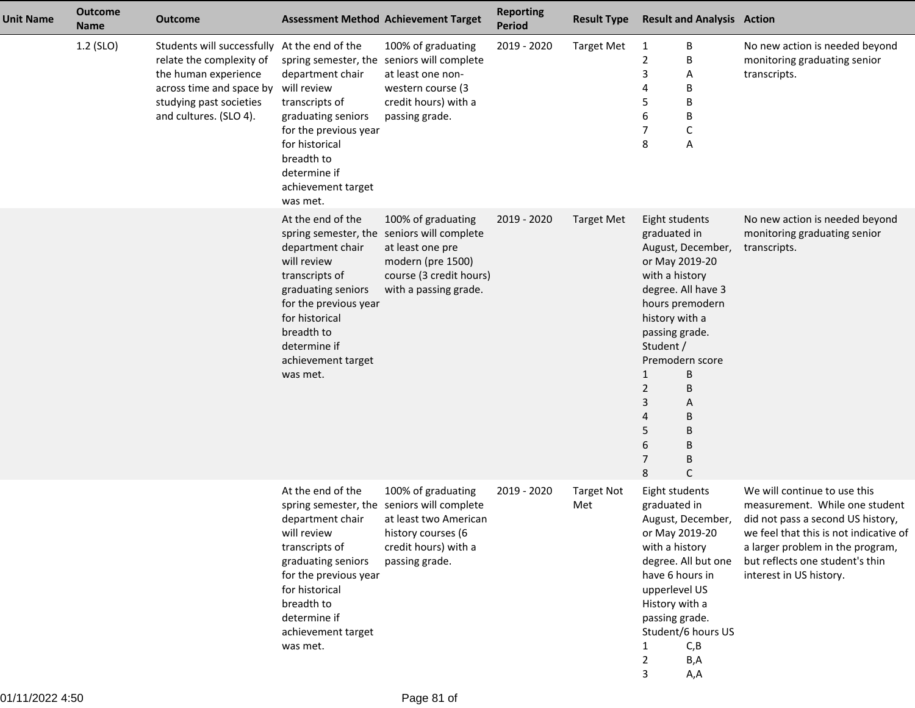| Unit Name | Outcome Name | Outcome | Assessment Method | Achievement Target | Reporting Period | Result Type | Result and Analysis | Action |
|---|---|---|---|---|---|---|---|---|
| | 1.2 (SLO) | Students will successfully relate the complexity of the human experience across time and space by studying past societies and cultures. (SLO 4). | At the end of the spring semester, the department chair will review transcripts of graduating seniors for the previous year for historical breadth to determine if achievement target was met. | 100% of graduating seniors will complete at least one non-western course (3 credit hours) with a passing grade. | 2019 - 2020 | Target Met | 1 B<br>2 B<br>3 A<br>4 B<br>5 B<br>6 B<br>7 C<br>8 A | No new action is needed beyond monitoring graduating senior transcripts. |
| | | | At the end of the spring semester, the department chair will review transcripts of graduating seniors for the previous year for historical breadth to determine if achievement target was met. | 100% of graduating seniors will complete at least one pre modern (pre 1500) course (3 credit hours) with a passing grade. | 2019 - 2020 | Target Met | Eight students graduated in August, December, or May 2019-20 with a history degree. All have 3 hours premodern history with a passing grade.<br>Student / Premodern score<br>1 B<br>2 B<br>3 A<br>4 B<br>5 B<br>6 B<br>7 B<br>8 C | No new action is needed beyond monitoring graduating senior transcripts. |
| | | | At the end of the spring semester, the department chair will review transcripts of graduating seniors for the previous year for historical breadth to determine if achievement target was met. | 100% of graduating seniors will complete at least two American history courses (6 credit hours) with a passing grade. | 2019 - 2020 | Target Not Met | Eight students graduated in August, December, or May 2019-20 with a history degree. All but one have 6 hours in upperlevel US History with a passing grade.<br>Student/6 hours US<br>1 C,B<br>2 B,A<br>3 A,A | We will continue to use this measurement. While one student did not pass a second US history, we feel that this is not indicative of a larger problem in the program, but reflects one student's thin interest in US history. |

01/11/2022 4:50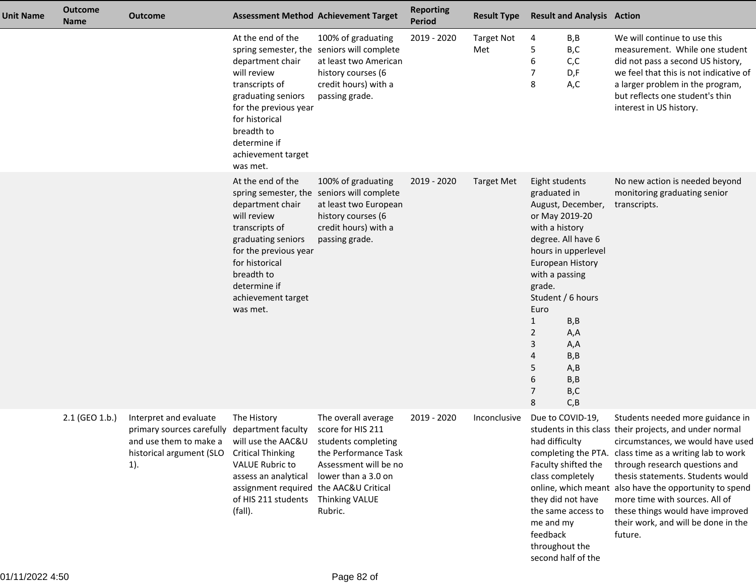| Unit Name | Outcome Name | Outcome | Assessment Method | Achievement Target | Reporting Period | Result Type | Result and Analysis | Action |
|---|---|---|---|---|---|---|---|---|
| | | | At the end of the spring semester, the department chair will review transcripts of graduating seniors for the previous year for historical breadth to determine if achievement target was met. | 100% of graduating seniors will complete at least two American history courses (6 credit hours) with a passing grade. | 2019 - 2020 | Target Not Met | 4 B,B<br>5 B,C<br>6 C,C<br>7 D,F<br>8 A,C | We will continue to use this measurement. While one student did not pass a second US history, we feel that this is not indicative of a larger problem in the program, but reflects one student's thin interest in US history. |
| | | | At the end of the spring semester, the department chair will review transcripts of graduating seniors for the previous year for historical breadth to determine if achievement target was met. | 100% of graduating seniors will complete at least two European history courses (6 credit hours) with a passing grade. | 2019 - 2020 | Target Met | Eight students graduated in August, December, or May 2019-20 with a history degree. All have 6 hours in upperlevel European History with a passing grade.<br>Student / 6 hours Euro<br>1 B,B<br>2 A,A<br>3 A,A<br>4 B,B<br>5 A,B<br>6 B,B<br>7 B,C<br>8 C,B | No new action is needed beyond monitoring graduating senior transcripts. |
| | 2.1 (GEO 1.b.) | Interpret and evaluate primary sources carefully and use them to make a historical argument (SLO 1). | The History department faculty will use the AAC&U Critical Thinking VALUE Rubric to assess an analytical assignment required of HIS 211 students (fall). | The overall average score for HIS 211 students completing the Performance Task Assessment will be no lower than a 3.0 on the AAC&U Critical Thinking VALUE Rubric. | 2019 - 2020 | Inconclusive | Due to COVID-19, students in this class had difficulty completing the PTA. Faculty shifted the class completely online, which meant they did not have the same access to me and my feedback throughout the second half of the | Students needed more guidance in their projects, and under normal circumstances, we would have used class time as a writing lab to work through research questions and thesis statements. Students would also have the opportunity to spend more time with sources. All of these things would have improved their work, and will be done in the future. |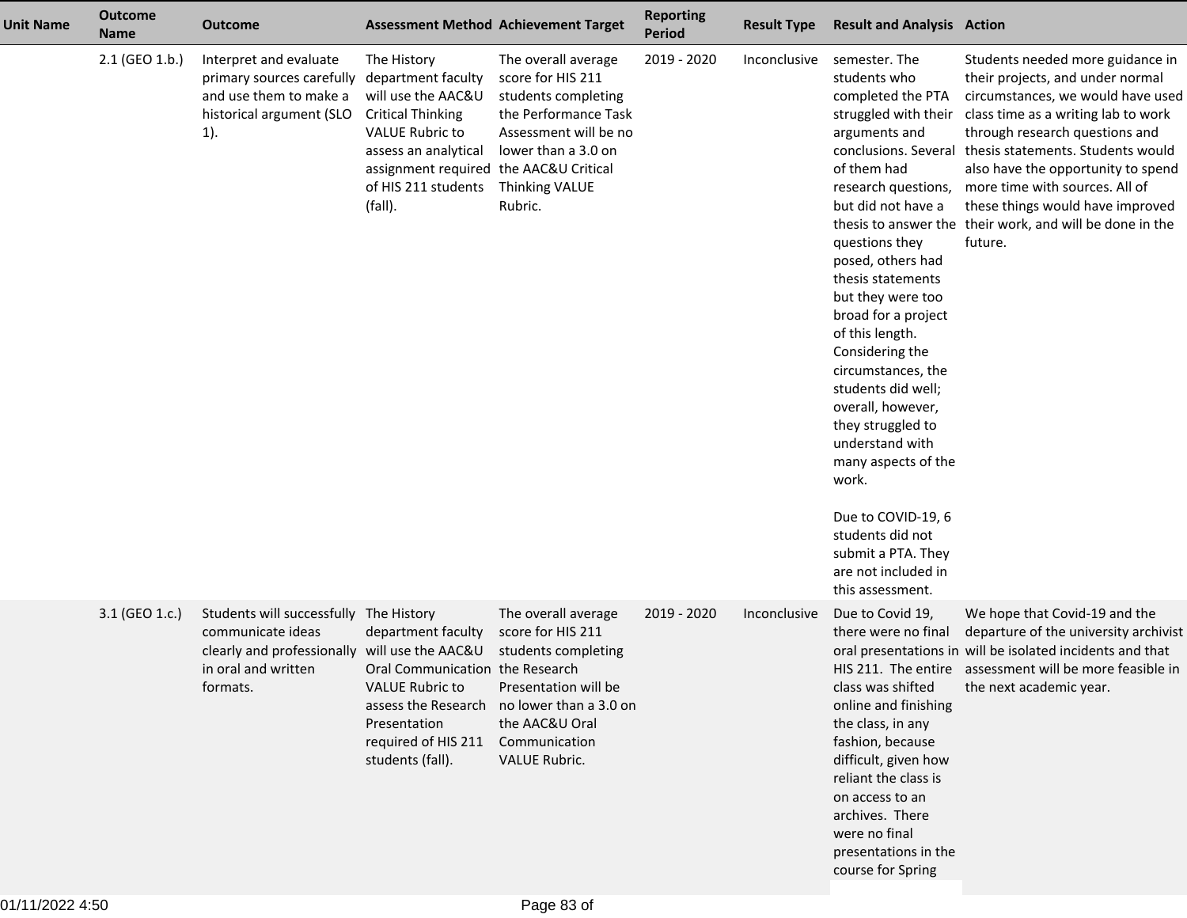| Unit Name | Outcome Name | Outcome | Assessment Method | Achievement Target | Reporting Period | Result Type | Result and Analysis | Action |
|---|---|---|---|---|---|---|---|---|
| | 2.1 (GEO 1.b.) | Interpret and evaluate primary sources carefully and use them to make a historical argument (SLO 1). | The History department faculty will use the AAC&U Critical Thinking VALUE Rubric to assess an analytical assignment required of HIS 211 students (fall). | The overall average score for HIS 211 students completing the Performance Task Assessment will be no lower than a 3.0 on the AAC&U Critical Thinking VALUE Rubric. | 2019 - 2020 | Inconclusive | semester. The students who completed the PTA struggled with their arguments and conclusions. Several of them had research questions, but did not have a thesis to answer the questions they posed, others had thesis statements but they were too broad for a project of this length. Considering the circumstances, the students did well; overall, however, they struggled to understand with many aspects of the work.<br><br>Due to COVID-19, 6 students did not submit a PTA. They are not included in this assessment. | Students needed more guidance in their projects, and under normal circumstances, we would have used class time as a writing lab to work through research questions and thesis statements. Students would also have the opportunity to spend more time with sources. All of these things would have improved their work, and will be done in the future. |
| | 3.1 (GEO 1.c.) | Students will successfully communicate ideas clearly and professionally in oral and written formats. | The History department faculty will use the AAC&U Oral Communication VALUE Rubric to assess the Research Presentation required of HIS 211 students (fall). | The overall average score for HIS 211 students completing the Research Presentation will be no lower than a 3.0 on the AAC&U Oral Communication VALUE Rubric. | 2019 - 2020 | Inconclusive | Due to Covid 19, there were no final oral presentations in HIS 211. The entire class was shifted online and finishing the class, in any fashion, because difficult, given how reliant the class is on access to an archives. There were no final presentations in the course for Spring | We hope that Covid-19 and the departure of the university archivist will be isolated incidents and that assessment will be more feasible in the next academic year. |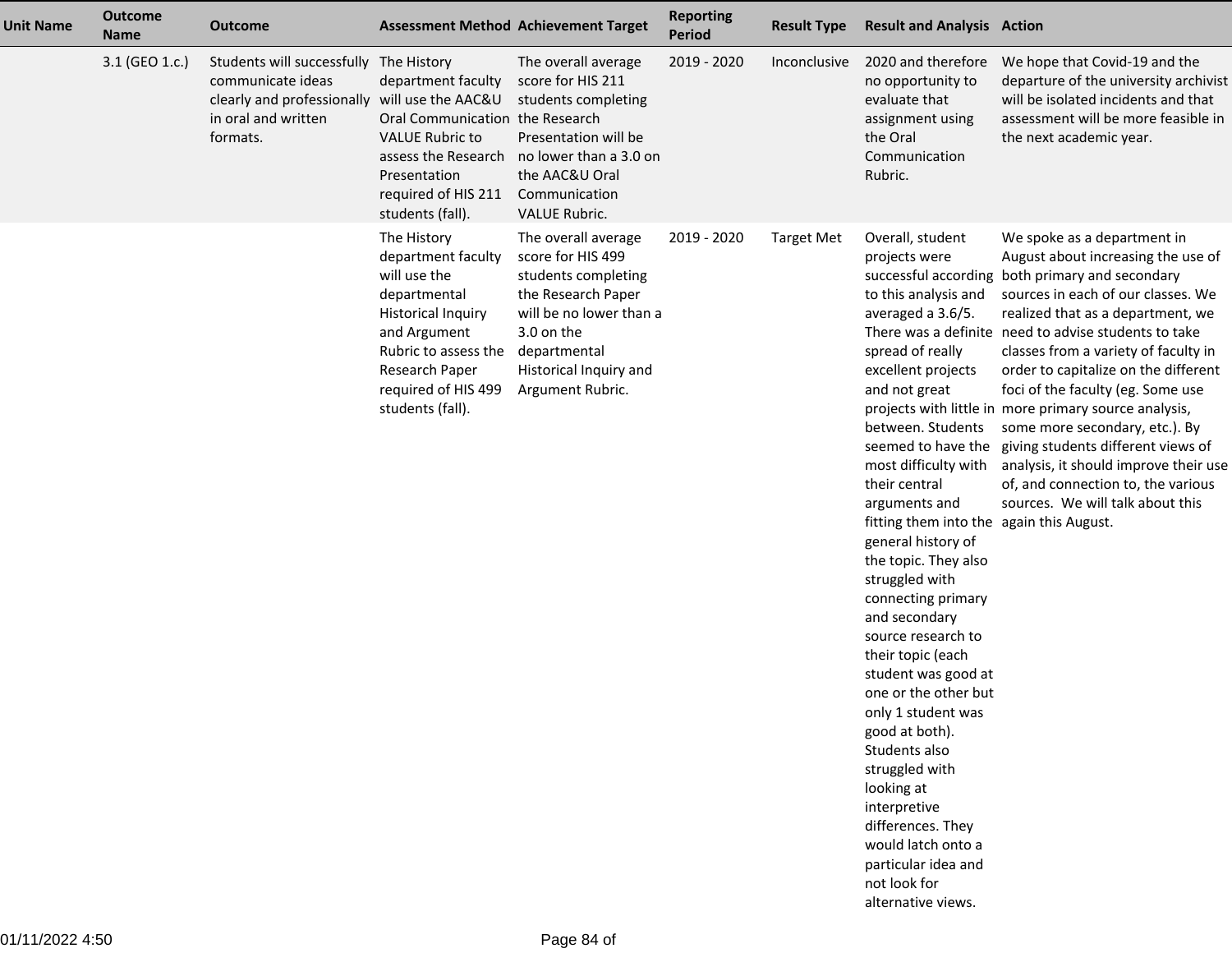| Unit Name | Outcome Name | Outcome | Assessment Method | Achievement Target | Reporting Period | Result Type | Result and Analysis | Action |
|---|---|---|---|---|---|---|---|---|
| | 3.1 (GEO 1.c.) | Students will successfully communicate ideas clearly and professionally in oral and written formats. | The History department faculty will use the AAC&U Oral Communication VALUE Rubric to assess the Research Presentation required of HIS 211 students (fall). | The overall average score for HIS 211 students completing the Research Presentation will be no lower than a 3.0 on the AAC&U Oral Communication VALUE Rubric. | 2019 - 2020 | Inconclusive | 2020 and therefore no opportunity to evaluate that assignment using the Oral Communication Rubric. | We hope that Covid-19 and the departure of the university archivist will be isolated incidents and that assessment will be more feasible in the next academic year. |
| | | | The History department faculty will use the departmental Historical Inquiry and Argument Rubric to assess the Research Paper required of HIS 499 students (fall). | The overall average score for HIS 499 students completing the Research Paper will be no lower than a 3.0 on the departmental Historical Inquiry and Argument Rubric. | 2019 - 2020 | Target Met | Overall, student projects were successful according to this analysis and averaged a 3.6/5. There was a definite spread of really excellent projects and not great projects with little in between. Students seemed to have the most difficulty with their central arguments and fitting them into the general history of the topic. They also struggled with connecting primary and secondary source research to their topic (each student was good at one or the other but only 1 student was good at both). Students also struggled with looking at interpretive differences. They would latch onto a particular idea and not look for alternative views. | We spoke as a department in August about increasing the use of both primary and secondary sources in each of our classes. We realized that as a department, we need to advise students to take classes from a variety of faculty in order to capitalize on the different foci of the faculty (eg. Some use more primary source analysis, some more secondary, etc.). By giving students different views of analysis, it should improve their use of, and connection to, the various sources. We will talk about this again this August. |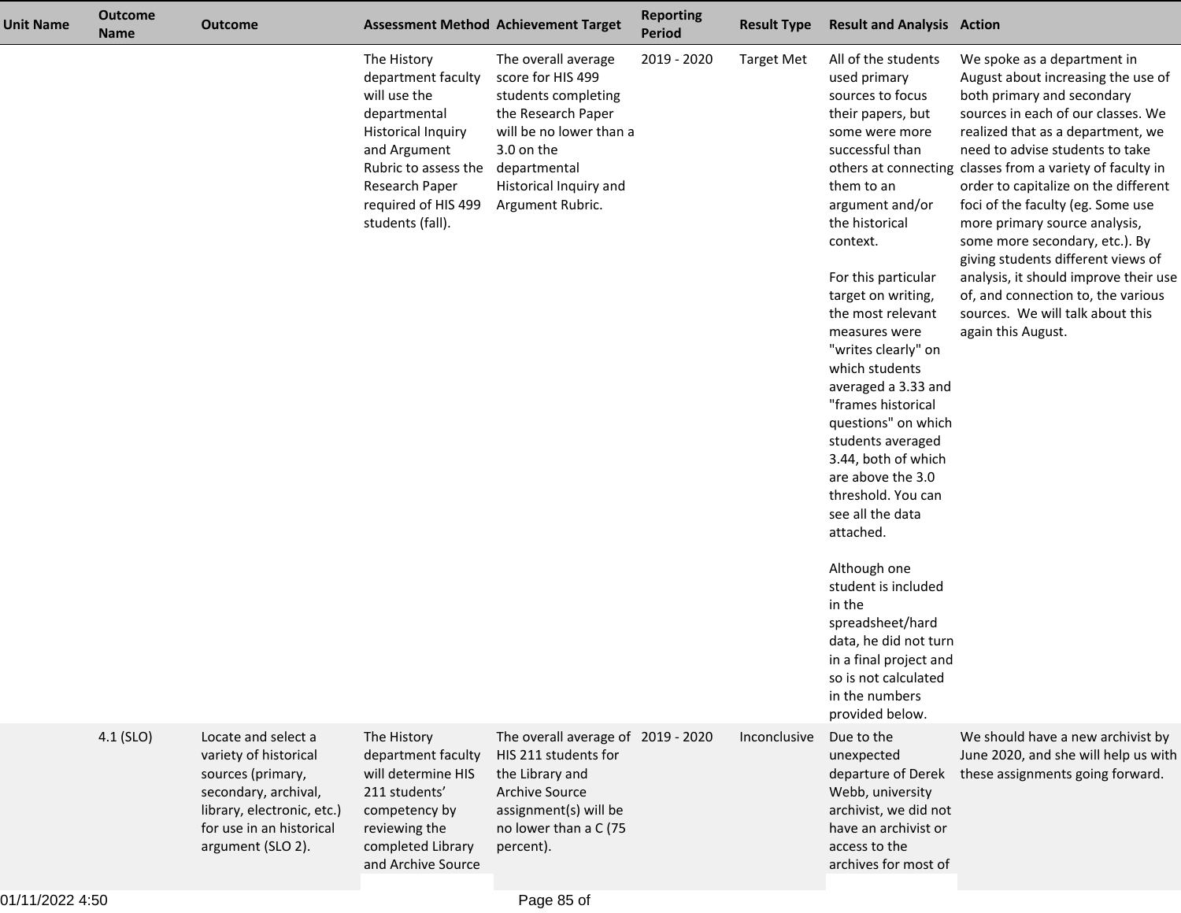| Unit Name | Outcome Name | Outcome | Assessment Method | Achievement Target | Reporting Period | Result Type | Result and Analysis | Action |
|---|---|---|---|---|---|---|---|---|
| | | | The History department faculty will use the departmental Historical Inquiry and Argument Rubric to assess the Research Paper required of HIS 499 students (fall). | The overall average score for HIS 499 students completing the Research Paper will be no lower than a 3.0 on the departmental Historical Inquiry and Argument Rubric. | 2019 - 2020 | Target Met | All of the students used primary sources to focus their papers, but some were more successful than others at connecting them to an argument and/or the historical context.<br><br>For this particular target on writing, the most relevant measures were "writes clearly" on which students averaged a 3.33 and "frames historical questions" on which students averaged 3.44, both of which are above the 3.0 threshold. You can see all the data attached.<br><br>Although one student is included in the spreadsheet/hard data, he did not turn in a final project and so is not calculated in the numbers provided below. | We spoke as a department in August about increasing the use of both primary and secondary sources in each of our classes. We realized that as a department, we need to advise students to take classes from a variety of faculty in order to capitalize on the different foci of the faculty (eg. Some use more primary source analysis, some more secondary, etc.). By giving students different views of analysis, it should improve their use of, and connection to, the various sources. We will talk about this again this August. |
| | 4.1 (SLO) | Locate and select a variety of historical sources (primary, secondary, archival, library, electronic, etc.) for use in an historical argument (SLO 2). | The History department faculty will determine HIS 211 students' competency by reviewing the completed Library and Archive Source | The overall average of HIS 211 students for the Library and Archive Source assignment(s) will be no lower than a C (75 percent). | 2019 - 2020 | Inconclusive | Due to the unexpected departure of Derek Webb, university archivist, we did not have an archivist or access to the archives for most of | We should have a new archivist by June 2020, and she will help us with these assignments going forward. |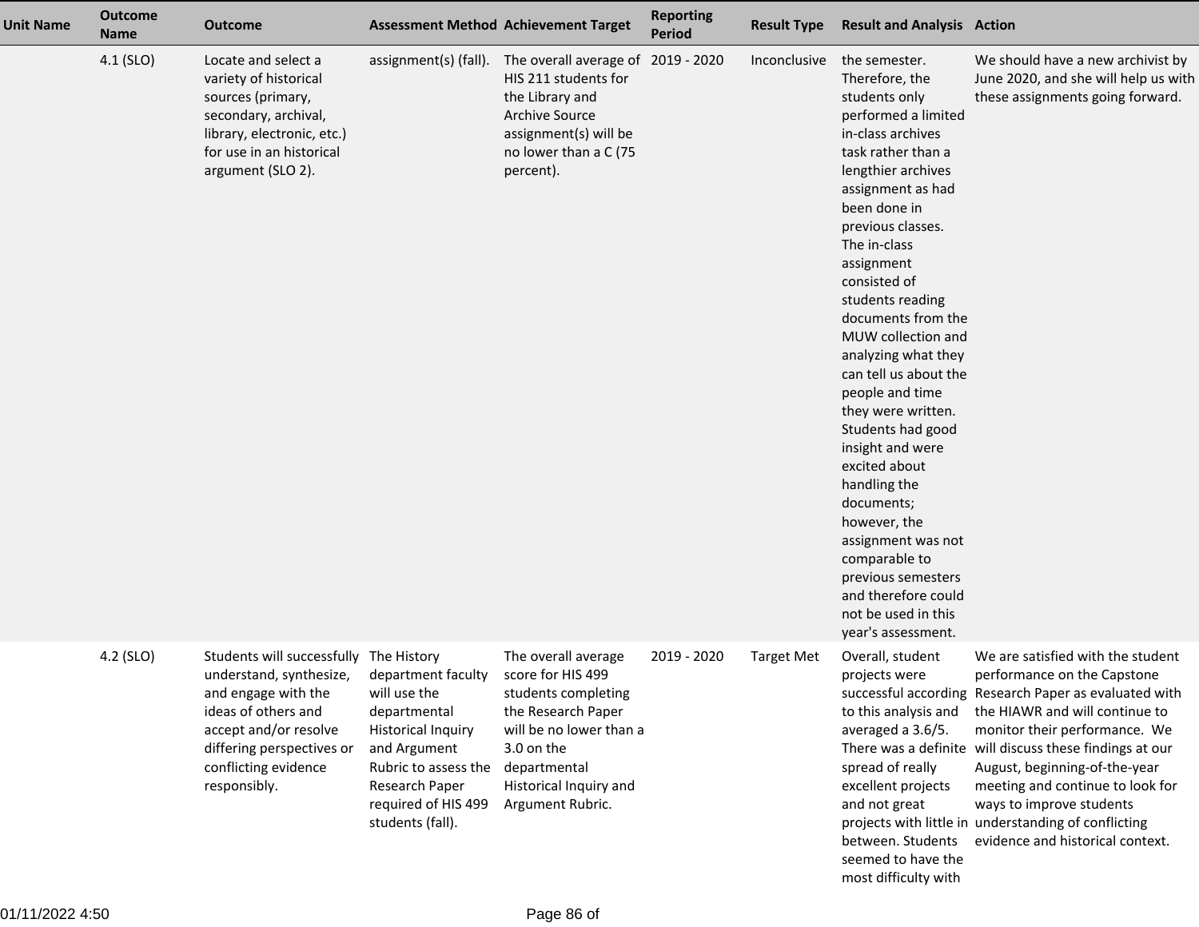| Unit Name | Outcome Name | Outcome | Assessment Method | Achievement Target | Reporting Period | Result Type | Result and Analysis | Action |
|---|---|---|---|---|---|---|---|---|
| | 4.1 (SLO) | Locate and select a variety of historical sources (primary, secondary, archival, library, electronic, etc.) for use in an historical argument (SLO 2). | assignment(s) (fall). | The overall average of HIS 211 students for the Library and Archive Source assignment(s) will be no lower than a C (75 percent). | 2019 - 2020 | Inconclusive | the semester. Therefore, the students only performed a limited in-class archives task rather than a lengthier archives assignment as had been done in previous classes. The in-class assignment consisted of students reading documents from the MUW collection and analyzing what they can tell us about the people and time they were written. Students had good insight and were excited about handling the documents; however, the assignment was not comparable to previous semesters and therefore could not be used in this year's assessment. | We should have a new archivist by June 2020, and she will help us with these assignments going forward. |
| | 4.2 (SLO) | Students will successfully understand, synthesize, and engage with the ideas of others and accept and/or resolve differing perspectives or conflicting evidence responsibly. | The History department faculty will use the departmental Historical Inquiry and Argument Rubric to assess the Research Paper required of HIS 499 students (fall). | The overall average score for HIS 499 students completing the Research Paper will be no lower than a 3.0 on the departmental Historical Inquiry and Argument Rubric. | 2019 - 2020 | Target Met | Overall, student projects were successful according to this analysis and averaged a 3.6/5. There was a definite spread of really excellent projects and not great projects with little in between. Students seemed to have the most difficulty with | We are satisfied with the student performance on the Capstone Research Paper as evaluated with the HIAWR and will continue to monitor their performance. We will discuss these findings at our August, beginning-of-the-year meeting and continue to look for ways to improve students understanding of conflicting evidence and historical context. |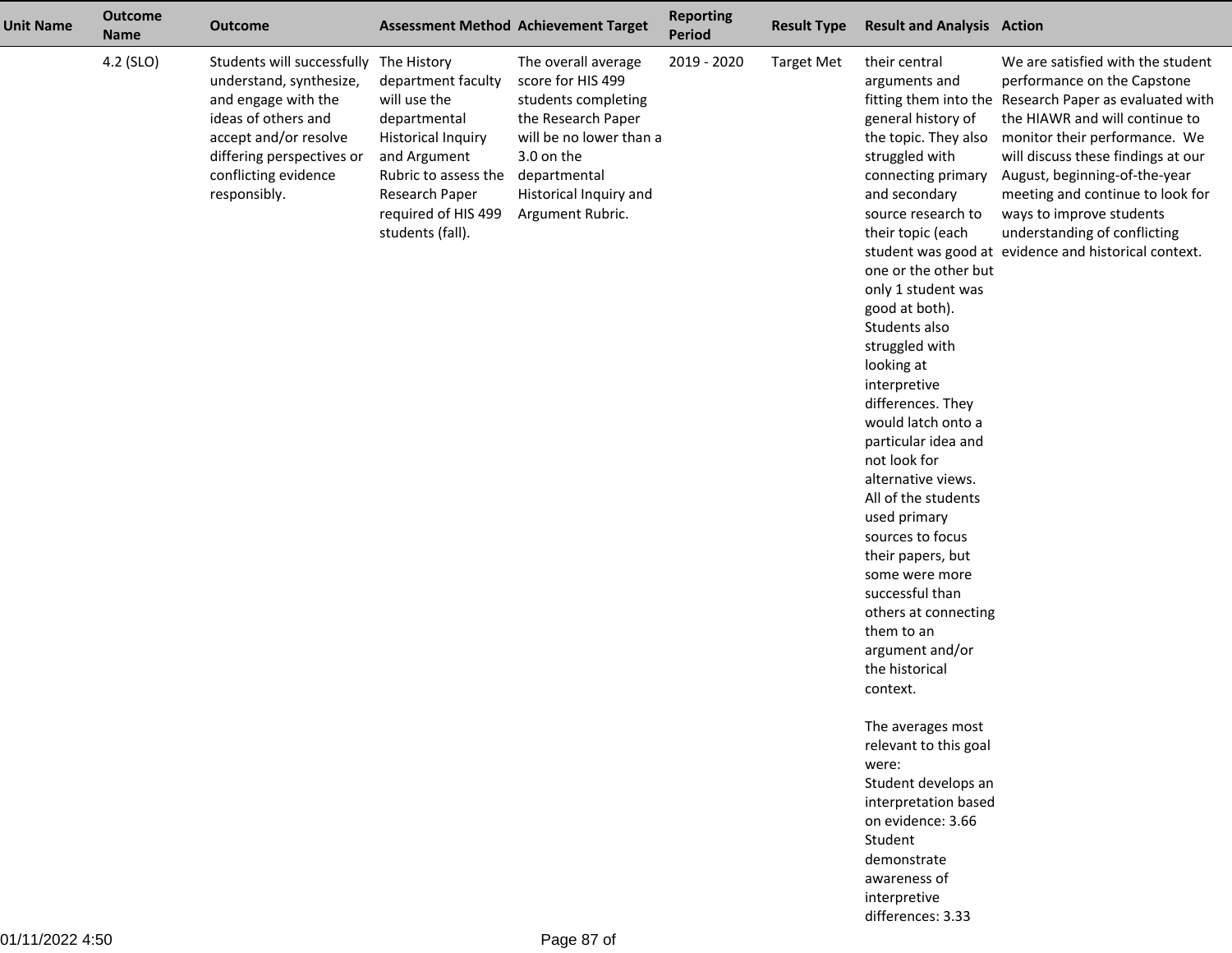| Unit Name | Outcome Name | Outcome | Assessment Method | Achievement Target | Reporting Period | Result Type | Result and Analysis | Action |
|---|---|---|---|---|---|---|---|---|
| | 4.2 (SLO) | Students will successfully understand, synthesize, and engage with the ideas of others and accept and/or resolve differing perspectives or conflicting evidence responsibly. | The History department faculty will use the departmental Historical Inquiry and Argument Rubric to assess the Research Paper required of HIS 499 students (fall). | The overall average score for HIS 499 students completing the Research Paper will be no lower than a 3.0 on the departmental Historical Inquiry and Argument Rubric. | 2019 - 2020 | Target Met | their central arguments and fitting them into the general history of the topic. They also struggled with connecting primary and secondary source research to their topic (each student was good at one or the other but only 1 student was good at both). Students also struggled with looking at interpretive differences. They would latch onto a particular idea and not look for alternative views. All of the students used primary sources to focus their papers, but some were more successful than others at connecting them to an argument and/or the historical context.<br><br>The averages most relevant to this goal were:<br>Student develops an interpretation based on evidence: 3.66<br>Student demonstrate awareness of interpretive differences: 3.33 | We are satisfied with the student performance on the Capstone Research Paper as evaluated with the HIAWR and will continue to monitor their performance. We will discuss these findings at our August, beginning-of-the-year meeting and continue to look for ways to improve students understanding of conflicting evidence and historical context. |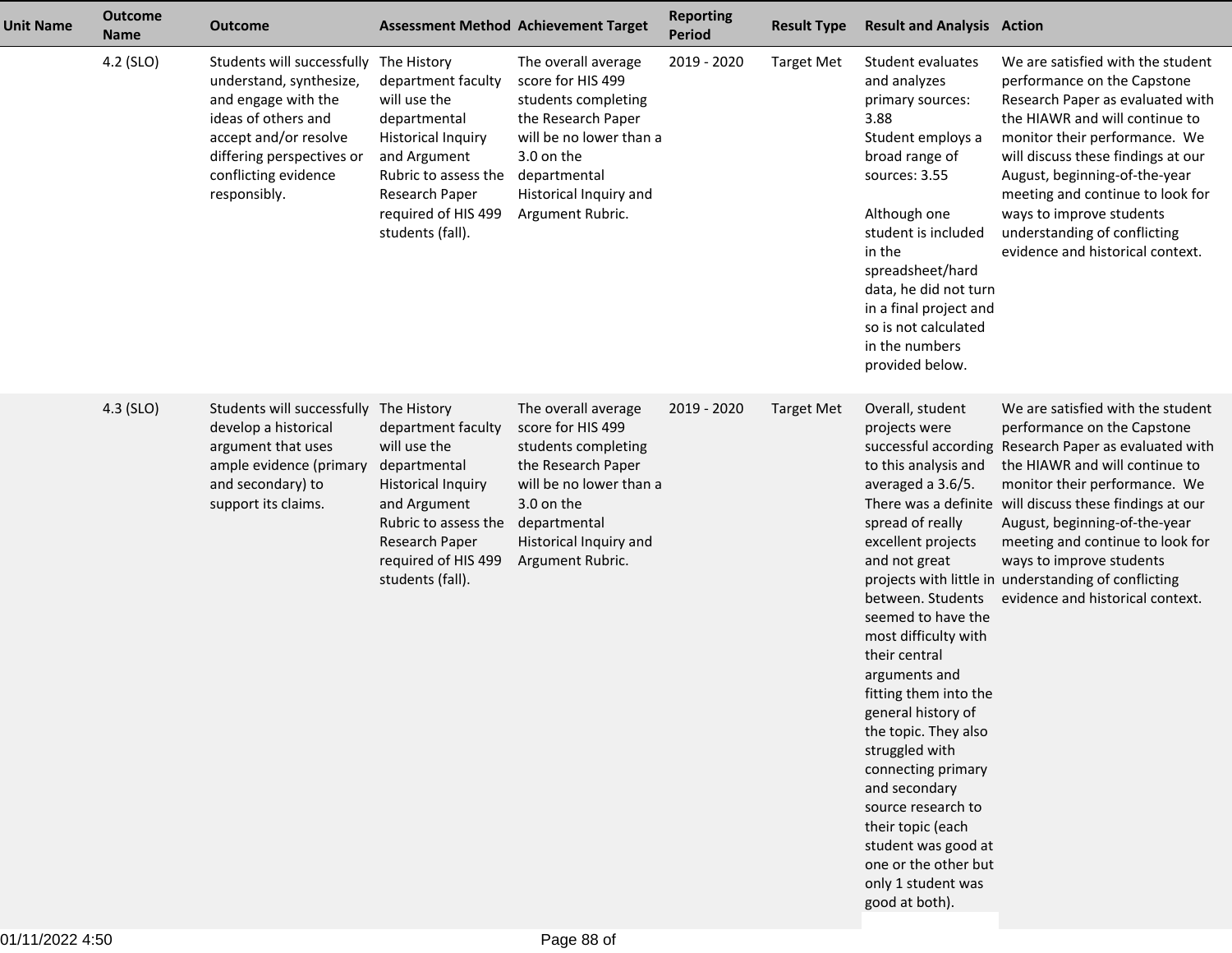| Unit Name | Outcome Name | Outcome | Assessment Method | Achievement Target | Reporting Period | Result Type | Result and Analysis | Action |
|---|---|---|---|---|---|---|---|---|
| | 4.2 (SLO) | Students will successfully understand, synthesize, and engage with the ideas of others and accept and/or resolve differing perspectives or conflicting evidence responsibly. | The History department faculty will use the departmental Historical Inquiry and Argument Rubric to assess the Research Paper required of HIS 499 students (fall). | The overall average score for HIS 499 students completing the Research Paper will be no lower than a 3.0 on the departmental Historical Inquiry and Argument Rubric. | 2019 - 2020 | Target Met | Student evaluates and analyzes primary sources: 3.88<br>Student employs a broad range of sources: 3.55<br><br>Although one student is included in the spreadsheet/hard data, he did not turn in a final project and so is not calculated in the numbers provided below. | We are satisfied with the student performance on the Capstone Research Paper as evaluated with the HIAWR and will continue to monitor their performance. We will discuss these findings at our August, beginning-of-the-year meeting and continue to look for ways to improve students understanding of conflicting evidence and historical context. |
| | 4.3 (SLO) | Students will successfully develop a historical argument that uses ample evidence (primary and secondary) to support its claims. | The History department faculty will use the departmental Historical Inquiry and Argument Rubric to assess the Research Paper required of HIS 499 students (fall). | The overall average score for HIS 499 students completing the Research Paper will be no lower than a 3.0 on the departmental Historical Inquiry and Argument Rubric. | 2019 - 2020 | Target Met | Overall, student projects were successful according to this analysis and averaged a 3.6/5. There was a definite spread of really excellent projects and not great projects with little in between. Students seemed to have the most difficulty with their central arguments and fitting them into the general history of the topic. They also struggled with connecting primary and secondary source research to their topic (each student was good at one or the other but only 1 student was good at both). | We are satisfied with the student performance on the Capstone Research Paper as evaluated with the HIAWR and will continue to monitor their performance. We will discuss these findings at our August, beginning-of-the-year meeting and continue to look for ways to improve students understanding of conflicting evidence and historical context. |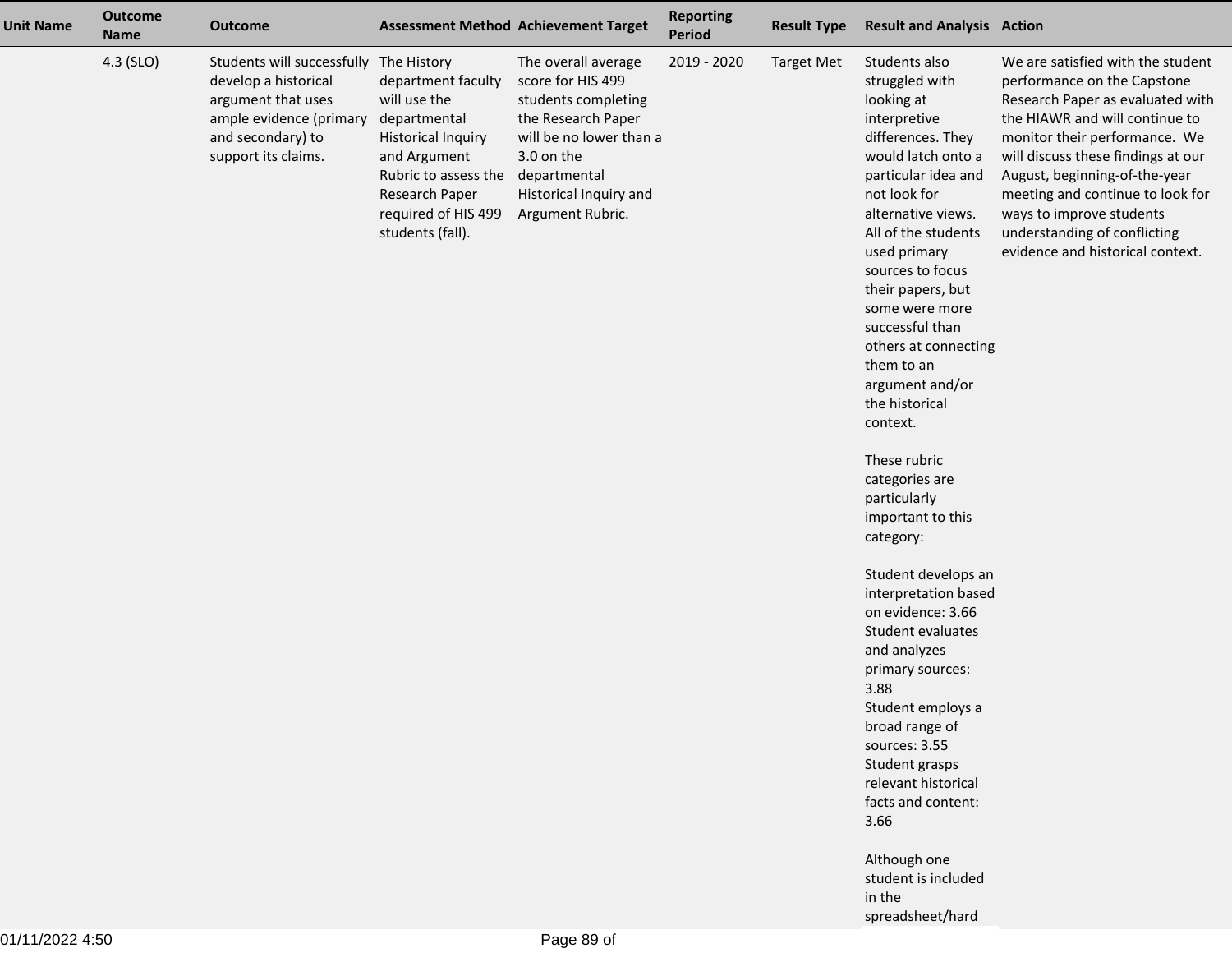| Unit Name | Outcome Name | Outcome | Assessment Method | Achievement Target | Reporting Period | Result Type | Result and Analysis | Action |
|---|---|---|---|---|---|---|---|---|
| | 4.3 (SLO) | Students will successfully develop a historical argument that uses ample evidence (primary and secondary) to support its claims. | The History department faculty will use the departmental Historical Inquiry and Argument Rubric to assess the Research Paper required of HIS 499 students (fall). | The overall average score for HIS 499 students completing the Research Paper will be no lower than a 3.0 on the departmental Historical Inquiry and Argument Rubric. | 2019 - 2020 | Target Met | Students also struggled with looking at interpretive differences. They would latch onto a particular idea and not look for alternative views. All of the students used primary sources to focus their papers, but some were more successful than others at connecting them to an argument and/or the historical context.<br><br>These rubric categories are particularly important to this category:<br><br>Student develops an interpretation based on evidence: 3.66<br>Student evaluates and analyzes primary sources: 3.88<br>Student employs a broad range of sources: 3.55<br>Student grasps relevant historical facts and content: 3.66<br><br>Although one student is included in the spreadsheet/hard | We are satisfied with the student performance on the Capstone Research Paper as evaluated with the HIAWR and will continue to monitor their performance. We will discuss these findings at our August, beginning-of-the-year meeting and continue to look for ways to improve students understanding of conflicting evidence and historical context. |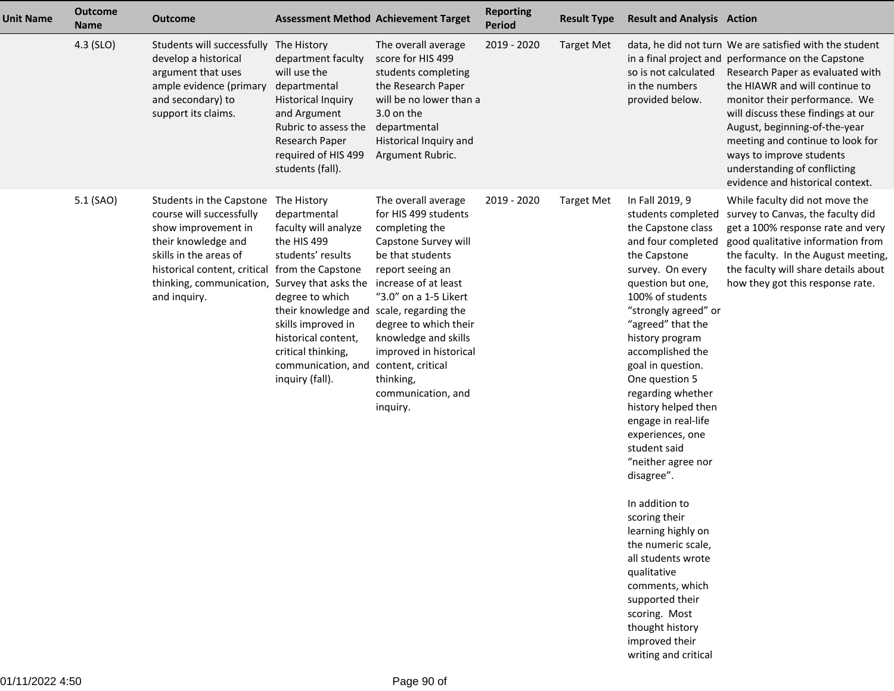| Unit Name | Outcome Name | Outcome | Assessment Method | Achievement Target | Reporting Period | Result Type | Result and Analysis | Action |
|---|---|---|---|---|---|---|---|---|
| | 4.3 (SLO) | Students will successfully develop a historical argument that uses ample evidence (primary and secondary) to support its claims. | The History department faculty will use the departmental Historical Inquiry and Argument Rubric to assess the Research Paper required of HIS 499 students (fall). | The overall average score for HIS 499 students completing the Research Paper will be no lower than a 3.0 on the departmental Historical Inquiry and Argument Rubric. | 2019 - 2020 | Target Met | data, he did not turn in a final project and so is not calculated in the numbers provided below. | We are satisfied with the student performance on the Capstone Research Paper as evaluated with the HIAWR and will continue to monitor their performance. We will discuss these findings at our August, beginning-of-the-year meeting and continue to look for ways to improve students understanding of conflicting evidence and historical context. |
| | 5.1 (SAO) | Students in the Capstone course will successfully show improvement in their knowledge and skills in the areas of historical content, critical thinking, communication, and inquiry. | The History departmental faculty will analyze the HIS 499 students' results from the Capstone Survey that asks the degree to which their knowledge and skills improved in historical content, critical thinking, communication, and inquiry (fall). | The overall average for HIS 499 students completing the Capstone Survey will be that students report seeing an increase of at least "3.0" on a 1-5 Likert scale, regarding the degree to which their knowledge and skills improved in historical content, critical thinking, communication, and inquiry. | 2019 - 2020 | Target Met | In Fall 2019, 9 students completed the Capstone class and four completed the Capstone survey. On every question but one, 100% of students "strongly agreed" or "agreed" that the history program accomplished the goal in question. One question 5 regarding whether history helped then engage in real-life experiences, one student said "neither agree nor disagree".<br><br>In addition to scoring their learning highly on the numeric scale, all students wrote qualitative comments, which supported their scoring. Most thought history improved their writing and critical | While faculty did not move the survey to Canvas, the faculty did get a 100% response rate and very good qualitative information from the faculty. In the August meeting, the faculty will share details about how they got this response rate. |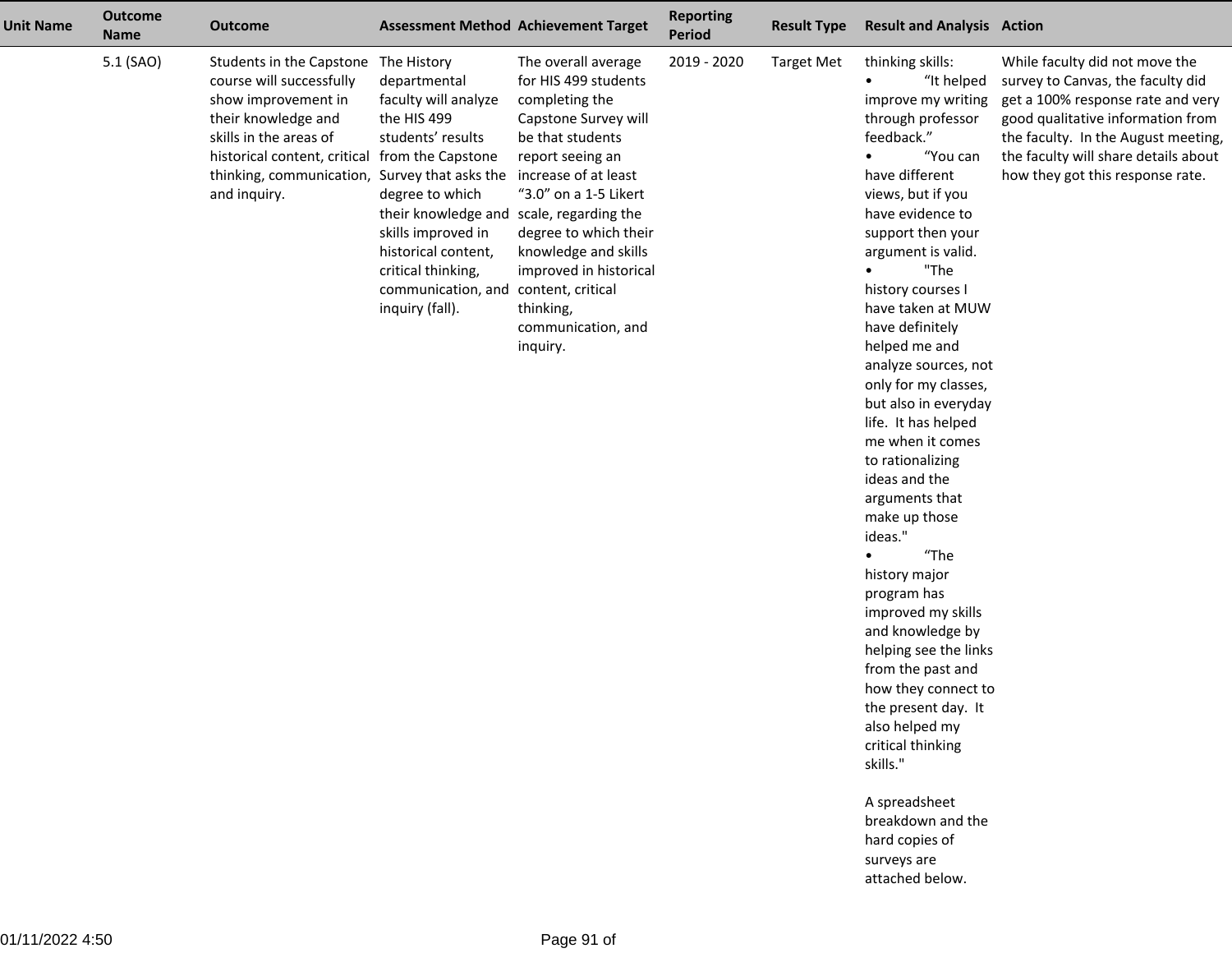| Unit Name | Outcome Name | Outcome | Assessment Method | Achievement Target | Reporting Period | Result Type | Result and Analysis | Action |
|---|---|---|---|---|---|---|---|---|
| | 5.1 (SAO) | Students in the Capstone course will successfully show improvement in their knowledge and skills in the areas of historical content, critical thinking, communication, and inquiry. | The History departmental faculty will analyze the HIS 499 students' results from the Capstone Survey that asks the degree to which their knowledge and skills improved in historical content, critical thinking, communication, and inquiry (fall). | The overall average for HIS 499 students completing the Capstone Survey will be that students report seeing an increase of at least "3.0" on a 1-5 Likert scale, regarding the degree to which their knowledge and skills improved in historical content, critical thinking, communication, and inquiry. | 2019 - 2020 | Target Met | thinking skills:<br>• "It helped improve my writing through professor feedback."<br>• "You can have different views, but if you have evidence to support then your argument is valid.<br>• "The history courses I have taken at MUW have definitely helped me and analyze sources, not only for my classes, but also in everyday life. It has helped me when it comes to rationalizing ideas and the arguments that make up those ideas."<br>• "The history major program has improved my skills and knowledge by helping see the links from the past and how they connect to the present day. It also helped my critical thinking skills."<br><br>A spreadsheet breakdown and the hard copies of surveys are attached below. | While faculty did not move the survey to Canvas, the faculty did get a 100% response rate and very good qualitative information from the faculty. In the August meeting, the faculty will share details about how they got this response rate. |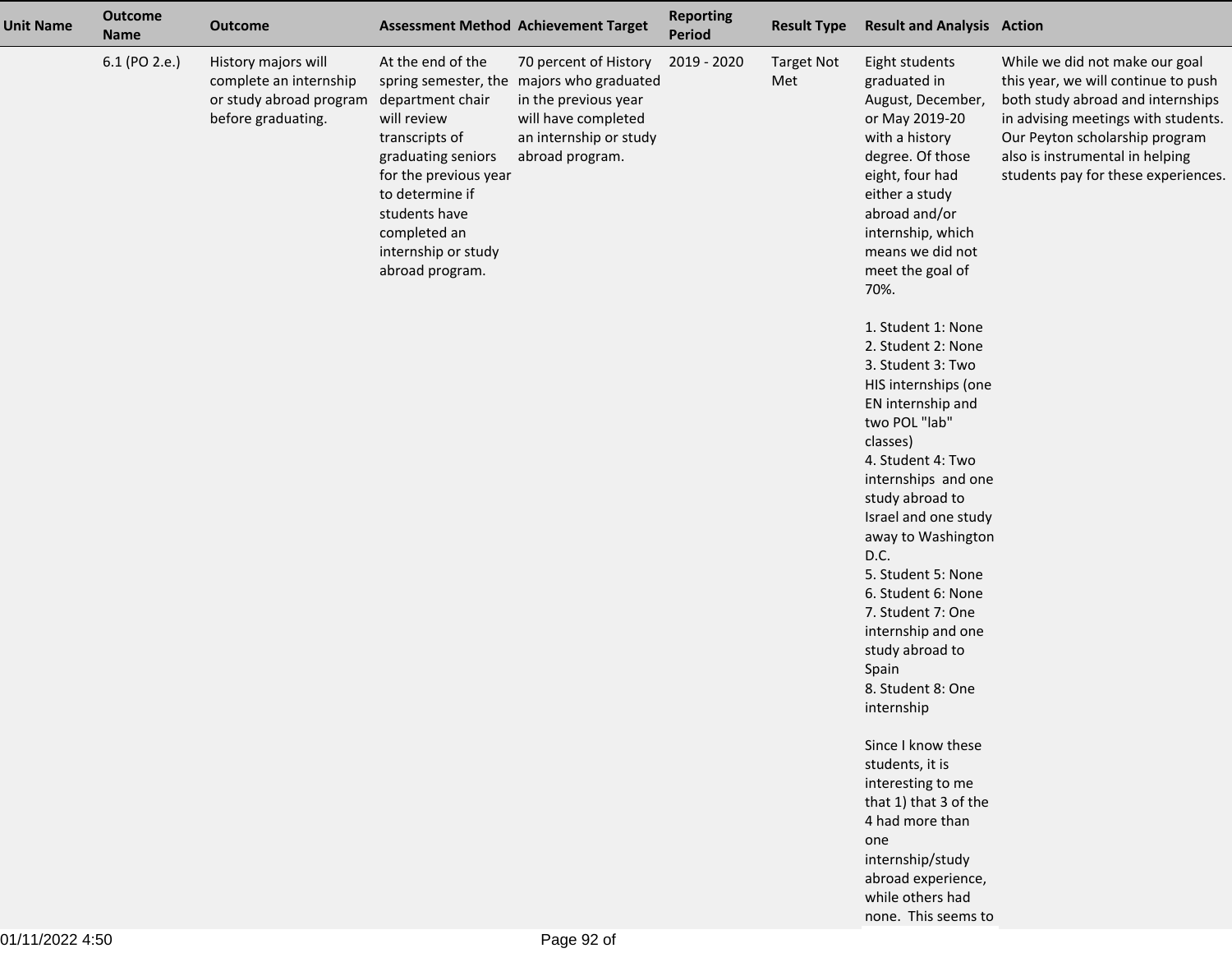| Unit Name | Outcome Name | Outcome | Assessment Method | Achievement Target | Reporting Period | Result Type | Result and Analysis | Action |
|---|---|---|---|---|---|---|---|---|
| | 6.1 (PO 2.e.) | History majors will complete an internship or study abroad program before graduating. | At the end of the spring semester, the department chair will review transcripts of graduating seniors for the previous year to determine if students have completed an internship or study abroad program. | 70 percent of History majors who graduated in the previous year will have completed an internship or study abroad program. | 2019 - 2020 | Target Not Met | Eight students graduated in August, December, or May 2019-20 with a history degree. Of those eight, four had either a study abroad and/or internship, which means we did not meet the goal of 70%.<br><br>1. Student 1: None<br>2. Student 2: None<br>3. Student 3: Two HIS internships (one EN internship and two POL "lab" classes)<br>4. Student 4: Two internships and one study abroad to Israel and one study away to Washington D.C.<br>5. Student 5: None<br>6. Student 6: None<br>7. Student 7: One internship and one study abroad to Spain<br>8. Student 8: One internship<br><br>Since I know these students, it is interesting to me that 1) that 3 of the 4 had more than one internship/study abroad experience, while others had none. This seems to | While we did not make our goal this year, we will continue to push both study abroad and internships in advising meetings with students. Our Peyton scholarship program also is instrumental in helping students pay for these experiences. |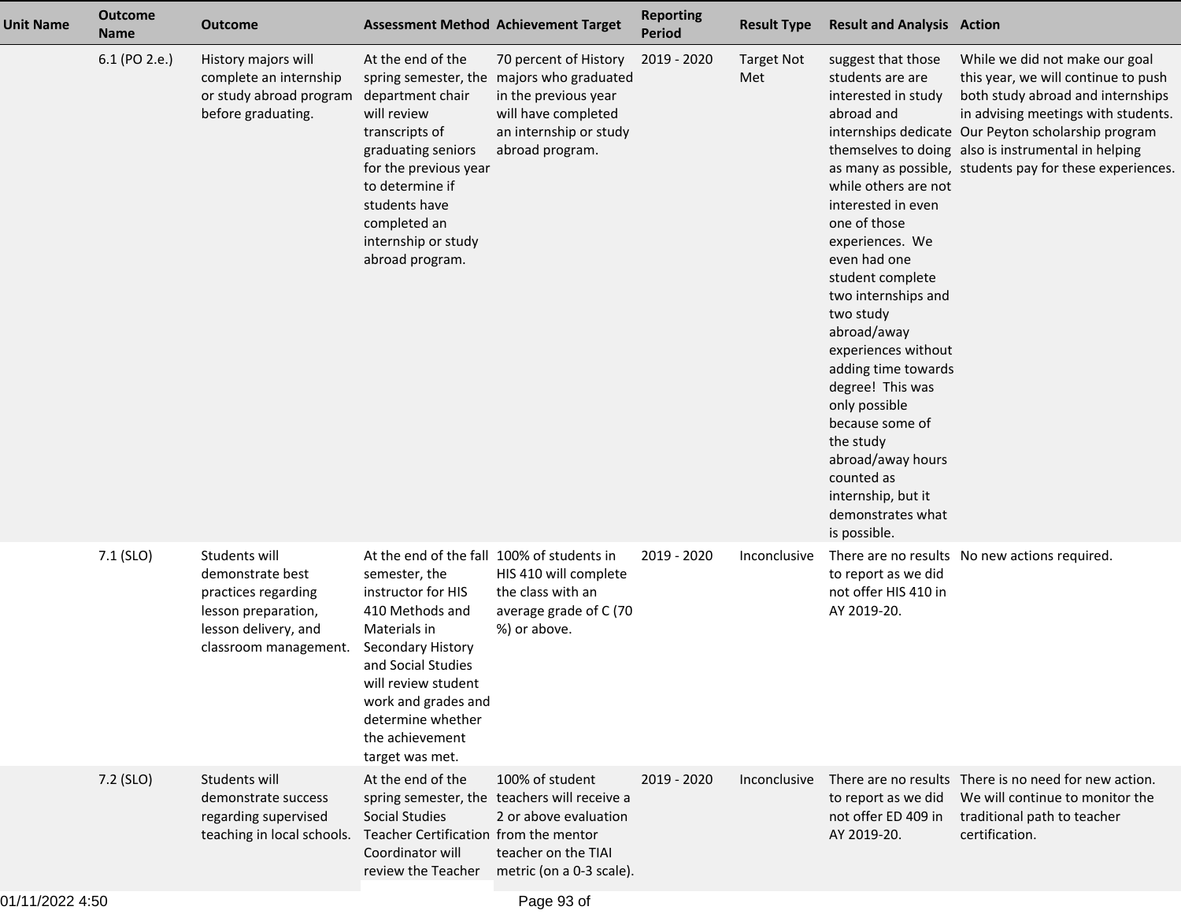| Unit Name | Outcome Name | Outcome | Assessment Method | Achievement Target | Reporting Period | Result Type | Result and Analysis | Action |
|---|---|---|---|---|---|---|---|---|
| | 6.1 (PO 2.e.) | History majors will complete an internship or study abroad program before graduating. | At the end of the spring semester, the department chair will review transcripts of graduating seniors for the previous year to determine if students have completed an internship or study abroad program. | 70 percent of History majors who graduated in the previous year will have completed an internship or study abroad program. | 2019 - 2020 | Target Not Met | suggest that those students are are interested in study abroad and internships dedicate themselves to doing as many as possible, while others are not interested in even one of those experiences. We even had one student complete two internships and two study abroad/away experiences without adding time towards degree! This was only possible because some of the study abroad/away hours counted as internship, but it demonstrates what is possible. | While we did not make our goal this year, we will continue to push both study abroad and internships in advising meetings with students. Our Peyton scholarship program also is instrumental in helping students pay for these experiences. |
| | 7.1 (SLO) | Students will demonstrate best practices regarding lesson preparation, lesson delivery, and classroom management. | At the end of the fall semester, the instructor for HIS 410 Methods and Materials in Secondary History and Social Studies will review student work and grades and determine whether the achievement target was met. | 100% of students in HIS 410 will complete the class with an average grade of C (70 %) or above. | 2019 - 2020 | Inconclusive | There are no results to report as we did not offer HIS 410 in AY 2019-20. | No new actions required. |
| | 7.2 (SLO) | Students will demonstrate success regarding supervised teaching in local schools. | At the end of the spring semester, the Social Studies Teacher Certification Coordinator will review the Teacher | 100% of student teachers will receive a 2 or above evaluation from the mentor teacher on the TIAI metric (on a 0-3 scale). | 2019 - 2020 | Inconclusive | There are no results to report as we did not offer ED 409 in AY 2019-20. | There is no need for new action. We will continue to monitor the traditional path to teacher certification. |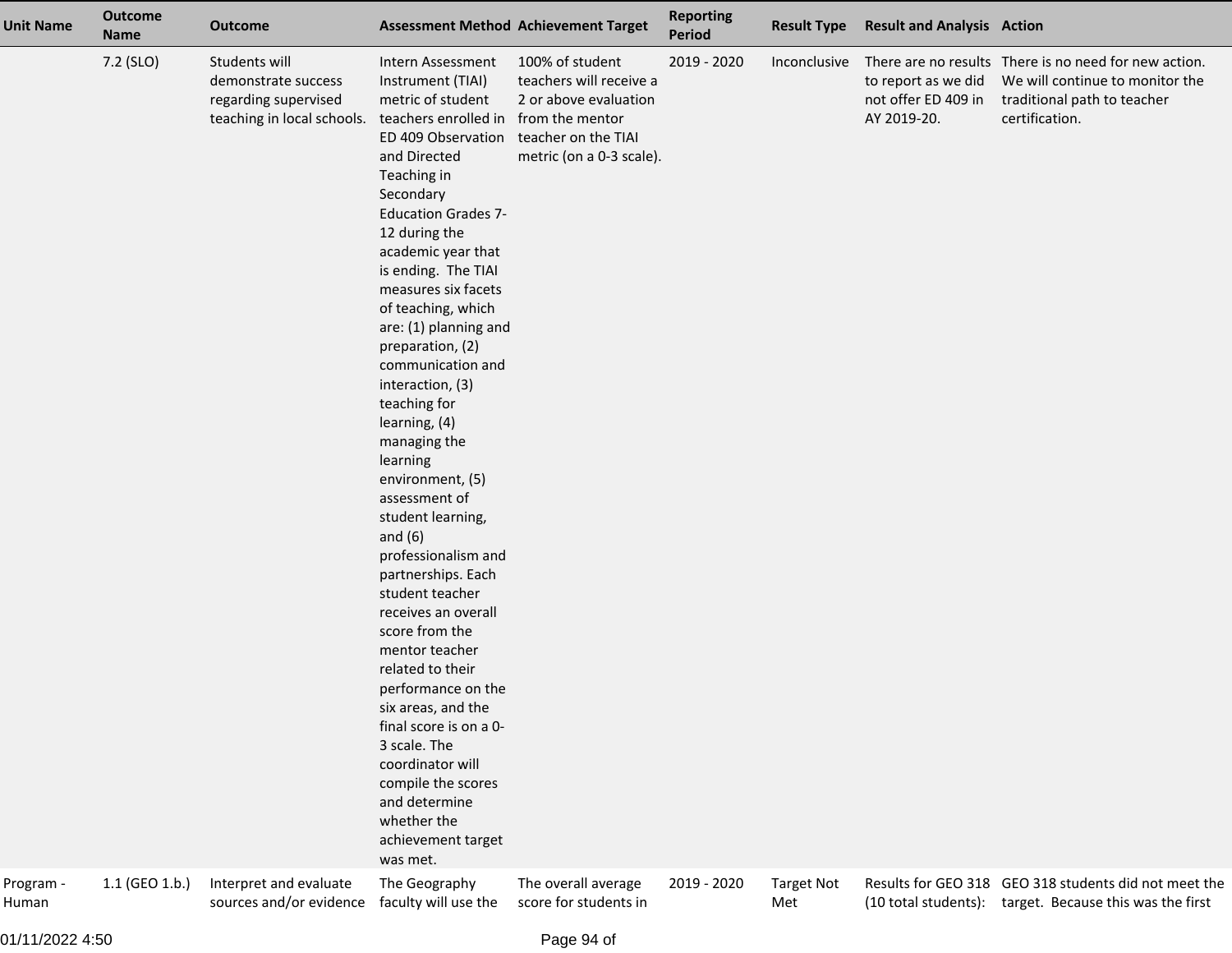| Unit Name | Outcome Name | Outcome | Assessment Method | Achievement Target | Reporting Period | Result Type | Result and Analysis | Action |
|---|---|---|---|---|---|---|---|---|
| | 7.2 (SLO) | Students will demonstrate success regarding supervised teaching in local schools. | Intern Assessment Instrument (TIAI) metric of student teachers enrolled in ED 409 Observation and Directed Teaching in Secondary Education Grades 7-12 during the academic year that is ending. The TIAI measures six facets of teaching, which are: (1) planning and preparation, (2) communication and interaction, (3) teaching for learning, (4) managing the learning environment, (5) assessment of student learning, and (6) professionalism and partnerships. Each student teacher receives an overall score from the mentor teacher related to their performance on the six areas, and the final score is on a 0-3 scale. The coordinator will compile the scores and determine whether the achievement target was met. | 100% of student teachers will receive a 2 or above evaluation from the mentor teacher on the TIAI metric (on a 0-3 scale). | 2019 - 2020 | Inconclusive | There are no results to report as we did not offer ED 409 in AY 2019-20. | There is no need for new action. We will continue to monitor the traditional path to teacher certification. |
| Program - Human | 1.1 (GEO 1.b.) | Interpret and evaluate sources and/or evidence | The Geography faculty will use the | The overall average score for students in | 2019 - 2020 | Target Not Met | Results for GEO 318 (10 total students): | GEO 318 students did not meet the target. Because this was the first |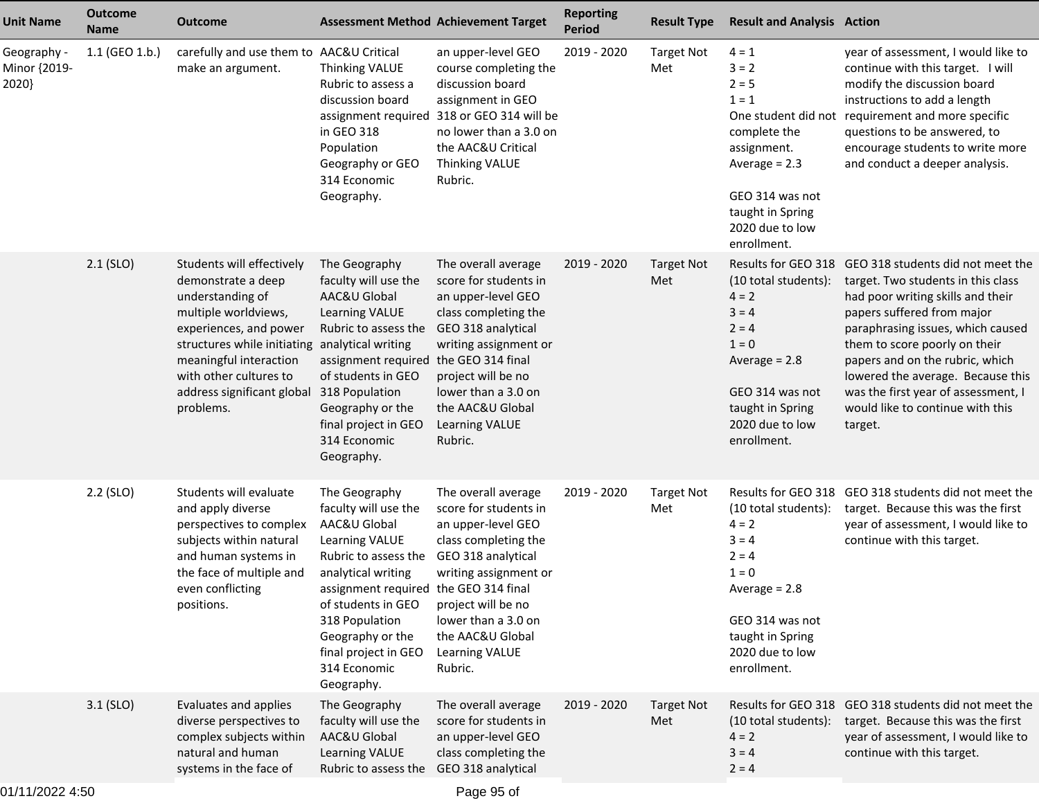| Unit Name | Outcome Name | Outcome | Assessment Method | Achievement Target | Reporting Period | Result Type | Result and Analysis | Action |
|---|---|---|---|---|---|---|---|---|
| Geography - Minor {2019-2020} | 1.1 (GEO 1.b.) | carefully and use them to make an argument. | AAC&U Critical Thinking VALUE Rubric to assess a discussion board assignment required in GEO 318 Population Geography or GEO 314 Economic Geography. | an upper-level GEO course completing the discussion board assignment in GEO 318 or GEO 314 will be no lower than a 3.0 on the AAC&U Critical Thinking VALUE Rubric. | 2019 - 2020 | Target Not Met | 4 = 1<br>3 = 2<br>2 = 5<br>1 = 1<br>One student did not complete the assignment.<br>Average = 2.3<br><br>GEO 314 was not taught in Spring 2020 due to low enrollment. | year of assessment, I would like to continue with this target. I will modify the discussion board instructions to add a length requirement and more specific questions to be answered, to encourage students to write more and conduct a deeper analysis. |
| | 2.1 (SLO) | Students will effectively demonstrate a deep understanding of multiple worldviews, experiences, and power structures while initiating meaningful interaction with other cultures to address significant global problems. | The Geography faculty will use the AAC&U Global Learning VALUE Rubric to assess the analytical writing assignment required of students in GEO 318 Population Geography or the final project in GEO 314 Economic Geography. | The overall average score for students in an upper-level GEO class completing the GEO 318 analytical writing assignment or the GEO 314 final project will be no lower than a 3.0 on the AAC&U Global Learning VALUE Rubric. | 2019 - 2020 | Target Not Met | Results for GEO 318 (10 total students):<br>4 = 2<br>3 = 4<br>2 = 4<br>1 = 0<br>Average = 2.8<br><br>GEO 314 was not taught in Spring 2020 due to low enrollment. | GEO 318 students did not meet the target. Two students in this class had poor writing skills and their papers suffered from major paraphrasing issues, which caused them to score poorly on their papers and on the rubric, which lowered the average. Because this was the first year of assessment, I would like to continue with this target. |
| | 2.2 (SLO) | Students will evaluate and apply diverse perspectives to complex subjects within natural and human systems in the face of multiple and even conflicting positions. | The Geography faculty will use the AAC&U Global Learning VALUE Rubric to assess the analytical writing assignment required of students in GEO 318 Population Geography or the final project in GEO 314 Economic Geography. | The overall average score for students in an upper-level GEO class completing the GEO 318 analytical writing assignment or the GEO 314 final project will be no lower than a 3.0 on the AAC&U Global Learning VALUE Rubric. | 2019 - 2020 | Target Not Met | Results for GEO 318 (10 total students):<br>4 = 2<br>3 = 4<br>2 = 4<br>1 = 0<br>Average = 2.8<br><br>GEO 314 was not taught in Spring 2020 due to low enrollment. | GEO 318 students did not meet the target. Because this was the first year of assessment, I would like to continue with this target. |
| | 3.1 (SLO) | Evaluates and applies diverse perspectives to complex subjects within natural and human systems in the face of | The Geography faculty will use the AAC&U Global Learning VALUE Rubric to assess the | The overall average score for students in an upper-level GEO class completing the GEO 318 analytical | 2019 - 2020 | Target Not Met | Results for GEO 318 (10 total students):<br>4 = 2<br>3 = 4<br>2 = 4 | GEO 318 students did not meet the target. Because this was the first year of assessment, I would like to continue with this target. |

01/11/2022 4:50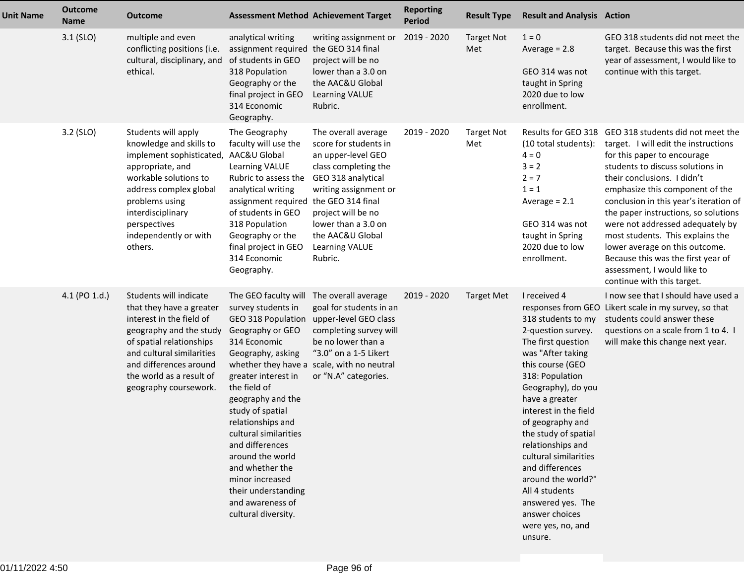| Unit Name | Outcome Name | Outcome | Assessment Method | Achievement Target | Reporting Period | Result Type | Result and Analysis | Action |
|---|---|---|---|---|---|---|---|---|
| | 3.1 (SLO) | multiple and even conflicting positions (i.e. cultural, disciplinary, and ethical. | analytical writing assignment required of students in GEO 318 Population Geography or the final project in GEO 314 Economic Geography. | writing assignment or the GEO 314 final project will be no lower than a 3.0 on the AAC&U Global Learning VALUE Rubric. | 2019 - 2020 | Target Not Met | 1 = 0<br>Average = 2.8<br><br>GEO 314 was not taught in Spring 2020 due to low enrollment. | GEO 318 students did not meet the target. Because this was the first year of assessment, I would like to continue with this target. |
| | 3.2 (SLO) | Students will apply knowledge and skills to implement sophisticated, appropriate, and workable solutions to address complex global problems using interdisciplinary perspectives independently or with others. | The Geography faculty will use the AAC&U Global Learning VALUE Rubric to assess the analytical writing assignment required of students in GEO 318 Population Geography or the final project in GEO 314 Economic Geography. | The overall average score for students in an upper-level GEO class completing the GEO 318 analytical writing assignment or the GEO 314 final project will be no lower than a 3.0 on the AAC&U Global Learning VALUE Rubric. | 2019 - 2020 | Target Not Met | Results for GEO 318 (10 total students):<br>4 = 0<br>3 = 2<br>2 = 7<br>1 = 1<br>Average = 2.1<br><br>GEO 314 was not taught in Spring 2020 due to low enrollment. | GEO 318 students did not meet the target. I will edit the instructions for this paper to encourage students to discuss solutions in their conclusions. I didn't emphasize this component of the conclusion in this year's iteration of the paper instructions, so solutions were not addressed adequately by most students. This explains the lower average on this outcome. Because this was the first year of assessment, I would like to continue with this target. |
| | 4.1 (PO 1.d.) | Students will indicate that they have a greater interest in the field of geography and the study of spatial relationships and cultural similarities and differences around the world as a result of geography coursework. | The GEO faculty will survey students in GEO 318 Population Geography or GEO 314 Economic Geography, asking whether they have a greater interest in the field of geography and the study of spatial relationships and cultural similarities and differences around the world and whether the minor increased their understanding and awareness of cultural diversity. | The overall average goal for students in an upper-level GEO class completing survey will be no lower than a "3.0" on a 1-5 Likert scale, with no neutral or "N.A" categories. | 2019 - 2020 | Target Met | I received 4 responses from GEO 318 students to my 2-question survey. The first question was "After taking this course (GEO 318: Population Geography), do you have a greater interest in the field of geography and the study of spatial relationships and cultural similarities and differences around the world?" All 4 students answered yes. The answer choices were yes, no, and unsure. | I now see that I should have used a Likert scale in my survey, so that students could answer these questions on a scale from 1 to 4. I will make this change next year. |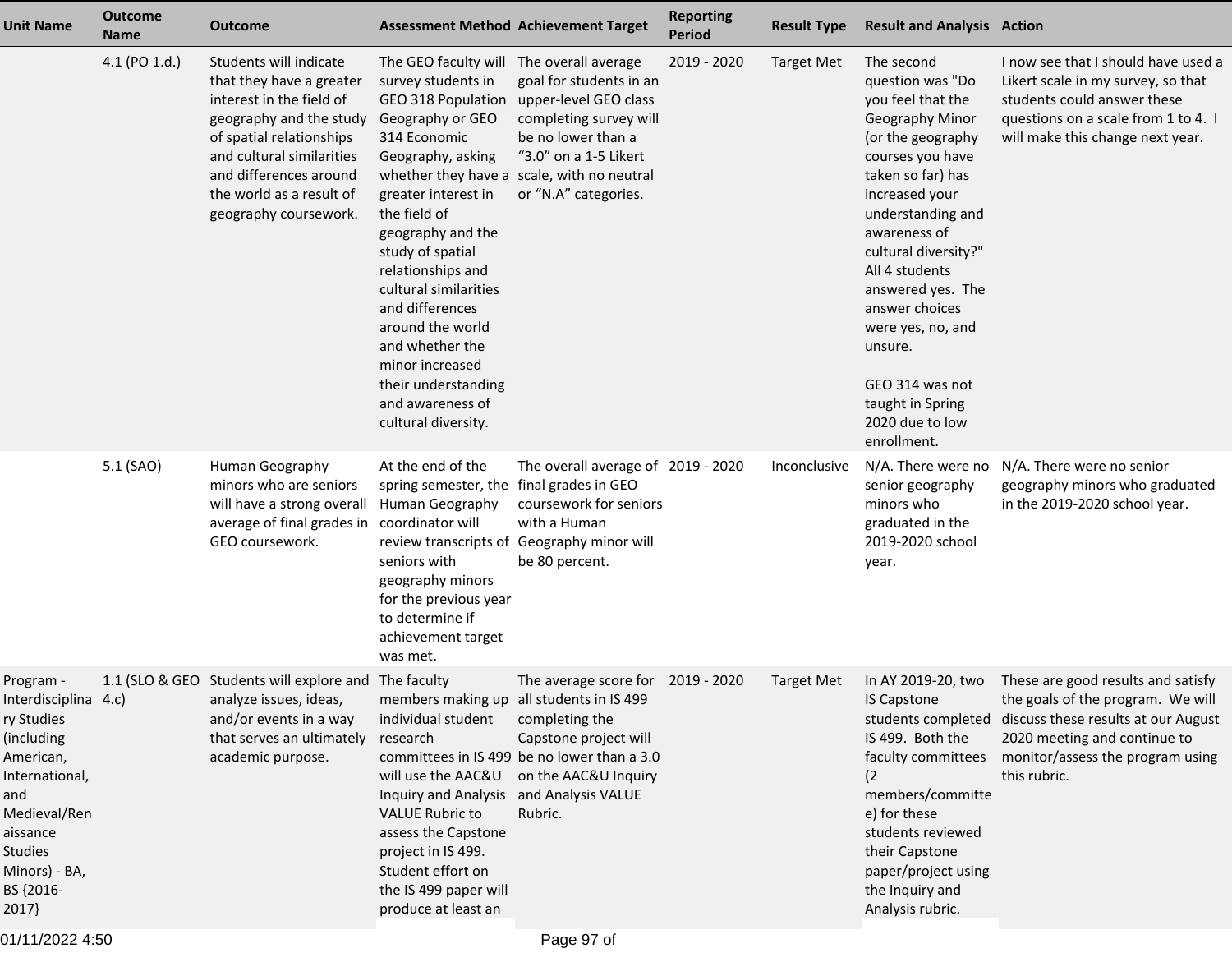| Unit Name | Outcome Name | Outcome | Assessment Method | Achievement Target | Reporting Period | Result Type | Result and Analysis | Action |
|---|---|---|---|---|---|---|---|---|
| | 4.1 (PO 1.d.) | Students will indicate that they have a greater interest in the field of geography and the study of spatial relationships and cultural similarities and differences around the world as a result of geography coursework. | The GEO faculty will survey students in GEO 318 Population Geography or GEO 314 Economic Geography, asking whether they have a greater interest in the field of geography and the study of spatial relationships and cultural similarities and differences around the world and whether the minor increased their understanding and awareness of cultural diversity. | The overall average goal for students in an upper-level GEO class completing survey will be no lower than a "3.0" on a 1-5 Likert scale, with no neutral or "N.A" categories. | 2019 - 2020 | Target Met | The second question was "Do you feel that the Geography Minor (or the geography courses you have taken so far) has increased your understanding and awareness of cultural diversity?" All 4 students answered yes. The answer choices were yes, no, and unsure.<br><br>GEO 314 was not taught in Spring 2020 due to low enrollment. | I now see that I should have used a Likert scale in my survey, so that students could answer these questions on a scale from 1 to 4. I will make this change next year. |
| | 5.1 (SAO) | Human Geography minors who are seniors will have a strong overall average of final grades in GEO coursework. | At the end of the spring semester, the Human Geography coordinator will review transcripts of seniors with geography minors for the previous year to determine if achievement target was met. | The overall average of final grades in GEO coursework for seniors with a Human Geography minor will be 80 percent. | 2019 - 2020 | Inconclusive | N/A. There were no senior geography minors who graduated in the 2019-2020 school year. | N/A. There were no senior geography minors who graduated in the 2019-2020 school year. |
| Program - Interdisciplinary Studies (including American, International, and Medieval/Renaissance Studies Minors) - BA, BS {2016-2017} | 1.1 (SLO & GEO 4.c) | Students will explore and analyze issues, ideas, and/or events in a way that serves an ultimately academic purpose. | The faculty members making up individual student research committees in IS 499 will use the AAC&U Inquiry and Analysis VALUE Rubric to assess the Capstone project in IS 499. Student effort on the IS 499 paper will produce at least an | The average score for all students in IS 499 completing the Capstone project will be no lower than a 3.0 on the AAC&U Inquiry and Analysis VALUE Rubric. | 2019 - 2020 | Target Met | In AY 2019-20, two IS Capstone students completed IS 499. Both the faculty committees (2 members/committee) for these students reviewed their Capstone paper/project using the Inquiry and Analysis rubric. | These are good results and satisfy the goals of the program. We will discuss these results at our August 2020 meeting and continue to monitor/assess the program using this rubric. |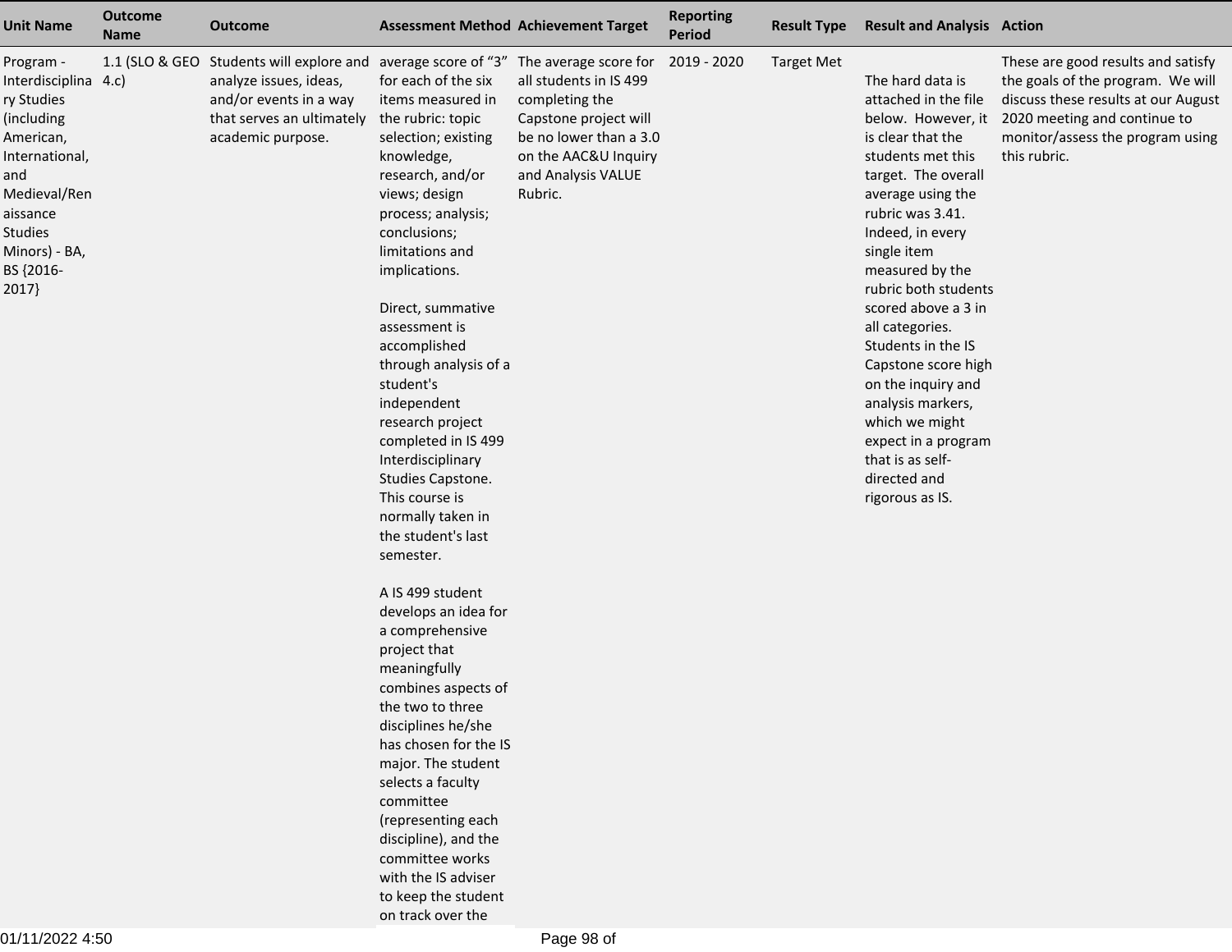| Unit Name | Outcome Name | Outcome | Assessment Method | Achievement Target | Reporting Period | Result Type | Result and Analysis | Action |
|---|---|---|---|---|---|---|---|---|
| Program - Interdisciplinary Studies (including American, International, and Medieval/Renaissance Studies Minors) - BA, BS {2016-2017} | 1.1 (SLO & GEO 4.c) | Students will explore and analyze issues, ideas, and/or events in a way that serves an ultimately academic purpose. | average score of "3" for each of the six items measured in the rubric: topic selection; existing knowledge, research, and/or views; design process; analysis; conclusions; limitations and implications.<br><br>Direct, summative assessment is accomplished through analysis of a student's independent research project completed in IS 499 Interdisciplinary Studies Capstone. This course is normally taken in the student's last semester.<br><br>A IS 499 student develops an idea for a comprehensive project that meaningfully combines aspects of the two to three disciplines he/she has chosen for the IS major. The student selects a faculty committee (representing each discipline), and the committee works with the IS adviser to keep the student on track over the | The average score for all students in IS 499 completing the Capstone project will be no lower than a 3.0 on the AAC&U Inquiry and Analysis VALUE Rubric. | 2019 - 2020 | Target Met | The hard data is attached in the file below. However, it is clear that the students met this target. The overall average using the rubric was 3.41. Indeed, in every single item measured by the rubric both students scored above a 3 in all categories. Students in the IS Capstone score high on the inquiry and analysis markers, which we might expect in a program that is as self-directed and rigorous as IS. | These are good results and satisfy the goals of the program. We will discuss these results at our August 2020 meeting and continue to monitor/assess the program using this rubric. |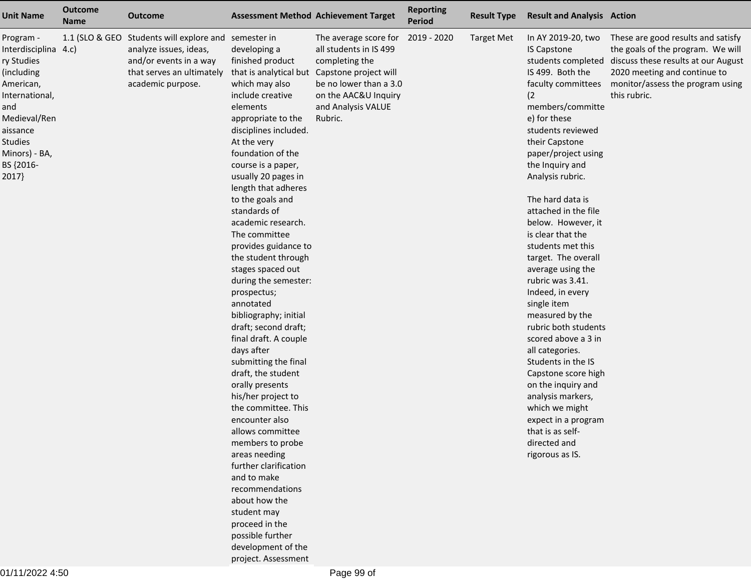| Unit Name | Outcome Name | Outcome | Assessment Method | Achievement Target | Reporting Period | Result Type | Result and Analysis | Action |
|---|---|---|---|---|---|---|---|---|
| Program - Interdisciplinary Studies (including American, International, and Medieval/Renaissance Studies Minors) - BA, BS {2016-2017} | 1.1 (SLO & GEO 4.c) | Students will explore and analyze issues, ideas, and/or events in a way that serves an ultimately academic purpose. | semester in developing a finished product that is analytical but which may also include creative elements appropriate to the disciplines included. At the very foundation of the course is a paper, usually 20 pages in length that adheres to the goals and standards of academic research. The committee provides guidance to the student through stages spaced out during the semester: prospectus; annotated bibliography; initial draft; second draft; final draft. A couple days after submitting the final draft, the student orally presents his/her project to the committee. This encounter also allows committee members to probe areas needing further clarification and to make recommendations about how the student may proceed in the possible further development of the project. Assessment | The average score for all students in IS 499 completing the Capstone project will be no lower than a 3.0 on the AAC&U Inquiry and Analysis VALUE Rubric. | 2019 - 2020 | Target Met | In AY 2019-20, two IS Capstone students completed IS 499. Both the faculty committees (2 members/committee) for these students reviewed their Capstone paper/project using the Inquiry and Analysis rubric.<br><br>The hard data is attached in the file below. However, it is clear that the students met this target. The overall average using the rubric was 3.41. Indeed, in every single item measured by the rubric both students scored above a 3 in all categories. Students in the IS Capstone score high on the inquiry and analysis markers, which we might expect in a program that is as self-directed and rigorous as IS. | These are good results and satisfy the goals of the program. We will discuss these results at our August 2020 meeting and continue to monitor/assess the program using this rubric. |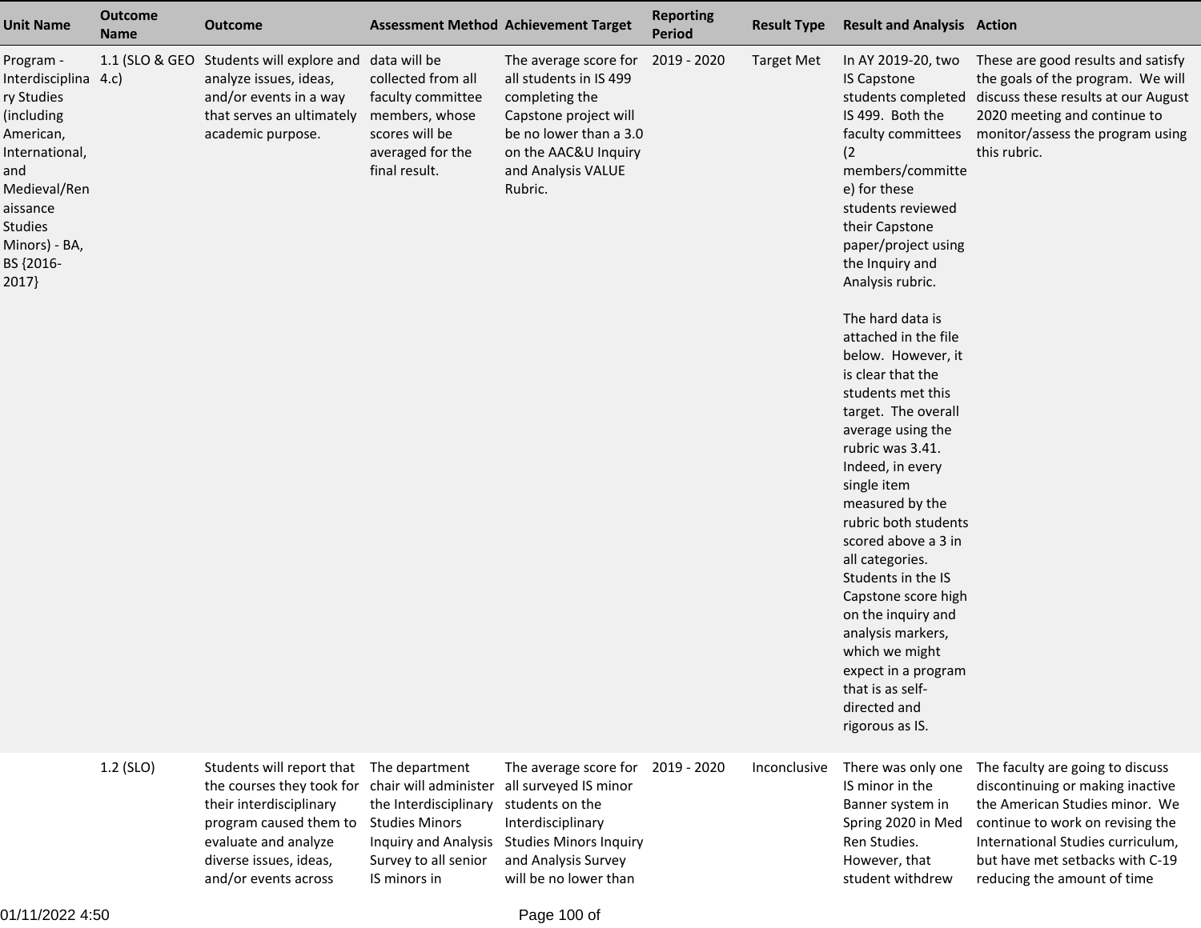| Unit Name | Outcome Name | Outcome | Assessment Method | Achievement Target | Reporting Period | Result Type | Result and Analysis | Action |
|---|---|---|---|---|---|---|---|---|
| Program - Interdisciplinary Studies (including American, International, and Medieval/Renaissance Studies Minors) - BA, BS {2016-2017} | 1.1 (SLO & GEO 4.c) | Students will explore and analyze issues, ideas, and/or events in a way that serves an ultimately academic purpose. | data will be collected from all faculty committee members, whose scores will be averaged for the final result. | The average score for all students in IS 499 completing the Capstone project will be no lower than a 3.0 on the AAC&U Inquiry and Analysis VALUE Rubric. | 2019 - 2020 | Target Met | In AY 2019-20, two IS Capstone students completed IS 499. Both the faculty committees (2 members/committee) for these students reviewed their Capstone paper/project using the Inquiry and Analysis rubric.<br><br>The hard data is attached in the file below. However, it is clear that the students met this target. The overall average using the rubric was 3.41. Indeed, in every single item measured by the rubric both students scored above a 3 in all categories. Students in the IS Capstone score high on the inquiry and analysis markers, which we might expect in a program that is as self-directed and rigorous as IS. | These are good results and satisfy the goals of the program. We will discuss these results at our August 2020 meeting and continue to monitor/assess the program using this rubric. |
| | 1.2 (SLO) | Students will report that the courses they took for their interdisciplinary program caused them to evaluate and analyze diverse issues, ideas, and/or events across | The department chair will administer the Interdisciplinary Studies Minors Inquiry and Analysis Survey to all senior IS minors in | The average score for all surveyed IS minor students on the Interdisciplinary Studies Minors Inquiry and Analysis Survey will be no lower than | 2019 - 2020 | Inconclusive | There was only one IS minor in the Banner system in Spring 2020 in Med Ren Studies. However, that student withdrew | The faculty are going to discuss discontinuing or making inactive the American Studies minor. We continue to work on revising the International Studies curriculum, but have met setbacks with C-19 reducing the amount of time |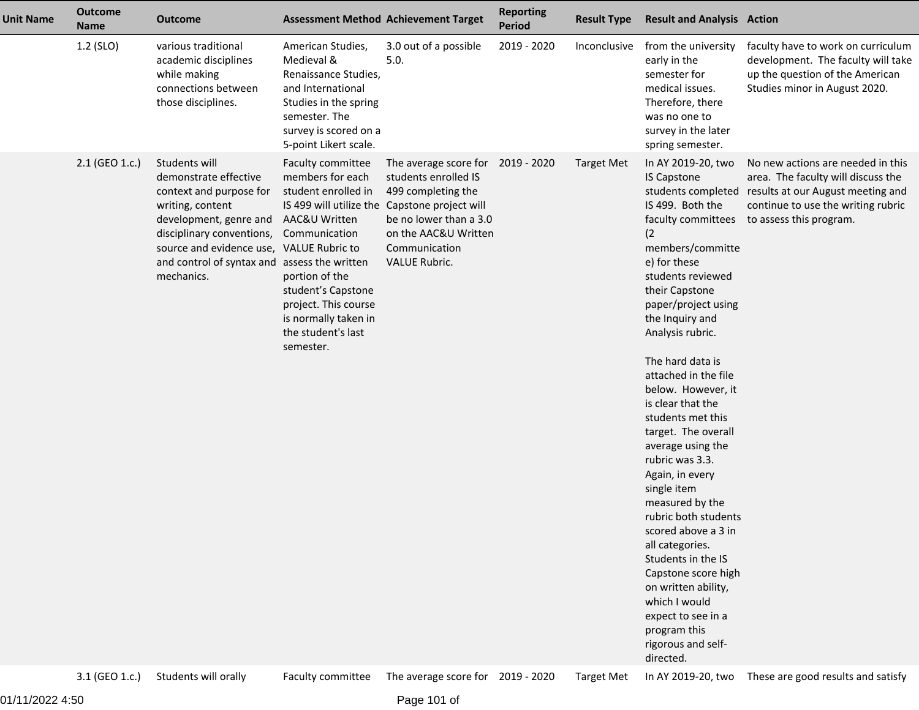| Unit Name | Outcome Name | Outcome | Assessment Method | Achievement Target | Reporting Period | Result Type | Result and Analysis | Action |
|---|---|---|---|---|---|---|---|---|
| | 1.2 (SLO) | various traditional academic disciplines while making connections between those disciplines. | American Studies, Medieval & Renaissance Studies, and International Studies in the spring semester. The survey is scored on a 5-point Likert scale. | 3.0 out of a possible 5.0. | 2019 - 2020 | Inconclusive | from the university early in the semester for medical issues. Therefore, there was no one to survey in the later spring semester. | faculty have to work on curriculum development. The faculty will take up the question of the American Studies minor in August 2020. |
| | 2.1 (GEO 1.c.) | Students will demonstrate effective context and purpose for writing, content development, genre and disciplinary conventions, source and evidence use, and control of syntax and mechanics. | Faculty committee members for each student enrolled in IS 499 will utilize the AAC&U Written Communication VALUE Rubric to assess the written portion of the student's Capstone project. This course is normally taken in the student's last semester. | The average score for students enrolled IS 499 completing the Capstone project will be no lower than a 3.0 on the AAC&U Written Communication VALUE Rubric. | 2019 - 2020 | Target Met | In AY 2019-20, two IS Capstone students completed IS 499. Both the faculty committees (2 members/committee) for these students reviewed their Capstone paper/project using the Inquiry and Analysis rubric.<br><br>The hard data is attached in the file below. However, it is clear that the students met this target. The overall average using the rubric was 3.3. Again, in every single item measured by the rubric both students scored above a 3 in all categories. Students in the IS Capstone score high on written ability, which I would expect to see in a program this rigorous and self-directed. | No new actions are needed in this area. The faculty will discuss the results at our August meeting and continue to use the writing rubric to assess this program. |
| | 3.1 (GEO 1.c.) | Students will orally | Faculty committee | The average score for | 2019 - 2020 | Target Met | In AY 2019-20, two | These are good results and satisfy |

01/11/2022 4:50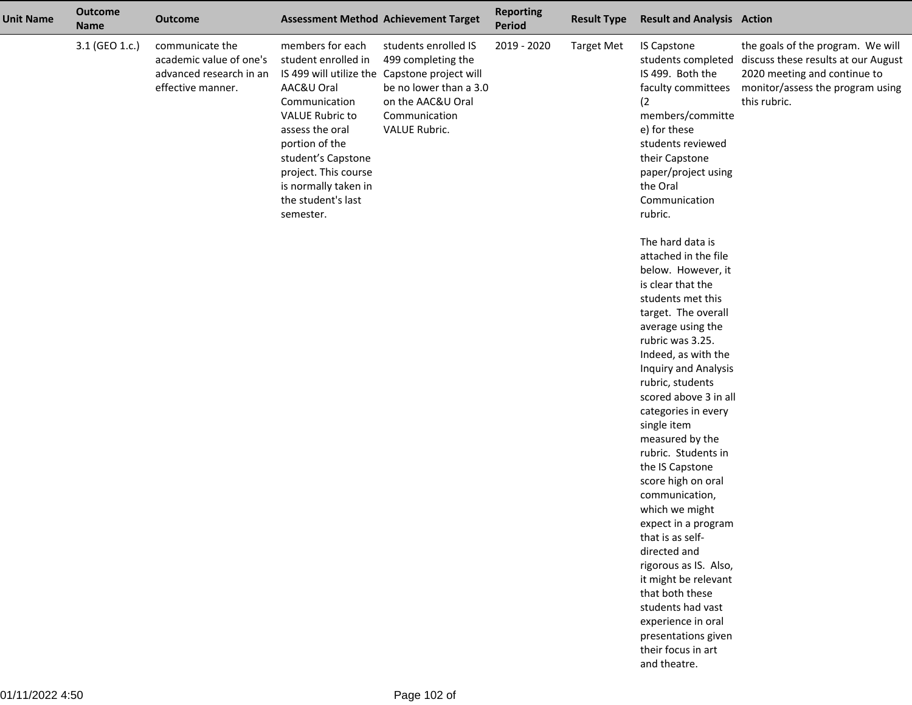| Unit Name | Outcome Name | Outcome | Assessment Method | Achievement Target | Reporting Period | Result Type | Result and Analysis | Action |
|---|---|---|---|---|---|---|---|---|
| | 3.1 (GEO 1.c.) | communicate the academic value of one's advanced research in an effective manner. | members for each student enrolled in IS 499 will utilize the AAC&U Oral Communication VALUE Rubric to assess the oral portion of the student's Capstone project. This course is normally taken in the student's last semester. | students enrolled IS 499 completing the Capstone project will be no lower than a 3.0 on the AAC&U Oral Communication VALUE Rubric. | 2019 - 2020 | Target Met | IS Capstone students completed IS 499. Both the faculty committees (2 members/committee) for these students reviewed their Capstone paper/project using the Oral Communication rubric.<br><br>The hard data is attached in the file below. However, it is clear that the students met this target. The overall average using the rubric was 3.25. Indeed, as with the Inquiry and Analysis rubric, students scored above 3 in all categories in every single item measured by the rubric. Students in the IS Capstone score high on oral communication, which we might expect in a program that is as self-directed and rigorous as IS. Also, it might be relevant that both these students had vast experience in oral presentations given their focus in art and theatre. | the goals of the program. We will discuss these results at our August 2020 meeting and continue to monitor/assess the program using this rubric. |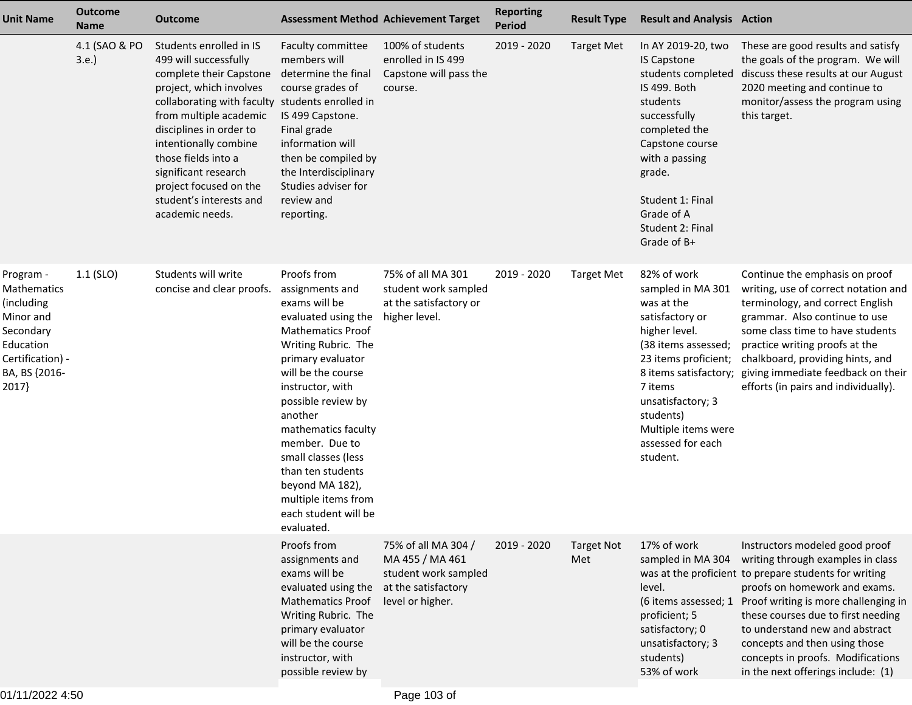| Unit Name | Outcome Name | Outcome | Assessment Method | Achievement Target | Reporting Period | Result Type | Result and Analysis | Action |
|---|---|---|---|---|---|---|---|---|
| | 4.1 (SAO & PO 3.e.) | Students enrolled in IS 499 will successfully complete their Capstone project, which involves collaborating with faculty from multiple academic disciplines in order to intentionally combine those fields into a significant research project focused on the student's interests and academic needs. | Faculty committee members will determine the final course grades of students enrolled in IS 499 Capstone. Final grade information will then be compiled by the Interdisciplinary Studies adviser for review and reporting. | 100% of students enrolled in IS 499 Capstone will pass the course. | 2019 - 2020 | Target Met | In AY 2019-20, two IS Capstone students completed IS 499. Both students successfully completed the Capstone course with a passing grade.<br><br>Student 1: Final Grade of A<br>Student 2: Final Grade of B+ | These are good results and satisfy the goals of the program. We will discuss these results at our August 2020 meeting and continue to monitor/assess the program using this target. |
| Program - Mathematics (including Minor and Secondary Education Certification) - BA, BS {2016-2017} | 1.1 (SLO) | Students will write concise and clear proofs. | Proofs from assignments and exams will be evaluated using the Mathematics Proof Writing Rubric. The primary evaluator will be the course instructor, with possible review by another mathematics faculty member. Due to small classes (less than ten students beyond MA 182), multiple items from each student will be evaluated. | 75% of all MA 301 student work sampled at the satisfactory or higher level. | 2019 - 2020 | Target Met | 82% of work sampled in MA 301 was at the satisfactory or higher level.<br>(38 items assessed; 23 items proficient; 8 items satisfactory; 7 items unsatisfactory; 3 students)<br>Multiple items were assessed for each student. | Continue the emphasis on proof writing, use of correct notation and terminology, and correct English grammar. Also continue to use some class time to have students practice writing proofs at the chalkboard, providing hints, and giving immediate feedback on their efforts (in pairs and individually). |
| | | | Proofs from assignments and exams will be evaluated using the Mathematics Proof Writing Rubric. The primary evaluator will be the course instructor, with possible review by | 75% of all MA 304 / MA 455 / MA 461 student work sampled at the satisfactory level or higher. | 2019 - 2020 | Target Not Met | 17% of work sampled in MA 304 was at the proficient level.<br>(6 items assessed; 1 proficient; 5 satisfactory; 0 unsatisfactory; 3 students)<br>53% of work | Instructors modeled good proof writing through examples in class to prepare students for writing proofs on homework and exams. Proof writing is more challenging in these courses due to first needing to understand new and abstract concepts and then using those concepts in proofs. Modifications in the next offerings include: (1) |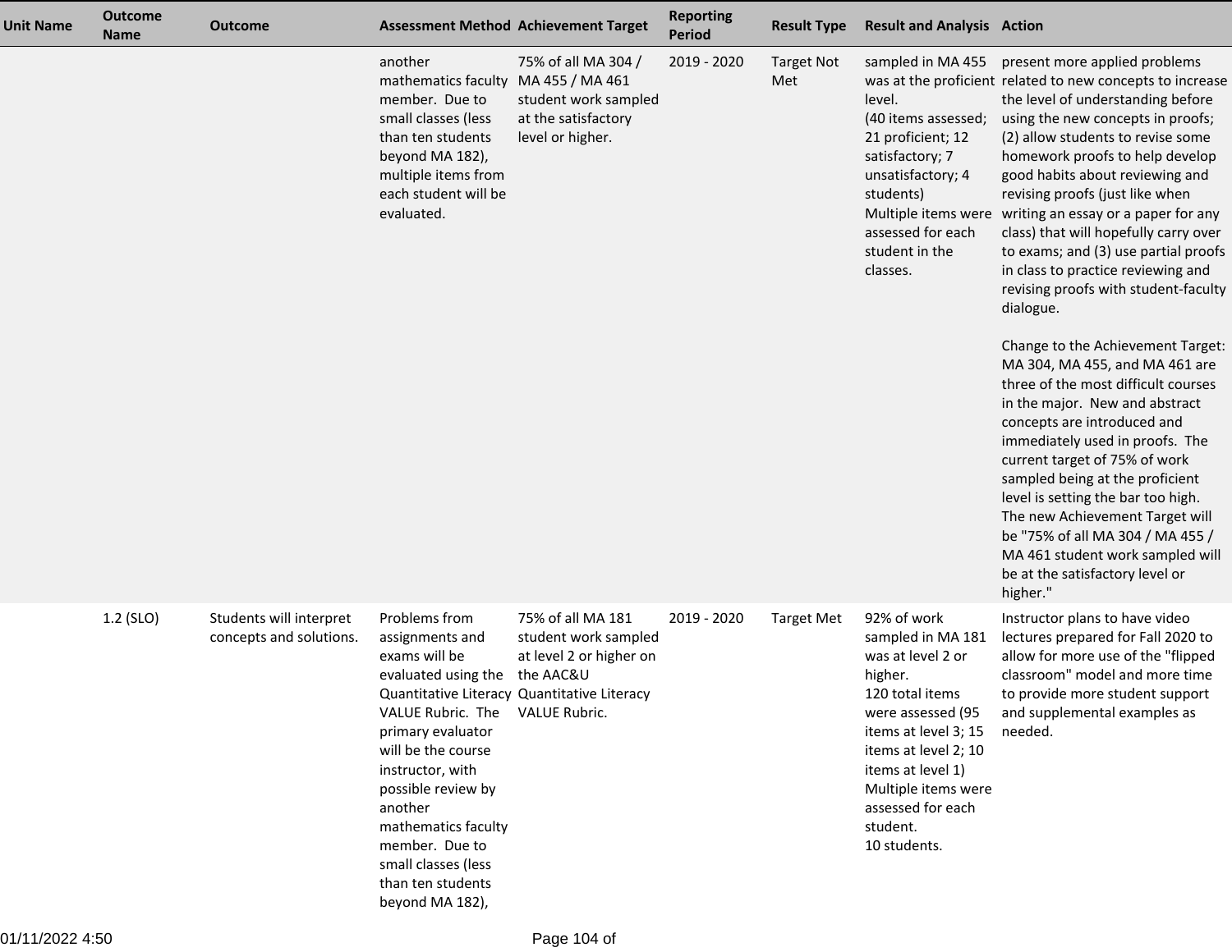| Unit Name | Outcome Name | Outcome | Assessment Method | Achievement Target | Reporting Period | Result Type | Result and Analysis | Action |
|---|---|---|---|---|---|---|---|---|
| | | | another mathematics faculty member. Due to small classes (less than ten students beyond MA 182), multiple items from each student will be evaluated. | 75% of all MA 304 / MA 455 / MA 461 student work sampled at the satisfactory level or higher. | 2019 - 2020 | Target Not Met | sampled in MA 455 was at the proficient level.<br>(40 items assessed; 21 proficient; 12 satisfactory; 7 unsatisfactory; 4 students)<br>Multiple items were assessed for each student in the classes. | present more applied problems related to new concepts to increase the level of understanding before using the new concepts in proofs; (2) allow students to revise some homework proofs to help develop good habits about reviewing and revising proofs (just like when writing an essay or a paper for any class) that will hopefully carry over to exams; and (3) use partial proofs in class to practice reviewing and revising proofs with student-faculty dialogue.<br><br>Change to the Achievement Target: MA 304, MA 455, and MA 461 are three of the most difficult courses in the major. New and abstract concepts are introduced and immediately used in proofs. The current target of 75% of work sampled being at the proficient level is setting the bar too high. The new Achievement Target will be "75% of all MA 304 / MA 455 / MA 461 student work sampled will be at the satisfactory level or higher." |
| | 1.2 (SLO) | Students will interpret concepts and solutions. | Problems from assignments and exams will be evaluated using the Quantitative Literacy VALUE Rubric. The primary evaluator will be the course instructor, with possible review by another mathematics faculty member. Due to small classes (less than ten students beyond MA 182), | 75% of all MA 181 student work sampled at level 2 or higher on the AAC&U Quantitative Literacy VALUE Rubric. | 2019 - 2020 | Target Met | 92% of work sampled in MA 181 was at level 2 or higher.<br>120 total items were assessed (95 items at level 3; 15 items at level 2; 10 items at level 1)<br>Multiple items were assessed for each student.<br>10 students. | Instructor plans to have video lectures prepared for Fall 2020 to allow for more use of the "flipped classroom" model and more time to provide more student support and supplemental examples as needed. |

01/11/2022 4:50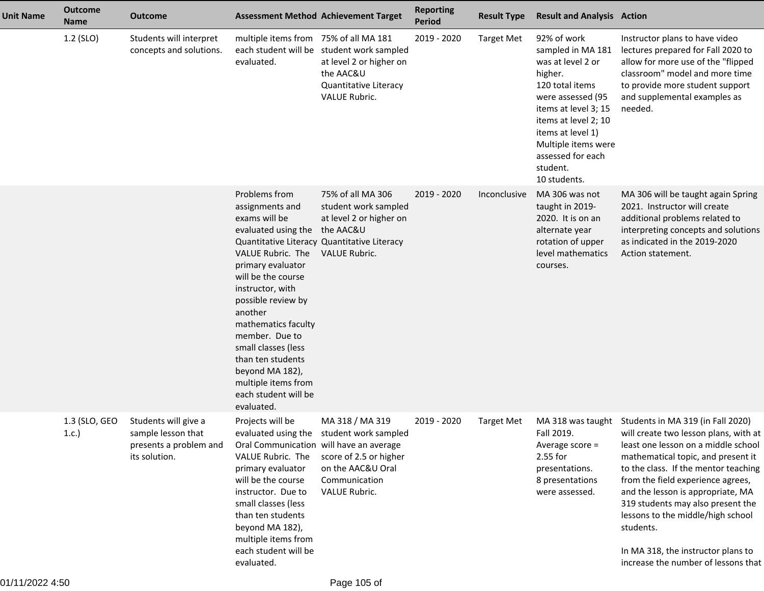| Unit Name | Outcome Name | Outcome | Assessment Method | Achievement Target | Reporting Period | Result Type | Result and Analysis | Action |
|---|---|---|---|---|---|---|---|---|
| | 1.2 (SLO) | Students will interpret concepts and solutions. | multiple items from each student will be evaluated. | 75% of all MA 181 student work sampled at level 2 or higher on the AAC&U Quantitative Literacy VALUE Rubric. | 2019 - 2020 | Target Met | 92% of work sampled in MA 181 was at level 2 or higher.<br>120 total items were assessed (95 items at level 3; 15 items at level 2; 10 items at level 1)<br>Multiple items were assessed for each student.<br>10 students. | Instructor plans to have video lectures prepared for Fall 2020 to allow for more use of the "flipped classroom" model and more time to provide more student support and supplemental examples as needed. |
| | | | Problems from assignments and exams will be evaluated using the Quantitative Literacy VALUE Rubric. The primary evaluator will be the course instructor, with possible review by another mathematics faculty member. Due to small classes (less than ten students beyond MA 182), multiple items from each student will be evaluated. | 75% of all MA 306 student work sampled at level 2 or higher on the AAC&U Quantitative Literacy VALUE Rubric. | 2019 - 2020 | Inconclusive | MA 306 was not taught in 2019-2020. It is on an alternate year rotation of upper level mathematics courses. | MA 306 will be taught again Spring 2021. Instructor will create additional problems related to interpreting concepts and solutions as indicated in the 2019-2020 Action statement. |
| | 1.3 (SLO, GEO 1.c.) | Students will give a sample lesson that presents a problem and its solution. | Projects will be evaluated using the Oral Communication VALUE Rubric. The primary evaluator will be the course instructor. Due to small classes (less than ten students beyond MA 182), multiple items from each student will be evaluated. | MA 318 / MA 319 student work sampled will have an average score of 2.5 or higher on the AAC&U Oral Communication VALUE Rubric. | 2019 - 2020 | Target Met | MA 318 was taught Fall 2019.<br>Average score = 2.55 for presentations.<br>8 presentations were assessed. | Students in MA 319 (in Fall 2020) will create two lesson plans, with at least one lesson on a middle school mathematical topic, and present it to the class. If the mentor teaching from the field experience agrees, and the lesson is appropriate, MA 319 students may also present the lessons to the middle/high school students.<br><br>In MA 318, the instructor plans to increase the number of lessons that |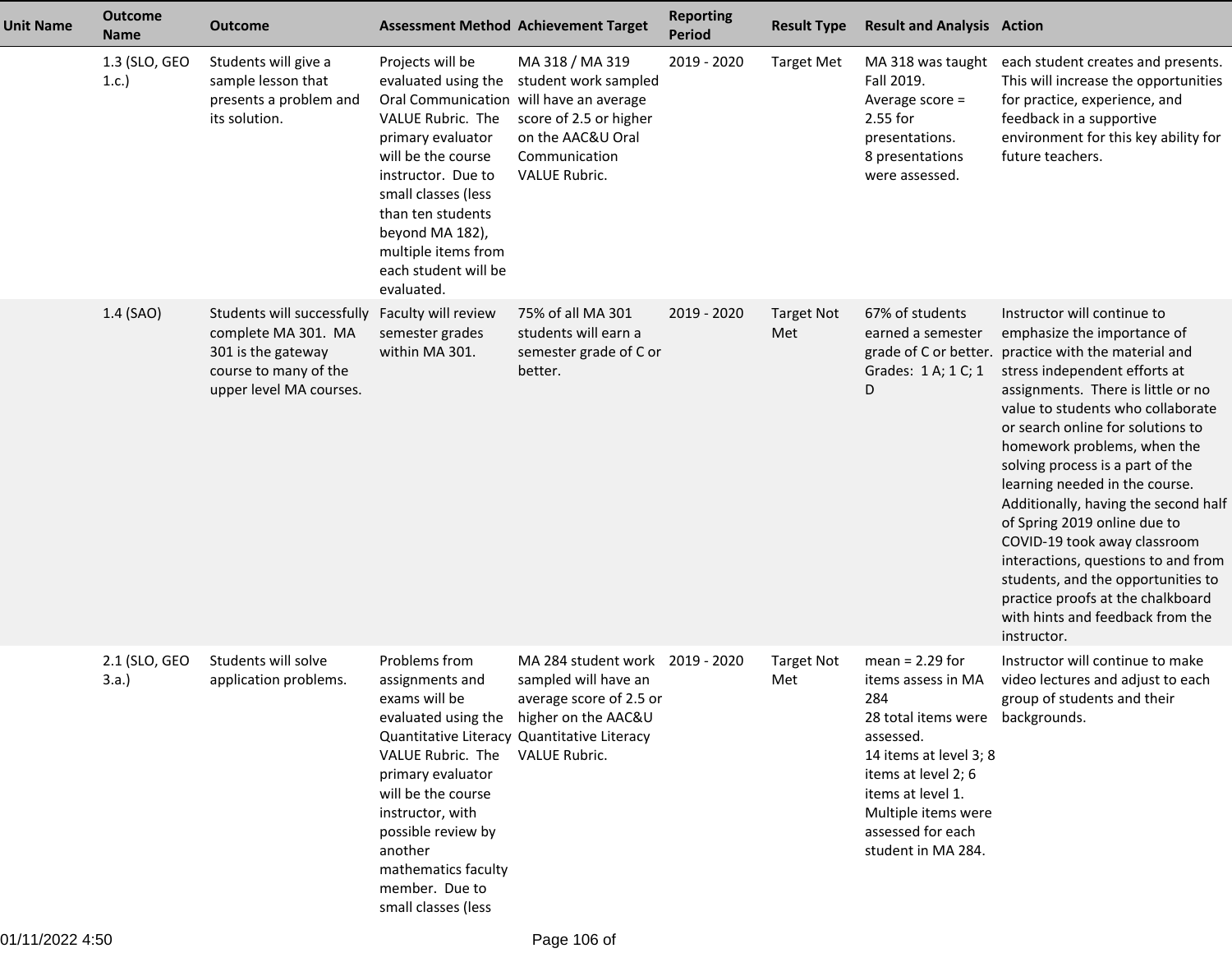| Unit Name | Outcome Name | Outcome | Assessment Method | Achievement Target | Reporting Period | Result Type | Result and Analysis | Action |
|---|---|---|---|---|---|---|---|---|
| | 1.3 (SLO, GEO 1.c.) | Students will give a sample lesson that presents a problem and its solution. | Projects will be evaluated using the Oral Communication VALUE Rubric. The primary evaluator will be the course instructor. Due to small classes (less than ten students beyond MA 182), multiple items from each student will be evaluated. | MA 318 / MA 319 student work sampled will have an average score of 2.5 or higher on the AAC&U Oral Communication VALUE Rubric. | 2019 - 2020 | Target Met | MA 318 was taught Fall 2019. Average score = 2.55 for presentations. 8 presentations were assessed. | each student creates and presents. This will increase the opportunities for practice, experience, and feedback in a supportive environment for this key ability for future teachers. |
| | 1.4 (SAO) | Students will successfully complete MA 301. MA 301 is the gateway course to many of the upper level MA courses. | Faculty will review semester grades within MA 301. | 75% of all MA 301 students will earn a semester grade of C or better. | 2019 - 2020 | Target Not Met | 67% of students earned a semester grade of C or better. Grades: 1 A; 1 C; 1 D | Instructor will continue to emphasize the importance of practice with the material and stress independent efforts at assignments. There is little or no value to students who collaborate or search online for solutions to homework problems, when the solving process is a part of the learning needed in the course. Additionally, having the second half of Spring 2019 online due to COVID-19 took away classroom interactions, questions to and from students, and the opportunities to practice proofs at the chalkboard with hints and feedback from the instructor. |
| | 2.1 (SLO, GEO 3.a.) | Students will solve application problems. | Problems from assignments and exams will be evaluated using the Quantitative Literacy VALUE Rubric. The primary evaluator will be the course instructor, with possible review by another mathematics faculty member. Due to small classes (less | MA 284 student work sampled will have an average score of 2.5 or higher on the AAC&U Quantitative Literacy VALUE Rubric. | 2019 - 2020 | Target Not Met | mean = 2.29 for items assess in MA 284<br>28 total items were assessed.<br>14 items at level 3; 8 items at level 2; 6 items at level 1.<br>Multiple items were assessed for each student in MA 284. | Instructor will continue to make video lectures and adjust to each group of students and their backgrounds. |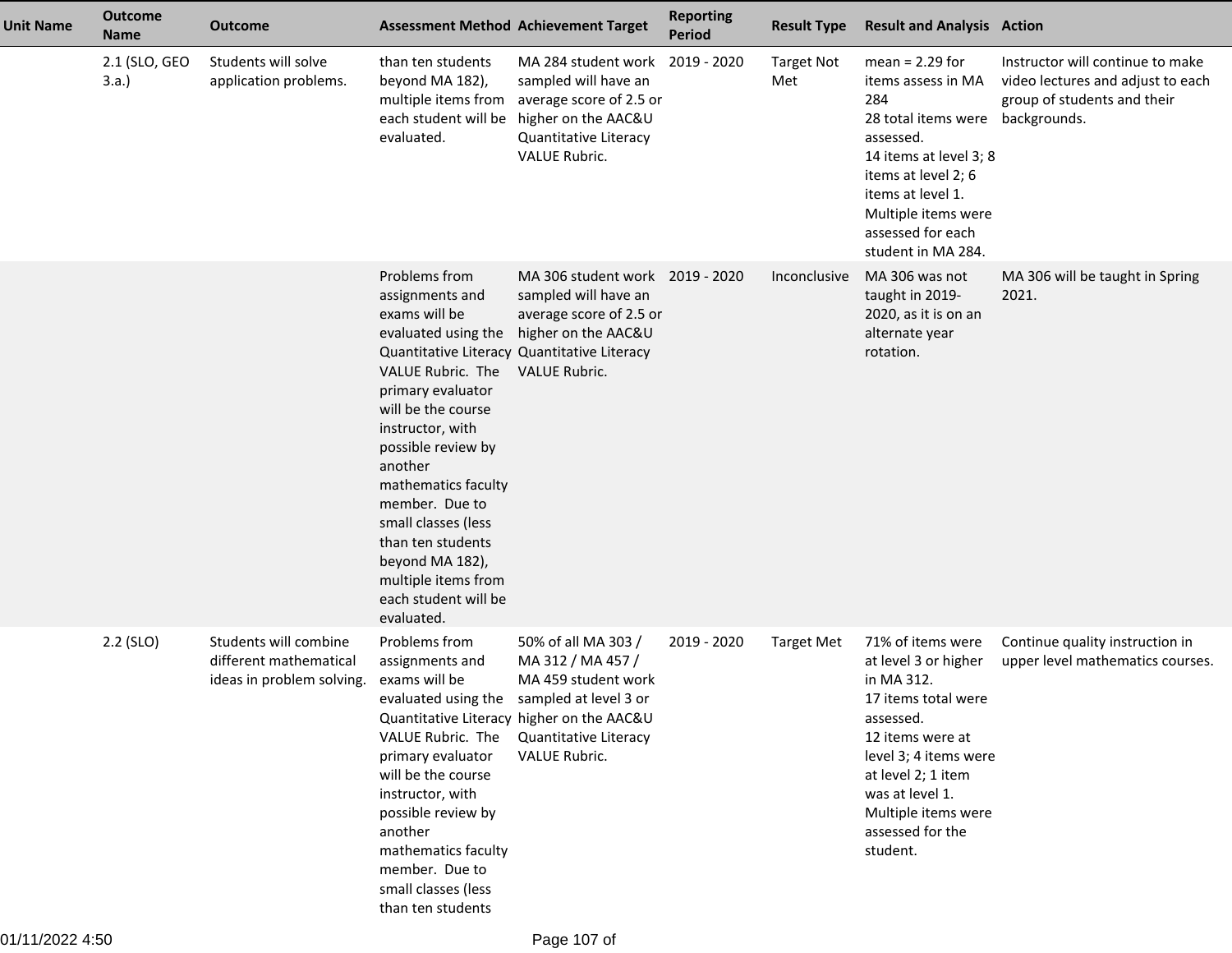| Unit Name | Outcome Name | Outcome | Assessment Method | Achievement Target | Reporting Period | Result Type | Result and Analysis | Action |
|---|---|---|---|---|---|---|---|---|
| | 2.1 (SLO, GEO 3.a.) | Students will solve application problems. | than ten students beyond MA 182), multiple items from each student will be evaluated. | MA 284 student work sampled will have an average score of 2.5 or higher on the AAC&U Quantitative Literacy VALUE Rubric. | 2019 - 2020 | Target Not Met | mean = 2.29 for items assess in MA 284<br>28 total items were assessed.<br>14 items at level 3; 8 items at level 2; 6 items at level 1.<br>Multiple items were assessed for each student in MA 284. | Instructor will continue to make video lectures and adjust to each group of students and their backgrounds. |
| | | | Problems from assignments and exams will be evaluated using the Quantitative Literacy VALUE Rubric. The primary evaluator will be the course instructor, with possible review by another mathematics faculty member. Due to small classes (less than ten students beyond MA 182), multiple items from each student will be evaluated. | MA 306 student work sampled will have an average score of 2.5 or higher on the AAC&U Quantitative Literacy VALUE Rubric. | 2019 - 2020 | Inconclusive | MA 306 was not taught in 2019-2020, as it is on an alternate year rotation. | MA 306 will be taught in Spring 2021. |
| | 2.2 (SLO) | Students will combine different mathematical ideas in problem solving. | Problems from assignments and exams will be evaluated using the Quantitative Literacy VALUE Rubric. The primary evaluator will be the course instructor, with possible review by another mathematics faculty member. Due to small classes (less than ten students | 50% of all MA 303 / MA 312 / MA 457 / MA 459 student work sampled at level 3 or higher on the AAC&U Quantitative Literacy VALUE Rubric. | 2019 - 2020 | Target Met | 71% of items were at level 3 or higher in MA 312.<br>17 items total were assessed.<br>12 items were at level 3; 4 items were at level 2; 1 item was at level 1.<br>Multiple items were assessed for the student. | Continue quality instruction in upper level mathematics courses. |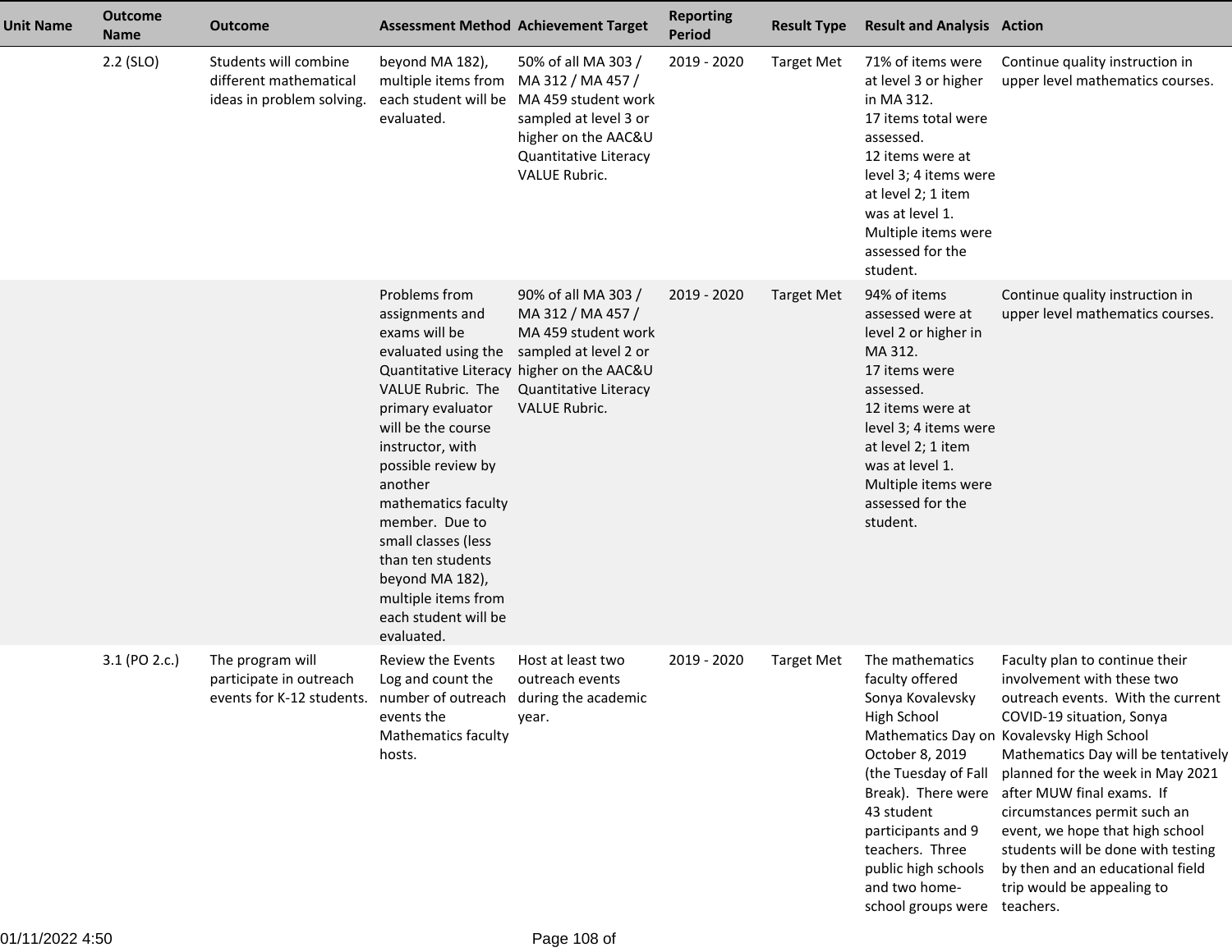| Unit Name | Outcome Name | Outcome | Assessment Method | Achievement Target | Reporting Period | Result Type | Result and Analysis | Action |
|---|---|---|---|---|---|---|---|---|
| | 2.2 (SLO) | Students will combine different mathematical ideas in problem solving. | beyond MA 182), multiple items from each student will be evaluated. | 50% of all MA 303 / MA 312 / MA 457 / MA 459 student work sampled at level 3 or higher on the AAC&U Quantitative Literacy VALUE Rubric. | 2019 - 2020 | Target Met | 71% of items were at level 3 or higher in MA 312. 17 items total were assessed. 12 items were at level 3; 4 items were at level 2; 1 item was at level 1. Multiple items were assessed for the student. | Continue quality instruction in upper level mathematics courses. |
| | | | Problems from assignments and exams will be evaluated using the Quantitative Literacy VALUE Rubric. The primary evaluator will be the course instructor, with possible review by another mathematics faculty member. Due to small classes (less than ten students beyond MA 182), multiple items from each student will be evaluated. | 90% of all MA 303 / MA 312 / MA 457 / MA 459 student work sampled at level 2 or higher on the AAC&U Quantitative Literacy VALUE Rubric. | 2019 - 2020 | Target Met | 94% of items assessed were at level 2 or higher in MA 312. 17 items were assessed. 12 items were at level 3; 4 items were at level 2; 1 item was at level 1. Multiple items were assessed for the student. | Continue quality instruction in upper level mathematics courses. |
| | 3.1 (PO 2.c.) | The program will participate in outreach events for K-12 students. | Review the Events Log and count the number of outreach events the Mathematics faculty hosts. | Host at least two outreach events during the academic year. | 2019 - 2020 | Target Met | The mathematics faculty offered Sonya Kovalevsky High School Mathematics Day on October 8, 2019 (the Tuesday of Fall Break). There were 43 student participants and 9 teachers. Three public high schools and two home-school groups were | Faculty plan to continue their involvement with these two outreach events. With the current COVID-19 situation, Sonya Kovalevsky High School Mathematics Day will be tentatively planned for the week in May 2021 after MUW final exams. If circumstances permit such an event, we hope that high school students will be done with testing by then and an educational field trip would be appealing to teachers. |

01/11/2022 4:50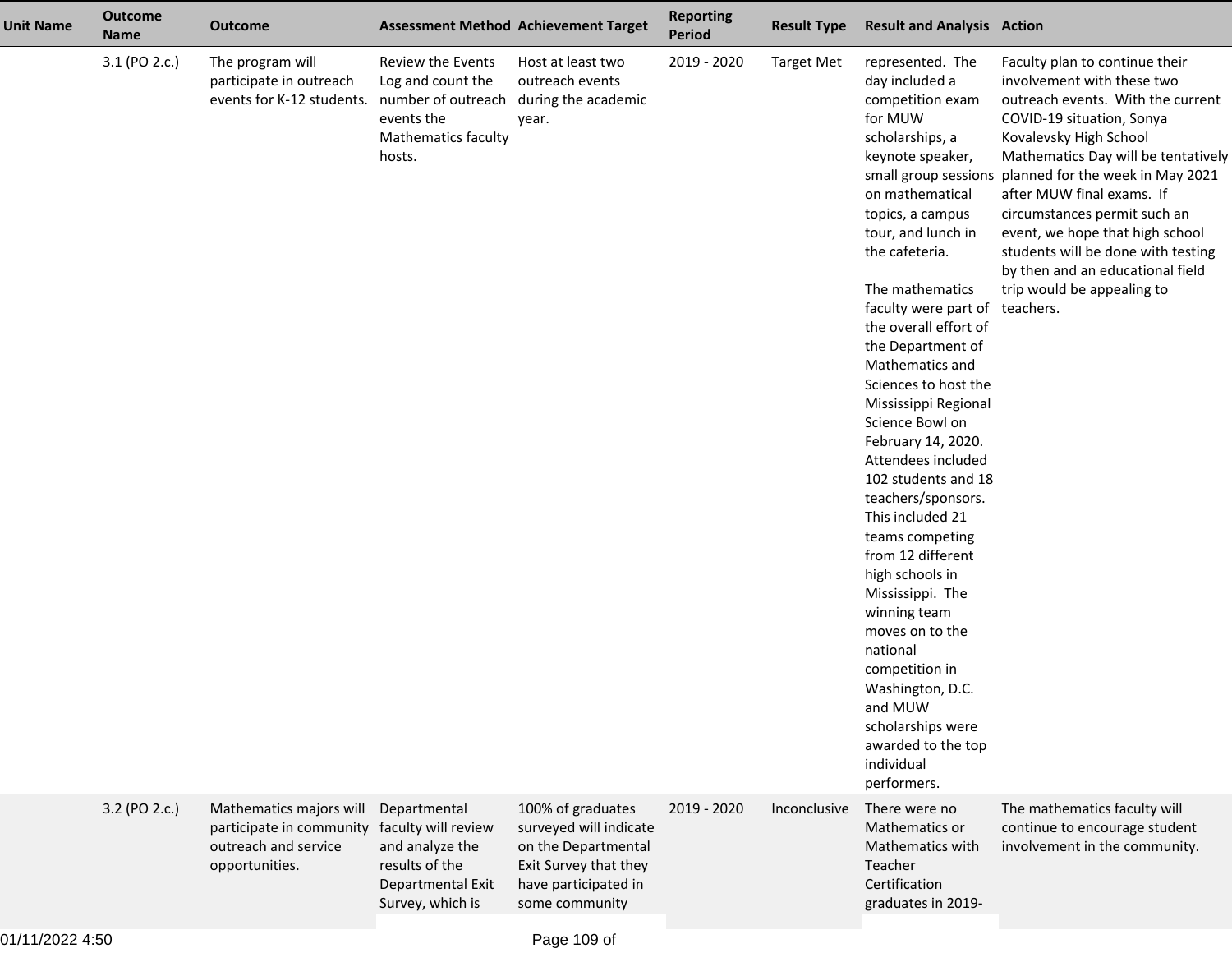| Unit Name | Outcome Name | Outcome | Assessment Method | Achievement Target | Reporting Period | Result Type | Result and Analysis | Action |
|---|---|---|---|---|---|---|---|---|
| | 3.1 (PO 2.c.) | The program will participate in outreach events for K-12 students. | Review the Events Log and count the number of outreach events the Mathematics faculty hosts. | Host at least two outreach events during the academic year. | 2019 - 2020 | Target Met | represented. The day included a competition exam for MUW scholarships, a keynote speaker, small group sessions on mathematical topics, a campus tour, and lunch in the cafeteria.<br><br>The mathematics faculty were part of the overall effort of the Department of Mathematics and Sciences to host the Mississippi Regional Science Bowl on February 14, 2020. Attendees included 102 students and 18 teachers/sponsors. This included 21 teams competing from 12 different high schools in Mississippi. The winning team moves on to the national competition in Washington, D.C. and MUW scholarships were awarded to the top individual performers. | Faculty plan to continue their involvement with these two outreach events. With the current COVID-19 situation, Sonya Kovalevsky High School Mathematics Day will be tentatively planned for the week in May 2021 after MUW final exams. If circumstances permit such an event, we hope that high school students will be done with testing by then and an educational field trip would be appealing to teachers. |
| | 3.2 (PO 2.c.) | Mathematics majors will participate in community outreach and service opportunities. | Departmental faculty will review and analyze the results of the Departmental Exit Survey, which is | 100% of graduates surveyed will indicate on the Departmental Exit Survey that they have participated in some community | 2019 - 2020 | Inconclusive | There were no Mathematics or Mathematics with Teacher Certification graduates in 2019- | The mathematics faculty will continue to encourage student involvement in the community. |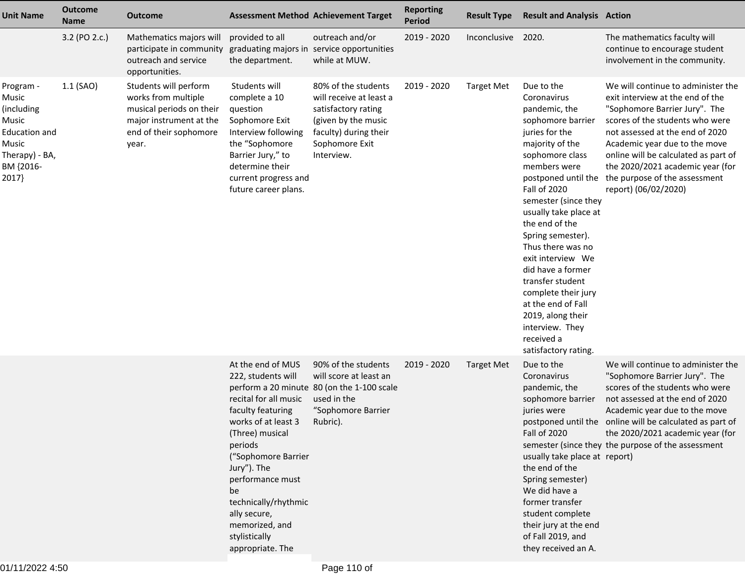| Unit Name | Outcome Name | Outcome | Assessment Method | Achievement Target | Reporting Period | Result Type | Result and Analysis | Action |
|---|---|---|---|---|---|---|---|---|
| | 3.2 (PO 2.c.) | Mathematics majors will participate in community outreach and service opportunities. | provided to all graduating majors in the department. | outreach and/or service opportunities while at MUW. | 2019 - 2020 | Inconclusive | 2020. | The mathematics faculty will continue to encourage student involvement in the community. |
| Program - Music (including Music Education and Music Therapy) - BA, BM {2016-2017} | 1.1 (SAO) | Students will perform works from multiple musical periods on their major instrument at the end of their sophomore year. | Students will complete a 10 question Sophomore Exit Interview following the "Sophomore Barrier Jury," to determine their current progress and future career plans. | 80% of the students will receive at least a satisfactory rating (given by the music faculty) during their Sophomore Exit Interview. | 2019 - 2020 | Target Met | Due to the Coronavirus pandemic, the sophomore barrier juries for the majority of the sophomore class members were postponed until the Fall of 2020 semester (since they usually take place at the end of the Spring semester). Thus there was no exit interview We did have a former transfer student complete their jury at the end of Fall 2019, along their interview. They received a satisfactory rating. | We will continue to administer the exit interview at the end of the "Sophomore Barrier Jury". The scores of the students who were not assessed at the end of 2020 Academic year due to the move online will be calculated as part of the 2020/2021 academic year (for the purpose of the assessment report) (06/02/2020) |
| | | | At the end of MUS 222, students will perform a 20 minute recital for all music faculty featuring works of at least 3 (Three) musical periods ("Sophomore Barrier Jury"). The performance must be technically/rhythmically secure, memorized, and stylistically appropriate. The | 90% of the students will score at least an 80 (on the 1-100 scale used in the "Sophomore Barrier Rubric). | 2019 - 2020 | Target Met | Due to the Coronavirus pandemic, the sophomore barrier juries were postponed until the Fall of 2020 semester (since they usually take place at the end of the Spring semester) We did have a former transfer student complete their jury at the end of Fall 2019, and they received an A. | We will continue to administer the "Sophomore Barrier Jury". The scores of the students who were not assessed at the end of 2020 Academic year due to the move online will be calculated as part of the 2020/2021 academic year (for the purpose of the assessment report) |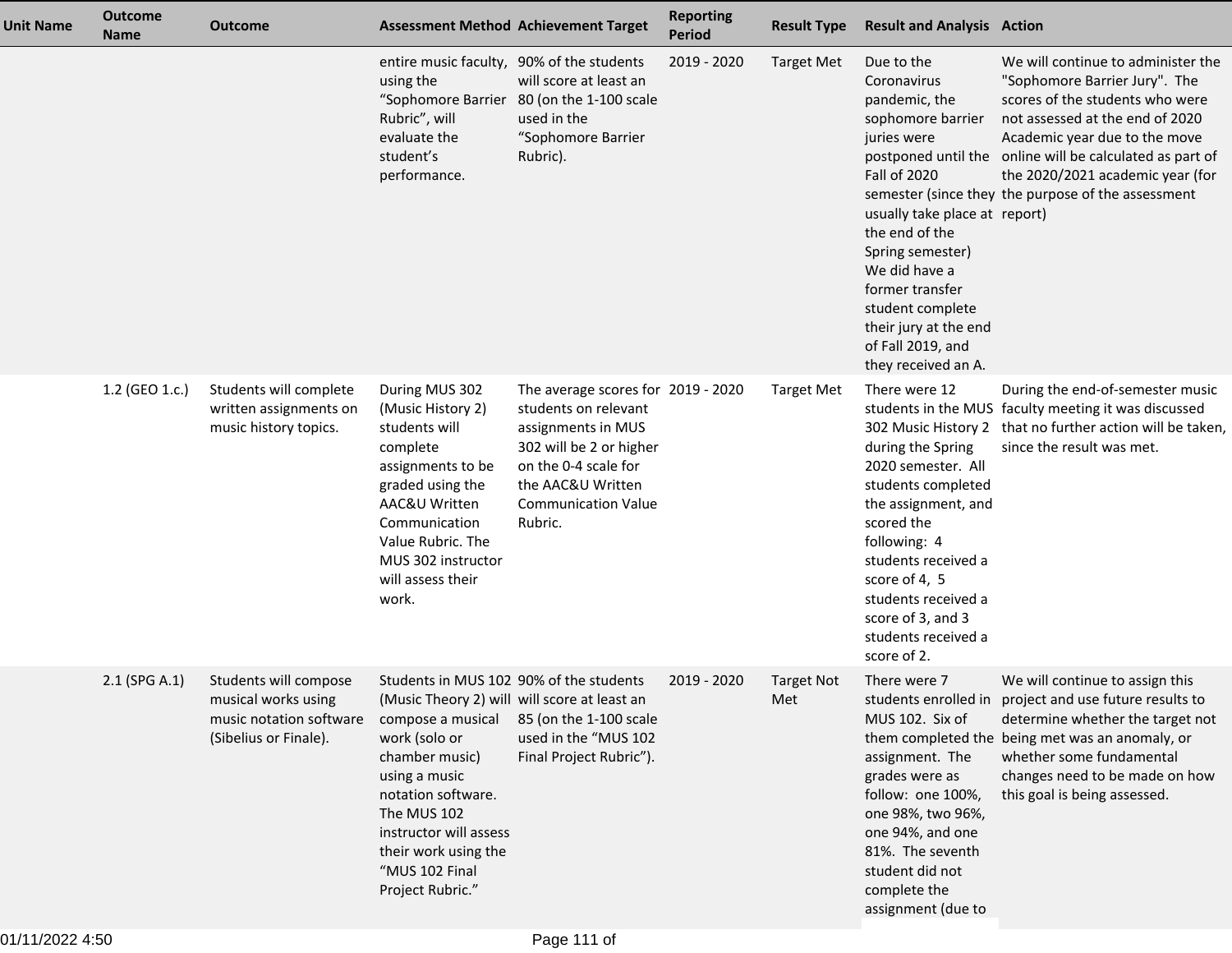| Unit Name | Outcome Name | Outcome | Assessment Method | Achievement Target | Reporting Period | Result Type | Result and Analysis | Action |
|---|---|---|---|---|---|---|---|---|
| | | | entire music faculty, using the "Sophomore Barrier Rubric", will evaluate the student's performance. | 90% of the students will score at least an 80 (on the 1-100 scale used in the "Sophomore Barrier Rubric). | 2019 - 2020 | Target Met | Due to the Coronavirus pandemic, the sophomore barrier juries were postponed until the Fall of 2020 semester (since they usually take place at the end of the Spring semester) We did have a former transfer student complete their jury at the end of Fall 2019, and they received an A. | We will continue to administer the "Sophomore Barrier Jury". The scores of the students who were not assessed at the end of 2020 Academic year due to the move online will be calculated as part of the 2020/2021 academic year (for the purpose of the assessment report) |
| | 1.2 (GEO 1.c.) | Students will complete written assignments on music history topics. | During MUS 302 (Music History 2) students will complete assignments to be graded using the AAC&U Written Communication Value Rubric. The MUS 302 instructor will assess their work. | The average scores for students on relevant assignments in MUS 302 will be 2 or higher on the 0-4 scale for the AAC&U Written Communication Value Rubric. | 2019 - 2020 | Target Met | There were 12 students in the MUS 302 Music History 2 during the Spring 2020 semester. All students completed the assignment, and scored the following: 4 students received a score of 4, 5 students received a score of 3, and 3 students received a score of 2. | During the end-of-semester music faculty meeting it was discussed that no further action will be taken, since the result was met. |
| | 2.1 (SPG A.1) | Students will compose musical works using music notation software (Sibelius or Finale). | Students in MUS 102 (Music Theory 2) will compose a musical work (solo or chamber music) using a music notation software. The MUS 102 instructor will assess their work using the "MUS 102 Final Project Rubric." | 90% of the students will score at least an 85 (on the 1-100 scale used in the "MUS 102 Final Project Rubric"). | 2019 - 2020 | Target Not Met | There were 7 students enrolled in MUS 102. Six of them completed the assignment. The grades were as follow: one 100%, one 98%, two 96%, one 94%, and one 81%. The seventh student did not complete the assignment (due to | We will continue to assign this project and use future results to determine whether the target not being met was an anomaly, or whether some fundamental changes need to be made on how this goal is being assessed. |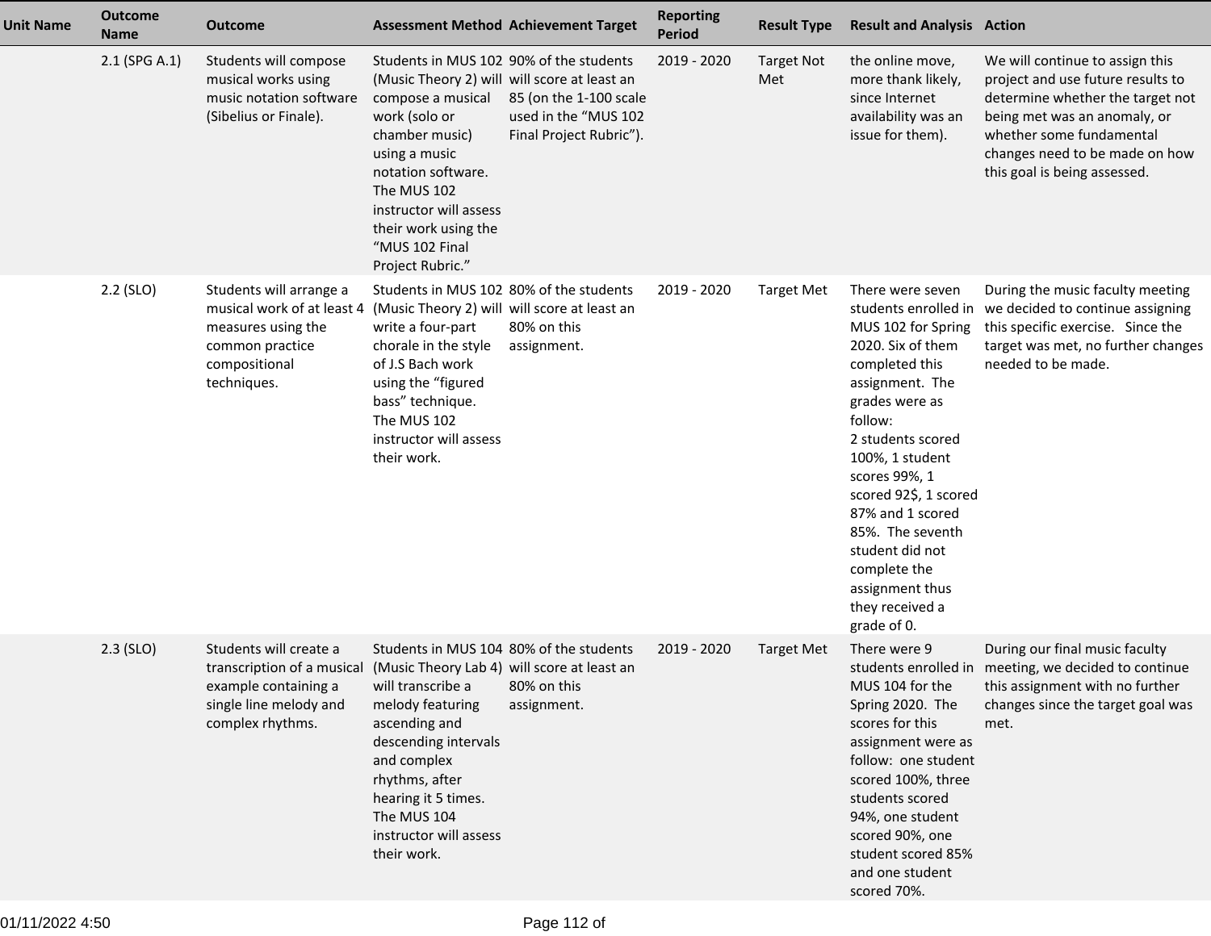| Unit Name | Outcome Name | Outcome | Assessment Method | Achievement Target | Reporting Period | Result Type | Result and Analysis | Action |
|---|---|---|---|---|---|---|---|---|
| | 2.1 (SPG A.1) | Students will compose musical works using music notation software (Sibelius or Finale). | Students in MUS 102 (Music Theory 2) will compose a musical work (solo or chamber music) using a music notation software. The MUS 102 instructor will assess their work using the "MUS 102 Final Project Rubric." | 90% of the students will score at least an 85 (on the 1-100 scale used in the "MUS 102 Final Project Rubric"). | 2019 - 2020 | Target Not Met | the online move, more thank likely, since Internet availability was an issue for them). | We will continue to assign this project and use future results to determine whether the target not being met was an anomaly, or whether some fundamental changes need to be made on how this goal is being assessed. |
| | 2.2 (SLO) | Students will arrange a musical work of at least 4 measures using the common practice compositional techniques. | Students in MUS 102 (Music Theory 2) will write a four-part chorale in the style of J.S Bach work using the "figured bass" technique. The MUS 102 instructor will assess their work. | 80% of the students will score at least an 80% on this assignment. | 2019 - 2020 | Target Met | There were seven students enrolled in MUS 102 for Spring 2020. Six of them completed this assignment. The grades were as follow:<br>2 students scored 100%, 1 student scores 99%, 1 scored 92$, 1 scored 87% and 1 scored 85%. The seventh student did not complete the assignment thus they received a grade of 0. | During the music faculty meeting we decided to continue assigning this specific exercise. Since the target was met, no further changes needed to be made. |
| | 2.3 (SLO) | Students will create a transcription of a musical example containing a single line melody and complex rhythms. | Students in MUS 104 (Music Theory Lab 4) will transcribe a melody featuring ascending and descending intervals and complex rhythms, after hearing it 5 times. The MUS 104 instructor will assess their work. | 80% of the students will score at least an 80% on this assignment. | 2019 - 2020 | Target Met | There were 9 students enrolled in MUS 104 for the Spring 2020. The scores for this assignment were as follow: one student scored 100%, three students scored 94%, one student scored 90%, one student scored 85% and one student scored 70%. | During our final music faculty meeting, we decided to continue this assignment with no further changes since the target goal was met. |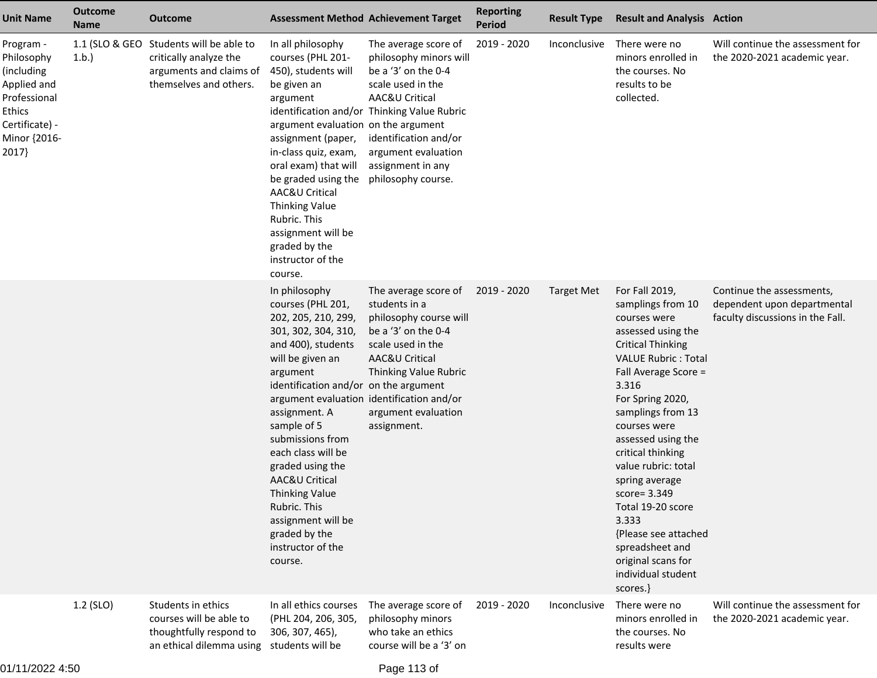| Unit Name | Outcome Name | Outcome | Assessment Method | Achievement Target | Reporting Period | Result Type | Result and Analysis | Action |
|---|---|---|---|---|---|---|---|---|
| Program - Philosophy (including Applied and Professional Ethics Certificate) - Minor {2016-2017} | 1.1 (SLO & GEO 1.b.) | Students will be able to critically analyze the arguments and claims of themselves and others. | In all philosophy courses (PHL 201-450), students will be given an argument identification and/or argument evaluation assignment (paper, in-class quiz, exam, oral exam) that will be graded using the AAC&U Critical Thinking Value Rubric. This assignment will be graded by the instructor of the course. | The average score of philosophy minors will be a '3' on the 0-4 scale used in the AAC&U Critical Thinking Value Rubric on the argument identification and/or argument evaluation assignment in any philosophy course. | 2019 - 2020 | Inconclusive | There were no minors enrolled in the courses. No results to be collected. | Will continue the assessment for the 2020-2021 academic year. |
| | | | In philosophy courses (PHL 201, 202, 205, 210, 299, 301, 302, 304, 310, and 400), students will be given an argument identification and/or argument evaluation assignment. A sample of 5 submissions from each class will be graded using the AAC&U Critical Thinking Value Rubric. This assignment will be graded by the instructor of the course. | The average score of students in a philosophy course will be a '3' on the 0-4 scale used in the AAC&U Critical Thinking Value Rubric on the argument identification and/or argument evaluation assignment. | 2019 - 2020 | Target Met | For Fall 2019, samplings from 10 courses were assessed using the Critical Thinking VALUE Rubric : Total Fall Average Score = 3.316<br>For Spring 2020, samplings from 13 courses were assessed using the critical thinking value rubric: total spring average score= 3.349<br>Total 19-20 score 3.333<br>{Please see attached spreadsheet and original scans for individual student scores.} | Continue the assessments, dependent upon departmental faculty discussions in the Fall. |
| | 1.2 (SLO) | Students in ethics courses will be able to thoughtfully respond to an ethical dilemma using | In all ethics courses (PHL 204, 206, 305, 306, 307, 465), students will be | The average score of philosophy minors who take an ethics course will be a '3' on | 2019 - 2020 | Inconclusive | There were no minors enrolled in the courses. No results were | Will continue the assessment for the 2020-2021 academic year. |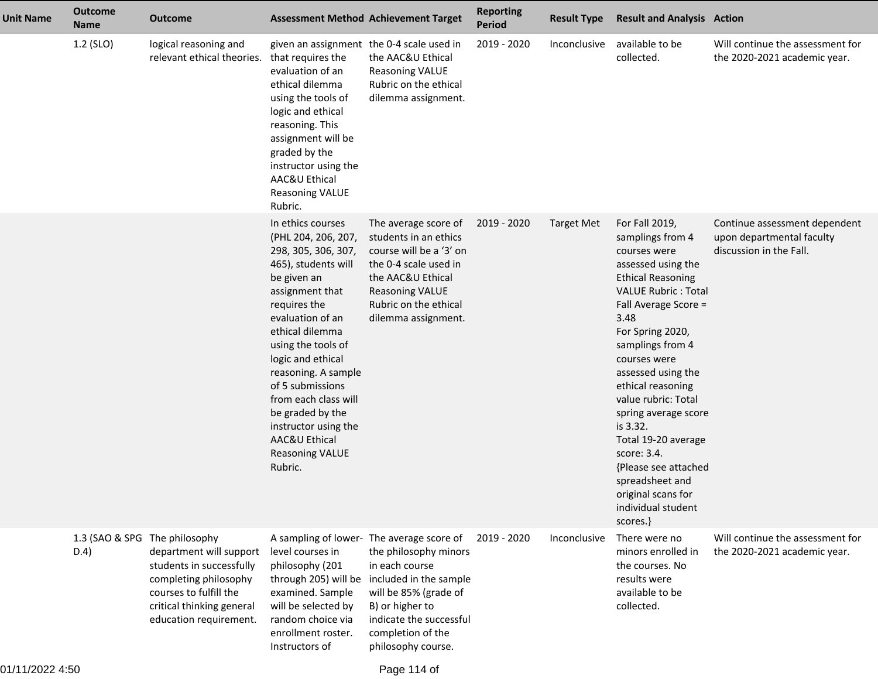| Unit Name | Outcome Name | Outcome | Assessment Method | Achievement Target | Reporting Period | Result Type | Result and Analysis | Action |
|---|---|---|---|---|---|---|---|---|
| | 1.2 (SLO) | logical reasoning and relevant ethical theories. | given an assignment that requires the evaluation of an ethical dilemma using the tools of logic and ethical reasoning. This assignment will be graded by the instructor using the AAC&U Ethical Reasoning VALUE Rubric. | the 0-4 scale used in the AAC&U Ethical Reasoning VALUE Rubric on the ethical dilemma assignment. | 2019 - 2020 | Inconclusive | available to be collected. | Will continue the assessment for the 2020-2021 academic year. |
| | | | In ethics courses (PHL 204, 206, 207, 298, 305, 306, 307, 465), students will be given an assignment that requires the evaluation of an ethical dilemma using the tools of logic and ethical reasoning. A sample of 5 submissions from each class will be graded by the instructor using the AAC&U Ethical Reasoning VALUE Rubric. | The average score of students in an ethics course will be a '3' on the 0-4 scale used in the AAC&U Ethical Reasoning VALUE Rubric on the ethical dilemma assignment. | 2019 - 2020 | Target Met | For Fall 2019, samplings from 4 courses were assessed using the Ethical Reasoning VALUE Rubric : Total Fall Average Score = 3.48<br>For Spring 2020, samplings from 4 courses were assessed using the ethical reasoning value rubric: Total spring average score is 3.32.<br>Total 19-20 average score: 3.4.<br>{Please see attached spreadsheet and original scans for individual student scores.} | Continue assessment dependent upon departmental faculty discussion in the Fall. |
| | 1.3 (SAO & SPG D.4) | The philosophy department will support students in successfully completing philosophy courses to fulfill the critical thinking general education requirement. | A sampling of lower-level courses in philosophy (201 through 205) will be examined. Sample will be selected by random choice via enrollment roster. Instructors of | The average score of the philosophy minors in each course included in the sample will be 85% (grade of B) or higher to indicate the successful completion of the philosophy course. | 2019 - 2020 | Inconclusive | There were no minors enrolled in the courses. No results were available to be collected. | Will continue the assessment for the 2020-2021 academic year. |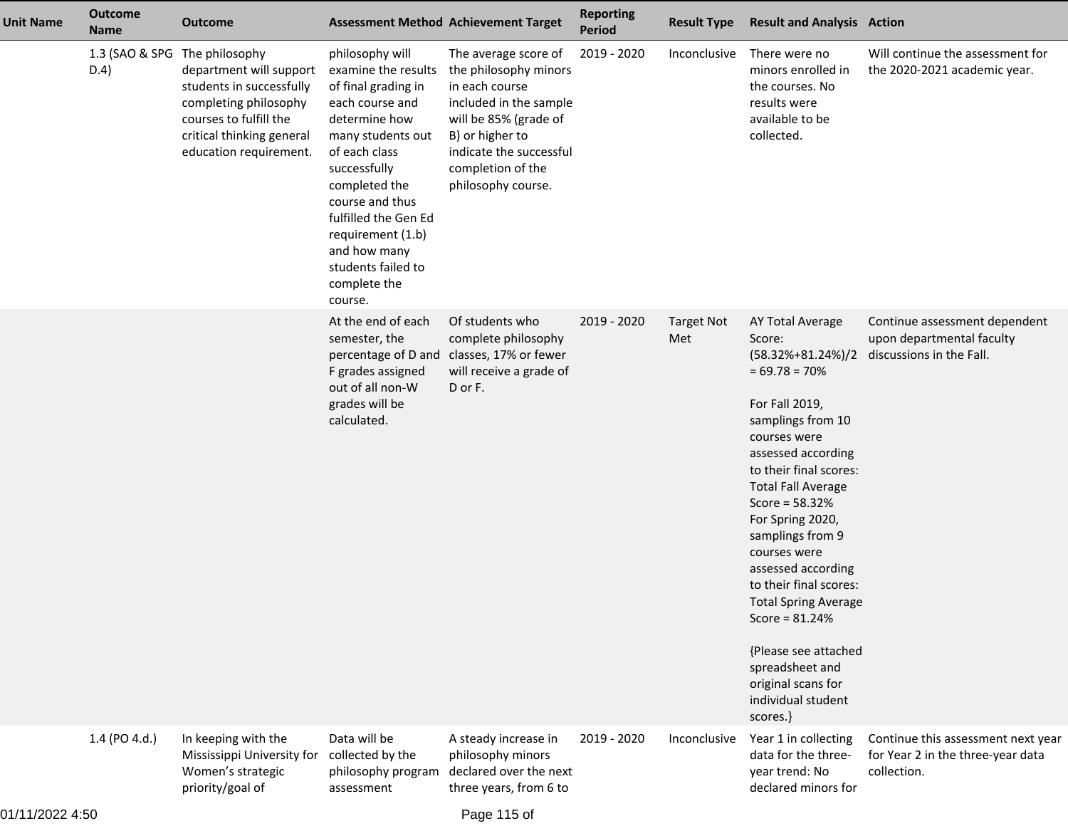| Unit Name | Outcome Name | Outcome | Assessment Method | Achievement Target | Reporting Period | Result Type | Result and Analysis | Action |
|---|---|---|---|---|---|---|---|---|
| | 1.3 (SAO & SPG D.4) | The philosophy department will support students in successfully completing philosophy courses to fulfill the critical thinking general education requirement. | philosophy will examine the results of final grading in each course and determine how many students out of each class successfully completed the course and thus fulfilled the Gen Ed requirement (1.b) and how many students failed to complete the course. | The average score of the philosophy minors in each course included in the sample will be 85% (grade of B) or higher to indicate the successful completion of the philosophy course. | 2019 - 2020 | Inconclusive | There were no minors enrolled in the courses. No results were available to be collected. | Will continue the assessment for the 2020-2021 academic year. |
| | | | At the end of each semester, the percentage of D and F grades assigned out of all non-W grades will be calculated. | Of students who complete philosophy classes, 17% or fewer will receive a grade of D or F. | 2019 - 2020 | Target Not Met | AY Total Average Score: (58.32%+81.24%)/2 = 69.78 = 70%<br><br>For Fall 2019, samplings from 10 courses were assessed according to their final scores: Total Fall Average Score = 58.32%<br>For Spring 2020, samplings from 9 courses were assessed according to their final scores: Total Spring Average Score = 81.24%<br><br>{Please see attached spreadsheet and original scans for individual student scores.} | Continue assessment dependent upon departmental faculty discussions in the Fall. |
| | 1.4 (PO 4.d.) | In keeping with the Mississippi University for Women's strategic priority/goal of | Data will be collected by the philosophy program assessment | A steady increase in philosophy minors declared over the next three years, from 6 to | 2019 - 2020 | Inconclusive | Year 1 in collecting data for the three-year trend: No declared minors for | Continue this assessment next year for Year 2 in the three-year data collection. |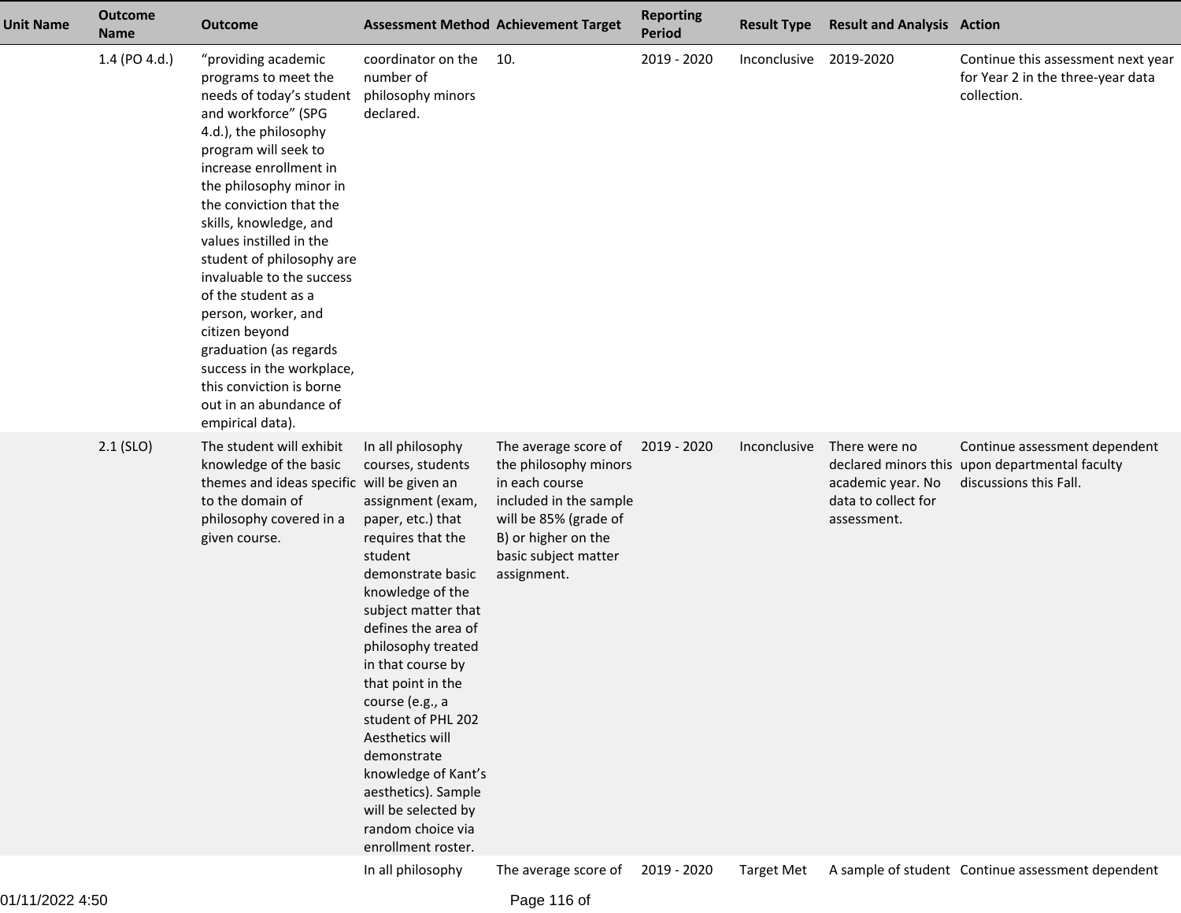| Unit Name | Outcome Name | Outcome | Assessment Method | Achievement Target | Reporting Period | Result Type | Result and Analysis | Action |
|---|---|---|---|---|---|---|---|---|
| | 1.4 (PO 4.d.) | "providing academic programs to meet the needs of today's student and workforce" (SPG 4.d.), the philosophy program will seek to increase enrollment in the philosophy minor in the conviction that the skills, knowledge, and values instilled in the student of philosophy are invaluable to the success of the student as a person, worker, and citizen beyond graduation (as regards success in the workplace, this conviction is borne out in an abundance of empirical data). | coordinator on the number of philosophy minors declared. | 10. | 2019 - 2020 | Inconclusive | 2019-2020 | Continue this assessment next year for Year 2 in the three-year data collection. |
| | 2.1 (SLO) | The student will exhibit knowledge of the basic themes and ideas specific to the domain of philosophy covered in a given course. | In all philosophy courses, students will be given an assignment (exam, paper, etc.) that requires that the student demonstrate basic knowledge of the subject matter that defines the area of philosophy treated in that course by that point in the course (e.g., a student of PHL 202 Aesthetics will demonstrate knowledge of Kant's aesthetics). Sample will be selected by random choice via enrollment roster. | The average score of the philosophy minors in each course included in the sample will be 85% (grade of B) or higher on the basic subject matter assignment. | 2019 - 2020 | Inconclusive | There were no declared minors this academic year. No data to collect for assessment. | Continue assessment dependent upon departmental faculty discussions this Fall. |
| | | | In all philosophy | The average score of | 2019 - 2020 | Target Met | A sample of student | Continue assessment dependent |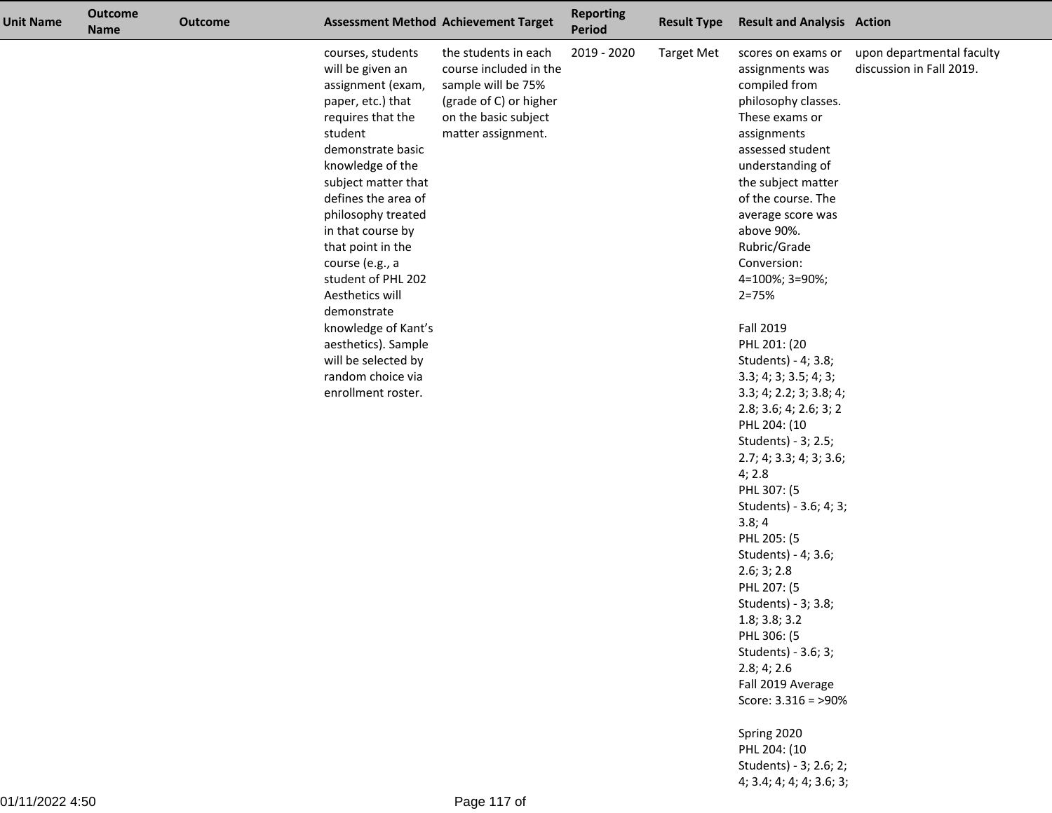| Unit Name | Outcome Name | Outcome | Assessment Method | Achievement Target | Reporting Period | Result Type | Result and Analysis | Action |
|---|---|---|---|---|---|---|---|---|
| | | | courses, students will be given an assignment (exam, paper, etc.) that requires that the student demonstrate basic knowledge of the subject matter that defines the area of philosophy treated in that course by that point in the course (e.g., a student of PHL 202 Aesthetics will demonstrate knowledge of Kant's aesthetics). Sample will be selected by random choice via enrollment roster. | the students in each course included in the sample will be 75% (grade of C) or higher on the basic subject matter assignment. | 2019 - 2020 | Target Met | scores on exams or assignments was compiled from philosophy classes. These exams or assignments assessed student understanding of the subject matter of the course. The average score was above 90%. Rubric/Grade Conversion: 4=100%; 3=90%; 2=75%<br><br>Fall 2019<br>PHL 201: (20 Students) - 4; 3.8; 3.3; 4; 3; 3.5; 4; 3; 3.3; 4; 2.2; 3; 3.8; 4; 2.8; 3.6; 4; 2.6; 3; 2<br>PHL 204: (10 Students) - 3; 2.5; 2.7; 4; 3.3; 4; 3; 3.6; 4; 2.8<br>PHL 307: (5 Students) - 3.6; 4; 3; 3.8; 4<br>PHL 205: (5 Students) - 4; 3.6; 2.6; 3; 2.8<br>PHL 207: (5 Students) - 3; 3.8; 1.8; 3.8; 3.2<br>PHL 306: (5 Students) - 3.6; 3; 2.8; 4; 2.6<br>Fall 2019 Average Score: 3.316 = >90%<br><br>Spring 2020<br>PHL 204: (10 Students) - 3; 2.6; 2; 4; 3.4; 4; 4; 3.6; 3; | upon departmental faculty discussion in Fall 2019. |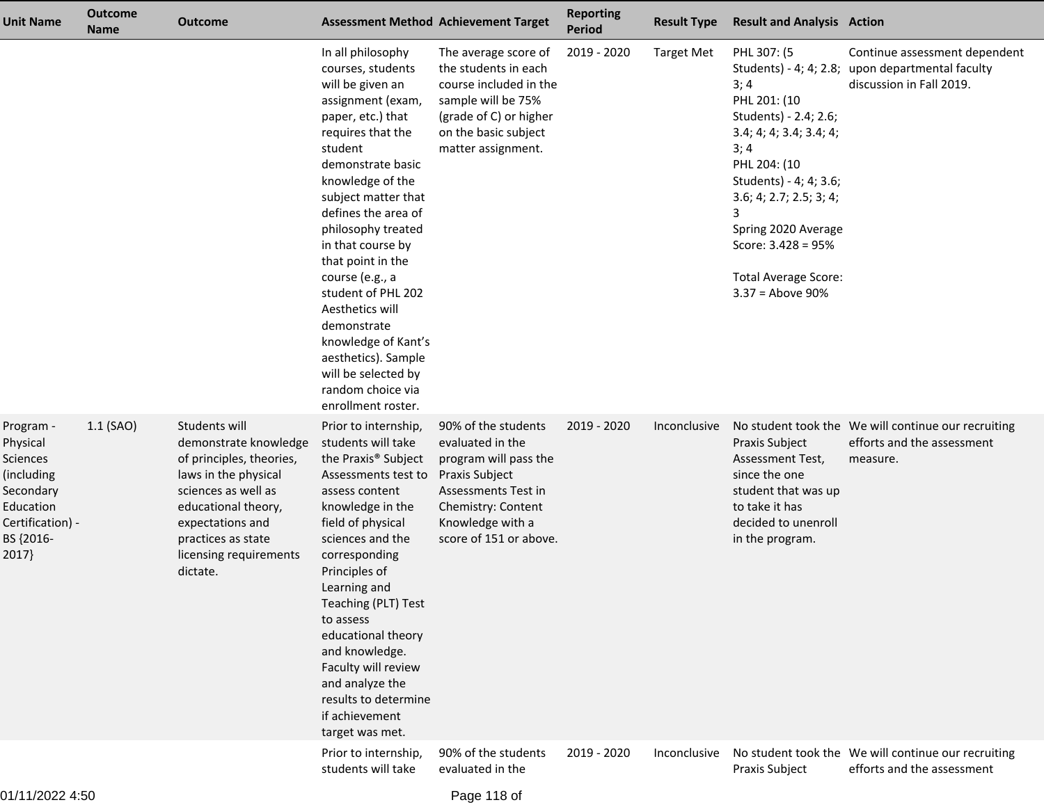| Unit Name | Outcome Name | Outcome | Assessment Method | Achievement Target | Reporting Period | Result Type | Result and Analysis | Action |
| --- | --- | --- | --- | --- | --- | --- | --- | --- |
| | | | In all philosophy courses, students will be given an assignment (exam, paper, etc.) that requires that the student demonstrate basic knowledge of the subject matter that defines the area of philosophy treated in that course by that point in the course (e.g., a student of PHL 202 Aesthetics will demonstrate knowledge of Kant's aesthetics). Sample will be selected by random choice via enrollment roster. | The average score of the students in each course included in the sample will be 75% (grade of C) or higher on the basic subject matter assignment. | 2019 - 2020 | Target Met | PHL 307: (5 Students) - 4; 4; 2.8; 3; 4<br>PHL 201: (10 Students) - 2.4; 2.6; 3.4; 4; 4; 3.4; 3.4; 4; 3; 4<br>PHL 204: (10 Students) - 4; 4; 3.6; 3.6; 4; 2.7; 2.5; 3; 4; 3<br>Spring 2020 Average Score: 3.428 = 95%<br><br>Total Average Score: 3.37 = Above 90% | Continue assessment dependent upon departmental faculty discussion in Fall 2019. |
| Program - Physical Sciences (including Secondary Education Certification) - BS {2016-2017} | 1.1 (SAO) | Students will demonstrate knowledge of principles, theories, laws in the physical sciences as well as educational theory, expectations and practices as state licensing requirements dictate. | Prior to internship, students will take the Praxis® Subject Assessments test to assess content knowledge in the field of physical sciences and the corresponding Principles of Learning and Teaching (PLT) Test to assess educational theory and knowledge. Faculty will review and analyze the results to determine if achievement target was met. | 90% of the students evaluated in the program will pass the Praxis Subject Assessments Test in Chemistry: Content Knowledge with a score of 151 or above. | 2019 - 2020 | Inconclusive | No student took the Praxis Subject Assessment Test, since the one student that was up to take it has decided to unenroll in the program. | We will continue our recruiting efforts and the assessment measure. |
| | | | Prior to internship, students will take | 90% of the students evaluated in the | 2019 - 2020 | Inconclusive | No student took the Praxis Subject | We will continue our recruiting efforts and the assessment |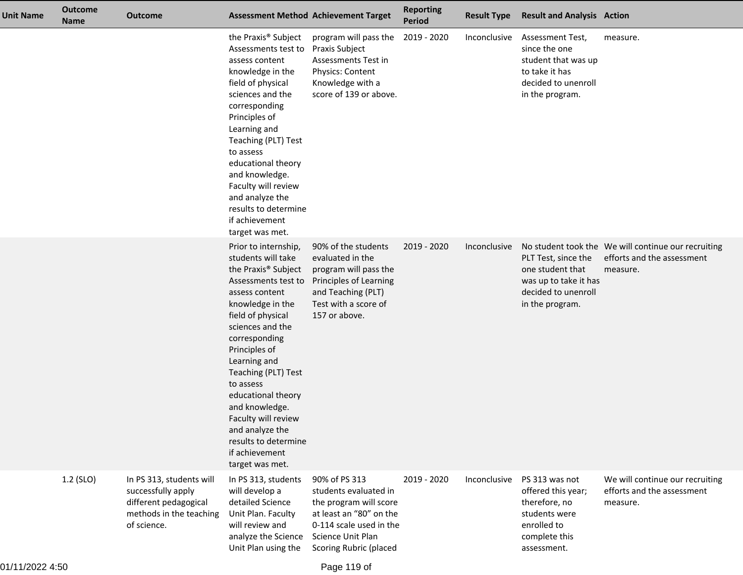| Unit Name | Outcome Name | Outcome | Assessment Method | Achievement Target | Reporting Period | Result Type | Result and Analysis | Action |
|---|---|---|---|---|---|---|---|---|
| | | | the Praxis® Subject Assessments test to assess content knowledge in the field of physical sciences and the corresponding Principles of Learning and Teaching (PLT) Test to assess educational theory and knowledge. Faculty will review and analyze the results to determine if achievement target was met. | program will pass the Praxis Subject Assessments Test in Physics: Content Knowledge with a score of 139 or above. | 2019 - 2020 | Inconclusive | Assessment Test, since the one student that was up to take it has decided to unenroll in the program. | measure. |
| | | | Prior to internship, students will take the Praxis® Subject Assessments test to assess content knowledge in the field of physical sciences and the corresponding Principles of Learning and Teaching (PLT) Test to assess educational theory and knowledge. Faculty will review and analyze the results to determine if achievement target was met. | 90% of the students evaluated in the program will pass the Principles of Learning and Teaching (PLT) Test with a score of 157 or above. | 2019 - 2020 | Inconclusive | No student took the PLT Test, since the one student that was up to take it has decided to unenroll in the program. | We will continue our recruiting efforts and the assessment measure. |
| | 1.2 (SLO) | In PS 313, students will successfully apply different pedagogical methods in the teaching of science. | In PS 313, students will develop a detailed Science Unit Plan. Faculty will review and analyze the Science Unit Plan using the | 90% of PS 313 students evaluated in the program will score at least an “80” on the 0-114 scale used in the Science Unit Plan Scoring Rubric (placed | 2019 - 2020 | Inconclusive | PS 313 was not offered this year; therefore, no students were enrolled to complete this assessment. | We will continue our recruiting efforts and the assessment measure. |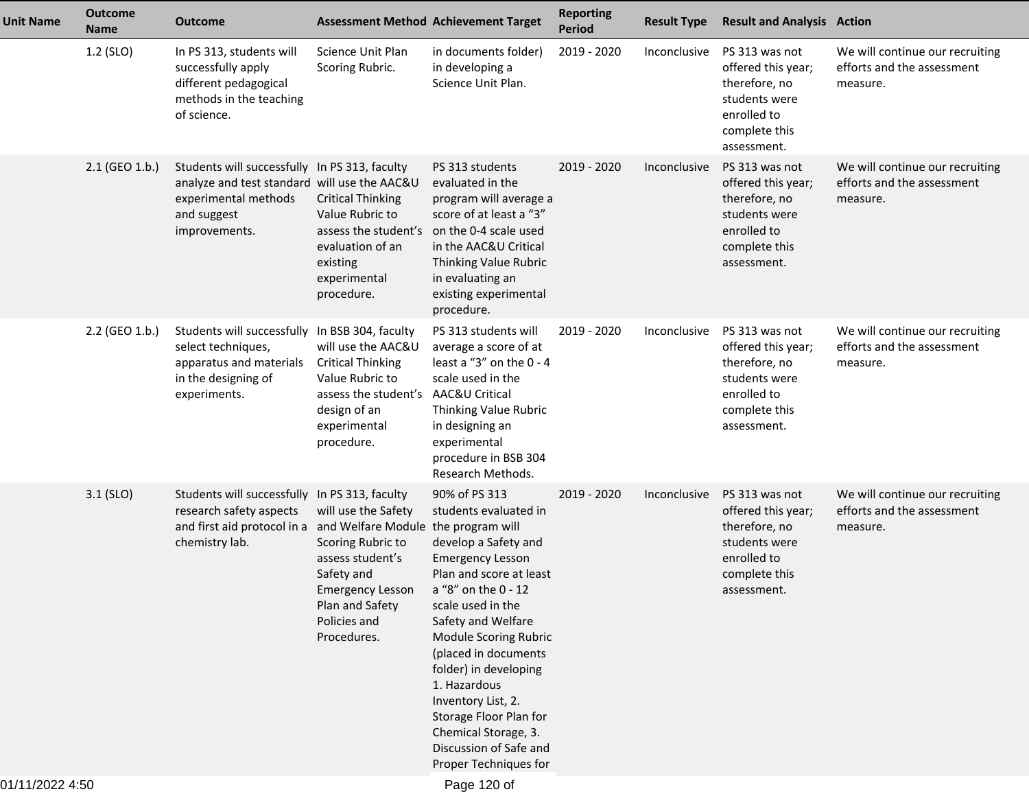| Unit Name | Outcome Name | Outcome | Assessment Method | Achievement Target | Reporting Period | Result Type | Result and Analysis | Action |
|---|---|---|---|---|---|---|---|---|
| | 1.2 (SLO) | In PS 313, students will successfully apply different pedagogical methods in the teaching of science. | Science Unit Plan Scoring Rubric. | in documents folder) in developing a Science Unit Plan. | 2019 - 2020 | Inconclusive | PS 313 was not offered this year; therefore, no students were enrolled to complete this assessment. | We will continue our recruiting efforts and the assessment measure. |
| | 2.1 (GEO 1.b.) | Students will successfully analyze and test standard experimental methods and suggest improvements. | In PS 313, faculty will use the AAC&U Critical Thinking Value Rubric to assess the student's evaluation of an existing experimental procedure. | PS 313 students evaluated in the program will average a score of at least a "3" on the 0-4 scale used in the AAC&U Critical Thinking Value Rubric in evaluating an existing experimental procedure. | 2019 - 2020 | Inconclusive | PS 313 was not offered this year; therefore, no students were enrolled to complete this assessment. | We will continue our recruiting efforts and the assessment measure. |
| | 2.2 (GEO 1.b.) | Students will successfully select techniques, apparatus and materials in the designing of experiments. | In BSB 304, faculty will use the AAC&U Critical Thinking Value Rubric to assess the student's design of an experimental procedure. | PS 313 students will average a score of at least a "3" on the 0 - 4 scale used in the AAC&U Critical Thinking Value Rubric in designing an experimental procedure in BSB 304 Research Methods. | 2019 - 2020 | Inconclusive | PS 313 was not offered this year; therefore, no students were enrolled to complete this assessment. | We will continue our recruiting efforts and the assessment measure. |
| | 3.1 (SLO) | Students will successfully research safety aspects and first aid protocol in a chemistry lab. | In PS 313, faculty will use the Safety and Welfare Module Scoring Rubric to assess student's Safety and Emergency Lesson Plan and Safety Policies and Procedures. | 90% of PS 313 students evaluated in the program will develop a Safety and Emergency Lesson Plan and score at least a "8" on the 0 - 12 scale used in the Safety and Welfare Module Scoring Rubric (placed in documents folder) in developing 1. Hazardous Inventory List, 2. Storage Floor Plan for Chemical Storage, 3. Discussion of Safe and Proper Techniques for | 2019 - 2020 | Inconclusive | PS 313 was not offered this year; therefore, no students were enrolled to complete this assessment. | We will continue our recruiting efforts and the assessment measure. |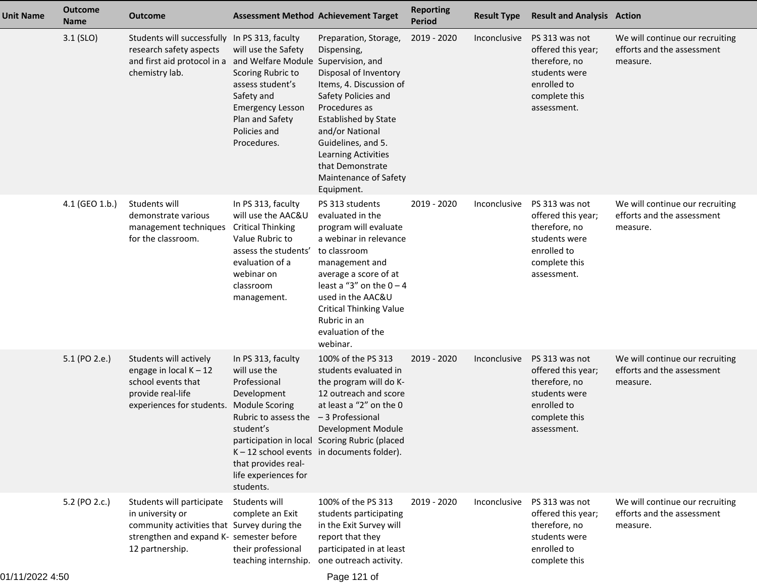| Unit Name | Outcome Name | Outcome | Assessment Method | Achievement Target | Reporting Period | Result Type | Result and Analysis | Action |
|---|---|---|---|---|---|---|---|---|
| | 3.1 (SLO) | Students will successfully research safety aspects and first aid protocol in a chemistry lab. | In PS 313, faculty will use the Safety and Welfare Module Scoring Rubric to assess student's Safety and Emergency Lesson Plan and Safety Policies and Procedures. | Preparation, Storage, Dispensing, Supervision, and Disposal of Inventory Items, 4. Discussion of Safety Policies and Procedures as Established by State and/or National Guidelines, and 5. Learning Activities that Demonstrate Maintenance of Safety Equipment. | 2019 - 2020 | Inconclusive | PS 313 was not offered this year; therefore, no students were enrolled to complete this assessment. | We will continue our recruiting efforts and the assessment measure. |
| | 4.1 (GEO 1.b.) | Students will demonstrate various management techniques for the classroom. | In PS 313, faculty will use the AAC&U Critical Thinking Value Rubric to assess the students' evaluation of a webinar on classroom management. | PS 313 students evaluated in the program will evaluate a webinar in relevance to classroom management and average a score of at least a "3" on the 0 – 4 used in the AAC&U Critical Thinking Value Rubric in an evaluation of the webinar. | 2019 - 2020 | Inconclusive | PS 313 was not offered this year; therefore, no students were enrolled to complete this assessment. | We will continue our recruiting efforts and the assessment measure. |
| | 5.1 (PO 2.e.) | Students will actively engage in local K – 12 school events that provide real-life experiences for students. | In PS 313, faculty will use the Professional Development Module Scoring Rubric to assess the student's participation in local K – 12 school events that provides real-life experiences for students. | 100% of the PS 313 students evaluated in the program will do K-12 outreach and score at least a "2" on the 0 – 3 Professional Development Module Scoring Rubric (placed in documents folder). | 2019 - 2020 | Inconclusive | PS 313 was not offered this year; therefore, no students were enrolled to complete this assessment. | We will continue our recruiting efforts and the assessment measure. |
| | 5.2 (PO 2.c.) | Students will participate in university or community activities that strengthen and expand K-12 partnership. | Students will complete an Exit Survey during the semester before their professional teaching internship. | 100% of the PS 313 students participating in the Exit Survey will report that they participated in at least one outreach activity. | 2019 - 2020 | Inconclusive | PS 313 was not offered this year; therefore, no students were enrolled to complete this | We will continue our recruiting efforts and the assessment measure. |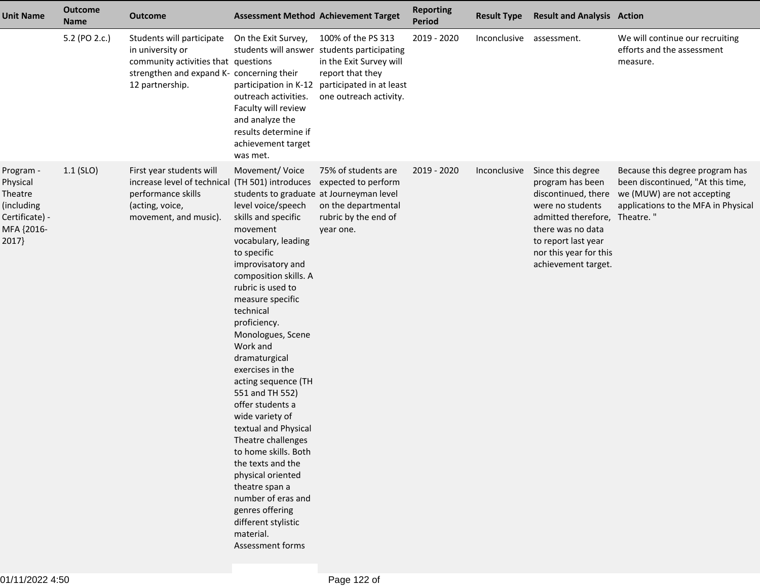| Unit Name | Outcome Name | Outcome | Assessment Method | Achievement Target | Reporting Period | Result Type | Result and Analysis | Action |
|---|---|---|---|---|---|---|---|---|
| | 5.2 (PO 2.c.) | Students will participate in university or community activities that strengthen and expand K-12 partnership. | On the Exit Survey, students will answer questions concerning their participation in K-12 outreach activities. Faculty will review and analyze the results determine if achievement target was met. | 100% of the PS 313 students participating in the Exit Survey will report that they participated in at least one outreach activity. | 2019 - 2020 | Inconclusive | assessment. | We will continue our recruiting efforts and the assessment measure. |
| Program - Physical Theatre (including Certificate) - MFA {2016-2017} | 1.1 (SLO) | First year students will increase level of technical performance skills (acting, voice, movement, and music). | Movement/ Voice (TH 501) introduces students to graduate level voice/speech skills and specific movement vocabulary, leading to specific improvisatory and composition skills. A rubric is used to measure specific technical proficiency. Monologues, Scene Work and dramaturgical exercises in the acting sequence (TH 551 and TH 552) offer students a wide variety of textual and Physical Theatre challenges to home skills. Both the texts and the physical oriented theatre span a number of eras and genres offering different stylistic material. Assessment forms | 75% of students are expected to perform at Journeyman level on the departmental rubric by the end of year one. | 2019 - 2020 | Inconclusive | Since this degree program has been discontinued, there were no students admitted therefore, there was no data to report last year nor this year for this achievement target. | Because this degree program has been discontinued, "At this time, we (MUW) are not accepting applications to the MFA in Physical Theatre. " |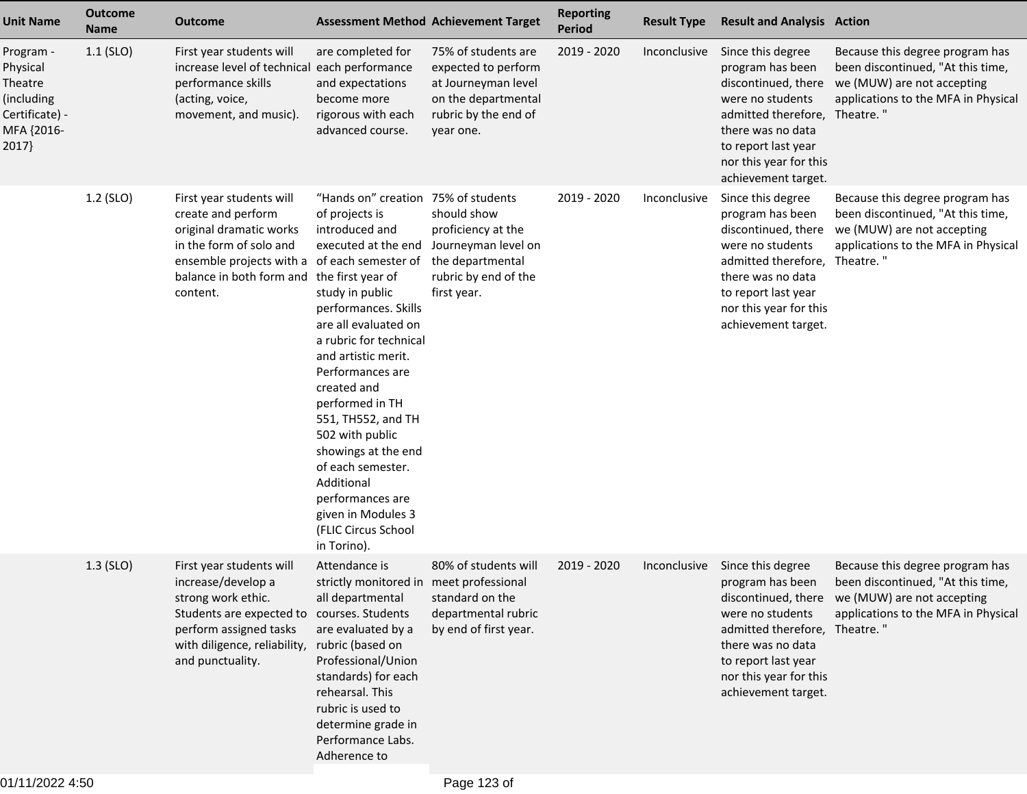| Unit Name | Outcome Name | Outcome | Assessment Method | Achievement Target | Reporting Period | Result Type | Result and Analysis | Action |
|---|---|---|---|---|---|---|---|---|
| Program - Physical Theatre (including Certificate) - MFA {2016-2017} | 1.1 (SLO) | First year students will increase level of technical performance skills (acting, voice, movement, and music). | are completed for each performance and expectations become more rigorous with each advanced course. | 75% of students are expected to perform at Journeyman level on the departmental rubric by the end of year one. | 2019 - 2020 | Inconclusive | Since this degree program has been discontinued, there were no students admitted therefore, there was no data to report last year nor this year for this achievement target. | Because this degree program has been discontinued, "At this time, we (MUW) are not accepting applications to the MFA in Physical Theatre. " |
| | 1.2 (SLO) | First year students will create and perform original dramatic works in the form of solo and ensemble projects with a balance in both form and content. | "Hands on" creation of projects is introduced and executed at the end of each semester of the first year of study in public performances. Skills are all evaluated on a rubric for technical and artistic merit. Performances are created and performed in TH 551, TH552, and TH 502 with public showings at the end of each semester. Additional performances are given in Modules 3 (FLIC Circus School in Torino). | 75% of students should show proficiency at the Journeyman level on the departmental rubric by end of the first year. | 2019 - 2020 | Inconclusive | Since this degree program has been discontinued, there were no students admitted therefore, there was no data to report last year nor this year for this achievement target. | Because this degree program has been discontinued, "At this time, we (MUW) are not accepting applications to the MFA in Physical Theatre. " |
| | 1.3 (SLO) | First year students will increase/develop a strong work ethic. Students are expected to perform assigned tasks with diligence, reliability, and punctuality. | Attendance is strictly monitored in all departmental courses. Students are evaluated by a rubric (based on Professional/Union standards) for each rehearsal. This rubric is used to determine grade in Performance Labs. Adherence to | 80% of students will meet professional standard on the departmental rubric by end of first year. | 2019 - 2020 | Inconclusive | Since this degree program has been discontinued, there were no students admitted therefore, there was no data to report last year nor this year for this achievement target. | Because this degree program has been discontinued, "At this time, we (MUW) are not accepting applications to the MFA in Physical Theatre. " |

01/11/2022 4:50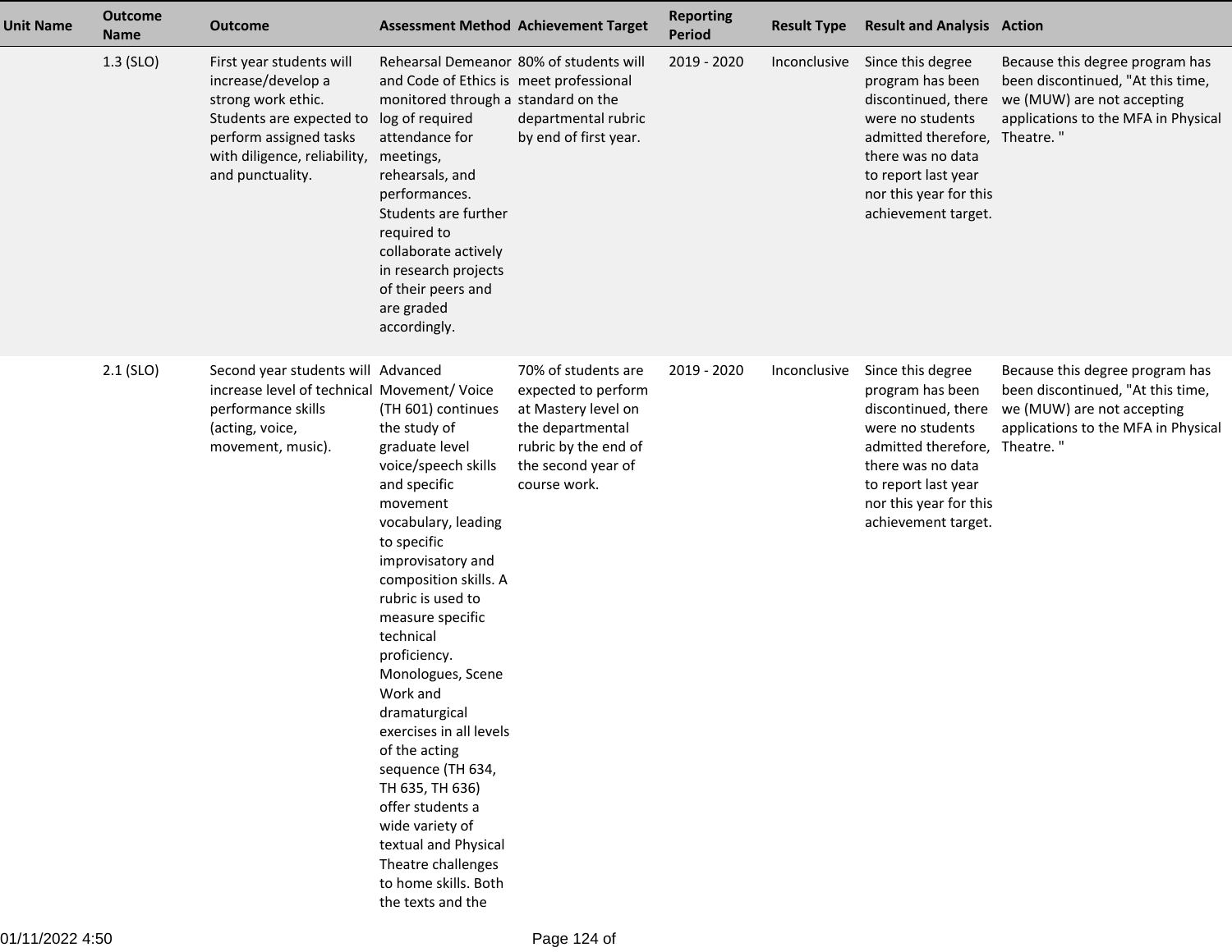| Unit Name | Outcome Name | Outcome | Assessment Method | Achievement Target | Reporting Period | Result Type | Result and Analysis | Action |
|---|---|---|---|---|---|---|---|---|
| | 1.3 (SLO) | First year students will increase/develop a strong work ethic. Students are expected to perform assigned tasks with diligence, reliability, and punctuality. | Rehearsal Demeanor and Code of Ethics is monitored through a log of required attendance for meetings, rehearsals, and performances. Students are further required to collaborate actively in research projects of their peers and are graded accordingly. | 80% of students will meet professional standard on the departmental rubric by end of first year. | 2019 - 2020 | Inconclusive | Since this degree program has been discontinued, there were no students admitted therefore, there was no data to report last year nor this year for this achievement target. | Because this degree program has been discontinued, "At this time, we (MUW) are not accepting applications to the MFA in Physical Theatre. " |
| | 2.1 (SLO) | Second year students will increase level of technical performance skills (acting, voice, movement, music). | Advanced Movement/ Voice (TH 601) continues the study of graduate level voice/speech skills and specific movement vocabulary, leading to specific improvisatory and composition skills. A rubric is used to measure specific technical proficiency. Monologues, Scene Work and dramaturgical exercises in all levels of the acting sequence (TH 634, TH 635, TH 636) offer students a wide variety of textual and Physical Theatre challenges to home skills. Both the texts and the | 70% of students are expected to perform at Mastery level on the departmental rubric by the end of the second year of course work. | 2019 - 2020 | Inconclusive | Since this degree program has been discontinued, there were no students admitted therefore, there was no data to report last year nor this year for this achievement target. | Because this degree program has been discontinued, "At this time, we (MUW) are not accepting applications to the MFA in Physical Theatre. " |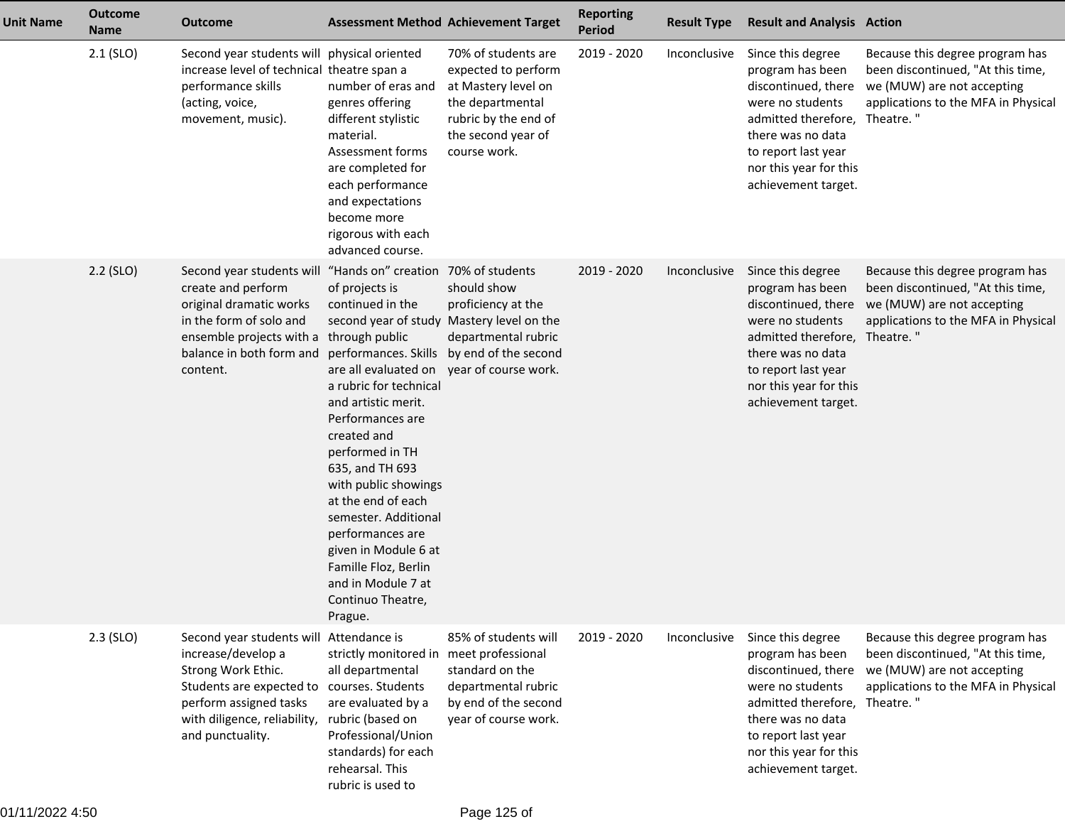| Unit Name | Outcome Name | Outcome | Assessment Method | Achievement Target | Reporting Period | Result Type | Result and Analysis | Action |
|---|---|---|---|---|---|---|---|---|
| | 2.1 (SLO) | Second year students will increase level of technical performance skills (acting, voice, movement, music). | physical oriented theatre span a number of eras and genres offering different stylistic material. Assessment forms are completed for each performance and expectations become more rigorous with each advanced course. | 70% of students are expected to perform at Mastery level on the departmental rubric by the end of the second year of course work. | 2019 - 2020 | Inconclusive | Since this degree program has been discontinued, there were no students admitted therefore, there was no data to report last year nor this year for this achievement target. | Because this degree program has been discontinued, "At this time, we (MUW) are not accepting applications to the MFA in Physical Theatre. " |
| | 2.2 (SLO) | Second year students will create and perform original dramatic works in the form of solo and ensemble projects with a balance in both form and content. | “Hands on” creation of projects is continued in the second year of study through public performances. Skills are all evaluated on a rubric for technical and artistic merit. Performances are created and performed in TH 635, and TH 693 with public showings at the end of each semester. Additional performances are given in Module 6 at Famille Floz, Berlin and in Module 7 at Continuo Theatre, Prague. | 70% of students should show proficiency at the Mastery level on the departmental rubric by end of the second year of course work. | 2019 - 2020 | Inconclusive | Since this degree program has been discontinued, there were no students admitted therefore, there was no data to report last year nor this year for this achievement target. | Because this degree program has been discontinued, "At this time, we (MUW) are not accepting applications to the MFA in Physical Theatre. " |
| | 2.3 (SLO) | Second year students will increase/develop a Strong Work Ethic. Students are expected to perform assigned tasks with diligence, reliability, and punctuality. | Attendance is strictly monitored in all departmental courses. Students are evaluated by a rubric (based on Professional/Union standards) for each rehearsal. This rubric is used to | 85% of students will meet professional standard on the departmental rubric by end of the second year of course work. | 2019 - 2020 | Inconclusive | Since this degree program has been discontinued, there were no students admitted therefore, there was no data to report last year nor this year for this achievement target. | Because this degree program has been discontinued, "At this time, we (MUW) are not accepting applications to the MFA in Physical Theatre. " |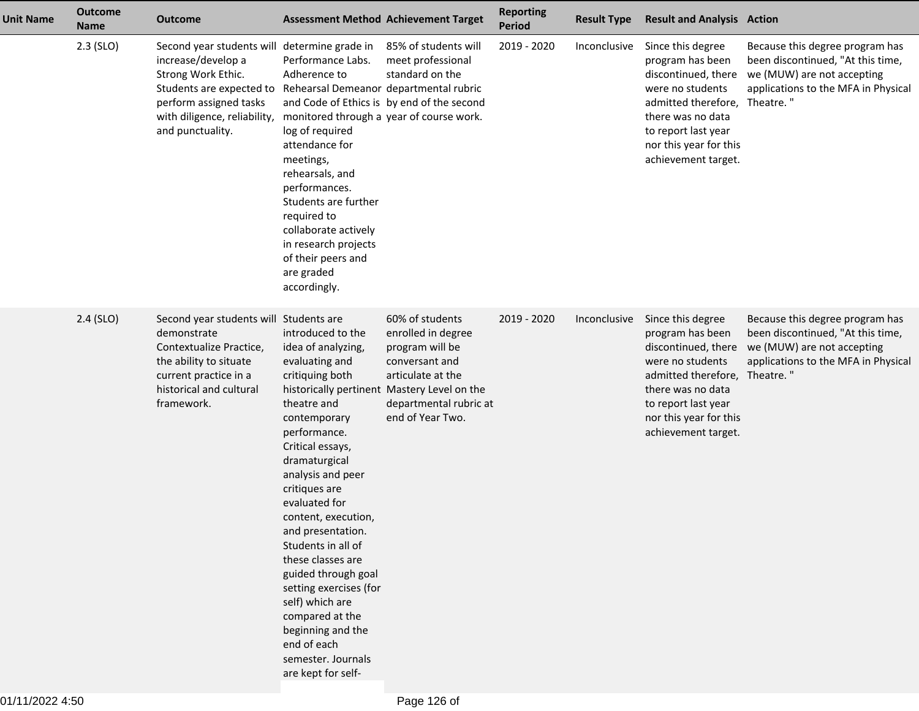| Unit Name | Outcome Name | Outcome | Assessment Method | Achievement Target | Reporting Period | Result Type | Result and Analysis | Action |
|---|---|---|---|---|---|---|---|---|
| | 2.3 (SLO) | Second year students will increase/develop a Strong Work Ethic. Students are expected to perform assigned tasks with diligence, reliability, and punctuality. | determine grade in Performance Labs. Adherence to Rehearsal Demeanor and Code of Ethics is monitored through a log of required attendance for meetings, rehearsals, and performances. Students are further required to collaborate actively in research projects of their peers and are graded accordingly. | 85% of students will meet professional standard on the departmental rubric by end of the second year of course work. | 2019 - 2020 | Inconclusive | Since this degree program has been discontinued, there were no students admitted therefore, there was no data to report last year nor this year for this achievement target. | Because this degree program has been discontinued, "At this time, we (MUW) are not accepting applications to the MFA in Physical Theatre. " |
| | 2.4 (SLO) | Second year students will demonstrate Contextualize Practice, the ability to situate current practice in a historical and cultural framework. | Students are introduced to the idea of analyzing, evaluating and critiquing both historically pertinent theatre and contemporary performance. Critical essays, dramaturgical analysis and peer critiques are evaluated for content, execution, and presentation. Students in all of these classes are guided through goal setting exercises (for self) which are compared at the beginning and the end of each semester. Journals are kept for self- | 60% of students enrolled in degree program will be conversant and articulate at the Mastery Level on the departmental rubric at end of Year Two. | 2019 - 2020 | Inconclusive | Since this degree program has been discontinued, there were no students admitted therefore, there was no data to report last year nor this year for this achievement target. | Because this degree program has been discontinued, "At this time, we (MUW) are not accepting applications to the MFA in Physical Theatre. " |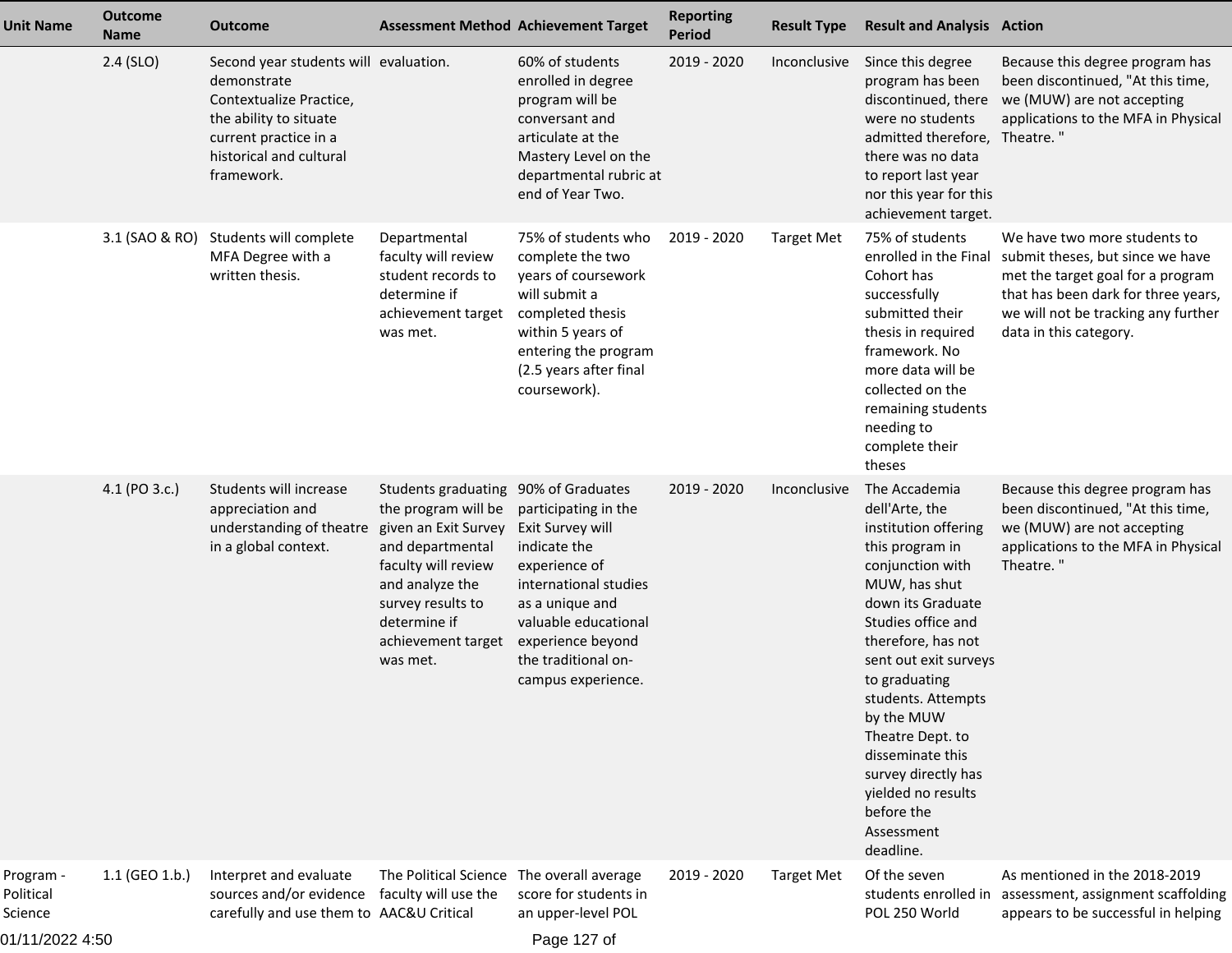| Unit Name | Outcome Name | Outcome | Assessment Method | Achievement Target | Reporting Period | Result Type | Result and Analysis | Action |
|---|---|---|---|---|---|---|---|---|
| | 2.4 (SLO) | Second year students will demonstrate Contextualize Practice, the ability to situate current practice in a historical and cultural framework. | evaluation. | 60% of students enrolled in degree program will be conversant and articulate at the Mastery Level on the departmental rubric at end of Year Two. | 2019 - 2020 | Inconclusive | Since this degree program has been discontinued, there were no students admitted therefore, there was no data to report last year nor this year for this achievement target. | Because this degree program has been discontinued, "At this time, we (MUW) are not accepting applications to the MFA in Physical Theatre. " |
| | 3.1 (SAO & RO) | Students will complete MFA Degree with a written thesis. | Departmental faculty will review student records to determine if achievement target was met. | 75% of students who complete the two years of coursework will submit a completed thesis within 5 years of entering the program (2.5 years after final coursework). | 2019 - 2020 | Target Met | 75% of students enrolled in the Final Cohort has successfully submitted their thesis in required framework. No more data will be collected on the remaining students needing to complete their theses | We have two more students to submit theses, but since we have met the target goal for a program that has been dark for three years, we will not be tracking any further data in this category. |
| | 4.1 (PO 3.c.) | Students will increase appreciation and understanding of theatre in a global context. | Students graduating the program will be given an Exit Survey and departmental faculty will review and analyze the survey results to determine if achievement target was met. | 90% of Graduates participating in the Exit Survey will indicate the experience of international studies as a unique and valuable educational experience beyond the traditional on-campus experience. | 2019 - 2020 | Inconclusive | The Accademia dell'Arte, the institution offering this program in conjunction with MUW, has shut down its Graduate Studies office and therefore, has not sent out exit surveys to graduating students. Attempts by the MUW Theatre Dept. to disseminate this survey directly has yielded no results before the Assessment deadline. | Because this degree program has been discontinued, "At this time, we (MUW) are not accepting applications to the MFA in Physical Theatre. " |
| Program - Political Science | 1.1 (GEO 1.b.) | Interpret and evaluate sources and/or evidence carefully and use them to | The Political Science faculty will use the AAC&U Critical | The overall average score for students in an upper-level POL | 2019 - 2020 | Target Met | Of the seven students enrolled in POL 250 World | As mentioned in the 2018-2019 assessment, assignment scaffolding appears to be successful in helping |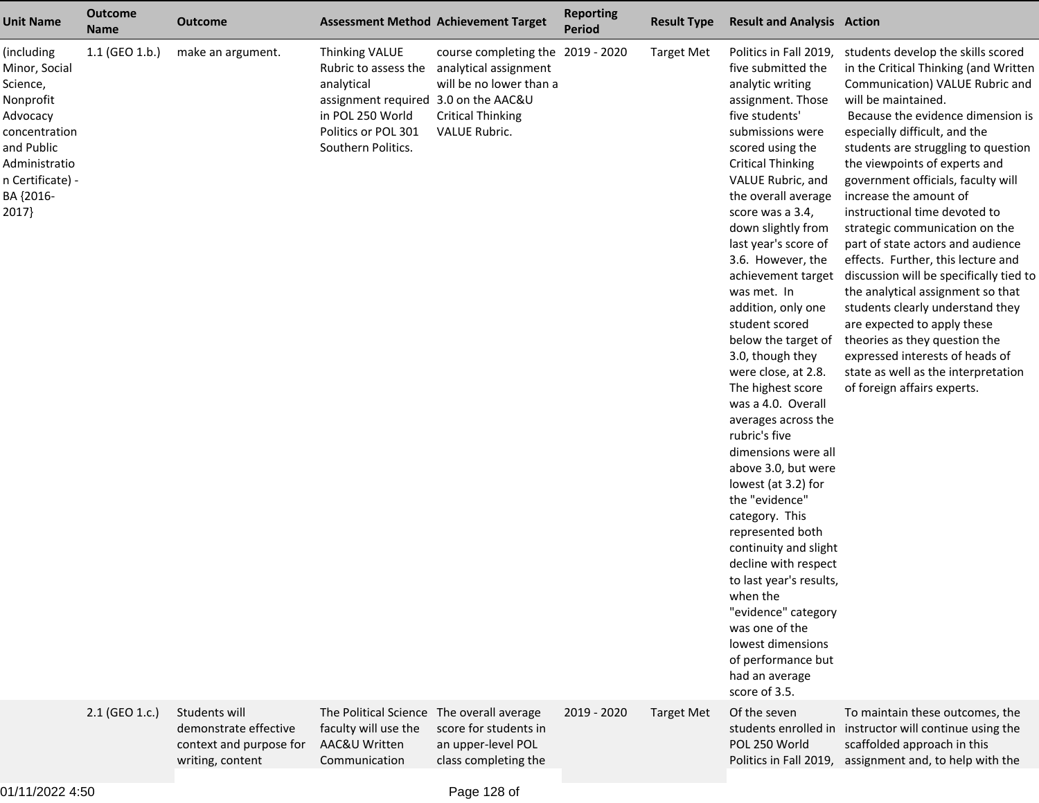| Unit Name | Outcome Name | Outcome | Assessment Method | Achievement Target | Reporting Period | Result Type | Result and Analysis | Action |
|---|---|---|---|---|---|---|---|---|
| (including Minor, Social Science, Nonprofit Advocacy concentration and Public Administration Certificate) - BA {2016-2017} | 1.1 (GEO 1.b.) | make an argument. | Thinking VALUE Rubric to assess the analytical assignment required in POL 250 World Politics or POL 301 Southern Politics. | course completing the analytical assignment will be no lower than a 3.0 on the AAC&U Critical Thinking VALUE Rubric. | 2019 - 2020 | Target Met | Politics in Fall 2019, five submitted the analytic writing assignment. Those five students' submissions were scored using the Critical Thinking VALUE Rubric, and the overall average score was a 3.4, down slightly from last year's score of 3.6. However, the achievement target was met. In addition, only one student scored below the target of 3.0, though they were close, at 2.8. The highest score was a 4.0. Overall averages across the rubric's five dimensions were all above 3.0, but were lowest (at 3.2) for the "evidence" category. This represented both continuity and slight decline with respect to last year's results, when the "evidence" category was one of the lowest dimensions of performance but had an average score of 3.5. | students develop the skills scored in the Critical Thinking (and Written Communication) VALUE Rubric and will be maintained. Because the evidence dimension is especially difficult, and the students are struggling to question the viewpoints of experts and government officials, faculty will increase the amount of instructional time devoted to strategic communication on the part of state actors and audience effects. Further, this lecture and discussion will be specifically tied to the analytical assignment so that students clearly understand they are expected to apply these theories as they question the expressed interests of heads of state as well as the interpretation of foreign affairs experts. |
| | 2.1 (GEO 1.c.) | Students will demonstrate effective context and purpose for writing, content | The Political Science faculty will use the AAC&U Written Communication | The overall average score for students in an upper-level POL class completing the | 2019 - 2020 | Target Met | Of the seven students enrolled in POL 250 World Politics in Fall 2019, | To maintain these outcomes, the instructor will continue using the scaffolded approach in this assignment and, to help with the |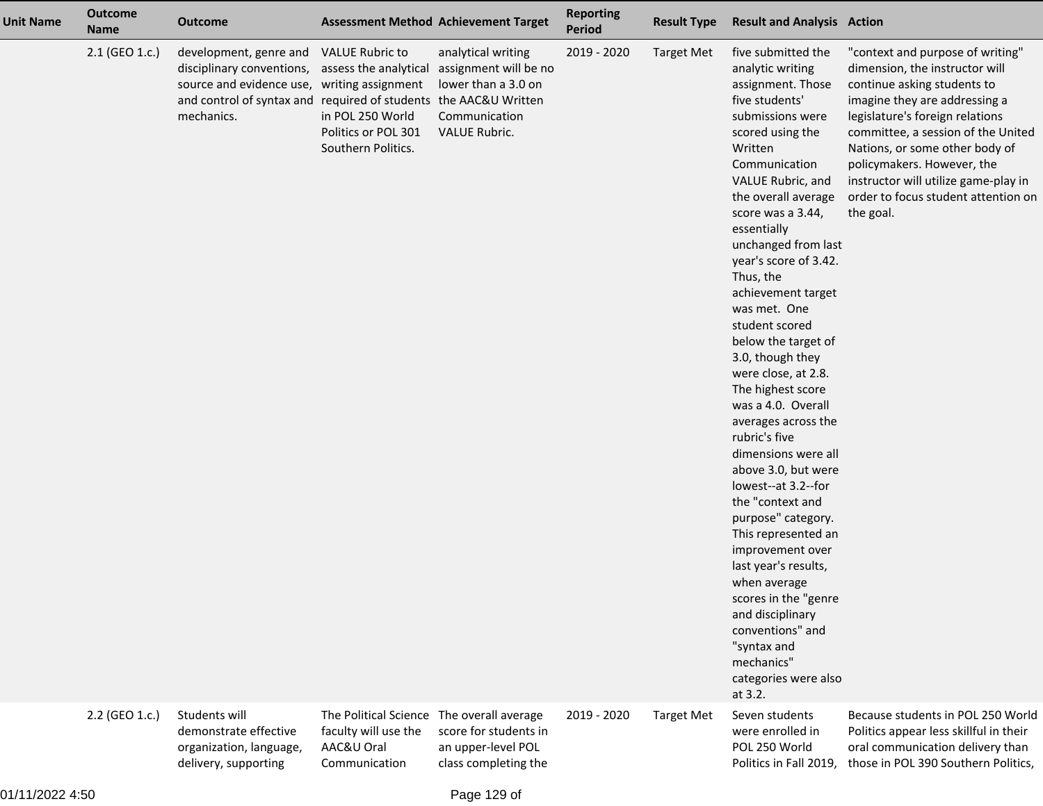| Unit Name | Outcome Name | Outcome | Assessment Method | Achievement Target | Reporting Period | Result Type | Result and Analysis | Action |
|---|---|---|---|---|---|---|---|---|
| | 2.1 (GEO 1.c.) | development, genre and disciplinary conventions, source and evidence use, and control of syntax and mechanics. | VALUE Rubric to assess the analytical writing assignment required of students in POL 250 World Politics or POL 301 Southern Politics. | analytical writing assignment will be no lower than a 3.0 on the AAC&U Written Communication VALUE Rubric. | 2019 - 2020 | Target Met | five submitted the analytic writing assignment. Those five students' submissions were scored using the Written Communication VALUE Rubric, and the overall average score was a 3.44, essentially unchanged from last year's score of 3.42. Thus, the achievement target was met. One student scored below the target of 3.0, though they were close, at 2.8. The highest score was a 4.0. Overall averages across the rubric's five dimensions were all above 3.0, but were lowest--at 3.2--for the "context and purpose" category. This represented an improvement over last year's results, when average scores in the "genre and disciplinary conventions" and "syntax and mechanics" categories were also at 3.2. | "context and purpose of writing" dimension, the instructor will continue asking students to imagine they are addressing a legislature's foreign relations committee, a session of the United Nations, or some other body of policymakers. However, the instructor will utilize game-play in order to focus student attention on the goal. |
| | 2.2 (GEO 1.c.) | Students will demonstrate effective organization, language, delivery, supporting | The Political Science faculty will use the AAC&U Oral Communication | The overall average score for students in an upper-level POL class completing the | 2019 - 2020 | Target Met | Seven students were enrolled in POL 250 World Politics in Fall 2019, | Because students in POL 250 World Politics appear less skillful in their oral communication delivery than those in POL 390 Southern Politics, |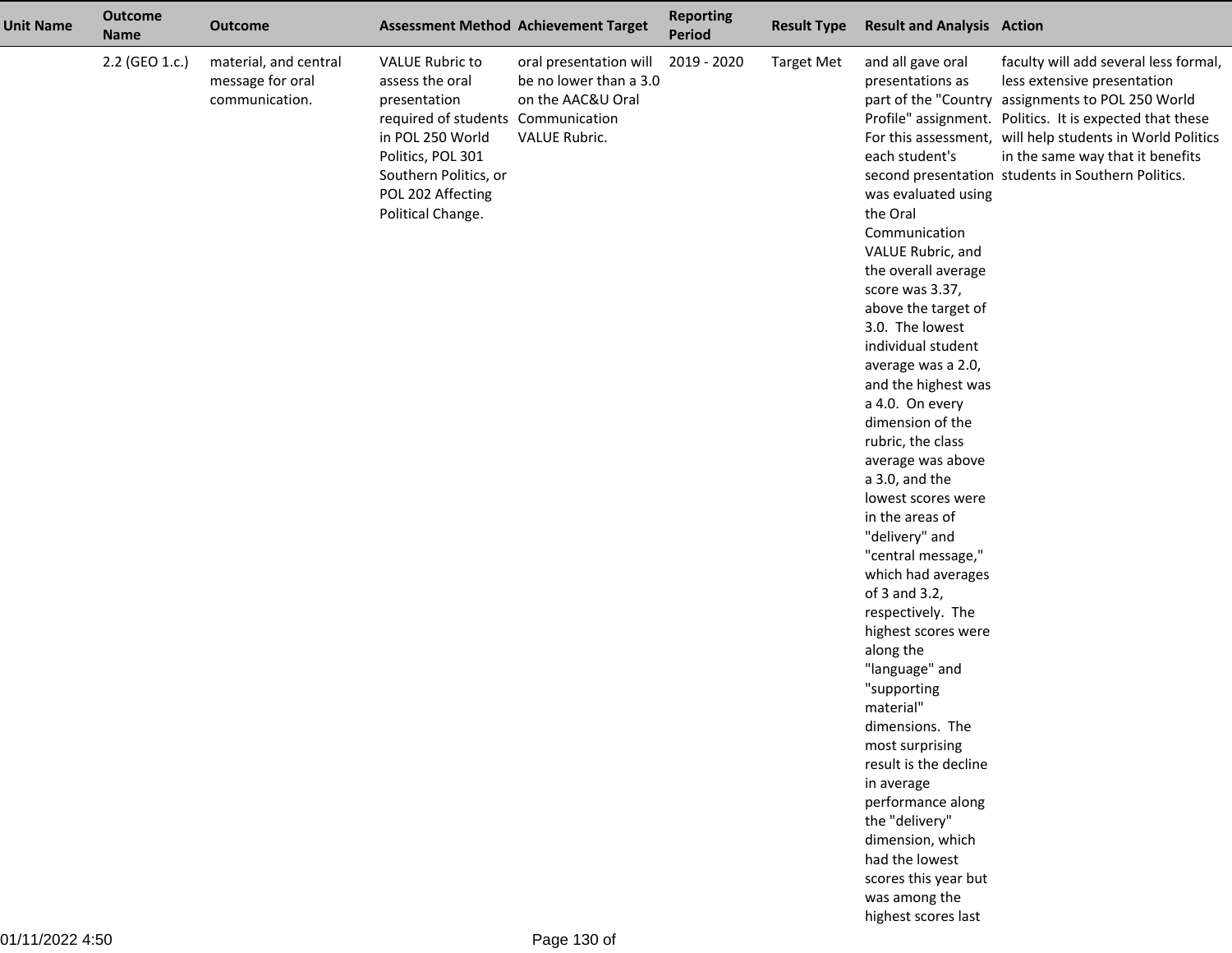| Unit Name | Outcome Name | Outcome | Assessment Method | Achievement Target | Reporting Period | Result Type | Result and Analysis | Action |
|---|---|---|---|---|---|---|---|---|
| | 2.2 (GEO 1.c.) | material, and central message for oral communication. | VALUE Rubric to assess the oral presentation required of students in POL 250 World Politics, POL 301 Southern Politics, or POL 202 Affecting Political Change. | oral presentation will be no lower than a 3.0 on the AAC&U Oral Communication VALUE Rubric. | 2019 - 2020 | Target Met | and all gave oral presentations as part of the "Country Profile" assignment. For this assessment, each student's second presentation was evaluated using the Oral Communication VALUE Rubric, and the overall average score was 3.37, above the target of 3.0. The lowest individual student average was a 2.0, and the highest was a 4.0. On every dimension of the rubric, the class average was above a 3.0, and the lowest scores were in the areas of "delivery" and "central message," which had averages of 3 and 3.2, respectively. The highest scores were along the "language" and "supporting material" dimensions. The most surprising result is the decline in average performance along the "delivery" dimension, which had the lowest scores this year but was among the highest scores last | faculty will add several less formal, less extensive presentation assignments to POL 250 World Politics. It is expected that these will help students in World Politics in the same way that it benefits students in Southern Politics. |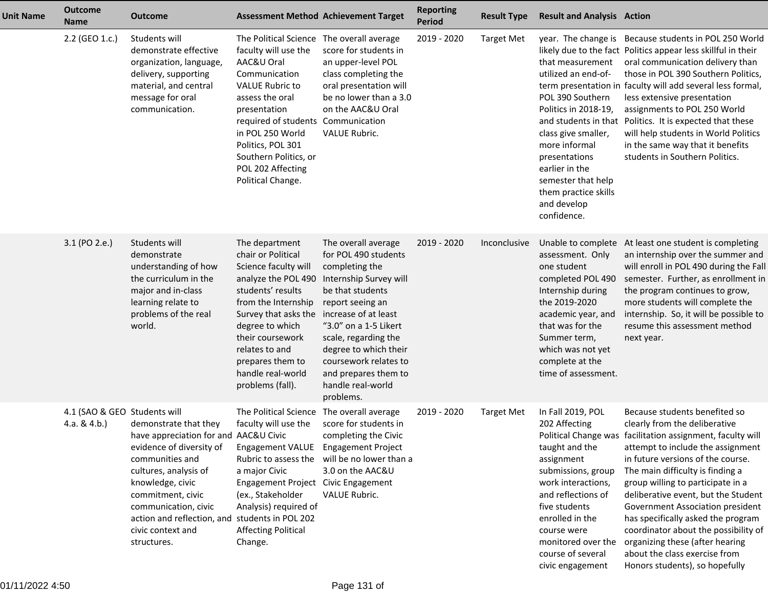| Unit Name | Outcome Name | Outcome | Assessment Method | Achievement Target | Reporting Period | Result Type | Result and Analysis | Action |
|---|---|---|---|---|---|---|---|---|
| | 2.2 (GEO 1.c.) | Students will demonstrate effective organization, language, delivery, supporting material, and central message for oral communication. | The Political Science faculty will use the AAC&U Oral Communication VALUE Rubric to assess the oral presentation required of students in POL 250 World Politics, POL 301 Southern Politics, or POL 202 Affecting Political Change. | The overall average score for students in an upper-level POL class completing the oral presentation will be no lower than a 3.0 on the AAC&U Oral Communication VALUE Rubric. | 2019 - 2020 | Target Met | year. The change is likely due to the fact that measurement utilized an end-of-term presentation in POL 390 Southern Politics in 2018-19, and students in that class give smaller, more informal presentations earlier in the semester that help them practice skills and develop confidence. | Because students in POL 250 World Politics appear less skillful in their oral communication delivery than those in POL 390 Southern Politics, faculty will add several less formal, less extensive presentation assignments to POL 250 World Politics. It is expected that these will help students in World Politics in the same way that it benefits students in Southern Politics. |
| | 3.1 (PO 2.e.) | Students will demonstrate understanding of how the curriculum in the major and in-class learning relate to problems of the real world. | The department chair or Political Science faculty will analyze the POL 490 students' results from the Internship Survey that asks the degree to which their coursework relates to and prepares them to handle real-world problems (fall). | The overall average for POL 490 students completing the Internship Survey will be that students report seeing an increase of at least "3.0" on a 1-5 Likert scale, regarding the degree to which their coursework relates to and prepares them to handle real-world problems. | 2019 - 2020 | Inconclusive | Unable to complete assessment. Only one student completed POL 490 Internship during the 2019-2020 academic year, and that was for the Summer term, which was not yet complete at the time of assessment. | At least one student is completing an internship over the summer and will enroll in POL 490 during the Fall semester. Further, as enrollment in the program continues to grow, more students will complete the internship. So, it will be possible to resume this assessment method next year. |
| | 4.1 (SAO & GEO 4.a. & 4.b.) | Students will demonstrate that they have appreciation for and evidence of diversity of communities and cultures, analysis of knowledge, civic commitment, civic communication, civic action and reflection, and civic context and structures. | The Political Science faculty will use the AAC&U Civic Engagement VALUE Rubric to assess the a major Civic Engagement Project (ex., Stakeholder Analysis) required of students in POL 202 Affecting Political Change. | The overall average score for students in completing the Civic Engagement Project will be no lower than a 3.0 on the AAC&U Civic Engagement VALUE Rubric. | 2019 - 2020 | Target Met | In Fall 2019, POL 202 Affecting Political Change was taught and the assignment submissions, group work interactions, and reflections of five students enrolled in the course were monitored over the course of several civic engagement | Because students benefited so clearly from the deliberative facilitation assignment, faculty will attempt to include the assignment in future versions of the course. The main difficulty is finding a group willing to participate in a deliberative event, but the Student Government Association president has specifically asked the program coordinator about the possibility of organizing these (after hearing about the class exercise from Honors students), so hopefully |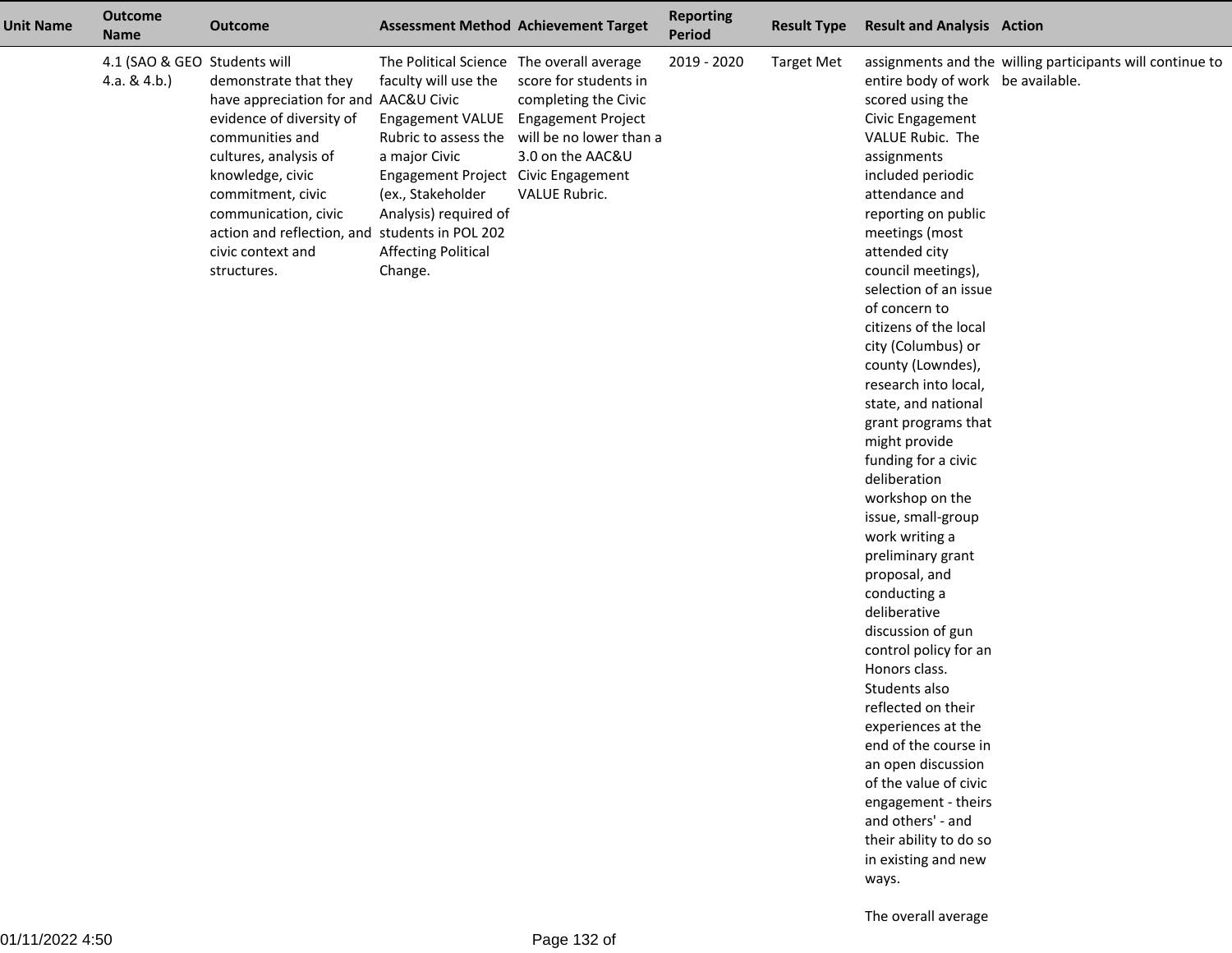| Unit Name | Outcome Name | Outcome | Assessment Method | Achievement Target | Reporting Period | Result Type | Result and Analysis | Action |
| --- | --- | --- | --- | --- | --- | --- | --- | --- |
| | 4.1 (SAO & GEO 4.a. & 4.b.) | Students will demonstrate that they have appreciation for and evidence of diversity of communities and cultures, analysis of knowledge, civic commitment, civic communication, civic action and reflection, and civic context and structures. | The Political Science faculty will use the AAC&U Civic Engagement VALUE Rubric to assess the a major Civic Engagement Project (ex., Stakeholder Analysis) required of students in POL 202 Affecting Political Change. | The overall average score for students in completing the Civic Engagement Project will be no lower than a 3.0 on the AAC&U Civic Engagement VALUE Rubric. | 2019 - 2020 | Target Met | assignments and the entire body of work scored using the Civic Engagement VALUE Rubic. The assignments included periodic attendance and reporting on public meetings (most attended city council meetings), selection of an issue of concern to citizens of the local city (Columbus) or county (Lowndes), research into local, state, and national grant programs that might provide funding for a civic deliberation workshop on the issue, small-group work writing a preliminary grant proposal, and conducting a deliberative discussion of gun control policy for an Honors class. Students also reflected on their experiences at the end of the course in an open discussion of the value of civic engagement - theirs and others' - and their ability to do so in existing and new ways.<br><br>The overall average | willing participants will continue to be available. |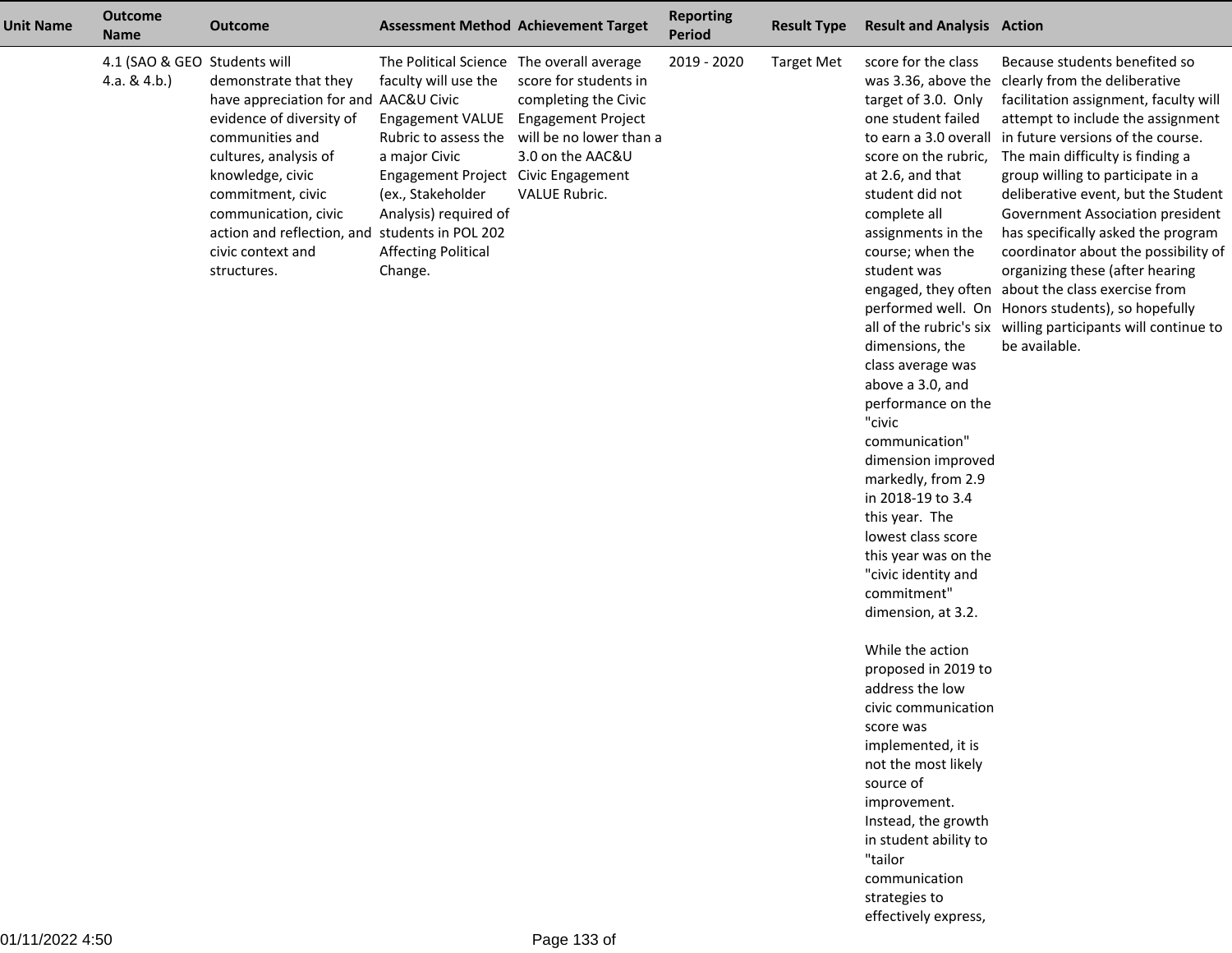| Unit Name | Outcome Name | Outcome | Assessment Method | Achievement Target | Reporting Period | Result Type | Result and Analysis | Action |
|---|---|---|---|---|---|---|---|---|
| | 4.1 (SAO & GEO 4.a. & 4.b.) | Students will demonstrate that they have appreciation for and evidence of diversity of communities and cultures, analysis of knowledge, civic commitment, civic communication, civic action and reflection, and civic context and structures. | The Political Science faculty will use the AAC&U Civic Engagement VALUE Rubric to assess the a major Civic Engagement Project (ex., Stakeholder Analysis) required of students in POL 202 Affecting Political Change. | The overall average score for students in completing the Civic Engagement Project will be no lower than a 3.0 on the AAC&U Civic Engagement VALUE Rubric. | 2019 - 2020 | Target Met | score for the class was 3.36, above the target of 3.0. Only one student failed to earn a 3.0 overall score on the rubric, at 2.6, and that student did not complete all assignments in the course; when the student was engaged, they often performed well. On all of the rubric's six dimensions, the class average was above a 3.0, and performance on the "civic communication" dimension improved markedly, from 2.9 in 2018-19 to 3.4 this year. The lowest class score this year was on the "civic identity and commitment" dimension, at 3.2.<br><br>While the action proposed in 2019 to address the low civic communication score was implemented, it is not the most likely source of improvement. Instead, the growth in student ability to "tailor communication strategies to effectively express, | Because students benefited so clearly from the deliberative facilitation assignment, faculty will attempt to include the assignment in future versions of the course. The main difficulty is finding a group willing to participate in a deliberative event, but the Student Government Association president has specifically asked the program coordinator about the possibility of organizing these (after hearing about the class exercise from Honors students), so hopefully willing participants will continue to be available. |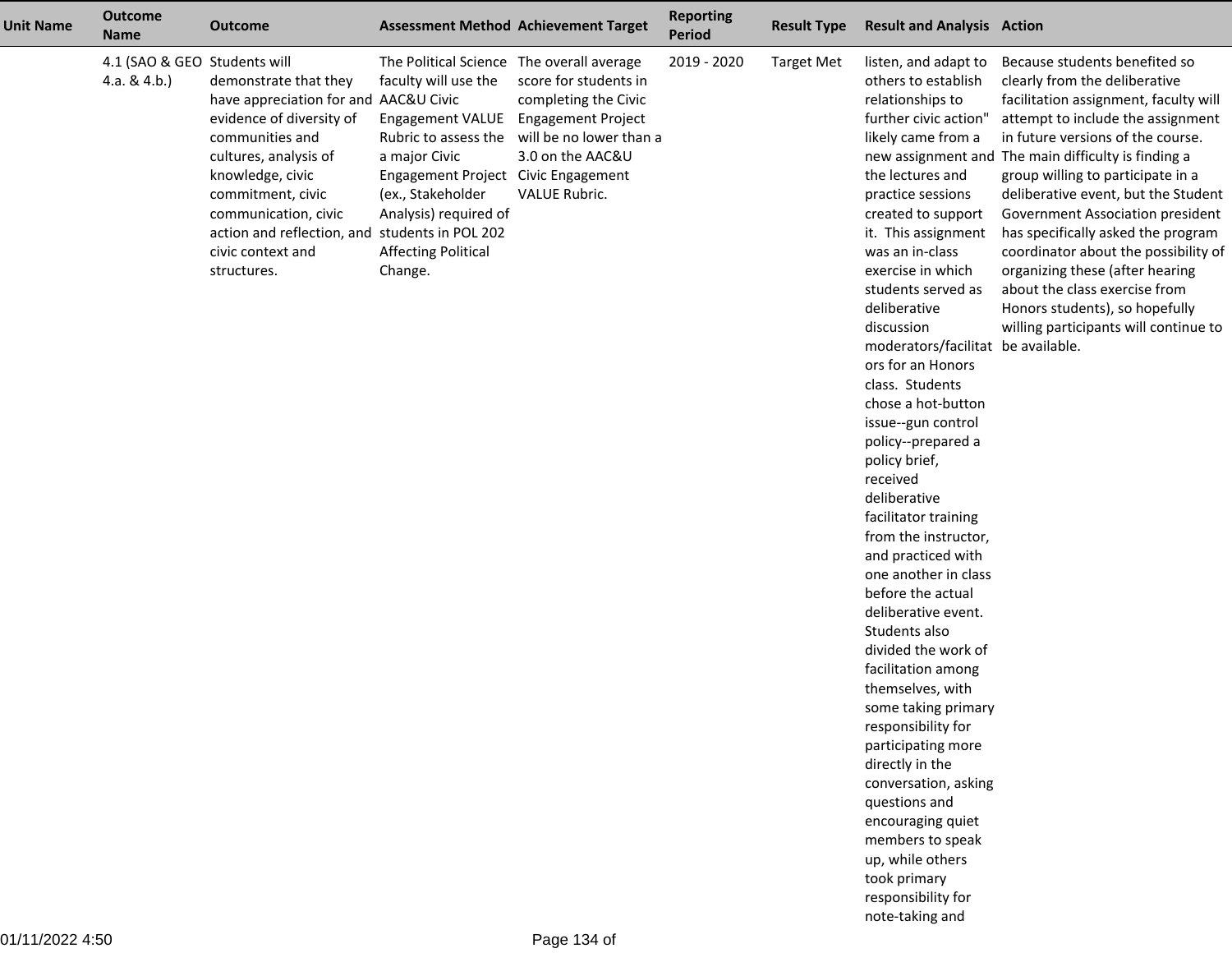| Unit Name | Outcome Name | Outcome | Assessment Method | Achievement Target | Reporting Period | Result Type | Result and Analysis | Action |
|---|---|---|---|---|---|---|---|---|
| | 4.1 (SAO & GEO 4.a. & 4.b.) | Students will demonstrate that they have appreciation for and evidence of diversity of communities and cultures, analysis of knowledge, civic commitment, civic communication, civic action and reflection, and civic context and structures. | The Political Science faculty will use the AAC&U Civic Engagement VALUE Rubric to assess the a major Civic Engagement Project (ex., Stakeholder Analysis) required of students in POL 202 Affecting Political Change. | The overall average score for students in completing the Civic Engagement Project will be no lower than a 3.0 on the AAC&U Civic Engagement VALUE Rubric. | 2019 - 2020 | Target Met | listen, and adapt to others to establish relationships to further civic action" likely came from a new assignment and the lectures and practice sessions created to support it. This assignment was an in-class exercise in which students served as deliberative discussion moderators/facilitators for an Honors class. Students chose a hot-button issue--gun control policy--prepared a policy brief, received deliberative facilitator training from the instructor, and practiced with one another in class before the actual deliberative event. Students also divided the work of facilitation among themselves, with some taking primary responsibility for participating more directly in the conversation, asking questions and encouraging quiet members to speak up, while others took primary responsibility for note-taking and | Because students benefited so clearly from the deliberative facilitation assignment, faculty will attempt to include the assignment in future versions of the course. The main difficulty is finding a group willing to participate in a deliberative event, but the Student Government Association president has specifically asked the program coordinator about the possibility of organizing these (after hearing about the class exercise from Honors students), so hopefully willing participants will continue to be available. |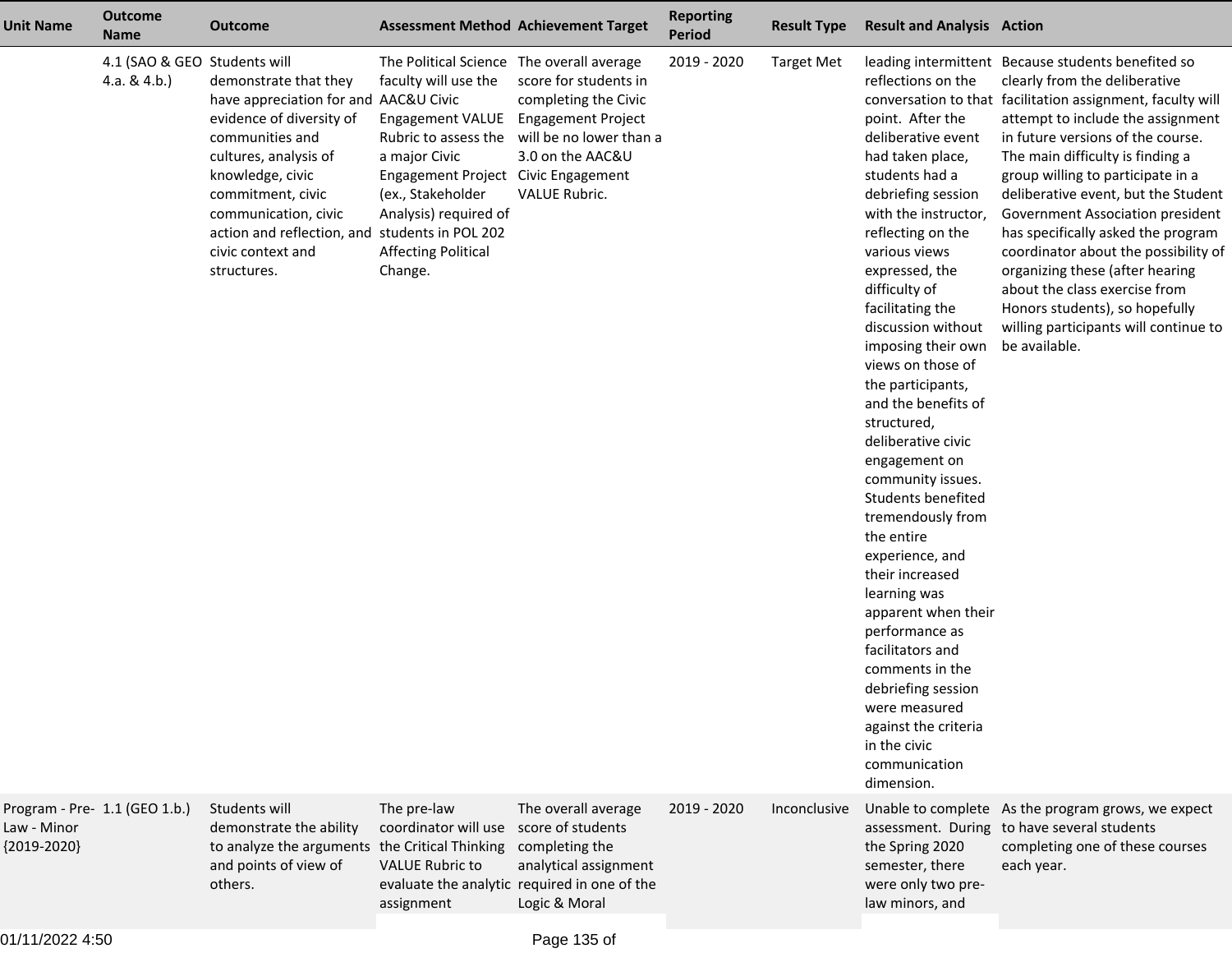| Unit Name | Outcome Name | Outcome | Assessment Method | Achievement Target | Reporting Period | Result Type | Result and Analysis | Action |
| --- | --- | --- | --- | --- | --- | --- | --- | --- |
| | 4.1 (SAO & GEO 4.a. & 4.b.) | Students will demonstrate that they have appreciation for and evidence of diversity of communities and cultures, analysis of knowledge, civic commitment, civic communication, civic action and reflection, and civic context and structures. | The Political Science faculty will use the AAC&U Civic Engagement VALUE Rubric to assess the a major Civic Engagement Project (ex., Stakeholder Analysis) required of students in POL 202 Affecting Political Change. | The overall average score for students in completing the Civic Engagement Project will be no lower than a 3.0 on the AAC&U Civic Engagement VALUE Rubric. | 2019 - 2020 | Target Met | leading intermittent reflections on the conversation to that point. After the deliberative event had taken place, students had a debriefing session with the instructor, reflecting on the various views expressed, the difficulty of facilitating the discussion without imposing their own views on those of the participants, and the benefits of structured, deliberative civic engagement on community issues. Students benefited tremendously from the entire experience, and their increased learning was apparent when their performance as facilitators and comments in the debriefing session were measured against the criteria in the civic communication dimension. | Because students benefited so clearly from the deliberative facilitation assignment, faculty will attempt to include the assignment in future versions of the course. The main difficulty is finding a group willing to participate in a deliberative event, but the Student Government Association president has specifically asked the program coordinator about the possibility of organizing these (after hearing about the class exercise from Honors students), so hopefully willing participants will continue to be available. |
| Program - Pre-Law - Minor {2019-2020} | 1.1 (GEO 1.b.) | Students will demonstrate the ability to analyze the arguments and points of view of others. | The pre-law coordinator will use the Critical Thinking VALUE Rubric to evaluate the analytic assignment | The overall average score of students completing the analytical assignment required in one of the Logic & Moral | 2019 - 2020 | Inconclusive | Unable to complete assessment. During the Spring 2020 semester, there were only two pre-law minors, and | As the program grows, we expect to have several students completing one of these courses each year. |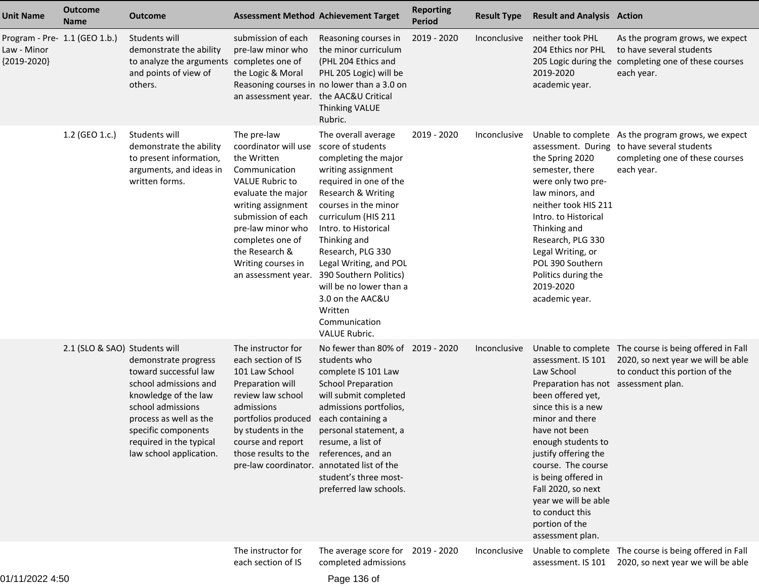| Unit Name | Outcome Name | Outcome | Assessment Method | Achievement Target | Reporting Period | Result Type | Result and Analysis | Action |
|---|---|---|---|---|---|---|---|---|
| Program - Pre-Law - Minor {2019-2020} | 1.1 (GEO 1.b.) | Students will demonstrate the ability to analyze the arguments and points of view of others. | submission of each pre-law minor who completes one of the Logic & Moral Reasoning courses in an assessment year. | Reasoning courses in the minor curriculum (PHL 204 Ethics and PHL 205 Logic) will be no lower than a 3.0 on the AAC&U Critical Thinking VALUE Rubric. | 2019 - 2020 | Inconclusive | neither took PHL 204 Ethics nor PHL 205 Logic during the 2019-2020 academic year. | As the program grows, we expect to have several students completing one of these courses each year. |
| | 1.2 (GEO 1.c.) | Students will demonstrate the ability to present information, arguments, and ideas in written forms. | The pre-law coordinator will use the Written Communication VALUE Rubric to evaluate the major writing assignment submission of each pre-law minor who completes one of the Research & Writing courses in an assessment year. | The overall average score of students completing the major writing assignment required in one of the Research & Writing courses in the minor curriculum (HIS 211 Intro. to Historical Thinking and Research, PLG 330 Legal Writing, and POL 390 Southern Politics) will be no lower than a 3.0 on the AAC&U Written Communication VALUE Rubric. | 2019 - 2020 | Inconclusive | Unable to complete assessment. During the Spring 2020 semester, there were only two pre-law minors, and neither took HIS 211 Intro. to Historical Thinking and Research, PLG 330 Legal Writing, or POL 390 Southern Politics during the 2019-2020 academic year. | As the program grows, we expect to have several students completing one of these courses each year. |
| | 2.1 (SLO & SAO) | Students will demonstrate progress toward successful law school admissions and knowledge of the law school admissions process as well as the specific components required in the typical law school application. | The instructor for each section of IS 101 Law School Preparation will review law school admissions portfolios produced by students in the course and report those results to the pre-law coordinator. | No fewer than 80% of students who complete IS 101 Law School Preparation will submit completed admissions portfolios, each containing a personal statement, a resume, a list of references, and an annotated list of the student's three most-preferred law schools. | 2019 - 2020 | Inconclusive | Unable to complete assessment. IS 101 Law School Preparation has not been offered yet, since this is a new minor and there have not been enough students to justify offering the course. The course is being offered in Fall 2020, so next year we will be able to conduct this portion of the assessment plan. | The course is being offered in Fall 2020, so next year we will be able to conduct this portion of the assessment plan. |
| | | | The instructor for each section of IS | The average score for completed admissions | 2019 - 2020 | Inconclusive | Unable to complete assessment. IS 101 | The course is being offered in Fall 2020, so next year we will be able |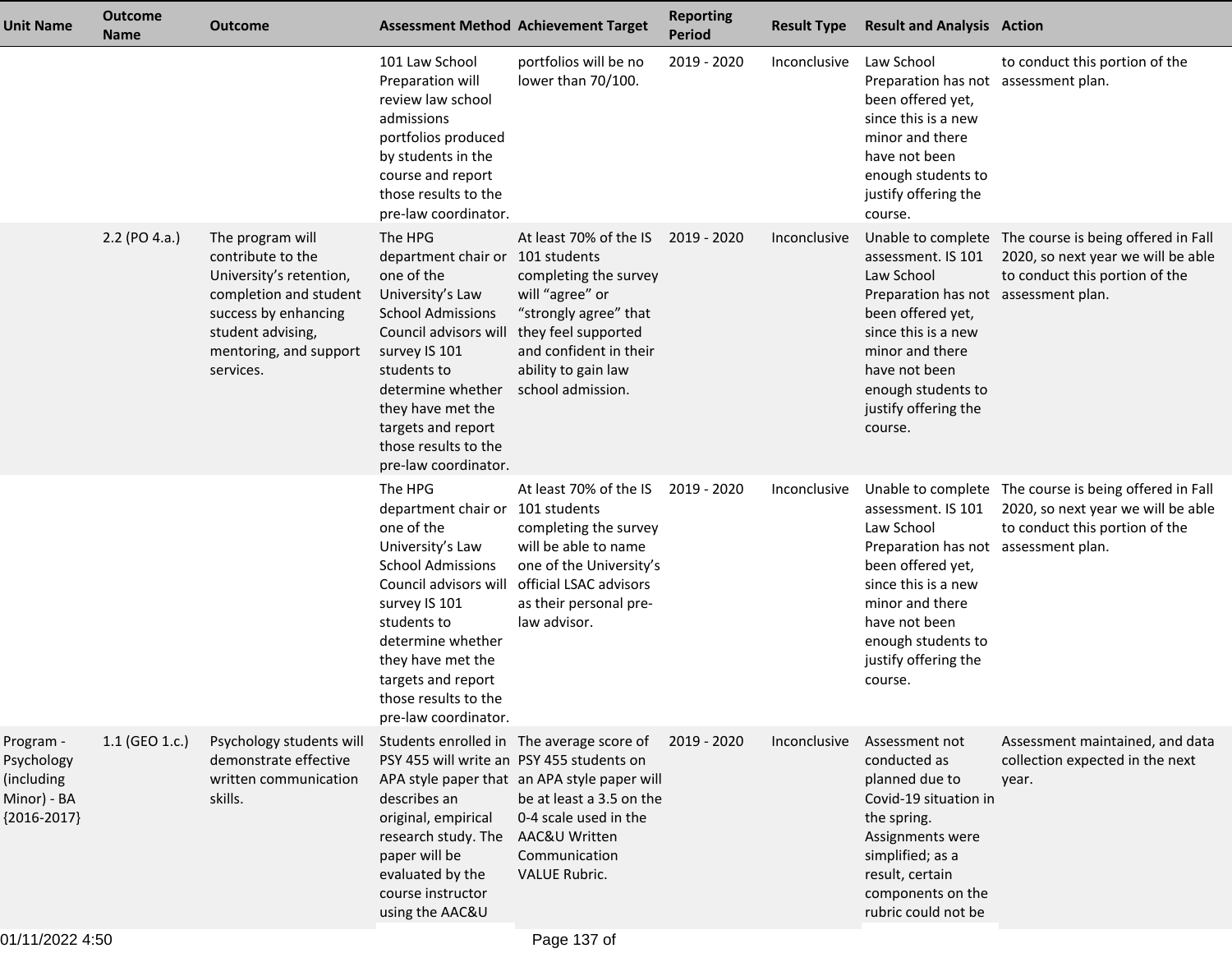| Unit Name | Outcome Name | Outcome | Assessment Method | Achievement Target | Reporting Period | Result Type | Result and Analysis | Action |
|---|---|---|---|---|---|---|---|---|
| | | | 101 Law School Preparation will review law school admissions portfolios produced by students in the course and report those results to the pre-law coordinator. | portfolios will be no lower than 70/100. | 2019 - 2020 | Inconclusive | Law School Preparation has not been offered yet, since this is a new minor and there have not been enough students to justify offering the course. | to conduct this portion of the assessment plan. |
| | 2.2 (PO 4.a.) | The program will contribute to the University's retention, completion and student success by enhancing student advising, mentoring, and support services. | The HPG department chair or one of the University's Law School Admissions Council advisors will survey IS 101 students to determine whether they have met the targets and report those results to the pre-law coordinator. | At least 70% of the IS 101 students completing the survey will "agree" or "strongly agree" that they feel supported and confident in their ability to gain law school admission. | 2019 - 2020 | Inconclusive | Unable to complete assessment. IS 101 Law School Preparation has not been offered yet, since this is a new minor and there have not been enough students to justify offering the course. | The course is being offered in Fall 2020, so next year we will be able to conduct this portion of the assessment plan. |
| | | | The HPG department chair or one of the University's Law School Admissions Council advisors will survey IS 101 students to determine whether they have met the targets and report those results to the pre-law coordinator. | At least 70% of the IS 101 students completing the survey will be able to name one of the University's official LSAC advisors as their personal pre-law advisor. | 2019 - 2020 | Inconclusive | Unable to complete assessment. IS 101 Law School Preparation has not been offered yet, since this is a new minor and there have not been enough students to justify offering the course. | The course is being offered in Fall 2020, so next year we will be able to conduct this portion of the assessment plan. |
| Program - Psychology (including Minor) - BA {2016-2017} | 1.1 (GEO 1.c.) | Psychology students will demonstrate effective written communication skills. | Students enrolled in PSY 455 will write an APA style paper that describes an original, empirical research study. The paper will be evaluated by the course instructor using the AAC&U | The average score of PSY 455 students on an APA style paper will be at least a 3.5 on the 0-4 scale used in the AAC&U Written Communication VALUE Rubric. | 2019 - 2020 | Inconclusive | Assessment not conducted as planned due to Covid-19 situation in the spring. Assignments were simplified; as a result, certain components on the rubric could not be | Assessment maintained, and data collection expected in the next year. |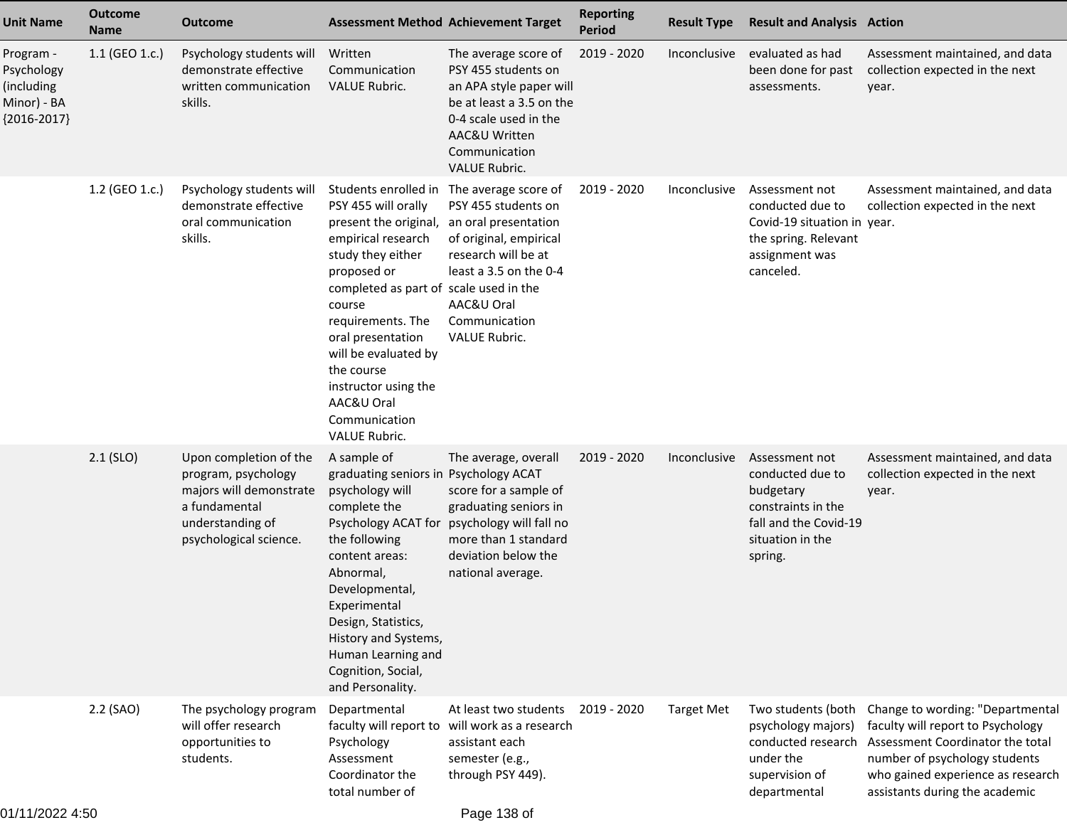| Unit Name | Outcome Name | Outcome | Assessment Method | Achievement Target | Reporting Period | Result Type | Result and Analysis | Action |
|---|---|---|---|---|---|---|---|---|
| Program - Psychology (including Minor) - BA {2016-2017} | 1.1 (GEO 1.c.) | Psychology students will demonstrate effective written communication skills. | Written Communication VALUE Rubric. | The average score of PSY 455 students on an APA style paper will be at least a 3.5 on the 0-4 scale used in the AAC&U Written Communication VALUE Rubric. | 2019 - 2020 | Inconclusive | evaluated as had been done for past assessments. | Assessment maintained, and data collection expected in the next year. |
| | 1.2 (GEO 1.c.) | Psychology students will demonstrate effective oral communication skills. | Students enrolled in PSY 455 will orally present the original, empirical research study they either proposed or completed as part of course requirements. The oral presentation will be evaluated by the course instructor using the AAC&U Oral Communication VALUE Rubric. | The average score of PSY 455 students on an oral presentation of original, empirical research will be at least a 3.5 on the 0-4 scale used in the AAC&U Oral Communication VALUE Rubric. | 2019 - 2020 | Inconclusive | Assessment not conducted due to Covid-19 situation in the spring. Relevant assignment was canceled. | Assessment maintained, and data collection expected in the next year. |
| | 2.1 (SLO) | Upon completion of the program, psychology majors will demonstrate a fundamental understanding of psychological science. | A sample of graduating seniors in psychology will complete the Psychology ACAT for the following content areas: Abnormal, Developmental, Experimental Design, Statistics, History and Systems, Human Learning and Cognition, Social, and Personality. | The average, overall Psychology ACAT score for a sample of graduating seniors in psychology will fall no more than 1 standard deviation below the national average. | 2019 - 2020 | Inconclusive | Assessment not conducted due to budgetary constraints in the fall and the Covid-19 situation in the spring. | Assessment maintained, and data collection expected in the next year. |
| | 2.2 (SAO) | The psychology program will offer research opportunities to students. | Departmental faculty will report to Psychology Assessment Coordinator the total number of | At least two students will work as a research assistant each semester (e.g., through PSY 449). | 2019 - 2020 | Target Met | Two students (both psychology majors) conducted research under the supervision of departmental | Change to wording: "Departmental faculty will report to Psychology Assessment Coordinator the total number of psychology students who gained experience as research assistants during the academic |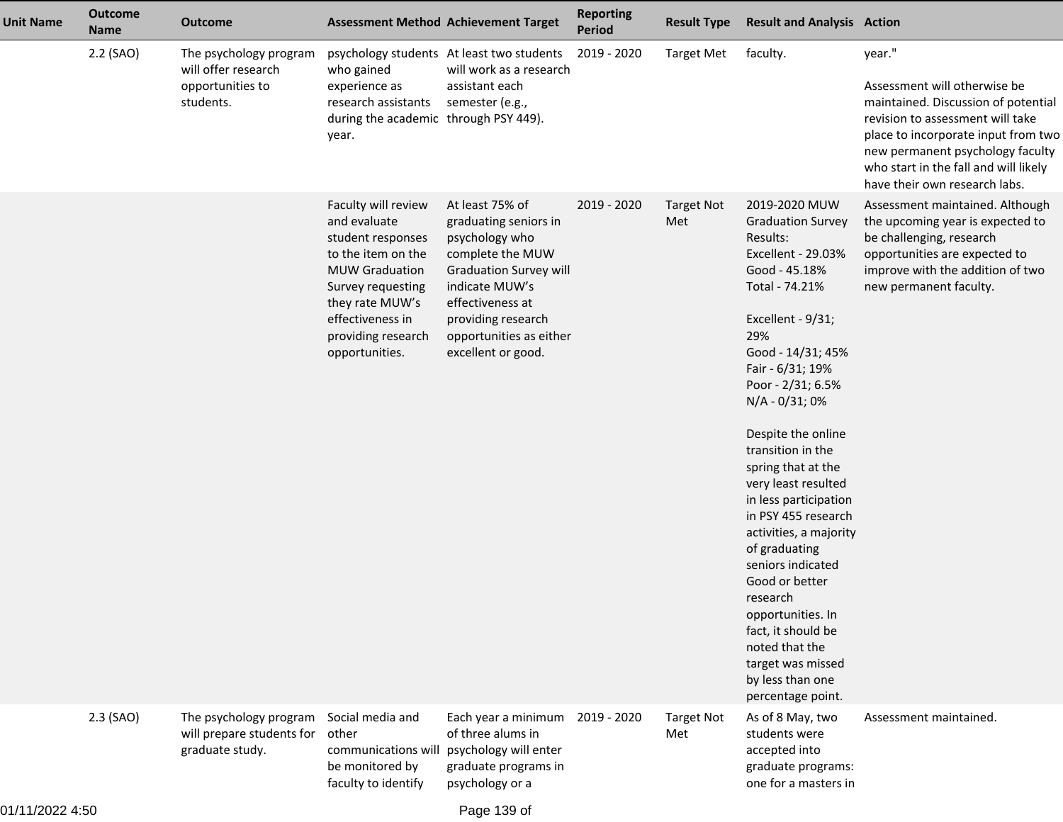| Unit Name | Outcome Name | Outcome | Assessment Method | Achievement Target | Reporting Period | Result Type | Result and Analysis | Action |
|---|---|---|---|---|---|---|---|---|
| | 2.2 (SAO) | The psychology program will offer research opportunities to students. | psychology students who gained experience as research assistants during the academic year. | At least two students will work as a research assistant each semester (e.g., through PSY 449). | 2019 - 2020 | Target Met | faculty. | year."<br><br>Assessment will otherwise be maintained. Discussion of potential revision to assessment will take place to incorporate input from two new permanent psychology faculty who start in the fall and will likely have their own research labs. |
| | | | Faculty will review and evaluate student responses to the item on the MUW Graduation Survey requesting they rate MUW's effectiveness in providing research opportunities. | At least 75% of graduating seniors in psychology who complete the MUW Graduation Survey will indicate MUW's effectiveness at providing research opportunities as either excellent or good. | 2019 - 2020 | Target Not Met | 2019-2020 MUW Graduation Survey Results:<br>Excellent - 29.03%<br>Good - 45.18%<br>Total - 74.21%<br><br>Excellent - 9/31; 29%<br>Good - 14/31; 45%<br>Fair - 6/31; 19%<br>Poor - 2/31; 6.5%<br>N/A - 0/31; 0%<br><br>Despite the online transition in the spring that at the very least resulted in less participation in PSY 455 research activities, a majority of graduating seniors indicated Good or better research opportunities. In fact, it should be noted that the target was missed by less than one percentage point. | Assessment maintained. Although the upcoming year is expected to be challenging, research opportunities are expected to improve with the addition of two new permanent faculty. |
| | 2.3 (SAO) | The psychology program will prepare students for graduate study. | Social media and other communications will be monitored by faculty to identify | Each year a minimum of three alums in psychology will enter graduate programs in psychology or a | 2019 - 2020 | Target Not Met | As of 8 May, two students were accepted into graduate programs: one for a masters in | Assessment maintained. |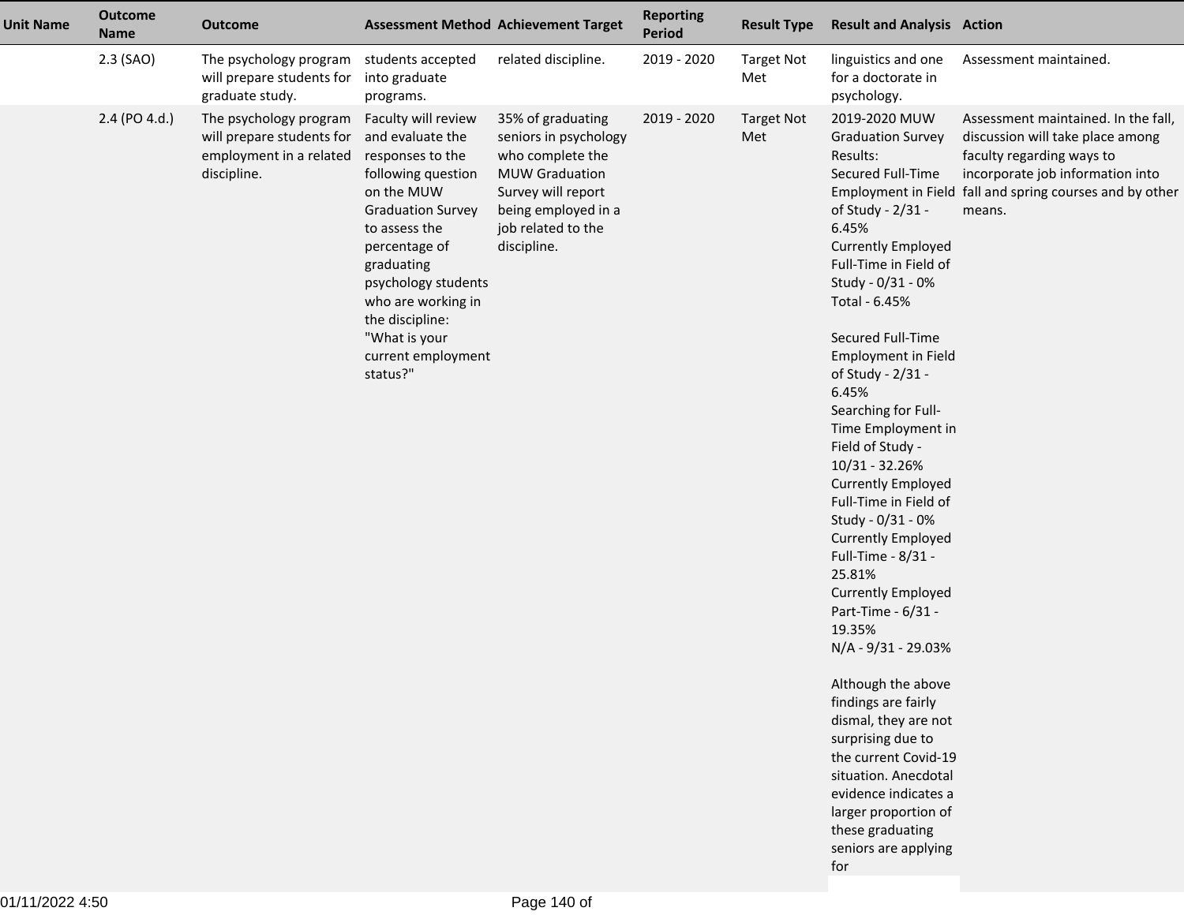| Unit Name | Outcome Name | Outcome | Assessment Method | Achievement Target | Reporting Period | Result Type | Result and Analysis | Action |
|---|---|---|---|---|---|---|---|---|
| | 2.3 (SAO) | The psychology program will prepare students for graduate study. | students accepted into graduate programs. | related discipline. | 2019 - 2020 | Target Not Met | linguistics and one for a doctorate in psychology. | Assessment maintained. |
| | 2.4 (PO 4.d.) | The psychology program will prepare students for employment in a related discipline. | Faculty will review and evaluate the responses to the following question on the MUW Graduation Survey to assess the percentage of graduating psychology students who are working in the discipline: "What is your current employment status?" | 35% of graduating seniors in psychology who complete the MUW Graduation Survey will report being employed in a job related to the discipline. | 2019 - 2020 | Target Not Met | 2019-2020 MUW Graduation Survey Results:<br>Secured Full-Time Employment in Field of Study - 2/31 - 6.45%<br>Currently Employed Full-Time in Field of Study - 0/31 - 0%<br>Total - 6.45%<br><br>Secured Full-Time Employment in Field of Study - 2/31 - 6.45%<br>Searching for Full-Time Employment in Field of Study - 10/31 - 32.26%<br>Currently Employed Full-Time in Field of Study - 0/31 - 0%<br>Currently Employed Full-Time - 8/31 - 25.81%<br>Currently Employed Part-Time - 6/31 - 19.35%<br>N/A - 9/31 - 29.03%<br><br>Although the above findings are fairly dismal, they are not surprising due to the current Covid-19 situation. Anecdotal evidence indicates a larger proportion of these graduating seniors are applying for | Assessment maintained. In the fall, discussion will take place among faculty regarding ways to incorporate job information into fall and spring courses and by other means. |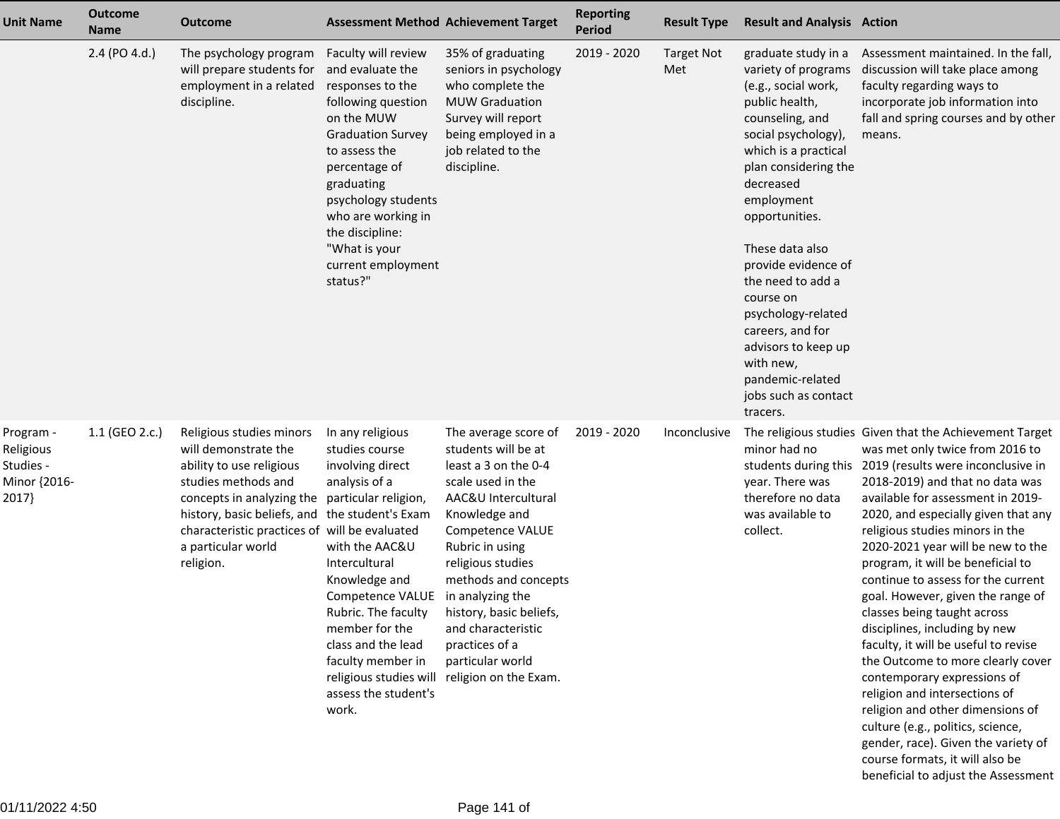| Unit Name | Outcome Name | Outcome | Assessment Method | Achievement Target | Reporting Period | Result Type | Result and Analysis | Action |
|---|---|---|---|---|---|---|---|---|
| | 2.4 (PO 4.d.) | The psychology program will prepare students for employment in a related discipline. | Faculty will review and evaluate the responses to the following question on the MUW Graduation Survey to assess the percentage of graduating psychology students who are working in the discipline: "What is your current employment status?" | 35% of graduating seniors in psychology who complete the MUW Graduation Survey will report being employed in a job related to the discipline. | 2019 - 2020 | Target Not Met | graduate study in a variety of programs (e.g., social work, public health, counseling, and social psychology), which is a practical plan considering the decreased employment opportunities.<br><br>These data also provide evidence of the need to add a course on psychology-related careers, and for advisors to keep up with new, pandemic-related jobs such as contact tracers. | Assessment maintained. In the fall, discussion will take place among faculty regarding ways to incorporate job information into fall and spring courses and by other means. |
| Program - Religious Studies - Minor {2016-2017} | 1.1 (GEO 2.c.) | Religious studies minors will demonstrate the ability to use religious studies methods and concepts in analyzing the history, basic beliefs, and characteristic practices of a particular world religion. | In any religious studies course involving direct analysis of a particular religion, the student's Exam will be evaluated with the AAC&U Intercultural Knowledge and Competence VALUE Rubric. The faculty member for the class and the lead faculty member in religious studies will assess the student's work. | The average score of students will be at least a 3 on the 0-4 scale used in the AAC&U Intercultural Knowledge and Competence VALUE Rubric in using religious studies methods and concepts in analyzing the history, basic beliefs, and characteristic practices of a particular world religion on the Exam. | 2019 - 2020 | Inconclusive | The religious studies minor had no students during this year. There was therefore no data was available to collect. | Given that the Achievement Target was met only twice from 2016 to 2019 (results were inconclusive in 2018-2019) and that no data was available for assessment in 2019-2020, and especially given that any religious studies minors in the 2020-2021 year will be new to the program, it will be beneficial to continue to assess for the current goal. However, given the range of classes being taught across disciplines, including by new faculty, it will be useful to revise the Outcome to more clearly cover contemporary expressions of religion and intersections of religion and other dimensions of culture (e.g., politics, science, gender, race). Given the variety of course formats, it will also be beneficial to adjust the Assessment |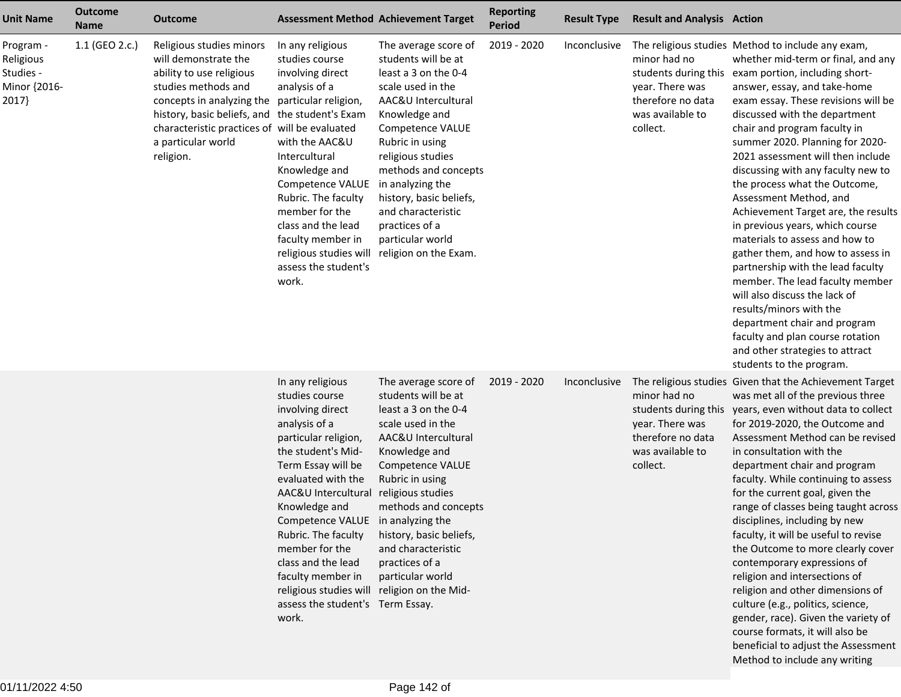| Unit Name | Outcome Name | Outcome | Assessment Method | Achievement Target | Reporting Period | Result Type | Result and Analysis | Action |
|---|---|---|---|---|---|---|---|---|
| Program - Religious Studies - Minor {2016-2017} | 1.1 (GEO 2.c.) | Religious studies minors will demonstrate the ability to use religious studies methods and concepts in analyzing the history, basic beliefs, and characteristic practices of a particular world religion. | In any religious studies course involving direct analysis of a particular religion, the student's Exam will be evaluated with the AAC&U Intercultural Knowledge and Competence VALUE Rubric. The faculty member for the class and the lead faculty member in religious studies will assess the student's work. | The average score of students will be at least a 3 on the 0-4 scale used in the AAC&U Intercultural Knowledge and Competence VALUE Rubric in using religious studies methods and concepts in analyzing the history, basic beliefs, and characteristic practices of a particular world religion on the Exam. | 2019 - 2020 | Inconclusive | The religious studies minor had no students during this year. There was therefore no data was available to collect. | Method to include any exam, whether mid-term or final, and any exam portion, including short-answer, essay, and take-home exam essay. These revisions will be discussed with the department chair and program faculty in summer 2020. Planning for 2020-2021 assessment will then include discussing with any faculty new to the process what the Outcome, Assessment Method, and Achievement Target are, the results in previous years, which course materials to assess and how to gather them, and how to assess in partnership with the lead faculty member. The lead faculty member will also discuss the lack of results/minors with the department chair and program faculty and plan course rotation and other strategies to attract students to the program. |
| | | | In any religious studies course involving direct analysis of a particular religion, the student's Mid-Term Essay will be evaluated with the AAC&U Intercultural Knowledge and Competence VALUE Rubric. The faculty member for the class and the lead faculty member in religious studies will assess the student's work. | The average score of students will be at least a 3 on the 0-4 scale used in the AAC&U Intercultural Knowledge and Competence VALUE Rubric in using religious studies methods and concepts in analyzing the history, basic beliefs, and characteristic practices of a particular world religion on the Mid-Term Essay. | 2019 - 2020 | Inconclusive | The religious studies minor had no students during this year. There was therefore no data was available to collect. | Given that the Achievement Target was met all of the previous three years, even without data to collect for 2019-2020, the Outcome and Assessment Method can be revised in consultation with the department chair and program faculty. While continuing to assess for the current goal, given the range of classes being taught across disciplines, including by new faculty, it will be useful to revise the Outcome to more clearly cover contemporary expressions of religion and intersections of religion and other dimensions of culture (e.g., politics, science, gender, race). Given the variety of course formats, it will also be beneficial to adjust the Assessment Method to include any writing |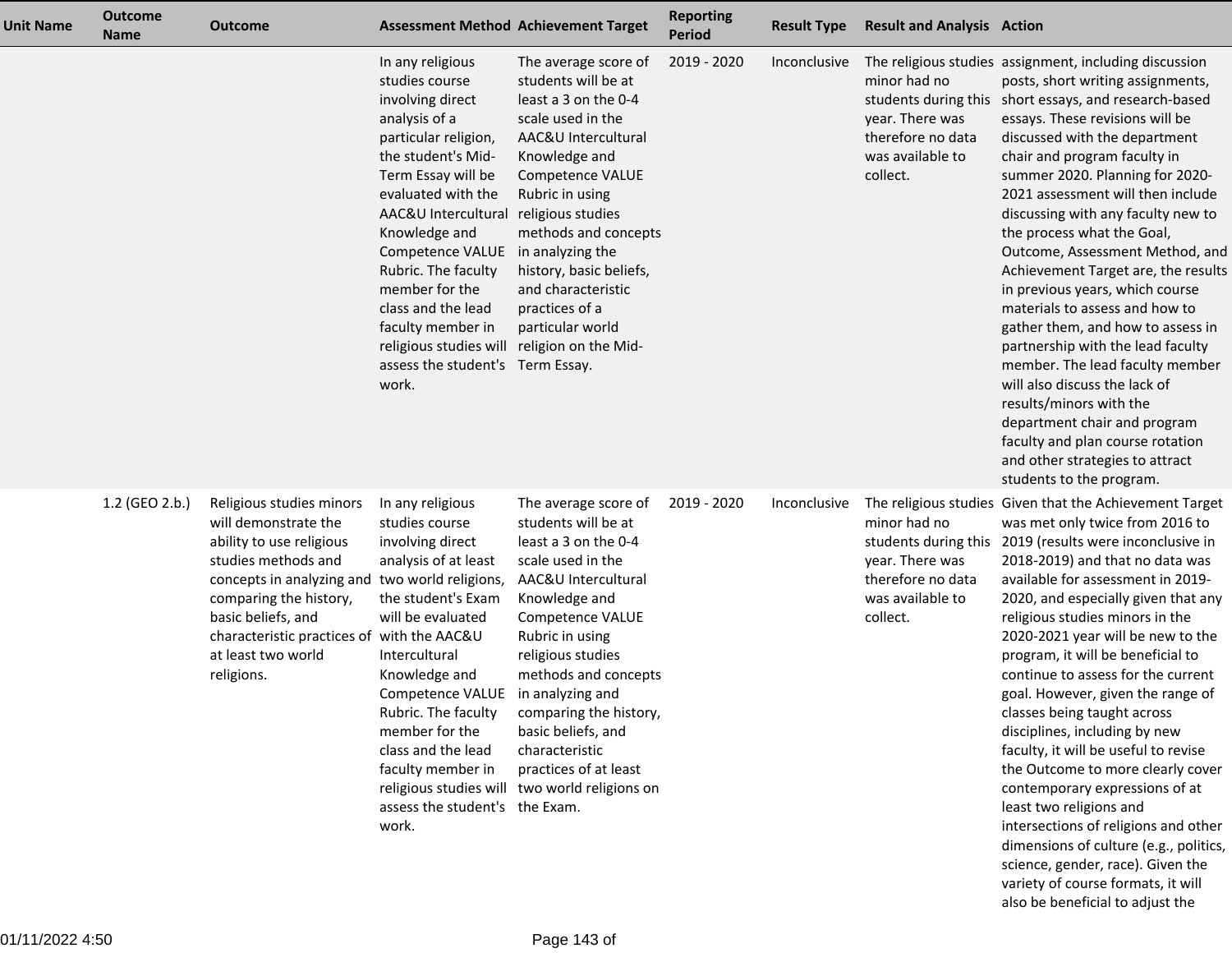| Unit Name | Outcome Name | Outcome | Assessment Method | Achievement Target | Reporting Period | Result Type | Result and Analysis | Action |
|---|---|---|---|---|---|---|---|---|
| | | | In any religious studies course involving direct analysis of a particular religion, the student's Mid-Term Essay will be evaluated with the AAC&U Intercultural Knowledge and Competence VALUE Rubric. The faculty member for the class and the lead faculty member in religious studies will assess the student's work. | The average score of students will be at least a 3 on the 0-4 scale used in the AAC&U Intercultural Knowledge and Competence VALUE Rubric in using religious studies methods and concepts in analyzing the history, basic beliefs, and characteristic practices of a particular world religion on the Mid-Term Essay. | 2019 - 2020 | Inconclusive | The religious studies minor had no students during this year. There was therefore no data was available to collect. | assignment, including discussion posts, short writing assignments, short essays, and research-based essays. These revisions will be discussed with the department chair and program faculty in summer 2020. Planning for 2020-2021 assessment will then include discussing with any faculty new to the process what the Goal, Outcome, Assessment Method, and Achievement Target are, the results in previous years, which course materials to assess and how to gather them, and how to assess in partnership with the lead faculty member. The lead faculty member will also discuss the lack of results/minors with the department chair and program faculty and plan course rotation and other strategies to attract students to the program. |
| | 1.2 (GEO 2.b.) | Religious studies minors will demonstrate the ability to use religious studies methods and concepts in analyzing and comparing the history, basic beliefs, and characteristic practices of at least two world religions. | In any religious studies course involving direct analysis of at least two world religions, the student's Exam will be evaluated with the AAC&U Intercultural Knowledge and Competence VALUE Rubric. The faculty member for the class and the lead faculty member in religious studies will assess the student's work. | The average score of students will be at least a 3 on the 0-4 scale used in the AAC&U Intercultural Knowledge and Competence VALUE Rubric in using religious studies methods and concepts in analyzing and comparing the history, basic beliefs, and characteristic practices of at least two world religions on the Exam. | 2019 - 2020 | Inconclusive | The religious studies minor had no students during this year. There was therefore no data was available to collect. | Given that the Achievement Target was met only twice from 2016 to 2019 (results were inconclusive in 2018-2019) and that no data was available for assessment in 2019-2020, and especially given that any religious studies minors in the 2020-2021 year will be new to the program, it will be beneficial to continue to assess for the current goal. However, given the range of classes being taught across disciplines, including by new faculty, it will be useful to revise the Outcome to more clearly cover contemporary expressions of at least two religions and intersections of religions and other dimensions of culture (e.g., politics, science, gender, race). Given the variety of course formats, it will also be beneficial to adjust the |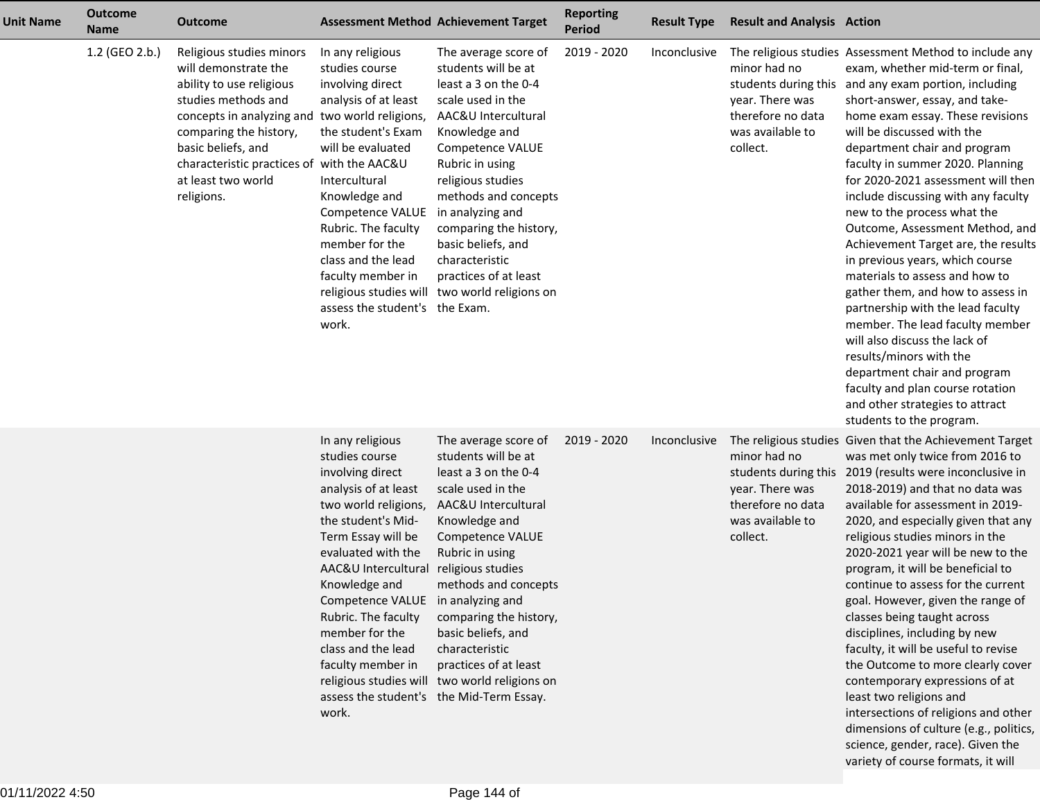| Unit Name | Outcome Name | Outcome | Assessment Method | Achievement Target | Reporting Period | Result Type | Result and Analysis | Action |
|---|---|---|---|---|---|---|---|---|
| | 1.2 (GEO 2.b.) | Religious studies minors will demonstrate the ability to use religious studies methods and concepts in analyzing and comparing the history, basic beliefs, and characteristic practices of at least two world religions. | In any religious studies course involving direct analysis of at least two world religions, the student's Exam will be evaluated with the AAC&U Intercultural Knowledge and Competence VALUE Rubric. The faculty member for the class and the lead faculty member in religious studies will assess the student's work. | The average score of students will be at least a 3 on the 0-4 scale used in the AAC&U Intercultural Knowledge and Competence VALUE Rubric in using religious studies methods and concepts in analyzing and comparing the history, basic beliefs, and characteristic practices of at least two world religions on the Exam. | 2019 - 2020 | Inconclusive | The religious studies minor had no students during this year. There was therefore no data was available to collect. | Assessment Method to include any exam, whether mid-term or final, and any exam portion, including short-answer, essay, and take-home exam essay. These revisions will be discussed with the department chair and program faculty in summer 2020. Planning for 2020-2021 assessment will then include discussing with any faculty new to the process what the Outcome, Assessment Method, and Achievement Target are, the results in previous years, which course materials to assess and how to gather them, and how to assess in partnership with the lead faculty member. The lead faculty member will also discuss the lack of results/minors with the department chair and program faculty and plan course rotation and other strategies to attract students to the program. |
| | | | In any religious studies course involving direct analysis of at least two world religions, the student's Mid-Term Essay will be evaluated with the AAC&U Intercultural Knowledge and Competence VALUE Rubric. The faculty member for the class and the lead faculty member in religious studies will assess the student's work. | The average score of students will be at least a 3 on the 0-4 scale used in the AAC&U Intercultural Knowledge and Competence VALUE Rubric in using religious studies methods and concepts in analyzing and comparing the history, basic beliefs, and characteristic practices of at least two world religions on the Mid-Term Essay. | 2019 - 2020 | Inconclusive | The religious studies minor had no students during this year. There was therefore no data was available to collect. | Given that the Achievement Target was met only twice from 2016 to 2019 (results were inconclusive in 2018-2019) and that no data was available for assessment in 2019-2020, and especially given that any religious studies minors in the 2020-2021 year will be new to the program, it will be beneficial to continue to assess for the current goal. However, given the range of classes being taught across disciplines, including by new faculty, it will be useful to revise the Outcome to more clearly cover contemporary expressions of at least two religions and intersections of religions and other dimensions of culture (e.g., politics, science, gender, race). Given the variety of course formats, it will |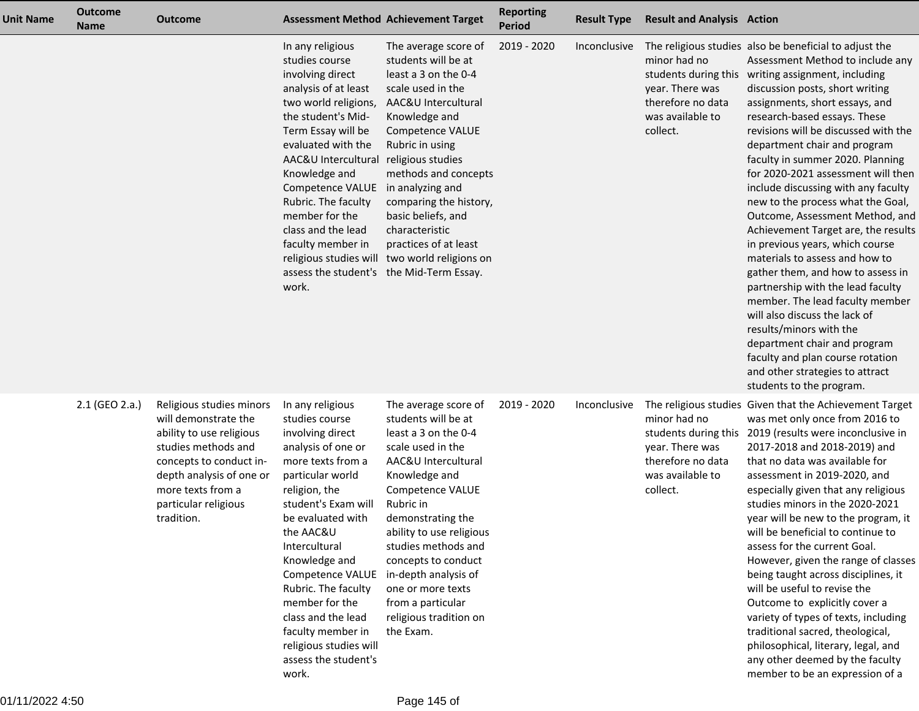| Unit Name | Outcome Name | Outcome | Assessment Method | Achievement Target | Reporting Period | Result Type | Result and Analysis | Action |
|---|---|---|---|---|---|---|---|---|
| | | | In any religious studies course involving direct analysis of at least two world religions, the student's Mid-Term Essay will be evaluated with the AAC&U Intercultural Knowledge and Competence VALUE Rubric. The faculty member for the class and the lead faculty member in religious studies will assess the student's work. | The average score of students will be at least a 3 on the 0-4 scale used in the AAC&U Intercultural Knowledge and Competence VALUE Rubric in using religious studies methods and concepts in analyzing and comparing the history, basic beliefs, and characteristic practices of at least two world religions on the Mid-Term Essay. | 2019 - 2020 | Inconclusive | The religious studies minor had no students during this year. There was therefore no data was available to collect. | also be beneficial to adjust the Assessment Method to include any writing assignment, including discussion posts, short writing assignments, short essays, and research-based essays. These revisions will be discussed with the department chair and program faculty in summer 2020. Planning for 2020-2021 assessment will then include discussing with any faculty new to the process what the Goal, Outcome, Assessment Method, and Achievement Target are, the results in previous years, which course materials to assess and how to gather them, and how to assess in partnership with the lead faculty member. The lead faculty member will also discuss the lack of results/minors with the department chair and program faculty and plan course rotation and other strategies to attract students to the program. |
| | 2.1 (GEO 2.a.) | Religious studies minors will demonstrate the ability to use religious studies methods and concepts to conduct in-depth analysis of one or more texts from a particular religious tradition. | In any religious studies course involving direct analysis of one or more texts from a particular world religion, the student's Exam will be evaluated with the AAC&U Intercultural Knowledge and Competence VALUE Rubric. The faculty member for the class and the lead faculty member in religious studies will assess the student's work. | The average score of students will be at least a 3 on the 0-4 scale used in the AAC&U Intercultural Knowledge and Competence VALUE Rubric in demonstrating the ability to use religious studies methods and concepts to conduct in-depth analysis of one or more texts from a particular religious tradition on the Exam. | 2019 - 2020 | Inconclusive | The religious studies minor had no students during this year. There was therefore no data was available to collect. | Given that the Achievement Target was met only once from 2016 to 2019 (results were inconclusive in 2017-2018 and 2018-2019) and that no data was available for assessment in 2019-2020, and especially given that any religious studies minors in the 2020-2021 year will be new to the program, it will be beneficial to continue to assess for the current Goal. However, given the range of classes being taught across disciplines, it will be useful to revise the Outcome to explicitly cover a variety of types of texts, including traditional sacred, theological, philosophical, literary, legal, and any other deemed by the faculty member to be an expression of a |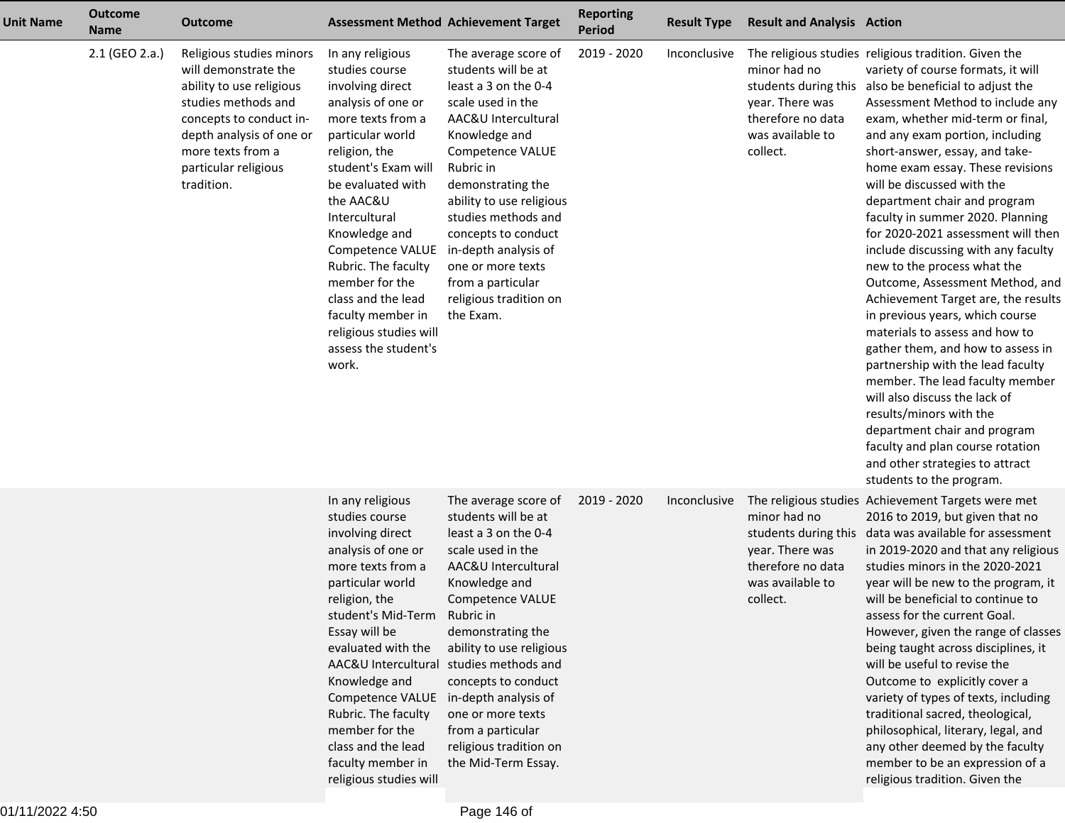| Unit Name | Outcome Name | Outcome | Assessment Method | Achievement Target | Reporting Period | Result Type | Result and Analysis | Action |
|---|---|---|---|---|---|---|---|---|
| | 2.1 (GEO 2.a.) | Religious studies minors will demonstrate the ability to use religious studies methods and concepts to conduct in-depth analysis of one or more texts from a particular religious tradition. | In any religious studies course involving direct analysis of one or more texts from a particular world religion, the student's Exam will be evaluated with the AAC&U Intercultural Knowledge and Competence VALUE Rubric. The faculty member for the class and the lead faculty member in religious studies will assess the student's work. | The average score of students will be at least a 3 on the 0-4 scale used in the AAC&U Intercultural Knowledge and Competence VALUE Rubric in demonstrating the ability to use religious studies methods and concepts to conduct in-depth analysis of one or more texts from a particular religious tradition on the Exam. | 2019 - 2020 | Inconclusive | The religious studies minor had no students during this year. There was therefore no data was available to collect. | religious tradition. Given the variety of course formats, it will also be beneficial to adjust the Assessment Method to include any exam, whether mid-term or final, and any exam portion, including short-answer, essay, and take-home exam essay. These revisions will be discussed with the department chair and program faculty in summer 2020. Planning for 2020-2021 assessment will then include discussing with any faculty new to the process what the Outcome, Assessment Method, and Achievement Target are, the results in previous years, which course materials to assess and how to gather them, and how to assess in partnership with the lead faculty member. The lead faculty member will also discuss the lack of results/minors with the department chair and program faculty and plan course rotation and other strategies to attract students to the program. |
| | | | In any religious studies course involving direct analysis of one or more texts from a particular world religion, the student's Mid-Term Essay will be evaluated with the AAC&U Intercultural Knowledge and Competence VALUE Rubric. The faculty member for the class and the lead faculty member in religious studies will | The average score of students will be at least a 3 on the 0-4 scale used in the AAC&U Intercultural Knowledge and Competence VALUE Rubric in demonstrating the ability to use religious studies methods and concepts to conduct in-depth analysis of one or more texts from a particular religious tradition on the Mid-Term Essay. | 2019 - 2020 | Inconclusive | The religious studies minor had no students during this year. There was therefore no data was available to collect. | Achievement Targets were met 2016 to 2019, but given that no data was available for assessment in 2019-2020 and that any religious studies minors in the 2020-2021 year will be new to the program, it will be beneficial to continue to assess for the current Goal. However, given the range of classes being taught across disciplines, it will be useful to revise the Outcome to explicitly cover a variety of types of texts, including traditional sacred, theological, philosophical, literary, legal, and any other deemed by the faculty member to be an expression of a religious tradition. Given the |

01/11/2022 4:50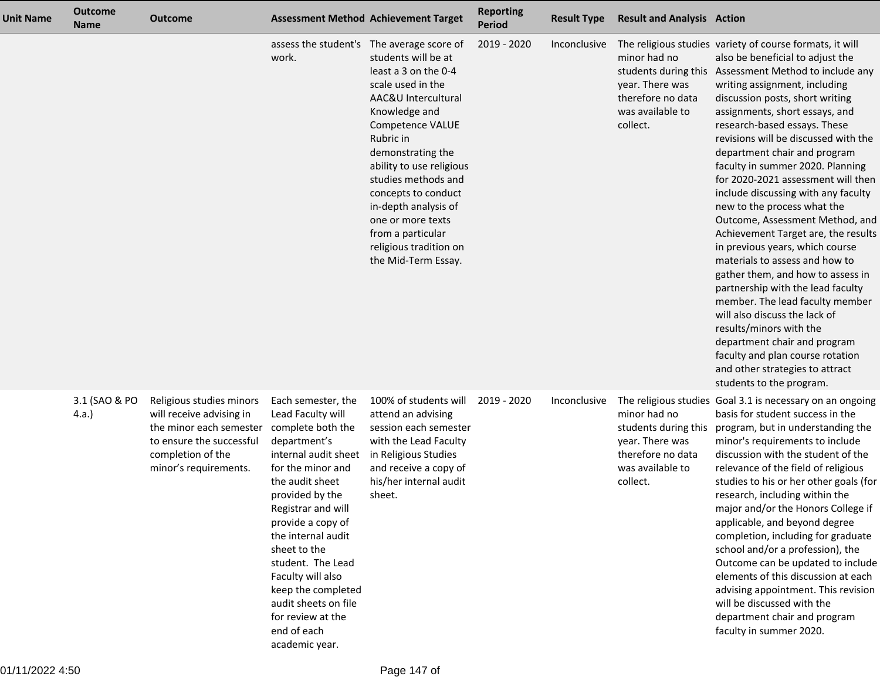| Unit Name | Outcome Name | Outcome | Assessment Method | Achievement Target | Reporting Period | Result Type | Result and Analysis | Action |
|---|---|---|---|---|---|---|---|---|
| | | | assess the student's work. | The average score of students will be at least a 3 on the 0-4 scale used in the AAC&U Intercultural Knowledge and Competence VALUE Rubric in demonstrating the ability to use religious studies methods and concepts to conduct in-depth analysis of one or more texts from a particular religious tradition on the Mid-Term Essay. | 2019 - 2020 | Inconclusive | The religious studies minor had no students during this year. There was therefore no data was available to collect. | variety of course formats, it will also be beneficial to adjust the Assessment Method to include any writing assignment, including discussion posts, short writing assignments, short essays, and research-based essays. These revisions will be discussed with the department chair and program faculty in summer 2020. Planning for 2020-2021 assessment will then include discussing with any faculty new to the process what the Outcome, Assessment Method, and Achievement Target are, the results in previous years, which course materials to assess and how to gather them, and how to assess in partnership with the lead faculty member. The lead faculty member will also discuss the lack of results/minors with the department chair and program faculty and plan course rotation and other strategies to attract students to the program. |
| | 3.1 (SAO & PO 4.a.) | Religious studies minors will receive advising in the minor each semester to ensure the successful completion of the minor's requirements. | Each semester, the Lead Faculty will complete both the department's internal audit sheet for the minor and the audit sheet provided by the Registrar and will provide a copy of the internal audit sheet to the student. The Lead Faculty will also keep the completed audit sheets on file for review at the end of each academic year. | 100% of students will attend an advising session each semester with the Lead Faculty in Religious Studies and receive a copy of his/her internal audit sheet. | 2019 - 2020 | Inconclusive | The religious studies minor had no students during this year. There was therefore no data was available to collect. | Goal 3.1 is necessary on an ongoing basis for student success in the program, but in understanding the minor's requirements to include discussion with the student of the relevance of the field of religious studies to his or her other goals (for research, including within the major and/or the Honors College if applicable, and beyond degree completion, including for graduate school and/or a profession), the Outcome can be updated to include elements of this discussion at each advising appointment. This revision will be discussed with the department chair and program faculty in summer 2020. |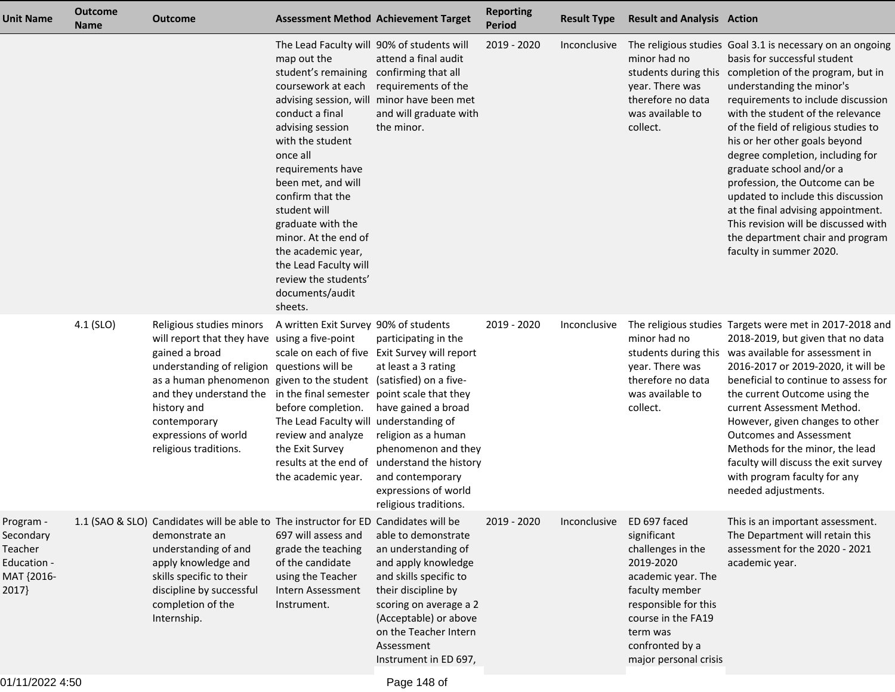| Unit Name | Outcome Name | Outcome | Assessment Method | Achievement Target | Reporting Period | Result Type | Result and Analysis | Action |
|---|---|---|---|---|---|---|---|---|
| | | | The Lead Faculty will map out the student's remaining coursework at each advising session, will conduct a final advising session with the student once all requirements have been met, and will confirm that the student will graduate with the minor. At the end of the academic year, the Lead Faculty will review the students' documents/audit sheets. | 90% of students will attend a final audit confirming that all requirements of the minor have been met and will graduate with the minor. | 2019 - 2020 | Inconclusive | The religious studies minor had no students during this year. There was therefore no data was available to collect. | Goal 3.1 is necessary on an ongoing basis for successful student completion of the program, but in understanding the minor's requirements to include discussion with the student of the relevance of the field of religious studies to his or her other goals beyond degree completion, including for graduate school and/or a profession, the Outcome can be updated to include this discussion at the final advising appointment. This revision will be discussed with the department chair and program faculty in summer 2020. |
| | 4.1 (SLO) | Religious studies minors will report that they have gained a broad understanding of religion as a human phenomenon and they understand the history and contemporary expressions of world religious traditions. | A written Exit Survey using a five-point scale on each of five questions will be given to the student in the final semester before completion. The Lead Faculty will review and analyze the Exit Survey results at the end of the academic year. | 90% of students participating in the Exit Survey will report at least a 3 rating (satisfied) on a five-point scale that they have gained a broad understanding of religion as a human phenomenon and they understand the history and contemporary expressions of world religious traditions. | 2019 - 2020 | Inconclusive | The religious studies minor had no students during this year. There was therefore no data was available to collect. | Targets were met in 2017-2018 and 2018-2019, but given that no data was available for assessment in 2016-2017 or 2019-2020, it will be beneficial to continue to assess for the current Outcome using the current Assessment Method. However, given changes to other Outcomes and Assessment Methods for the minor, the lead faculty will discuss the exit survey with program faculty for any needed adjustments. |
| Program - Secondary Teacher Education - MAT {2016-2017} | 1.1 (SAO & SLO) | Candidates will be able to demonstrate an understanding of and apply knowledge and skills specific to their discipline by successful completion of the Internship. | The instructor for ED 697 will assess and grade the teaching of the candidate using the Teacher Intern Assessment Instrument. | Candidates will be able to demonstrate an understanding of and apply knowledge and skills specific to their discipline by scoring on average a 2 (Acceptable) or above on the Teacher Intern Assessment Instrument in ED 697, | 2019 - 2020 | Inconclusive | ED 697 faced significant challenges in the 2019-2020 academic year. The faculty member responsible for this course in the FA19 term was confronted by a major personal crisis | This is an important assessment. The Department will retain this assessment for the 2020 - 2021 academic year. |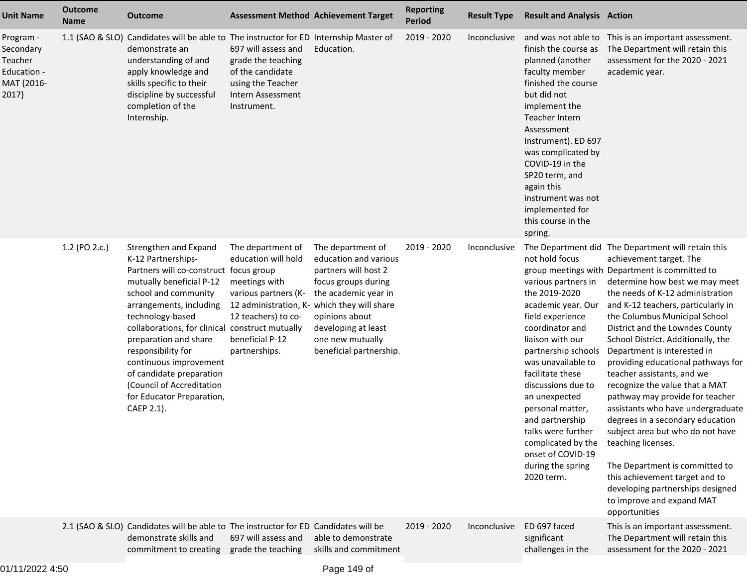| Unit Name | Outcome Name | Outcome | Assessment Method | Achievement Target | Reporting Period | Result Type | Result and Analysis | Action |
|---|---|---|---|---|---|---|---|---|
| Program - Secondary Teacher Education - MAT {2016-2017} | 1.1 (SAO & SLO) | Candidates will be able to demonstrate an understanding of and apply knowledge and skills specific to their discipline by successful completion of the Internship. | The instructor for ED 697 will assess and grade the teaching of the candidate using the Teacher Intern Assessment Instrument. | Internship Master of Education. | 2019 - 2020 | Inconclusive | and was not able to finish the course as planned (another faculty member finished the course but did not implement the Teacher Intern Assessment Instrument). ED 697 was complicated by COVID-19 in the SP20 term, and again this instrument was not implemented for this course in the spring. | This is an important assessment. The Department will retain this assessment for the 2020 - 2021 academic year. |
| | 1.2 (PO 2.c.) | Strengthen and Expand K-12 Partnerships- Partners will co-construct mutually beneficial P-12 school and community arrangements, including technology-based collaborations, for clinical preparation and share responsibility for continuous improvement of candidate preparation (Council of Accreditation for Educator Preparation, CAEP 2.1). | The department of education will hold focus group meetings with various partners (K-12 administration, K-12 teachers) to co-construct mutually beneficial P-12 partnerships. | The department of education and various partners will host 2 focus groups during the academic year in which they will share opinions about developing at least one new mutually beneficial partnership. | 2019 - 2020 | Inconclusive | The Department did not hold focus group meetings with various partners in the 2019-2020 academic year. Our field experience coordinator and liaison with our partnership schools was unavailable to facilitate these discussions due to an unexpected personal matter, and partnership talks were further complicated by the onset of COVID-19 during the spring 2020 term. | The Department will retain this achievement target. The Department is committed to determine how best we may meet the needs of K-12 administration and K-12 teachers, particularly in the Columbus Municipal School District and the Lowndes County School District. Additionally, the Department is interested in providing educational pathways for teacher assistants, and we recognize the value that a MAT pathway may provide for teacher assistants who have undergraduate degrees in a secondary education subject area but who do not have teaching licenses.<br><br>The Department is committed to this achievement target and to developing partnerships designed to improve and expand MAT opportunities |
| | 2.1 (SAO & SLO) | Candidates will be able to demonstrate skills and commitment to creating | The instructor for ED 697 will assess and grade the teaching | Candidates will be able to demonstrate skills and commitment | 2019 - 2020 | Inconclusive | ED 697 faced significant challenges in the | This is an important assessment. The Department will retain this assessment for the 2020 - 2021 |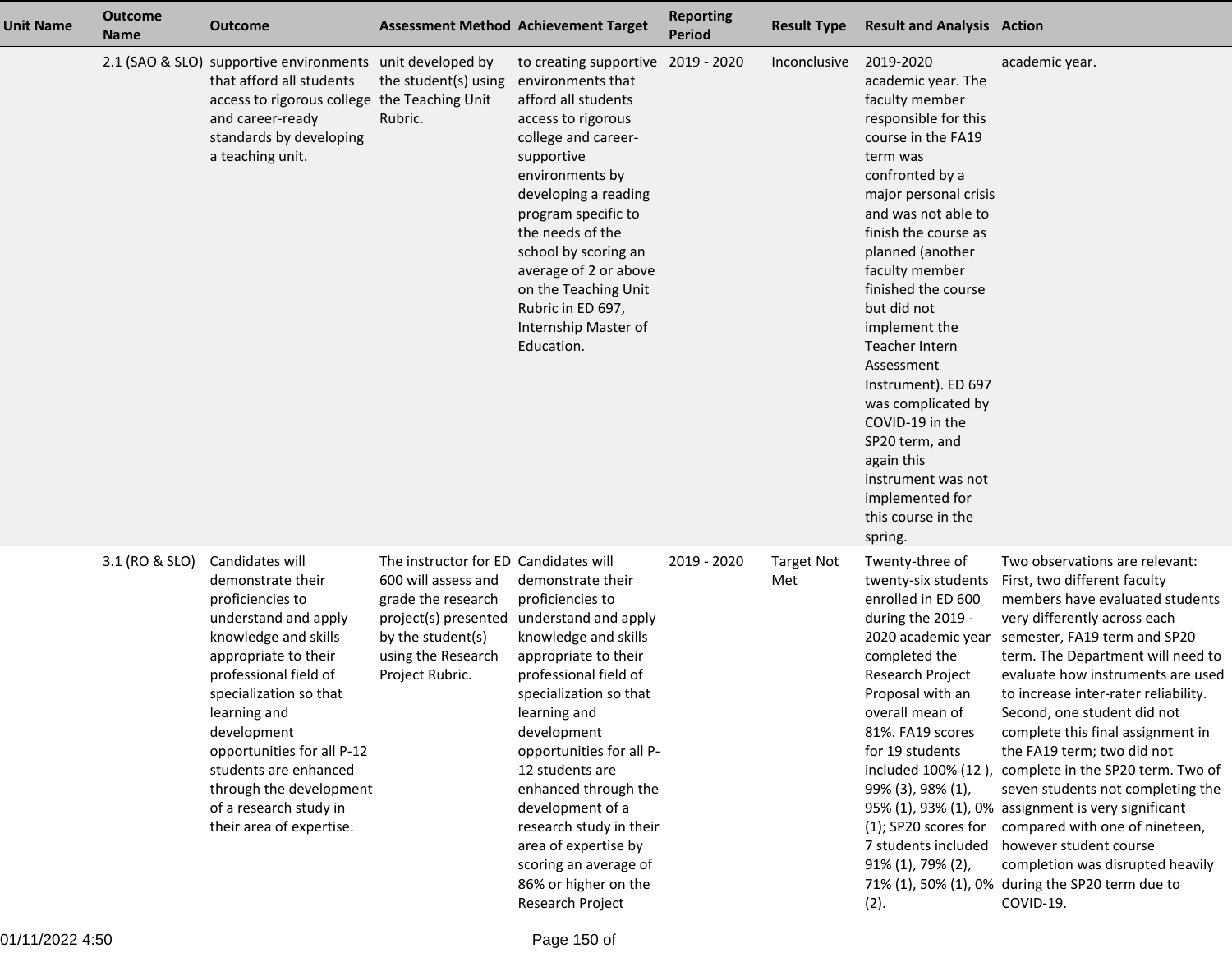| Unit Name | Outcome Name | Outcome | Assessment Method | Achievement Target | Reporting Period | Result Type | Result and Analysis | Action |
|---|---|---|---|---|---|---|---|---|
| | 2.1 (SAO & SLO) | supportive environments that afford all students access to rigorous college and career-ready standards by developing a teaching unit. | unit developed by the student(s) using the Teaching Unit Rubric. | to creating supportive environments that afford all students access to rigorous college and career-supportive environments by developing a reading program specific to the needs of the school by scoring an average of 2 or above on the Teaching Unit Rubric in ED 697, Internship Master of Education. | 2019 - 2020 | Inconclusive | 2019-2020 academic year. The faculty member responsible for this course in the FA19 term was confronted by a major personal crisis and was not able to finish the course as planned (another faculty member finished the course but did not implement the Teacher Intern Assessment Instrument). ED 697 was complicated by COVID-19 in the SP20 term, and again this instrument was not implemented for this course in the spring. | academic year. |
| | 3.1 (RO & SLO) | Candidates will demonstrate their proficiencies to understand and apply knowledge and skills appropriate to their professional field of specialization so that learning and development opportunities for all P-12 students are enhanced through the development of a research study in their area of expertise. | The instructor for ED 600 will assess and grade the research project(s) presented by the student(s) using the Research Project Rubric. | Candidates will demonstrate their proficiencies to understand and apply knowledge and skills appropriate to their professional field of specialization so that learning and development opportunities for all P-12 students are enhanced through the development of a research study in their area of expertise by scoring an average of 86% or higher on the Research Project | 2019 - 2020 | Target Not Met | Twenty-three of twenty-six students enrolled in ED 600 during the 2019 - 2020 academic year completed the Research Project Proposal with an overall mean of 81%. FA19 scores for 19 students included 100% (12 ), 99% (3), 98% (1), 95% (1), 93% (1), 0% (1); SP20 scores for 7 students included 91% (1), 79% (2), 71% (1), 50% (1), 0% (2). | Two observations are relevant: First, two different faculty members have evaluated students very differently across each semester, FA19 term and SP20 term. The Department will need to evaluate how instruments are used to increase inter-rater reliability. Second, one student did not complete this final assignment in the FA19 term; two did not complete in the SP20 term. Two of seven students not completing the assignment is very significant compared with one of nineteen, however student course completion was disrupted heavily during the SP20 term due to COVID-19. |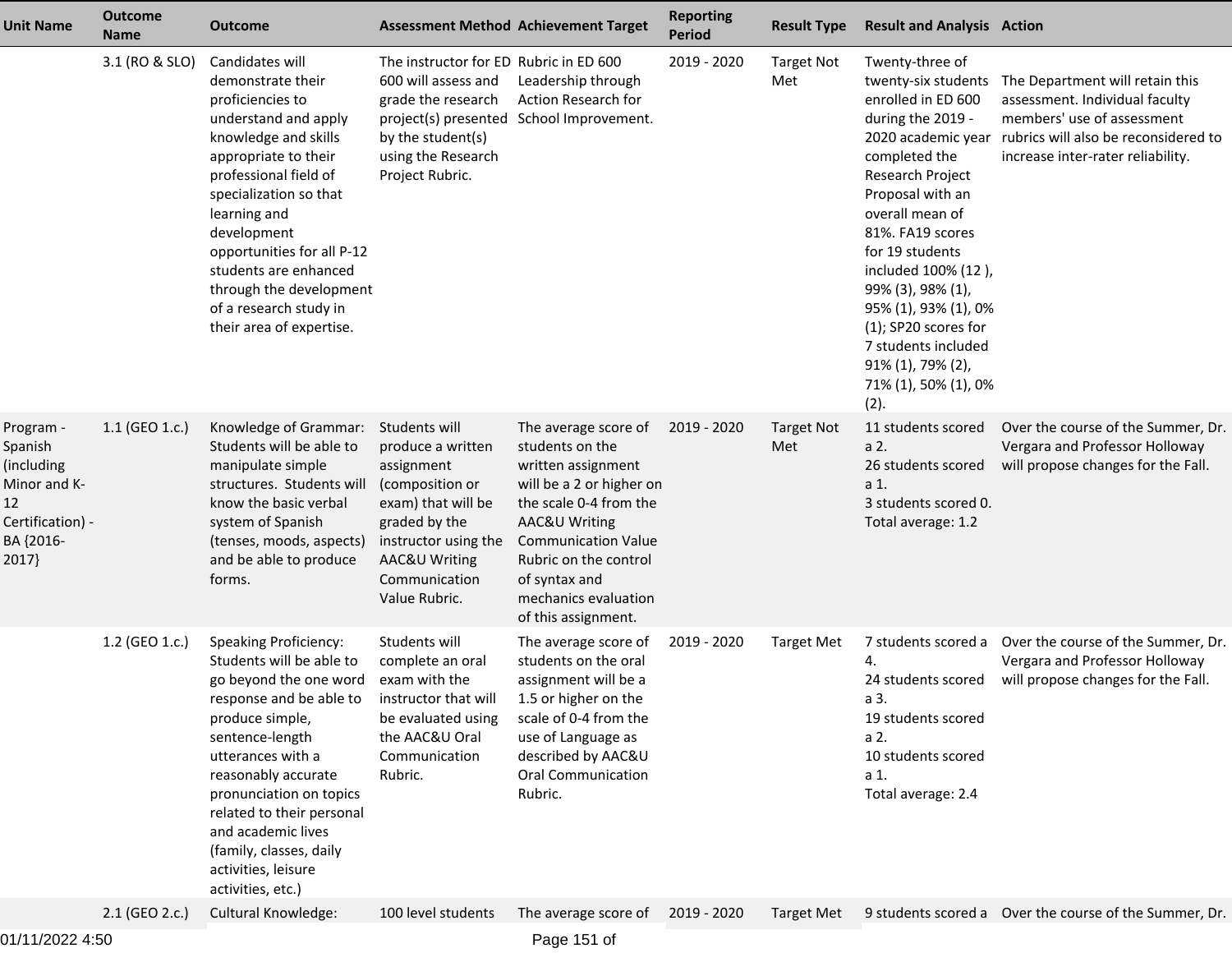| Unit Name | Outcome Name | Outcome | Assessment Method | Achievement Target | Reporting Period | Result Type | Result and Analysis | Action |
|---|---|---|---|---|---|---|---|---|
| | 3.1 (RO & SLO) | Candidates will demonstrate their proficiencies to understand and apply knowledge and skills appropriate to their professional field of specialization so that learning and development opportunities for all P-12 students are enhanced through the development of a research study in their area of expertise. | The instructor for ED 600 will assess and grade the research project(s) presented by the student(s) using the Research Project Rubric. | Rubric in ED 600 Leadership through Action Research for School Improvement. | 2019 - 2020 | Target Not Met | Twenty-three of twenty-six students enrolled in ED 600 during the 2019 - 2020 academic year completed the Research Project Proposal with an overall mean of 81%. FA19 scores for 19 students included 100% (12 ), 99% (3), 98% (1), 95% (1), 93% (1), 0% (1); SP20 scores for 7 students included 91% (1), 79% (2), 71% (1), 50% (1), 0% (2). | The Department will retain this assessment. Individual faculty members' use of assessment rubrics will also be reconsidered to increase inter-rater reliability. |
| Program - Spanish (including Minor and K-12 Certification) - BA {2016-2017} | 1.1 (GEO 1.c.) | Knowledge of Grammar: Students will be able to manipulate simple structures. Students will know the basic verbal system of Spanish (tenses, moods, aspects) and be able to produce forms. | Students will produce a written assignment (composition or exam) that will be graded by the instructor using the AAC&U Writing Communication Value Rubric. | The average score of students on the written assignment will be a 2 or higher on the scale 0-4 from the AAC&U Writing Communication Value Rubric on the control of syntax and mechanics evaluation of this assignment. | 2019 - 2020 | Target Not Met | 11 students scored a 2.<br>26 students scored a 1.<br>3 students scored 0.<br>Total average: 1.2 | Over the course of the Summer, Dr. Vergara and Professor Holloway will propose changes for the Fall. |
| | 1.2 (GEO 1.c.) | Speaking Proficiency: Students will be able to go beyond the one word response and be able to produce simple, sentence-length utterances with a reasonably accurate pronunciation on topics related to their personal and academic lives (family, classes, daily activities, leisure activities, etc.) | Students will complete an oral exam with the instructor that will be evaluated using the AAC&U Oral Communication Rubric. | The average score of students on the oral assignment will be a 1.5 or higher on the scale of 0-4 from the use of Language as described by AAC&U Oral Communication Rubric. | 2019 - 2020 | Target Met | 7 students scored a 4.<br>24 students scored a 3.<br>19 students scored a 2.<br>10 students scored a 1.<br>Total average: 2.4 | Over the course of the Summer, Dr. Vergara and Professor Holloway will propose changes for the Fall. |
| | 2.1 (GEO 2.c.) | Cultural Knowledge: | 100 level students | The average score of | 2019 - 2020 | Target Met | 9 students scored a | Over the course of the Summer, Dr. |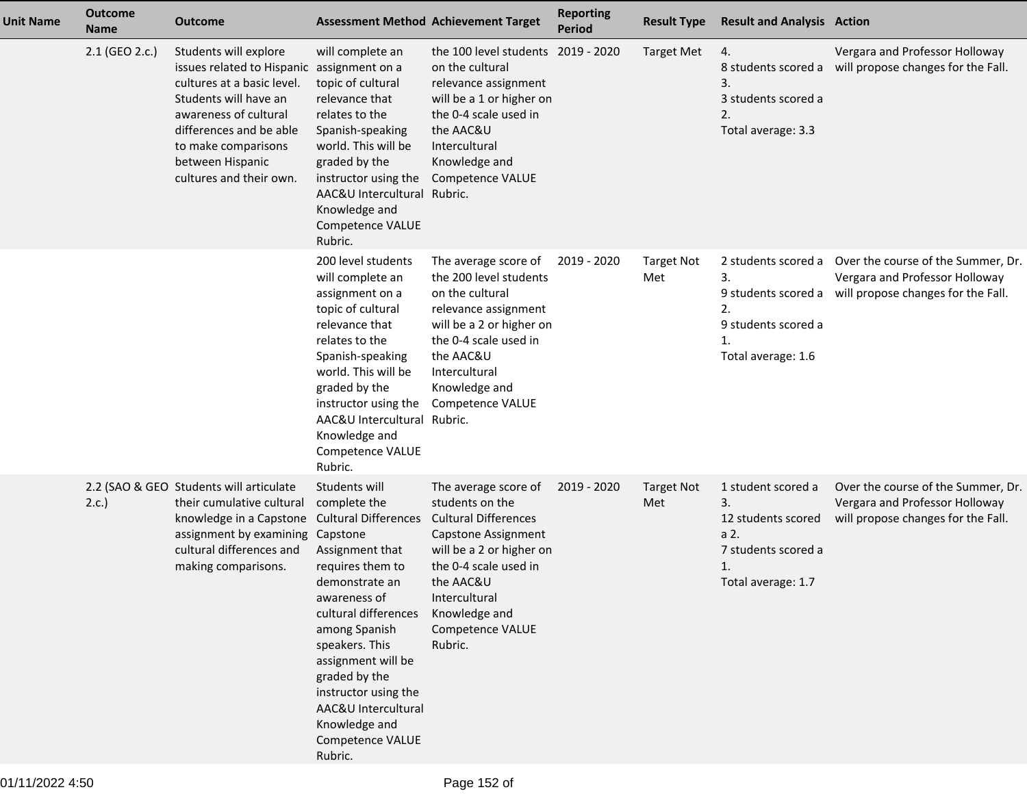| Unit Name | Outcome Name | Outcome | Assessment Method | Achievement Target | Reporting Period | Result Type | Result and Analysis | Action |
|---|---|---|---|---|---|---|---|---|
| | 2.1 (GEO 2.c.) | Students will explore issues related to Hispanic cultures at a basic level. Students will have an awareness of cultural differences and be able to make comparisons between Hispanic cultures and their own. | will complete an assignment on a topic of cultural relevance that relates to the Spanish-speaking world. This will be graded by the instructor using the AAC&U Intercultural Knowledge and Competence VALUE Rubric. | the 100 level students on the cultural relevance assignment will be a 1 or higher on the 0-4 scale used in the AAC&U Intercultural Knowledge and Competence VALUE Rubric. | 2019 - 2020 | Target Met | 4.<br>8 students scored a 3.<br>3 students scored a 2.<br>Total average: 3.3 | Vergara and Professor Holloway will propose changes for the Fall. |
| | | | 200 level students will complete an assignment on a topic of cultural relevance that relates to the Spanish-speaking world. This will be graded by the instructor using the AAC&U Intercultural Knowledge and Competence VALUE Rubric. | The average score of the 200 level students on the cultural relevance assignment will be a 2 or higher on the 0-4 scale used in the AAC&U Intercultural Knowledge and Competence VALUE Rubric. | 2019 - 2020 | Target Not Met | 2 students scored a 3.<br>9 students scored a 2.<br>9 students scored a 1.<br>Total average: 1.6 | Over the course of the Summer, Dr. Vergara and Professor Holloway will propose changes for the Fall. |
| | 2.2 (SAO & GEO 2.c.) | Students will articulate their cumulative cultural knowledge in a Capstone assignment by examining cultural differences and making comparisons. | Students will complete the Cultural Differences Capstone Assignment that requires them to demonstrate an awareness of cultural differences among Spanish speakers. This assignment will be graded by the instructor using the AAC&U Intercultural Knowledge and Competence VALUE Rubric. | The average score of students on the Cultural Differences Capstone Assignment will be a 2 or higher on the 0-4 scale used in the AAC&U Intercultural Knowledge and Competence VALUE Rubric. | 2019 - 2020 | Target Not Met | 1 student scored a 3.<br>12 students scored a 2.<br>7 students scored a 1.<br>Total average: 1.7 | Over the course of the Summer, Dr. Vergara and Professor Holloway will propose changes for the Fall. |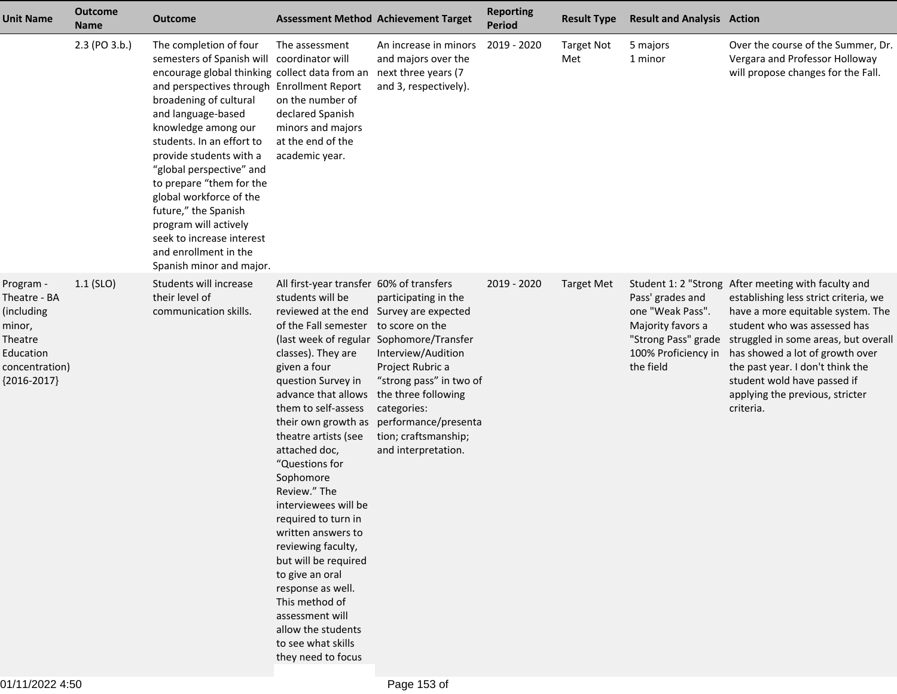| Unit Name | Outcome Name | Outcome | Assessment Method | Achievement Target | Reporting Period | Result Type | Result and Analysis | Action |
|---|---|---|---|---|---|---|---|---|
| | 2.3 (PO 3.b.) | The completion of four semesters of Spanish will encourage global thinking and perspectives through broadening of cultural and language-based knowledge among our students. In an effort to provide students with a “global perspective” and to prepare “them for the global workforce of the future,” the Spanish program will actively seek to increase interest and enrollment in the Spanish minor and major. | The assessment coordinator will collect data from an Enrollment Report on the number of declared Spanish minors and majors at the end of the academic year. | An increase in minors and majors over the next three years (7 and 3, respectively). | 2019 - 2020 | Target Not Met | 5 majors<br>1 minor | Over the course of the Summer, Dr. Vergara and Professor Holloway will propose changes for the Fall. |
| Program - Theatre - BA (including minor, Theatre Education concentration) {2016-2017} | 1.1 (SLO) | Students will increase their level of communication skills. | All first-year transfer students will be reviewed at the end of the Fall semester (last week of regular classes). They are given a four question Survey in advance that allows them to self-assess their own growth as theatre artists (see attached doc, “Questions for Sophomore Review.” The interviewees will be required to turn in written answers to reviewing faculty, but will be required to give an oral response as well. This method of assessment will allow the students to see what skills they need to focus | 60% of transfers participating in the Survey are expected to score on the Sophomore/Transfer Interview/Audition Project Rubric a “strong pass” in two of the three following categories: performance/presentation; craftsmanship; and interpretation. | 2019 - 2020 | Target Met | Student 1: 2 "Strong Pass' grades and one "Weak Pass". Majority favors a "Strong Pass" grade 100% Proficiency in the field | After meeting with faculty and establishing less strict criteria, we have a more equitable system. The student who was assessed has struggled in some areas, but overall has showed a lot of growth over the past year. I don't think the student wold have passed if applying the previous, stricter criteria. |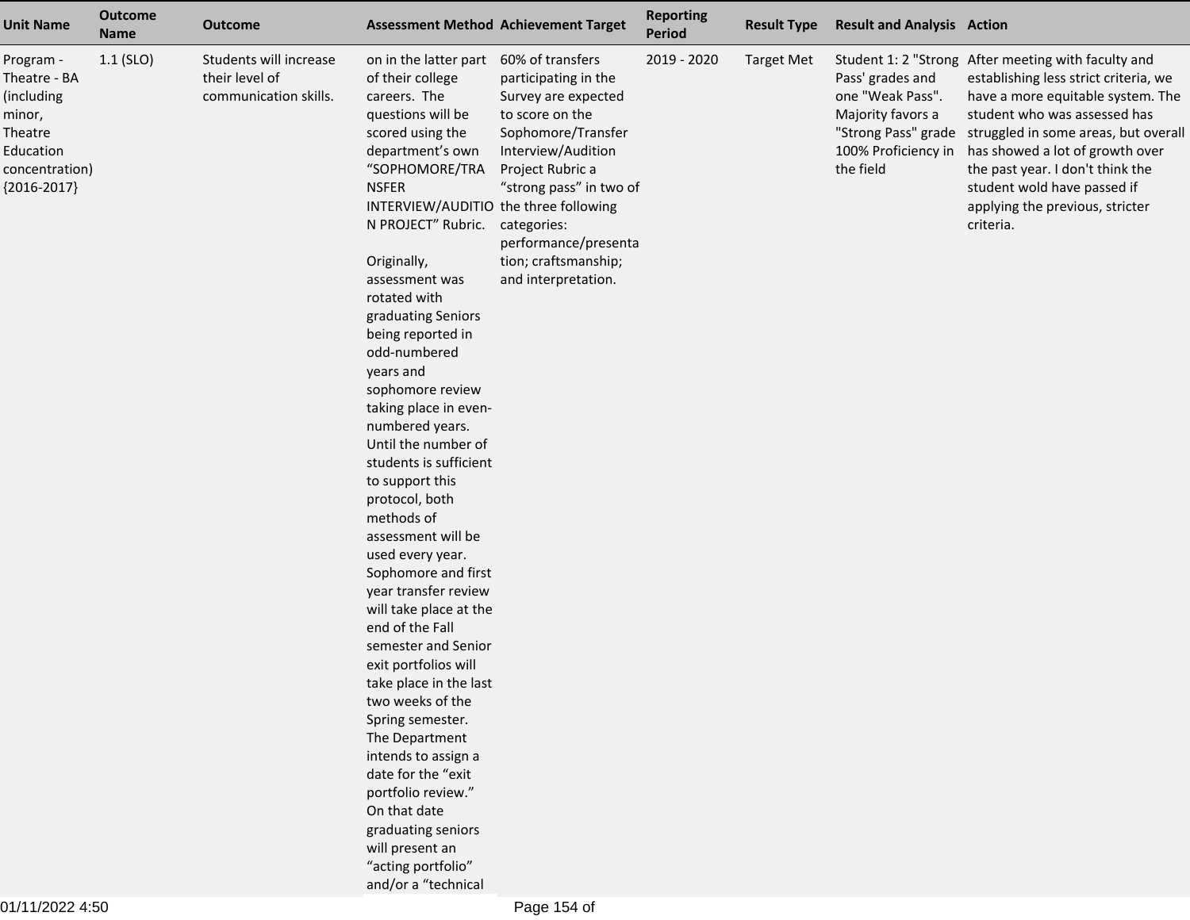| Unit Name | Outcome Name | Outcome | Assessment Method | Achievement Target | Reporting Period | Result Type | Result and Analysis | Action |
|---|---|---|---|---|---|---|---|---|
| Program - Theatre - BA (including minor, Theatre Education concentration) {2016-2017} | 1.1 (SLO) | Students will increase their level of communication skills. | on in the latter part of their college careers. The questions will be scored using the department's own "SOPHOMORE/TRANSFER INTERVIEW/AUDITION PROJECT" Rubric.<br><br>Originally, assessment was rotated with graduating Seniors being reported in odd-numbered years and sophomore review taking place in even-numbered years. Until the number of students is sufficient to support this protocol, both methods of assessment will be used every year. Sophomore and first year transfer review will take place at the end of the Fall semester and Senior exit portfolios will take place in the last two weeks of the Spring semester. The Department intends to assign a date for the "exit portfolio review." On that date graduating seniors will present an "acting portfolio" and/or a "technical | 60% of transfers participating in the Survey are expected to score on the Sophomore/Transfer Interview/Audition Project Rubric a "strong pass" in two of the three following categories: performance/presentation; craftsmanship; and interpretation. | 2019 - 2020 | Target Met | Student 1: 2 "Strong Pass' grades and one "Weak Pass". Majority favors a "Strong Pass" grade 100% Proficiency in the field | After meeting with faculty and establishing less strict criteria, we have a more equitable system. The student who was assessed has struggled in some areas, but overall has showed a lot of growth over the past year. I don't think the student wold have passed if applying the previous, stricter criteria. |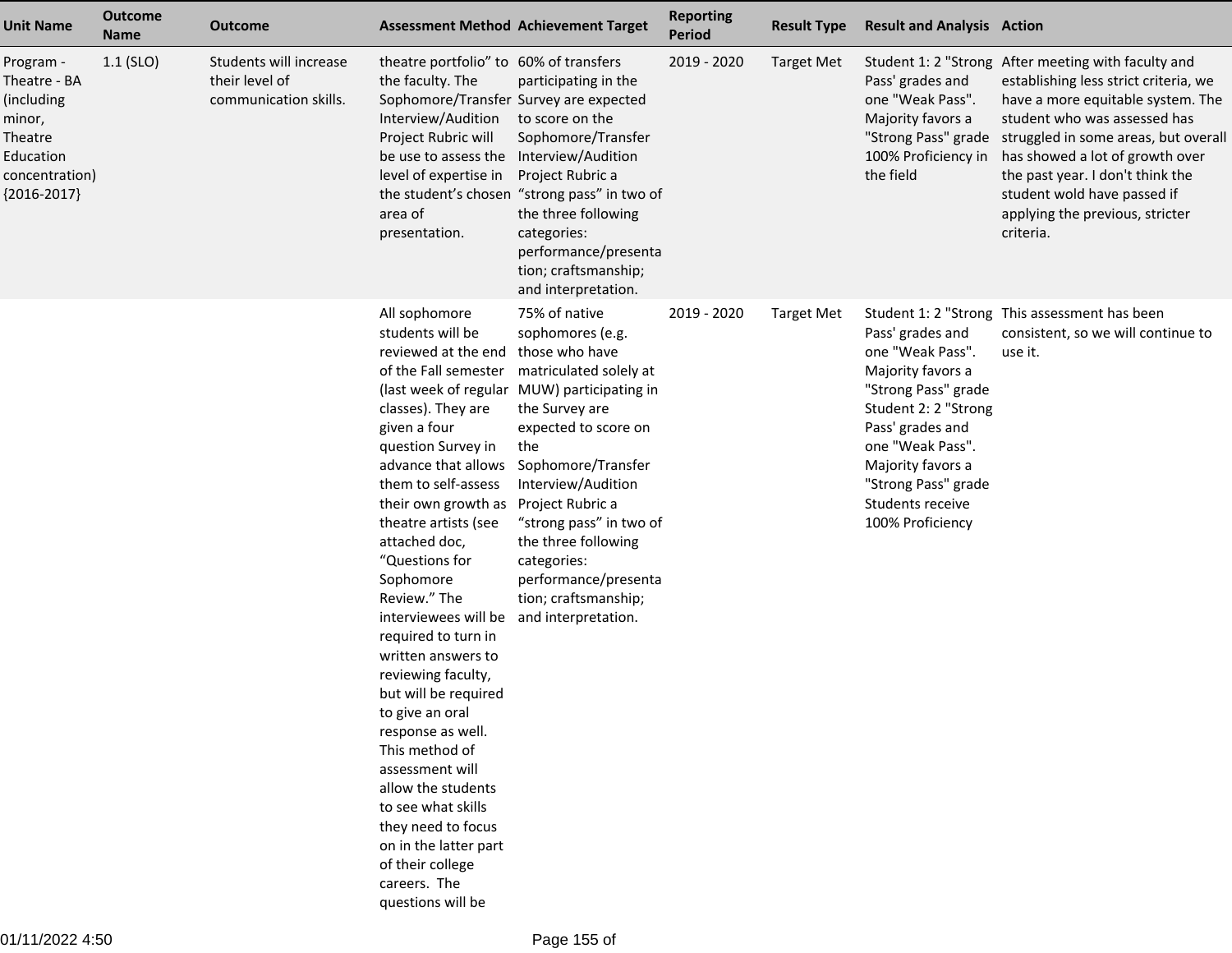| Unit Name | Outcome Name | Outcome | Assessment Method | Achievement Target | Reporting Period | Result Type | Result and Analysis | Action |
|---|---|---|---|---|---|---|---|---|
| Program - Theatre - BA (including minor, Theatre Education concentration) {2016-2017} | 1.1 (SLO) | Students will increase their level of communication skills. | theatre portfolio" to the faculty. The Sophomore/Transfer Interview/Audition Project Rubric will be use to assess the level of expertise in the student's chosen area of presentation. | 60% of transfers participating in the Survey are expected to score on the Sophomore/Transfer Interview/Audition Project Rubric a "strong pass" in two of the three following categories: performance/presentation; craftsmanship; and interpretation. | 2019 - 2020 | Target Met | Student 1: 2 "Strong Pass' grades and one "Weak Pass". Majority favors a "Strong Pass" grade 100% Proficiency in the field | After meeting with faculty and establishing less strict criteria, we have a more equitable system. The student who was assessed has struggled in some areas, but overall has showed a lot of growth over the past year. I don't think the student wold have passed if applying the previous, stricter criteria. |
| | | | All sophomore students will be reviewed at the end of the Fall semester (last week of regular classes). They are given a four question Survey in advance that allows them to self-assess their own growth as theatre artists (see attached doc, "Questions for Sophomore Review." The interviewees will be required to turn in written answers to reviewing faculty, but will be required to give an oral response as well. This method of assessment will allow the students to see what skills they need to focus on in the latter part of their college careers. The questions will be | 75% of native sophomores (e.g. those who have matriculated solely at MUW) participating in the Survey are expected to score on the Sophomore/Transfer Interview/Audition Project Rubric a "strong pass" in two of the three following categories: performance/presentation; craftsmanship; and interpretation. | 2019 - 2020 | Target Met | Student 1: 2 "Strong Pass' grades and one "Weak Pass". Majority favors a "Strong Pass" grade Student 2: 2 "Strong Pass' grades and one "Weak Pass". Majority favors a "Strong Pass" grade Students receive 100% Proficiency | This assessment has been consistent, so we will continue to use it. |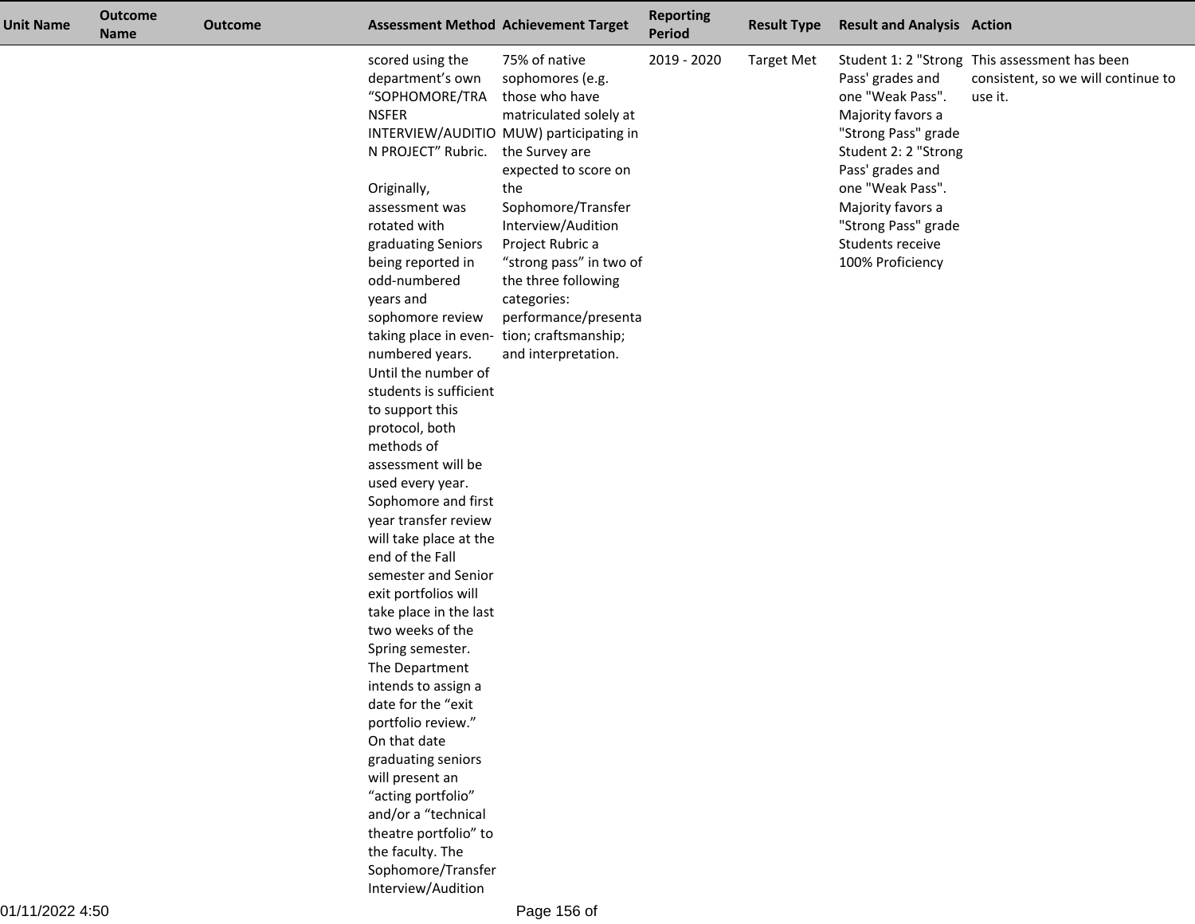| Unit Name | Outcome Name | Outcome | Assessment Method | Achievement Target | Reporting Period | Result Type | Result and Analysis | Action |
|---|---|---|---|---|---|---|---|---|
| | | | scored using the department's own "SOPHOMORE/TRANSFER INTERVIEW/AUDITION PROJECT" Rubric.<br><br>Originally, assessment was rotated with graduating Seniors being reported in odd-numbered years and sophomore review taking place in even-numbered years. Until the number of students is sufficient to support this protocol, both methods of assessment will be used every year. Sophomore and first year transfer review will take place at the end of the Fall semester and Senior exit portfolios will take place in the last two weeks of the Spring semester. The Department intends to assign a date for the "exit portfolio review." On that date graduating seniors will present an "acting portfolio" and/or a "technical theatre portfolio" to the faculty. The Sophomore/Transfer Interview/Audition | 75% of native sophomores (e.g. those who have matriculated solely at MUW) participating in the Survey are expected to score on the Sophomore/Transfer Interview/Audition Project Rubric a "strong pass" in two of the three following categories: performance/presentation; craftsmanship; and interpretation. | 2019 - 2020 | Target Met | Student 1: 2 "Strong Pass' grades and one "Weak Pass". Majority favors a "Strong Pass" grade<br>Student 2: 2 "Strong Pass' grades and one "Weak Pass". Majority favors a "Strong Pass" grade<br>Students receive 100% Proficiency | This assessment has been consistent, so we will continue to use it. |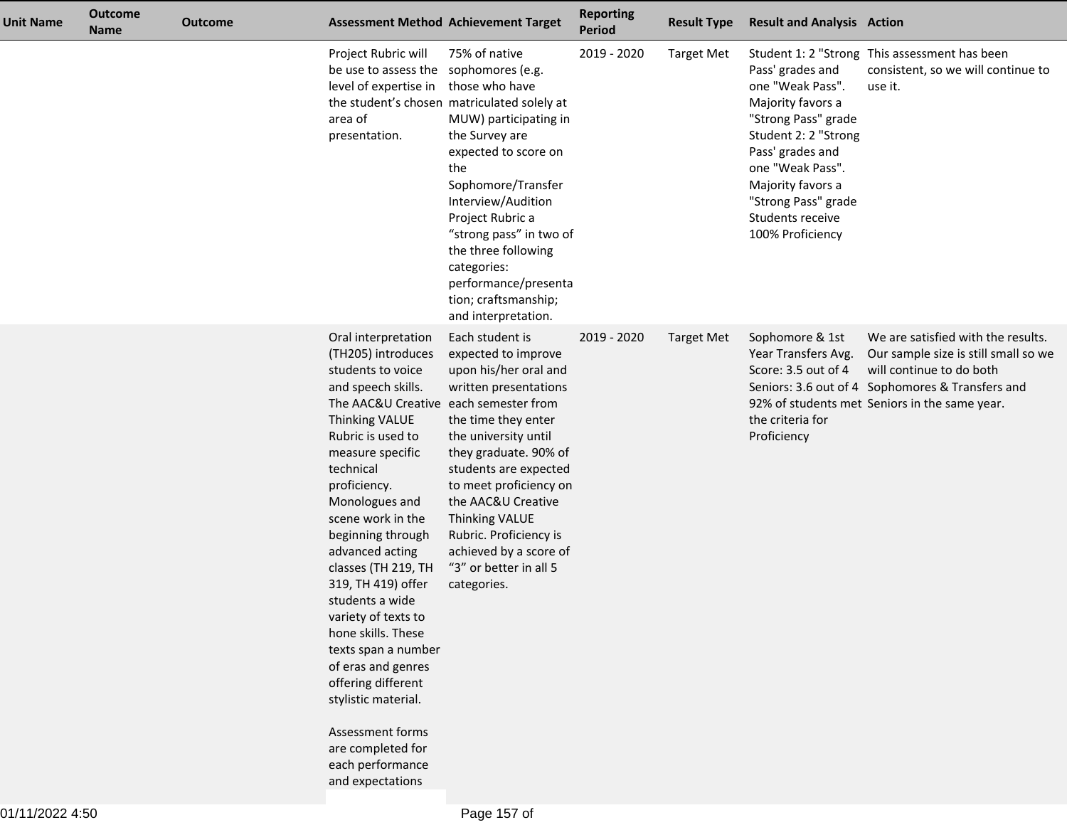| Unit Name | Outcome Name | Outcome | Assessment Method | Achievement Target | Reporting Period | Result Type | Result and Analysis | Action |
|---|---|---|---|---|---|---|---|---|
| | | | Project Rubric will be use to assess the level of expertise in the student's chosen area of presentation. | 75% of native sophomores (e.g. those who have matriculated solely at MUW) participating in the Survey are expected to score on the Sophomore/Transfer Interview/Audition Project Rubric a "strong pass" in two of the three following categories: performance/presentation; craftsmanship; and interpretation. | 2019 - 2020 | Target Met | Student 1: 2 "Strong Pass' grades and one "Weak Pass". Majority favors a "Strong Pass" grade Student 2: 2 "Strong Pass' grades and one "Weak Pass". Majority favors a "Strong Pass" grade Students receive 100% Proficiency | This assessment has been consistent, so we will continue to use it. |
| | | | Oral interpretation (TH205) introduces students to voice and speech skills. The AAC&U Creative Thinking VALUE Rubric is used to measure specific technical proficiency. Monologues and scene work in the beginning through advanced acting classes (TH 219, TH 319, TH 419) offer students a wide variety of texts to hone skills. These texts span a number of eras and genres offering different stylistic material.<br><br>Assessment forms are completed for each performance and expectations | Each student is expected to improve upon his/her oral and written presentations each semester from the time they enter the university until they graduate. 90% of students are expected to meet proficiency on the AAC&U Creative Thinking VALUE Rubric. Proficiency is achieved by a score of "3" or better in all 5 categories. | 2019 - 2020 | Target Met | Sophomore & 1st Year Transfers Avg. Score: 3.5 out of 4 Seniors: 3.6 out of 4 92% of students met the criteria for Proficiency | We are satisfied with the results. Our sample size is still small so we will continue to do both Sophomores & Transfers and Seniors in the same year. |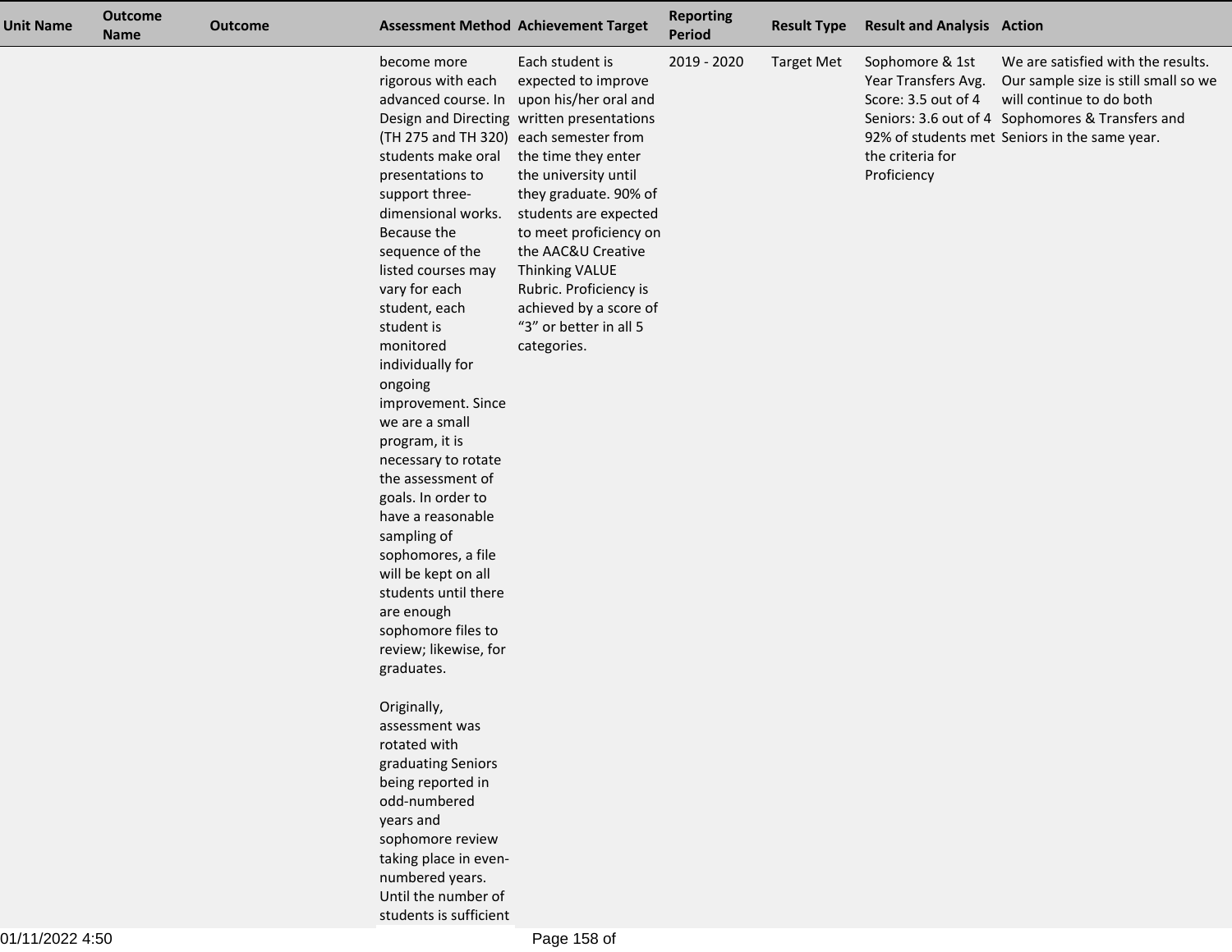| Unit Name | Outcome Name | Outcome | Assessment Method | Achievement Target | Reporting Period | Result Type | Result and Analysis | Action |
|---|---|---|---|---|---|---|---|---|
| | | | become more rigorous with each advanced course. In Design and Directing (TH 275 and TH 320) students make oral presentations to support three-dimensional works. Because the sequence of the listed courses may vary for each student, each student is monitored individually for ongoing improvement. Since we are a small program, it is necessary to rotate the assessment of goals. In order to have a reasonable sampling of sophomores, a file will be kept on all students until there are enough sophomore files to review; likewise, for graduates.<br><br>Originally, assessment was rotated with graduating Seniors being reported in odd-numbered years and sophomore review taking place in even-numbered years. Until the number of students is sufficient | Each student is expected to improve upon his/her oral and written presentations each semester from the time they enter the university until they graduate. 90% of students are expected to meet proficiency on the AAC&U Creative Thinking VALUE Rubric. Proficiency is achieved by a score of “3” or better in all 5 categories. | 2019 - 2020 | Target Met | Sophomore & 1st Year Transfers Avg. Score: 3.5 out of 4 Seniors: 3.6 out of 4 92% of students met the criteria for Proficiency | We are satisfied with the results. Our sample size is still small so we will continue to do both Sophomores & Transfers and Seniors in the same year. |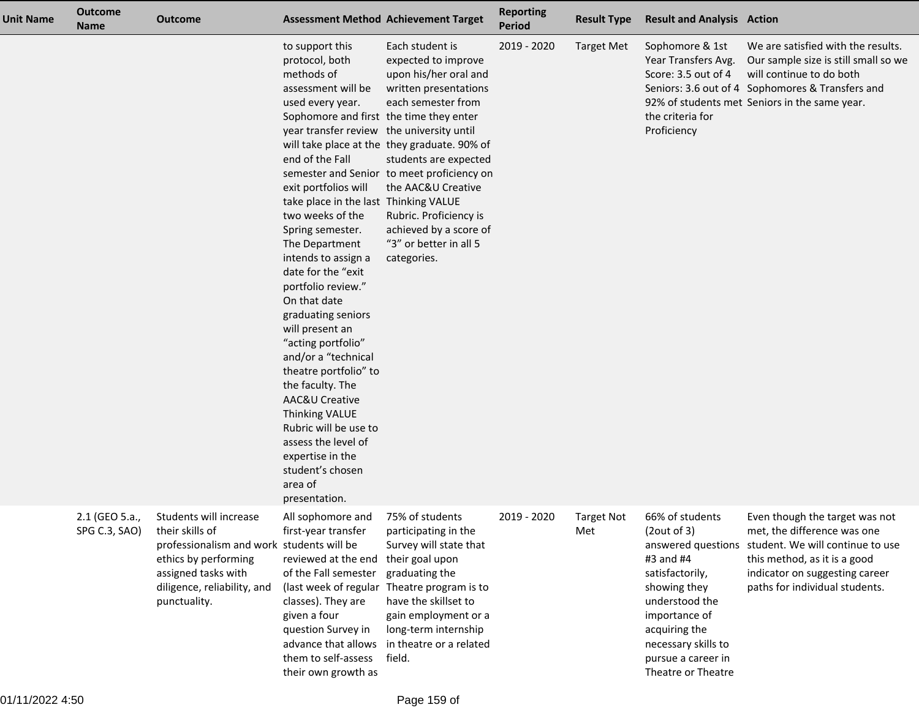| Unit Name | Outcome Name | Outcome | Assessment Method | Achievement Target | Reporting Period | Result Type | Result and Analysis | Action |
|---|---|---|---|---|---|---|---|---|
| | | | to support this protocol, both methods of assessment will be used every year. Sophomore and first year transfer review will take place at the end of the Fall semester and Senior exit portfolios will take place in the last two weeks of the Spring semester. The Department intends to assign a date for the "exit portfolio review." On that date graduating seniors will present an "acting portfolio" and/or a "technical theatre portfolio" to the faculty. The AAC&U Creative Thinking VALUE Rubric will be use to assess the level of expertise in the student's chosen area of presentation. | Each student is expected to improve upon his/her oral and written presentations each semester from the time they enter the university until they graduate. 90% of students are expected to meet proficiency on the AAC&U Creative Thinking VALUE Rubric. Proficiency is achieved by a score of "3" or better in all 5 categories. | 2019 - 2020 | Target Met | Sophomore & 1st Year Transfers Avg. Score: 3.5 out of 4 Seniors: 3.6 out of 4 92% of students met the criteria for Proficiency | We are satisfied with the results. Our sample size is still small so we will continue to do both Sophomores & Transfers and Seniors in the same year. |
| | 2.1 (GEO 5.a., SPG C.3, SAO) | Students will increase their skills of professionalism and work ethics by performing assigned tasks with diligence, reliability, and punctuality. | All sophomore and first-year transfer students will be reviewed at the end of the Fall semester (last week of regular classes). They are given a four question Survey in advance that allows them to self-assess their own growth as | 75% of students participating in the Survey will state that their goal upon graduating the Theatre program is to have the skillset to gain employment or a long-term internship in theatre or a related field. | 2019 - 2020 | Target Not Met | 66% of students (2out of 3) answered questions #3 and #4 satisfactorily, showing they understood the importance of acquiring the necessary skills to pursue a career in Theatre or Theatre | Even though the target was not met, the difference was one student. We will continue to use this method, as it is a good indicator on suggesting career paths for individual students. |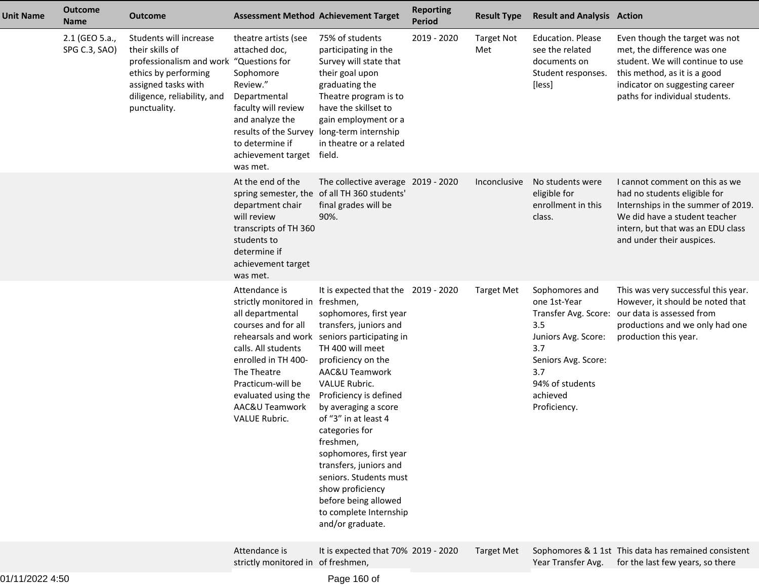| Unit Name | Outcome Name | Outcome | Assessment Method | Achievement Target | Reporting Period | Result Type | Result and Analysis | Action |
|---|---|---|---|---|---|---|---|---|
| | 2.1 (GEO 5.a., SPG C.3, SAO) | Students will increase their skills of professionalism and work ethics by performing assigned tasks with diligence, reliability, and punctuality. | theatre artists (see attached doc, "Questions for Sophomore Review." Departmental faculty will review and analyze the results of the Survey to determine if achievement target was met. | 75% of students participating in the Survey will state that their goal upon graduating the Theatre program is to have the skillset to gain employment or a long-term internship in theatre or a related field. | 2019 - 2020 | Target Not Met | Education. Please see the related documents on Student responses. [less] | Even though the target was not met, the difference was one student. We will continue to use this method, as it is a good indicator on suggesting career paths for individual students. |
| | | | At the end of the spring semester, the department chair will review transcripts of TH 360 students to determine if achievement target was met. | The collective average of all TH 360 students' final grades will be 90%. | 2019 - 2020 | Inconclusive | No students were eligible for enrollment in this class. | I cannot comment on this as we had no students eligible for Internships in the summer of 2019. We did have a student teacher intern, but that was an EDU class and under their auspices. |
| | | | Attendance is strictly monitored in all departmental courses and for all rehearsals and work calls. All students enrolled in TH 400-The Theatre Practicum-will be evaluated using the AAC&U Teamwork VALUE Rubric. | It is expected that the freshmen, sophomores, first year transfers, juniors and seniors participating in TH 400 will meet proficiency on the AAC&U Teamwork VALUE Rubric. Proficiency is defined by averaging a score of "3" in at least 4 categories for freshmen, sophomores, first year transfers, juniors and seniors. Students must show proficiency before being allowed to complete Internship and/or graduate. | 2019 - 2020 | Target Met | Sophomores and one 1st-Year Transfer Avg. Score: 3.5<br>Juniors Avg. Score: 3.7<br>Seniors Avg. Score: 3.7<br>94% of students achieved Proficiency. | This was very successful this year. However, it should be noted that our data is assessed from productions and we only had one production this year. |
| | | | Attendance is strictly monitored in | It is expected that 70% of freshmen, | 2019 - 2020 | Target Met | Sophomores & 1 1st Year Transfer Avg. | This data has remained consistent for the last few years, so there |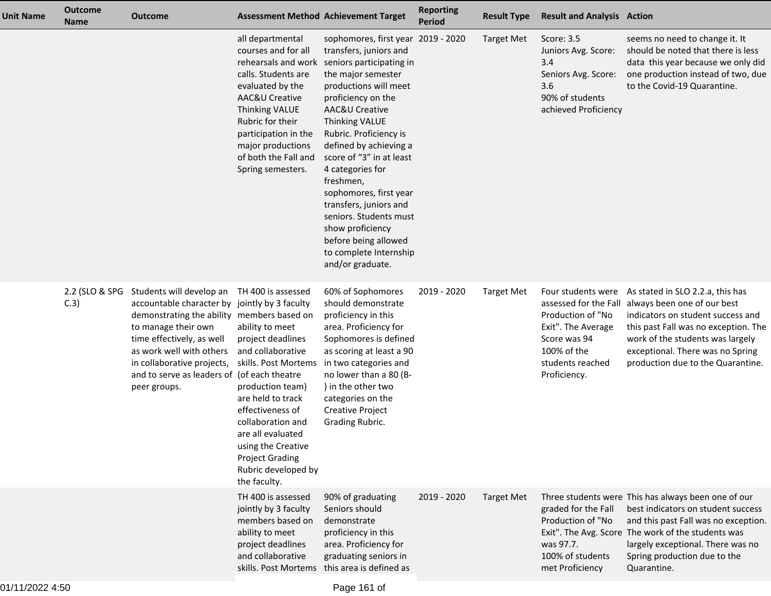| Unit Name | Outcome Name | Outcome | Assessment Method | Achievement Target | Reporting Period | Result Type | Result and Analysis | Action |
|---|---|---|---|---|---|---|---|---|
| | | | all departmental courses and for all rehearsals and work calls. Students are evaluated by the AAC&U Creative Thinking VALUE Rubric for their participation in the major productions of both the Fall and Spring semesters. | sophomores, first year transfers, juniors and seniors participating in the major semester productions will meet proficiency on the AAC&U Creative Thinking VALUE Rubric. Proficiency is defined by achieving a score of "3" in at least 4 categories for freshmen, sophomores, first year transfers, juniors and seniors. Students must show proficiency before being allowed to complete Internship and/or graduate. | 2019 - 2020 | Target Met | Score: 3.5<br>Juniors Avg. Score: 3.4<br>Seniors Avg. Score: 3.6<br>90% of students achieved Proficiency | seems no need to change it. It should be noted that there is less data this year because we only did one production instead of two, due to the Covid-19 Quarantine. |
| | 2.2 (SLO & SPG C.3) | Students will develop an accountable character by demonstrating the ability to manage their own time effectively, as well as work well with others in collaborative projects, and to serve as leaders of peer groups. | TH 400 is assessed jointly by 3 faculty members based on ability to meet project deadlines and collaborative skills. Post Mortems (of each theatre production team) are held to track effectiveness of collaboration and are all evaluated using the Creative Project Grading Rubric developed by the faculty. | 60% of Sophomores should demonstrate proficiency in this area. Proficiency for Sophomores is defined as scoring at least a 90 in two categories and no lower than a 80 (B-) in the other two categories on the Creative Project Grading Rubric. | 2019 - 2020 | Target Met | Four students were assessed for the Fall Production of "No Exit". The Average Score was 94<br>100% of the students reached Proficiency. | As stated in SLO 2.2.a, this has always been one of our best indicators on student success and this past Fall was no exception. The work of the students was largely exceptional. There was no Spring production due to the Quarantine. |
| | | | TH 400 is assessed jointly by 3 faculty members based on ability to meet project deadlines and collaborative skills. Post Mortems | 90% of graduating Seniors should demonstrate proficiency in this area. Proficiency for graduating seniors in this area is defined as | 2019 - 2020 | Target Met | Three students were graded for the Fall Production of "No Exit". The Avg. Score was 97.7.<br>100% of students met Proficiency | This has always been one of our best indicators on student success and this past Fall was no exception. The work of the students was largely exceptional. There was no Spring production due to the Quarantine. |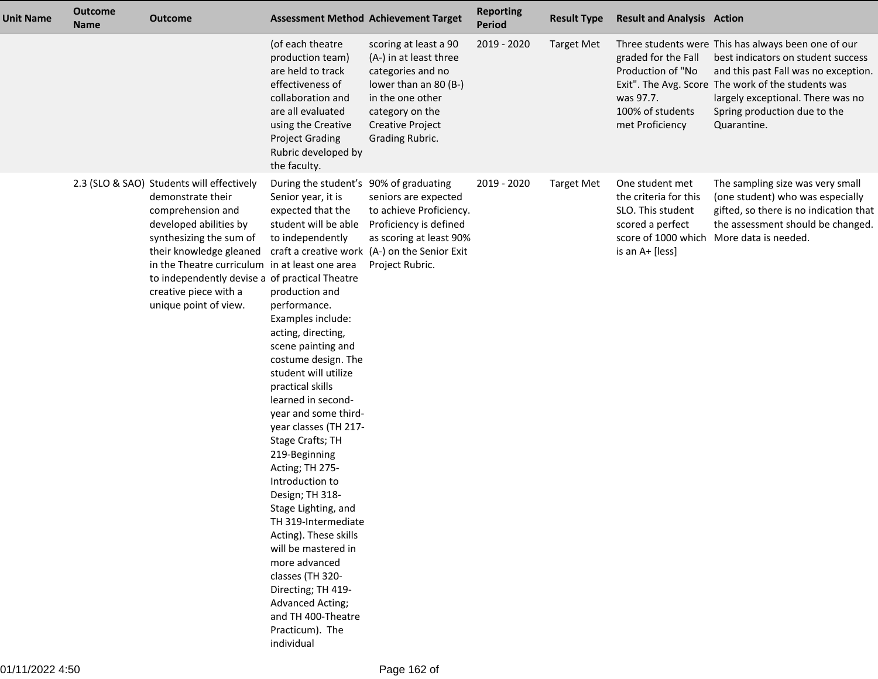| Unit Name | Outcome Name | Outcome | Assessment Method | Achievement Target | Reporting Period | Result Type | Result and Analysis | Action |
|---|---|---|---|---|---|---|---|---|
| | | | (of each theatre production team) are held to track effectiveness of collaboration and are all evaluated using the Creative Project Grading Rubric developed by the faculty. | scoring at least a 90 (A-) in at least three categories and no lower than an 80 (B-) in the one other category on the Creative Project Grading Rubric. | 2019 - 2020 | Target Met | Three students were graded for the Fall Production of "No Exit". The Avg. Score was 97.7. 100% of students met Proficiency | This has always been one of our best indicators on student success and this past Fall was no exception. The work of the students was largely exceptional. There was no Spring production due to the Quarantine. |
| | 2.3 (SLO & SAO) | Students will effectively demonstrate their comprehension and developed abilities by synthesizing the sum of their knowledge gleaned in the Theatre curriculum to independently devise a creative piece with a unique point of view. | During the student's Senior year, it is expected that the student will be able to independently craft a creative work in at least one area of practical Theatre production and performance. Examples include: acting, directing, scene painting and costume design. The student will utilize practical skills learned in second-year and some third-year classes (TH 217-Stage Crafts; TH 219-Beginning Acting; TH 275-Introduction to Design; TH 318-Stage Lighting, and TH 319-Intermediate Acting). These skills will be mastered in more advanced classes (TH 320-Directing; TH 419-Advanced Acting; and TH 400-Theatre Practicum). The individual | 90% of graduating seniors are expected to achieve Proficiency. Proficiency is defined as scoring at least 90% (A-) on the Senior Exit Project Rubric. | 2019 - 2020 | Target Met | One student met the criteria for this SLO. This student scored a perfect score of 1000 which is an A+ [less] | The sampling size was very small (one student) who was especially gifted, so there is no indication that the assessment should be changed. More data is needed. |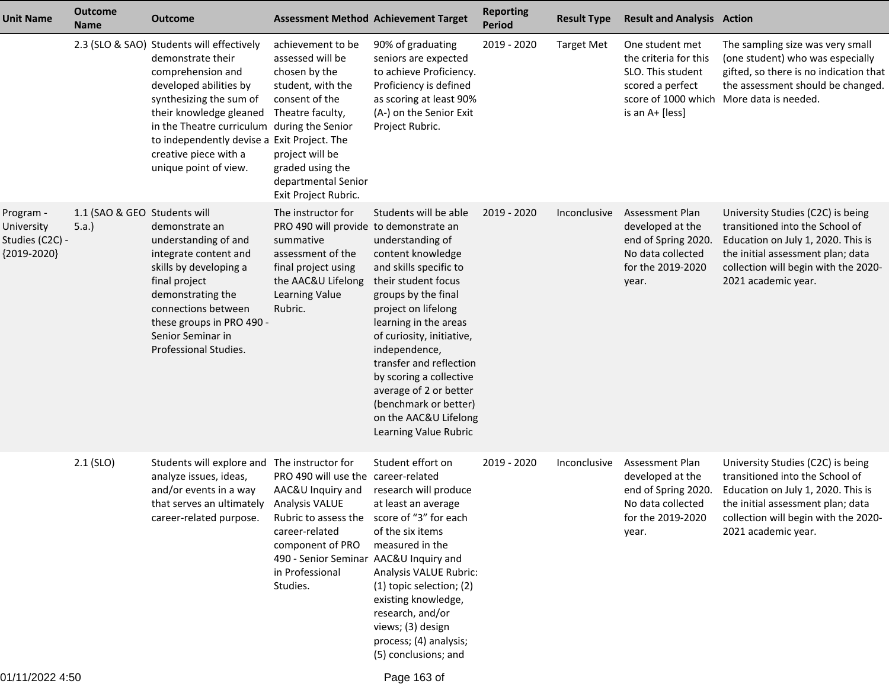| Unit Name | Outcome Name | Outcome | Assessment Method | Achievement Target | Reporting Period | Result Type | Result and Analysis | Action |
|---|---|---|---|---|---|---|---|---|
| | 2.3 (SLO & SAO) | Students will effectively demonstrate their comprehension and developed abilities by synthesizing the sum of their knowledge gleaned in the Theatre curriculum to independently devise a creative piece with a unique point of view. | achievement to be assessed will be chosen by the student, with the consent of the Theatre faculty, during the Senior Exit Project. The project will be graded using the departmental Senior Exit Project Rubric. | 90% of graduating seniors are expected to achieve Proficiency. Proficiency is defined as scoring at least 90% (A-) on the Senior Exit Project Rubric. | 2019 - 2020 | Target Met | One student met the criteria for this SLO. This student scored a perfect score of 1000 which is an A+ [less] | The sampling size was very small (one student) who was especially gifted, so there is no indication that the assessment should be changed. More data is needed. |
| Program - University Studies (C2C) - {2019-2020} | 1.1 (SAO & GEO 5.a.) | Students will demonstrate an understanding of and integrate content and skills by developing a final project demonstrating the connections between these groups in PRO 490 - Senior Seminar in Professional Studies. | The instructor for PRO 490 will provide summative assessment of the final project using the AAC&U Lifelong Learning Value Rubric. | Students will be able to demonstrate an understanding of content knowledge and skills specific to their student focus groups by the final project on lifelong learning in the areas of curiosity, initiative, independence, transfer and reflection by scoring a collective average of 2 or better (benchmark or better) on the AAC&U Lifelong Learning Value Rubric | 2019 - 2020 | Inconclusive | Assessment Plan developed at the end of Spring 2020. No data collected for the 2019-2020 year. | University Studies (C2C) is being transitioned into the School of Education on July 1, 2020. This is the initial assessment plan; data collection will begin with the 2020-2021 academic year. |
| | 2.1 (SLO) | Students will explore and analyze issues, ideas, and/or events in a way that serves an ultimately career-related purpose. | The instructor for PRO 490 will use the AAC&U Inquiry and Analysis VALUE Rubric to assess the career-related component of PRO 490 - Senior Seminar in Professional Studies. | Student effort on career-related research will produce at least an average score of “3” for each of the six items measured in the AAC&U Inquiry and Analysis VALUE Rubric: (1) topic selection; (2) existing knowledge, research, and/or views; (3) design process; (4) analysis; (5) conclusions; and | 2019 - 2020 | Inconclusive | Assessment Plan developed at the end of Spring 2020. No data collected for the 2019-2020 year. | University Studies (C2C) is being transitioned into the School of Education on July 1, 2020. This is the initial assessment plan; data collection will begin with the 2020-2021 academic year. |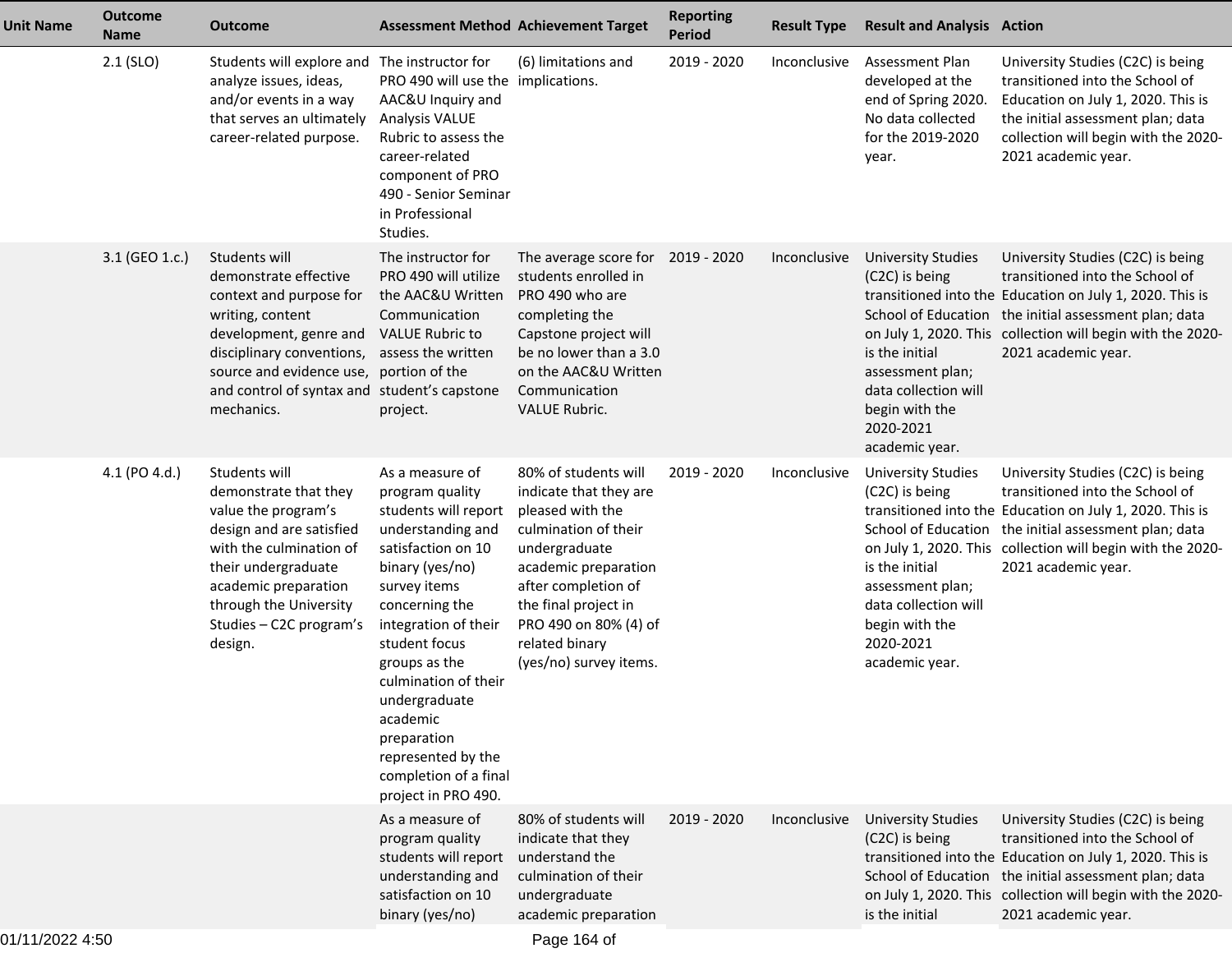| Unit Name | Outcome Name | Outcome | Assessment Method | Achievement Target | Reporting Period | Result Type | Result and Analysis | Action |
|---|---|---|---|---|---|---|---|---|
| | 2.1 (SLO) | Students will explore and analyze issues, ideas, and/or events in a way that serves an ultimately career-related purpose. | The instructor for PRO 490 will use the AAC&U Inquiry and Analysis VALUE Rubric to assess the career-related component of PRO 490 - Senior Seminar in Professional Studies. | (6) limitations and implications. | 2019 - 2020 | Inconclusive | Assessment Plan developed at the end of Spring 2020. No data collected for the 2019-2020 year. | University Studies (C2C) is being transitioned into the School of Education on July 1, 2020. This is the initial assessment plan; data collection will begin with the 2020-2021 academic year. |
| | 3.1 (GEO 1.c.) | Students will demonstrate effective context and purpose for writing, content development, genre and disciplinary conventions, source and evidence use, and control of syntax and mechanics. | The instructor for PRO 490 will utilize the AAC&U Written Communication VALUE Rubric to assess the written portion of the student's capstone project. | The average score for students enrolled in PRO 490 who are completing the Capstone project will be no lower than a 3.0 on the AAC&U Written Communication VALUE Rubric. | 2019 - 2020 | Inconclusive | University Studies (C2C) is being transitioned into the School of Education on July 1, 2020. This is the initial assessment plan; data collection will begin with the 2020-2021 academic year. | University Studies (C2C) is being transitioned into the School of Education on July 1, 2020. This is the initial assessment plan; data collection will begin with the 2020-2021 academic year. |
| | 4.1 (PO 4.d.) | Students will demonstrate that they value the program's design and are satisfied with the culmination of their undergraduate academic preparation through the University Studies – C2C program's design. | As a measure of program quality students will report understanding and satisfaction on 10 binary (yes/no) survey items concerning the integration of their student focus groups as the culmination of their undergraduate academic preparation represented by the completion of a final project in PRO 490. | 80% of students will indicate that they are pleased with the culmination of their undergraduate academic preparation after completion of the final project in PRO 490 on 80% (4) of related binary (yes/no) survey items. | 2019 - 2020 | Inconclusive | University Studies (C2C) is being transitioned into the School of Education on July 1, 2020. This is the initial assessment plan; data collection will begin with the 2020-2021 academic year. | University Studies (C2C) is being transitioned into the School of Education on July 1, 2020. This is the initial assessment plan; data collection will begin with the 2020-2021 academic year. |
| | | | As a measure of program quality students will report understanding and satisfaction on 10 binary (yes/no) | 80% of students will indicate that they understand the culmination of their undergraduate academic preparation | 2019 - 2020 | Inconclusive | University Studies (C2C) is being transitioned into the School of Education on July 1, 2020. This is the initial | University Studies (C2C) is being transitioned into the School of Education on July 1, 2020. This is the initial assessment plan; data collection will begin with the 2020-2021 academic year. |

01/11/2022 4:50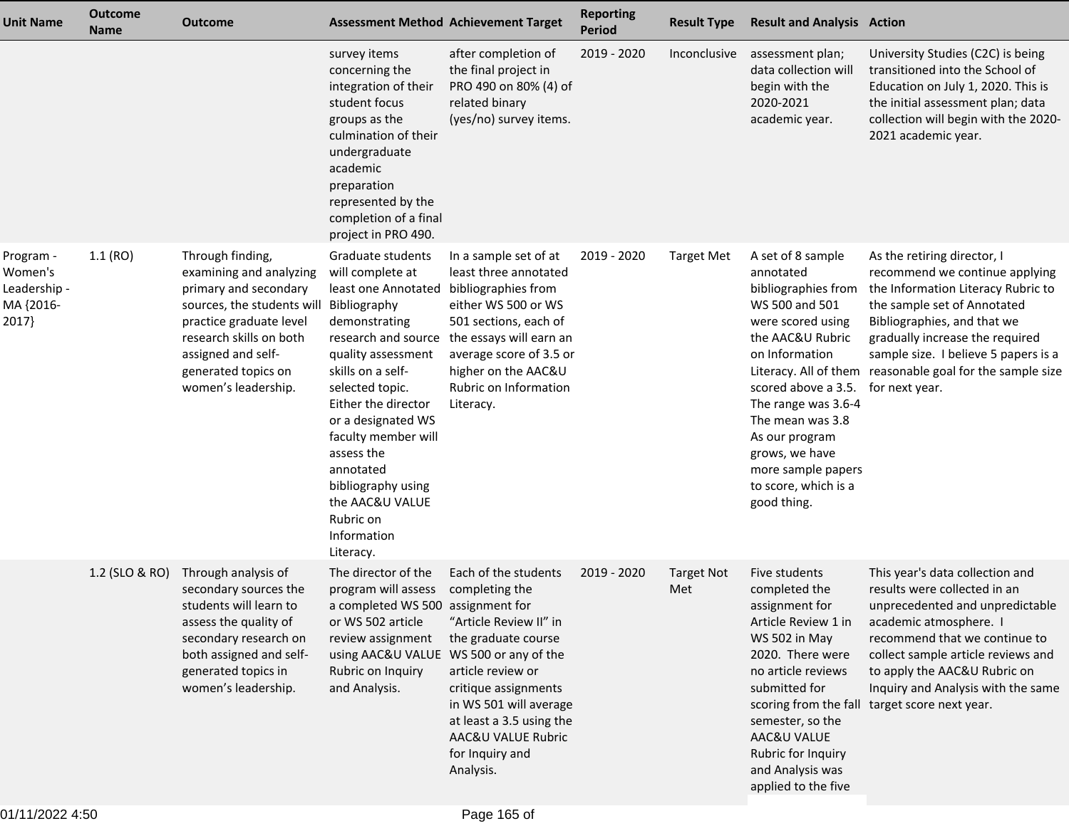| Unit Name | Outcome Name | Outcome | Assessment Method | Achievement Target | Reporting Period | Result Type | Result and Analysis | Action |
|---|---|---|---|---|---|---|---|---|
| | | | survey items concerning the integration of their student focus groups as the culmination of their undergraduate academic preparation represented by the completion of a final project in PRO 490. | after completion of the final project in PRO 490 on 80% (4) of related binary (yes/no) survey items. | 2019 - 2020 | Inconclusive | assessment plan; data collection will begin with the 2020-2021 academic year. | University Studies (C2C) is being transitioned into the School of Education on July 1, 2020. This is the initial assessment plan; data collection will begin with the 2020-2021 academic year. |
| Program - Women's Leadership - MA {2016-2017} | 1.1 (RO) | Through finding, examining and analyzing primary and secondary sources, the students will practice graduate level research skills on both assigned and self-generated topics on women's leadership. | Graduate students will complete at least one Annotated Bibliography demonstrating research and source quality assessment skills on a self-selected topic. Either the director or a designated WS faculty member will assess the annotated bibliography using the AAC&U VALUE Rubric on Information Literacy. | In a sample set of at least three annotated bibliographies from either WS 500 or WS 501 sections, each of the essays will earn an average score of 3.5 or higher on the AAC&U Rubric on Information Literacy. | 2019 - 2020 | Target Met | A set of 8 sample annotated bibliographies from WS 500 and 501 were scored using the AAC&U Rubric on Information Literacy. All of them scored above a 3.5. The range was 3.6-4 The mean was 3.8 As our program grows, we have more sample papers to score, which is a good thing. | As the retiring director, I recommend we continue applying the Information Literacy Rubric to the sample set of Annotated Bibliographies, and that we gradually increase the required sample size. I believe 5 papers is a reasonable goal for the sample size for next year. |
| | 1.2 (SLO & RO) | Through analysis of secondary sources the students will learn to assess the quality of secondary research on both assigned and self-generated topics in women's leadership. | The director of the program will assess a completed WS 500 or WS 502 article review assignment using AAC&U VALUE Rubric on Inquiry and Analysis. | Each of the students completing the assignment for "Article Review II" in the graduate course WS 500 or any of the article review or critique assignments in WS 501 will average at least a 3.5 using the AAC&U VALUE Rubric for Inquiry and Analysis. | 2019 - 2020 | Target Not Met | Five students completed the assignment for Article Review 1 in WS 502 in May 2020. There were no article reviews submitted for scoring from the fall semester, so the AAC&U VALUE Rubric for Inquiry and Analysis was applied to the five | This year's data collection and results were collected in an unprecedented and unpredictable academic atmosphere. I recommend that we continue to collect sample article reviews and to apply the AAC&U Rubric on Inquiry and Analysis with the same target score next year. |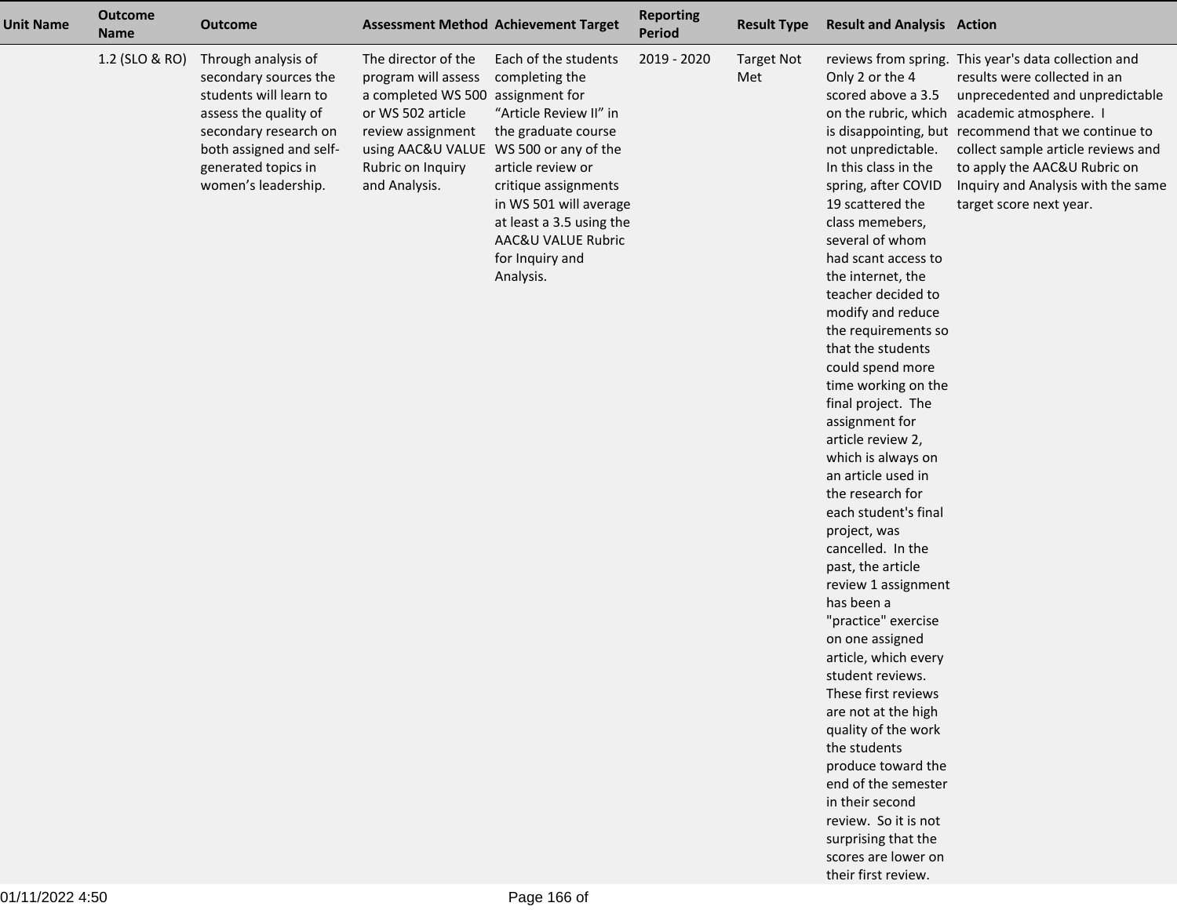| Unit Name | Outcome Name | Outcome | Assessment Method | Achievement Target | Reporting Period | Result Type | Result and Analysis | Action |
|---|---|---|---|---|---|---|---|---|
| | 1.2 (SLO & RO) | Through analysis of secondary sources the students will learn to assess the quality of secondary research on both assigned and self-generated topics in women's leadership. | The director of the program will assess a completed WS 500 or WS 502 article review assignment using AAC&U VALUE Rubric on Inquiry and Analysis. | Each of the students completing the assignment for "Article Review II" in the graduate course WS 500 or any of the article review or critique assignments in WS 501 will average at least a 3.5 using the AAC&U VALUE Rubric for Inquiry and Analysis. | 2019 - 2020 | Target Not Met | reviews from spring. Only 2 or the 4 scored above a 3.5 on the rubric, which is disappointing, but not unpredictable. In this class in the spring, after COVID 19 scattered the class memebers, several of whom had scant access to the internet, the teacher decided to modify and reduce the requirements so that the students could spend more time working on the final project. The assignment for article review 2, which is always on an article used in the research for each student's final project, was cancelled. In the past, the article review 1 assignment has been a "practice" exercise on one assigned article, which every student reviews. These first reviews are not at the high quality of the work the students produce toward the end of the semester in their second review. So it is not surprising that the scores are lower on their first review. | This year's data collection and results were collected in an unprecedented and unpredictable academic atmosphere. I recommend that we continue to collect sample article reviews and to apply the AAC&U Rubric on Inquiry and Analysis with the same target score next year. |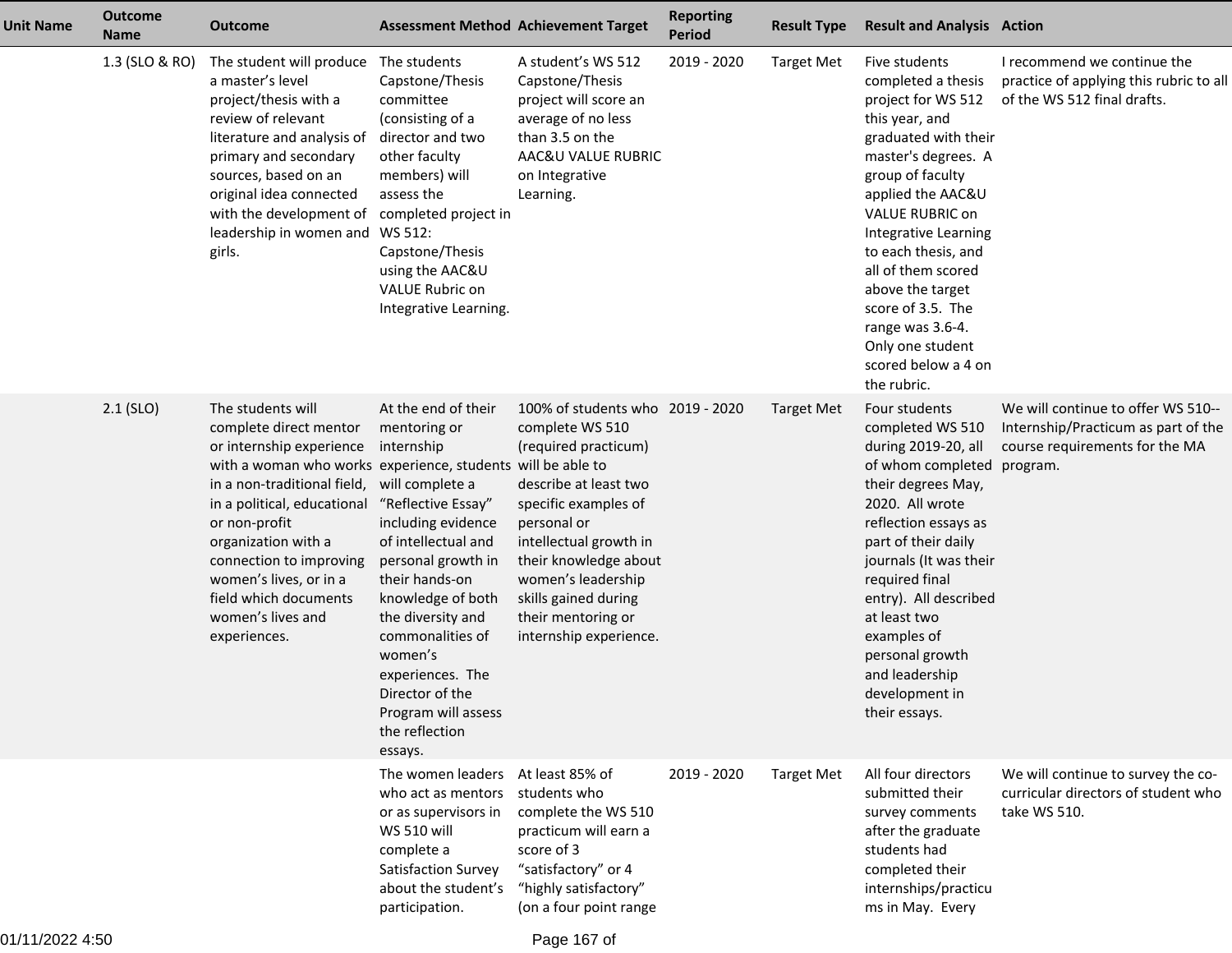| Unit Name | Outcome Name | Outcome | Assessment Method | Achievement Target | Reporting Period | Result Type | Result and Analysis | Action |
|---|---|---|---|---|---|---|---|---|
| | 1.3 (SLO & RO) | The student will produce a master's level project/thesis with a review of relevant literature and analysis of primary and secondary sources, based on an original idea connected with the development of leadership in women and girls. | The students Capstone/Thesis committee (consisting of a director and two other faculty members) will assess the completed project in WS 512: Capstone/Thesis using the AAC&U VALUE Rubric on Integrative Learning. | A student's WS 512 Capstone/Thesis project will score an average of no less than 3.5 on the AAC&U VALUE RUBRIC on Integrative Learning. | 2019 - 2020 | Target Met | Five students completed a thesis project for WS 512 this year, and graduated with their master's degrees. A group of faculty applied the AAC&U VALUE RUBRIC on Integrative Learning to each thesis, and all of them scored above the target score of 3.5. The range was 3.6-4. Only one student scored below a 4 on the rubric. | I recommend we continue the practice of applying this rubric to all of the WS 512 final drafts. |
| | 2.1 (SLO) | The students will complete direct mentor or internship experience with a woman who works in a non-traditional field, in a political, educational or non-profit organization with a connection to improving women's lives, or in a field which documents women's lives and experiences. | At the end of their mentoring or internship experience, students will complete a "Reflective Essay" including evidence of intellectual and personal growth in their hands-on knowledge of both the diversity and commonalities of women's experiences. The Director of the Program will assess the reflection essays. | 100% of students who complete WS 510 (required practicum) will be able to describe at least two specific examples of personal or intellectual growth in their knowledge about women's leadership skills gained during their mentoring or internship experience. | 2019 - 2020 | Target Met | Four students completed WS 510 during 2019-20, all of whom completed their degrees May, 2020. All wrote reflection essays as part of their daily journals (It was their required final entry). All described at least two examples of personal growth and leadership development in their essays. | We will continue to offer WS 510--Internship/Practicum as part of the course requirements for the MA program. |
| | | | The women leaders who act as mentors or as supervisors in WS 510 will complete a Satisfaction Survey about the student's participation. | At least 85% of students who complete the WS 510 practicum will earn a score of 3 "satisfactory" or 4 "highly satisfactory" (on a four point range | 2019 - 2020 | Target Met | All four directors submitted their survey comments after the graduate students had completed their internships/practicums in May. Every | We will continue to survey the co-curricular directors of student who take WS 510. |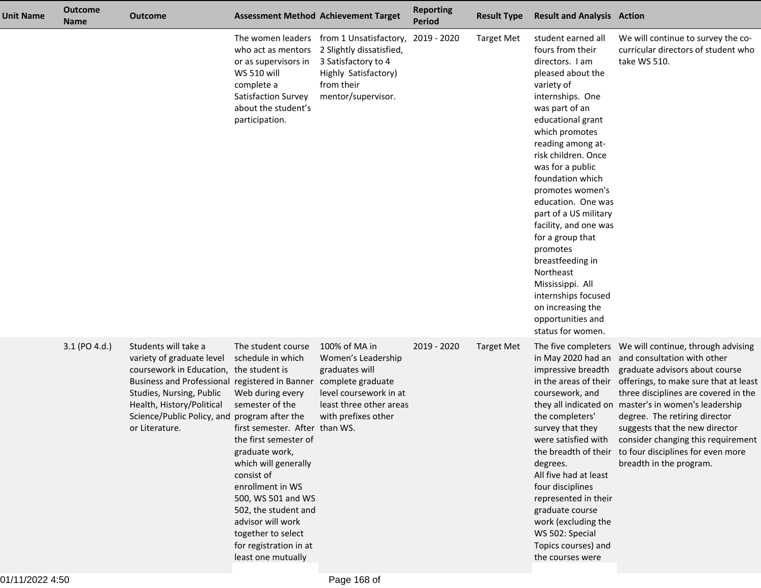| Unit Name | Outcome Name | Outcome | Assessment Method | Achievement Target | Reporting Period | Result Type | Result and Analysis | Action |
|---|---|---|---|---|---|---|---|---|
| | | | The women leaders who act as mentors or as supervisors in WS 510 will complete a Satisfaction Survey about the student's participation. | from 1 Unsatisfactory, 2 Slightly dissatisfied, 3 Satisfactory to 4 Highly Satisfactory) from their mentor/supervisor. | 2019 - 2020 | Target Met | student earned all fours from their directors. I am pleased about the variety of internships. One was part of an educational grant which promotes reading among at-risk children. Once was for a public foundation which promotes women's education. One was part of a US military facility, and one was for a group that promotes breastfeeding in Northeast Mississippi. All internships focused on increasing the opportunities and status for women. | We will continue to survey the co-curricular directors of student who take WS 510. |
| | 3.1 (PO 4.d.) | Students will take a variety of graduate level coursework in Education, Business and Professional Studies, Nursing, Public Health, History/Political Science/Public Policy, and or Literature. | The student course schedule in which the student is registered in Banner Web during every semester of the program after the first semester. After the first semester of graduate work, which will generally consist of enrollment in WS 500, WS 501 and WS 502, the student and advisor will work together to select for registration in at least one mutually | 100% of MA in Women's Leadership graduates will complete graduate level coursework in at least three other areas with prefixes other than WS. | 2019 - 2020 | Target Met | The five completers in May 2020 had an impressive breadth in the areas of their coursework, and they all indicated on the completers' survey that they were satisfied with the breadth of their degrees.<br>All five had at least four disciplines represented in their graduate course work (excluding the WS 502: Special Topics courses) and the courses were | We will continue, through advising and consultation with other graduate advisors about course offerings, to make sure that at least three disciplines are covered in the master's in women's leadership degree. The retiring director suggests that the new director consider changing this requirement to four disciplines for even more breadth in the program. |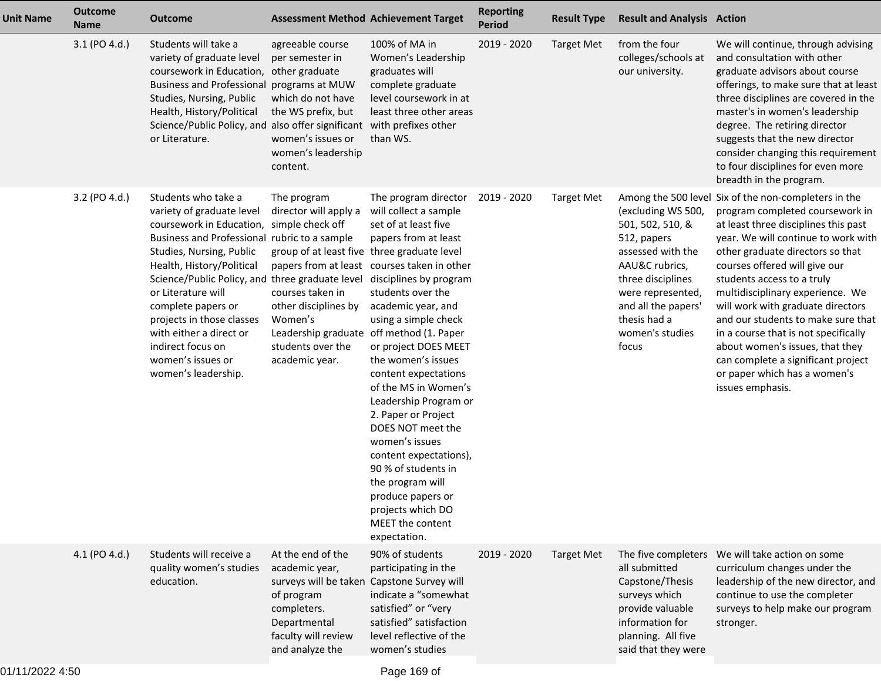| Unit Name | Outcome Name | Outcome | Assessment Method | Achievement Target | Reporting Period | Result Type | Result and Analysis | Action |
|---|---|---|---|---|---|---|---|---|
| | 3.1 (PO 4.d.) | Students will take a variety of graduate level coursework in Education, Business and Professional Studies, Nursing, Public Health, History/Political Science/Public Policy, and or Literature. | agreeable course per semester in other graduate programs at MUW which do not have the WS prefix, but also offer significant women's issues or women's leadership content. | 100% of MA in Women's Leadership graduates will complete graduate level coursework in at least three other areas with prefixes other than WS. | 2019 - 2020 | Target Met | from the four colleges/schools at our university. | We will continue, through advising and consultation with other graduate advisors about course offerings, to make sure that at least three disciplines are covered in the master's in women's leadership degree. The retiring director suggests that the new director consider changing this requirement to four disciplines for even more breadth in the program. |
| | 3.2 (PO 4.d.) | Students who take a variety of graduate level coursework in Education, Business and Professional Studies, Nursing, Public Health, History/Political Science/Public Policy, and or Literature will complete papers or projects in those classes with either a direct or indirect focus on women's issues or women's leadership. | The program director will apply a simple check off rubric to a sample group of at least five papers from at least three graduate level courses taken in other disciplines by Women's Leadership graduate students over the academic year. | The program director will collect a sample set of at least five papers from at least three graduate level courses taken in other disciplines by program students over the academic year, and using a simple check off method (1. Paper or project DOES MEET the women's issues content expectations of the MS in Women's Leadership Program or 2. Paper or Project DOES NOT meet the women's issues content expectations), 90 % of students in the program will produce papers or projects which DO MEET the content expectation. | 2019 - 2020 | Target Met | Among the 500 level (excluding WS 500, 501, 502, 510, & 512, papers assessed with the AAU&C rubrics, three disciplines were represented, and all the papers' thesis had a women's studies focus | Six of the non-completers in the program completed coursework in at least three disciplines this past year. We will continue to work with other graduate directors so that courses offered will give our students access to a truly multidisciplinary experience. We will work with graduate directors and our students to make sure that in a course that is not specifically about women's issues, that they can complete a significant project or paper which has a women's issues emphasis. |
| | 4.1 (PO 4.d.) | Students will receive a quality women's studies education. | At the end of the academic year, surveys will be taken of program completers. Departmental faculty will review and analyze the | 90% of students participating in the Capstone Survey will indicate a "somewhat satisfied" or "very satisfied" satisfaction level reflective of the women's studies | 2019 - 2020 | Target Met | The five completers all submitted Capstone/Thesis surveys which provide valuable information for planning. All five said that they were | We will take action on some curriculum changes under the leadership of the new director, and continue to use the completer surveys to help make our program stronger. |

01/11/2022 4:50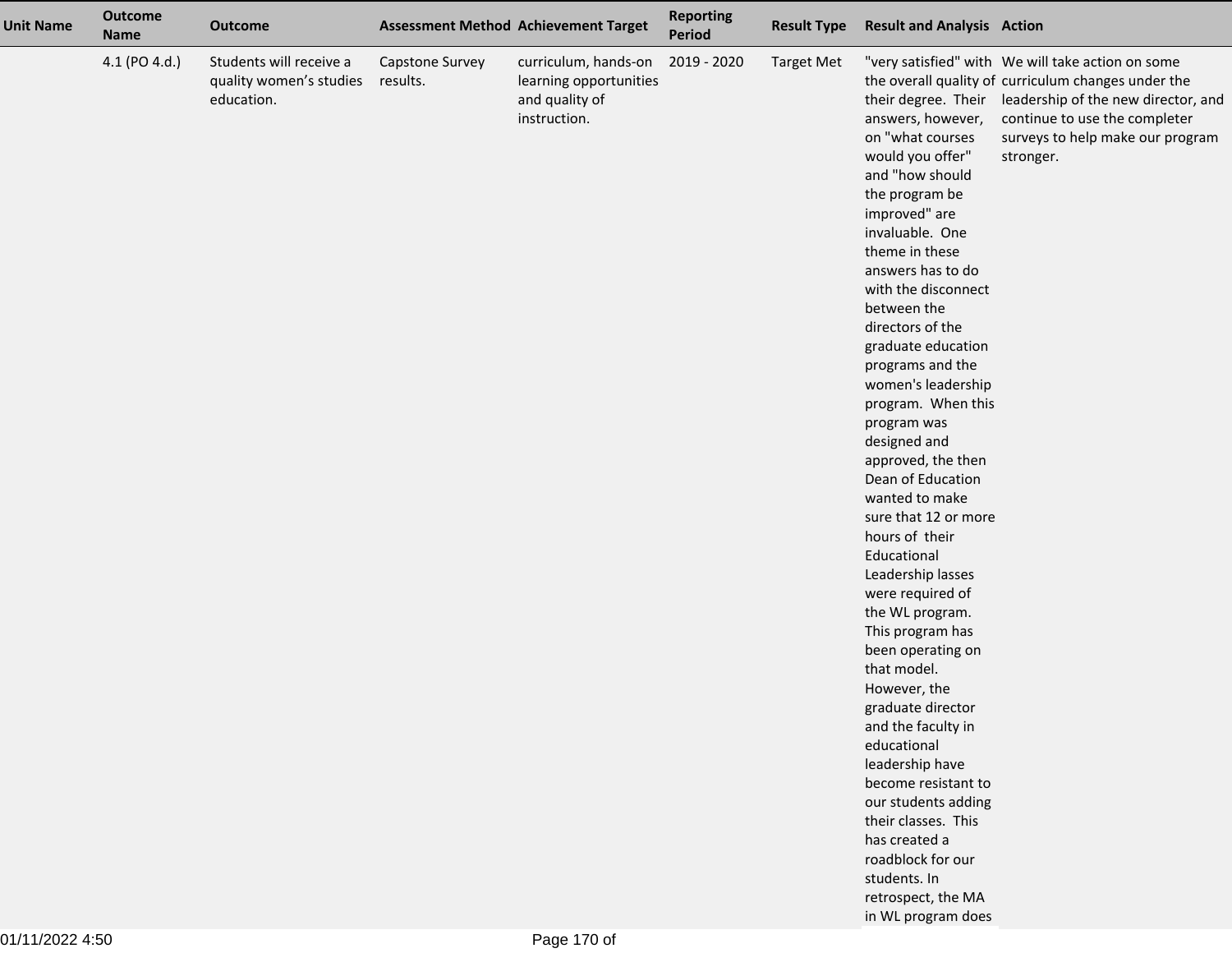| Unit Name | Outcome Name | Outcome | Assessment Method | Achievement Target | Reporting Period | Result Type | Result and Analysis | Action |
|---|---|---|---|---|---|---|---|---|
| | 4.1 (PO 4.d.) | Students will receive a quality women's studies education. | Capstone Survey results. | curriculum, hands-on learning opportunities and quality of instruction. | 2019 - 2020 | Target Met | "very satisfied" with the overall quality of their degree. Their answers, however, on "what courses would you offer" and "how should the program be improved" are invaluable. One theme in these answers has to do with the disconnect between the directors of the graduate education programs and the women's leadership program. When this program was designed and approved, the then Dean of Education wanted to make sure that 12 or more hours of their Educational Leadership lasses were required of the WL program. This program has been operating on that model. However, the graduate director and the faculty in educational leadership have become resistant to our students adding their classes. This has created a roadblock for our students. In retrospect, the MA in WL program does | We will take action on some curriculum changes under the leadership of the new director, and continue to use the completer surveys to help make our program stronger. |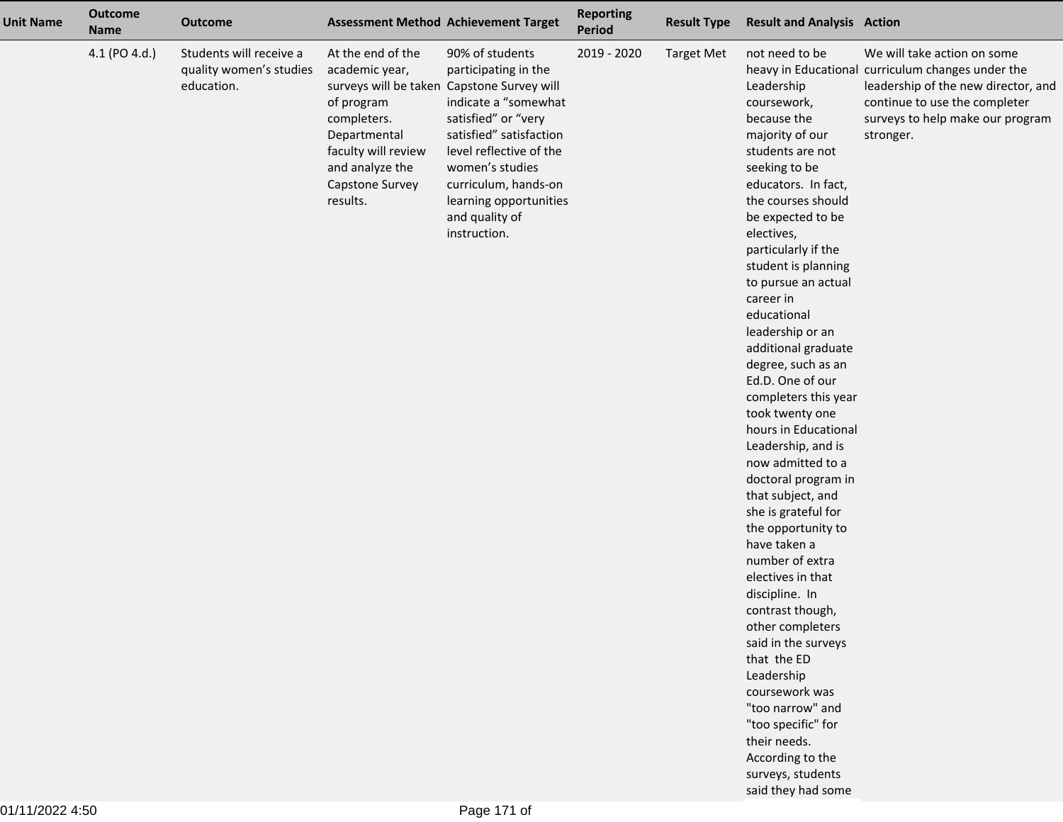| Unit Name | Outcome Name | Outcome | Assessment Method | Achievement Target | Reporting Period | Result Type | Result and Analysis | Action |
|---|---|---|---|---|---|---|---|---|
| | 4.1 (PO 4.d.) | Students will receive a quality women's studies education. | At the end of the academic year, surveys will be taken of program completers. Departmental faculty will review and analyze the Capstone Survey results. | 90% of students participating in the Capstone Survey will indicate a "somewhat satisfied" or "very satisfied" satisfaction level reflective of the women's studies curriculum, hands-on learning opportunities and quality of instruction. | 2019 - 2020 | Target Met | not need to be heavy in Educational Leadership coursework, because the majority of our students are not seeking to be educators. In fact, the courses should be expected to be electives, particularly if the student is planning to pursue an actual career in educational leadership or an additional graduate degree, such as an Ed.D. One of our completers this year took twenty one hours in Educational Leadership, and is now admitted to a doctoral program in that subject, and she is grateful for the opportunity to have taken a number of extra electives in that discipline. In contrast though, other completers said in the surveys that the ED Leadership coursework was "too narrow" and "too specific" for their needs. According to the surveys, students said they had some | We will take action on some curriculum changes under the leadership of the new director, and continue to use the completer surveys to help make our program stronger. |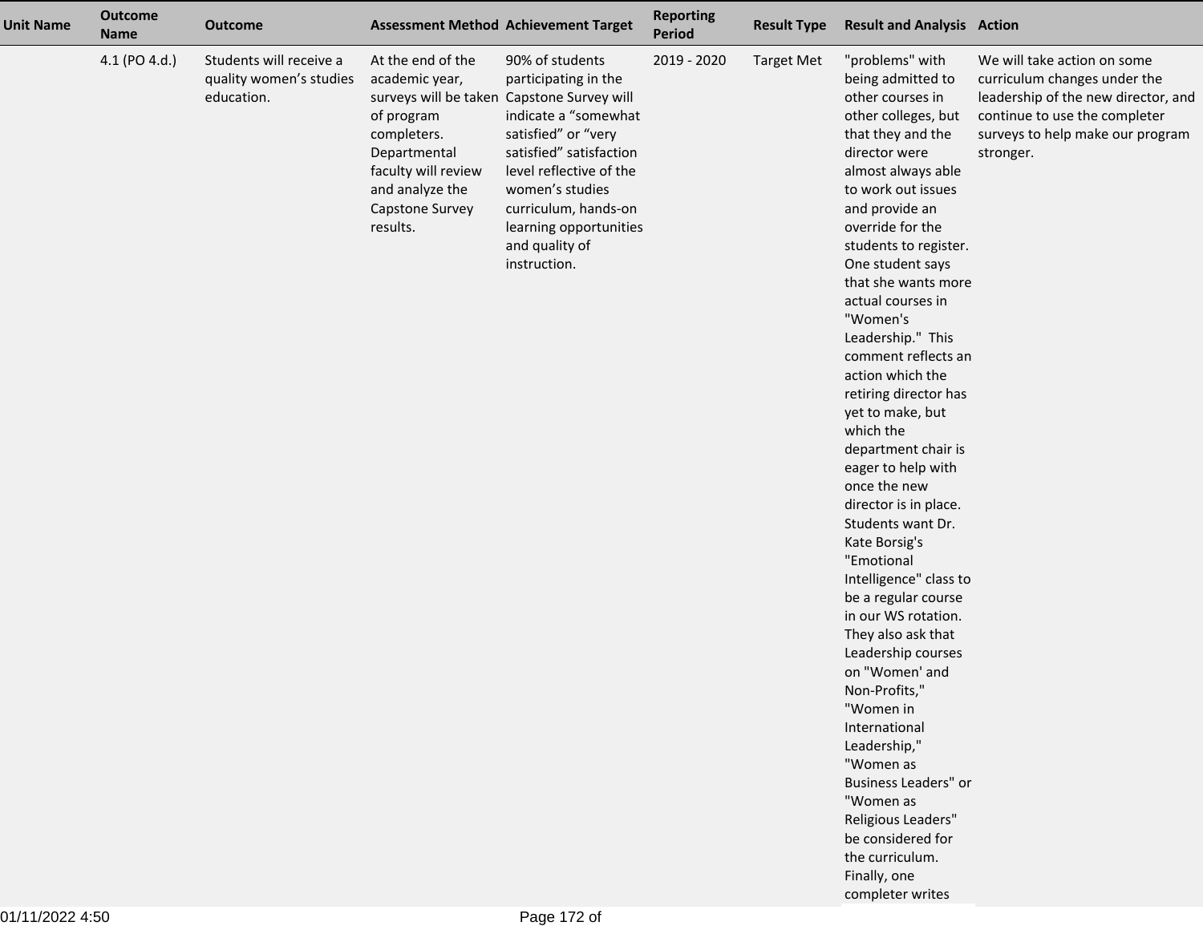| Unit Name | Outcome Name | Outcome | Assessment Method | Achievement Target | Reporting Period | Result Type | Result and Analysis | Action |
|---|---|---|---|---|---|---|---|---|
| | 4.1 (PO 4.d.) | Students will receive a quality women's studies education. | At the end of the academic year, surveys will be taken of program completers. Departmental faculty will review and analyze the Capstone Survey results. | 90% of students participating in the Capstone Survey will indicate a "somewhat satisfied" or "very satisfied" satisfaction level reflective of the women's studies curriculum, hands-on learning opportunities and quality of instruction. | 2019 - 2020 | Target Met | "problems" with being admitted to other courses in other colleges, but that they and the director were almost always able to work out issues and provide an override for the students to register. One student says that she wants more actual courses in "Women's Leadership." This comment reflects an action which the retiring director has yet to make, but which the department chair is eager to help with once the new director is in place. Students want Dr. Kate Borsig's "Emotional Intelligence" class to be a regular course in our WS rotation. They also ask that Leadership courses on "Women' and Non-Profits," "Women in International Leadership," "Women as Business Leaders" or "Women as Religious Leaders" be considered for the curriculum. Finally, one completer writes | We will take action on some curriculum changes under the leadership of the new director, and continue to use the completer surveys to help make our program stronger. |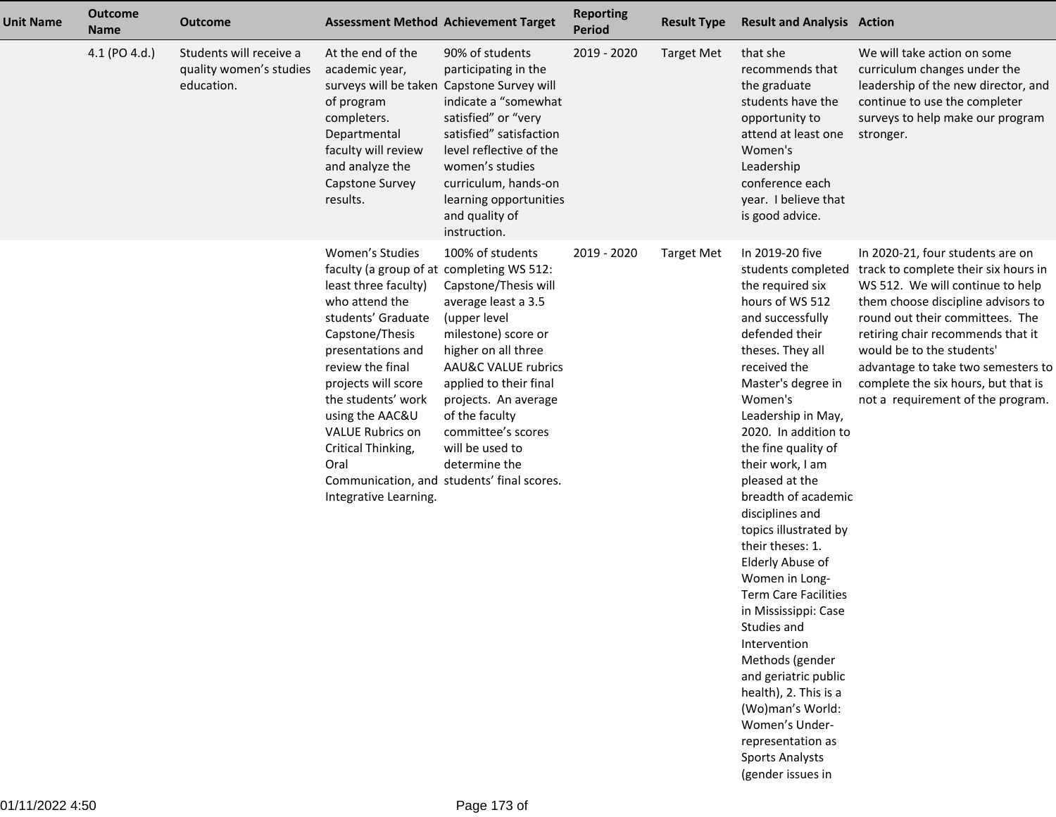| Unit Name | Outcome Name | Outcome | Assessment Method | Achievement Target | Reporting Period | Result Type | Result and Analysis | Action |
|---|---|---|---|---|---|---|---|---|
| | 4.1 (PO 4.d.) | Students will receive a quality women's studies education. | At the end of the academic year, surveys will be taken of program completers. Departmental faculty will review and analyze the Capstone Survey results. | 90% of students participating in the Capstone Survey will indicate a "somewhat satisfied" or "very satisfied" satisfaction level reflective of the women's studies curriculum, hands-on learning opportunities and quality of instruction. | 2019 - 2020 | Target Met | that she recommends that the graduate students have the opportunity to attend at least one Women's Leadership conference each year. I believe that is good advice. | We will take action on some curriculum changes under the leadership of the new director, and continue to use the completer surveys to help make our program stronger. |
| | | | Women's Studies faculty (a group of at least three faculty) who attend the students' Graduate Capstone/Thesis presentations and review the final projects will score the students' work using the AAC&U VALUE Rubrics on Critical Thinking, Oral Communication, and Integrative Learning. | 100% of students completing WS 512: Capstone/Thesis will average least a 3.5 (upper level milestone) score or higher on all three AAU&C VALUE rubrics applied to their final projects. An average of the faculty committee's scores will be used to determine the students' final scores. | 2019 - 2020 | Target Met | In 2019-20 five students completed the required six hours of WS 512 and successfully defended their theses. They all received the Master's degree in Women's Leadership in May, 2020. In addition to the fine quality of their work, I am pleased at the breadth of academic disciplines and topics illustrated by their theses: 1. Elderly Abuse of Women in Long-Term Care Facilities in Mississippi: Case Studies and Intervention Methods (gender and geriatric public health), 2. This is a (Wo)man's World: Women's Under-representation as Sports Analysts (gender issues in | In 2020-21, four students are on track to complete their six hours in WS 512. We will continue to help them choose discipline advisors to round out their committees. The retiring chair recommends that it would be to the students' advantage to take two semesters to complete the six hours, but that is not a requirement of the program. |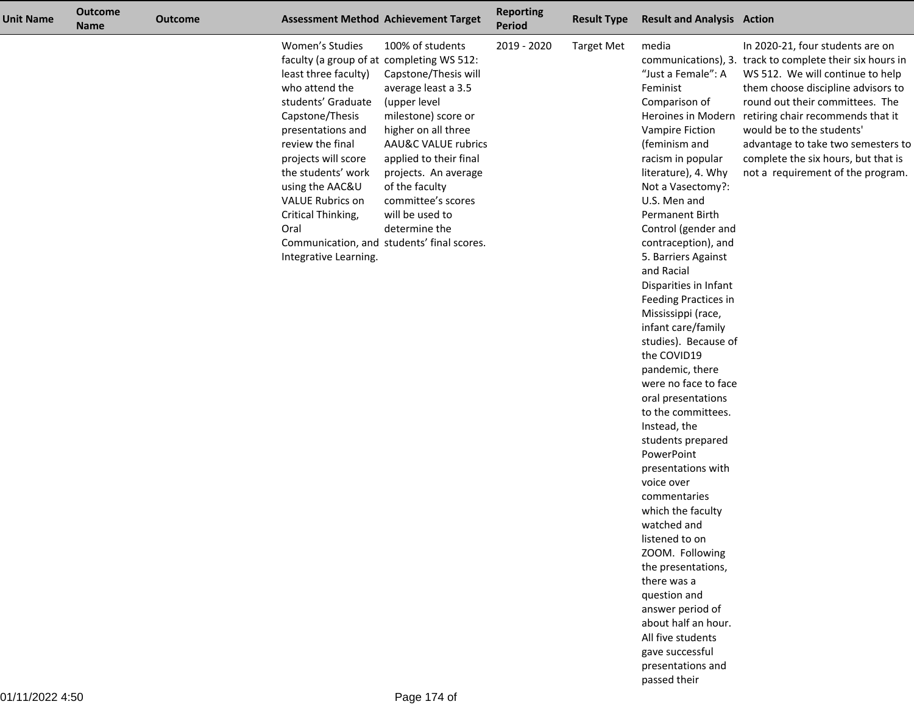| Unit Name | Outcome Name | Outcome | Assessment Method | Achievement Target | Reporting Period | Result Type | Result and Analysis | Action |
|---|---|---|---|---|---|---|---|---|
| | | | Women's Studies faculty (a group of at least three faculty) who attend the students' Graduate Capstone/Thesis presentations and review the final projects will score the students' work using the AAC&U VALUE Rubrics on Critical Thinking, Oral Communication, and Integrative Learning. | 100% of students completing WS 512: Capstone/Thesis will average least a 3.5 (upper level milestone) score or higher on all three AAU&C VALUE rubrics applied to their final projects. An average of the faculty committee's scores will be used to determine the students' final scores. | 2019 - 2020 | Target Met | media communications), 3. "Just a Female": A Feminist Comparison of Heroines in Modern Vampire Fiction (feminism and racism in popular literature), 4. Why Not a Vasectomy?: U.S. Men and Permanent Birth Control (gender and contraception), and 5. Barriers Against and Racial Disparities in Infant Feeding Practices in Mississippi (race, infant care/family studies). Because of the COVID19 pandemic, there were no face to face oral presentations to the committees. Instead, the students prepared PowerPoint presentations with voice over commentaries which the faculty watched and listened to on ZOOM. Following the presentations, there was a question and answer period of about half an hour. All five students gave successful presentations and passed their | In 2020-21, four students are on track to complete their six hours in WS 512. We will continue to help them choose discipline advisors to round out their committees. The retiring chair recommends that it would be to the students' advantage to take two semesters to complete the six hours, but that is not a requirement of the program. |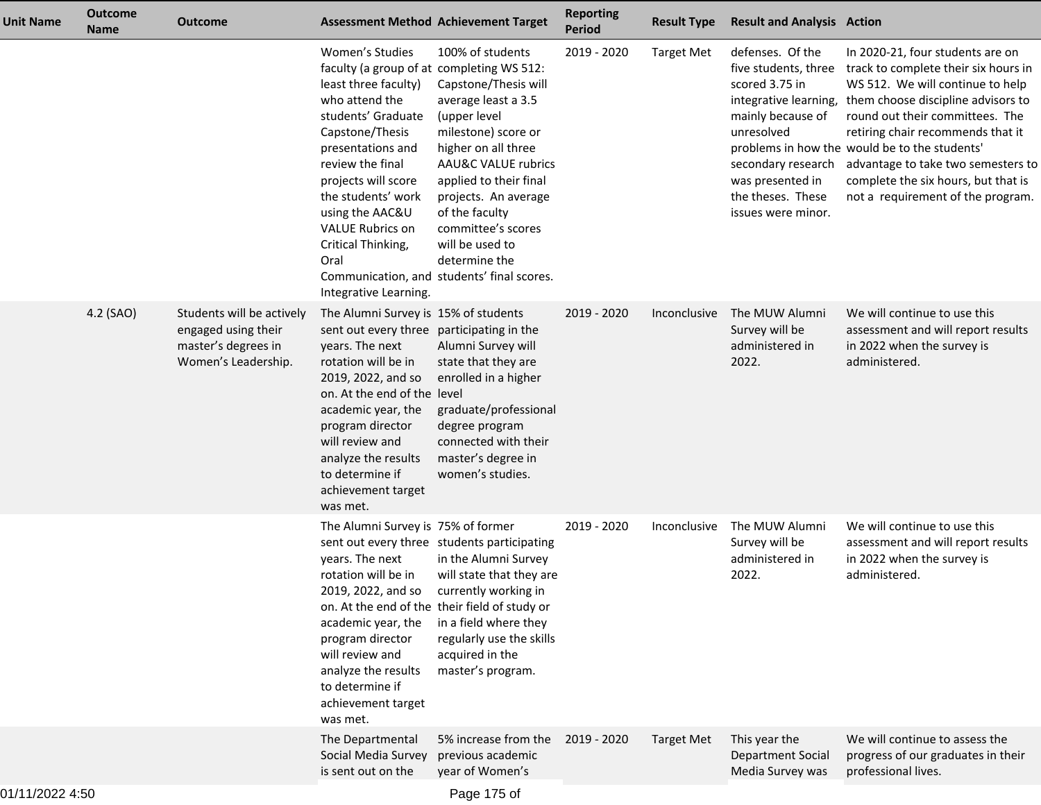| Unit Name | Outcome Name | Outcome | Assessment Method | Achievement Target | Reporting Period | Result Type | Result and Analysis | Action |
|---|---|---|---|---|---|---|---|---|
| | | | Women's Studies faculty (a group of at least three faculty) who attend the students' Graduate Capstone/Thesis presentations and review the final projects will score the students' work using the AAC&U VALUE Rubrics on Critical Thinking, Oral Communication, and Integrative Learning. | 100% of students completing WS 512: Capstone/Thesis will average least a 3.5 (upper level milestone) score or higher on all three AAU&C VALUE rubrics applied to their final projects. An average of the faculty committee's scores will be used to determine the students' final scores. | 2019 - 2020 | Target Met | defenses. Of the five students, three scored 3.75 in integrative learning, mainly because of unresolved problems in how the secondary research was presented in the theses. These issues were minor. | In 2020-21, four students are on track to complete their six hours in WS 512. We will continue to help them choose discipline advisors to round out their committees. The retiring chair recommends that it would be to the students' advantage to take two semesters to complete the six hours, but that is not a requirement of the program. |
| | 4.2 (SAO) | Students will be actively engaged using their master's degrees in Women's Leadership. | The Alumni Survey is sent out every three years. The next rotation will be in 2019, 2022, and so on. At the end of the academic year, the program director will review and analyze the results to determine if achievement target was met. | 15% of students participating in the Alumni Survey will state that they are enrolled in a higher level graduate/professional degree program connected with their master's degree in women's studies. | 2019 - 2020 | Inconclusive | The MUW Alumni Survey will be administered in 2022. | We will continue to use this assessment and will report results in 2022 when the survey is administered. |
| | | | The Alumni Survey is sent out every three years. The next rotation will be in 2019, 2022, and so on. At the end of the academic year, the program director will review and analyze the results to determine if achievement target was met. | 75% of former students participating in the Alumni Survey will state that they are currently working in their field of study or in a field where they regularly use the skills acquired in the master's program. | 2019 - 2020 | Inconclusive | The MUW Alumni Survey will be administered in 2022. | We will continue to use this assessment and will report results in 2022 when the survey is administered. |
| | | | The Departmental Social Media Survey is sent out on the | 5% increase from the previous academic year of Women's | 2019 - 2020 | Target Met | This year the Department Social Media Survey was | We will continue to assess the progress of our graduates in their professional lives. |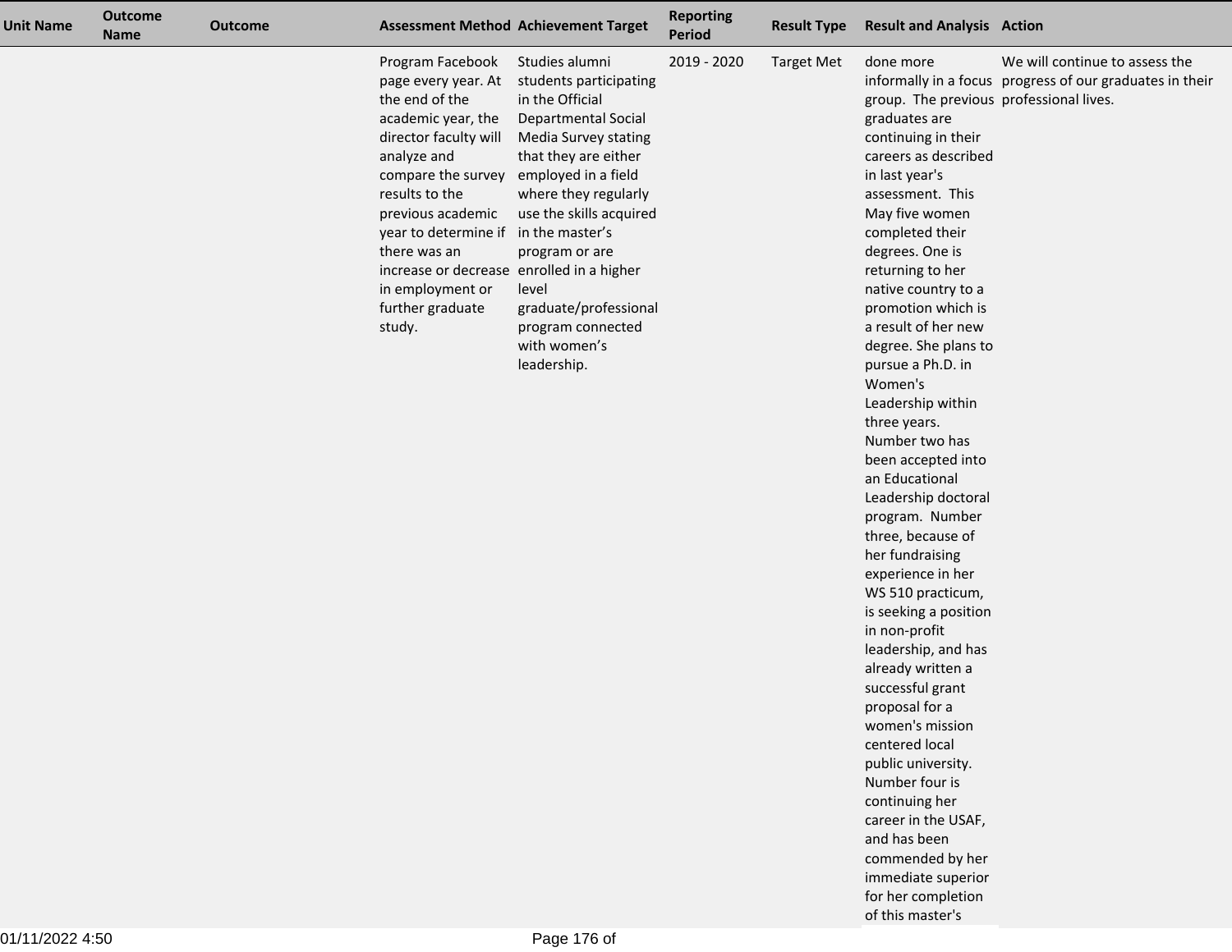| Unit Name | Outcome Name | Outcome | Assessment Method | Achievement Target | Reporting Period | Result Type | Result and Analysis | Action |
| --- | --- | --- | --- | --- | --- | --- | --- | --- |
| | | | Program Facebook page every year. At the end of the academic year, the director faculty will analyze and compare the survey results to the previous academic year to determine if there was an increase or decrease in employment or further graduate study. | Studies alumni students participating in the Official Departmental Social Media Survey stating that they are either employed in a field where they regularly use the skills acquired in the master's program or are enrolled in a higher level graduate/professional program connected with women's leadership. | 2019 - 2020 | Target Met | done more informally in a focus group. The previous graduates are continuing in their careers as described in last year's assessment. This May five women completed their degrees. One is returning to her native country to a promotion which is a result of her new degree. She plans to pursue a Ph.D. in Women's Leadership within three years. Number two has been accepted into an Educational Leadership doctoral program. Number three, because of her fundraising experience in her WS 510 practicum, is seeking a position in non-profit leadership, and has already written a successful grant proposal for a women's mission centered local public university. Number four is continuing her career in the USAF, and has been commended by her immediate superior for her completion of this master's | We will continue to assess the progress of our graduates in their professional lives. |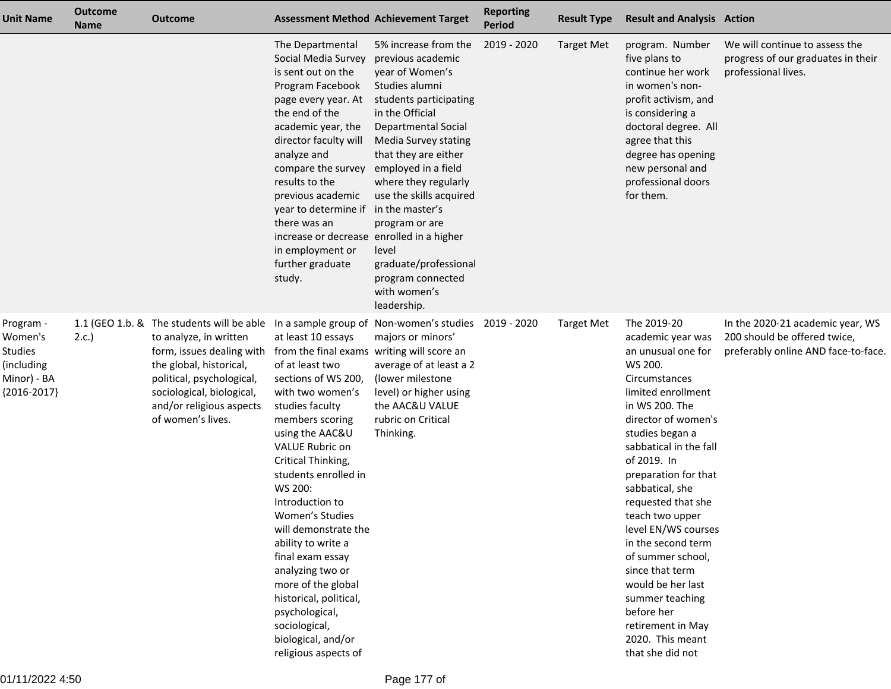| Unit Name | Outcome Name | Outcome | Assessment Method | Achievement Target | Reporting Period | Result Type | Result and Analysis | Action |
|---|---|---|---|---|---|---|---|---|
| | | | The Departmental Social Media Survey is sent out on the Program Facebook page every year. At the end of the academic year, the director faculty will analyze and compare the survey results to the previous academic year to determine if there was an increase or decrease in employment or further graduate study. | 5% increase from the previous academic year of Women's Studies alumni students participating in the Official Departmental Social Media Survey stating that they are either employed in a field where they regularly use the skills acquired in the master's program or are enrolled in a higher level graduate/professional program connected with women's leadership. | 2019 - 2020 | Target Met | program. Number five plans to continue her work in women's non-profit activism, and is considering a doctoral degree. All agree that this degree has opening new personal and professional doors for them. | We will continue to assess the progress of our graduates in their professional lives. |
| Program - Women's Studies (including Minor) - BA {2016-2017} | 1.1 (GEO 1.b. & 2.c.) | The students will be able to analyze, in written form, issues dealing with the global, historical, political, psychological, sociological, biological, and/or religious aspects of women's lives. | In a sample group of at least 10 essays from the final exams of at least two sections of WS 200, with two women's studies faculty members scoring using the AAC&U VALUE Rubric on Critical Thinking, students enrolled in WS 200: Introduction to Women's Studies will demonstrate the ability to write a final exam essay analyzing two or more of the global historical, political, psychological, sociological, biological, and/or religious aspects of | Non-women's studies majors or minors' writing will score an average of at least a 2 (lower milestone level) or higher using the AAC&U VALUE rubric on Critical Thinking. | 2019 - 2020 | Target Met | The 2019-20 academic year was an unusual one for WS 200. Circumstances limited enrollment in WS 200. The director of women's studies began a sabbatical in the fall of 2019. In preparation for that sabbatical, she requested that she teach two upper level EN/WS courses in the second term of summer school, since that term would be her last summer teaching before her retirement in May 2020. This meant that she did not | In the 2020-21 academic year, WS 200 should be offered twice, preferably online AND face-to-face. |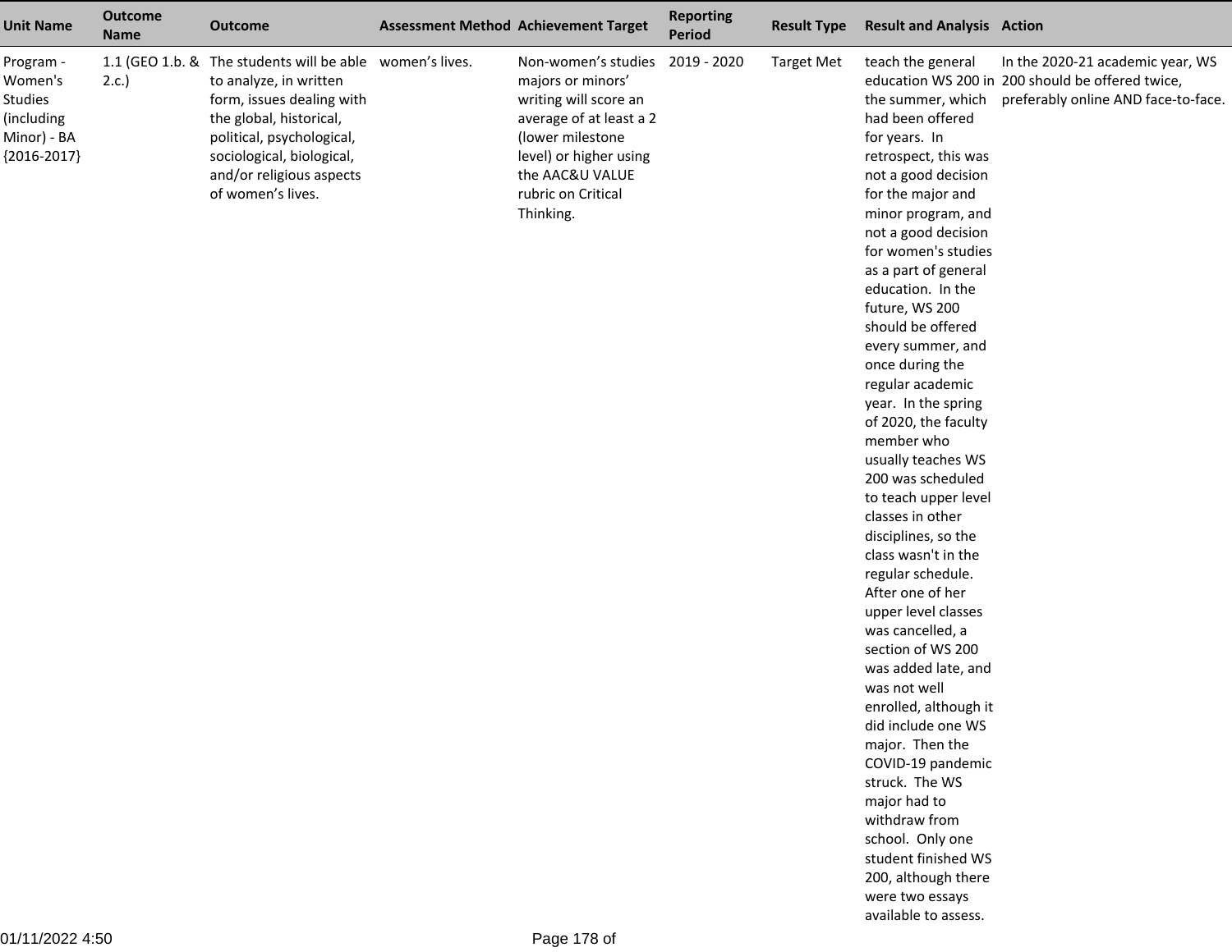| Unit Name | Outcome Name | Outcome | Assessment Method | Achievement Target | Reporting Period | Result Type | Result and Analysis | Action |
|---|---|---|---|---|---|---|---|---|
| Program - Women's Studies (including Minor) - BA {2016-2017} | 1.1 (GEO 1.b. & 2.c.) | The students will be able to analyze, in written form, issues dealing with the global, historical, political, psychological, sociological, biological, and/or religious aspects of women's lives. | women's lives. | Non-women's studies majors or minors' writing will score an average of at least a 2 (lower milestone level) or higher using the AAC&U VALUE rubric on Critical Thinking. | 2019 - 2020 | Target Met | teach the general education WS 200 in the summer, which had been offered for years. In retrospect, this was not a good decision for the major and minor program, and not a good decision for women's studies as a part of general education. In the future, WS 200 should be offered every summer, and once during the regular academic year. In the spring of 2020, the faculty member who usually teaches WS 200 was scheduled to teach upper level classes in other disciplines, so the class wasn't in the regular schedule. After one of her upper level classes was cancelled, a section of WS 200 was added late, and was not well enrolled, although it did include one WS major. Then the COVID-19 pandemic struck. The WS major had to withdraw from school. Only one student finished WS 200, although there were two essays available to assess. | In the 2020-21 academic year, WS 200 should be offered twice, preferably online AND face-to-face. |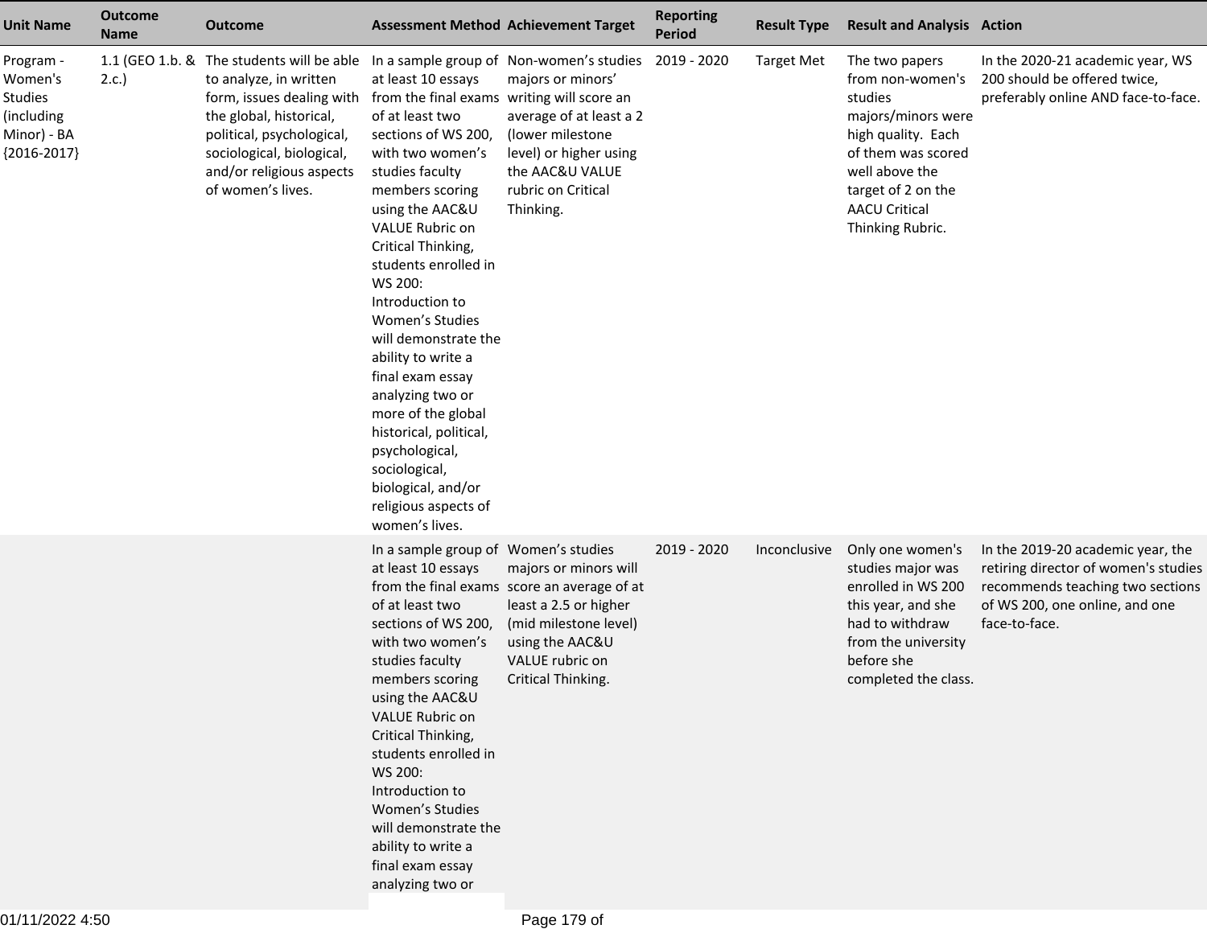| Unit Name | Outcome Name | Outcome | Assessment Method | Achievement Target | Reporting Period | Result Type | Result and Analysis | Action |
|---|---|---|---|---|---|---|---|---|
| Program - Women's Studies (including Minor) - BA {2016-2017} | 1.1 (GEO 1.b. & 2.c.) | The students will be able to analyze, in written form, issues dealing with the global, historical, political, psychological, sociological, biological, and/or religious aspects of women's lives. | In a sample group of at least 10 essays from the final exams of at least two sections of WS 200, with two women's studies faculty members scoring using the AAC&U VALUE Rubric on Critical Thinking, students enrolled in WS 200: Introduction to Women's Studies will demonstrate the ability to write a final exam essay analyzing two or more of the global historical, political, psychological, sociological, biological, and/or religious aspects of women's lives. | Non-women's studies majors or minors' writing will score an average of at least a 2 (lower milestone level) or higher using the AAC&U VALUE rubric on Critical Thinking. | 2019 - 2020 | Target Met | The two papers from non-women's studies majors/minors were high quality. Each of them was scored well above the target of 2 on the AACU Critical Thinking Rubric. | In the 2020-21 academic year, WS 200 should be offered twice, preferably online AND face-to-face. |
| | | | In a sample group of at least 10 essays from the final exams of at least two sections of WS 200, with two women's studies faculty members scoring using the AAC&U VALUE Rubric on Critical Thinking, students enrolled in WS 200: Introduction to Women's Studies will demonstrate the ability to write a final exam essay analyzing two or | Women's studies majors or minors will score an average of at least a 2.5 or higher (mid milestone level) using the AAC&U VALUE rubric on Critical Thinking. | 2019 - 2020 | Inconclusive | Only one women's studies major was enrolled in WS 200 this year, and she had to withdraw from the university before she completed the class. | In the 2019-20 academic year, the retiring director of women's studies recommends teaching two sections of WS 200, one online, and one face-to-face. |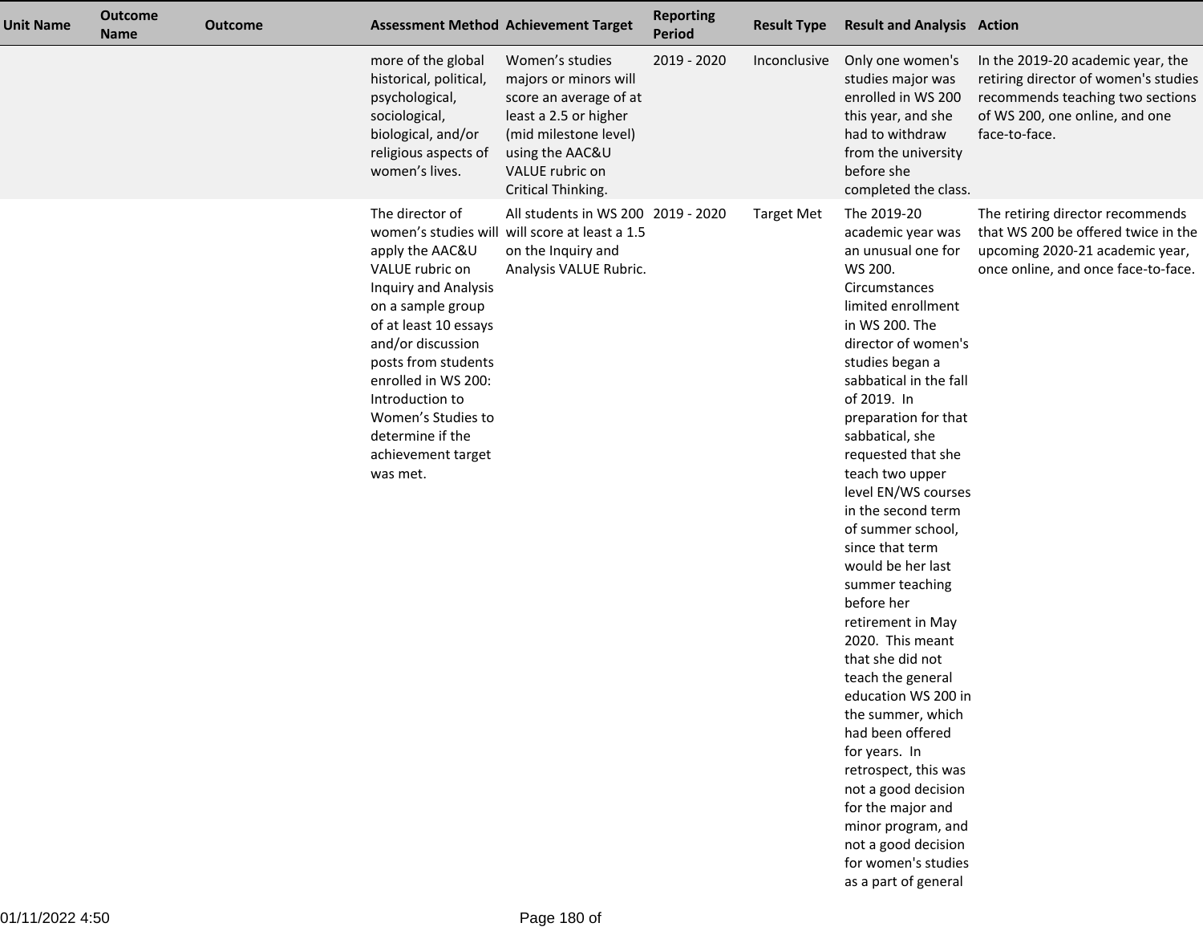| Unit Name | Outcome Name | Outcome | Assessment Method | Achievement Target | Reporting Period | Result Type | Result and Analysis | Action |
|---|---|---|---|---|---|---|---|---|
| | | | more of the global historical, political, psychological, sociological, biological, and/or religious aspects of women's lives. | Women's studies majors or minors will score an average of at least a 2.5 or higher (mid milestone level) using the AAC&U VALUE rubric on Critical Thinking. | 2019 - 2020 | Inconclusive | Only one women's studies major was enrolled in WS 200 this year, and she had to withdraw from the university before she completed the class. | In the 2019-20 academic year, the retiring director of women's studies recommends teaching two sections of WS 200, one online, and one face-to-face. |
| | | | The director of women's studies will apply the AAC&U VALUE rubric on Inquiry and Analysis on a sample group of at least 10 essays and/or discussion posts from students enrolled in WS 200: Introduction to Women's Studies to determine if the achievement target was met. | All students in WS 200 will score at least a 1.5 on the Inquiry and Analysis VALUE Rubric. | 2019 - 2020 | Target Met | The 2019-20 academic year was an unusual one for WS 200. Circumstances limited enrollment in WS 200. The director of women's studies began a sabbatical in the fall of 2019. In preparation for that sabbatical, she requested that she teach two upper level EN/WS courses in the second term of summer school, since that term would be her last summer teaching before her retirement in May 2020. This meant that she did not teach the general education WS 200 in the summer, which had been offered for years. In retrospect, this was not a good decision for the major and minor program, and not a good decision for women's studies as a part of general | The retiring director recommends that WS 200 be offered twice in the upcoming 2020-21 academic year, once online, and once face-to-face. |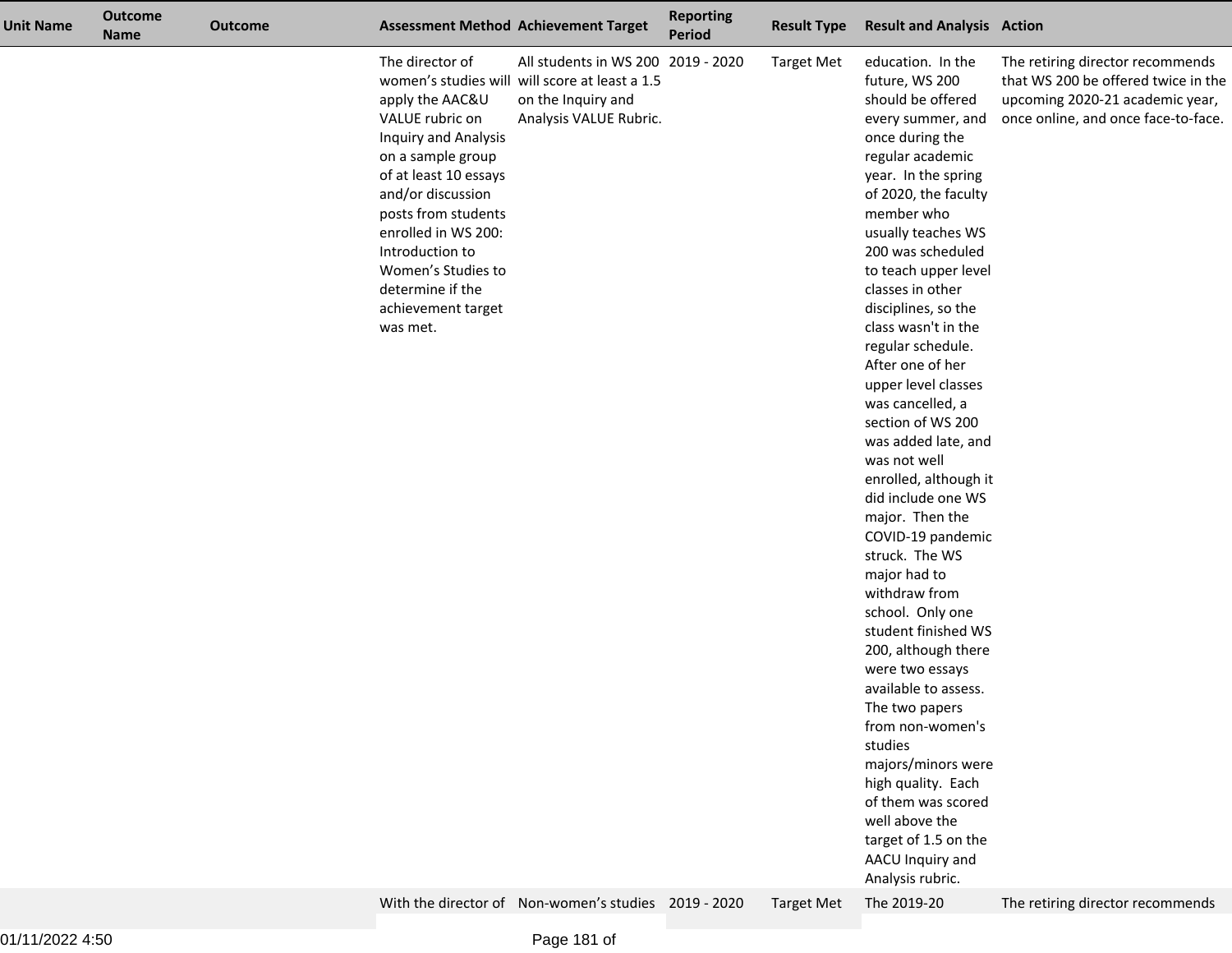| Unit Name | Outcome Name | Outcome | Assessment Method | Achievement Target | Reporting Period | Result Type | Result and Analysis | Action |
|---|---|---|---|---|---|---|---|---|
| | | | The director of women's studies will apply the AAC&U VALUE rubric on Inquiry and Analysis on a sample group of at least 10 essays and/or discussion posts from students enrolled in WS 200: Introduction to Women's Studies to determine if the achievement target was met. | All students in WS 200 will score at least a 1.5 on the Inquiry and Analysis VALUE Rubric. | 2019 - 2020 | Target Met | education. In the future, WS 200 should be offered every summer, and once during the regular academic year. In the spring of 2020, the faculty member who usually teaches WS 200 was scheduled to teach upper level classes in other disciplines, so the class wasn't in the regular schedule. After one of her upper level classes was cancelled, a section of WS 200 was added late, and was not well enrolled, although it did include one WS major. Then the COVID-19 pandemic struck. The WS major had to withdraw from school. Only one student finished WS 200, although there were two essays available to assess. The two papers from non-women's studies majors/minors were high quality. Each of them was scored well above the target of 1.5 on the AACU Inquiry and Analysis rubric. | The retiring director recommends that WS 200 be offered twice in the upcoming 2020-21 academic year, once online, and once face-to-face. |
| | | | With the director of | Non-women's studies | 2019 - 2020 | Target Met | The 2019-20 | The retiring director recommends |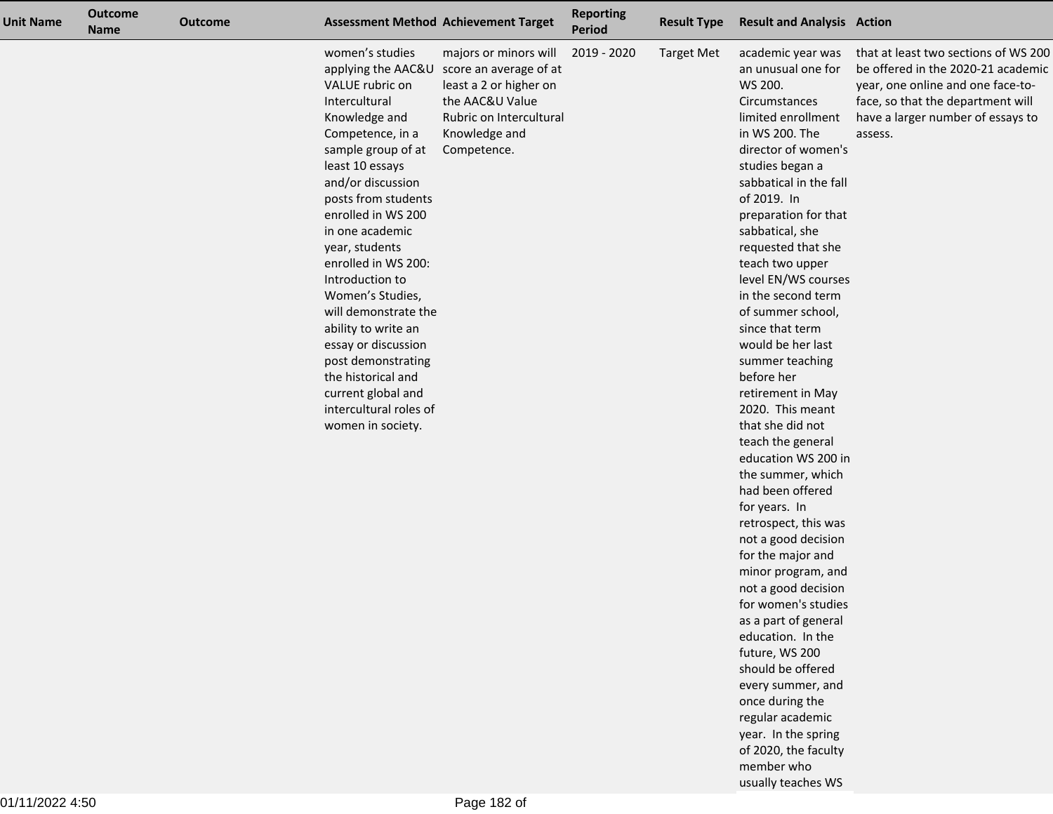| Unit Name | Outcome Name | Outcome | Assessment Method | Achievement Target | Reporting Period | Result Type | Result and Analysis | Action |
|---|---|---|---|---|---|---|---|---|
| | | | women’s studies applying the AAC&U VALUE rubric on Intercultural Knowledge and Competence, in a sample group of at least 10 essays and/or discussion posts from students enrolled in WS 200 in one academic year, students enrolled in WS 200: Introduction to Women’s Studies, will demonstrate the ability to write an essay or discussion post demonstrating the historical and current global and intercultural roles of women in society. | majors or minors will score an average of at least a 2 or higher on the AAC&U Value Rubric on Intercultural Knowledge and Competence. | 2019 - 2020 | Target Met | academic year was an unusual one for WS 200. Circumstances limited enrollment in WS 200. The director of women's studies began a sabbatical in the fall of 2019. In preparation for that sabbatical, she requested that she teach two upper level EN/WS courses in the second term of summer school, since that term would be her last summer teaching before her retirement in May 2020. This meant that she did not teach the general education WS 200 in the summer, which had been offered for years. In retrospect, this was not a good decision for the major and minor program, and not a good decision for women's studies as a part of general education. In the future, WS 200 should be offered every summer, and once during the regular academic year. In the spring of 2020, the faculty member who usually teaches WS | that at least two sections of WS 200 be offered in the 2020-21 academic year, one online and one face-to-face, so that the department will have a larger number of essays to assess. |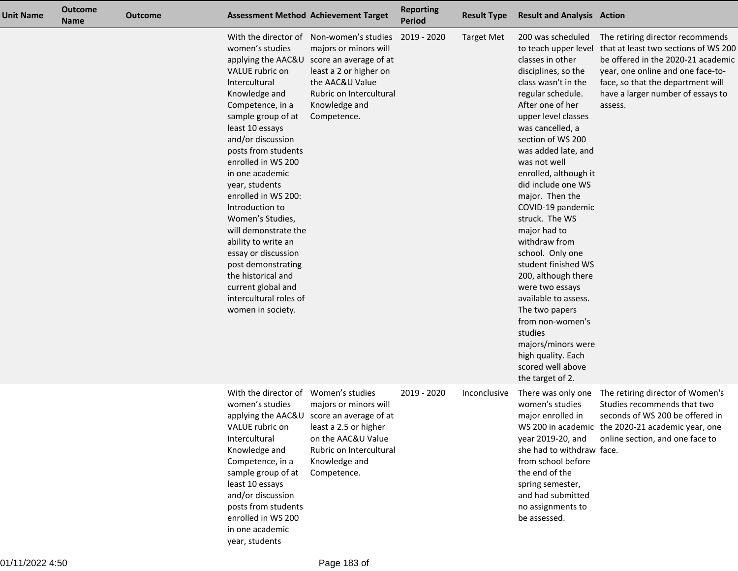| Unit Name | Outcome Name | Outcome | Assessment Method | Achievement Target | Reporting Period | Result Type | Result and Analysis | Action |
|---|---|---|---|---|---|---|---|---|
| | | | With the director of women's studies applying the AAC&U VALUE rubric on Intercultural Knowledge and Competence, in a sample group of at least 10 essays and/or discussion posts from students enrolled in WS 200 in one academic year, students enrolled in WS 200: Introduction to Women's Studies, will demonstrate the ability to write an essay or discussion post demonstrating the historical and current global and intercultural roles of women in society. | Non-women's studies majors or minors will score an average of at least a 2 or higher on the AAC&U Value Rubric on Intercultural Knowledge and Competence. | 2019 - 2020 | Target Met | 200 was scheduled to teach upper level classes in other disciplines, so the class wasn't in the regular schedule. After one of her upper level classes was cancelled, a section of WS 200 was added late, and was not well enrolled, although it did include one WS major. Then the COVID-19 pandemic struck. The WS major had to withdraw from school. Only one student finished WS 200, although there were two essays available to assess. The two papers from non-women's studies majors/minors were high quality. Each scored well above the target of 2. | The retiring director recommends that at least two sections of WS 200 be offered in the 2020-21 academic year, one online and one face-to-face, so that the department will have a larger number of essays to assess. |
| | | | With the director of women's studies applying the AAC&U VALUE rubric on Intercultural Knowledge and Competence, in a sample group of at least 10 essays and/or discussion posts from students enrolled in WS 200 in one academic year, students | Women's studies majors or minors will score an average of at least a 2.5 or higher on the AAC&U Value Rubric on Intercultural Knowledge and Competence. | 2019 - 2020 | Inconclusive | There was only one women's studies major enrolled in WS 200 in academic year 2019-20, and she had to withdraw from school before the end of the spring semester, and had submitted no assignments to be assessed. | The retiring director of Women's Studies recommends that two seconds of WS 200 be offered in the 2020-21 academic year, one online section, and one face to face. |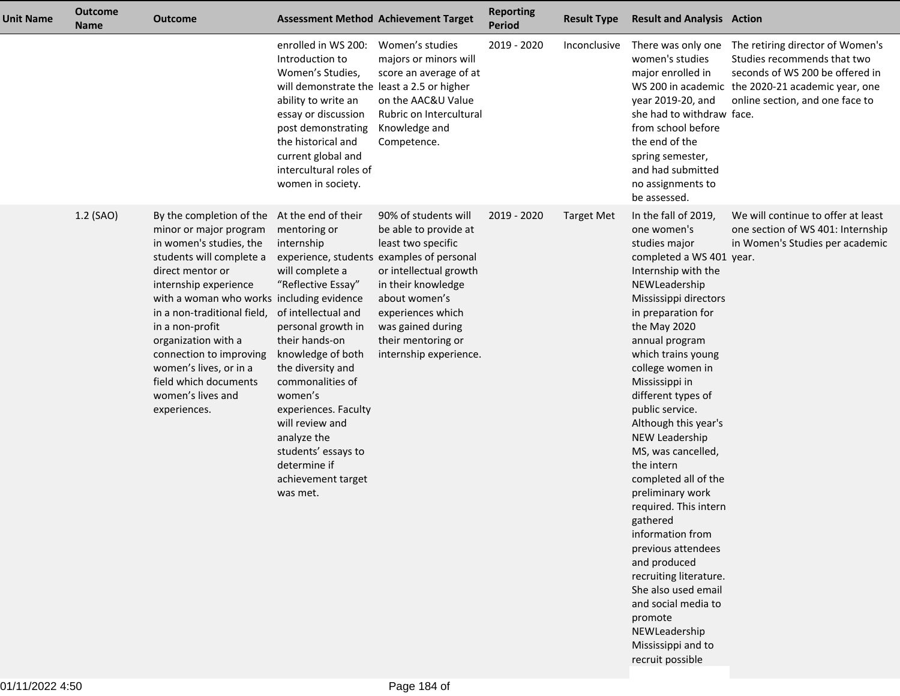| Unit Name | Outcome Name | Outcome | Assessment Method | Achievement Target | Reporting Period | Result Type | Result and Analysis | Action |
|---|---|---|---|---|---|---|---|---|
| | | | enrolled in WS 200: Introduction to Women's Studies, will demonstrate the ability to write an essay or discussion post demonstrating the historical and current global and intercultural roles of women in society. | Women's studies majors or minors will score an average of at least a 2.5 or higher on the AAC&U Value Rubric on Intercultural Knowledge and Competence. | 2019 - 2020 | Inconclusive | There was only one women's studies major enrolled in WS 200 in academic year 2019-20, and she had to withdraw from school before the end of the spring semester, and had submitted no assignments to be assessed. | The retiring director of Women's Studies recommends that two seconds of WS 200 be offered in the 2020-21 academic year, one online section, and one face to face. |
| | 1.2 (SAO) | By the completion of the minor or major program in women's studies, the students will complete a direct mentor or internship experience with a woman who works in a non-traditional field, in a non-profit organization with a connection to improving women's lives, or in a field which documents women's lives and experiences. | At the end of their mentoring or internship experience, students will complete a "Reflective Essay" including evidence of intellectual and personal growth in their hands-on knowledge of both the diversity and commonalities of women's experiences. Faculty will review and analyze the students' essays to determine if achievement target was met. | 90% of students will be able to provide at least two specific examples of personal or intellectual growth in their knowledge about women's experiences which was gained during their mentoring or internship experience. | 2019 - 2020 | Target Met | In the fall of 2019, one women's studies major completed a WS 401 Internship with the NEWLeadership Mississippi directors in preparation for the May 2020 annual program which trains young college women in Mississippi in different types of public service. Although this year's NEW Leadership MS, was cancelled, the intern completed all of the preliminary work required. This intern gathered information from previous attendees and produced recruiting literature. She also used email and social media to promote NEWLeadership Mississippi and to recruit possible | We will continue to offer at least one section of WS 401: Internship in Women's Studies per academic year. |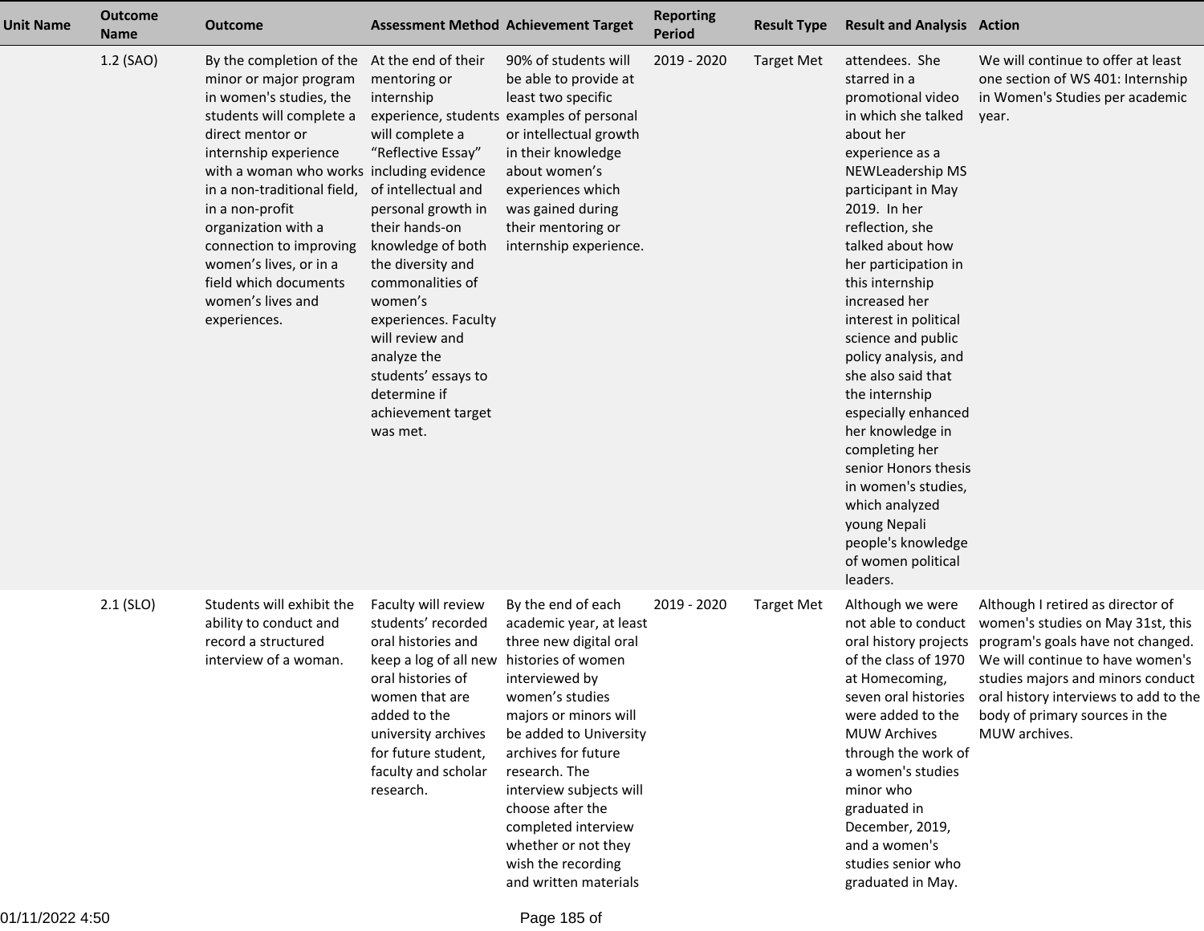| Unit Name | Outcome Name | Outcome | Assessment Method | Achievement Target | Reporting Period | Result Type | Result and Analysis | Action |
|---|---|---|---|---|---|---|---|---|
| | 1.2 (SAO) | By the completion of the minor or major program in women's studies, the students will complete a direct mentor or internship experience with a woman who works in a non-traditional field, in a non-profit organization with a connection to improving women's lives, or in a field which documents women's lives and experiences. | At the end of their mentoring or internship experience, students will complete a "Reflective Essay" including evidence of intellectual and personal growth in their hands-on knowledge of both the diversity and commonalities of women's experiences. Faculty will review and analyze the students' essays to determine if achievement target was met. | 90% of students will be able to provide at least two specific examples of personal or intellectual growth in their knowledge about women's experiences which was gained during their mentoring or internship experience. | 2019 - 2020 | Target Met | attendees. She starred in a promotional video in which she talked about her experience as a NEWLeadership MS participant in May 2019. In her reflection, she talked about how her participation in this internship increased her interest in political science and public policy analysis, and she also said that the internship especially enhanced her knowledge in completing her senior Honors thesis in women's studies, which analyzed young Nepali people's knowledge of women political leaders. | We will continue to offer at least one section of WS 401: Internship in Women's Studies per academic year. |
| | 2.1 (SLO) | Students will exhibit the ability to conduct and record a structured interview of a woman. | Faculty will review students' recorded oral histories and keep a log of all new oral histories of women that are added to the university archives for future student, faculty and scholar research. | By the end of each academic year, at least three new digital oral histories of women interviewed by women's studies majors or minors will be added to University archives for future research. The interview subjects will choose after the completed interview whether or not they wish the recording and written materials | 2019 - 2020 | Target Met | Although we were not able to conduct oral history projects of the class of 1970 at Homecoming, seven oral histories were added to the MUW Archives through the work of a women's studies minor who graduated in December, 2019, and a women's studies senior who graduated in May. | Although I retired as director of women's studies on May 31st, this program's goals have not changed. We will continue to have women's studies majors and minors conduct oral history interviews to add to the body of primary sources in the MUW archives. |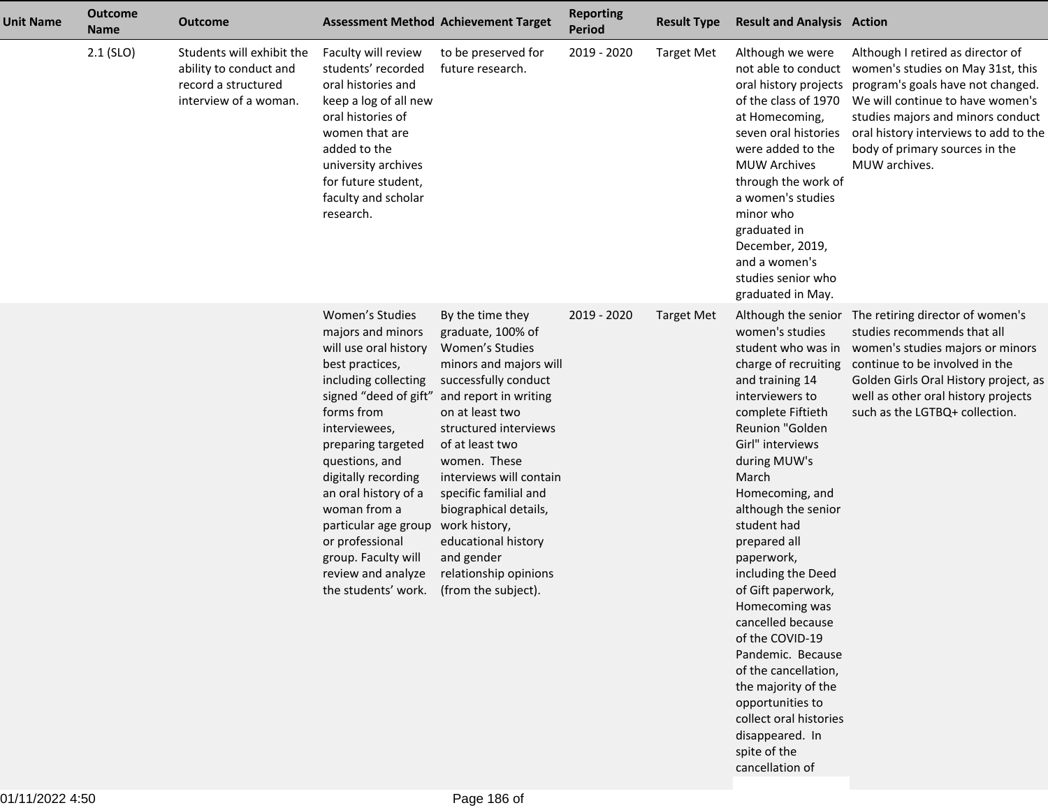| Unit Name | Outcome Name | Outcome | Assessment Method | Achievement Target | Reporting Period | Result Type | Result and Analysis | Action |
|---|---|---|---|---|---|---|---|---|
| | 2.1 (SLO) | Students will exhibit the ability to conduct and record a structured interview of a woman. | Faculty will review students' recorded oral histories and keep a log of all new oral histories of women that are added to the university archives for future student, faculty and scholar research. | to be preserved for future research. | 2019 - 2020 | Target Met | Although we were not able to conduct oral history projects of the class of 1970 at Homecoming, seven oral histories were added to the MUW Archives through the work of a women's studies minor who graduated in December, 2019, and a women's studies senior who graduated in May. | Although I retired as director of women's studies on May 31st, this program's goals have not changed. We will continue to have women's studies majors and minors conduct oral history interviews to add to the body of primary sources in the MUW archives. |
| | | | Women's Studies majors and minors will use oral history best practices, including collecting signed "deed of gift" forms from interviewees, preparing targeted questions, and digitally recording an oral history of a woman from a particular age group or professional group. Faculty will review and analyze the students' work. | By the time they graduate, 100% of Women's Studies minors and majors will successfully conduct and report in writing on at least two structured interviews of at least two women. These interviews will contain specific familial and biographical details, work history, educational history and gender relationship opinions (from the subject). | 2019 - 2020 | Target Met | Although the senior women's studies student who was in charge of recruiting and training 14 interviewers to complete Fiftieth Reunion "Golden Girl" interviews during MUW's March Homecoming, and although the senior student had prepared all paperwork, including the Deed of Gift paperwork, Homecoming was cancelled because of the COVID-19 Pandemic. Because of the cancellation, the majority of the opportunities to collect oral histories disappeared. In spite of the cancellation of | The retiring director of women's studies recommends that all women's studies majors or minors continue to be involved in the Golden Girls Oral History project, as well as other oral history projects such as the LGTBQ+ collection. |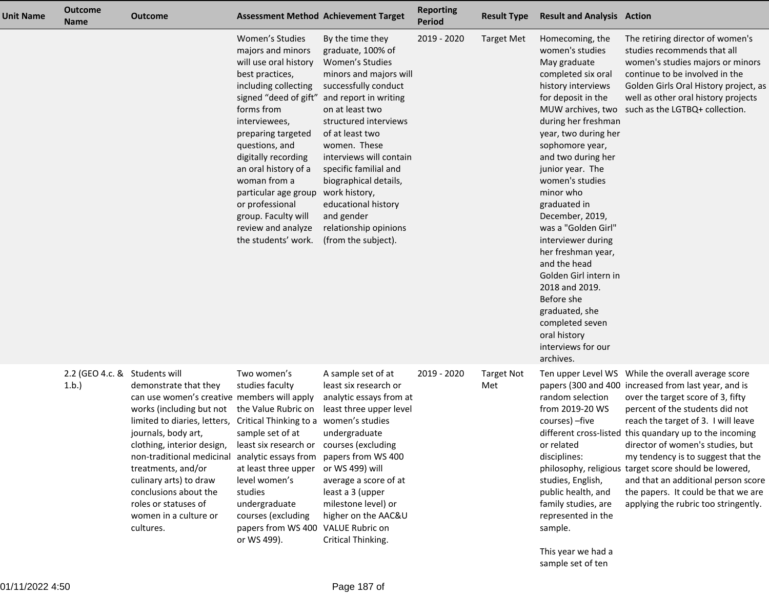| Unit Name | Outcome Name | Outcome | Assessment Method | Achievement Target | Reporting Period | Result Type | Result and Analysis | Action |
|---|---|---|---|---|---|---|---|---|
| | | | Women's Studies majors and minors will use oral history best practices, including collecting signed "deed of gift" forms from interviewees, preparing targeted questions, and digitally recording an oral history of a woman from a particular age group or professional group. Faculty will review and analyze the students' work. | By the time they graduate, 100% of Women's Studies minors and majors will successfully conduct and report in writing on at least two structured interviews of at least two women. These interviews will contain specific familial and biographical details, work history, educational history and gender relationship opinions (from the subject). | 2019 - 2020 | Target Met | Homecoming, the women's studies May graduate completed six oral history interviews for deposit in the MUW archives, two during her freshman year, two during her sophomore year, and two during her junior year. The women's studies minor who graduated in December, 2019, was a "Golden Girl" interviewer during her freshman year, and the head Golden Girl intern in 2018 and 2019. Before she graduated, she completed seven oral history interviews for our archives. | The retiring director of women's studies recommends that all women's studies majors or minors continue to be involved in the Golden Girls Oral History project, as well as other oral history projects such as the LGTBQ+ collection. |
| | 2.2 (GEO 4.c. & 1.b.) | Students will demonstrate that they can use women's creative works (including but not limited to diaries, letters, journals, body art, clothing, interior design, non-traditional medicinal treatments, and/or culinary arts) to draw conclusions about the roles or statuses of women in a culture or cultures. | Two women's studies faculty members will apply the Value Rubric on Critical Thinking to a sample set of at least six research or analytic essays from at least three upper level women's studies undergraduate courses (excluding papers from WS 400 or WS 499). | A sample set of at least six research or analytic essays from at least three upper level women's studies undergraduate courses (excluding papers from WS 400 or WS 499) will average a score of at least a 3 (upper milestone level) or higher on the AAC&U VALUE Rubric on Critical Thinking. | 2019 - 2020 | Target Not Met | Ten upper Level WS papers (300 and 400 random selection from 2019-20 WS courses) –five different cross-listed or related disciplines: philosophy, religious studies, English, public health, and family studies, are represented in the sample.<br><br>This year we had a sample set of ten | While the overall average score increased from last year, and is over the target score of 3, fifty percent of the students did not reach the target of 3. I will leave this quandary up to the incoming director of women's studies, but my tendency is to suggest that the target score should be lowered, and that an additional person score the papers. It could be that we are applying the rubric too stringently. |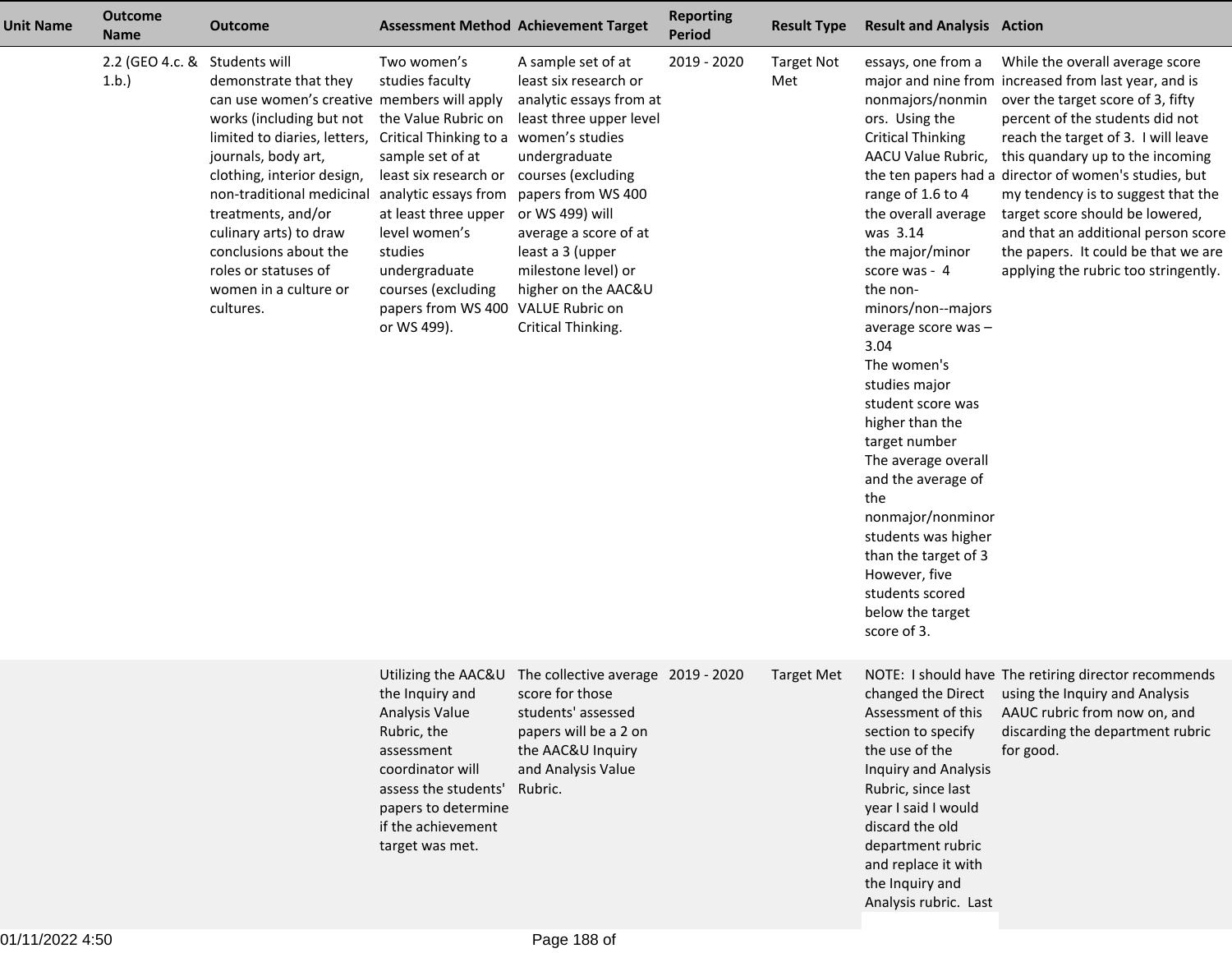| Unit Name | Outcome Name | Outcome | Assessment Method | Achievement Target | Reporting Period | Result Type | Result and Analysis | Action |
|---|---|---|---|---|---|---|---|---|
| | 2.2 (GEO 4.c. & 1.b.) | Students will demonstrate that they can use women's creative works (including but not limited to diaries, letters, journals, body art, clothing, interior design, non-traditional medicinal treatments, and/or culinary arts) to draw conclusions about the roles or statuses of women in a culture or cultures. | Two women's studies faculty members will apply the Value Rubric on Critical Thinking to a sample set of at least six research or analytic essays from at least three upper level women's studies undergraduate courses (excluding papers from WS 400 or WS 499). | A sample set of at least six research or analytic essays from at least three upper level women's studies undergraduate courses (excluding papers from WS 400 or WS 499) will average a score of at least a 3 (upper milestone level) or higher on the AAC&U VALUE Rubric on Critical Thinking. | 2019 - 2020 | Target Not Met | essays, one from a major and nine from nonmajors/nonminors. Using the Critical Thinking AACU Value Rubric, the ten papers had a range of 1.6 to 4<br>the overall average was 3.14<br>the major/minor score was - 4<br>the non-minors/non--majors average score was – 3.04<br>The women's studies major student score was higher than the target number<br>The average overall and the average of the nonmajor/nonminor students was higher than the target of 3<br>However, five students scored below the target score of 3. | While the overall average score increased from last year, and is over the target score of 3, fifty percent of the students did not reach the target of 3. I will leave this quandary up to the incoming director of women's studies, but my tendency is to suggest that the target score should be lowered, and that an additional person score the papers. It could be that we are applying the rubric too stringently. |
| | | | Utilizing the AAC&U the Inquiry and Analysis Value Rubric, the assessment coordinator will assess the students' papers to determine if the achievement target was met. | The collective average score for those students' assessed papers will be a 2 on the AAC&U Inquiry and Analysis Value Rubric. | 2019 - 2020 | Target Met | NOTE: I should have changed the Direct Assessment of this section to specify the use of the Inquiry and Analysis Rubric, since last year I said I would discard the old department rubric and replace it with the Inquiry and Analysis rubric. Last | The retiring director recommends using the Inquiry and Analysis AAUC rubric from now on, and discarding the department rubric for good. |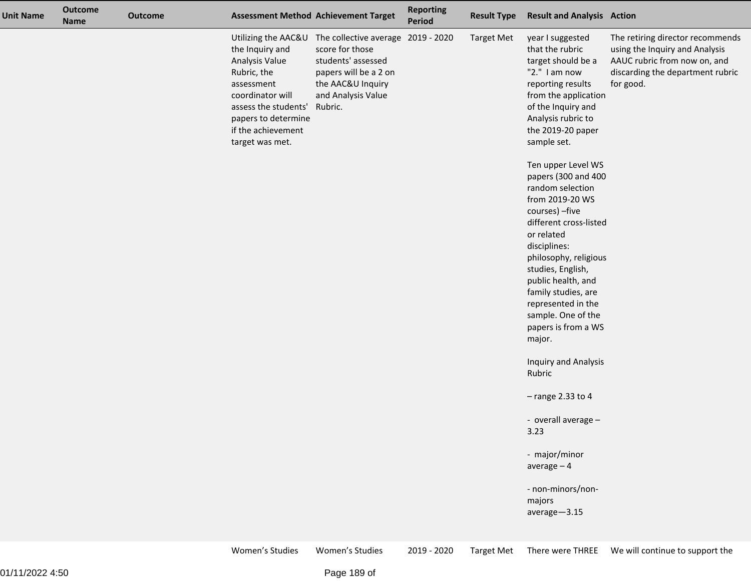| Unit Name | Outcome Name | Outcome | Assessment Method | Achievement Target | Reporting Period | Result Type | Result and Analysis | Action |
|---|---|---|---|---|---|---|---|---|
| | | | Utilizing the AAC&U the Inquiry and Analysis Value Rubric, the assessment coordinator will assess the students' papers to determine if the achievement target was met. | The collective average score for those students' assessed papers will be a 2 on the AAC&U Inquiry and Analysis Value Rubric. | 2019 - 2020 | Target Met | year I suggested that the rubric target should be a "2." I am now reporting results from the application of the Inquiry and Analysis rubric to the 2019-20 paper sample set.<br><br>Ten upper Level WS papers (300 and 400 random selection from 2019-20 WS courses) –five different cross-listed or related disciplines: philosophy, religious studies, English, public health, and family studies, are represented in the sample. One of the papers is from a WS major.<br><br>Inquiry and Analysis Rubric<br><br>– range 2.33 to 4<br><br>- overall average – 3.23<br><br>- major/minor average – 4<br><br>- non-minors/non-majors average—3.15 | The retiring director recommends using the Inquiry and Analysis AAUC rubric from now on, and discarding the department rubric for good. |
| | | | Women's Studies | Women's Studies | 2019 - 2020 | Target Met | There were THREE | We will continue to support the |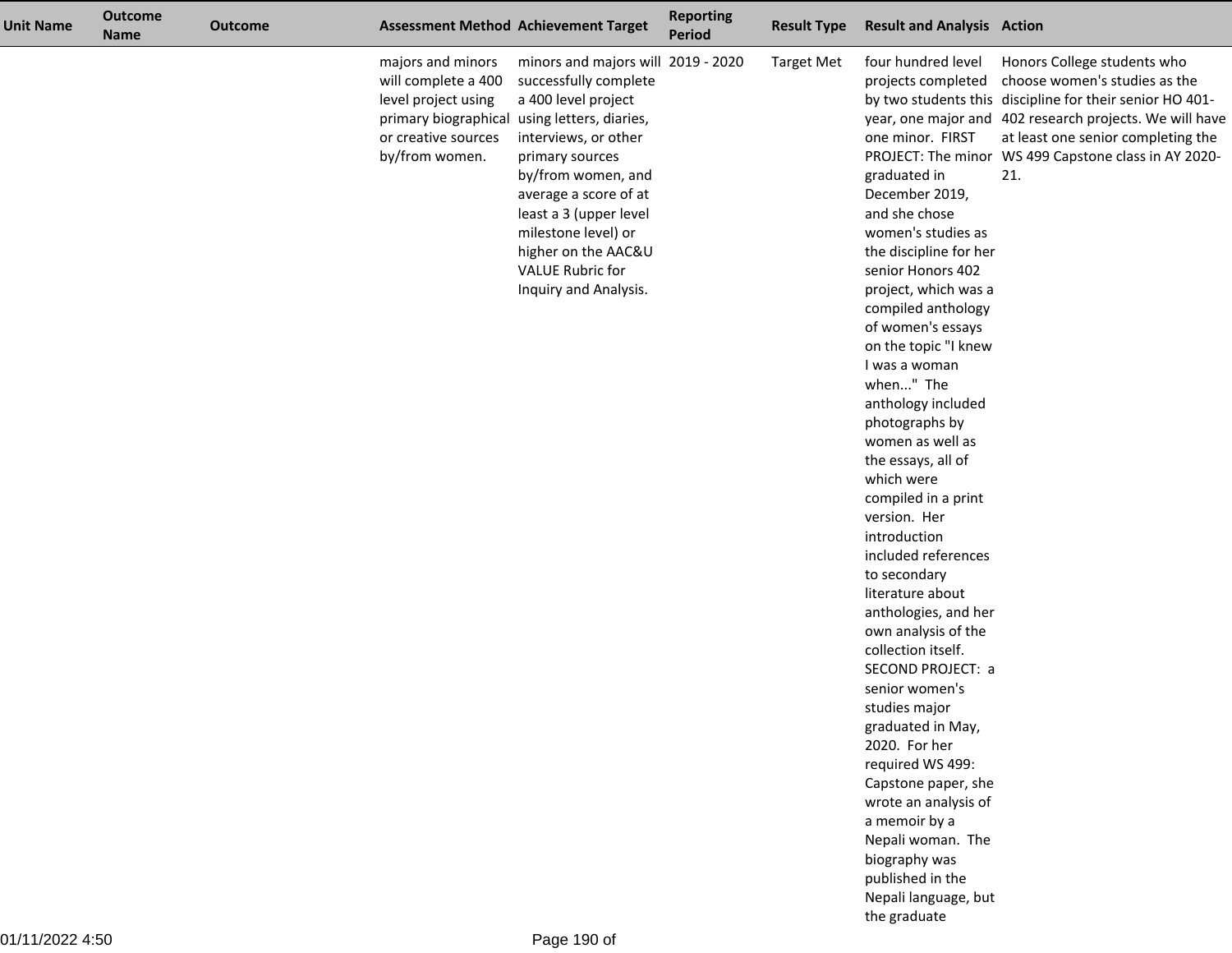| Unit Name | Outcome Name | Outcome | Assessment Method | Achievement Target | Reporting Period | Result Type | Result and Analysis | Action |
|---|---|---|---|---|---|---|---|---|
| | | | majors and minors will complete a 400 level project using primary biographical or creative sources by/from women. | minors and majors will successfully complete a 400 level project using letters, diaries, interviews, or other primary sources by/from women, and average a score of at least a 3 (upper level milestone level) or higher on the AAC&U VALUE Rubric for Inquiry and Analysis. | 2019 - 2020 | Target Met | four hundred level projects completed by two students this year, one major and one minor. FIRST PROJECT: The minor graduated in December 2019, and she chose women's studies as the discipline for her senior Honors 402 project, which was a compiled anthology of women's essays on the topic "I knew I was a woman when..." The anthology included photographs by women as well as the essays, all of which were compiled in a print version. Her introduction included references to secondary literature about anthologies, and her own analysis of the collection itself. SECOND PROJECT: a senior women's studies major graduated in May, 2020. For her required WS 499: Capstone paper, she wrote an analysis of a memoir by a Nepali woman. The biography was published in the Nepali language, but the graduate | Honors College students who choose women's studies as the discipline for their senior HO 401-402 research projects. We will have at least one senior completing the WS 499 Capstone class in AY 2020-21. |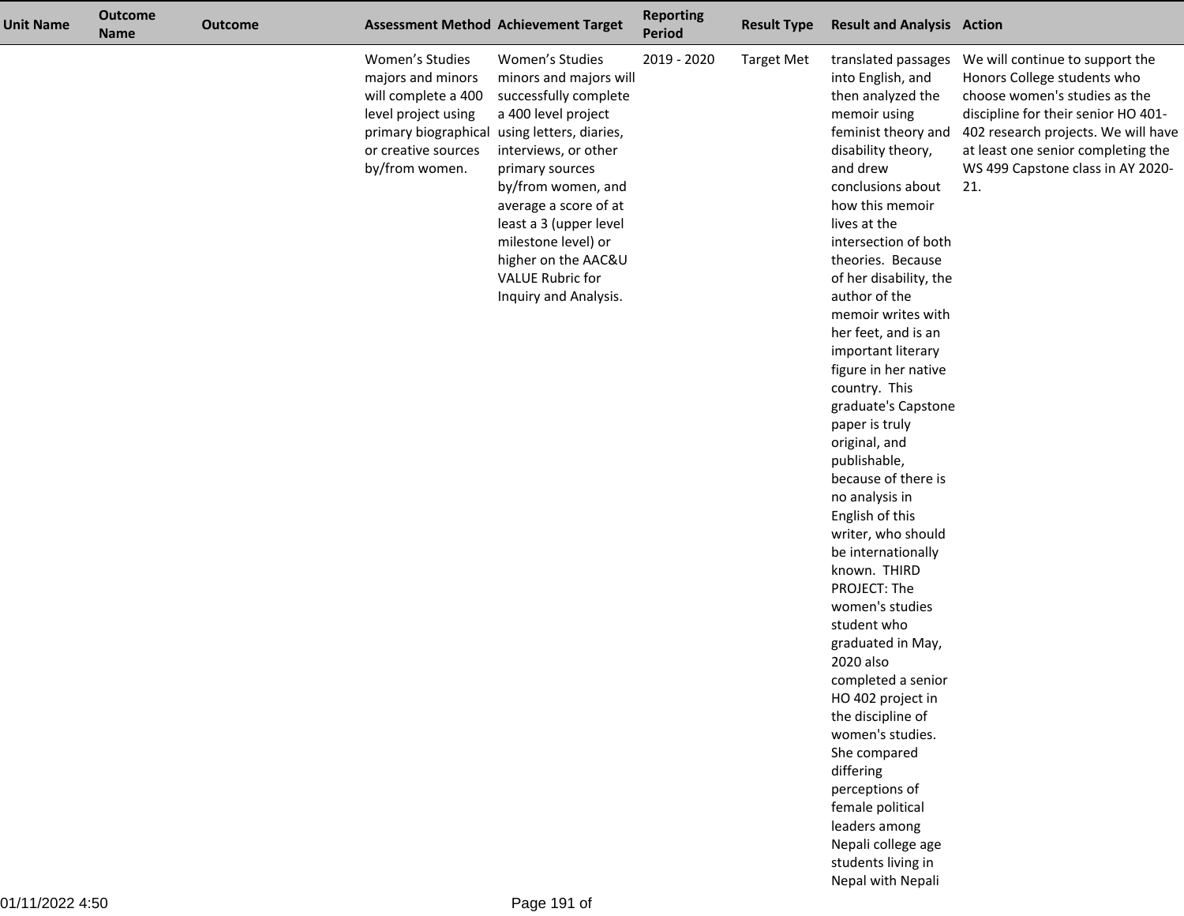| Unit Name | Outcome Name | Outcome | Assessment Method | Achievement Target | Reporting Period | Result Type | Result and Analysis | Action |
|---|---|---|---|---|---|---|---|---|
| | | | Women's Studies majors and minors will complete a 400 level project using primary biographical or creative sources by/from women. | Women's Studies minors and majors will successfully complete a 400 level project using letters, diaries, interviews, or other primary sources by/from women, and average a score of at least a 3 (upper level milestone level) or higher on the AAC&U VALUE Rubric for Inquiry and Analysis. | 2019 - 2020 | Target Met | translated passages into English, and then analyzed the memoir using feminist theory and disability theory, and drew conclusions about how this memoir lives at the intersection of both theories. Because of her disability, the author of the memoir writes with her feet, and is an important literary figure in her native country. This graduate's Capstone paper is truly original, and publishable, because of there is no analysis in English of this writer, who should be internationally known. THIRD PROJECT: The women's studies student who graduated in May, 2020 also completed a senior HO 402 project in the discipline of women's studies. She compared differing perceptions of female political leaders among Nepali college age students living in Nepal with Nepali | We will continue to support the Honors College students who choose women's studies as the discipline for their senior HO 401-402 research projects. We will have at least one senior completing the WS 499 Capstone class in AY 2020-21. |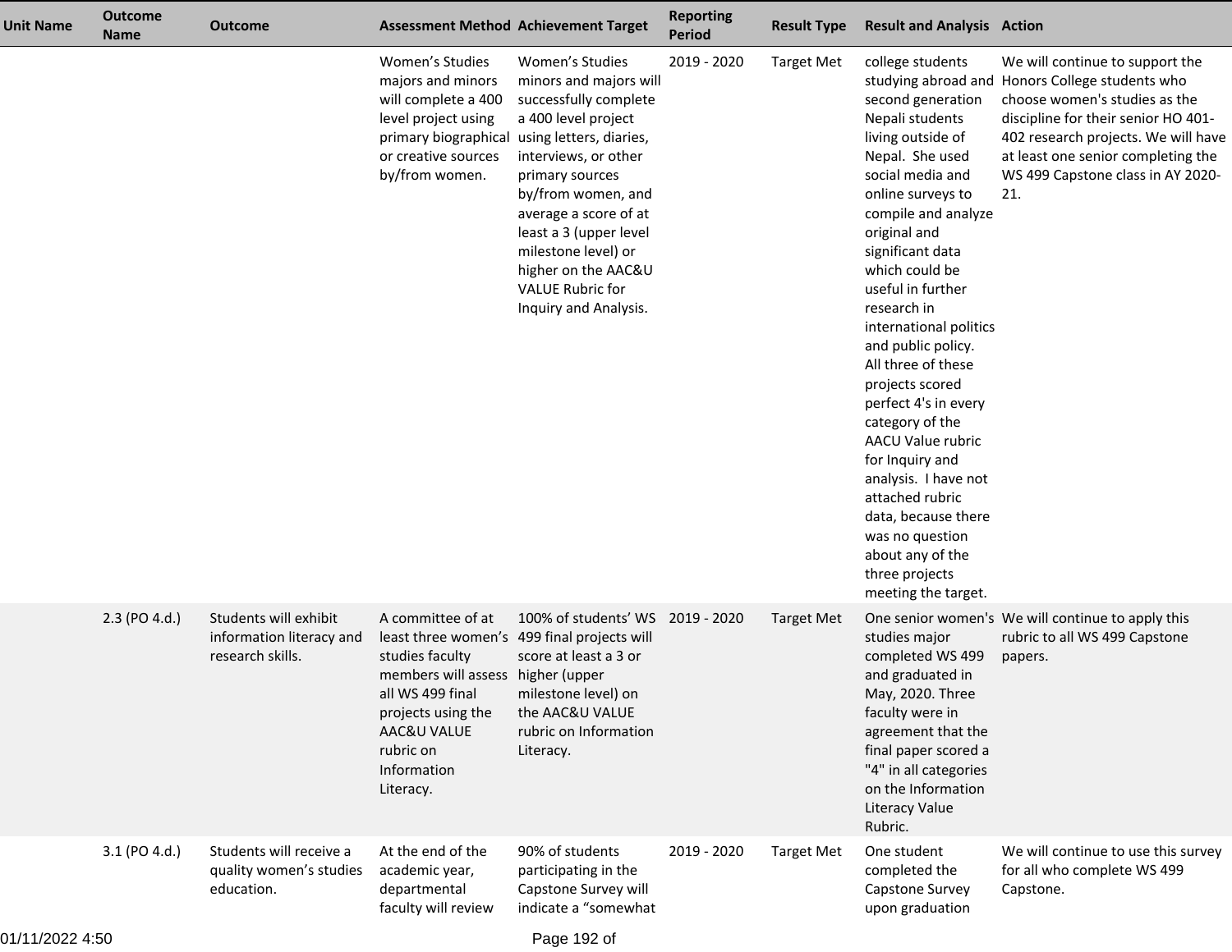| Unit Name | Outcome Name | Outcome | Assessment Method | Achievement Target | Reporting Period | Result Type | Result and Analysis | Action |
|---|---|---|---|---|---|---|---|---|
| | | | Women's Studies majors and minors will complete a 400 level project using primary biographical or creative sources by/from women. | Women's Studies minors and majors will successfully complete a 400 level project using letters, diaries, interviews, or other primary sources by/from women, and average a score of at least a 3 (upper level milestone level) or higher on the AAC&U VALUE Rubric for Inquiry and Analysis. | 2019 - 2020 | Target Met | college students studying abroad and second generation Nepali students living outside of Nepal. She used social media and online surveys to compile and analyze original and significant data which could be useful in further research in international politics and public policy. All three of these projects scored perfect 4's in every category of the AACU Value rubric for Inquiry and analysis. I have not attached rubric data, because there was no question about any of the three projects meeting the target. | We will continue to support the Honors College students who choose women's studies as the discipline for their senior HO 401-402 research projects. We will have at least one senior completing the WS 499 Capstone class in AY 2020-21. |
| | 2.3 (PO 4.d.) | Students will exhibit information literacy and research skills. | A committee of at least three women's studies faculty members will assess all WS 499 final projects using the AAC&U VALUE rubric on Information Literacy. | 100% of students' WS 499 final projects will score at least a 3 or higher (upper milestone level) on the AAC&U VALUE rubric on Information Literacy. | 2019 - 2020 | Target Met | One senior women's studies major completed WS 499 and graduated in May, 2020. Three faculty were in agreement that the final paper scored a "4" in all categories on the Information Literacy Value Rubric. | We will continue to apply this rubric to all WS 499 Capstone papers. |
| | 3.1 (PO 4.d.) | Students will receive a quality women's studies education. | At the end of the academic year, departmental faculty will review | 90% of students participating in the Capstone Survey will indicate a "somewhat | 2019 - 2020 | Target Met | One student completed the Capstone Survey upon graduation | We will continue to use this survey for all who complete WS 499 Capstone. |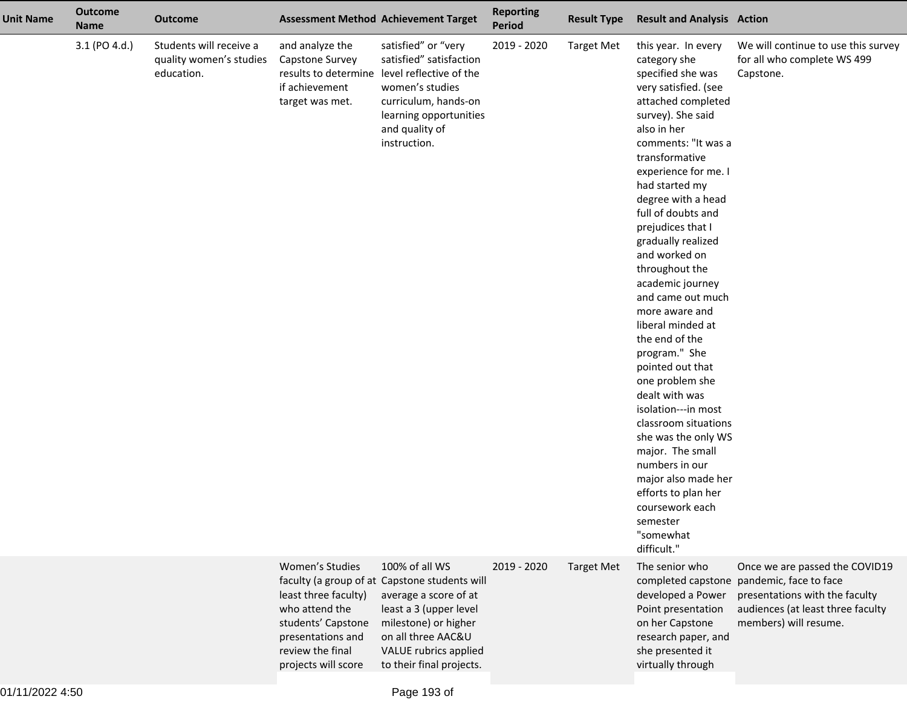| Unit Name | Outcome Name | Outcome | Assessment Method | Achievement Target | Reporting Period | Result Type | Result and Analysis | Action |
|---|---|---|---|---|---|---|---|---|
| | 3.1 (PO 4.d.) | Students will receive a quality women's studies education. | and analyze the Capstone Survey results to determine if achievement target was met. | satisfied" or "very satisfied" satisfaction level reflective of the women's studies curriculum, hands-on learning opportunities and quality of instruction. | 2019 - 2020 | Target Met | this year. In every category she specified she was very satisfied. (see attached completed survey). She said also in her comments: "It was a transformative experience for me. I had started my degree with a head full of doubts and prejudices that I gradually realized and worked on throughout the academic journey and came out much more aware and liberal minded at the end of the program." She pointed out that one problem she dealt with was isolation---in most classroom situations she was the only WS major. The small numbers in our major also made her efforts to plan her coursework each semester "somewhat difficult." | We will continue to use this survey for all who complete WS 499 Capstone. |
| | | | Women's Studies faculty (a group of at least three faculty) who attend the students' Capstone presentations and review the final projects will score | 100% of all WS Capstone students will average a score of at least a 3 (upper level milestone) or higher on all three AAC&U VALUE rubrics applied to their final projects. | 2019 - 2020 | Target Met | The senior who completed capstone developed a Power Point presentation on her Capstone research paper, and she presented it virtually through | Once we are passed the COVID19 pandemic, face to face presentations with the faculty audiences (at least three faculty members) will resume. |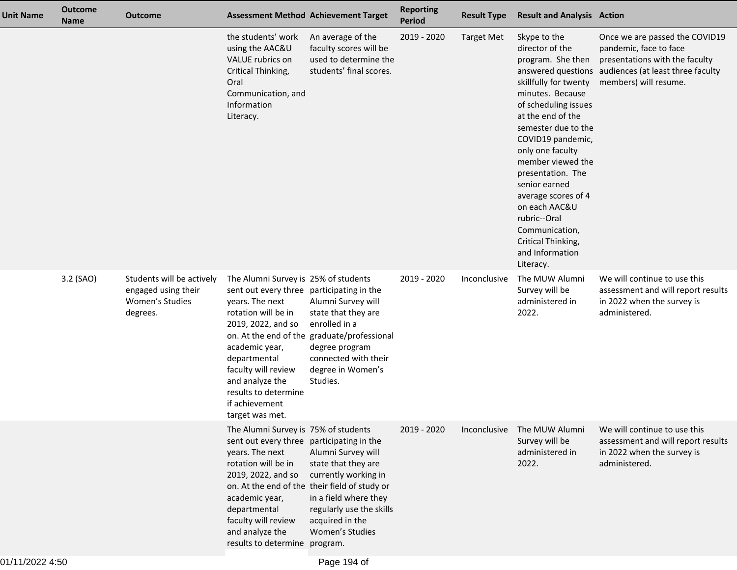| Unit Name | Outcome Name | Outcome | Assessment Method | Achievement Target | Reporting Period | Result Type | Result and Analysis | Action |
|---|---|---|---|---|---|---|---|---|
| | | | the students' work using the AAC&U VALUE rubrics on Critical Thinking, Oral Communication, and Information Literacy. | An average of the faculty scores will be used to determine the students' final scores. | 2019 - 2020 | Target Met | Skype to the director of the program. She then answered questions skillfully for twenty minutes. Because of scheduling issues at the end of the semester due to the COVID19 pandemic, only one faculty member viewed the presentation. The senior earned average scores of 4 on each AAC&U rubric--Oral Communication, Critical Thinking, and Information Literacy. | Once we are passed the COVID19 pandemic, face to face presentations with the faculty audiences (at least three faculty members) will resume. |
| | 3.2 (SAO) | Students will be actively engaged using their Women's Studies degrees. | The Alumni Survey is sent out every three years. The next rotation will be in 2019, 2022, and so on. At the end of the academic year, departmental faculty will review and analyze the results to determine if achievement target was met. | 25% of students participating in the Alumni Survey will state that they are enrolled in a graduate/professional degree program connected with their degree in Women's Studies. | 2019 - 2020 | Inconclusive | The MUW Alumni Survey will be administered in 2022. | We will continue to use this assessment and will report results in 2022 when the survey is administered. |
| | | | The Alumni Survey is sent out every three years. The next rotation will be in 2019, 2022, and so on. At the end of the academic year, departmental faculty will review and analyze the results to determine | 75% of students participating in the Alumni Survey will state that they are currently working in their field of study or in a field where they regularly use the skills acquired in the Women's Studies program. | 2019 - 2020 | Inconclusive | The MUW Alumni Survey will be administered in 2022. | We will continue to use this assessment and will report results in 2022 when the survey is administered. |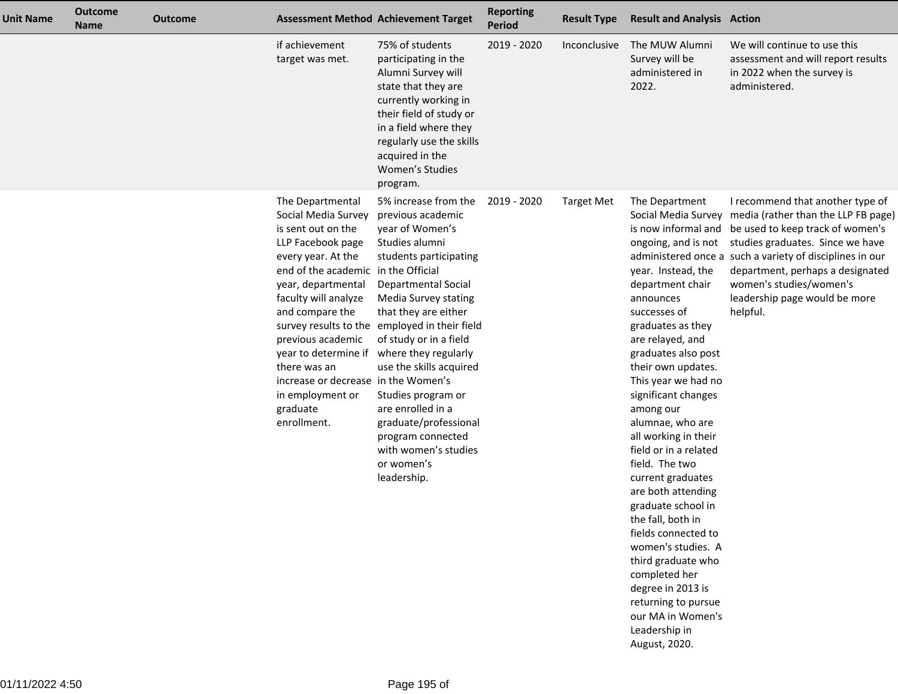| Unit Name | Outcome Name | Outcome | Assessment Method | Achievement Target | Reporting Period | Result Type | Result and Analysis | Action |
|---|---|---|---|---|---|---|---|---|
| | | | if achievement target was met. | 75% of students participating in the Alumni Survey will state that they are currently working in their field of study or in a field where they regularly use the skills acquired in the Women's Studies program. | 2019 - 2020 | Inconclusive | The MUW Alumni Survey will be administered in 2022. | We will continue to use this assessment and will report results in 2022 when the survey is administered. |
| | | | The Departmental Social Media Survey is sent out on the LLP Facebook page every year. At the end of the academic year, departmental faculty will analyze and compare the survey results to the previous academic year to determine if there was an increase or decrease in employment or graduate enrollment. | 5% increase from the previous academic year of Women's Studies alumni students participating in the Official Departmental Social Media Survey stating that they are either employed in their field of study or in a field where they regularly use the skills acquired in the Women's Studies program or are enrolled in a graduate/professional program connected with women's studies or women's leadership. | 2019 - 2020 | Target Met | The Department Social Media Survey is now informal and ongoing, and is not administered once a year. Instead, the department chair announces successes of graduates as they are relayed, and graduates also post their own updates. This year we had no significant changes among our alumnae, who are all working in their field or in a related field. The two current graduates are both attending graduate school in the fall, both in fields connected to women's studies. A third graduate who completed her degree in 2013 is returning to pursue our MA in Women's Leadership in August, 2020. | I recommend that another type of media (rather than the LLP FB page) be used to keep track of women's studies graduates. Since we have such a variety of disciplines in our department, perhaps a designated women's studies/women's leadership page would be more helpful. |